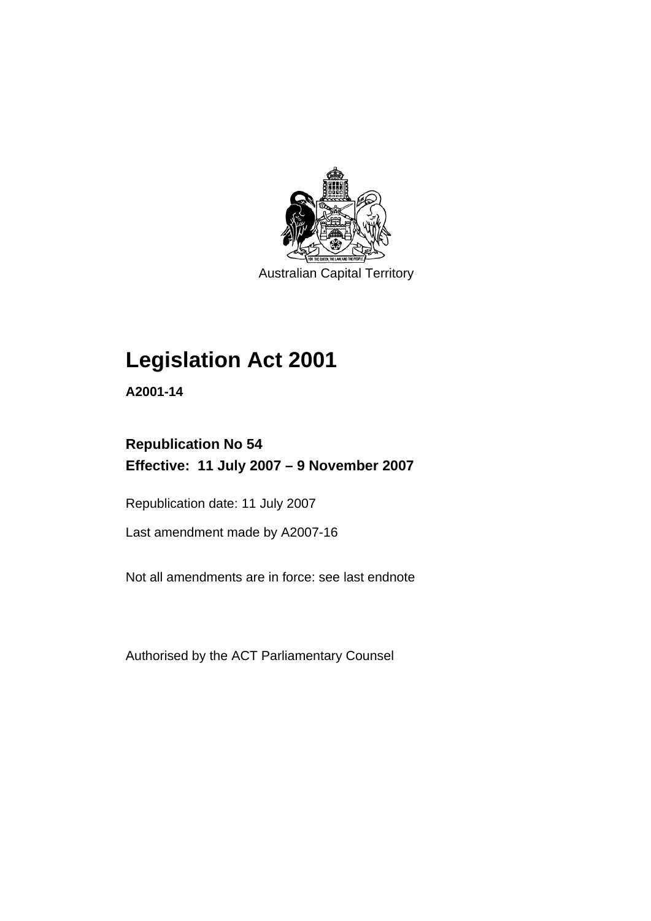Australian Capital Territory

# Legislation Act 2001

**A2001-14**

## Republication No 54
## Effective: 11 July 2007 – 9 November 2007

Republication date: 11 July 2007

Last amendment made by A2007-16

Not all amendments are in force: see last endnote

Authorised by the ACT Parliamentary Counsel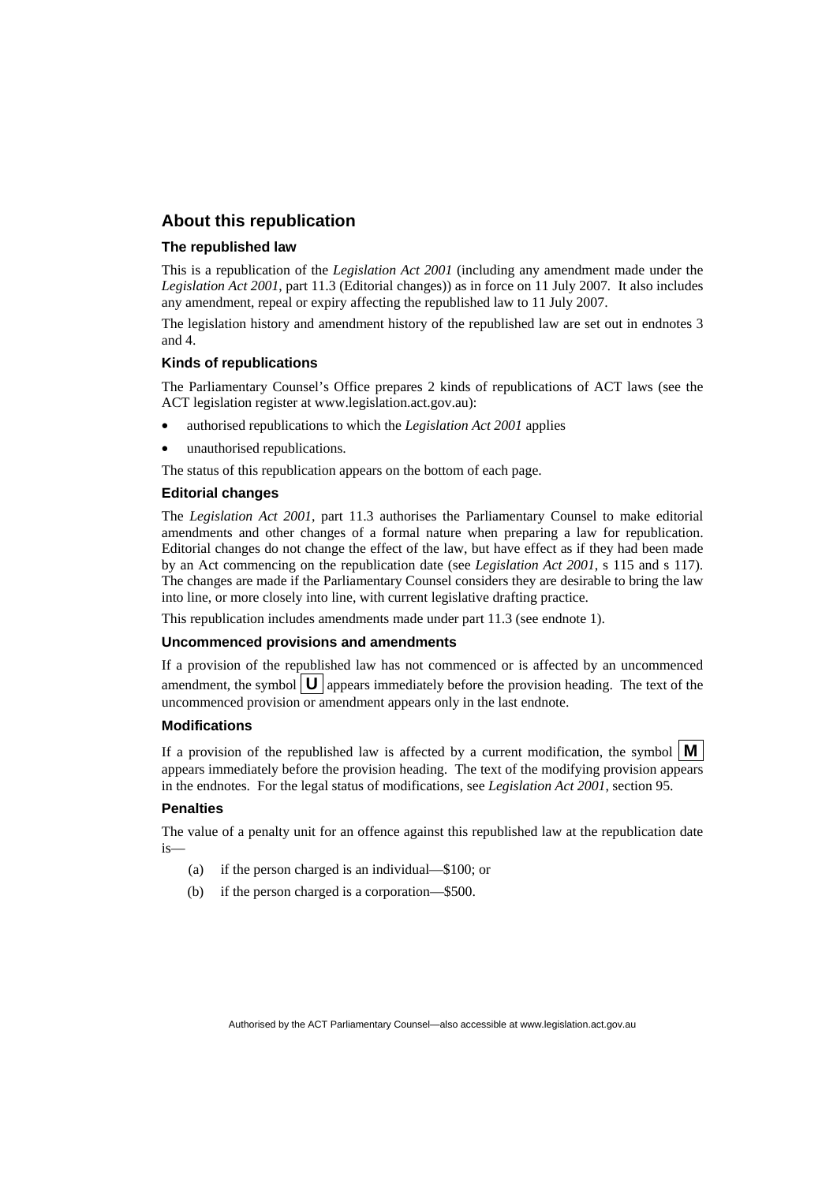## About this republication

### The republished law

This is a republication of the *Legislation Act 2001* (including any amendment made under the *Legislation Act 2001*, part 11.3 (Editorial changes)) as in force on 11 July 2007. It also includes any amendment, repeal or expiry affecting the republished law to 11 July 2007.

The legislation history and amendment history of the republished law are set out in endnotes 3 and 4.

### Kinds of republications

The Parliamentary Counsel's Office prepares 2 kinds of republications of ACT laws (see the ACT legislation register at www.legislation.act.gov.au):

- authorised republications to which the *Legislation Act 2001* applies
- unauthorised republications.

The status of this republication appears on the bottom of each page.

### Editorial changes

The *Legislation Act 2001*, part 11.3 authorises the Parliamentary Counsel to make editorial amendments and other changes of a formal nature when preparing a law for republication. Editorial changes do not change the effect of the law, but have effect as if they had been made by an Act commencing on the republication date (see *Legislation Act 2001*, s 115 and s 117). The changes are made if the Parliamentary Counsel considers they are desirable to bring the law into line, or more closely into line, with current legislative drafting practice.

This republication includes amendments made under part 11.3 (see endnote 1).

### Uncommenced provisions and amendments

If a provision of the republished law has not commenced or is affected by an uncommenced amendment, the symbol **U** appears immediately before the provision heading. The text of the uncommenced provision or amendment appears only in the last endnote.

### Modifications

If a provision of the republished law is affected by a current modification, the symbol **M** appears immediately before the provision heading. The text of the modifying provision appears in the endnotes. For the legal status of modifications, see *Legislation Act 2001*, section 95.

### Penalties

The value of a penalty unit for an offence against this republished law at the republication date is—

(a) if the person charged is an individual—$100; or

(b) if the person charged is a corporation—$500.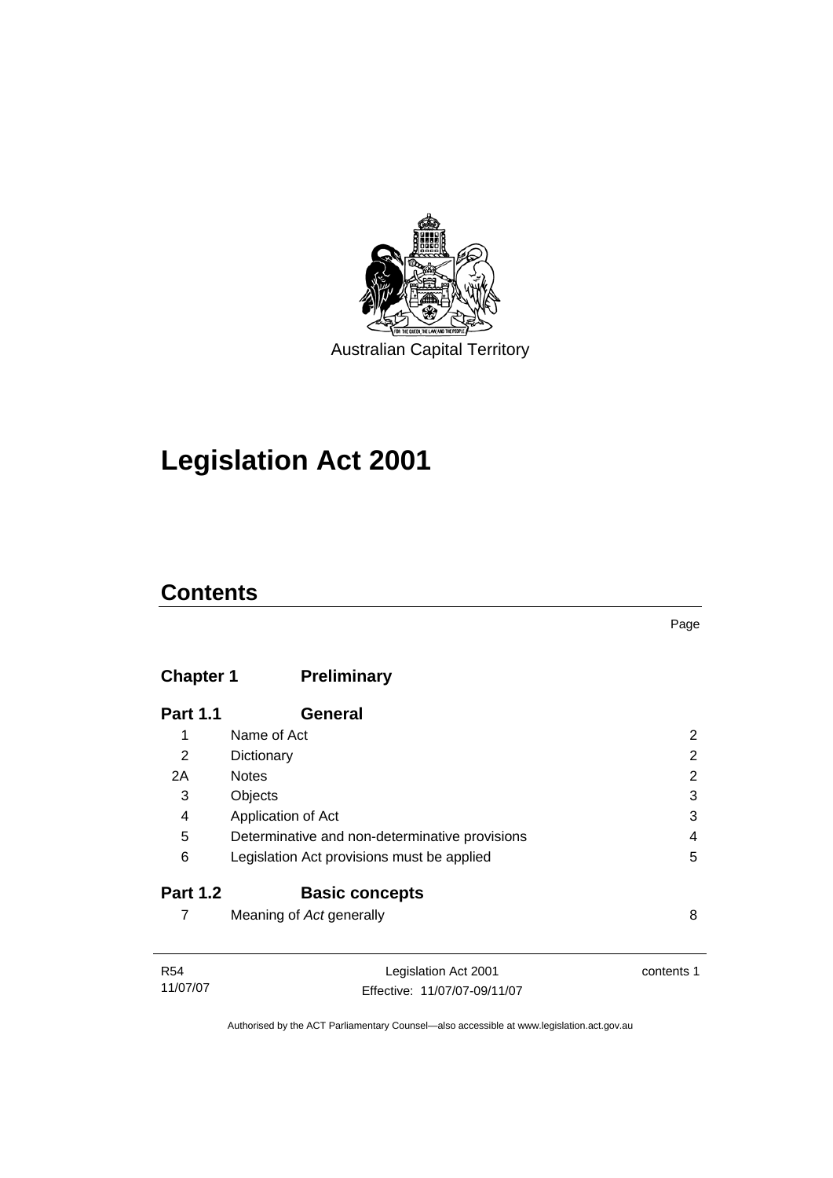Australian Capital Territory

# Legislation Act 2001

## Contents

Page

| | | |
|---|---|---|
| **Chapter 1** | **Preliminary** | |
| **Part 1.1** | **General** | |
| 1 | Name of Act | 2 |
| 2 | Dictionary | 2 |
| 2A | Notes | 2 |
| 3 | Objects | 3 |
| 4 | Application of Act | 3 |
| 5 | Determinative and non-determinative provisions | 4 |
| 6 | Legislation Act provisions must be applied | 5 |
| **Part 1.2** | **Basic concepts** | |
| 7 | Meaning of *Act* generally | 8 |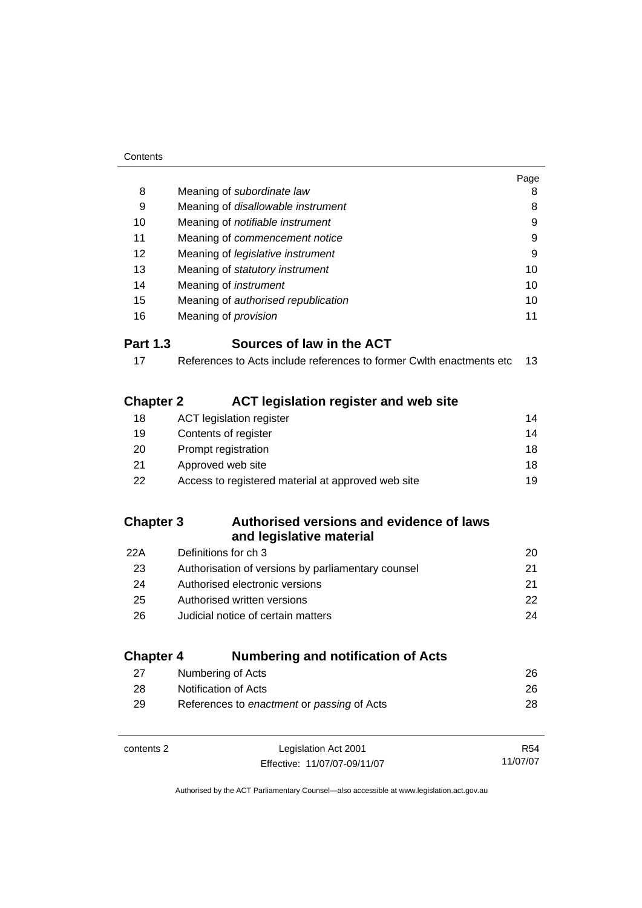| | | Page |
|---|---|---|
| 8 | Meaning of *subordinate law* | 8 |
| 9 | Meaning of *disallowable instrument* | 8 |
| 10 | Meaning of *notifiable instrument* | 9 |
| 11 | Meaning of *commencement notice* | 9 |
| 12 | Meaning of *legislative instrument* | 9 |
| 13 | Meaning of *statutory instrument* | 10 |
| 14 | Meaning of *instrument* | 10 |
| 15 | Meaning of *authorised republication* | 10 |
| 16 | Meaning of *provision* | 11 |

### Part 1.3 Sources of law in the ACT

| | | |
|---|---|---|
| 17 | References to Acts include references to former Cwlth enactments etc | 13 |

## Chapter 2 ACT legislation register and web site

| | | |
|---|---|---|
| 18 | ACT legislation register | 14 |
| 19 | Contents of register | 14 |
| 20 | Prompt registration | 18 |
| 21 | Approved web site | 18 |
| 22 | Access to registered material at approved web site | 19 |

## Chapter 3 Authorised versions and evidence of laws and legislative material

| | | |
|---|---|---|
| 22A | Definitions for ch 3 | 20 |
| 23 | Authorisation of versions by parliamentary counsel | 21 |
| 24 | Authorised electronic versions | 21 |
| 25 | Authorised written versions | 22 |
| 26 | Judicial notice of certain matters | 24 |

## Chapter 4 Numbering and notification of Acts

| | | |
|---|---|---|
| 27 | Numbering of Acts | 26 |
| 28 | Notification of Acts | 26 |
| 29 | References to *enactment* or *passing* of Acts | 28 |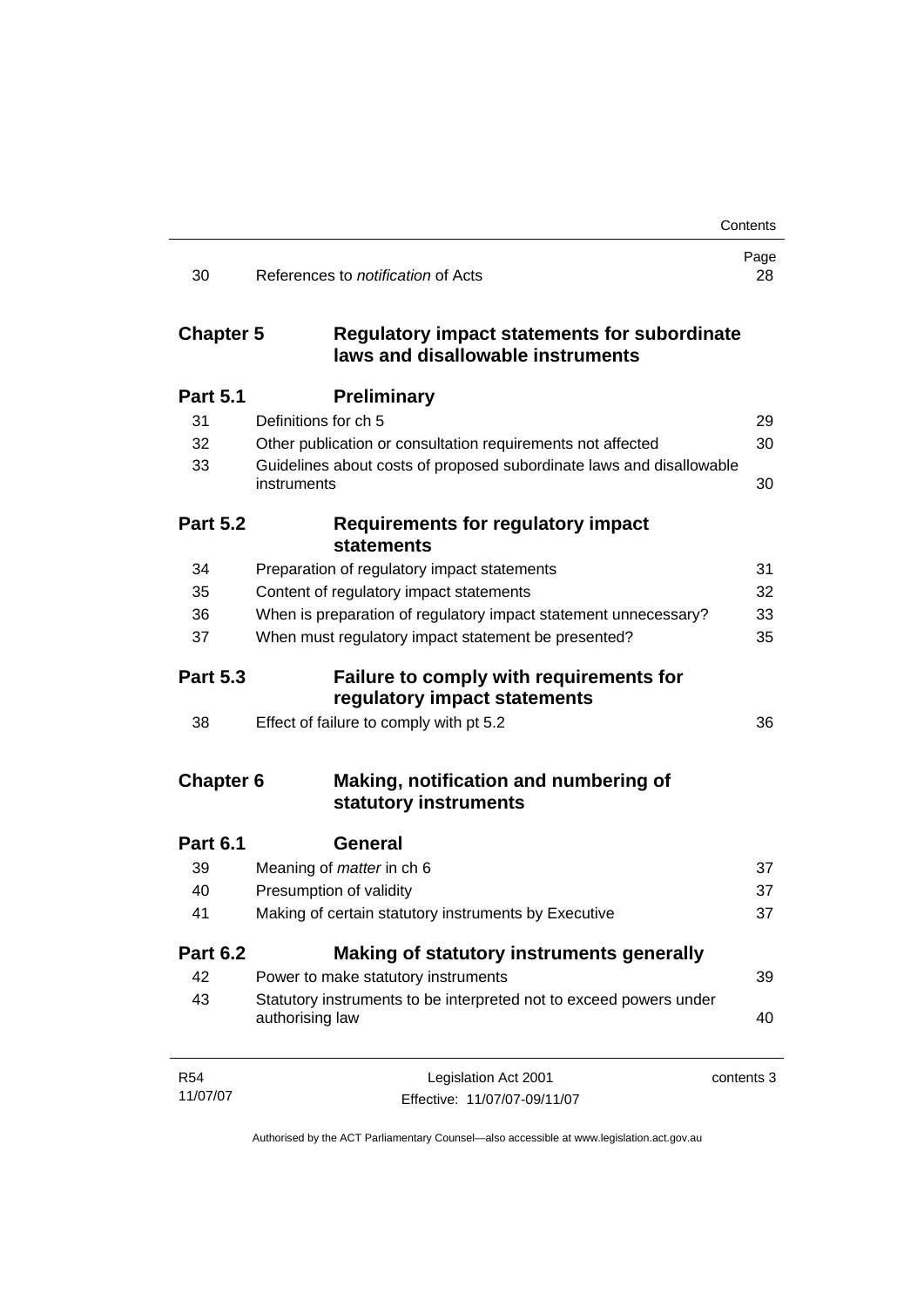| | | Page |
|---|---|---|
| 30 | References to *notification* of Acts | 28 |

## Chapter 5 Regulatory impact statements for subordinate laws and disallowable instruments

### Part 5.1 Preliminary

| | | |
|---|---|---|
| 31 | Definitions for ch 5 | 29 |
| 32 | Other publication or consultation requirements not affected | 30 |
| 33 | Guidelines about costs of proposed subordinate laws and disallowable instruments | 30 |

### Part 5.2 Requirements for regulatory impact statements

| | | |
|---|---|---|
| 34 | Preparation of regulatory impact statements | 31 |
| 35 | Content of regulatory impact statements | 32 |
| 36 | When is preparation of regulatory impact statement unnecessary? | 33 |
| 37 | When must regulatory impact statement be presented? | 35 |

### Part 5.3 Failure to comply with requirements for regulatory impact statements

| | | |
|---|---|---|
| 38 | Effect of failure to comply with pt 5.2 | 36 |

## Chapter 6 Making, notification and numbering of statutory instruments

### Part 6.1 General

| | | |
|---|---|---|
| 39 | Meaning of *matter* in ch 6 | 37 |
| 40 | Presumption of validity | 37 |
| 41 | Making of certain statutory instruments by Executive | 37 |

### Part 6.2 Making of statutory instruments generally

| | | |
|---|---|---|
| 42 | Power to make statutory instruments | 39 |
| 43 | Statutory instruments to be interpreted not to exceed powers under authorising law | 40 |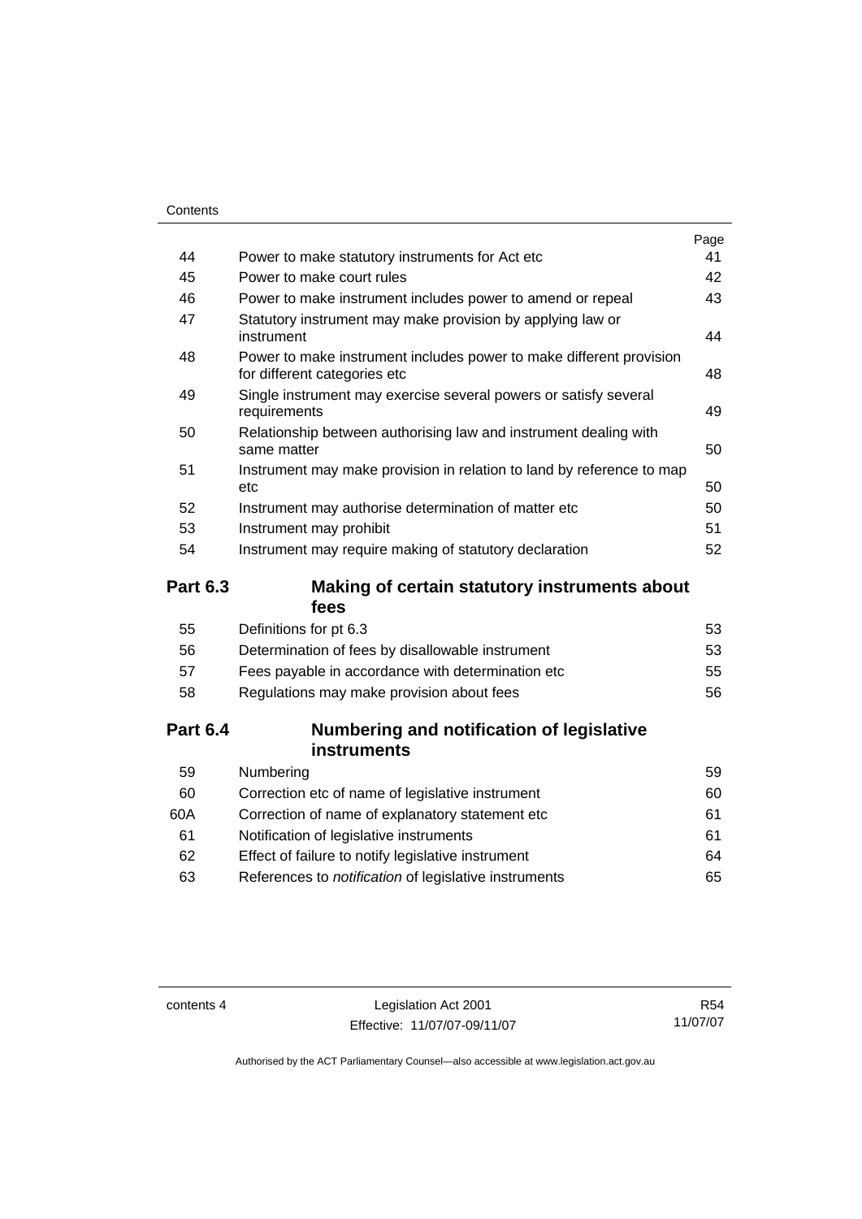| | | Page |
|---|---|---|
| 44 | Power to make statutory instruments for Act etc | 41 |
| 45 | Power to make court rules | 42 |
| 46 | Power to make instrument includes power to amend or repeal | 43 |
| 47 | Statutory instrument may make provision by applying law or instrument | 44 |
| 48 | Power to make instrument includes power to make different provision for different categories etc | 48 |
| 49 | Single instrument may exercise several powers or satisfy several requirements | 49 |
| 50 | Relationship between authorising law and instrument dealing with same matter | 50 |
| 51 | Instrument may make provision in relation to land by reference to map etc | 50 |
| 52 | Instrument may authorise determination of matter etc | 50 |
| 53 | Instrument may prohibit | 51 |
| 54 | Instrument may require making of statutory declaration | 52 |

## Part 6.3 Making of certain statutory instruments about fees

| | | |
|---|---|---|
| 55 | Definitions for pt 6.3 | 53 |
| 56 | Determination of fees by disallowable instrument | 53 |
| 57 | Fees payable in accordance with determination etc | 55 |
| 58 | Regulations may make provision about fees | 56 |

## Part 6.4 Numbering and notification of legislative instruments

| | | |
|---|---|---|
| 59 | Numbering | 59 |
| 60 | Correction etc of name of legislative instrument | 60 |
| 60A | Correction of name of explanatory statement etc | 61 |
| 61 | Notification of legislative instruments | 61 |
| 62 | Effect of failure to notify legislative instrument | 64 |
| 63 | References to *notification* of legislative instruments | 65 |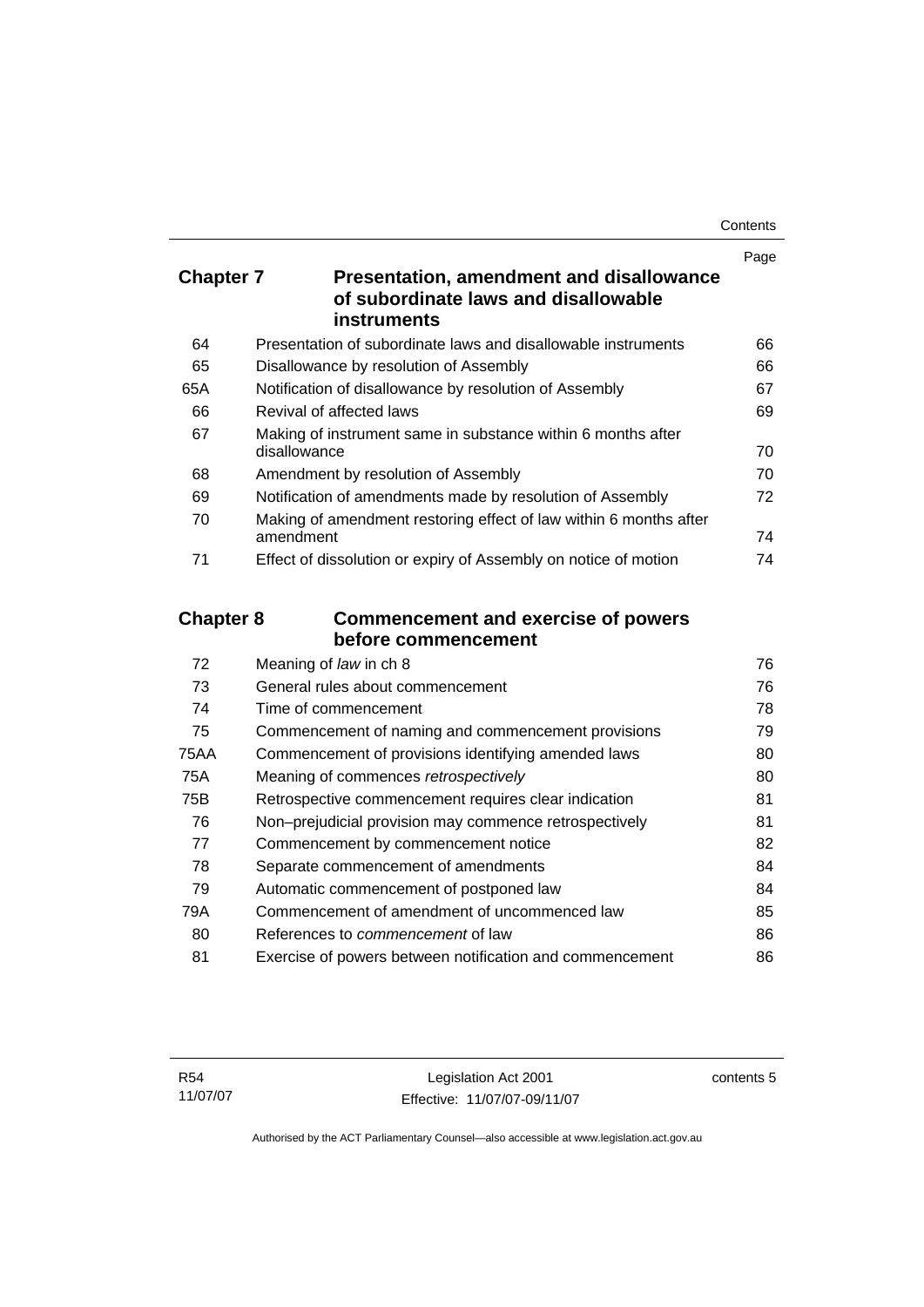| | | Page |
|---|---|---|
| **Chapter 7** | **Presentation, amendment and disallowance of subordinate laws and disallowable instruments** | |
| 64 | Presentation of subordinate laws and disallowable instruments | 66 |
| 65 | Disallowance by resolution of Assembly | 66 |
| 65A | Notification of disallowance by resolution of Assembly | 67 |
| 66 | Revival of affected laws | 69 |
| 67 | Making of instrument same in substance within 6 months after disallowance | 70 |
| 68 | Amendment by resolution of Assembly | 70 |
| 69 | Notification of amendments made by resolution of Assembly | 72 |
| 70 | Making of amendment restoring effect of law within 6 months after amendment | 74 |
| 71 | Effect of dissolution or expiry of Assembly on notice of motion | 74 |
| **Chapter 8** | **Commencement and exercise of powers before commencement** | |
| 72 | Meaning of *law* in ch 8 | 76 |
| 73 | General rules about commencement | 76 |
| 74 | Time of commencement | 78 |
| 75 | Commencement of naming and commencement provisions | 79 |
| 75AA | Commencement of provisions identifying amended laws | 80 |
| 75A | Meaning of commences *retrospectively* | 80 |
| 75B | Retrospective commencement requires clear indication | 81 |
| 76 | Non–prejudicial provision may commence retrospectively | 81 |
| 77 | Commencement by commencement notice | 82 |
| 78 | Separate commencement of amendments | 84 |
| 79 | Automatic commencement of postponed law | 84 |
| 79A | Commencement of amendment of uncommenced law | 85 |
| 80 | References to *commencement* of law | 86 |
| 81 | Exercise of powers between notification and commencement | 86 |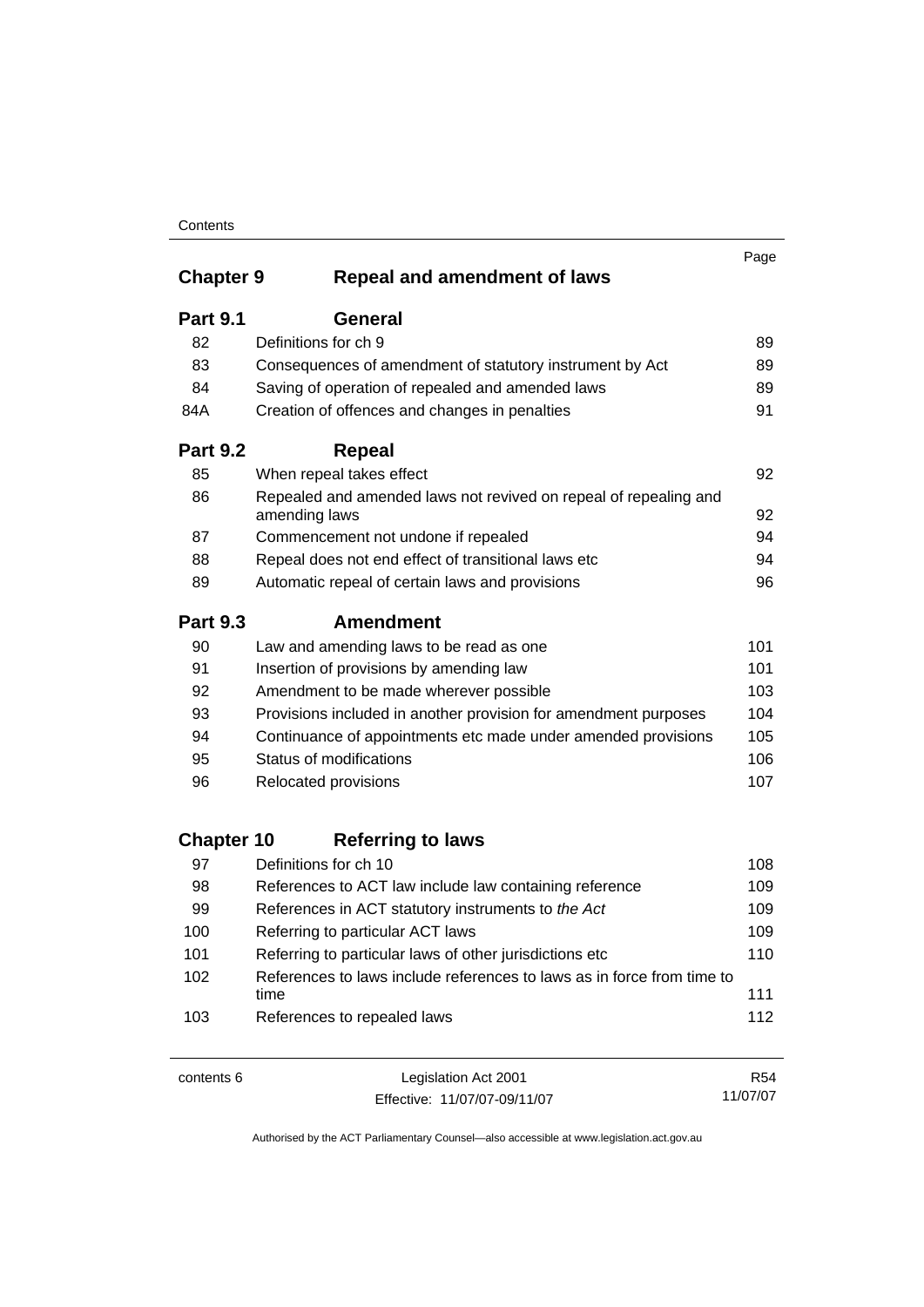| | | Page |
|---|---|---|
| **Chapter 9** | **Repeal and amendment of laws** | |
| **Part 9.1** | **General** | |
| 82 | Definitions for ch 9 | 89 |
| 83 | Consequences of amendment of statutory instrument by Act | 89 |
| 84 | Saving of operation of repealed and amended laws | 89 |
| 84A | Creation of offences and changes in penalties | 91 |
| **Part 9.2** | **Repeal** | |
| 85 | When repeal takes effect | 92 |
| 86 | Repealed and amended laws not revived on repeal of repealing and amending laws | 92 |
| 87 | Commencement not undone if repealed | 94 |
| 88 | Repeal does not end effect of transitional laws etc | 94 |
| 89 | Automatic repeal of certain laws and provisions | 96 |
| **Part 9.3** | **Amendment** | |
| 90 | Law and amending laws to be read as one | 101 |
| 91 | Insertion of provisions by amending law | 101 |
| 92 | Amendment to be made wherever possible | 103 |
| 93 | Provisions included in another provision for amendment purposes | 104 |
| 94 | Continuance of appointments etc made under amended provisions | 105 |
| 95 | Status of modifications | 106 |
| 96 | Relocated provisions | 107 |
| **Chapter 10** | **Referring to laws** | |
| 97 | Definitions for ch 10 | 108 |
| 98 | References to ACT law include law containing reference | 109 |
| 99 | References in ACT statutory instruments to *the Act* | 109 |
| 100 | Referring to particular ACT laws | 109 |
| 101 | Referring to particular laws of other jurisdictions etc | 110 |
| 102 | References to laws include references to laws as in force from time to time | 111 |
| 103 | References to repealed laws | 112 |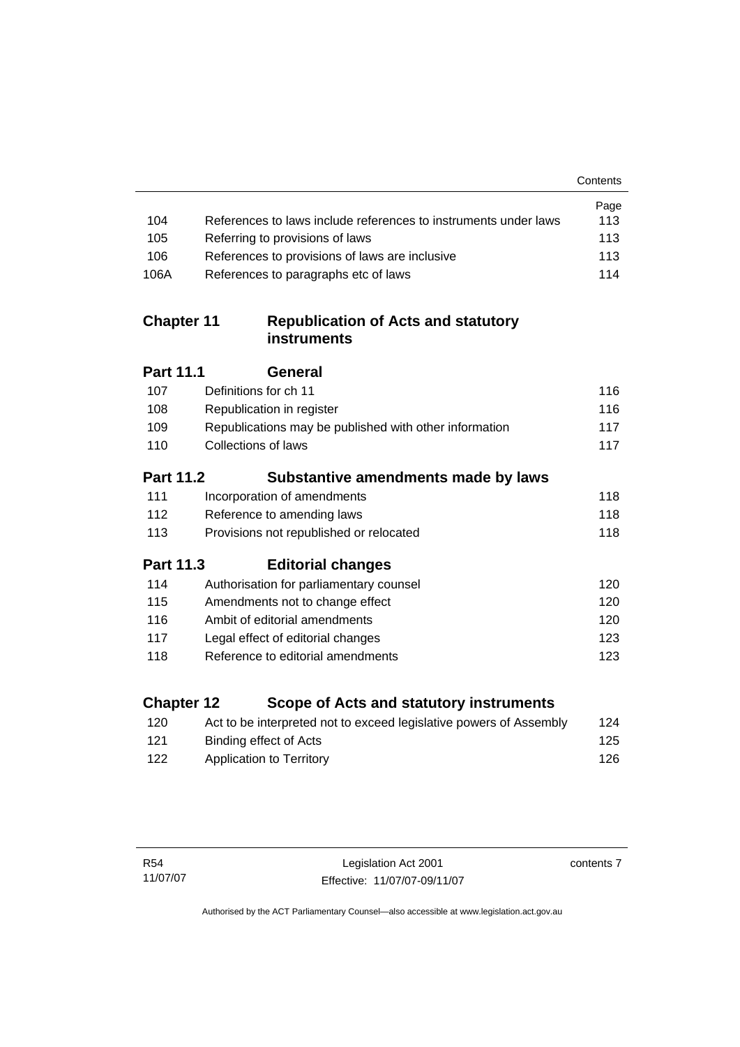| | | Page |
|---|---|---|
| 104 | References to laws include references to instruments under laws | 113 |
| 105 | Referring to provisions of laws | 113 |
| 106 | References to provisions of laws are inclusive | 113 |
| 106A | References to paragraphs etc of laws | 114 |

## Chapter 11 Republication of Acts and statutory instruments

### Part 11.1 General

| | | |
|---|---|---|
| 107 | Definitions for ch 11 | 116 |
| 108 | Republication in register | 116 |
| 109 | Republications may be published with other information | 117 |
| 110 | Collections of laws | 117 |

### Part 11.2 Substantive amendments made by laws

| | | |
|---|---|---|
| 111 | Incorporation of amendments | 118 |
| 112 | Reference to amending laws | 118 |
| 113 | Provisions not republished or relocated | 118 |

### Part 11.3 Editorial changes

| | | |
|---|---|---|
| 114 | Authorisation for parliamentary counsel | 120 |
| 115 | Amendments not to change effect | 120 |
| 116 | Ambit of editorial amendments | 120 |
| 117 | Legal effect of editorial changes | 123 |
| 118 | Reference to editorial amendments | 123 |

## Chapter 12 Scope of Acts and statutory instruments

| | | |
|---|---|---|
| 120 | Act to be interpreted not to exceed legislative powers of Assembly | 124 |
| 121 | Binding effect of Acts | 125 |
| 122 | Application to Territory | 126 |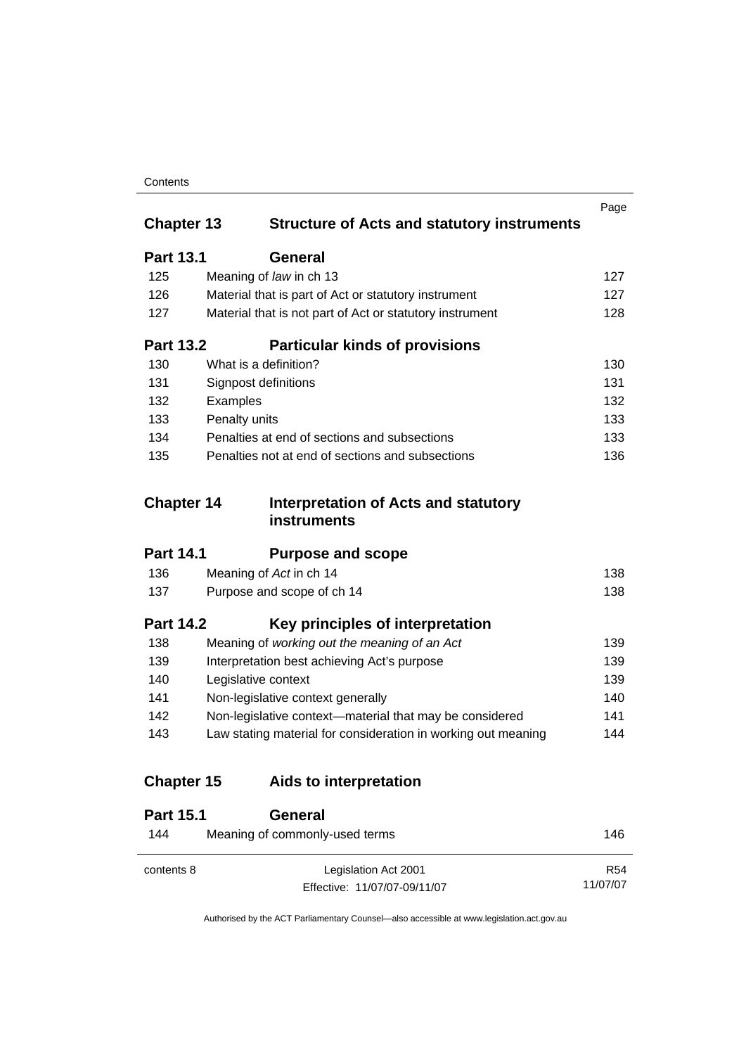| | | Page |
|---|---|---|
| **Chapter 13** | **Structure of Acts and statutory instruments** | |
| **Part 13.1** | **General** | |
| 125 | Meaning of *law* in ch 13 | 127 |
| 126 | Material that is part of Act or statutory instrument | 127 |
| 127 | Material that is not part of Act or statutory instrument | 128 |
| **Part 13.2** | **Particular kinds of provisions** | |
| 130 | What is a definition? | 130 |
| 131 | Signpost definitions | 131 |
| 132 | Examples | 132 |
| 133 | Penalty units | 133 |
| 134 | Penalties at end of sections and subsections | 133 |
| 135 | Penalties not at end of sections and subsections | 136 |
| **Chapter 14** | **Interpretation of Acts and statutory instruments** | |
| **Part 14.1** | **Purpose and scope** | |
| 136 | Meaning of *Act* in ch 14 | 138 |
| 137 | Purpose and scope of ch 14 | 138 |
| **Part 14.2** | **Key principles of interpretation** | |
| 138 | Meaning of *working out the meaning of an Act* | 139 |
| 139 | Interpretation best achieving Act's purpose | 139 |
| 140 | Legislative context | 139 |
| 141 | Non-legislative context generally | 140 |
| 142 | Non-legislative context—material that may be considered | 141 |
| 143 | Law stating material for consideration in working out meaning | 144 |
| **Chapter 15** | **Aids to interpretation** | |
| **Part 15.1** | **General** | |
| 144 | Meaning of commonly-used terms | 146 |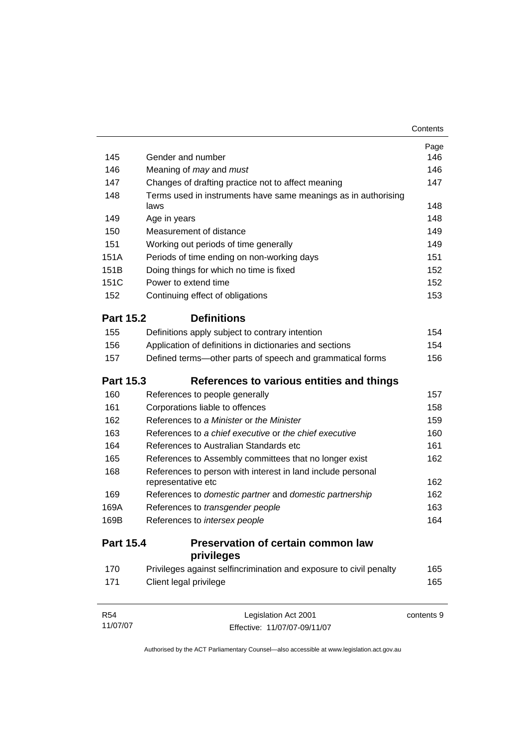| | | Page |
|---|---|---|
| 145 | Gender and number | 146 |
| 146 | Meaning of *may* and *must* | 146 |
| 147 | Changes of drafting practice not to affect meaning | 147 |
| 148 | Terms used in instruments have same meanings as in authorising laws | 148 |
| 149 | Age in years | 148 |
| 150 | Measurement of distance | 149 |
| 151 | Working out periods of time generally | 149 |
| 151A | Periods of time ending on non-working days | 151 |
| 151B | Doing things for which no time is fixed | 152 |
| 151C | Power to extend time | 152 |
| 152 | Continuing effect of obligations | 153 |

## Part 15.2 Definitions

| | | |
|---|---|---|
| 155 | Definitions apply subject to contrary intention | 154 |
| 156 | Application of definitions in dictionaries and sections | 154 |
| 157 | Defined terms—other parts of speech and grammatical forms | 156 |

## Part 15.3 References to various entities and things

| | | |
|---|---|---|
| 160 | References to people generally | 157 |
| 161 | Corporations liable to offences | 158 |
| 162 | References to *a Minister* or *the Minister* | 159 |
| 163 | References to *a chief executive* or *the chief executive* | 160 |
| 164 | References to Australian Standards etc | 161 |
| 165 | References to Assembly committees that no longer exist | 162 |
| 168 | References to person with interest in land include personal representative etc | 162 |
| 169 | References to *domestic partner* and *domestic partnership* | 162 |
| 169A | References to *transgender people* | 163 |
| 169B | References to *intersex people* | 164 |

## Part 15.4 Preservation of certain common law privileges

| | | |
|---|---|---|
| 170 | Privileges against selfincrimination and exposure to civil penalty | 165 |
| 171 | Client legal privilege | 165 |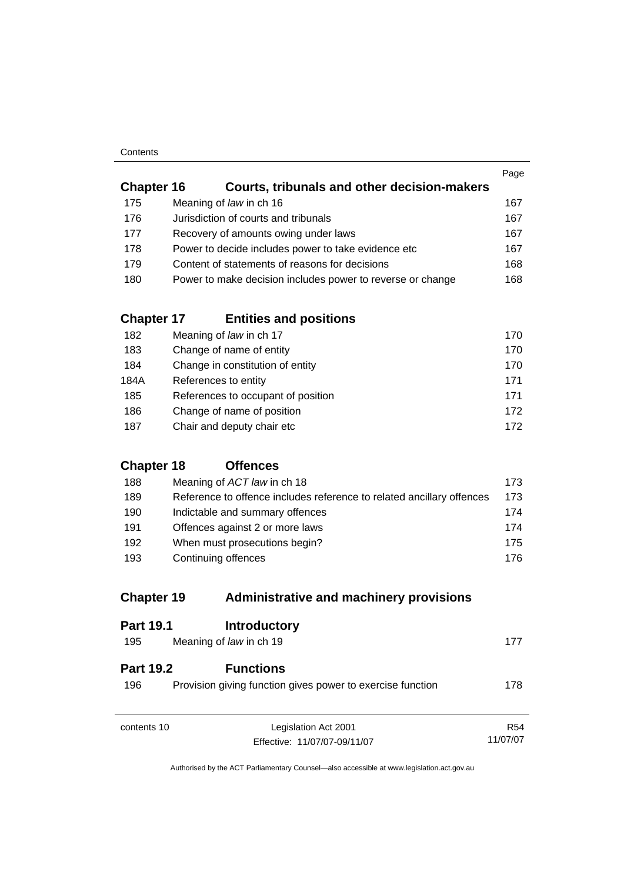| | | Page |
|---|---|---|
| **Chapter 16** | **Courts, tribunals and other decision-makers** | |
| 175 | Meaning of *law* in ch 16 | 167 |
| 176 | Jurisdiction of courts and tribunals | 167 |
| 177 | Recovery of amounts owing under laws | 167 |
| 178 | Power to decide includes power to take evidence etc | 167 |
| 179 | Content of statements of reasons for decisions | 168 |
| 180 | Power to make decision includes power to reverse or change | 168 |
| **Chapter 17** | **Entities and positions** | |
| 182 | Meaning of *law* in ch 17 | 170 |
| 183 | Change of name of entity | 170 |
| 184 | Change in constitution of entity | 170 |
| 184A | References to entity | 171 |
| 185 | References to occupant of position | 171 |
| 186 | Change of name of position | 172 |
| 187 | Chair and deputy chair etc | 172 |
| **Chapter 18** | **Offences** | |
| 188 | Meaning of *ACT law* in ch 18 | 173 |
| 189 | Reference to offence includes reference to related ancillary offences | 173 |
| 190 | Indictable and summary offences | 174 |
| 191 | Offences against 2 or more laws | 174 |
| 192 | When must prosecutions begin? | 175 |
| 193 | Continuing offences | 176 |
| **Chapter 19** | **Administrative and machinery provisions** | |
| **Part 19.1** | **Introductory** | |
| 195 | Meaning of *law* in ch 19 | 177 |
| **Part 19.2** | **Functions** | |
| 196 | Provision giving function gives power to exercise function | 178 |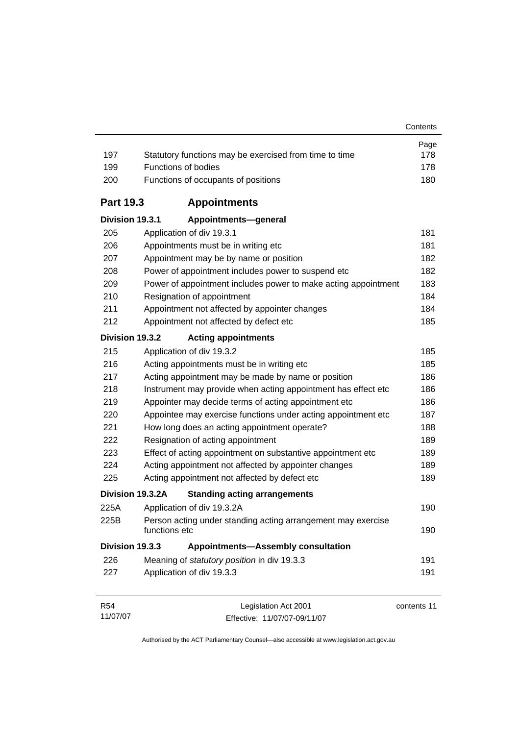| | | Page |
|---|---|---|
| 197 | Statutory functions may be exercised from time to time | 178 |
| 199 | Functions of bodies | 178 |
| 200 | Functions of occupants of positions | 180 |

## Part 19.3 Appointments

### Division 19.3.1 Appointments—general

| | | |
|---|---|---|
| 205 | Application of div 19.3.1 | 181 |
| 206 | Appointments must be in writing etc | 181 |
| 207 | Appointment may be by name or position | 182 |
| 208 | Power of appointment includes power to suspend etc | 182 |
| 209 | Power of appointment includes power to make acting appointment | 183 |
| 210 | Resignation of appointment | 184 |
| 211 | Appointment not affected by appointer changes | 184 |
| 212 | Appointment not affected by defect etc | 185 |

### Division 19.3.2 Acting appointments

| | | |
|---|---|---|
| 215 | Application of div 19.3.2 | 185 |
| 216 | Acting appointments must be in writing etc | 185 |
| 217 | Acting appointment may be made by name or position | 186 |
| 218 | Instrument may provide when acting appointment has effect etc | 186 |
| 219 | Appointer may decide terms of acting appointment etc | 186 |
| 220 | Appointee may exercise functions under acting appointment etc | 187 |
| 221 | How long does an acting appointment operate? | 188 |
| 222 | Resignation of acting appointment | 189 |
| 223 | Effect of acting appointment on substantive appointment etc | 189 |
| 224 | Acting appointment not affected by appointer changes | 189 |
| 225 | Acting appointment not affected by defect etc | 189 |

### Division 19.3.2A Standing acting arrangements

| | | |
|---|---|---|
| 225A | Application of div 19.3.2A | 190 |
| 225B | Person acting under standing acting arrangement may exercise functions etc | 190 |

### Division 19.3.3 Appointments—Assembly consultation

| | | |
|---|---|---|
| 226 | Meaning of *statutory position* in div 19.3.3 | 191 |
| 227 | Application of div 19.3.3 | 191 |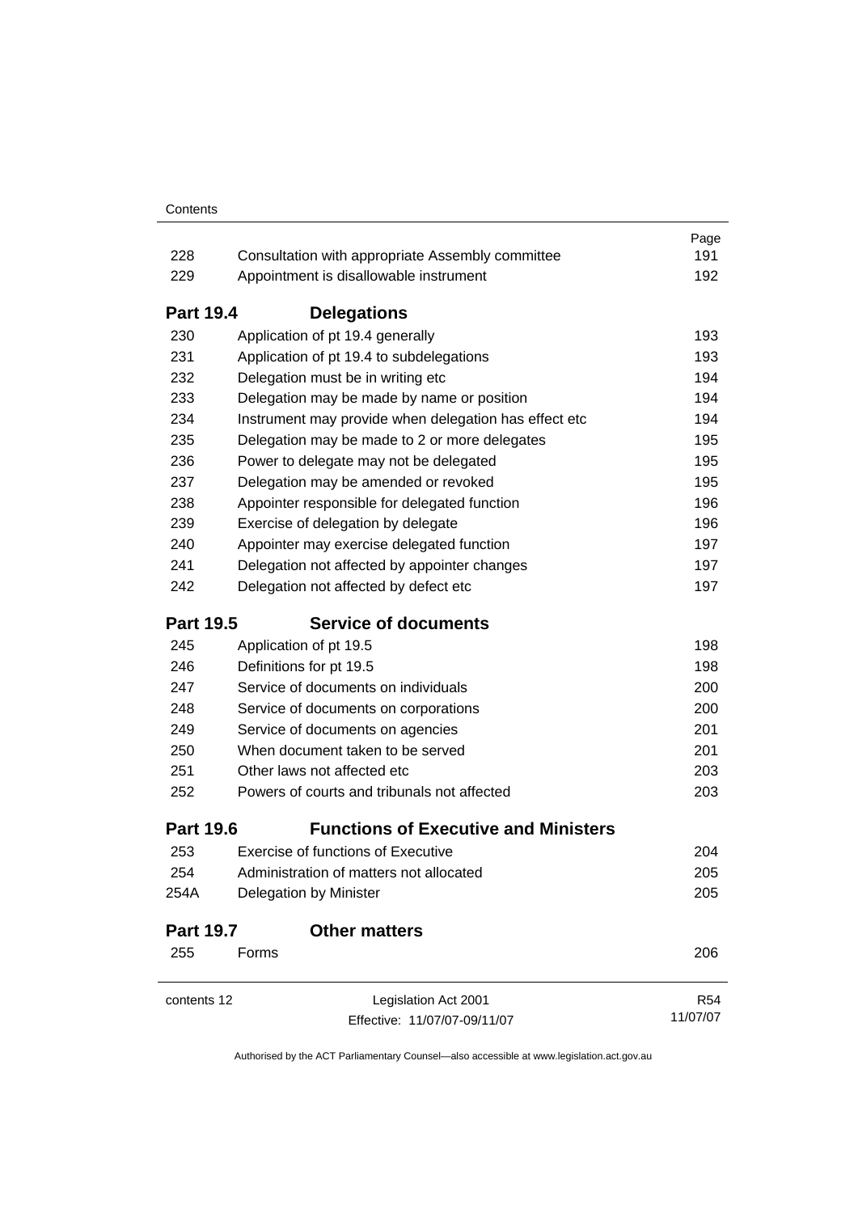| | | Page |
|---|---|---|
| 228 | Consultation with appropriate Assembly committee | 191 |
| 229 | Appointment is disallowable instrument | 192 |
| **Part 19.4** | **Delegations** | |
| 230 | Application of pt 19.4 generally | 193 |
| 231 | Application of pt 19.4 to subdelegations | 193 |
| 232 | Delegation must be in writing etc | 194 |
| 233 | Delegation may be made by name or position | 194 |
| 234 | Instrument may provide when delegation has effect etc | 194 |
| 235 | Delegation may be made to 2 or more delegates | 195 |
| 236 | Power to delegate may not be delegated | 195 |
| 237 | Delegation may be amended or revoked | 195 |
| 238 | Appointer responsible for delegated function | 196 |
| 239 | Exercise of delegation by delegate | 196 |
| 240 | Appointer may exercise delegated function | 197 |
| 241 | Delegation not affected by appointer changes | 197 |
| 242 | Delegation not affected by defect etc | 197 |
| **Part 19.5** | **Service of documents** | |
| 245 | Application of pt 19.5 | 198 |
| 246 | Definitions for pt 19.5 | 198 |
| 247 | Service of documents on individuals | 200 |
| 248 | Service of documents on corporations | 200 |
| 249 | Service of documents on agencies | 201 |
| 250 | When document taken to be served | 201 |
| 251 | Other laws not affected etc | 203 |
| 252 | Powers of courts and tribunals not affected | 203 |
| **Part 19.6** | **Functions of Executive and Ministers** | |
| 253 | Exercise of functions of Executive | 204 |
| 254 | Administration of matters not allocated | 205 |
| 254A | Delegation by Minister | 205 |
| **Part 19.7** | **Other matters** | |
| 255 | Forms | 206 |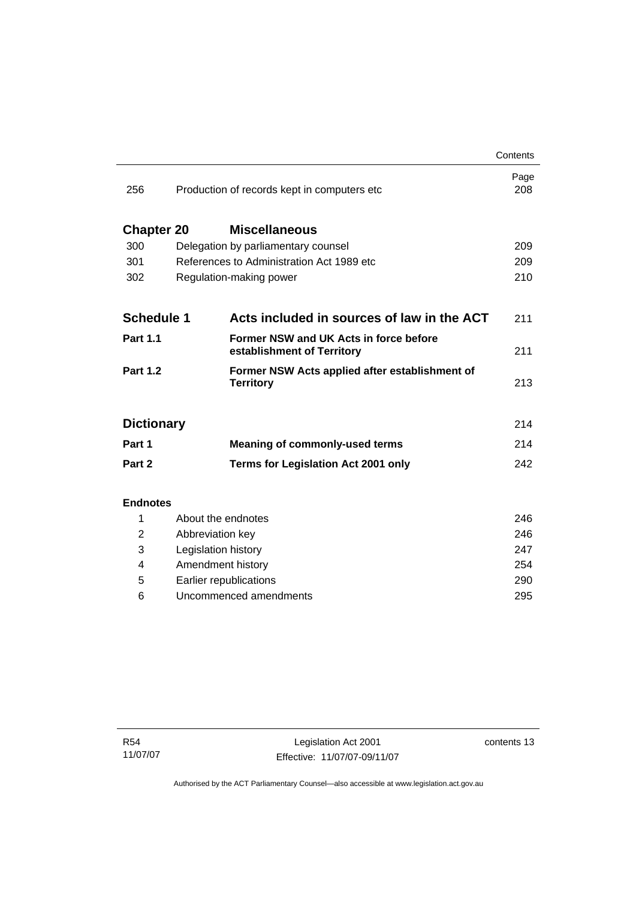| | | Page |
|---|---|---|
| 256 | Production of records kept in computers etc | 208 |
| **Chapter 20** | **Miscellaneous** | |
| 300 | Delegation by parliamentary counsel | 209 |
| 301 | References to Administration Act 1989 etc | 209 |
| 302 | Regulation-making power | 210 |
| **Schedule 1** | **Acts included in sources of law in the ACT** | 211 |
| **Part 1.1** | **Former NSW and UK Acts in force before establishment of Territory** | 211 |
| **Part 1.2** | **Former NSW Acts applied after establishment of Territory** | 213 |
| **Dictionary** | | 214 |
| **Part 1** | **Meaning of commonly-used terms** | 214 |
| **Part 2** | **Terms for Legislation Act 2001 only** | 242 |
| **Endnotes** | | |
| 1 | About the endnotes | 246 |
| 2 | Abbreviation key | 246 |
| 3 | Legislation history | 247 |
| 4 | Amendment history | 254 |
| 5 | Earlier republications | 290 |
| 6 | Uncommenced amendments | 295 |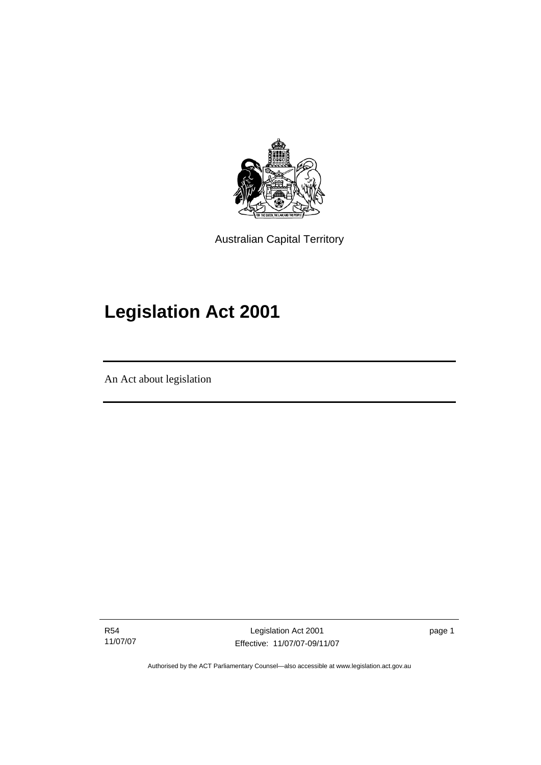Australian Capital Territory

# Legislation Act 2001

An Act about legislation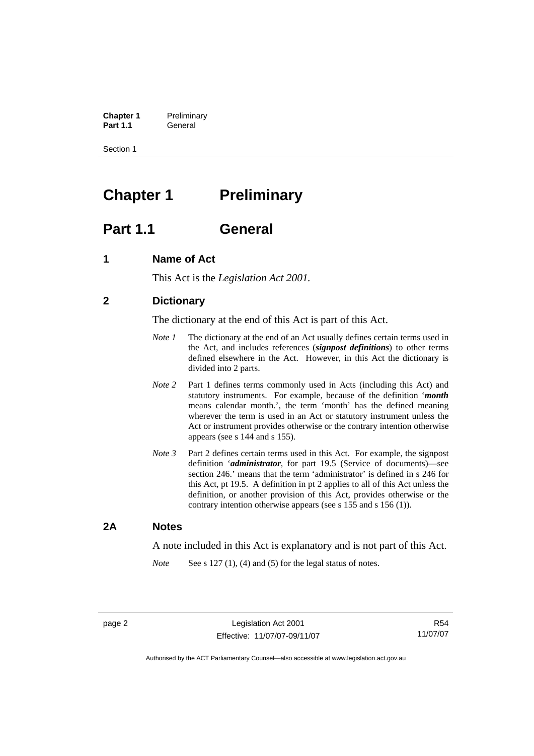# Chapter 1 Preliminary

## Part 1.1 General

### 1 Name of Act

This Act is the *Legislation Act 2001.*

### 2 Dictionary

The dictionary at the end of this Act is part of this Act.

*Note 1* The dictionary at the end of an Act usually defines certain terms used in the Act, and includes references (***signpost definitions***) to other terms defined elsewhere in the Act. However, in this Act the dictionary is divided into 2 parts.

*Note 2* Part 1 defines terms commonly used in Acts (including this Act) and statutory instruments. For example, because of the definition '***month*** means calendar month.', the term 'month' has the defined meaning wherever the term is used in an Act or statutory instrument unless the Act or instrument provides otherwise or the contrary intention otherwise appears (see s 144 and s 155).

*Note 3* Part 2 defines certain terms used in this Act. For example, the signpost definition '***administrator***, for part 19.5 (Service of documents)—see section 246.' means that the term 'administrator' is defined in s 246 for this Act, pt 19.5. A definition in pt 2 applies to all of this Act unless the definition, or another provision of this Act, provides otherwise or the contrary intention otherwise appears (see s 155 and s 156 (1)).

### 2A Notes

A note included in this Act is explanatory and is not part of this Act.

*Note* See s 127 (1), (4) and (5) for the legal status of notes.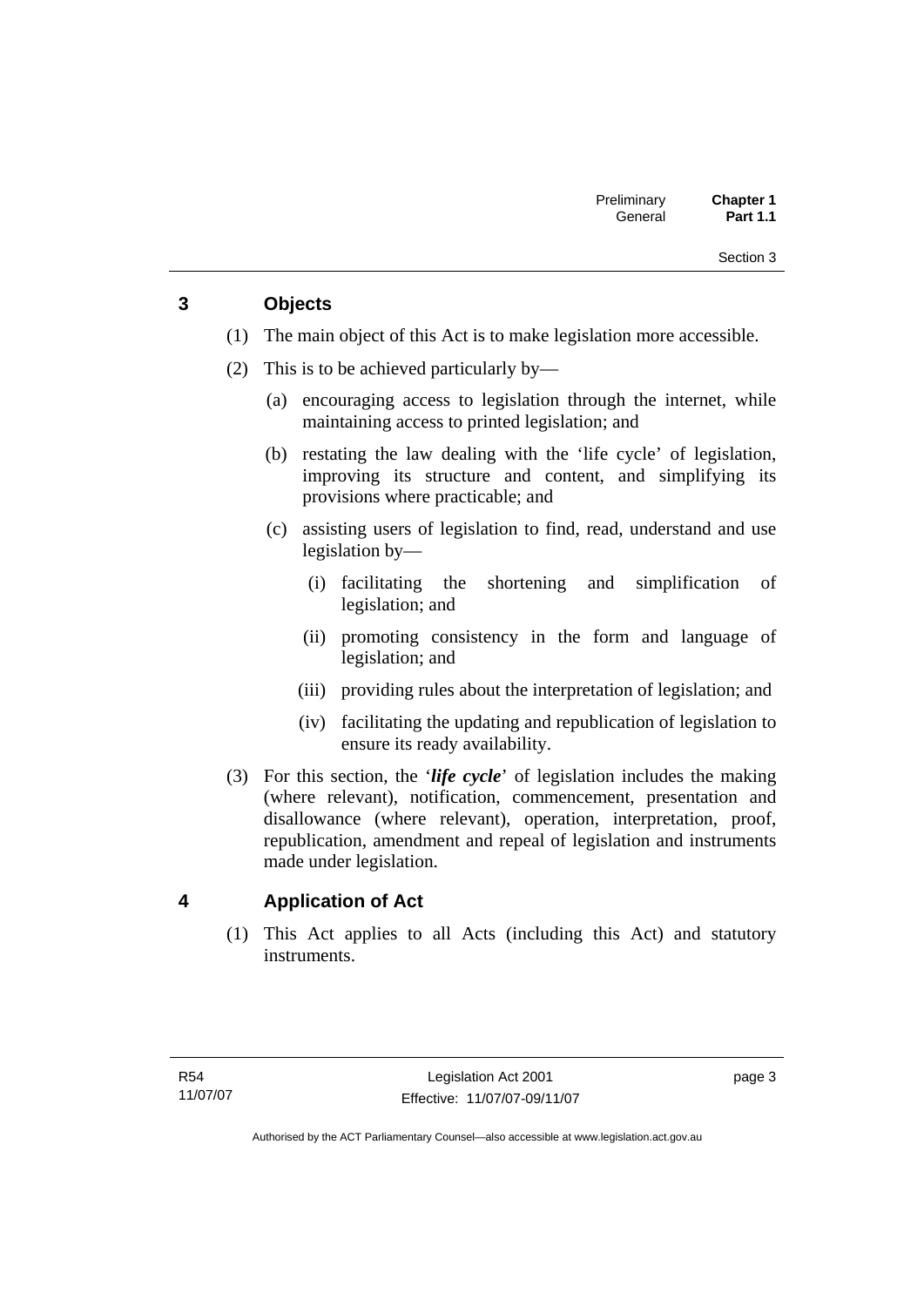## 3 Objects

(1) The main object of this Act is to make legislation more accessible.

(2) This is to be achieved particularly by—

(a) encouraging access to legislation through the internet, while maintaining access to printed legislation; and

(b) restating the law dealing with the 'life cycle' of legislation, improving its structure and content, and simplifying its provisions where practicable; and

(c) assisting users of legislation to find, read, understand and use legislation by—

(i) facilitating the shortening and simplification of legislation; and

(ii) promoting consistency in the form and language of legislation; and

(iii) providing rules about the interpretation of legislation; and

(iv) facilitating the updating and republication of legislation to ensure its ready availability.

(3) For this section, the '***life cycle***' of legislation includes the making (where relevant), notification, commencement, presentation and disallowance (where relevant), operation, interpretation, proof, republication, amendment and repeal of legislation and instruments made under legislation.

## 4 Application of Act

(1) This Act applies to all Acts (including this Act) and statutory instruments.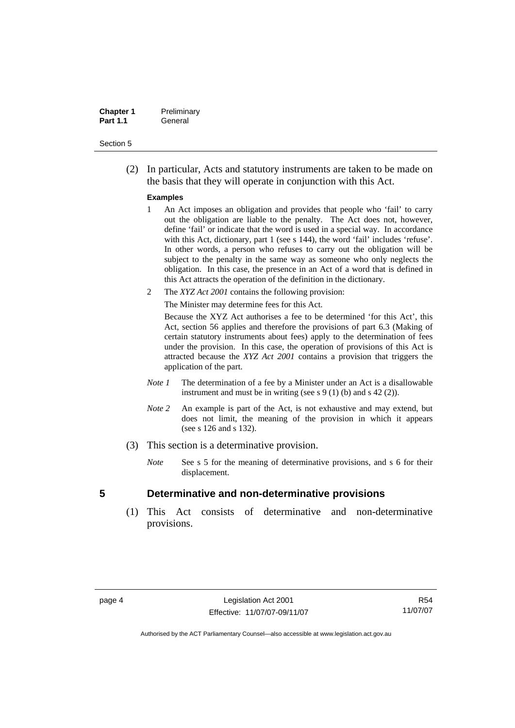(2) In particular, Acts and statutory instruments are taken to be made on the basis that they will operate in conjunction with this Act.

**Examples**

1 An Act imposes an obligation and provides that people who 'fail' to carry out the obligation are liable to the penalty. The Act does not, however, define 'fail' or indicate that the word is used in a special way. In accordance with this Act, dictionary, part 1 (see s 144), the word 'fail' includes 'refuse'. In other words, a person who refuses to carry out the obligation will be subject to the penalty in the same way as someone who only neglects the obligation. In this case, the presence in an Act of a word that is defined in this Act attracts the operation of the definition in the dictionary.

2 The *XYZ Act 2001* contains the following provision:

The Minister may determine fees for this Act.

Because the XYZ Act authorises a fee to be determined 'for this Act', this Act, section 56 applies and therefore the provisions of part 6.3 (Making of certain statutory instruments about fees) apply to the determination of fees under the provision. In this case, the operation of provisions of this Act is attracted because the *XYZ Act 2001* contains a provision that triggers the application of the part.

*Note 1* The determination of a fee by a Minister under an Act is a disallowable instrument and must be in writing (see s 9 (1) (b) and s 42 (2)).

*Note 2* An example is part of the Act, is not exhaustive and may extend, but does not limit, the meaning of the provision in which it appears (see s 126 and s 132).

(3) This section is a determinative provision.

*Note* See s 5 for the meaning of determinative provisions, and s 6 for their displacement.

## 5 Determinative and non-determinative provisions

(1) This Act consists of determinative and non-determinative provisions.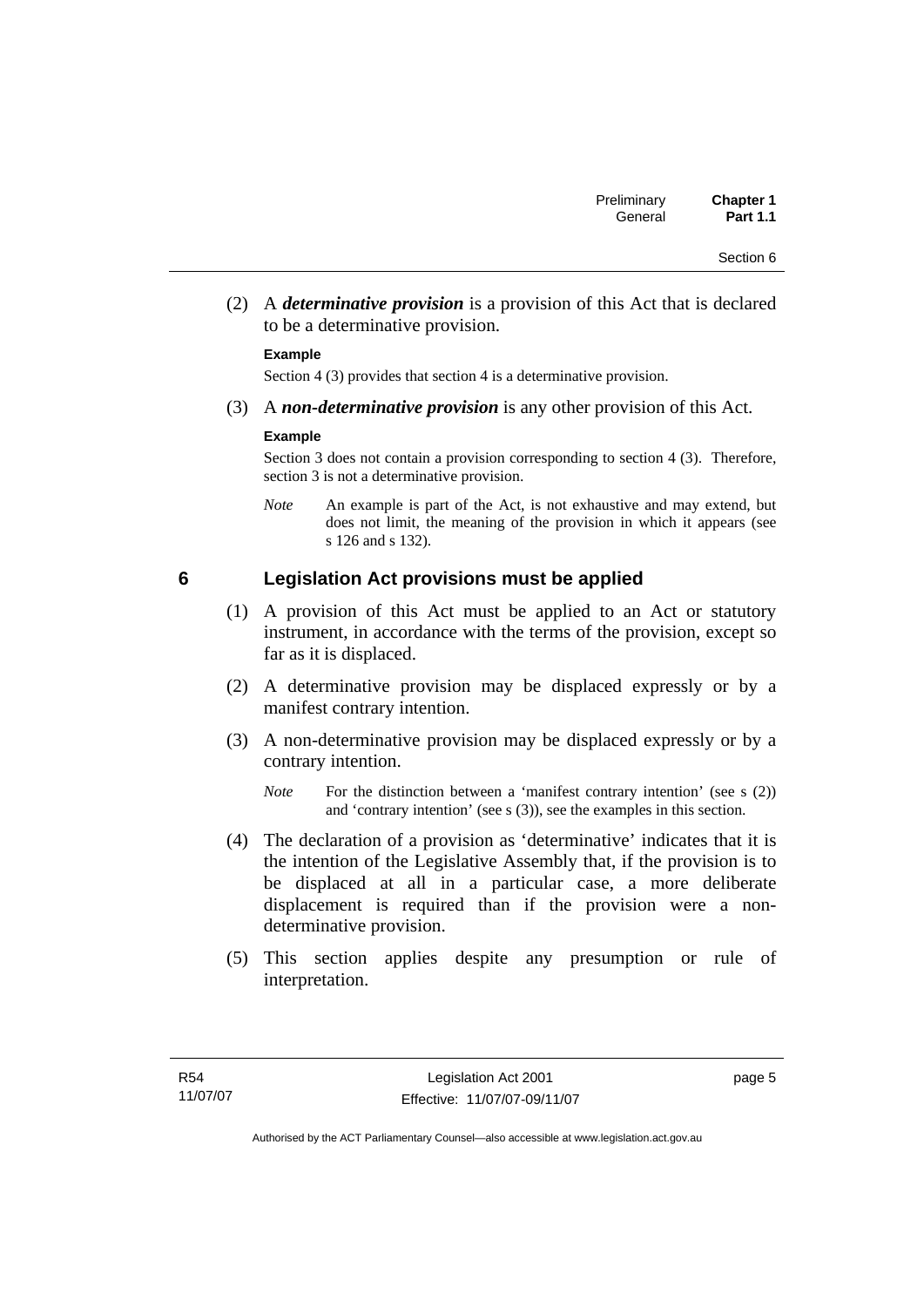(2) A ***determinative provision*** is a provision of this Act that is declared to be a determinative provision.

**Example**

Section 4 (3) provides that section 4 is a determinative provision.

(3) A ***non-determinative provision*** is any other provision of this Act.

**Example**

Section 3 does not contain a provision corresponding to section 4 (3). Therefore, section 3 is not a determinative provision.

*Note* An example is part of the Act, is not exhaustive and may extend, but does not limit, the meaning of the provision in which it appears (see s 126 and s 132).

## 6 Legislation Act provisions must be applied

(1) A provision of this Act must be applied to an Act or statutory instrument, in accordance with the terms of the provision, except so far as it is displaced.

(2) A determinative provision may be displaced expressly or by a manifest contrary intention.

(3) A non-determinative provision may be displaced expressly or by a contrary intention.

*Note* For the distinction between a 'manifest contrary intention' (see s (2)) and 'contrary intention' (see s (3)), see the examples in this section.

(4) The declaration of a provision as 'determinative' indicates that it is the intention of the Legislative Assembly that, if the provision is to be displaced at all in a particular case, a more deliberate displacement is required than if the provision were a non-determinative provision.

(5) This section applies despite any presumption or rule of interpretation.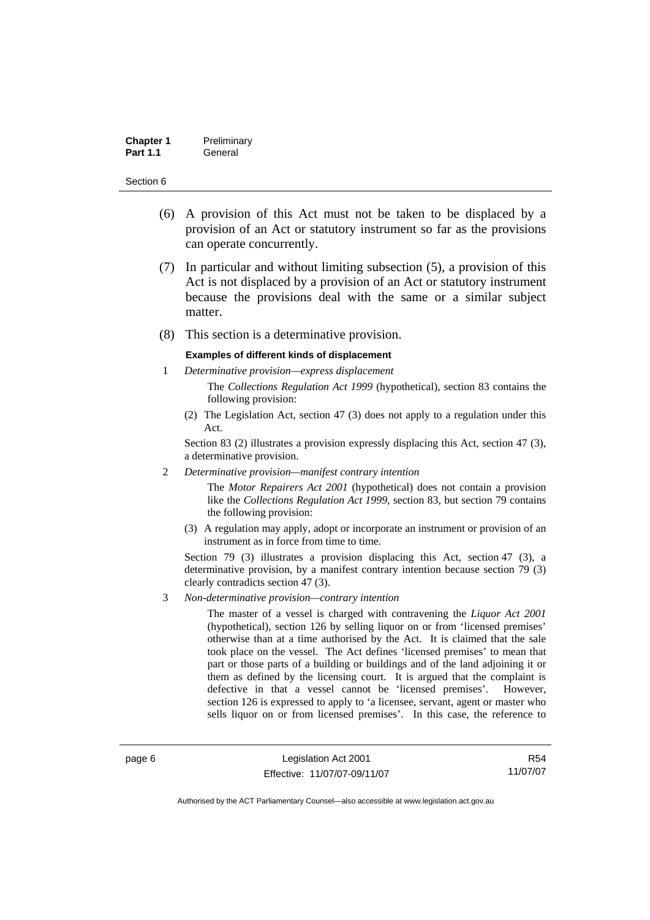(6) A provision of this Act must not be taken to be displaced by a provision of an Act or statutory instrument so far as the provisions can operate concurrently.

(7) In particular and without limiting subsection (5), a provision of this Act is not displaced by a provision of an Act or statutory instrument because the provisions deal with the same or a similar subject matter.

(8) This section is a determinative provision.

**Examples of different kinds of displacement**

1 *Determinative provision—express displacement*

The *Collections Regulation Act 1999* (hypothetical), section 83 contains the following provision:

(2) The Legislation Act, section 47 (3) does not apply to a regulation under this Act.

Section 83 (2) illustrates a provision expressly displacing this Act, section 47 (3), a determinative provision.

2 *Determinative provision—manifest contrary intention*

The *Motor Repairers Act 2001* (hypothetical) does not contain a provision like the *Collections Regulation Act 1999*, section 83, but section 79 contains the following provision:

(3) A regulation may apply, adopt or incorporate an instrument or provision of an instrument as in force from time to time.

Section 79 (3) illustrates a provision displacing this Act, section 47 (3), a determinative provision, by a manifest contrary intention because section 79 (3) clearly contradicts section 47 (3).

3 *Non-determinative provision—contrary intention*

The master of a vessel is charged with contravening the *Liquor Act 2001* (hypothetical), section 126 by selling liquor on or from 'licensed premises' otherwise than at a time authorised by the Act. It is claimed that the sale took place on the vessel. The Act defines 'licensed premises' to mean that part or those parts of a building or buildings and of the land adjoining it or them as defined by the licensing court. It is argued that the complaint is defective in that a vessel cannot be 'licensed premises'. However, section 126 is expressed to apply to 'a licensee, servant, agent or master who sells liquor on or from licensed premises'. In this case, the reference to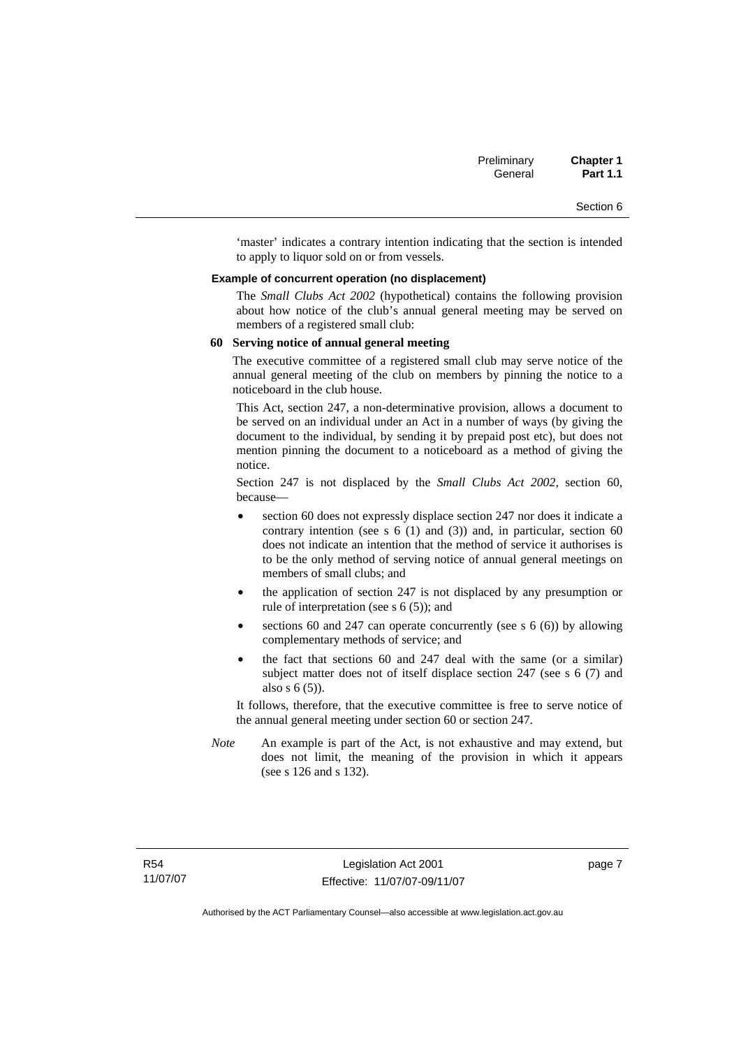'master' indicates a contrary intention indicating that the section is intended to apply to liquor sold on or from vessels.

**Example of concurrent operation (no displacement)**

The *Small Clubs Act 2002* (hypothetical) contains the following provision about how notice of the club's annual general meeting may be served on members of a registered small club:

**60 Serving notice of annual general meeting**

The executive committee of a registered small club may serve notice of the annual general meeting of the club on members by pinning the notice to a noticeboard in the club house.

This Act, section 247, a non-determinative provision, allows a document to be served on an individual under an Act in a number of ways (by giving the document to the individual, by sending it by prepaid post etc), but does not mention pinning the document to a noticeboard as a method of giving the notice.

Section 247 is not displaced by the *Small Clubs Act 2002*, section 60, because—

- section 60 does not expressly displace section 247 nor does it indicate a contrary intention (see s 6 (1) and (3)) and, in particular, section 60 does not indicate an intention that the method of service it authorises is to be the only method of serving notice of annual general meetings on members of small clubs; and
- the application of section 247 is not displaced by any presumption or rule of interpretation (see s 6 (5)); and
- sections 60 and 247 can operate concurrently (see s 6 (6)) by allowing complementary methods of service; and
- the fact that sections 60 and 247 deal with the same (or a similar) subject matter does not of itself displace section 247 (see s 6 (7) and also s 6 (5)).

It follows, therefore, that the executive committee is free to serve notice of the annual general meeting under section 60 or section 247.

*Note* An example is part of the Act, is not exhaustive and may extend, but does not limit, the meaning of the provision in which it appears (see s 126 and s 132).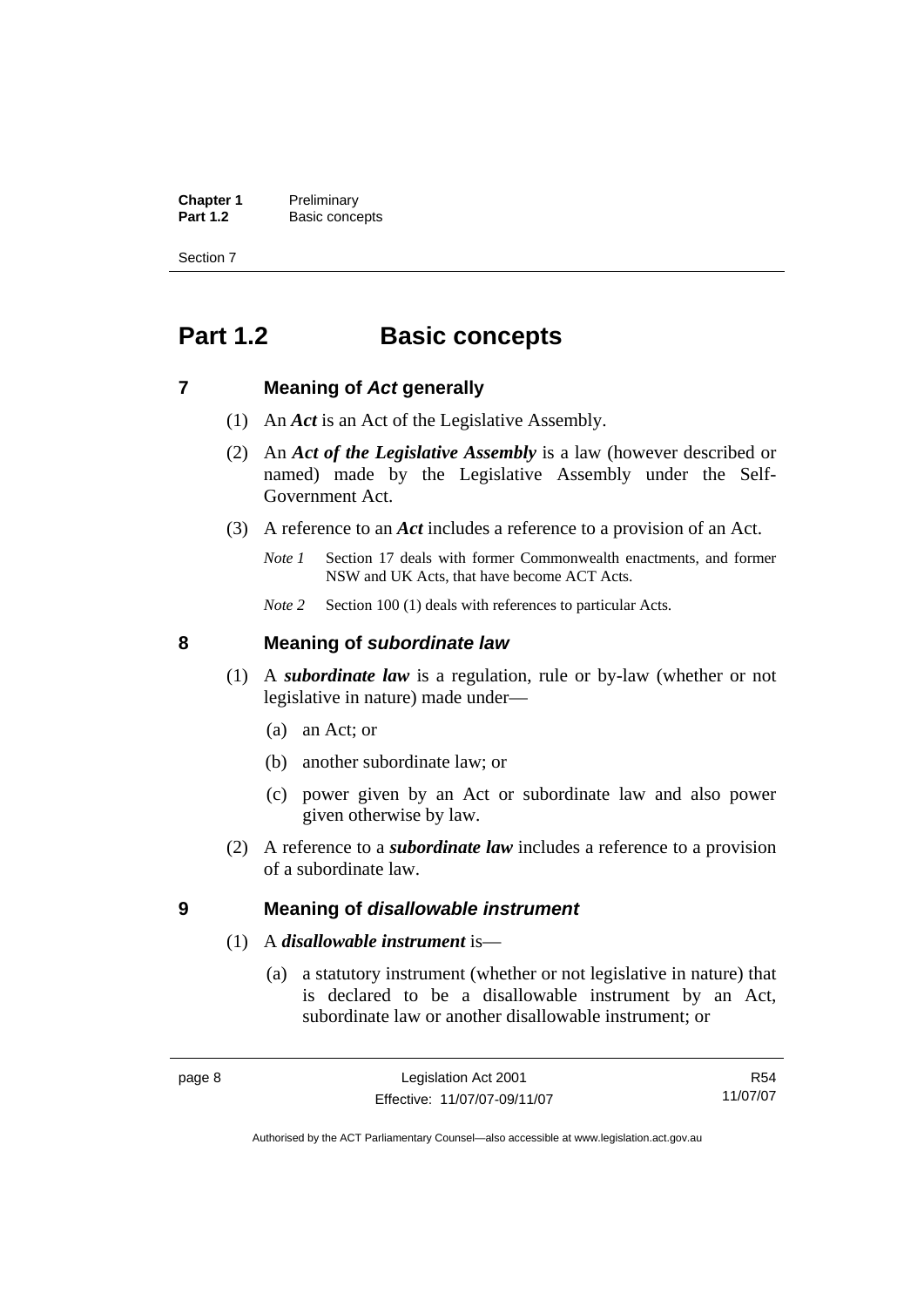# Part 1.2 Basic concepts

## 7 Meaning of *Act* generally

(1) An ***Act*** is an Act of the Legislative Assembly.

(2) An ***Act of the Legislative Assembly*** is a law (however described or named) made by the Legislative Assembly under the Self-Government Act.

(3) A reference to an ***Act*** includes a reference to a provision of an Act.

*Note 1* Section 17 deals with former Commonwealth enactments, and former NSW and UK Acts, that have become ACT Acts.

*Note 2* Section 100 (1) deals with references to particular Acts.

## 8 Meaning of *subordinate law*

(1) A ***subordinate law*** is a regulation, rule or by-law (whether or not legislative in nature) made under—

(a) an Act; or

(b) another subordinate law; or

(c) power given by an Act or subordinate law and also power given otherwise by law.

(2) A reference to a ***subordinate law*** includes a reference to a provision of a subordinate law.

## 9 Meaning of *disallowable instrument*

(1) A ***disallowable instrument*** is—

(a) a statutory instrument (whether or not legislative in nature) that is declared to be a disallowable instrument by an Act, subordinate law or another disallowable instrument; or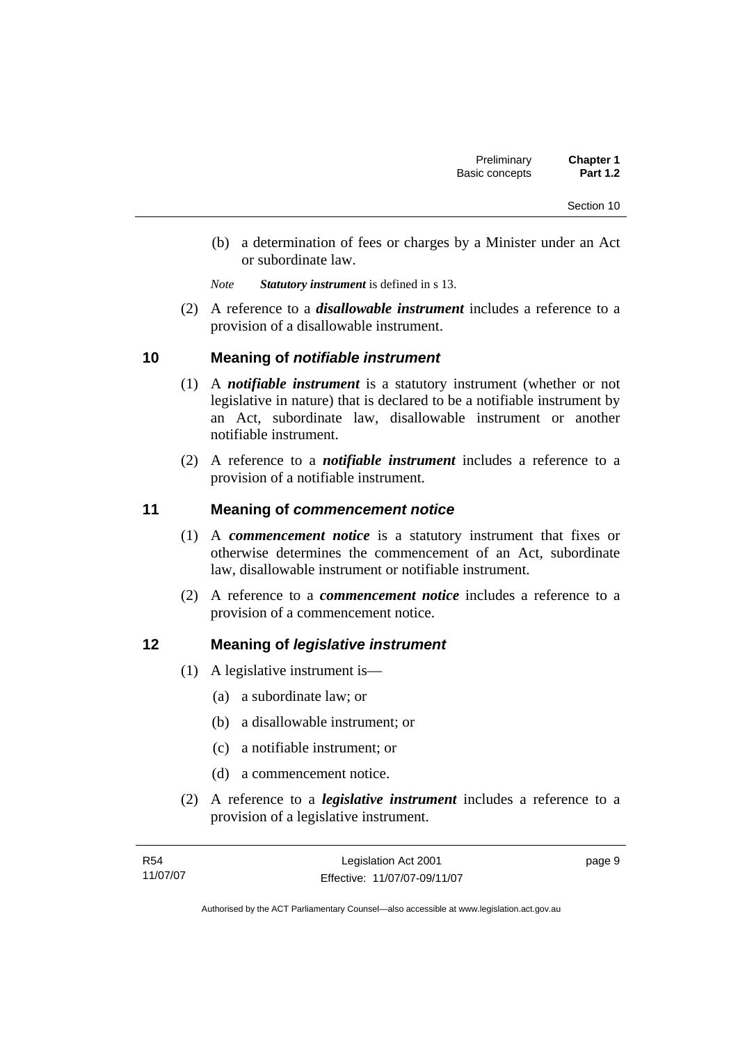(b) a determination of fees or charges by a Minister under an Act or subordinate law.

*Note* ***Statutory instrument*** is defined in s 13.

(2) A reference to a ***disallowable instrument*** includes a reference to a provision of a disallowable instrument.

## 10 Meaning of *notifiable instrument*

(1) A ***notifiable instrument*** is a statutory instrument (whether or not legislative in nature) that is declared to be a notifiable instrument by an Act, subordinate law, disallowable instrument or another notifiable instrument.

(2) A reference to a ***notifiable instrument*** includes a reference to a provision of a notifiable instrument.

## 11 Meaning of *commencement notice*

(1) A ***commencement notice*** is a statutory instrument that fixes or otherwise determines the commencement of an Act, subordinate law, disallowable instrument or notifiable instrument.

(2) A reference to a ***commencement notice*** includes a reference to a provision of a commencement notice.

## 12 Meaning of *legislative instrument*

(1) A legislative instrument is—

(a) a subordinate law; or

(b) a disallowable instrument; or

(c) a notifiable instrument; or

(d) a commencement notice.

(2) A reference to a ***legislative instrument*** includes a reference to a provision of a legislative instrument.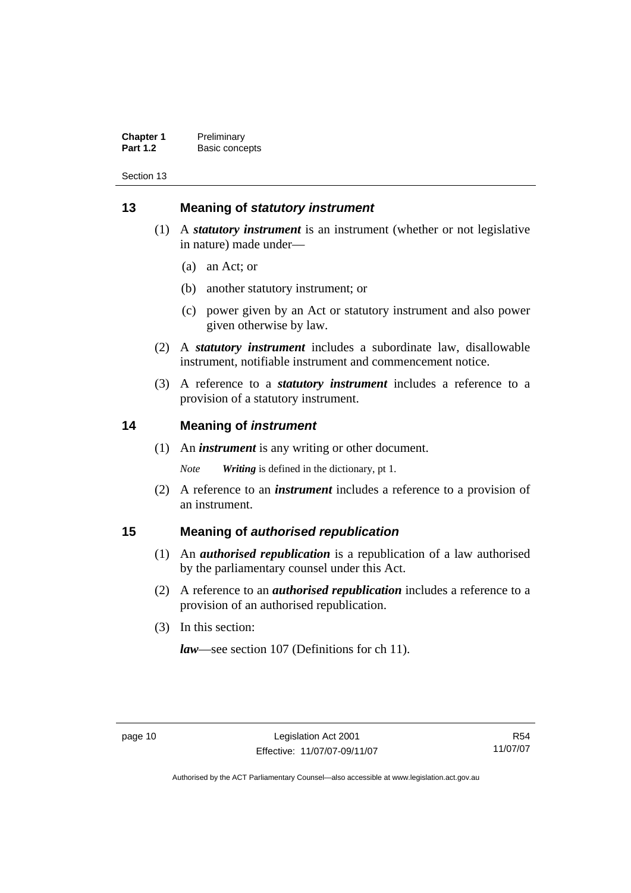## 13 Meaning of *statutory instrument*

(1) A ***statutory instrument*** is an instrument (whether or not legislative in nature) made under—

(a) an Act; or

(b) another statutory instrument; or

(c) power given by an Act or statutory instrument and also power given otherwise by law.

(2) A ***statutory instrument*** includes a subordinate law, disallowable instrument, notifiable instrument and commencement notice.

(3) A reference to a ***statutory instrument*** includes a reference to a provision of a statutory instrument.

## 14 Meaning of *instrument*

(1) An ***instrument*** is any writing or other document.

*Note* ***Writing*** is defined in the dictionary, pt 1.

(2) A reference to an ***instrument*** includes a reference to a provision of an instrument.

## 15 Meaning of *authorised republication*

(1) An ***authorised republication*** is a republication of a law authorised by the parliamentary counsel under this Act.

(2) A reference to an ***authorised republication*** includes a reference to a provision of an authorised republication.

(3) In this section:

***law***—see section 107 (Definitions for ch 11).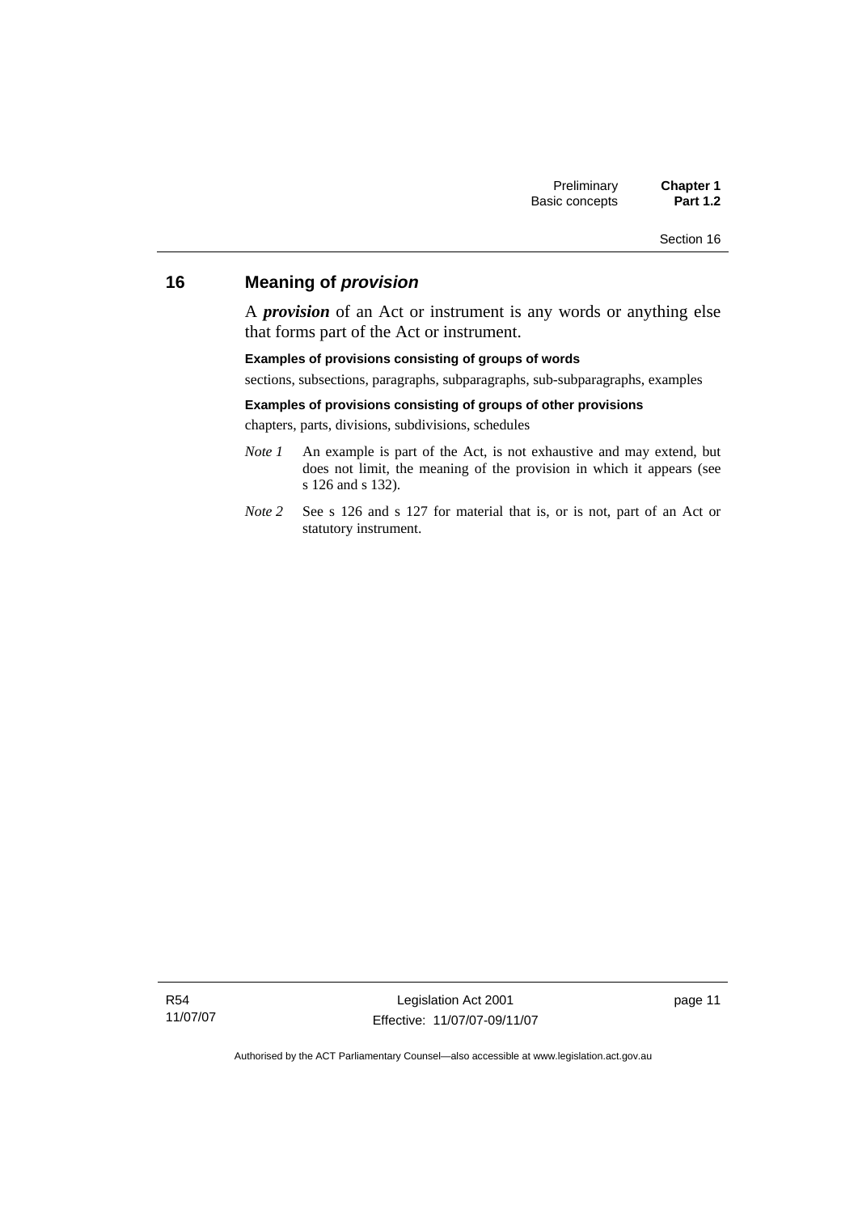## 16 Meaning of ***provision***

A ***provision*** of an Act or instrument is any words or anything else that forms part of the Act or instrument.

**Examples of provisions consisting of groups of words**

sections, subsections, paragraphs, subparagraphs, sub-subparagraphs, examples

**Examples of provisions consisting of groups of other provisions**

chapters, parts, divisions, subdivisions, schedules

*Note 1* An example is part of the Act, is not exhaustive and may extend, but does not limit, the meaning of the provision in which it appears (see s 126 and s 132).

*Note 2* See s 126 and s 127 for material that is, or is not, part of an Act or statutory instrument.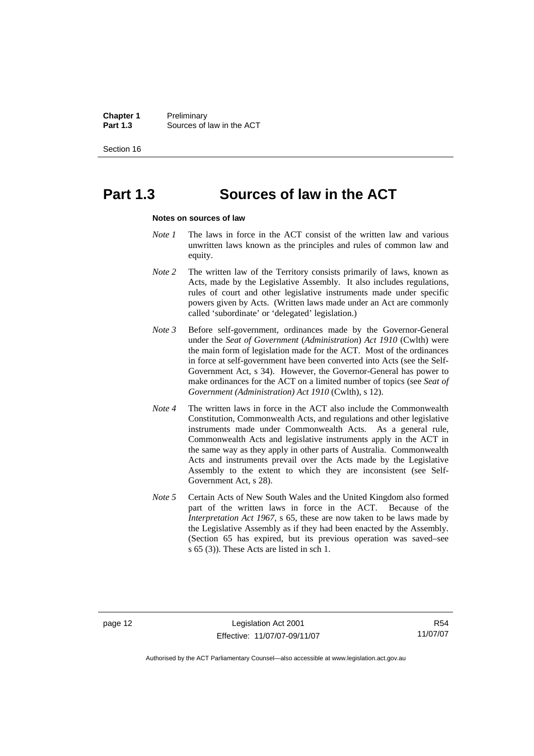# Part 1.3 Sources of law in the ACT

**Notes on sources of law**

*Note 1* The laws in force in the ACT consist of the written law and various unwritten laws known as the principles and rules of common law and equity.

*Note 2* The written law of the Territory consists primarily of laws, known as Acts, made by the Legislative Assembly. It also includes regulations, rules of court and other legislative instruments made under specific powers given by Acts. (Written laws made under an Act are commonly called 'subordinate' or 'delegated' legislation.)

*Note 3* Before self-government, ordinances made by the Governor-General under the *Seat of Government* (*Administration*) *Act 1910* (Cwlth) were the main form of legislation made for the ACT. Most of the ordinances in force at self-government have been converted into Acts (see the Self-Government Act, s 34). However, the Governor-General has power to make ordinances for the ACT on a limited number of topics (see *Seat of Government (Administration) Act 1910* (Cwlth), s 12).

*Note 4* The written laws in force in the ACT also include the Commonwealth Constitution, Commonwealth Acts, and regulations and other legislative instruments made under Commonwealth Acts. As a general rule, Commonwealth Acts and legislative instruments apply in the ACT in the same way as they apply in other parts of Australia. Commonwealth Acts and instruments prevail over the Acts made by the Legislative Assembly to the extent to which they are inconsistent (see Self-Government Act, s 28).

*Note 5* Certain Acts of New South Wales and the United Kingdom also formed part of the written laws in force in the ACT. Because of the *Interpretation Act 1967*, s 65, these are now taken to be laws made by the Legislative Assembly as if they had been enacted by the Assembly. (Section 65 has expired, but its previous operation was saved–see s 65 (3)). These Acts are listed in sch 1.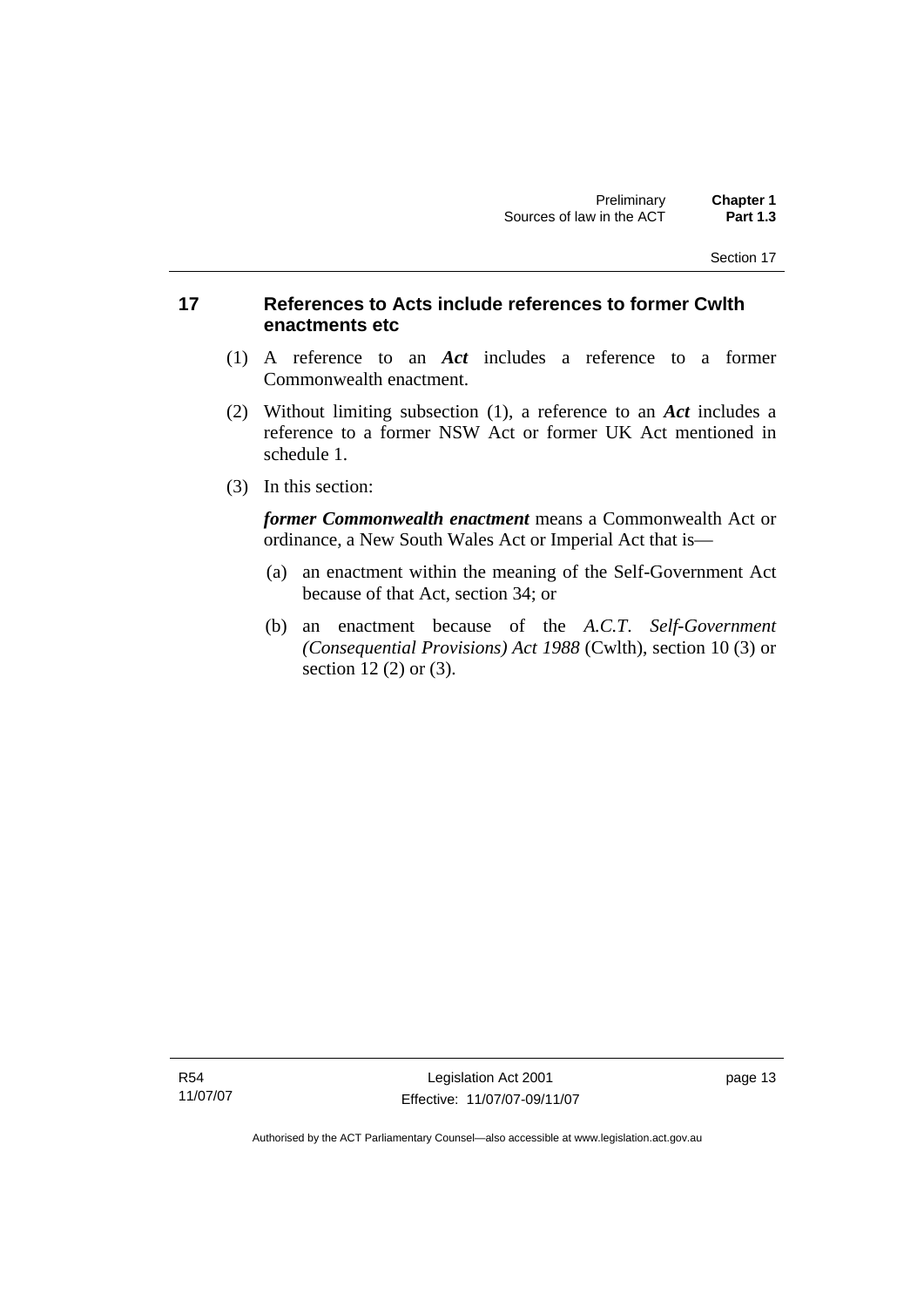## 17 References to Acts include references to former Cwlth enactments etc

(1) A reference to an ***Act*** includes a reference to a former Commonwealth enactment.

(2) Without limiting subsection (1), a reference to an ***Act*** includes a reference to a former NSW Act or former UK Act mentioned in schedule 1.

(3) In this section:

***former Commonwealth enactment*** means a Commonwealth Act or ordinance, a New South Wales Act or Imperial Act that is—

(a) an enactment within the meaning of the Self-Government Act because of that Act, section 34; or

(b) an enactment because of the *A.C.T. Self-Government (Consequential Provisions) Act 1988* (Cwlth), section 10 (3) or section 12 (2) or (3).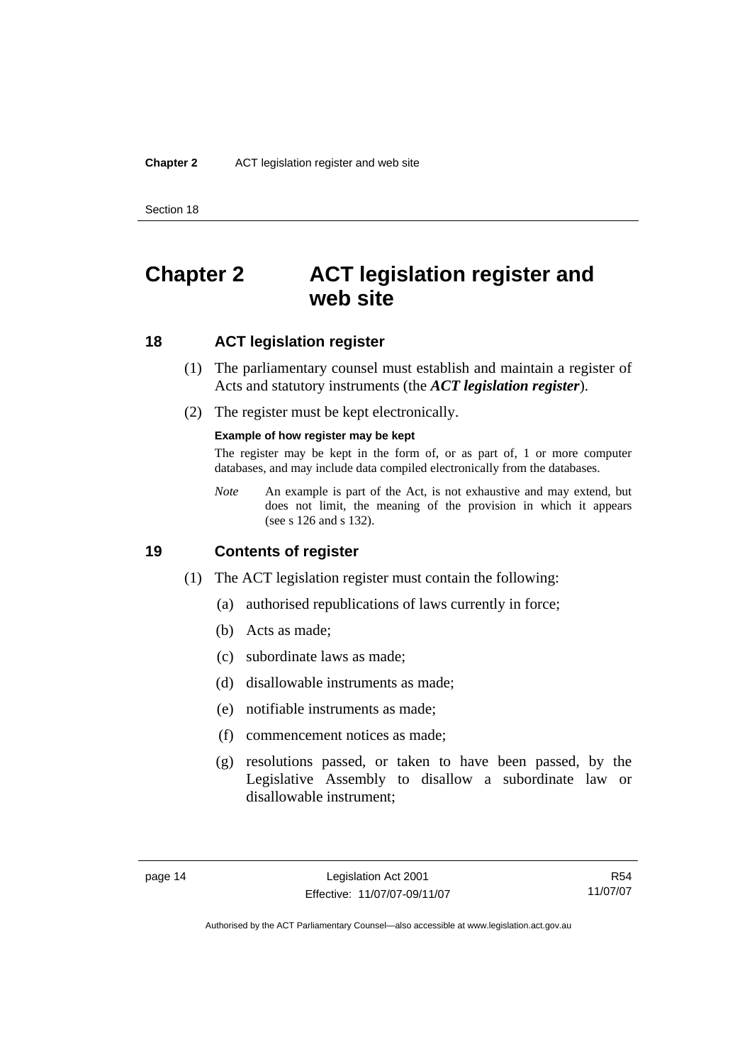# Chapter 2 ACT legislation register and web site

## 18 ACT legislation register

(1) The parliamentary counsel must establish and maintain a register of Acts and statutory instruments (the ***ACT legislation register***).

(2) The register must be kept electronically.

**Example of how register may be kept**

The register may be kept in the form of, or as part of, 1 or more computer databases, and may include data compiled electronically from the databases.

*Note* An example is part of the Act, is not exhaustive and may extend, but does not limit, the meaning of the provision in which it appears (see s 126 and s 132).

## 19 Contents of register

(1) The ACT legislation register must contain the following:

(a) authorised republications of laws currently in force;

(b) Acts as made;

(c) subordinate laws as made;

(d) disallowable instruments as made;

(e) notifiable instruments as made;

(f) commencement notices as made;

(g) resolutions passed, or taken to have been passed, by the Legislative Assembly to disallow a subordinate law or disallowable instrument;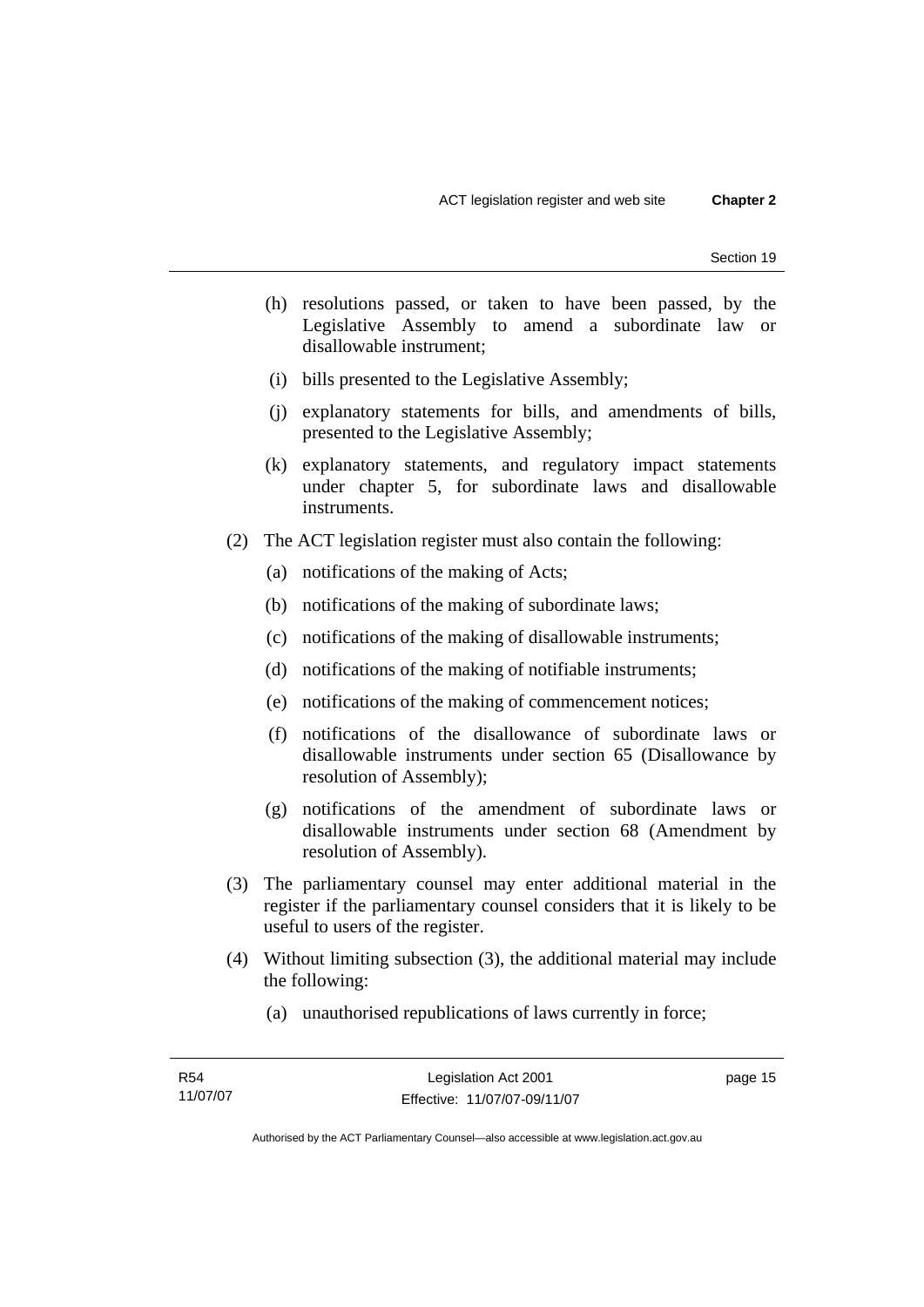(h) resolutions passed, or taken to have been passed, by the Legislative Assembly to amend a subordinate law or disallowable instrument;

(i) bills presented to the Legislative Assembly;

(j) explanatory statements for bills, and amendments of bills, presented to the Legislative Assembly;

(k) explanatory statements, and regulatory impact statements under chapter 5, for subordinate laws and disallowable instruments.

(2) The ACT legislation register must also contain the following:

(a) notifications of the making of Acts;

(b) notifications of the making of subordinate laws;

(c) notifications of the making of disallowable instruments;

(d) notifications of the making of notifiable instruments;

(e) notifications of the making of commencement notices;

(f) notifications of the disallowance of subordinate laws or disallowable instruments under section 65 (Disallowance by resolution of Assembly);

(g) notifications of the amendment of subordinate laws or disallowable instruments under section 68 (Amendment by resolution of Assembly).

(3) The parliamentary counsel may enter additional material in the register if the parliamentary counsel considers that it is likely to be useful to users of the register.

(4) Without limiting subsection (3), the additional material may include the following:

(a) unauthorised republications of laws currently in force;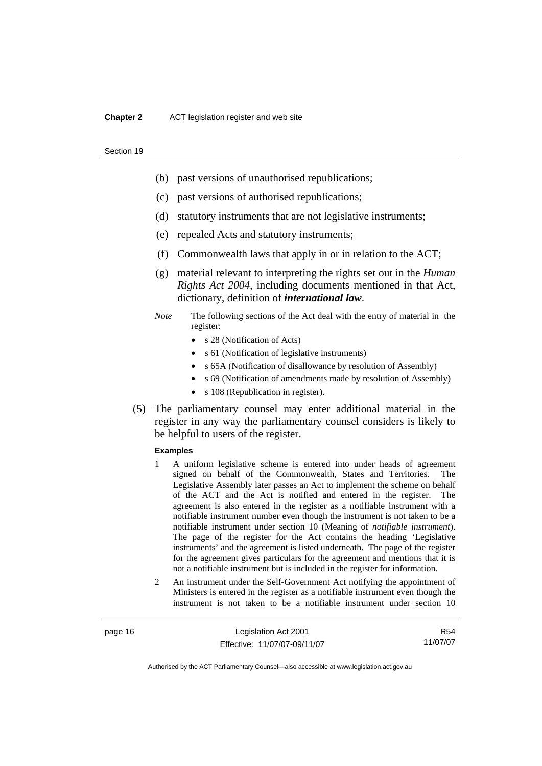- (b) past versions of unauthorised republications;
- (c) past versions of authorised republications;
- (d) statutory instruments that are not legislative instruments;
- (e) repealed Acts and statutory instruments;
- (f) Commonwealth laws that apply in or in relation to the ACT;
- (g) material relevant to interpreting the rights set out in the *Human Rights Act 2004*, including documents mentioned in that Act, dictionary, definition of ***international law***.

*Note* The following sections of the Act deal with the entry of material in the register:

- s 28 (Notification of Acts)
- s 61 (Notification of legislative instruments)
- s 65A (Notification of disallowance by resolution of Assembly)
- s 69 (Notification of amendments made by resolution of Assembly)
- s 108 (Republication in register).

(5) The parliamentary counsel may enter additional material in the register in any way the parliamentary counsel considers is likely to be helpful to users of the register.

**Examples**

1 A uniform legislative scheme is entered into under heads of agreement signed on behalf of the Commonwealth, States and Territories. The Legislative Assembly later passes an Act to implement the scheme on behalf of the ACT and the Act is notified and entered in the register. The agreement is also entered in the register as a notifiable instrument with a notifiable instrument number even though the instrument is not taken to be a notifiable instrument under section 10 (Meaning of *notifiable instrument*). The page of the register for the Act contains the heading 'Legislative instruments' and the agreement is listed underneath. The page of the register for the agreement gives particulars for the agreement and mentions that it is not a notifiable instrument but is included in the register for information.

2 An instrument under the Self-Government Act notifying the appointment of Ministers is entered in the register as a notifiable instrument even though the instrument is not taken to be a notifiable instrument under section 10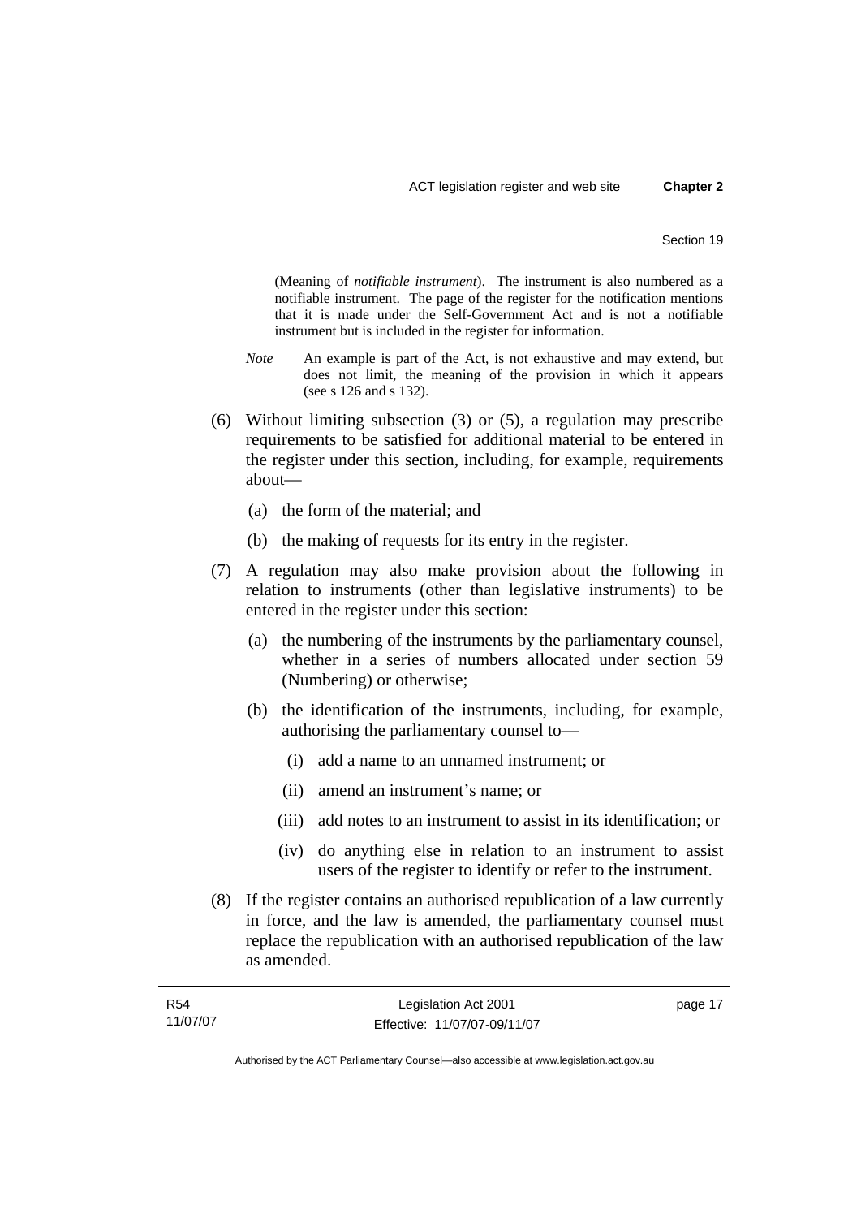(Meaning of *notifiable instrument*). The instrument is also numbered as a notifiable instrument. The page of the register for the notification mentions that it is made under the Self-Government Act and is not a notifiable instrument but is included in the register for information.

*Note* An example is part of the Act, is not exhaustive and may extend, but does not limit, the meaning of the provision in which it appears (see s 126 and s 132).

(6) Without limiting subsection (3) or (5), a regulation may prescribe requirements to be satisfied for additional material to be entered in the register under this section, including, for example, requirements about—

(a) the form of the material; and

(b) the making of requests for its entry in the register.

(7) A regulation may also make provision about the following in relation to instruments (other than legislative instruments) to be entered in the register under this section:

(a) the numbering of the instruments by the parliamentary counsel, whether in a series of numbers allocated under section 59 (Numbering) or otherwise;

(b) the identification of the instruments, including, for example, authorising the parliamentary counsel to—

(i) add a name to an unnamed instrument; or

(ii) amend an instrument's name; or

(iii) add notes to an instrument to assist in its identification; or

(iv) do anything else in relation to an instrument to assist users of the register to identify or refer to the instrument.

(8) If the register contains an authorised republication of a law currently in force, and the law is amended, the parliamentary counsel must replace the republication with an authorised republication of the law as amended.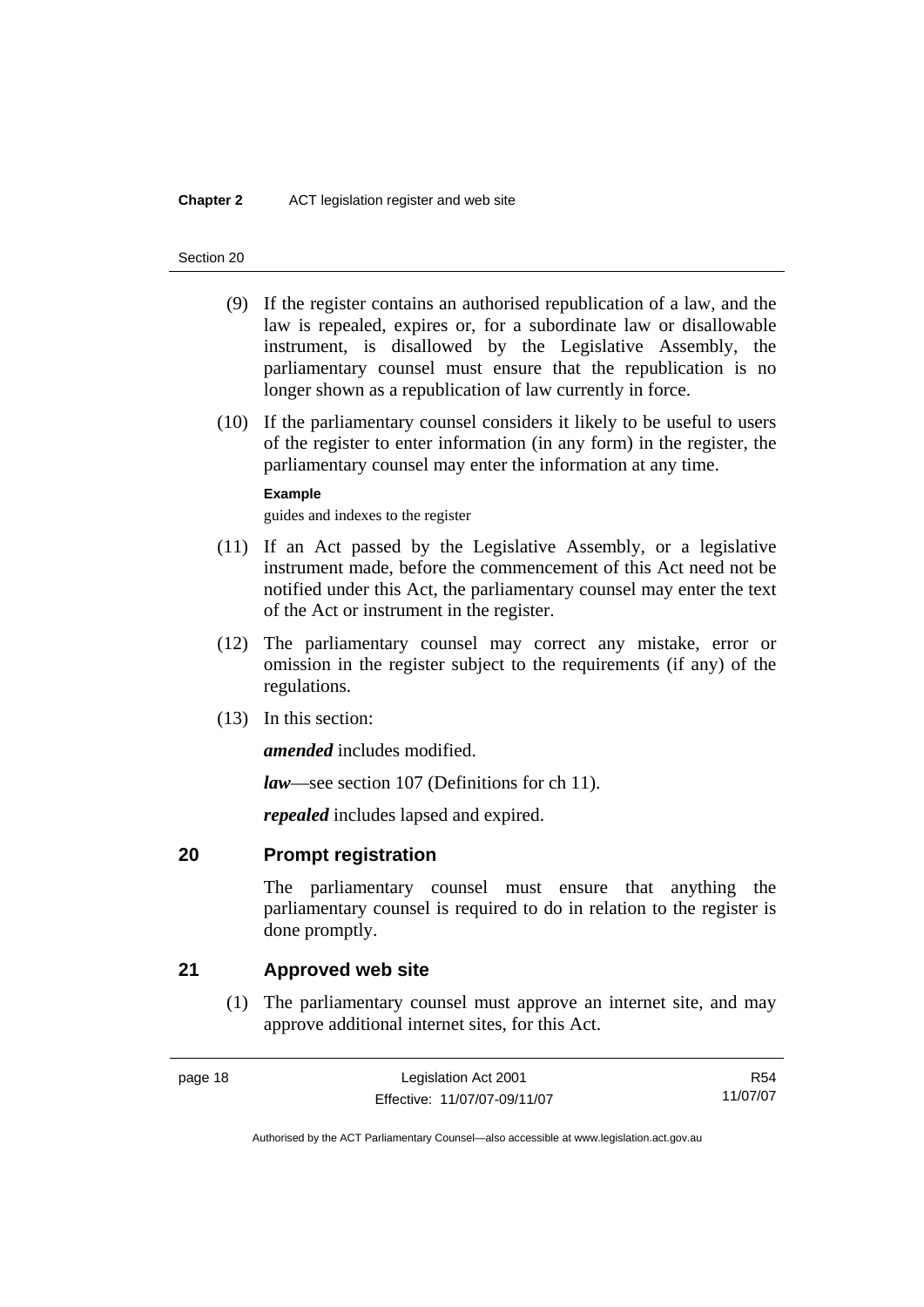(9) If the register contains an authorised republication of a law, and the law is repealed, expires or, for a subordinate law or disallowable instrument, is disallowed by the Legislative Assembly, the parliamentary counsel must ensure that the republication is no longer shown as a republication of law currently in force.

(10) If the parliamentary counsel considers it likely to be useful to users of the register to enter information (in any form) in the register, the parliamentary counsel may enter the information at any time.

**Example**

guides and indexes to the register

(11) If an Act passed by the Legislative Assembly, or a legislative instrument made, before the commencement of this Act need not be notified under this Act, the parliamentary counsel may enter the text of the Act or instrument in the register.

(12) The parliamentary counsel may correct any mistake, error or omission in the register subject to the requirements (if any) of the regulations.

(13) In this section:

***amended*** includes modified.

***law***—see section 107 (Definitions for ch 11).

***repealed*** includes lapsed and expired.

## 20 Prompt registration

The parliamentary counsel must ensure that anything the parliamentary counsel is required to do in relation to the register is done promptly.

## 21 Approved web site

(1) The parliamentary counsel must approve an internet site, and may approve additional internet sites, for this Act.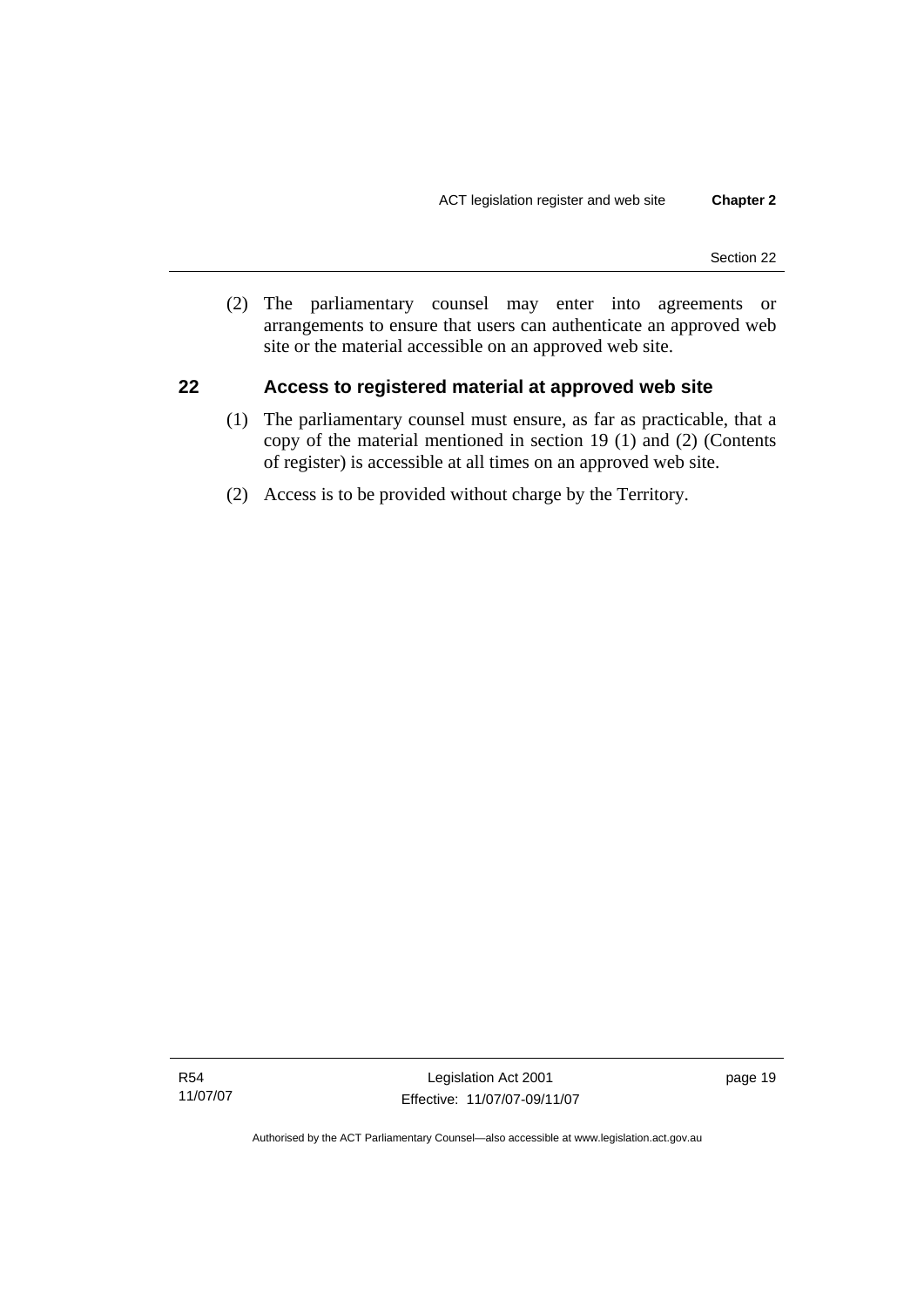(2) The parliamentary counsel may enter into agreements or arrangements to ensure that users can authenticate an approved web site or the material accessible on an approved web site.

## 22 Access to registered material at approved web site

(1) The parliamentary counsel must ensure, as far as practicable, that a copy of the material mentioned in section 19 (1) and (2) (Contents of register) is accessible at all times on an approved web site.

(2) Access is to be provided without charge by the Territory.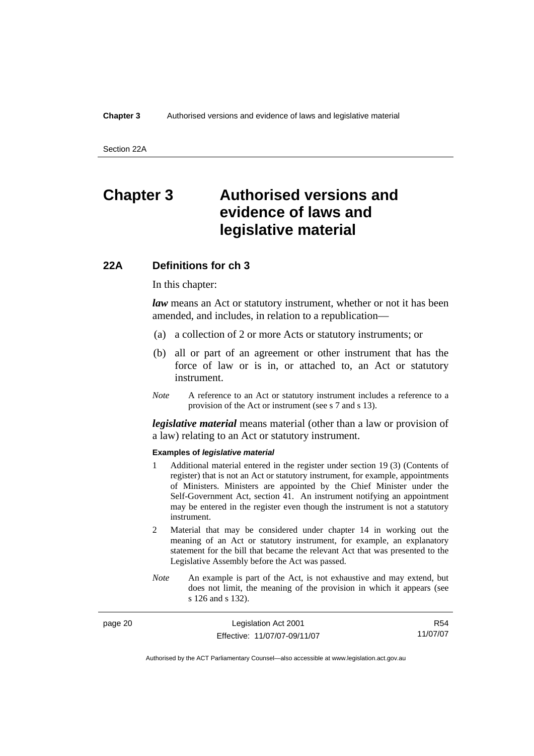# Chapter 3 Authorised versions and evidence of laws and legislative material

## 22A Definitions for ch 3

In this chapter:

***law*** means an Act or statutory instrument, whether or not it has been amended, and includes, in relation to a republication—

(a) a collection of 2 or more Acts or statutory instruments; or

(b) all or part of an agreement or other instrument that has the force of law or is in, or attached to, an Act or statutory instrument.

*Note* A reference to an Act or statutory instrument includes a reference to a provision of the Act or instrument (see s 7 and s 13).

***legislative material*** means material (other than a law or provision of a law) relating to an Act or statutory instrument.

**Examples of *legislative material***

1 Additional material entered in the register under section 19 (3) (Contents of register) that is not an Act or statutory instrument, for example, appointments of Ministers. Ministers are appointed by the Chief Minister under the Self-Government Act, section 41. An instrument notifying an appointment may be entered in the register even though the instrument is not a statutory instrument.

2 Material that may be considered under chapter 14 in working out the meaning of an Act or statutory instrument, for example, an explanatory statement for the bill that became the relevant Act that was presented to the Legislative Assembly before the Act was passed.

*Note* An example is part of the Act, is not exhaustive and may extend, but does not limit, the meaning of the provision in which it appears (see s 126 and s 132).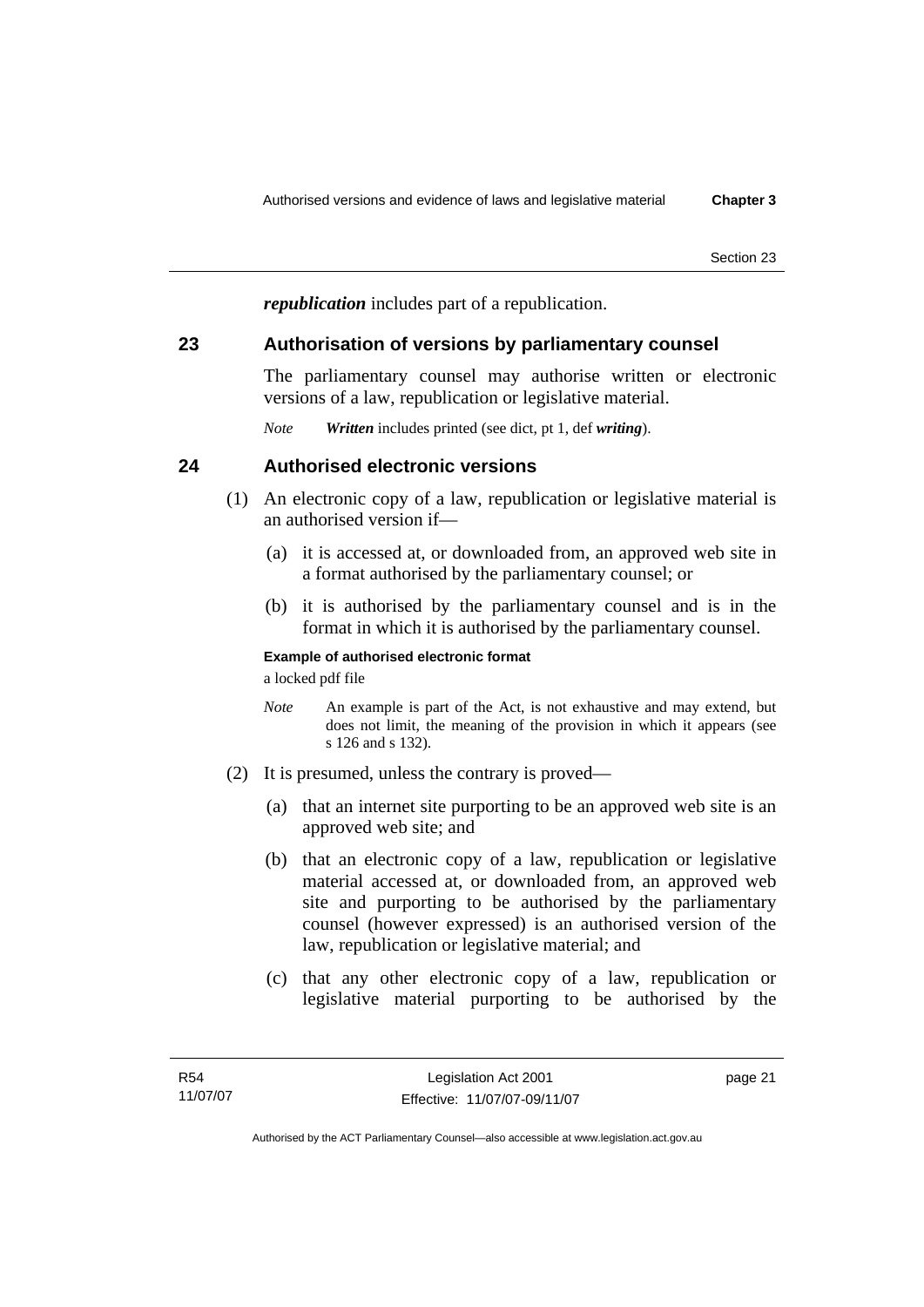***republication*** includes part of a republication.

## 23 Authorisation of versions by parliamentary counsel

The parliamentary counsel may authorise written or electronic versions of a law, republication or legislative material.

*Note* ***Written*** includes printed (see dict, pt 1, def ***writing***).

## 24 Authorised electronic versions

(1) An electronic copy of a law, republication or legislative material is an authorised version if—

(a) it is accessed at, or downloaded from, an approved web site in a format authorised by the parliamentary counsel; or

(b) it is authorised by the parliamentary counsel and is in the format in which it is authorised by the parliamentary counsel.

**Example of authorised electronic format**

a locked pdf file

*Note* An example is part of the Act, is not exhaustive and may extend, but does not limit, the meaning of the provision in which it appears (see s 126 and s 132).

(2) It is presumed, unless the contrary is proved—

(a) that an internet site purporting to be an approved web site is an approved web site; and

(b) that an electronic copy of a law, republication or legislative material accessed at, or downloaded from, an approved web site and purporting to be authorised by the parliamentary counsel (however expressed) is an authorised version of the law, republication or legislative material; and

(c) that any other electronic copy of a law, republication or legislative material purporting to be authorised by the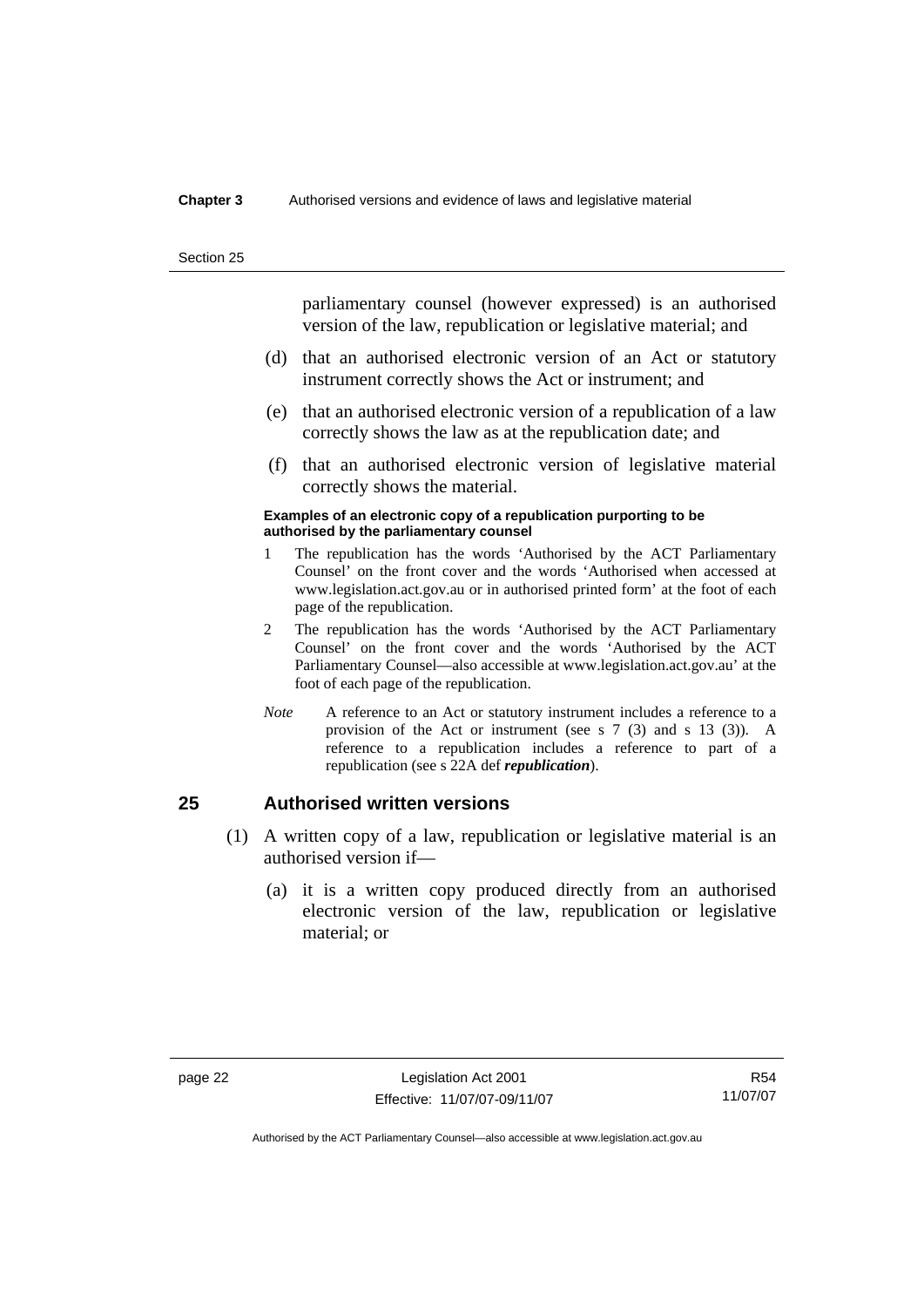parliamentary counsel (however expressed) is an authorised version of the law, republication or legislative material; and

(d) that an authorised electronic version of an Act or statutory instrument correctly shows the Act or instrument; and

(e) that an authorised electronic version of a republication of a law correctly shows the law as at the republication date; and

(f) that an authorised electronic version of legislative material correctly shows the material.

**Examples of an electronic copy of a republication purporting to be authorised by the parliamentary counsel**

1 The republication has the words 'Authorised by the ACT Parliamentary Counsel' on the front cover and the words 'Authorised when accessed at www.legislation.act.gov.au or in authorised printed form' at the foot of each page of the republication.

2 The republication has the words 'Authorised by the ACT Parliamentary Counsel' on the front cover and the words 'Authorised by the ACT Parliamentary Counsel—also accessible at www.legislation.act.gov.au' at the foot of each page of the republication.

*Note* A reference to an Act or statutory instrument includes a reference to a provision of the Act or instrument (see s 7 (3) and s 13 (3)). A reference to a republication includes a reference to part of a republication (see s 22A def ***republication***).

## 25 Authorised written versions

(1) A written copy of a law, republication or legislative material is an authorised version if—

(a) it is a written copy produced directly from an authorised electronic version of the law, republication or legislative material; or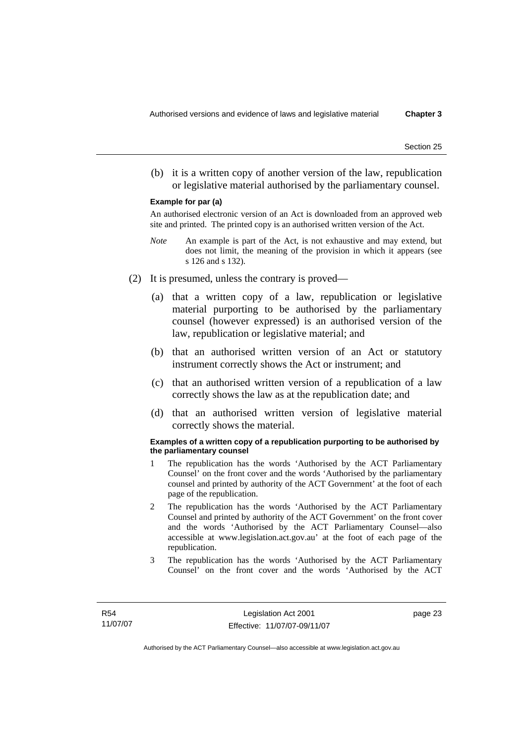(b) it is a written copy of another version of the law, republication or legislative material authorised by the parliamentary counsel.

**Example for par (a)**

An authorised electronic version of an Act is downloaded from an approved web site and printed. The printed copy is an authorised written version of the Act.

*Note* An example is part of the Act, is not exhaustive and may extend, but does not limit, the meaning of the provision in which it appears (see s 126 and s 132).

(2) It is presumed, unless the contrary is proved—

(a) that a written copy of a law, republication or legislative material purporting to be authorised by the parliamentary counsel (however expressed) is an authorised version of the law, republication or legislative material; and

(b) that an authorised written version of an Act or statutory instrument correctly shows the Act or instrument; and

(c) that an authorised written version of a republication of a law correctly shows the law as at the republication date; and

(d) that an authorised written version of legislative material correctly shows the material.

**Examples of a written copy of a republication purporting to be authorised by the parliamentary counsel**

1 The republication has the words 'Authorised by the ACT Parliamentary Counsel' on the front cover and the words 'Authorised by the parliamentary counsel and printed by authority of the ACT Government' at the foot of each page of the republication.

2 The republication has the words 'Authorised by the ACT Parliamentary Counsel and printed by authority of the ACT Government' on the front cover and the words 'Authorised by the ACT Parliamentary Counsel—also accessible at www.legislation.act.gov.au' at the foot of each page of the republication.

3 The republication has the words 'Authorised by the ACT Parliamentary Counsel' on the front cover and the words 'Authorised by the ACT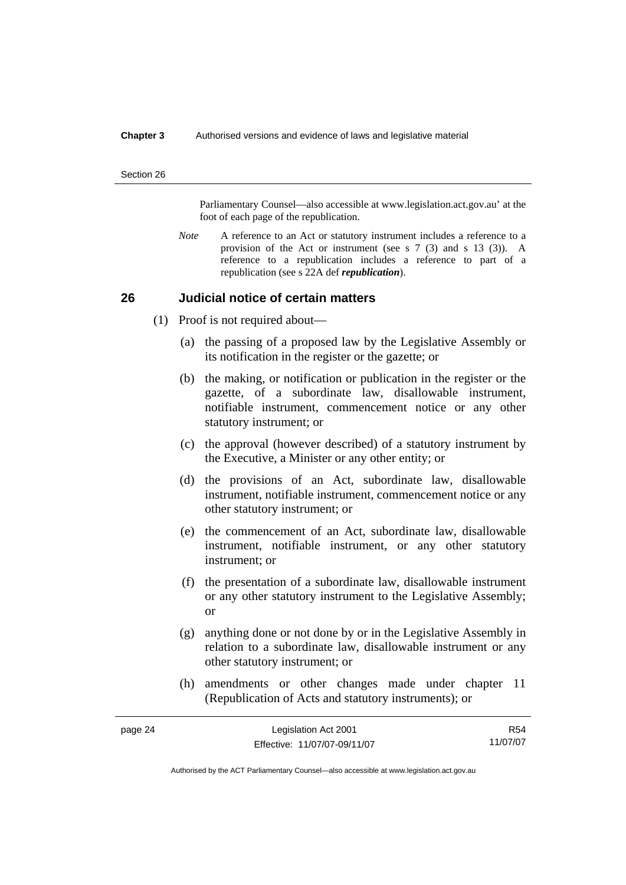Parliamentary Counsel—also accessible at www.legislation.act.gov.au' at the foot of each page of the republication.

*Note* A reference to an Act or statutory instrument includes a reference to a provision of the Act or instrument (see s 7 (3) and s 13 (3)). A reference to a republication includes a reference to part of a republication (see s 22A def ***republication***).

## 26 Judicial notice of certain matters

(1) Proof is not required about—

(a) the passing of a proposed law by the Legislative Assembly or its notification in the register or the gazette; or

(b) the making, or notification or publication in the register or the gazette, of a subordinate law, disallowable instrument, notifiable instrument, commencement notice or any other statutory instrument; or

(c) the approval (however described) of a statutory instrument by the Executive, a Minister or any other entity; or

(d) the provisions of an Act, subordinate law, disallowable instrument, notifiable instrument, commencement notice or any other statutory instrument; or

(e) the commencement of an Act, subordinate law, disallowable instrument, notifiable instrument, or any other statutory instrument; or

(f) the presentation of a subordinate law, disallowable instrument or any other statutory instrument to the Legislative Assembly; or

(g) anything done or not done by or in the Legislative Assembly in relation to a subordinate law, disallowable instrument or any other statutory instrument; or

(h) amendments or other changes made under chapter 11 (Republication of Acts and statutory instruments); or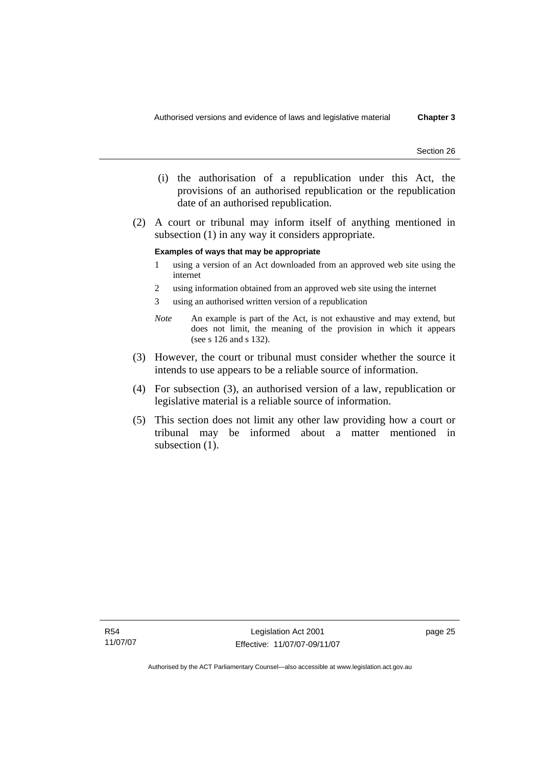(i) the authorisation of a republication under this Act, the provisions of an authorised republication or the republication date of an authorised republication.

(2) A court or tribunal may inform itself of anything mentioned in subsection (1) in any way it considers appropriate.

**Examples of ways that may be appropriate**

1 using a version of an Act downloaded from an approved web site using the internet

2 using information obtained from an approved web site using the internet

3 using an authorised written version of a republication

*Note* An example is part of the Act, is not exhaustive and may extend, but does not limit, the meaning of the provision in which it appears (see s 126 and s 132).

(3) However, the court or tribunal must consider whether the source it intends to use appears to be a reliable source of information.

(4) For subsection (3), an authorised version of a law, republication or legislative material is a reliable source of information.

(5) This section does not limit any other law providing how a court or tribunal may be informed about a matter mentioned in subsection (1).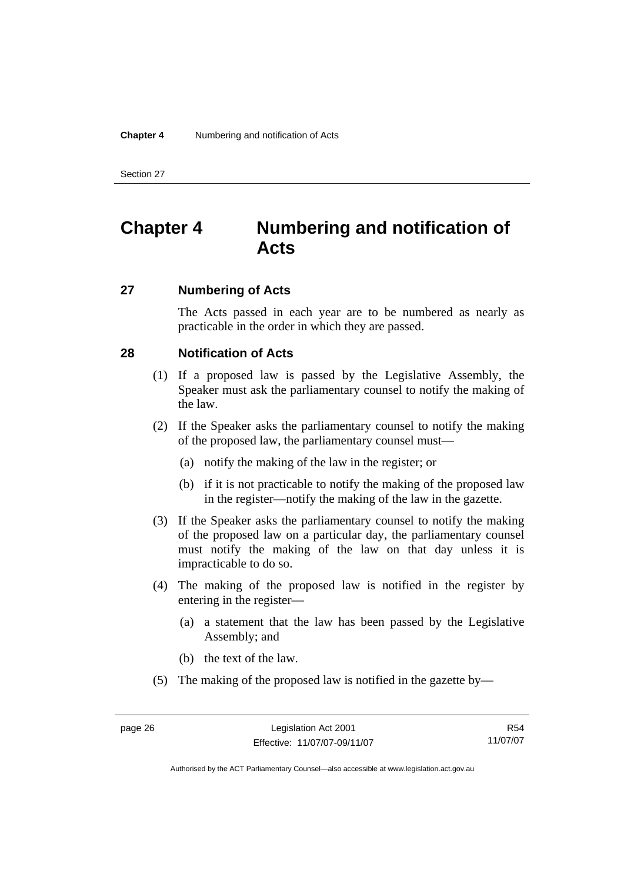# Chapter 4 Numbering and notification of Acts

## 27 Numbering of Acts

The Acts passed in each year are to be numbered as nearly as practicable in the order in which they are passed.

## 28 Notification of Acts

(1) If a proposed law is passed by the Legislative Assembly, the Speaker must ask the parliamentary counsel to notify the making of the law.

(2) If the Speaker asks the parliamentary counsel to notify the making of the proposed law, the parliamentary counsel must—

- (a) notify the making of the law in the register; or
- (b) if it is not practicable to notify the making of the proposed law in the register—notify the making of the law in the gazette.

(3) If the Speaker asks the parliamentary counsel to notify the making of the proposed law on a particular day, the parliamentary counsel must notify the making of the law on that day unless it is impracticable to do so.

(4) The making of the proposed law is notified in the register by entering in the register—

- (a) a statement that the law has been passed by the Legislative Assembly; and
- (b) the text of the law.

(5) The making of the proposed law is notified in the gazette by—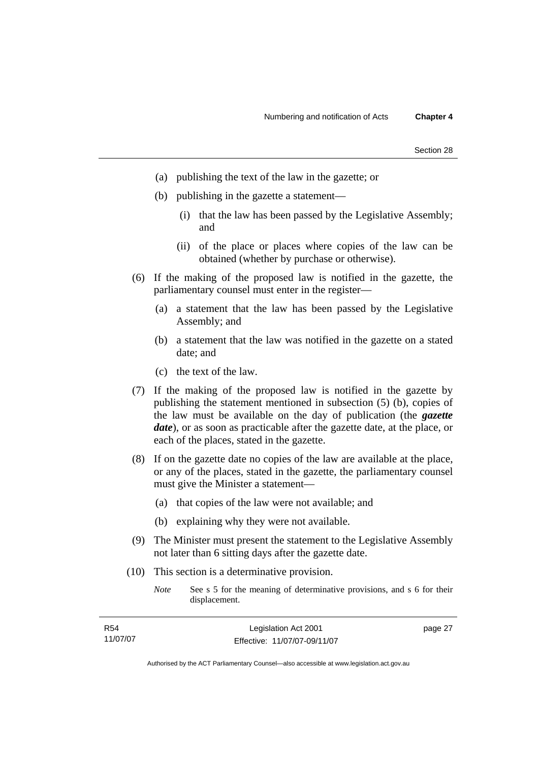(a) publishing the text of the law in the gazette; or

(b) publishing in the gazette a statement—

(i) that the law has been passed by the Legislative Assembly; and

(ii) of the place or places where copies of the law can be obtained (whether by purchase or otherwise).

(6) If the making of the proposed law is notified in the gazette, the parliamentary counsel must enter in the register—

(a) a statement that the law has been passed by the Legislative Assembly; and

(b) a statement that the law was notified in the gazette on a stated date; and

(c) the text of the law.

(7) If the making of the proposed law is notified in the gazette by publishing the statement mentioned in subsection (5) (b), copies of the law must be available on the day of publication (the ***gazette date***), or as soon as practicable after the gazette date, at the place, or each of the places, stated in the gazette.

(8) If on the gazette date no copies of the law are available at the place, or any of the places, stated in the gazette, the parliamentary counsel must give the Minister a statement—

(a) that copies of the law were not available; and

(b) explaining why they were not available.

(9) The Minister must present the statement to the Legislative Assembly not later than 6 sitting days after the gazette date.

(10) This section is a determinative provision.

*Note* See s 5 for the meaning of determinative provisions, and s 6 for their displacement.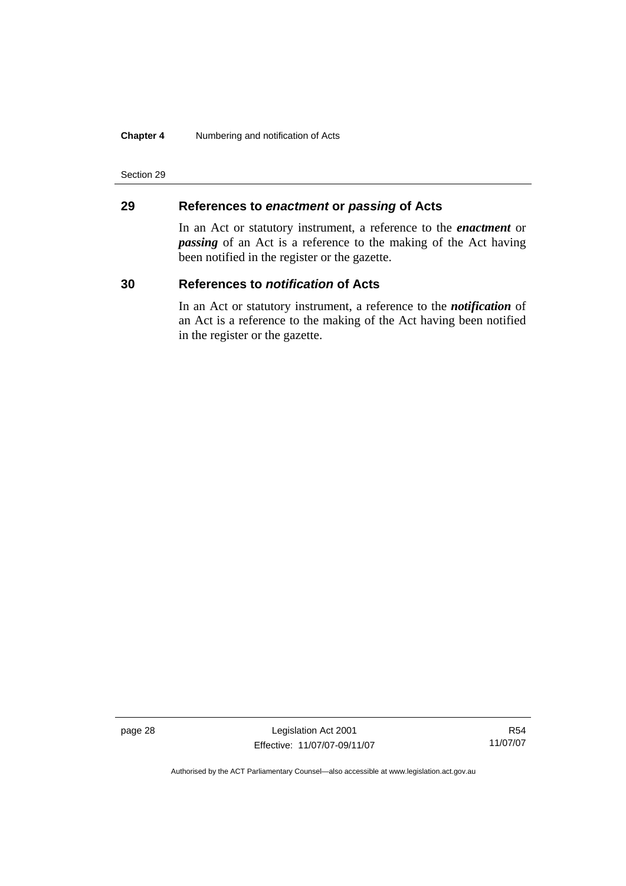## 29 References to *enactment* or *passing* of Acts

In an Act or statutory instrument, a reference to the ***enactment*** or ***passing*** of an Act is a reference to the making of the Act having been notified in the register or the gazette.

## 30 References to *notification* of Acts

In an Act or statutory instrument, a reference to the ***notification*** of an Act is a reference to the making of the Act having been notified in the register or the gazette.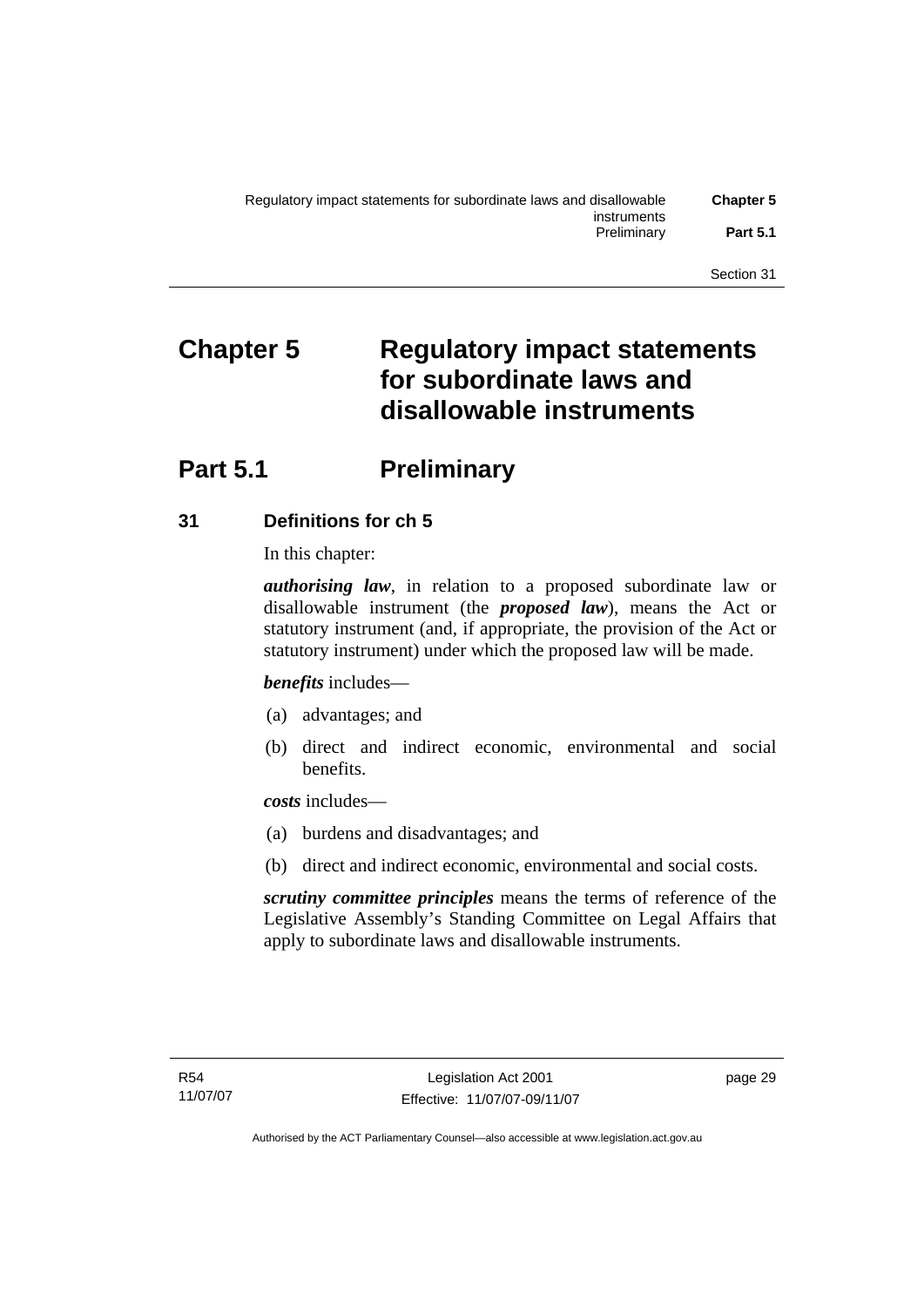# Chapter 5 Regulatory impact statements for subordinate laws and disallowable instruments

## Part 5.1 Preliminary

### 31 Definitions for ch 5

In this chapter:

***authorising law***, in relation to a proposed subordinate law or disallowable instrument (the ***proposed law***), means the Act or statutory instrument (and, if appropriate, the provision of the Act or statutory instrument) under which the proposed law will be made.

***benefits*** includes—

(a) advantages; and

(b) direct and indirect economic, environmental and social benefits.

***costs*** includes—

(a) burdens and disadvantages; and

(b) direct and indirect economic, environmental and social costs.

***scrutiny committee principles*** means the terms of reference of the Legislative Assembly's Standing Committee on Legal Affairs that apply to subordinate laws and disallowable instruments.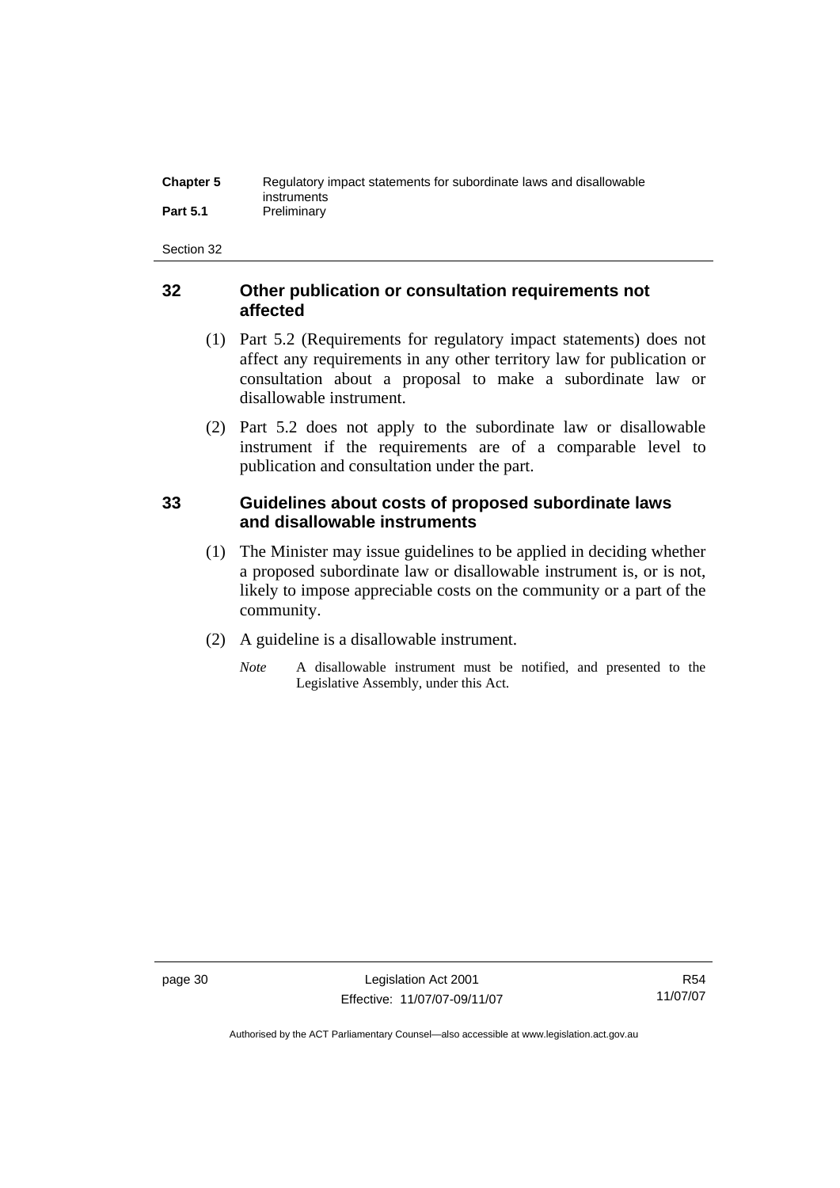## 32 Other publication or consultation requirements not affected

(1) Part 5.2 (Requirements for regulatory impact statements) does not affect any requirements in any other territory law for publication or consultation about a proposal to make a subordinate law or disallowable instrument.

(2) Part 5.2 does not apply to the subordinate law or disallowable instrument if the requirements are of a comparable level to publication and consultation under the part.

## 33 Guidelines about costs of proposed subordinate laws and disallowable instruments

(1) The Minister may issue guidelines to be applied in deciding whether a proposed subordinate law or disallowable instrument is, or is not, likely to impose appreciable costs on the community or a part of the community.

(2) A guideline is a disallowable instrument.

*Note* A disallowable instrument must be notified, and presented to the Legislative Assembly, under this Act.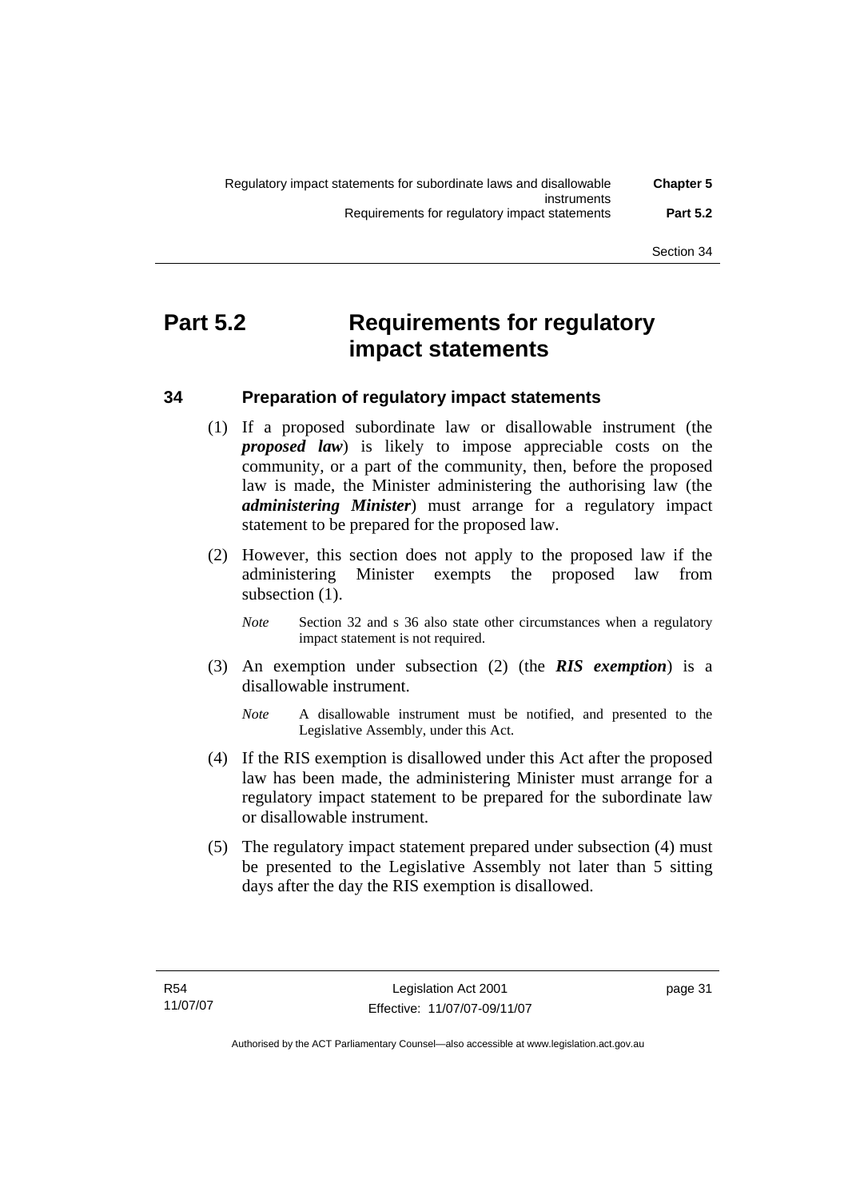# Part 5.2 Requirements for regulatory impact statements

## 34 Preparation of regulatory impact statements

(1) If a proposed subordinate law or disallowable instrument (the ***proposed law***) is likely to impose appreciable costs on the community, or a part of the community, then, before the proposed law is made, the Minister administering the authorising law (the ***administering Minister***) must arrange for a regulatory impact statement to be prepared for the proposed law.

(2) However, this section does not apply to the proposed law if the administering Minister exempts the proposed law from subsection (1).

*Note* Section 32 and s 36 also state other circumstances when a regulatory impact statement is not required.

(3) An exemption under subsection (2) (the ***RIS exemption***) is a disallowable instrument.

*Note* A disallowable instrument must be notified, and presented to the Legislative Assembly, under this Act.

(4) If the RIS exemption is disallowed under this Act after the proposed law has been made, the administering Minister must arrange for a regulatory impact statement to be prepared for the subordinate law or disallowable instrument.

(5) The regulatory impact statement prepared under subsection (4) must be presented to the Legislative Assembly not later than 5 sitting days after the day the RIS exemption is disallowed.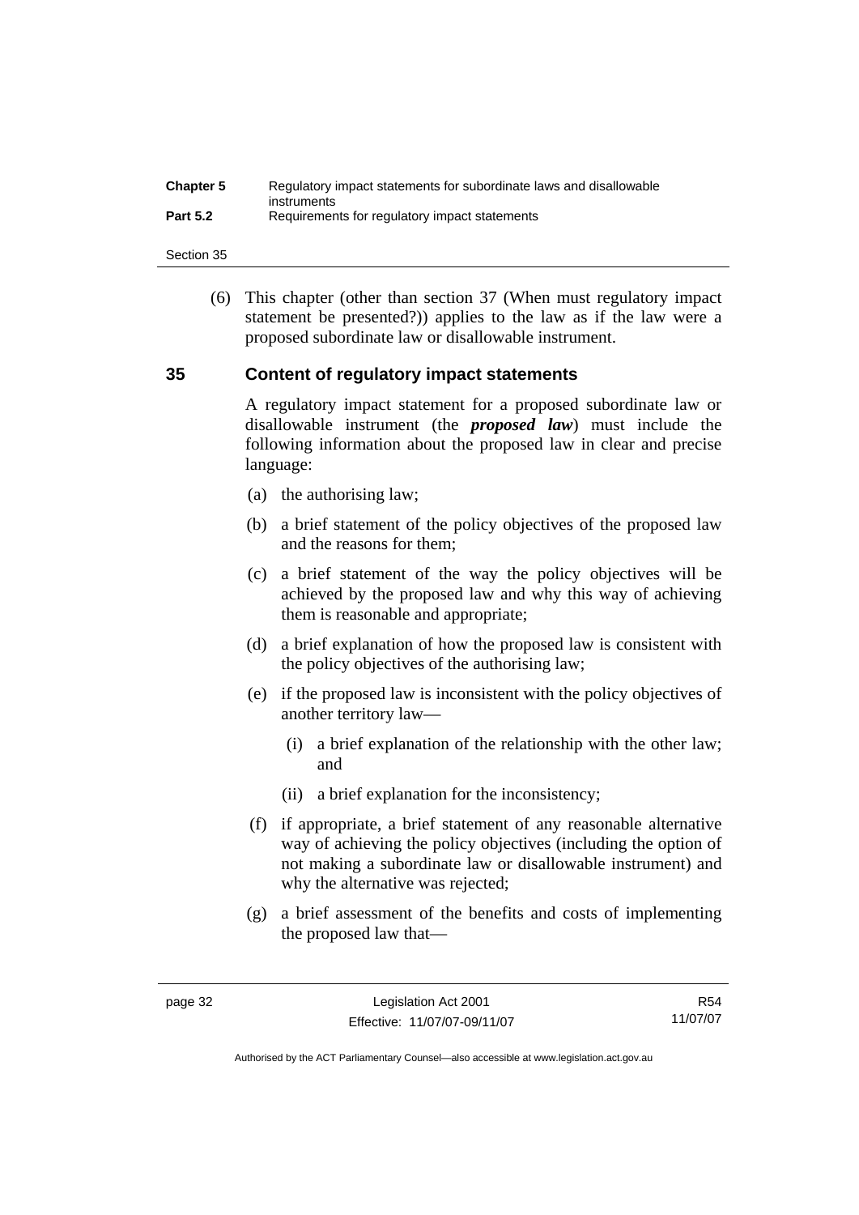(6) This chapter (other than section 37 (When must regulatory impact statement be presented?)) applies to the law as if the law were a proposed subordinate law or disallowable instrument.

## 35 Content of regulatory impact statements

A regulatory impact statement for a proposed subordinate law or disallowable instrument (the ***proposed law***) must include the following information about the proposed law in clear and precise language:

(a) the authorising law;

(b) a brief statement of the policy objectives of the proposed law and the reasons for them;

(c) a brief statement of the way the policy objectives will be achieved by the proposed law and why this way of achieving them is reasonable and appropriate;

(d) a brief explanation of how the proposed law is consistent with the policy objectives of the authorising law;

(e) if the proposed law is inconsistent with the policy objectives of another territory law—

(i) a brief explanation of the relationship with the other law; and

(ii) a brief explanation for the inconsistency;

(f) if appropriate, a brief statement of any reasonable alternative way of achieving the policy objectives (including the option of not making a subordinate law or disallowable instrument) and why the alternative was rejected;

(g) a brief assessment of the benefits and costs of implementing the proposed law that—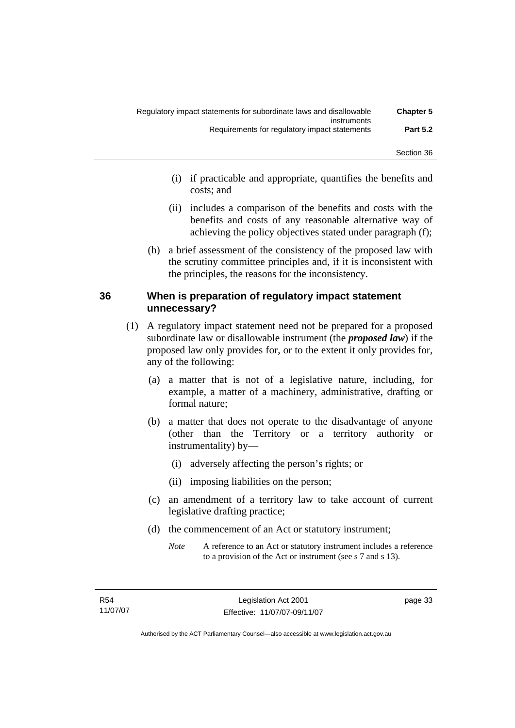(i) if practicable and appropriate, quantifies the benefits and costs; and

(ii) includes a comparison of the benefits and costs with the benefits and costs of any reasonable alternative way of achieving the policy objectives stated under paragraph (f);

(h) a brief assessment of the consistency of the proposed law with the scrutiny committee principles and, if it is inconsistent with the principles, the reasons for the inconsistency.

## 36 When is preparation of regulatory impact statement unnecessary?

(1) A regulatory impact statement need not be prepared for a proposed subordinate law or disallowable instrument (the ***proposed law***) if the proposed law only provides for, or to the extent it only provides for, any of the following:

(a) a matter that is not of a legislative nature, including, for example, a matter of a machinery, administrative, drafting or formal nature;

(b) a matter that does not operate to the disadvantage of anyone (other than the Territory or a territory authority or instrumentality) by—

(i) adversely affecting the person's rights; or

(ii) imposing liabilities on the person;

(c) an amendment of a territory law to take account of current legislative drafting practice;

(d) the commencement of an Act or statutory instrument;

*Note* A reference to an Act or statutory instrument includes a reference to a provision of the Act or instrument (see s 7 and s 13).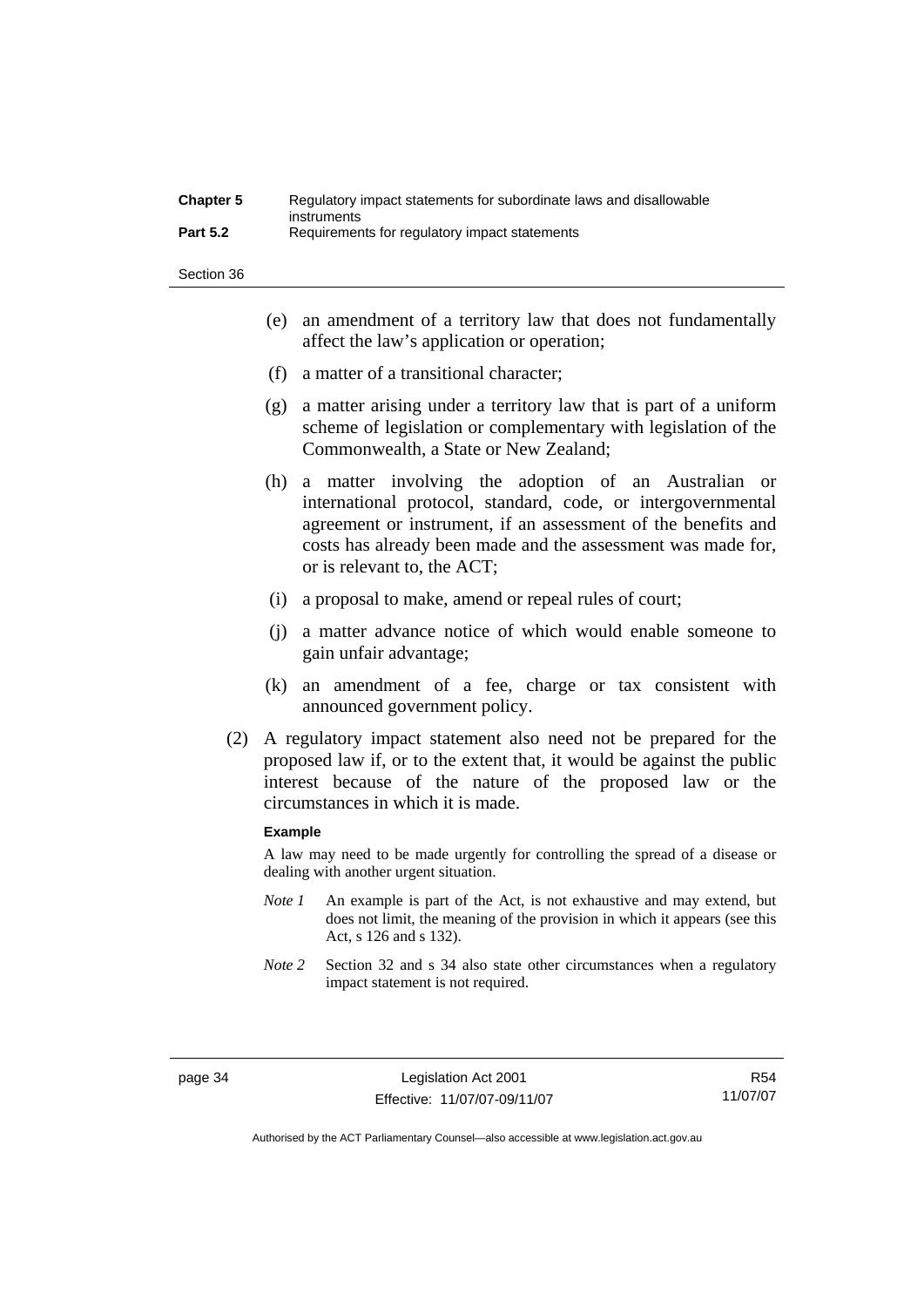(e) an amendment of a territory law that does not fundamentally affect the law's application or operation;

(f) a matter of a transitional character;

(g) a matter arising under a territory law that is part of a uniform scheme of legislation or complementary with legislation of the Commonwealth, a State or New Zealand;

(h) a matter involving the adoption of an Australian or international protocol, standard, code, or intergovernmental agreement or instrument, if an assessment of the benefits and costs has already been made and the assessment was made for, or is relevant to, the ACT;

(i) a proposal to make, amend or repeal rules of court;

(j) a matter advance notice of which would enable someone to gain unfair advantage;

(k) an amendment of a fee, charge or tax consistent with announced government policy.

(2) A regulatory impact statement also need not be prepared for the proposed law if, or to the extent that, it would be against the public interest because of the nature of the proposed law or the circumstances in which it is made.

**Example**

A law may need to be made urgently for controlling the spread of a disease or dealing with another urgent situation.

*Note 1* An example is part of the Act, is not exhaustive and may extend, but does not limit, the meaning of the provision in which it appears (see this Act, s 126 and s 132).

*Note 2* Section 32 and s 34 also state other circumstances when a regulatory impact statement is not required.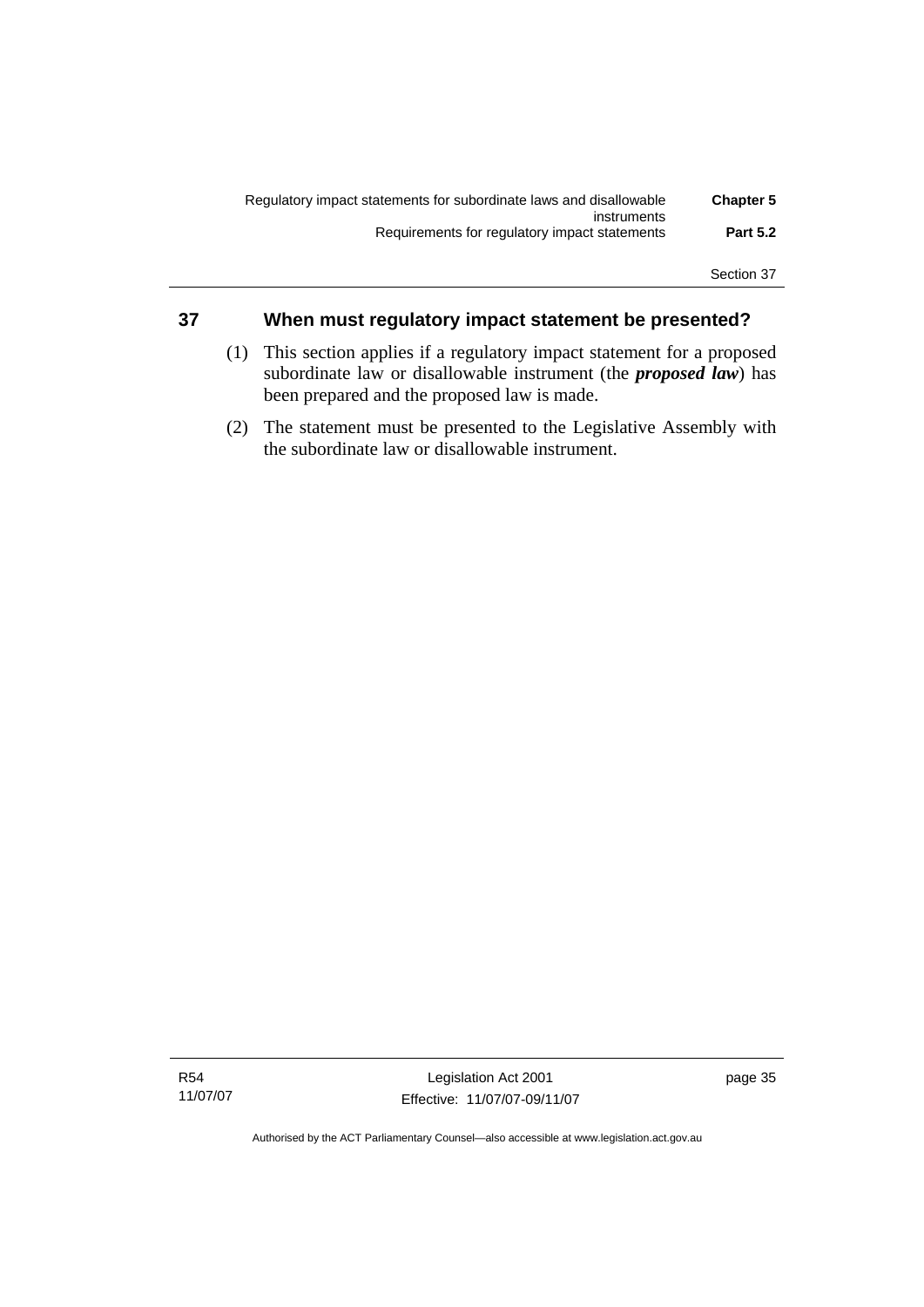## 37 When must regulatory impact statement be presented?

(1) This section applies if a regulatory impact statement for a proposed subordinate law or disallowable instrument (the ***proposed law***) has been prepared and the proposed law is made.

(2) The statement must be presented to the Legislative Assembly with the subordinate law or disallowable instrument.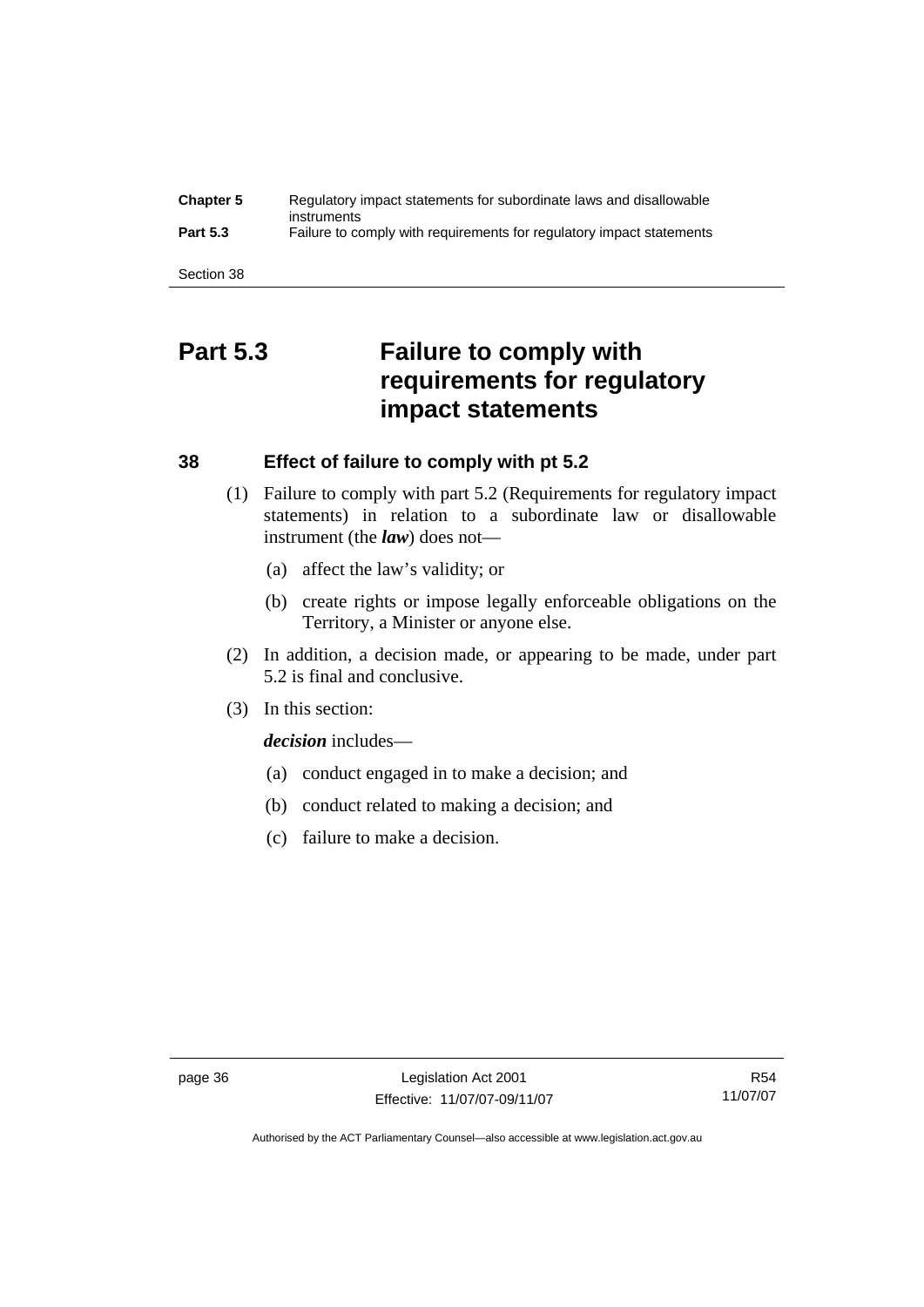# Part 5.3 Failure to comply with requirements for regulatory impact statements

## 38 Effect of failure to comply with pt 5.2

(1) Failure to comply with part 5.2 (Requirements for regulatory impact statements) in relation to a subordinate law or disallowable instrument (the ***law***) does not—

(a) affect the law's validity; or

(b) create rights or impose legally enforceable obligations on the Territory, a Minister or anyone else.

(2) In addition, a decision made, or appearing to be made, under part 5.2 is final and conclusive.

(3) In this section:

***decision*** includes—

(a) conduct engaged in to make a decision; and

(b) conduct related to making a decision; and

(c) failure to make a decision.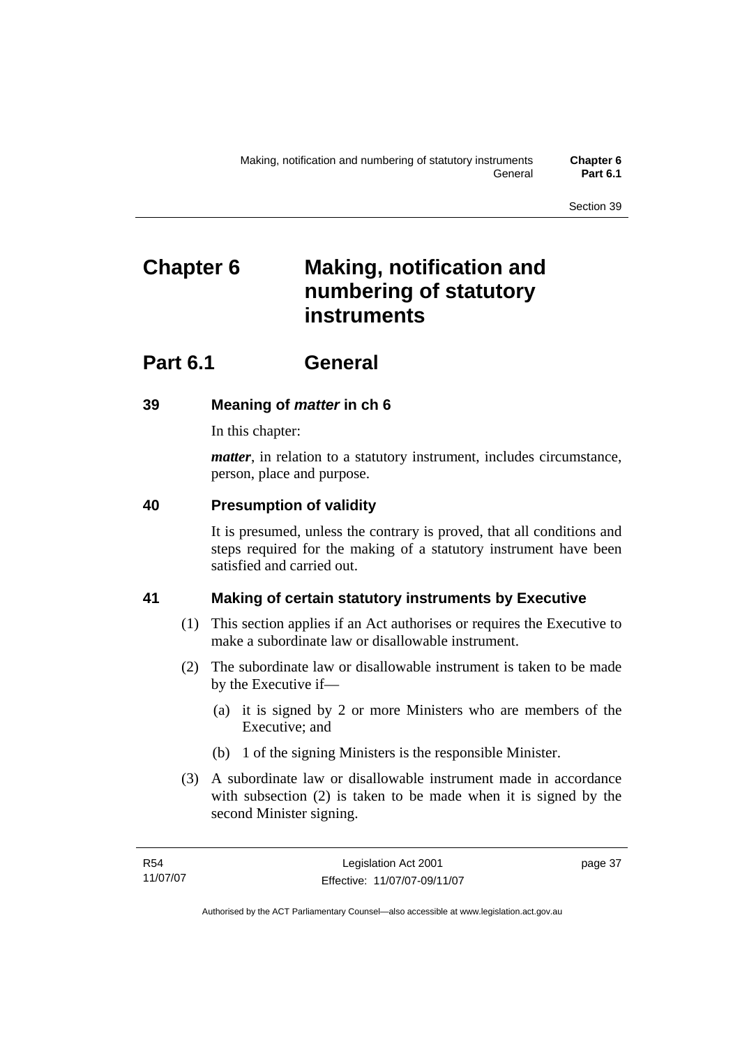# Chapter 6 Making, notification and numbering of statutory instruments

## Part 6.1 General

### 39 Meaning of *matter* in ch 6

In this chapter:

***matter***, in relation to a statutory instrument, includes circumstance, person, place and purpose.

### 40 Presumption of validity

It is presumed, unless the contrary is proved, that all conditions and steps required for the making of a statutory instrument have been satisfied and carried out.

### 41 Making of certain statutory instruments by Executive

(1) This section applies if an Act authorises or requires the Executive to make a subordinate law or disallowable instrument.

(2) The subordinate law or disallowable instrument is taken to be made by the Executive if—

(a) it is signed by 2 or more Ministers who are members of the Executive; and

(b) 1 of the signing Ministers is the responsible Minister.

(3) A subordinate law or disallowable instrument made in accordance with subsection (2) is taken to be made when it is signed by the second Minister signing.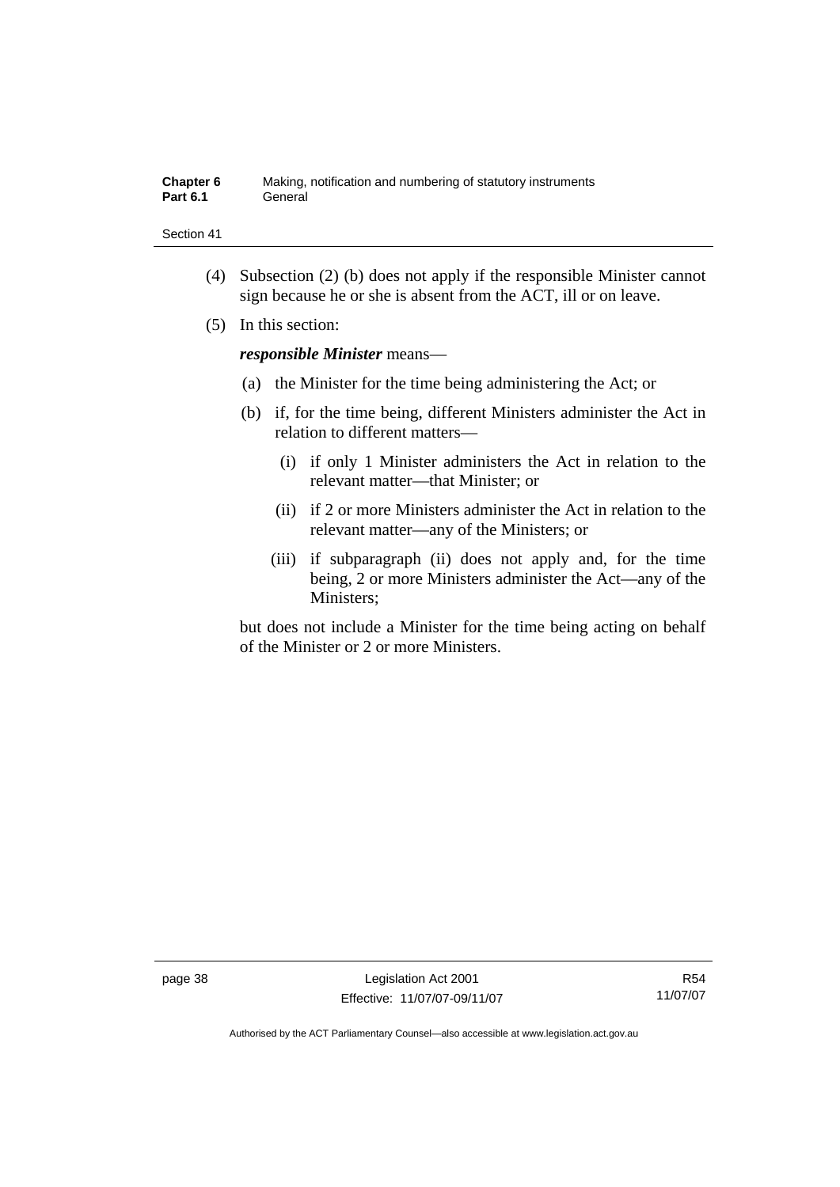(4) Subsection (2) (b) does not apply if the responsible Minister cannot sign because he or she is absent from the ACT, ill or on leave.

(5) In this section:

***responsible Minister*** means—

(a) the Minister for the time being administering the Act; or

(b) if, for the time being, different Ministers administer the Act in relation to different matters—

(i) if only 1 Minister administers the Act in relation to the relevant matter—that Minister; or

(ii) if 2 or more Ministers administer the Act in relation to the relevant matter—any of the Ministers; or

(iii) if subparagraph (ii) does not apply and, for the time being, 2 or more Ministers administer the Act—any of the Ministers;

but does not include a Minister for the time being acting on behalf of the Minister or 2 or more Ministers.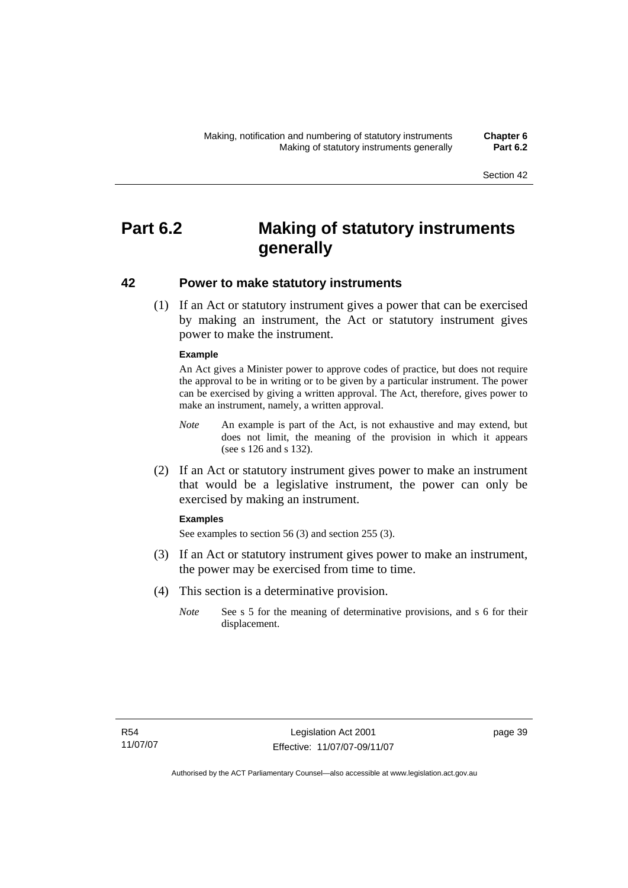# Part 6.2 Making of statutory instruments generally

## 42 Power to make statutory instruments

(1) If an Act or statutory instrument gives a power that can be exercised by making an instrument, the Act or statutory instrument gives power to make the instrument.

**Example**

An Act gives a Minister power to approve codes of practice, but does not require the approval to be in writing or to be given by a particular instrument. The power can be exercised by giving a written approval. The Act, therefore, gives power to make an instrument, namely, a written approval.

*Note* An example is part of the Act, is not exhaustive and may extend, but does not limit, the meaning of the provision in which it appears (see s 126 and s 132).

(2) If an Act or statutory instrument gives power to make an instrument that would be a legislative instrument, the power can only be exercised by making an instrument.

**Examples**

See examples to section 56 (3) and section 255 (3).

(3) If an Act or statutory instrument gives power to make an instrument, the power may be exercised from time to time.

(4) This section is a determinative provision.

*Note* See s 5 for the meaning of determinative provisions, and s 6 for their displacement.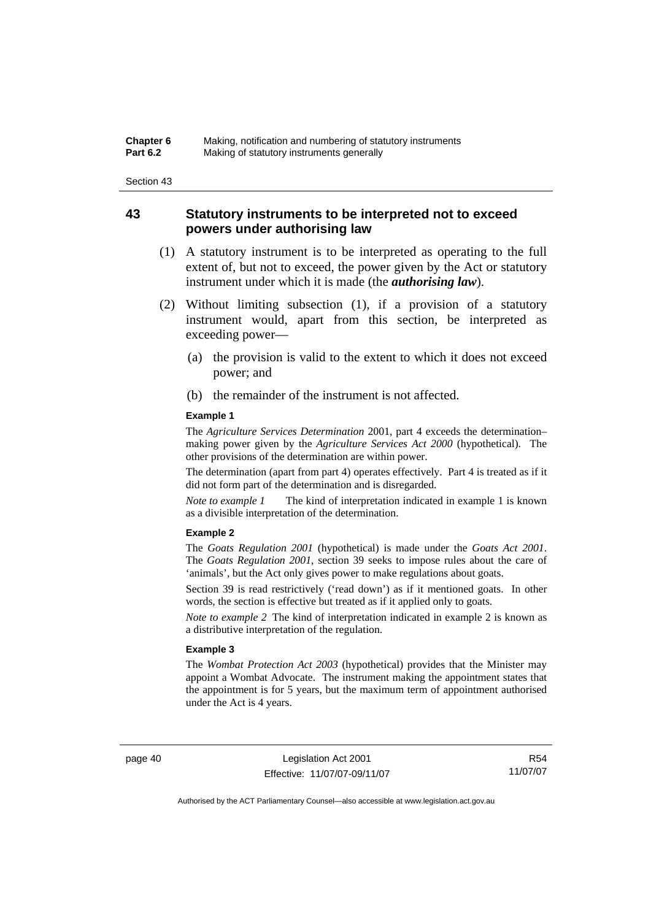## 43 Statutory instruments to be interpreted not to exceed powers under authorising law

(1) A statutory instrument is to be interpreted as operating to the full extent of, but not to exceed, the power given by the Act or statutory instrument under which it is made (the ***authorising law***).

(2) Without limiting subsection (1), if a provision of a statutory instrument would, apart from this section, be interpreted as exceeding power—

(a) the provision is valid to the extent to which it does not exceed power; and

(b) the remainder of the instrument is not affected.

**Example 1**

The *Agriculture Services Determination* 2001, part 4 exceeds the determination–making power given by the *Agriculture Services Act 2000* (hypothetical). The other provisions of the determination are within power.

The determination (apart from part 4) operates effectively. Part 4 is treated as if it did not form part of the determination and is disregarded.

*Note to example 1* The kind of interpretation indicated in example 1 is known as a divisible interpretation of the determination.

**Example 2**

The *Goats Regulation 2001* (hypothetical) is made under the *Goats Act 2001*. The *Goats Regulation 2001*, section 39 seeks to impose rules about the care of 'animals', but the Act only gives power to make regulations about goats.

Section 39 is read restrictively ('read down') as if it mentioned goats. In other words, the section is effective but treated as if it applied only to goats.

*Note to example 2* The kind of interpretation indicated in example 2 is known as a distributive interpretation of the regulation.

**Example 3**

The *Wombat Protection Act 2003* (hypothetical) provides that the Minister may appoint a Wombat Advocate. The instrument making the appointment states that the appointment is for 5 years, but the maximum term of appointment authorised under the Act is 4 years.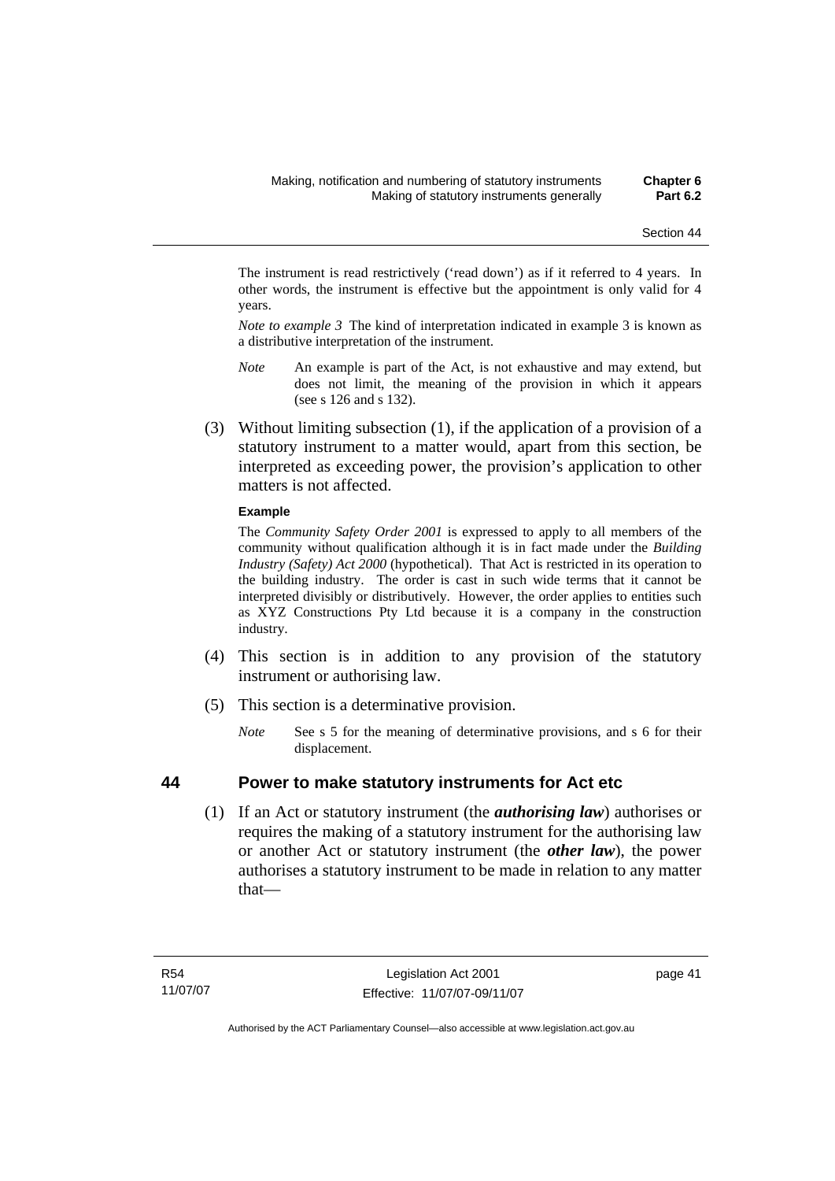The instrument is read restrictively ('read down') as if it referred to 4 years. In other words, the instrument is effective but the appointment is only valid for 4 years.

*Note to example 3* The kind of interpretation indicated in example 3 is known as a distributive interpretation of the instrument.

*Note* An example is part of the Act, is not exhaustive and may extend, but does not limit, the meaning of the provision in which it appears (see s 126 and s 132).

(3) Without limiting subsection (1), if the application of a provision of a statutory instrument to a matter would, apart from this section, be interpreted as exceeding power, the provision's application to other matters is not affected.

**Example**

The *Community Safety Order 2001* is expressed to apply to all members of the community without qualification although it is in fact made under the *Building Industry (Safety) Act 2000* (hypothetical). That Act is restricted in its operation to the building industry. The order is cast in such wide terms that it cannot be interpreted divisibly or distributively. However, the order applies to entities such as XYZ Constructions Pty Ltd because it is a company in the construction industry.

(4) This section is in addition to any provision of the statutory instrument or authorising law.

(5) This section is a determinative provision.

*Note* See s 5 for the meaning of determinative provisions, and s 6 for their displacement.

## 44 Power to make statutory instruments for Act etc

(1) If an Act or statutory instrument (the ***authorising law***) authorises or requires the making of a statutory instrument for the authorising law or another Act or statutory instrument (the ***other law***), the power authorises a statutory instrument to be made in relation to any matter that—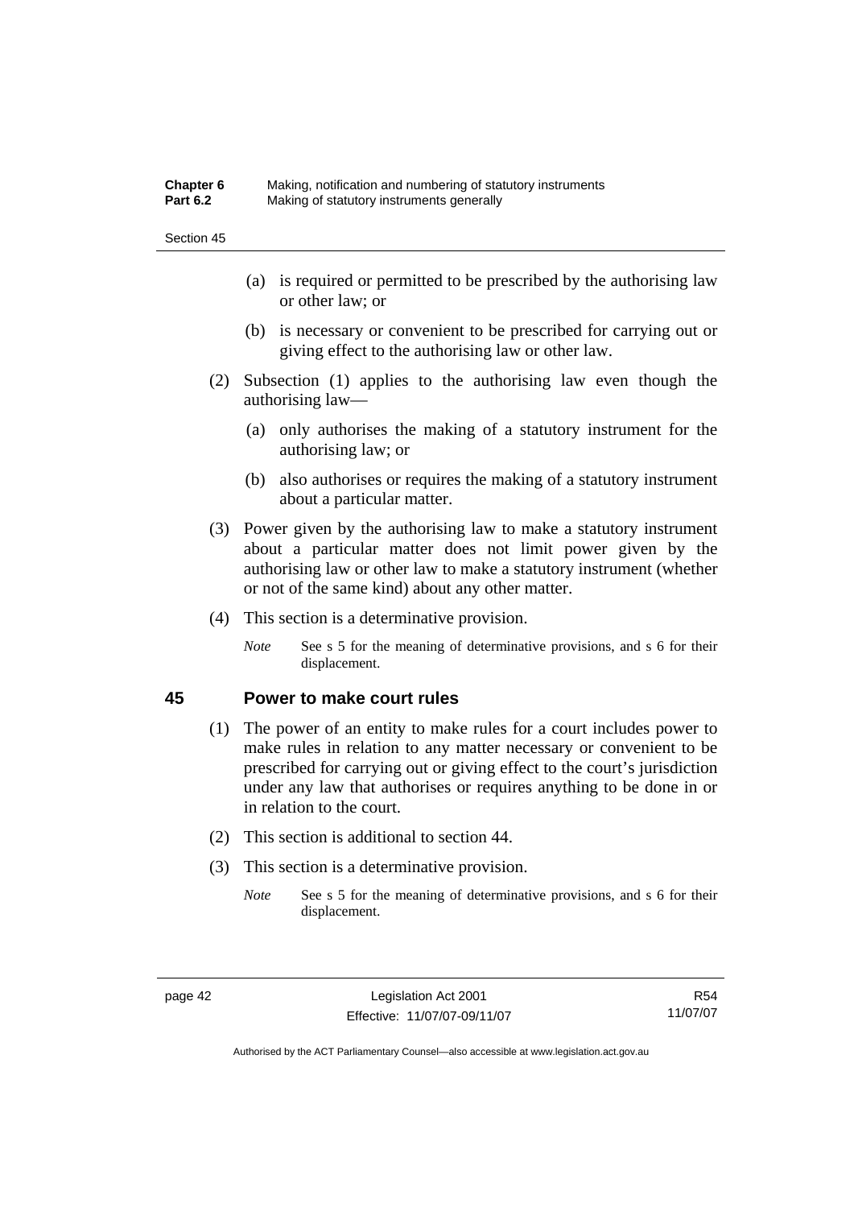(a) is required or permitted to be prescribed by the authorising law or other law; or

(b) is necessary or convenient to be prescribed for carrying out or giving effect to the authorising law or other law.

(2) Subsection (1) applies to the authorising law even though the authorising law—

(a) only authorises the making of a statutory instrument for the authorising law; or

(b) also authorises or requires the making of a statutory instrument about a particular matter.

(3) Power given by the authorising law to make a statutory instrument about a particular matter does not limit power given by the authorising law or other law to make a statutory instrument (whether or not of the same kind) about any other matter.

(4) This section is a determinative provision.

*Note* See s 5 for the meaning of determinative provisions, and s 6 for their displacement.

## 45 Power to make court rules

(1) The power of an entity to make rules for a court includes power to make rules in relation to any matter necessary or convenient to be prescribed for carrying out or giving effect to the court's jurisdiction under any law that authorises or requires anything to be done in or in relation to the court.

(2) This section is additional to section 44.

(3) This section is a determinative provision.

*Note* See s 5 for the meaning of determinative provisions, and s 6 for their displacement.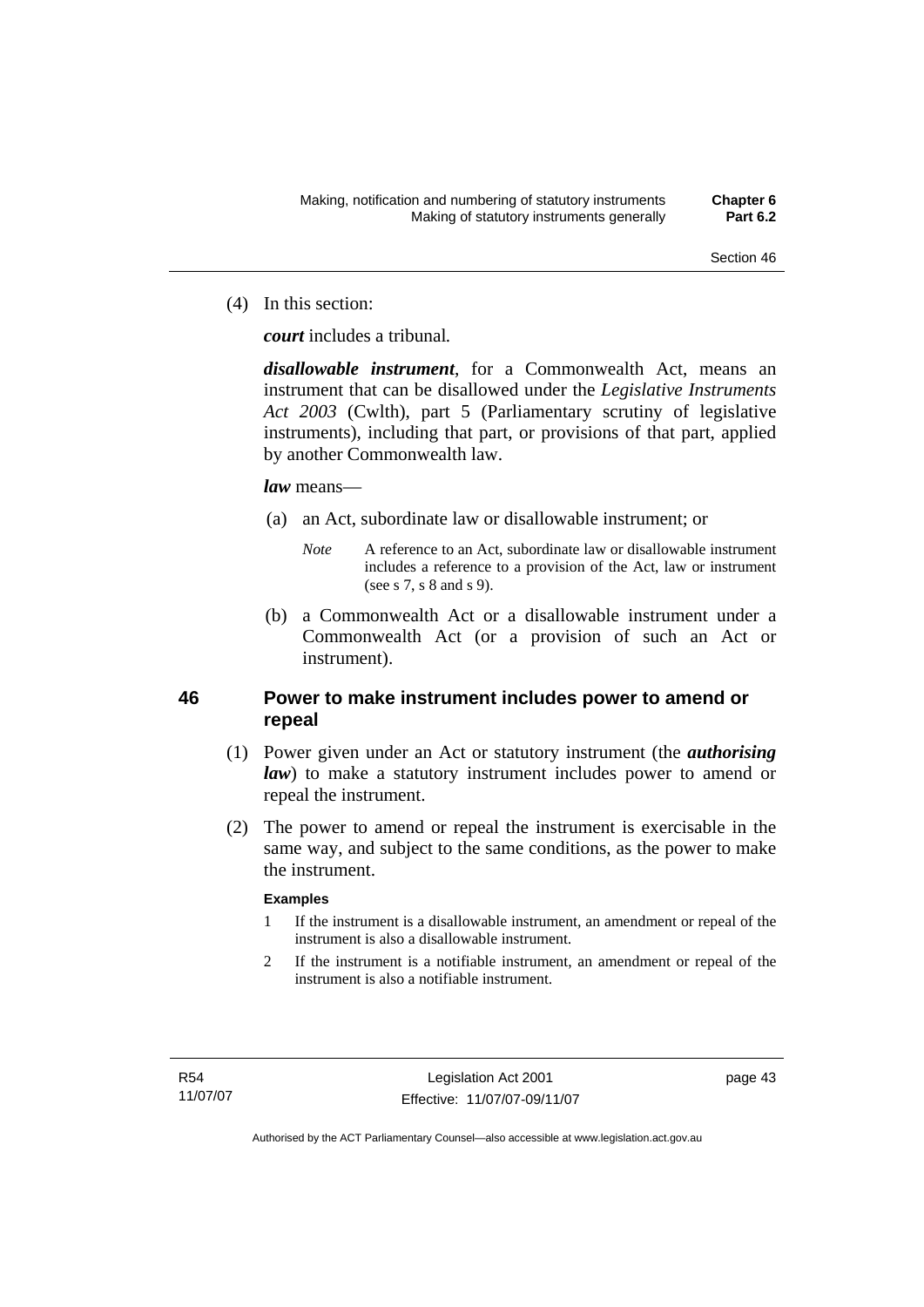(4) In this section:

***court*** includes a tribunal.

***disallowable instrument***, for a Commonwealth Act, means an instrument that can be disallowed under the *Legislative Instruments Act 2003* (Cwlth), part 5 (Parliamentary scrutiny of legislative instruments), including that part, or provisions of that part, applied by another Commonwealth law.

***law*** means—

(a) an Act, subordinate law or disallowable instrument; or

*Note* A reference to an Act, subordinate law or disallowable instrument includes a reference to a provision of the Act, law or instrument (see s 7, s 8 and s 9).

(b) a Commonwealth Act or a disallowable instrument under a Commonwealth Act (or a provision of such an Act or instrument).

## 46 Power to make instrument includes power to amend or repeal

(1) Power given under an Act or statutory instrument (the ***authorising law***) to make a statutory instrument includes power to amend or repeal the instrument.

(2) The power to amend or repeal the instrument is exercisable in the same way, and subject to the same conditions, as the power to make the instrument.

**Examples**

1 If the instrument is a disallowable instrument, an amendment or repeal of the instrument is also a disallowable instrument.

2 If the instrument is a notifiable instrument, an amendment or repeal of the instrument is also a notifiable instrument.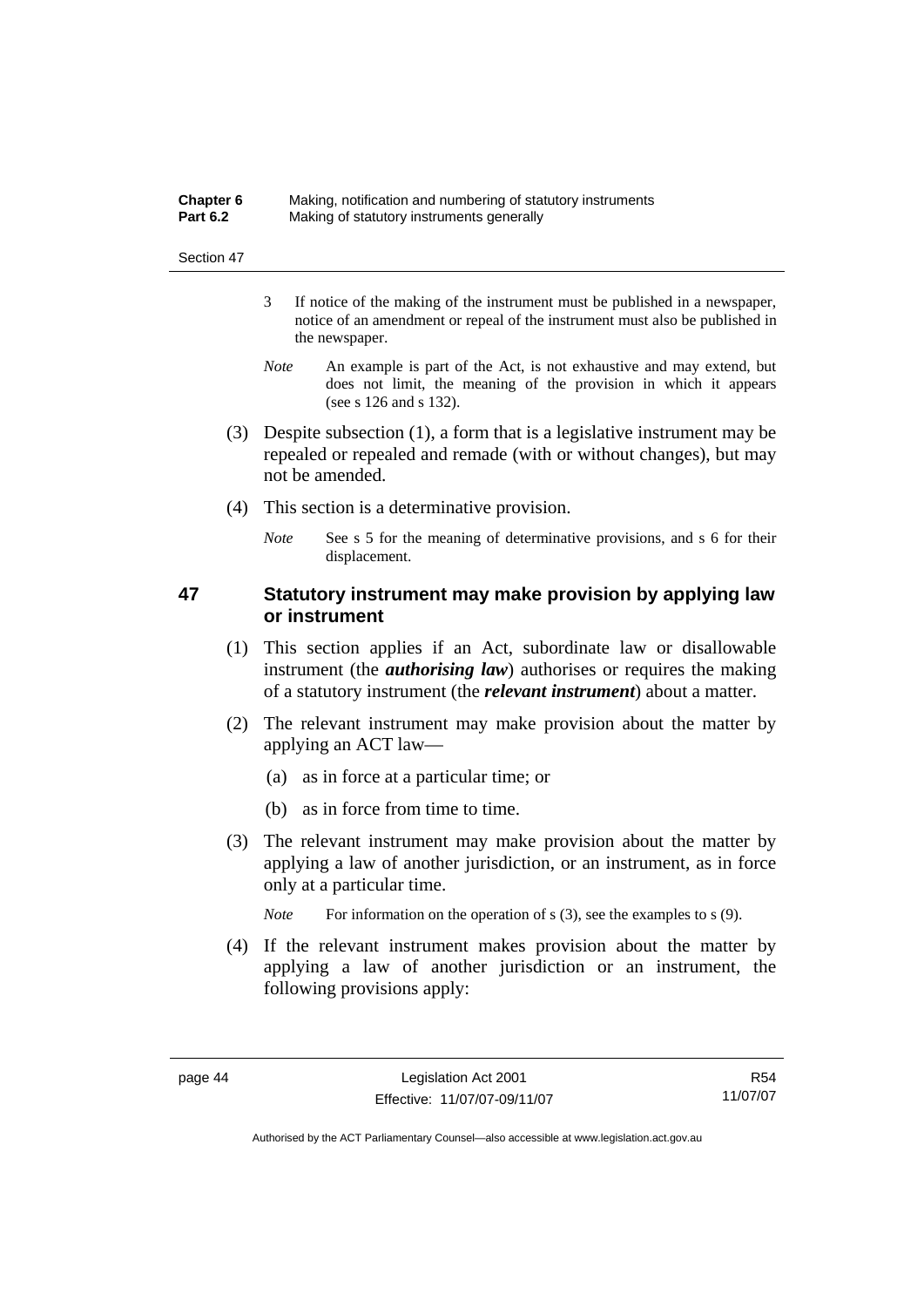3 If notice of the making of the instrument must be published in a newspaper, notice of an amendment or repeal of the instrument must also be published in the newspaper.

*Note* An example is part of the Act, is not exhaustive and may extend, but does not limit, the meaning of the provision in which it appears (see s 126 and s 132).

(3) Despite subsection (1), a form that is a legislative instrument may be repealed or repealed and remade (with or without changes), but may not be amended.

(4) This section is a determinative provision.

*Note* See s 5 for the meaning of determinative provisions, and s 6 for their displacement.

## 47 Statutory instrument may make provision by applying law or instrument

(1) This section applies if an Act, subordinate law or disallowable instrument (the ***authorising law***) authorises or requires the making of a statutory instrument (the ***relevant instrument***) about a matter.

(2) The relevant instrument may make provision about the matter by applying an ACT law—

(a) as in force at a particular time; or

(b) as in force from time to time.

(3) The relevant instrument may make provision about the matter by applying a law of another jurisdiction, or an instrument, as in force only at a particular time.

*Note* For information on the operation of s (3), see the examples to s (9).

(4) If the relevant instrument makes provision about the matter by applying a law of another jurisdiction or an instrument, the following provisions apply: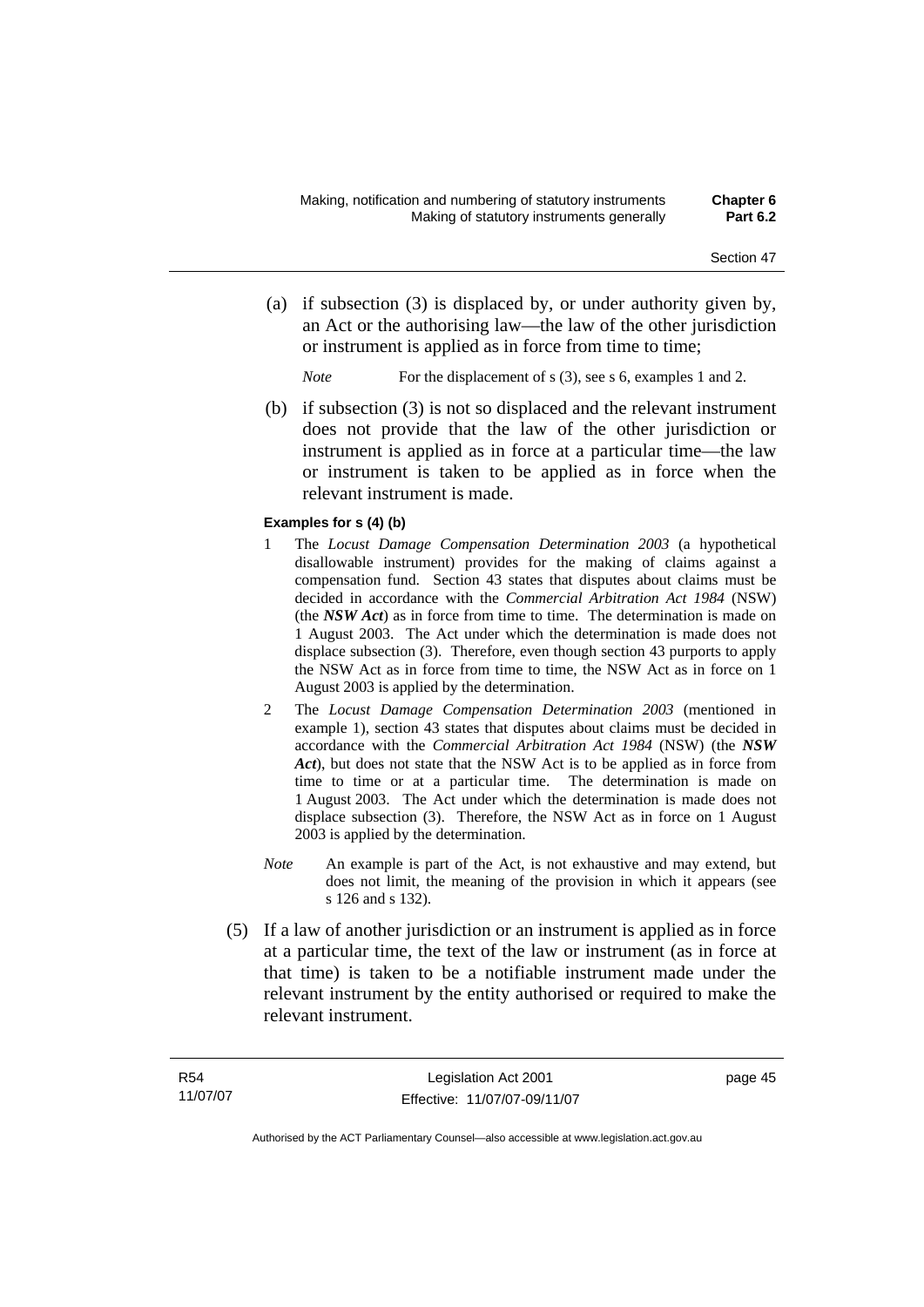(a) if subsection (3) is displaced by, or under authority given by, an Act or the authorising law—the law of the other jurisdiction or instrument is applied as in force from time to time;

*Note* For the displacement of s (3), see s 6, examples 1 and 2.

(b) if subsection (3) is not so displaced and the relevant instrument does not provide that the law of the other jurisdiction or instrument is applied as in force at a particular time—the law or instrument is taken to be applied as in force when the relevant instrument is made.

**Examples for s (4) (b)**

1 The *Locust Damage Compensation Determination 2003* (a hypothetical disallowable instrument) provides for the making of claims against a compensation fund. Section 43 states that disputes about claims must be decided in accordance with the *Commercial Arbitration Act 1984* (NSW) (the ***NSW Act***) as in force from time to time. The determination is made on 1 August 2003. The Act under which the determination is made does not displace subsection (3). Therefore, even though section 43 purports to apply the NSW Act as in force from time to time, the NSW Act as in force on 1 August 2003 is applied by the determination.

2 The *Locust Damage Compensation Determination 2003* (mentioned in example 1), section 43 states that disputes about claims must be decided in accordance with the *Commercial Arbitration Act 1984* (NSW) (the ***NSW Act***), but does not state that the NSW Act is to be applied as in force from time to time or at a particular time. The determination is made on 1 August 2003. The Act under which the determination is made does not displace subsection (3). Therefore, the NSW Act as in force on 1 August 2003 is applied by the determination.

*Note* An example is part of the Act, is not exhaustive and may extend, but does not limit, the meaning of the provision in which it appears (see s 126 and s 132).

(5) If a law of another jurisdiction or an instrument is applied as in force at a particular time, the text of the law or instrument (as in force at that time) is taken to be a notifiable instrument made under the relevant instrument by the entity authorised or required to make the relevant instrument.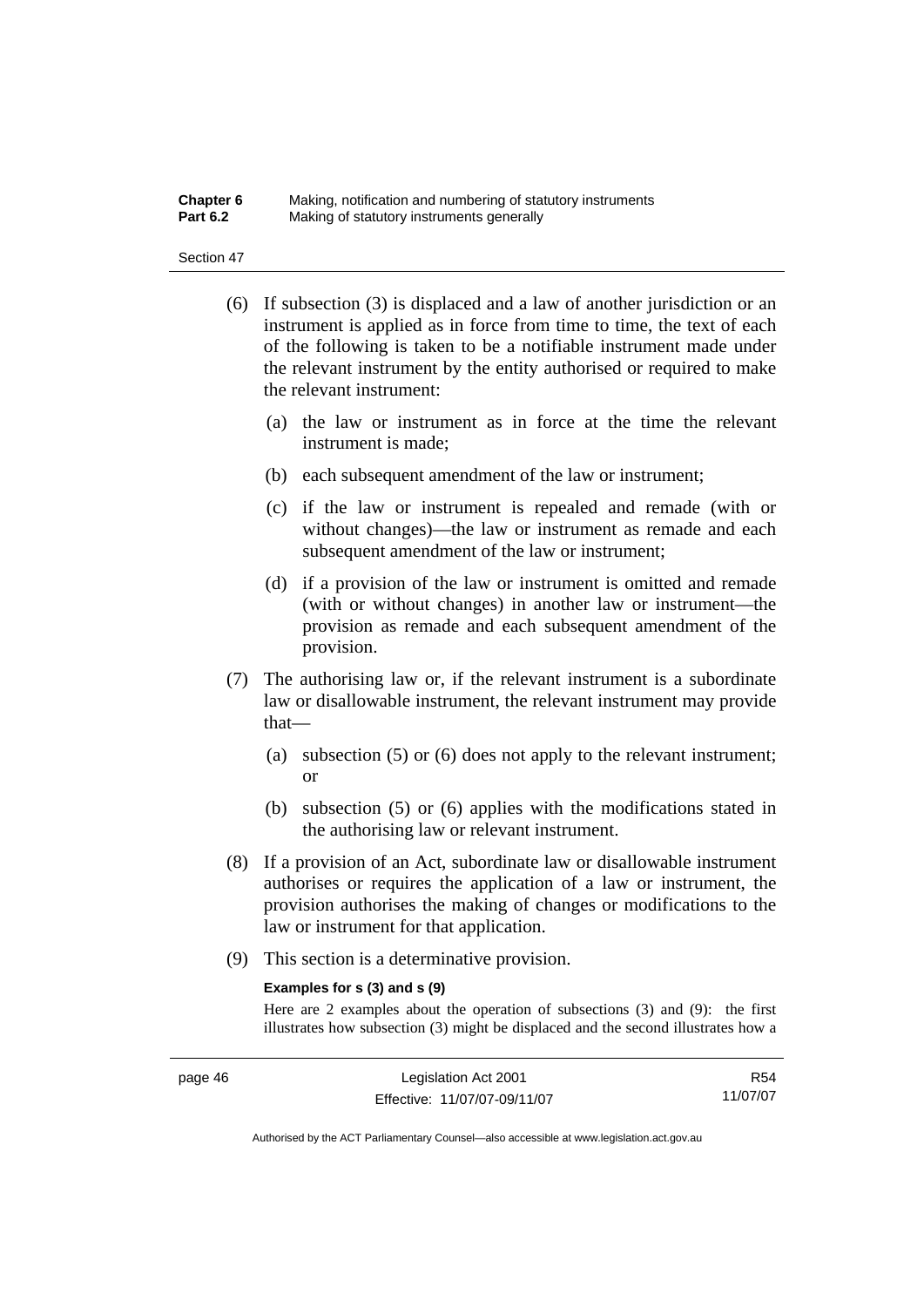(6) If subsection (3) is displaced and a law of another jurisdiction or an instrument is applied as in force from time to time, the text of each of the following is taken to be a notifiable instrument made under the relevant instrument by the entity authorised or required to make the relevant instrument:

  (a) the law or instrument as in force at the time the relevant instrument is made;

  (b) each subsequent amendment of the law or instrument;

  (c) if the law or instrument is repealed and remade (with or without changes)—the law or instrument as remade and each subsequent amendment of the law or instrument;

  (d) if a provision of the law or instrument is omitted and remade (with or without changes) in another law or instrument—the provision as remade and each subsequent amendment of the provision.

(7) The authorising law or, if the relevant instrument is a subordinate law or disallowable instrument, the relevant instrument may provide that—

  (a) subsection (5) or (6) does not apply to the relevant instrument; or

  (b) subsection (5) or (6) applies with the modifications stated in the authorising law or relevant instrument.

(8) If a provision of an Act, subordinate law or disallowable instrument authorises or requires the application of a law or instrument, the provision authorises the making of changes or modifications to the law or instrument for that application.

(9) This section is a determinative provision.

**Examples for s (3) and s (9)**

Here are 2 examples about the operation of subsections (3) and (9): the first illustrates how subsection (3) might be displaced and the second illustrates how a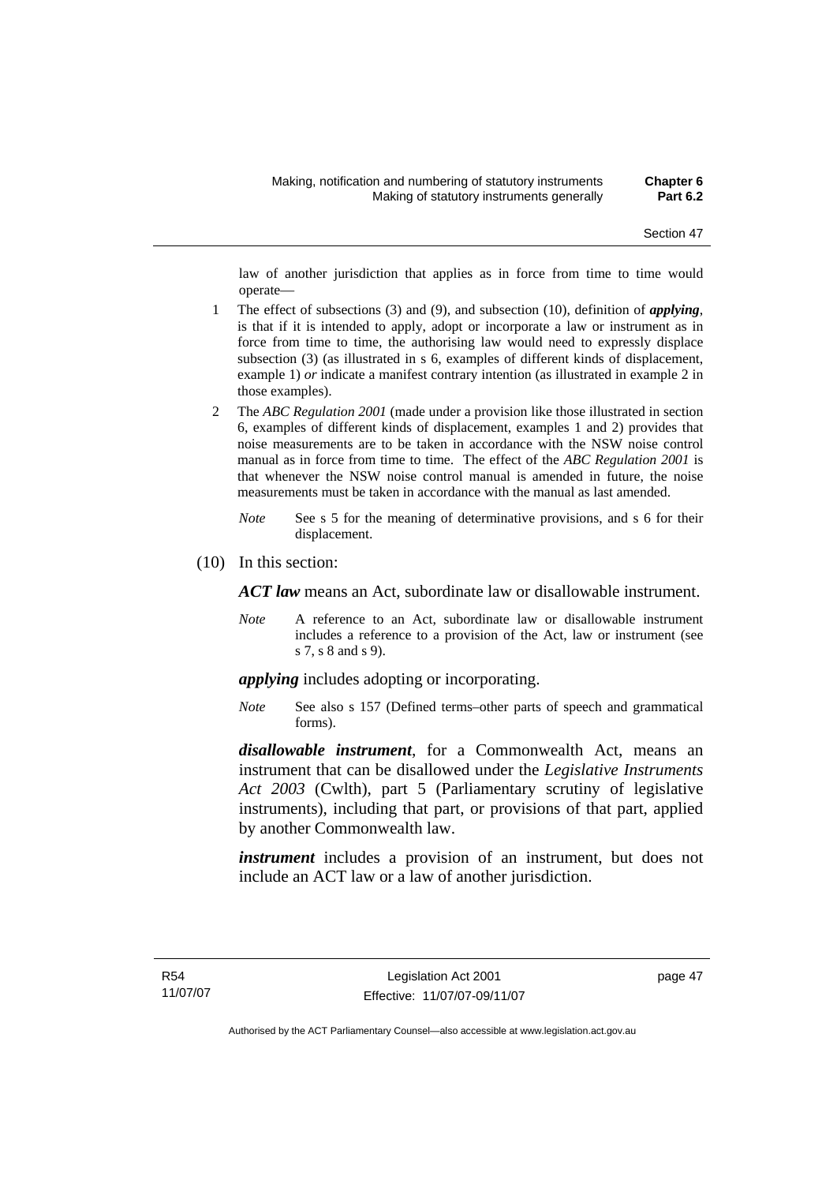law of another jurisdiction that applies as in force from time to time would operate—

1 The effect of subsections (3) and (9), and subsection (10), definition of ***applying***, is that if it is intended to apply, adopt or incorporate a law or instrument as in force from time to time, the authorising law would need to expressly displace subsection (3) (as illustrated in s 6, examples of different kinds of displacement, example 1) *or* indicate a manifest contrary intention (as illustrated in example 2 in those examples).

2 The *ABC Regulation 2001* (made under a provision like those illustrated in section 6, examples of different kinds of displacement, examples 1 and 2) provides that noise measurements are to be taken in accordance with the NSW noise control manual as in force from time to time. The effect of the *ABC Regulation 2001* is that whenever the NSW noise control manual is amended in future, the noise measurements must be taken in accordance with the manual as last amended.

*Note* See s 5 for the meaning of determinative provisions, and s 6 for their displacement.

(10) In this section:

***ACT law*** means an Act, subordinate law or disallowable instrument.

*Note* A reference to an Act, subordinate law or disallowable instrument includes a reference to a provision of the Act, law or instrument (see s 7, s 8 and s 9).

***applying*** includes adopting or incorporating.

*Note* See also s 157 (Defined terms–other parts of speech and grammatical forms).

***disallowable instrument***, for a Commonwealth Act, means an instrument that can be disallowed under the *Legislative Instruments Act 2003* (Cwlth), part 5 (Parliamentary scrutiny of legislative instruments), including that part, or provisions of that part, applied by another Commonwealth law.

***instrument*** includes a provision of an instrument, but does not include an ACT law or a law of another jurisdiction.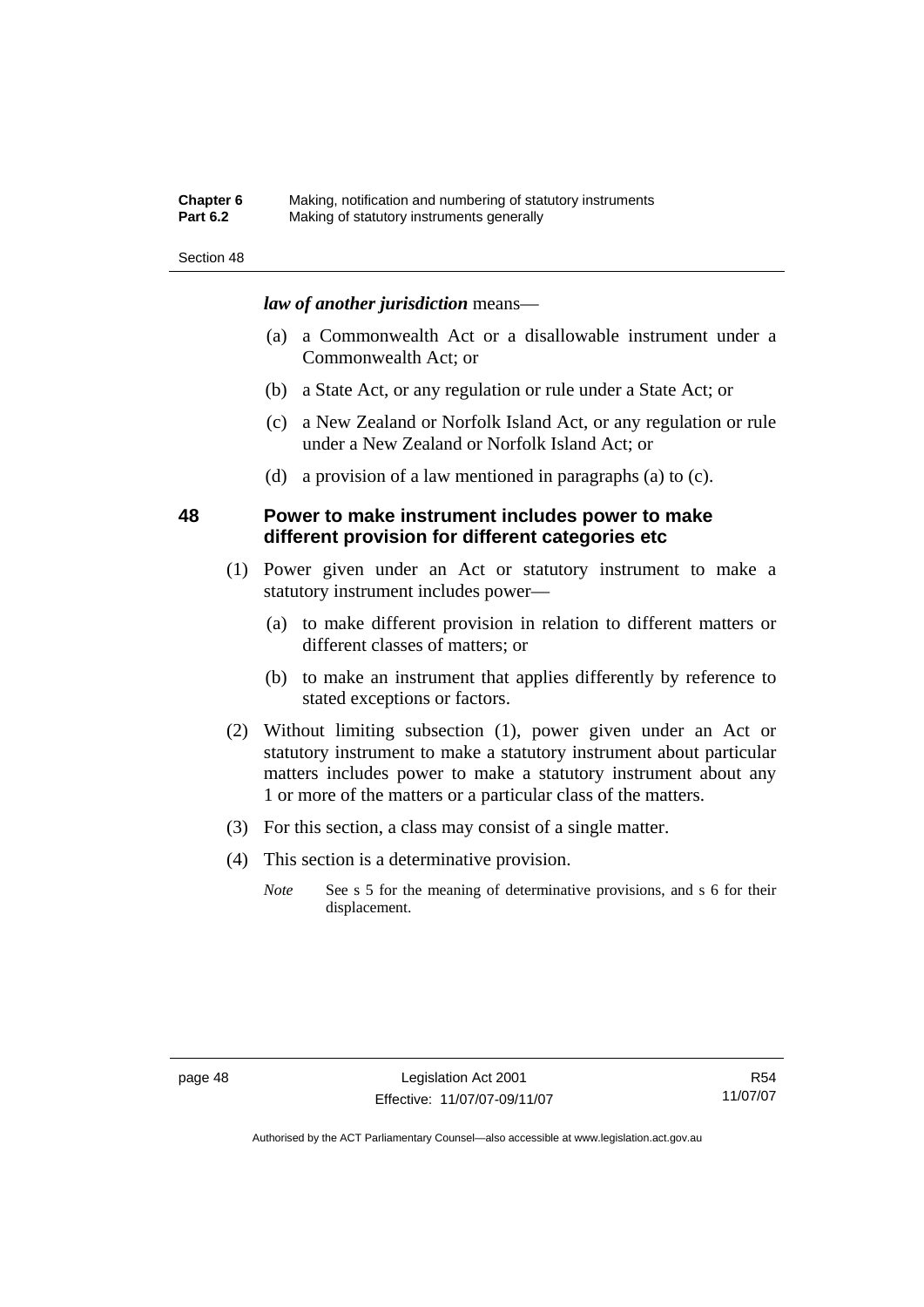***law of another jurisdiction*** means—

(a) a Commonwealth Act or a disallowable instrument under a Commonwealth Act; or

(b) a State Act, or any regulation or rule under a State Act; or

(c) a New Zealand or Norfolk Island Act, or any regulation or rule under a New Zealand or Norfolk Island Act; or

(d) a provision of a law mentioned in paragraphs (a) to (c).

## 48 Power to make instrument includes power to make different provision for different categories etc

(1) Power given under an Act or statutory instrument to make a statutory instrument includes power—

(a) to make different provision in relation to different matters or different classes of matters; or

(b) to make an instrument that applies differently by reference to stated exceptions or factors.

(2) Without limiting subsection (1), power given under an Act or statutory instrument to make a statutory instrument about particular matters includes power to make a statutory instrument about any 1 or more of the matters or a particular class of the matters.

(3) For this section, a class may consist of a single matter.

(4) This section is a determinative provision.

*Note* See s 5 for the meaning of determinative provisions, and s 6 for their displacement.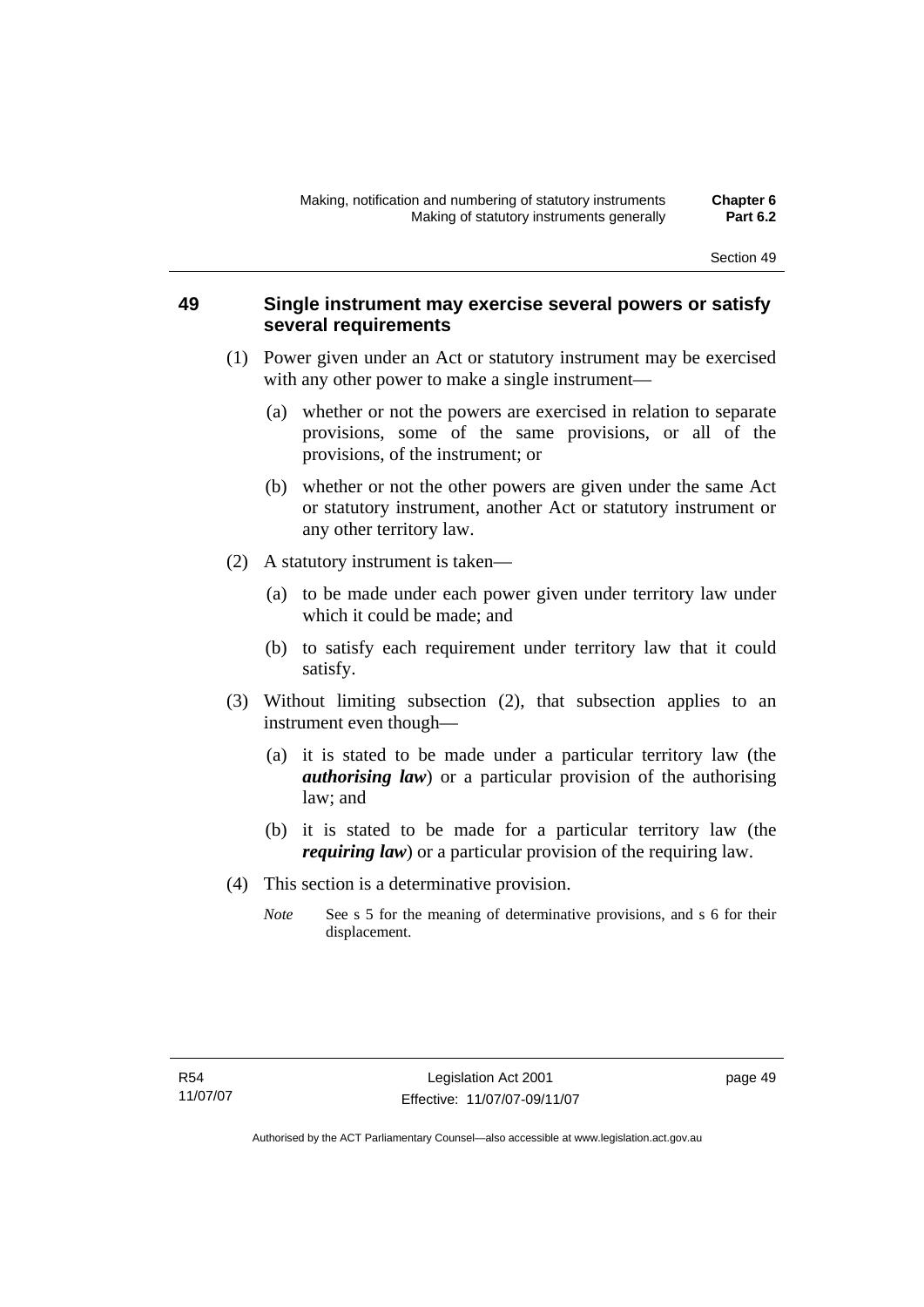## 49 Single instrument may exercise several powers or satisfy several requirements

(1) Power given under an Act or statutory instrument may be exercised with any other power to make a single instrument—

(a) whether or not the powers are exercised in relation to separate provisions, some of the same provisions, or all of the provisions, of the instrument; or

(b) whether or not the other powers are given under the same Act or statutory instrument, another Act or statutory instrument or any other territory law.

(2) A statutory instrument is taken—

(a) to be made under each power given under territory law under which it could be made; and

(b) to satisfy each requirement under territory law that it could satisfy.

(3) Without limiting subsection (2), that subsection applies to an instrument even though—

(a) it is stated to be made under a particular territory law (the ***authorising law***) or a particular provision of the authorising law; and

(b) it is stated to be made for a particular territory law (the ***requiring law***) or a particular provision of the requiring law.

(4) This section is a determinative provision.

*Note* See s 5 for the meaning of determinative provisions, and s 6 for their displacement.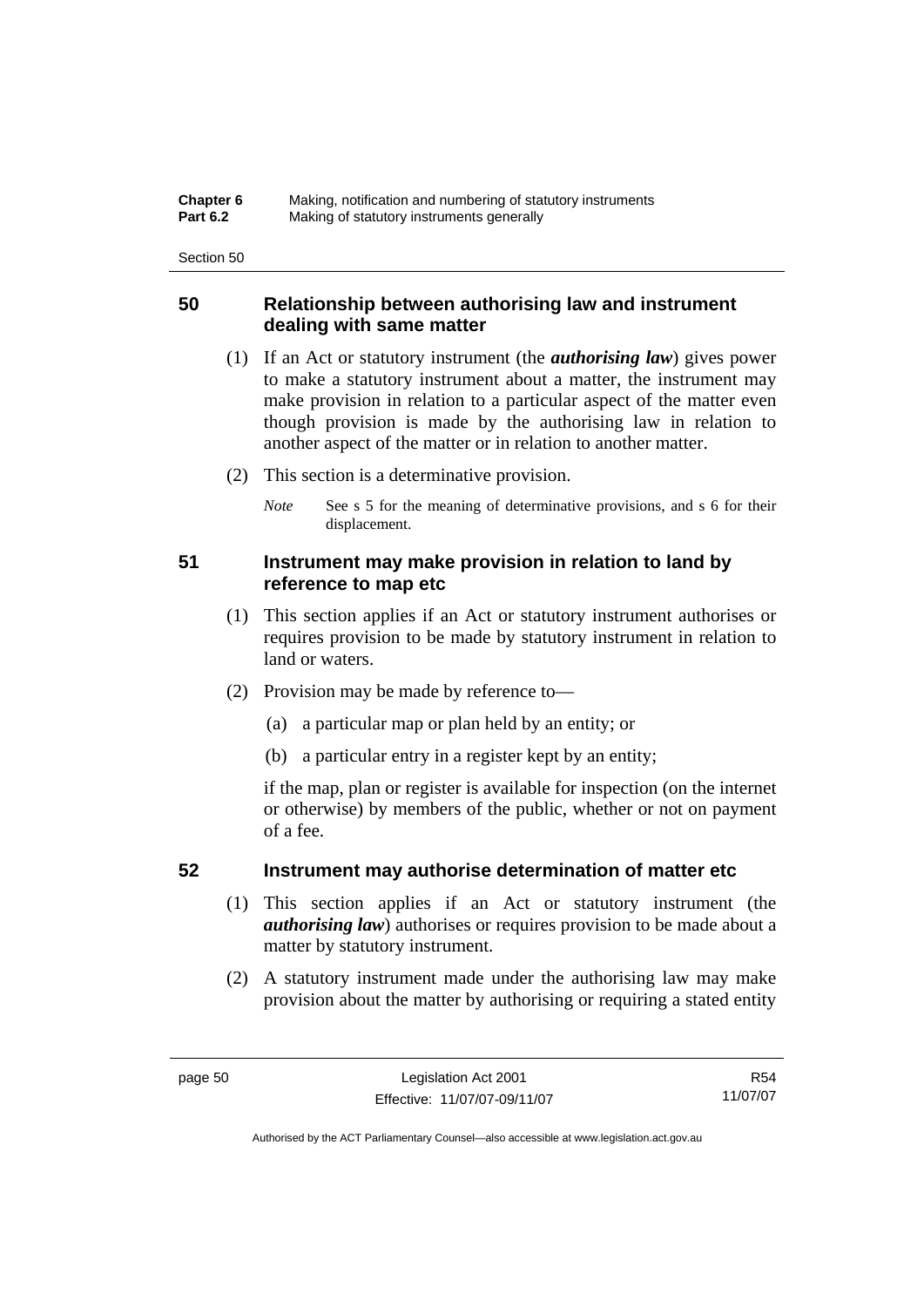## 50 Relationship between authorising law and instrument dealing with same matter

(1) If an Act or statutory instrument (the ***authorising law***) gives power to make a statutory instrument about a matter, the instrument may make provision in relation to a particular aspect of the matter even though provision is made by the authorising law in relation to another aspect of the matter or in relation to another matter.

(2) This section is a determinative provision.

*Note* See s 5 for the meaning of determinative provisions, and s 6 for their displacement.

## 51 Instrument may make provision in relation to land by reference to map etc

(1) This section applies if an Act or statutory instrument authorises or requires provision to be made by statutory instrument in relation to land or waters.

(2) Provision may be made by reference to—

(a) a particular map or plan held by an entity; or

(b) a particular entry in a register kept by an entity;

if the map, plan or register is available for inspection (on the internet or otherwise) by members of the public, whether or not on payment of a fee.

## 52 Instrument may authorise determination of matter etc

(1) This section applies if an Act or statutory instrument (the ***authorising law***) authorises or requires provision to be made about a matter by statutory instrument.

(2) A statutory instrument made under the authorising law may make provision about the matter by authorising or requiring a stated entity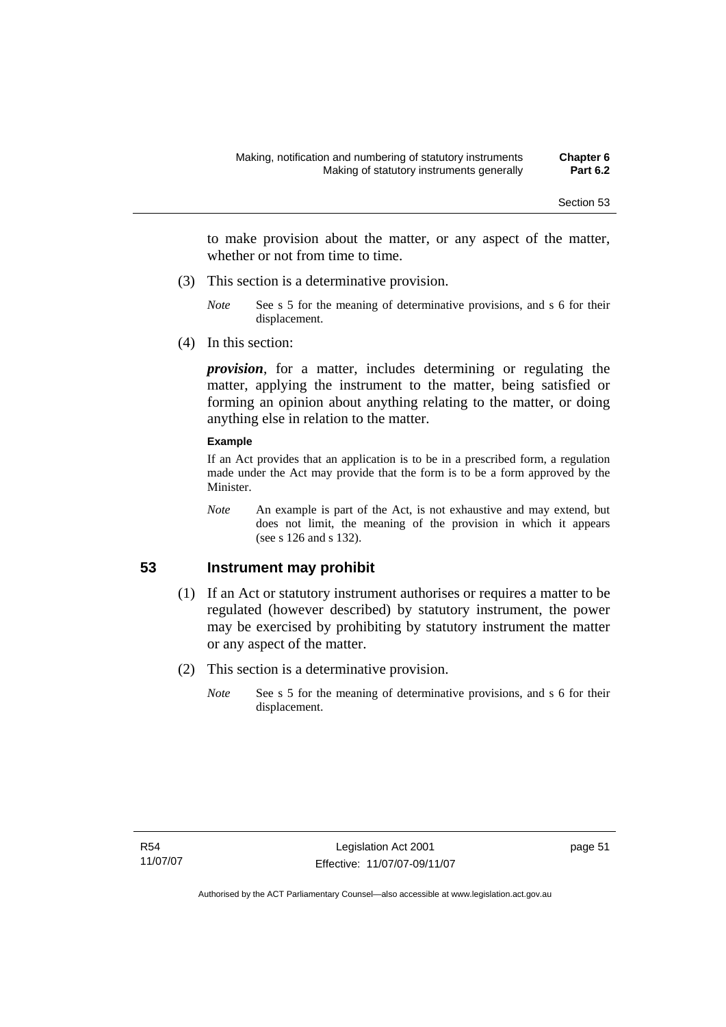to make provision about the matter, or any aspect of the matter, whether or not from time to time.

(3) This section is a determinative provision.

*Note* See s 5 for the meaning of determinative provisions, and s 6 for their displacement.

(4) In this section:

***provision***, for a matter, includes determining or regulating the matter, applying the instrument to the matter, being satisfied or forming an opinion about anything relating to the matter, or doing anything else in relation to the matter.

**Example**

If an Act provides that an application is to be in a prescribed form, a regulation made under the Act may provide that the form is to be a form approved by the Minister.

*Note* An example is part of the Act, is not exhaustive and may extend, but does not limit, the meaning of the provision in which it appears (see s 126 and s 132).

## 53 Instrument may prohibit

(1) If an Act or statutory instrument authorises or requires a matter to be regulated (however described) by statutory instrument, the power may be exercised by prohibiting by statutory instrument the matter or any aspect of the matter.

(2) This section is a determinative provision.

*Note* See s 5 for the meaning of determinative provisions, and s 6 for their displacement.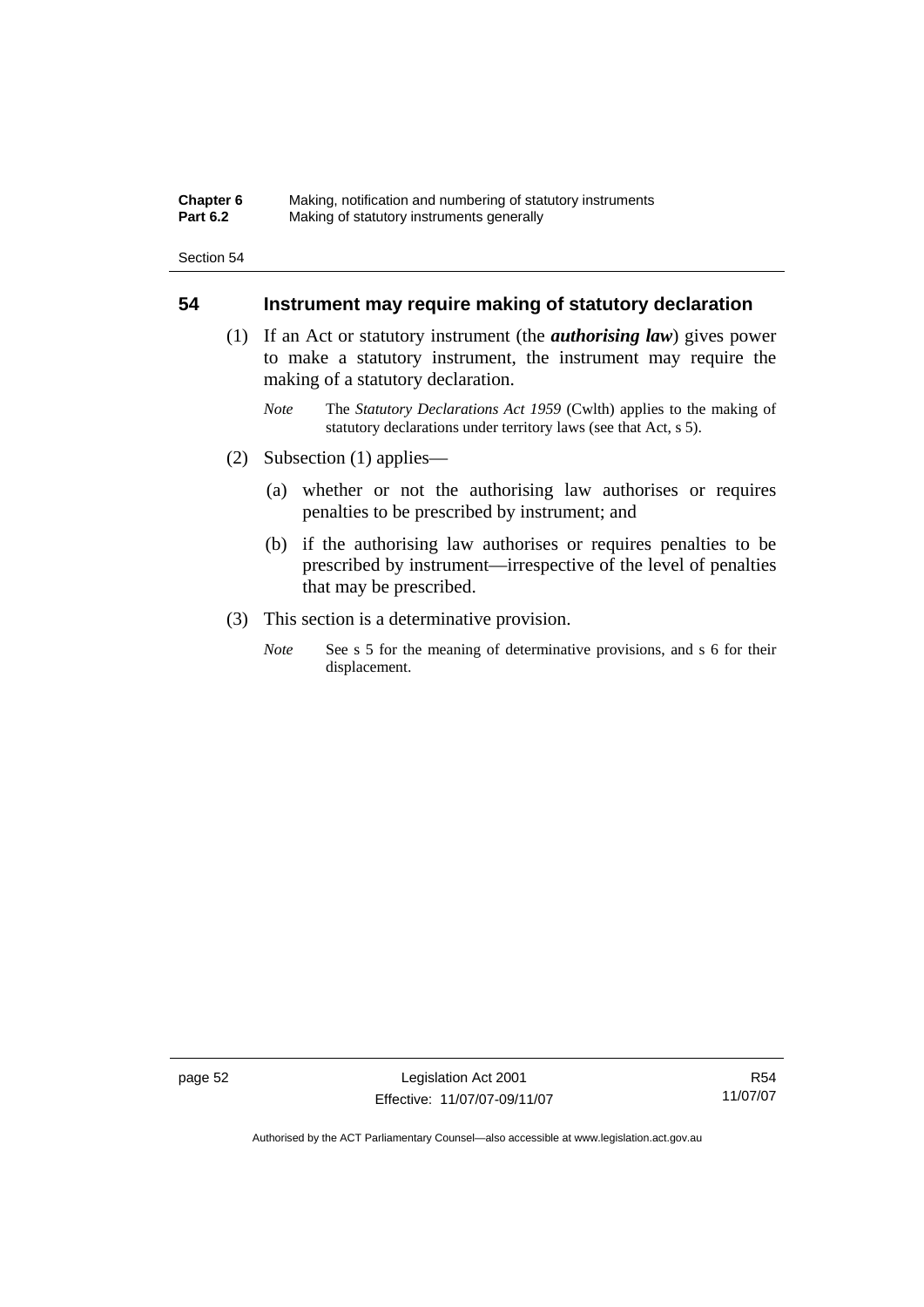## 54 Instrument may require making of statutory declaration

(1) If an Act or statutory instrument (the ***authorising law***) gives power to make a statutory instrument, the instrument may require the making of a statutory declaration.

*Note* The *Statutory Declarations Act 1959* (Cwlth) applies to the making of statutory declarations under territory laws (see that Act, s 5).

(2) Subsection (1) applies—

(a) whether or not the authorising law authorises or requires penalties to be prescribed by instrument; and

(b) if the authorising law authorises or requires penalties to be prescribed by instrument—irrespective of the level of penalties that may be prescribed.

(3) This section is a determinative provision.

*Note* See s 5 for the meaning of determinative provisions, and s 6 for their displacement.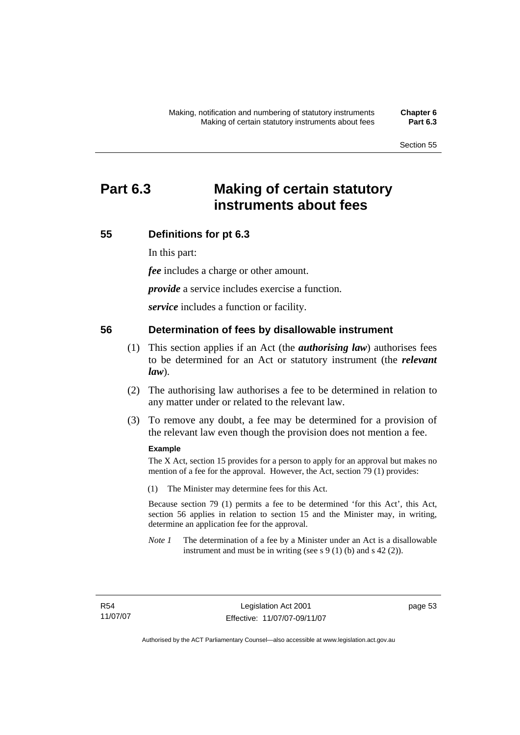# Part 6.3 Making of certain statutory instruments about fees

## 55 Definitions for pt 6.3

In this part:

***fee*** includes a charge or other amount.

***provide*** a service includes exercise a function.

***service*** includes a function or facility.

## 56 Determination of fees by disallowable instrument

(1) This section applies if an Act (the ***authorising law***) authorises fees to be determined for an Act or statutory instrument (the ***relevant law***).

(2) The authorising law authorises a fee to be determined in relation to any matter under or related to the relevant law.

(3) To remove any doubt, a fee may be determined for a provision of the relevant law even though the provision does not mention a fee.

**Example**

The X Act, section 15 provides for a person to apply for an approval but makes no mention of a fee for the approval. However, the Act, section 79 (1) provides:

(1) The Minister may determine fees for this Act.

Because section 79 (1) permits a fee to be determined 'for this Act', this Act, section 56 applies in relation to section 15 and the Minister may, in writing, determine an application fee for the approval.

*Note 1* The determination of a fee by a Minister under an Act is a disallowable instrument and must be in writing (see s 9 (1) (b) and s 42 (2)).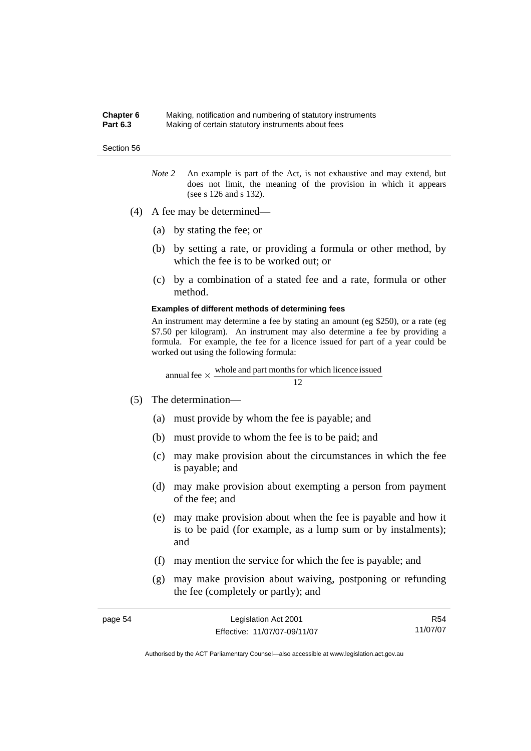*Note 2* An example is part of the Act, is not exhaustive and may extend, but does not limit, the meaning of the provision in which it appears (see s 126 and s 132).

(4) A fee may be determined—

(a) by stating the fee; or

(b) by setting a rate, or providing a formula or other method, by which the fee is to be worked out; or

(c) by a combination of a stated fee and a rate, formula or other method.

**Examples of different methods of determining fees**

An instrument may determine a fee by stating an amount (eg $250), or a rate (eg $7.50 per kilogram). An instrument may also determine a fee by providing a formula. For example, the fee for a licence issued for part of a year could be worked out using the following formula:

$$\text{annual fee} \times \frac{\text{whole and part months for which licence issued}}{12}$$

(5) The determination—

(a) must provide by whom the fee is payable; and

(b) must provide to whom the fee is to be paid; and

(c) may make provision about the circumstances in which the fee is payable; and

(d) may make provision about exempting a person from payment of the fee; and

(e) may make provision about when the fee is payable and how it is to be paid (for example, as a lump sum or by instalments); and

(f) may mention the service for which the fee is payable; and

(g) may make provision about waiving, postponing or refunding the fee (completely or partly); and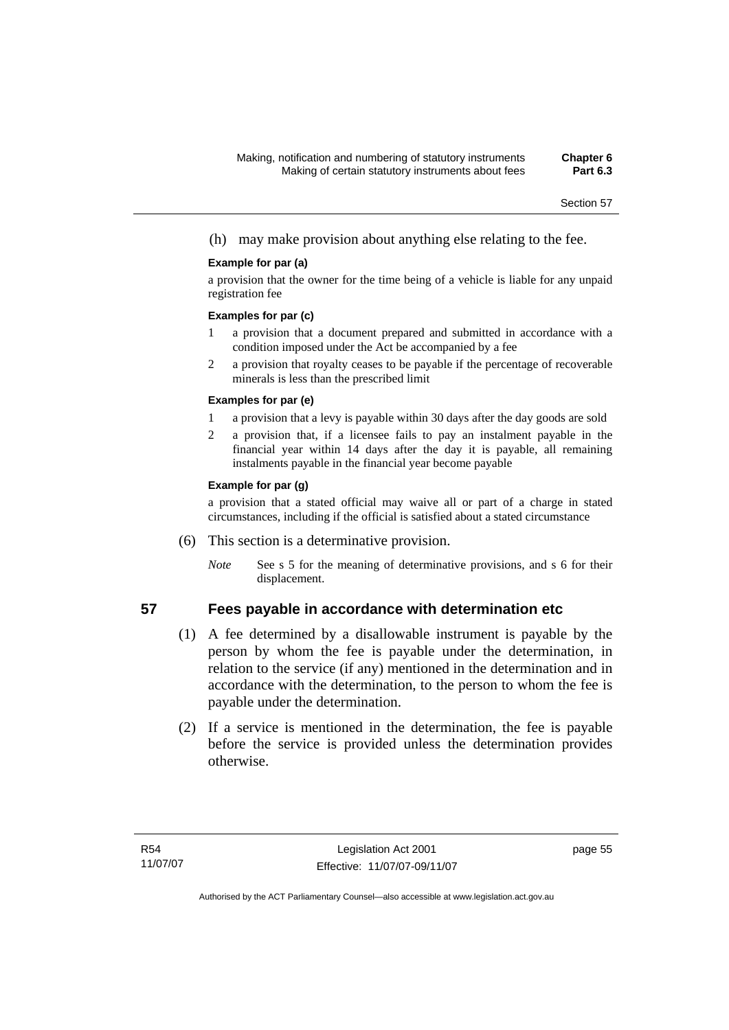(h) may make provision about anything else relating to the fee.

**Example for par (a)**

a provision that the owner for the time being of a vehicle is liable for any unpaid registration fee

**Examples for par (c)**

1 a provision that a document prepared and submitted in accordance with a condition imposed under the Act be accompanied by a fee

2 a provision that royalty ceases to be payable if the percentage of recoverable minerals is less than the prescribed limit

**Examples for par (e)**

1 a provision that a levy is payable within 30 days after the day goods are sold

2 a provision that, if a licensee fails to pay an instalment payable in the financial year within 14 days after the day it is payable, all remaining instalments payable in the financial year become payable

**Example for par (g)**

a provision that a stated official may waive all or part of a charge in stated circumstances, including if the official is satisfied about a stated circumstance

(6) This section is a determinative provision.

*Note* See s 5 for the meaning of determinative provisions, and s 6 for their displacement.

## 57 Fees payable in accordance with determination etc

(1) A fee determined by a disallowable instrument is payable by the person by whom the fee is payable under the determination, in relation to the service (if any) mentioned in the determination and in accordance with the determination, to the person to whom the fee is payable under the determination.

(2) If a service is mentioned in the determination, the fee is payable before the service is provided unless the determination provides otherwise.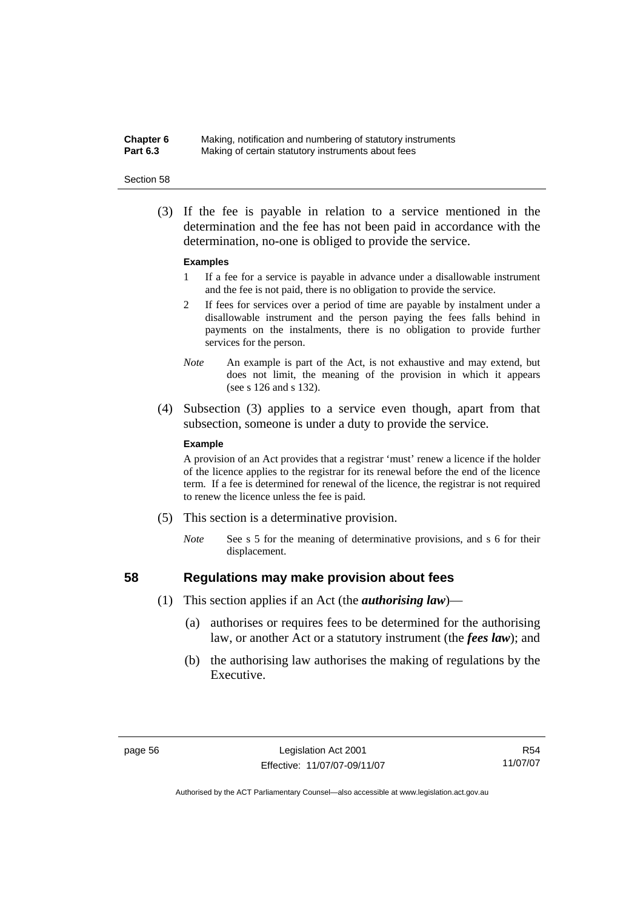(3) If the fee is payable in relation to a service mentioned in the determination and the fee has not been paid in accordance with the determination, no-one is obliged to provide the service.

**Examples**

1 If a fee for a service is payable in advance under a disallowable instrument and the fee is not paid, there is no obligation to provide the service.

2 If fees for services over a period of time are payable by instalment under a disallowable instrument and the person paying the fees falls behind in payments on the instalments, there is no obligation to provide further services for the person.

*Note* An example is part of the Act, is not exhaustive and may extend, but does not limit, the meaning of the provision in which it appears (see s 126 and s 132).

(4) Subsection (3) applies to a service even though, apart from that subsection, someone is under a duty to provide the service.

**Example**

A provision of an Act provides that a registrar 'must' renew a licence if the holder of the licence applies to the registrar for its renewal before the end of the licence term. If a fee is determined for renewal of the licence, the registrar is not required to renew the licence unless the fee is paid.

(5) This section is a determinative provision.

*Note* See s 5 for the meaning of determinative provisions, and s 6 for their displacement.

## 58 Regulations may make provision about fees

(1) This section applies if an Act (the ***authorising law***)—

(a) authorises or requires fees to be determined for the authorising law, or another Act or a statutory instrument (the ***fees law***); and

(b) the authorising law authorises the making of regulations by the Executive.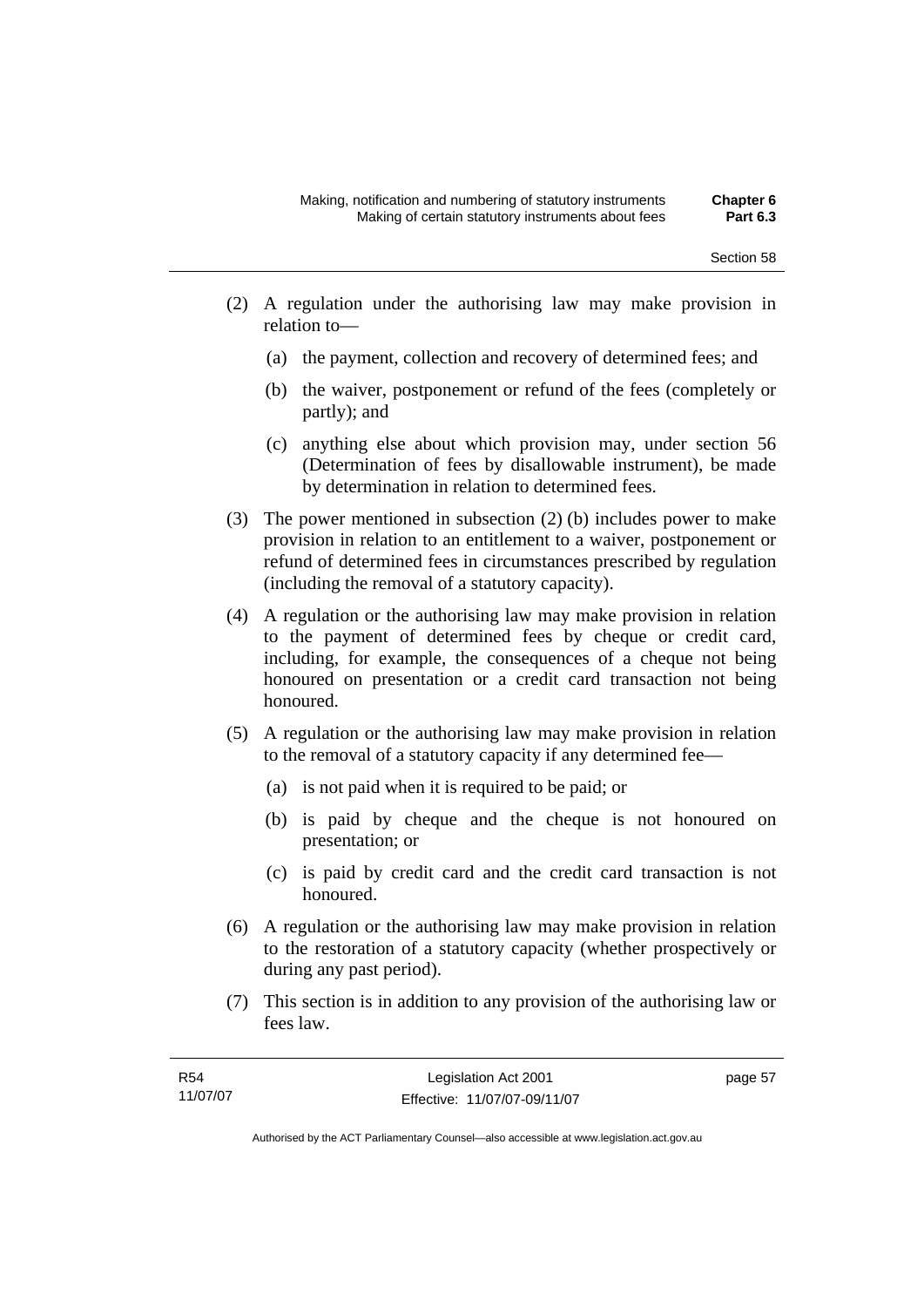(2) A regulation under the authorising law may make provision in relation to—

  (a) the payment, collection and recovery of determined fees; and

  (b) the waiver, postponement or refund of the fees (completely or partly); and

  (c) anything else about which provision may, under section 56 (Determination of fees by disallowable instrument), be made by determination in relation to determined fees.

(3) The power mentioned in subsection (2) (b) includes power to make provision in relation to an entitlement to a waiver, postponement or refund of determined fees in circumstances prescribed by regulation (including the removal of a statutory capacity).

(4) A regulation or the authorising law may make provision in relation to the payment of determined fees by cheque or credit card, including, for example, the consequences of a cheque not being honoured on presentation or a credit card transaction not being honoured.

(5) A regulation or the authorising law may make provision in relation to the removal of a statutory capacity if any determined fee—

  (a) is not paid when it is required to be paid; or

  (b) is paid by cheque and the cheque is not honoured on presentation; or

  (c) is paid by credit card and the credit card transaction is not honoured.

(6) A regulation or the authorising law may make provision in relation to the restoration of a statutory capacity (whether prospectively or during any past period).

(7) This section is in addition to any provision of the authorising law or fees law.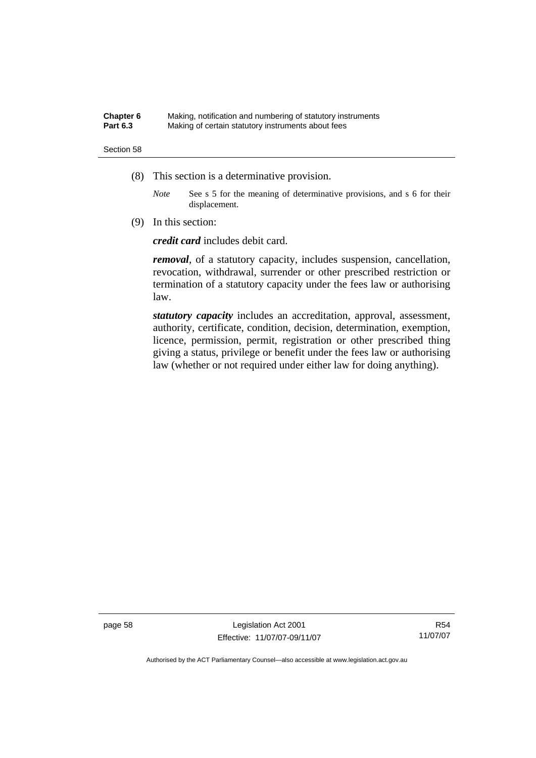(8) This section is a determinative provision.

*Note* See s 5 for the meaning of determinative provisions, and s 6 for their displacement.

(9) In this section:

***credit card*** includes debit card.

***removal***, of a statutory capacity, includes suspension, cancellation, revocation, withdrawal, surrender or other prescribed restriction or termination of a statutory capacity under the fees law or authorising law.

***statutory capacity*** includes an accreditation, approval, assessment, authority, certificate, condition, decision, determination, exemption, licence, permission, permit, registration or other prescribed thing giving a status, privilege or benefit under the fees law or authorising law (whether or not required under either law for doing anything).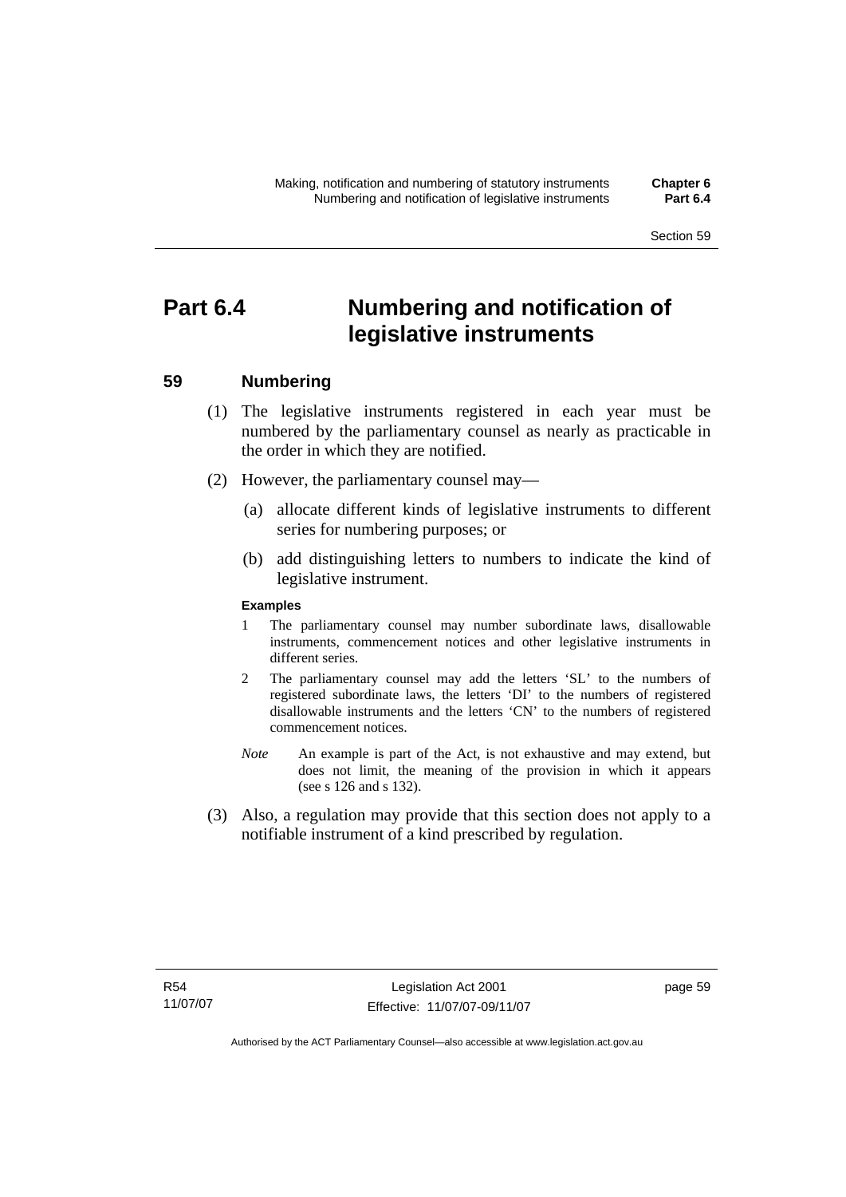# Part 6.4 Numbering and notification of legislative instruments

## 59 Numbering

(1) The legislative instruments registered in each year must be numbered by the parliamentary counsel as nearly as practicable in the order in which they are notified.

(2) However, the parliamentary counsel may—

(a) allocate different kinds of legislative instruments to different series for numbering purposes; or

(b) add distinguishing letters to numbers to indicate the kind of legislative instrument.

**Examples**

1 The parliamentary counsel may number subordinate laws, disallowable instruments, commencement notices and other legislative instruments in different series.

2 The parliamentary counsel may add the letters 'SL' to the numbers of registered subordinate laws, the letters 'DI' to the numbers of registered disallowable instruments and the letters 'CN' to the numbers of registered commencement notices.

*Note* An example is part of the Act, is not exhaustive and may extend, but does not limit, the meaning of the provision in which it appears (see s 126 and s 132).

(3) Also, a regulation may provide that this section does not apply to a notifiable instrument of a kind prescribed by regulation.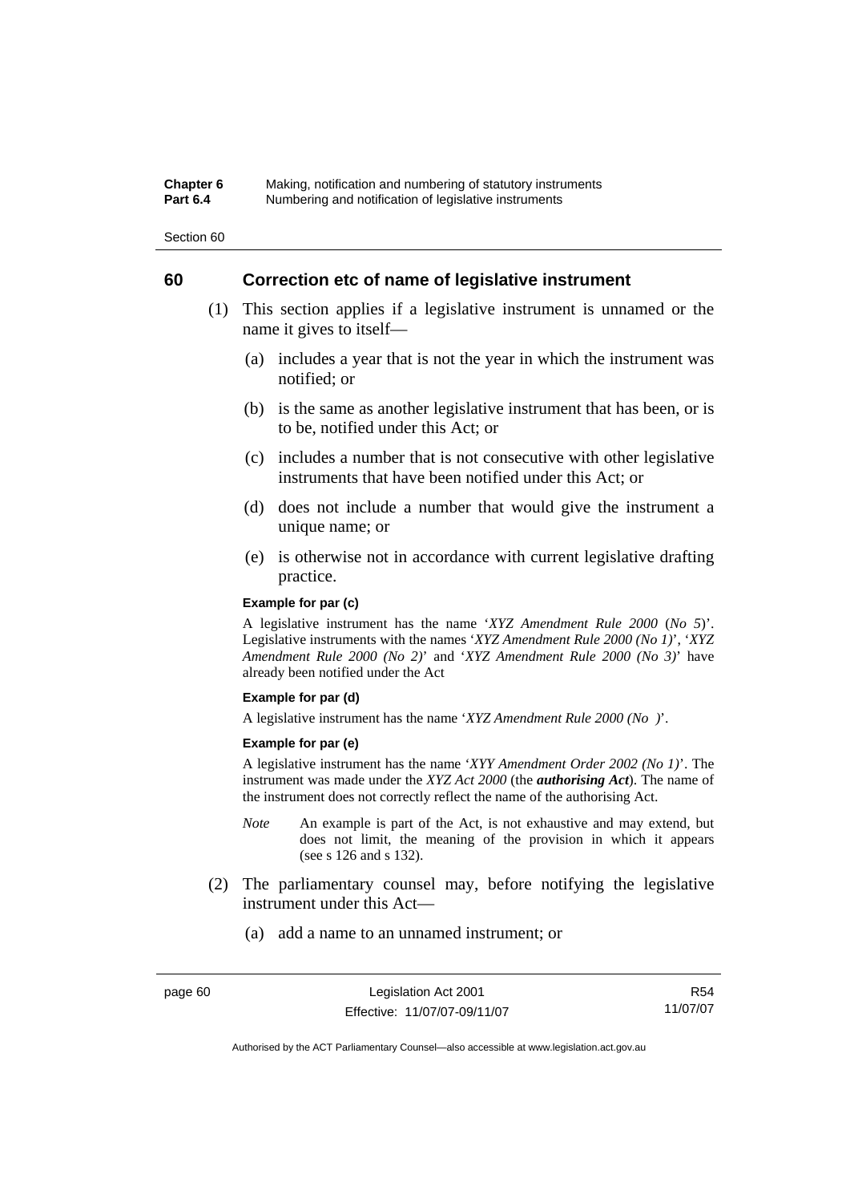## 60 Correction etc of name of legislative instrument

(1) This section applies if a legislative instrument is unnamed or the name it gives to itself—

(a) includes a year that is not the year in which the instrument was notified; or

(b) is the same as another legislative instrument that has been, or is to be, notified under this Act; or

(c) includes a number that is not consecutive with other legislative instruments that have been notified under this Act; or

(d) does not include a number that would give the instrument a unique name; or

(e) is otherwise not in accordance with current legislative drafting practice.

**Example for par (c)**

A legislative instrument has the name '*XYZ Amendment Rule 2000* (*No 5*)'. Legislative instruments with the names '*XYZ Amendment Rule 2000 (No 1)*', '*XYZ Amendment Rule 2000 (No 2)*' and '*XYZ Amendment Rule 2000 (No 3)*' have already been notified under the Act

**Example for par (d)**

A legislative instrument has the name '*XYZ Amendment Rule 2000 (No )*'.

**Example for par (e)**

A legislative instrument has the name '*XYY Amendment Order 2002 (No 1)*'. The instrument was made under the *XYZ Act 2000* (the ***authorising Act***). The name of the instrument does not correctly reflect the name of the authorising Act.

*Note* An example is part of the Act, is not exhaustive and may extend, but does not limit, the meaning of the provision in which it appears (see s 126 and s 132).

(2) The parliamentary counsel may, before notifying the legislative instrument under this Act—

(a) add a name to an unnamed instrument; or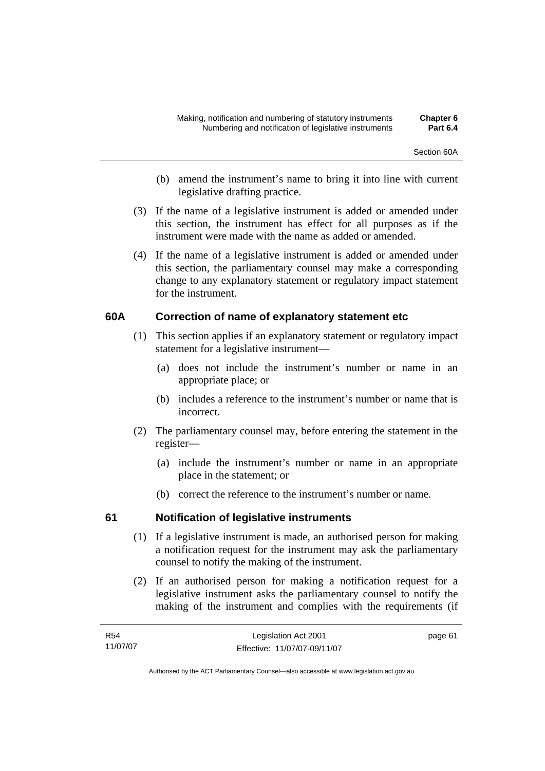(b) amend the instrument's name to bring it into line with current legislative drafting practice.

(3) If the name of a legislative instrument is added or amended under this section, the instrument has effect for all purposes as if the instrument were made with the name as added or amended.

(4) If the name of a legislative instrument is added or amended under this section, the parliamentary counsel may make a corresponding change to any explanatory statement or regulatory impact statement for the instrument.

## 60A Correction of name of explanatory statement etc

(1) This section applies if an explanatory statement or regulatory impact statement for a legislative instrument—

(a) does not include the instrument's number or name in an appropriate place; or

(b) includes a reference to the instrument's number or name that is incorrect.

(2) The parliamentary counsel may, before entering the statement in the register—

(a) include the instrument's number or name in an appropriate place in the statement; or

(b) correct the reference to the instrument's number or name.

## 61 Notification of legislative instruments

(1) If a legislative instrument is made, an authorised person for making a notification request for the instrument may ask the parliamentary counsel to notify the making of the instrument.

(2) If an authorised person for making a notification request for a legislative instrument asks the parliamentary counsel to notify the making of the instrument and complies with the requirements (if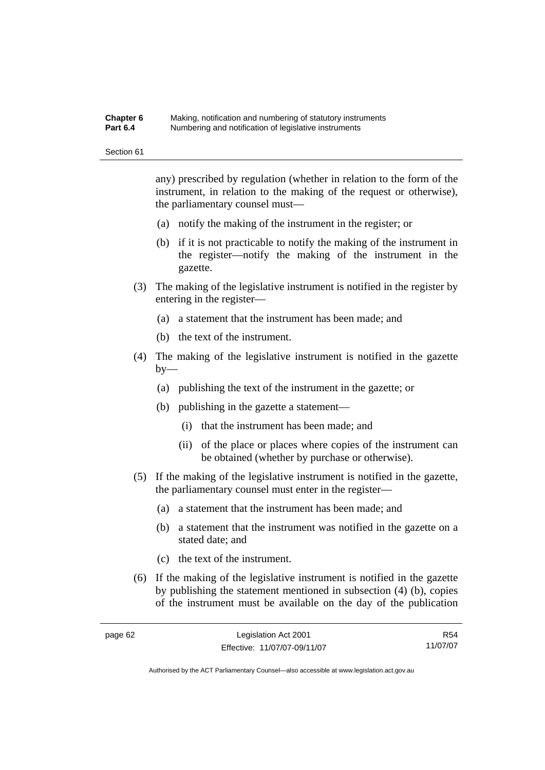any) prescribed by regulation (whether in relation to the form of the instrument, in relation to the making of the request or otherwise), the parliamentary counsel must—

(a) notify the making of the instrument in the register; or

(b) if it is not practicable to notify the making of the instrument in the register—notify the making of the instrument in the gazette.

(3) The making of the legislative instrument is notified in the register by entering in the register—

(a) a statement that the instrument has been made; and

(b) the text of the instrument.

(4) The making of the legislative instrument is notified in the gazette by—

(a) publishing the text of the instrument in the gazette; or

(b) publishing in the gazette a statement—

(i) that the instrument has been made; and

(ii) of the place or places where copies of the instrument can be obtained (whether by purchase or otherwise).

(5) If the making of the legislative instrument is notified in the gazette, the parliamentary counsel must enter in the register—

(a) a statement that the instrument has been made; and

(b) a statement that the instrument was notified in the gazette on a stated date; and

(c) the text of the instrument.

(6) If the making of the legislative instrument is notified in the gazette by publishing the statement mentioned in subsection (4) (b), copies of the instrument must be available on the day of the publication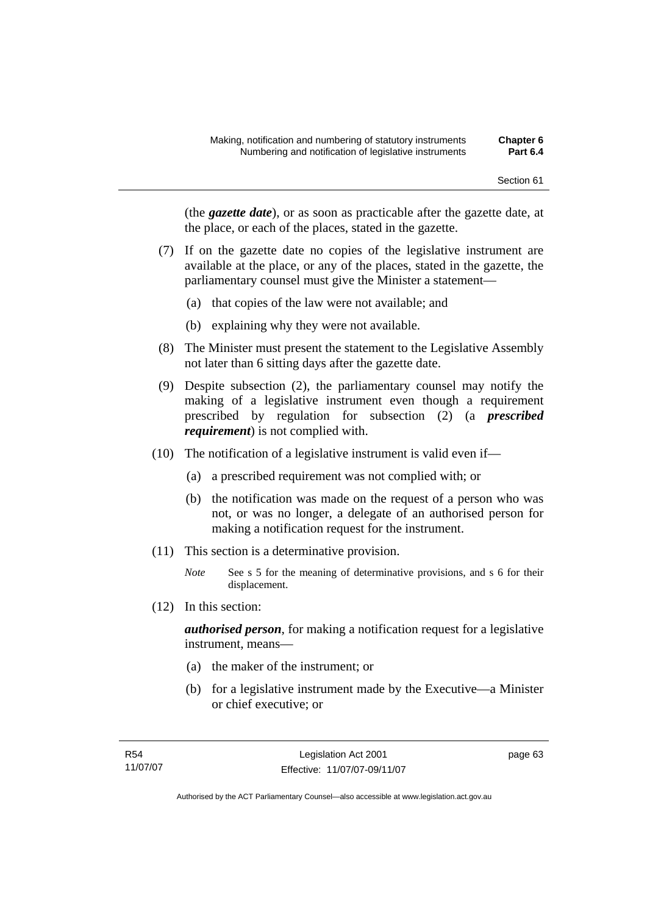(the ***gazette date***), or as soon as practicable after the gazette date, at the place, or each of the places, stated in the gazette.

(7) If on the gazette date no copies of the legislative instrument are available at the place, or any of the places, stated in the gazette, the parliamentary counsel must give the Minister a statement—

(a) that copies of the law were not available; and

(b) explaining why they were not available.

(8) The Minister must present the statement to the Legislative Assembly not later than 6 sitting days after the gazette date.

(9) Despite subsection (2), the parliamentary counsel may notify the making of a legislative instrument even though a requirement prescribed by regulation for subsection (2) (a ***prescribed requirement***) is not complied with.

(10) The notification of a legislative instrument is valid even if—

(a) a prescribed requirement was not complied with; or

(b) the notification was made on the request of a person who was not, or was no longer, a delegate of an authorised person for making a notification request for the instrument.

(11) This section is a determinative provision.

*Note* See s 5 for the meaning of determinative provisions, and s 6 for their displacement.

(12) In this section:

***authorised person***, for making a notification request for a legislative instrument, means—

(a) the maker of the instrument; or

(b) for a legislative instrument made by the Executive—a Minister or chief executive; or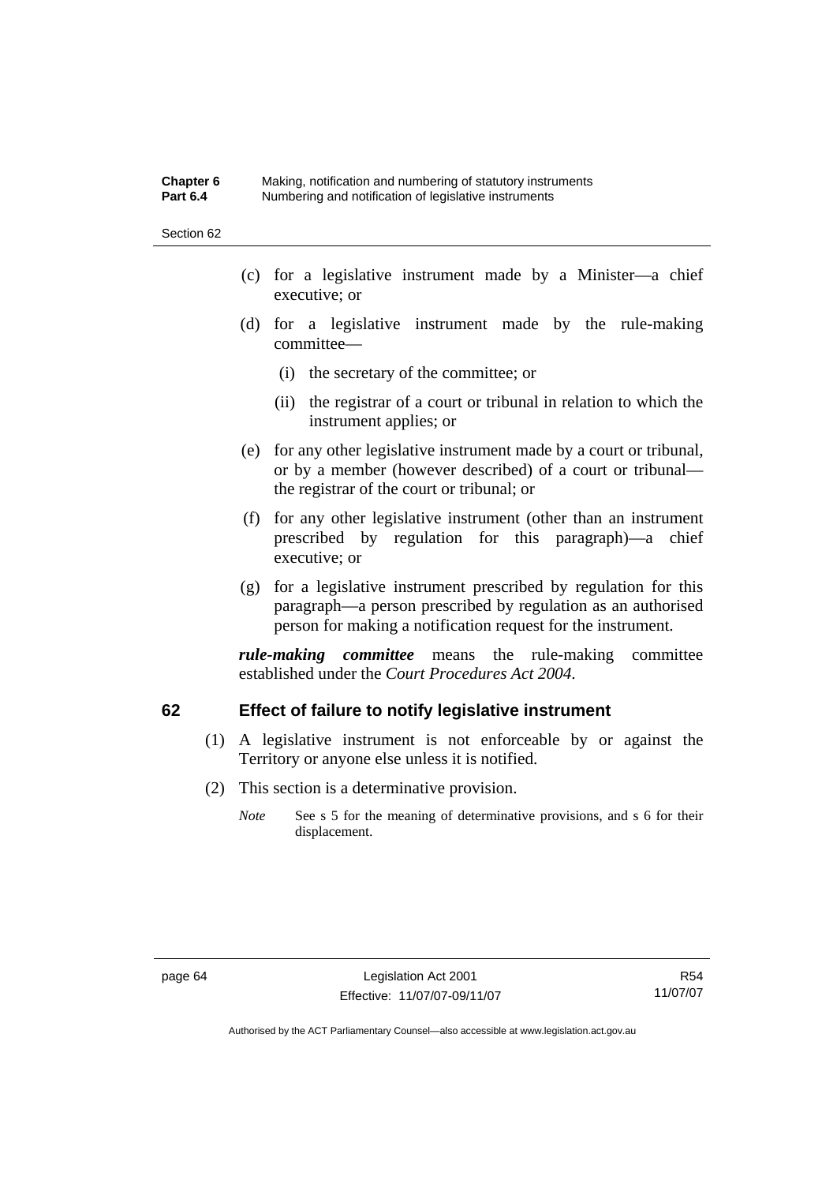(c) for a legislative instrument made by a Minister—a chief executive; or

(d) for a legislative instrument made by the rule-making committee—

(i) the secretary of the committee; or

(ii) the registrar of a court or tribunal in relation to which the instrument applies; or

(e) for any other legislative instrument made by a court or tribunal, or by a member (however described) of a court or tribunal—the registrar of the court or tribunal; or

(f) for any other legislative instrument (other than an instrument prescribed by regulation for this paragraph)—a chief executive; or

(g) for a legislative instrument prescribed by regulation for this paragraph—a person prescribed by regulation as an authorised person for making a notification request for the instrument.

***rule-making committee*** means the rule-making committee established under the *Court Procedures Act 2004*.

## 62 Effect of failure to notify legislative instrument

(1) A legislative instrument is not enforceable by or against the Territory or anyone else unless it is notified.

(2) This section is a determinative provision.

*Note* See s 5 for the meaning of determinative provisions, and s 6 for their displacement.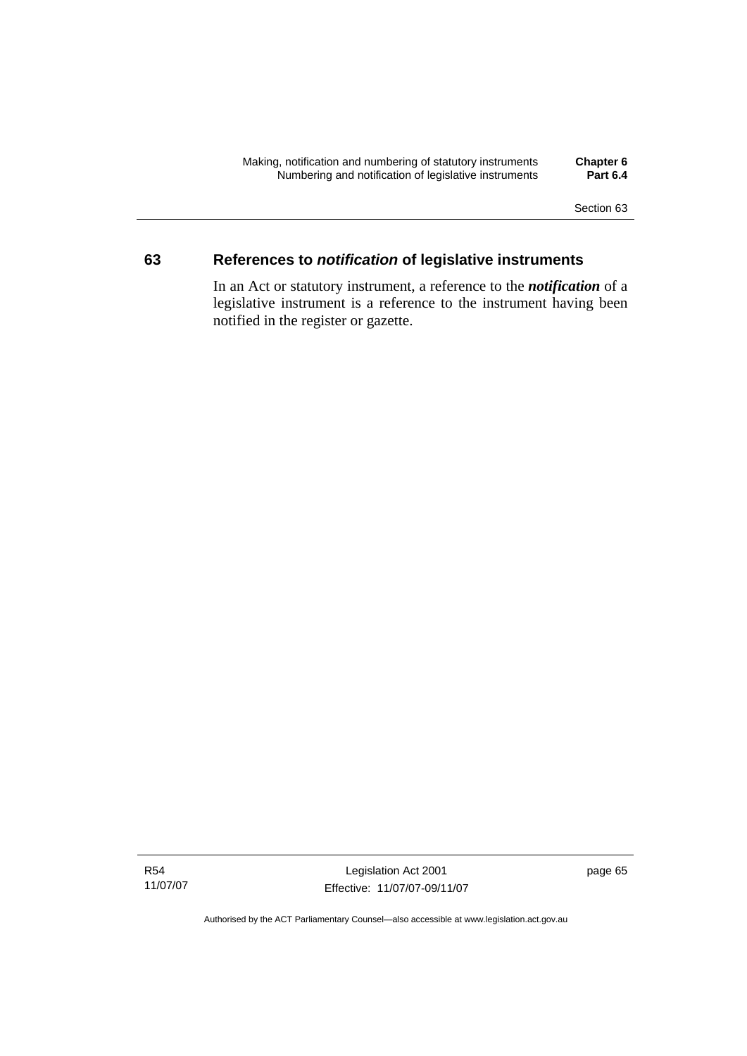## 63 References to *notification* of legislative instruments

In an Act or statutory instrument, a reference to the ***notification*** of a legislative instrument is a reference to the instrument having been notified in the register or gazette.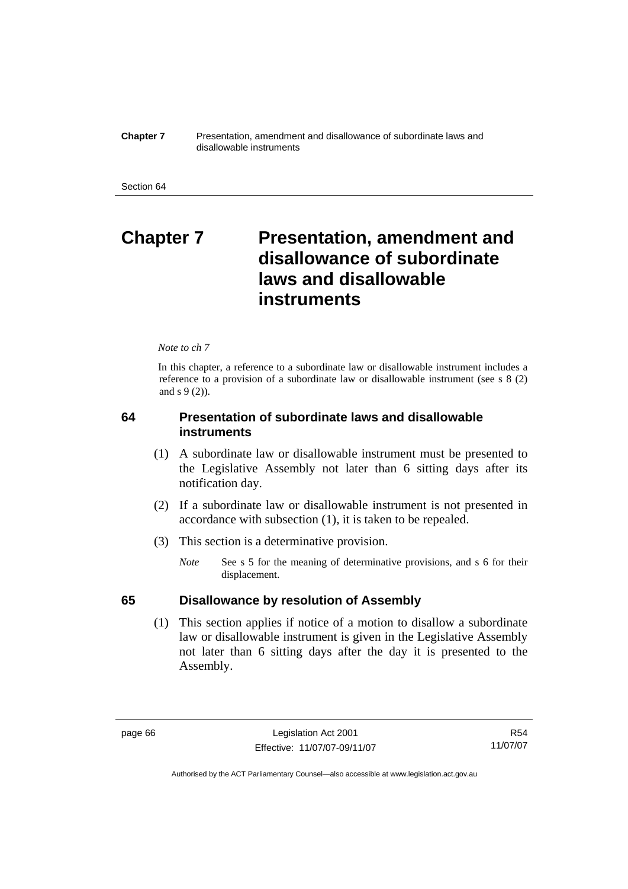# Chapter 7 Presentation, amendment and disallowance of subordinate laws and disallowable instruments

*Note to ch 7*

In this chapter, a reference to a subordinate law or disallowable instrument includes a reference to a provision of a subordinate law or disallowable instrument (see s 8 (2) and s 9 (2)).

### 64 Presentation of subordinate laws and disallowable instruments

(1) A subordinate law or disallowable instrument must be presented to the Legislative Assembly not later than 6 sitting days after its notification day.

(2) If a subordinate law or disallowable instrument is not presented in accordance with subsection (1), it is taken to be repealed.

(3) This section is a determinative provision.

*Note* See s 5 for the meaning of determinative provisions, and s 6 for their displacement.

### 65 Disallowance by resolution of Assembly

(1) This section applies if notice of a motion to disallow a subordinate law or disallowable instrument is given in the Legislative Assembly not later than 6 sitting days after the day it is presented to the Assembly.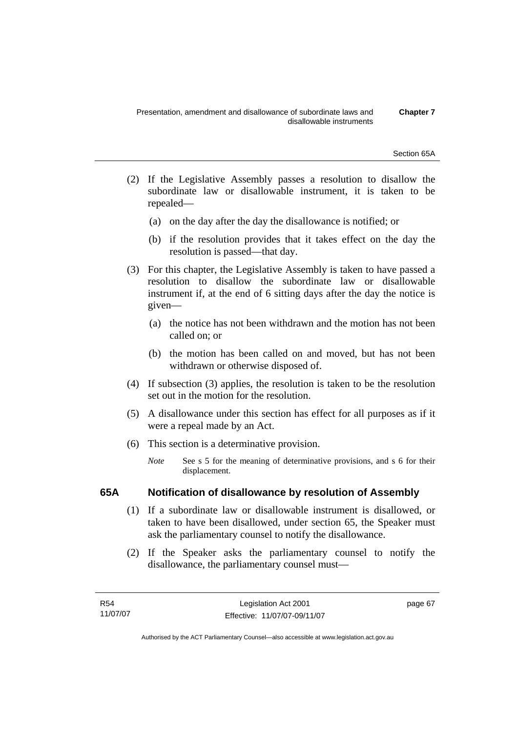(2) If the Legislative Assembly passes a resolution to disallow the subordinate law or disallowable instrument, it is taken to be repealed—

(a) on the day after the day the disallowance is notified; or

(b) if the resolution provides that it takes effect on the day the resolution is passed—that day.

(3) For this chapter, the Legislative Assembly is taken to have passed a resolution to disallow the subordinate law or disallowable instrument if, at the end of 6 sitting days after the day the notice is given—

(a) the notice has not been withdrawn and the motion has not been called on; or

(b) the motion has been called on and moved, but has not been withdrawn or otherwise disposed of.

(4) If subsection (3) applies, the resolution is taken to be the resolution set out in the motion for the resolution.

(5) A disallowance under this section has effect for all purposes as if it were a repeal made by an Act.

(6) This section is a determinative provision.

*Note* See s 5 for the meaning of determinative provisions, and s 6 for their displacement.

### 65A Notification of disallowance by resolution of Assembly

(1) If a subordinate law or disallowable instrument is disallowed, or taken to have been disallowed, under section 65, the Speaker must ask the parliamentary counsel to notify the disallowance.

(2) If the Speaker asks the parliamentary counsel to notify the disallowance, the parliamentary counsel must—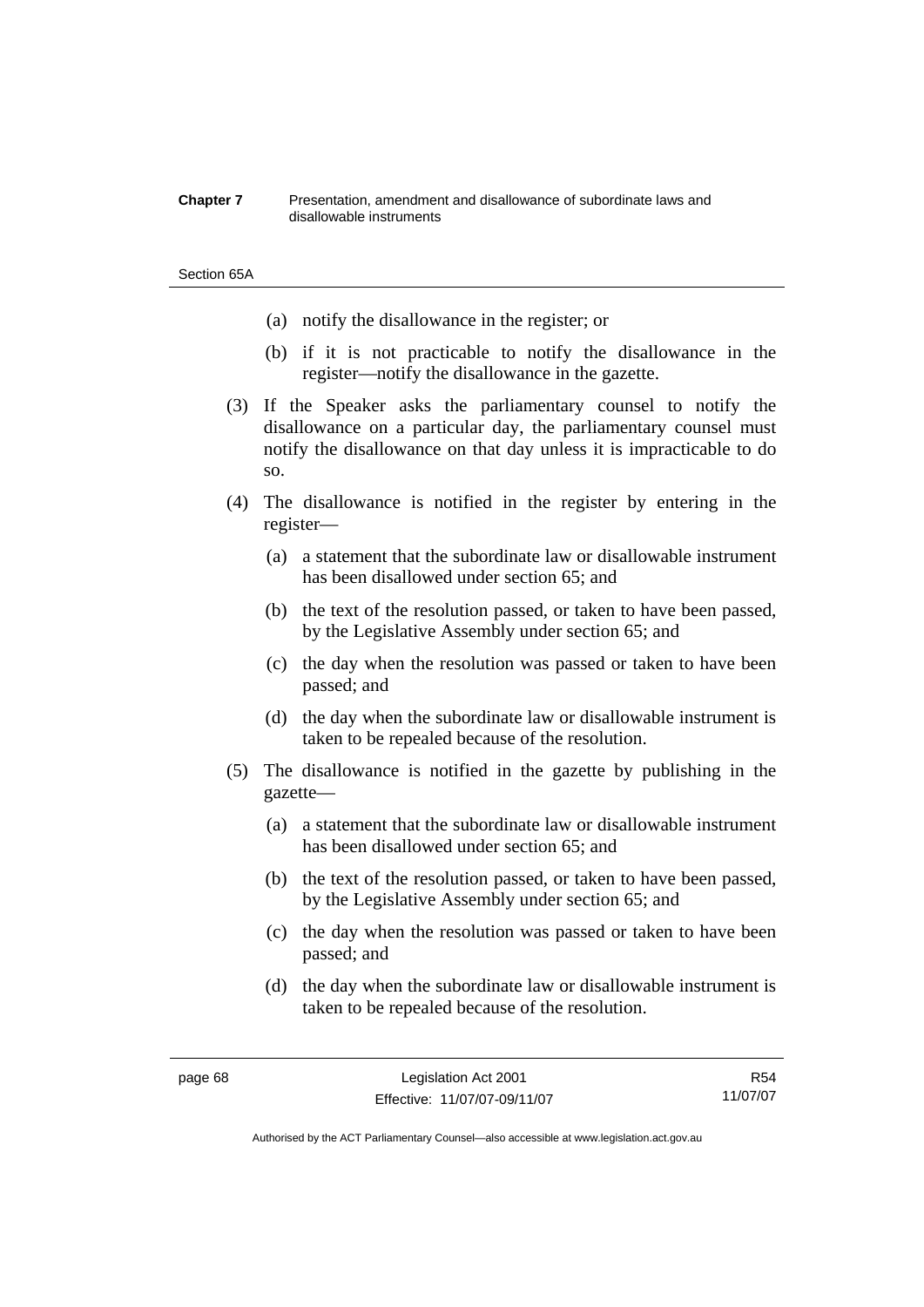(a) notify the disallowance in the register; or

(b) if it is not practicable to notify the disallowance in the register—notify the disallowance in the gazette.

(3) If the Speaker asks the parliamentary counsel to notify the disallowance on a particular day, the parliamentary counsel must notify the disallowance on that day unless it is impracticable to do so.

(4) The disallowance is notified in the register by entering in the register—

(a) a statement that the subordinate law or disallowable instrument has been disallowed under section 65; and

(b) the text of the resolution passed, or taken to have been passed, by the Legislative Assembly under section 65; and

(c) the day when the resolution was passed or taken to have been passed; and

(d) the day when the subordinate law or disallowable instrument is taken to be repealed because of the resolution.

(5) The disallowance is notified in the gazette by publishing in the gazette—

(a) a statement that the subordinate law or disallowable instrument has been disallowed under section 65; and

(b) the text of the resolution passed, or taken to have been passed, by the Legislative Assembly under section 65; and

(c) the day when the resolution was passed or taken to have been passed; and

(d) the day when the subordinate law or disallowable instrument is taken to be repealed because of the resolution.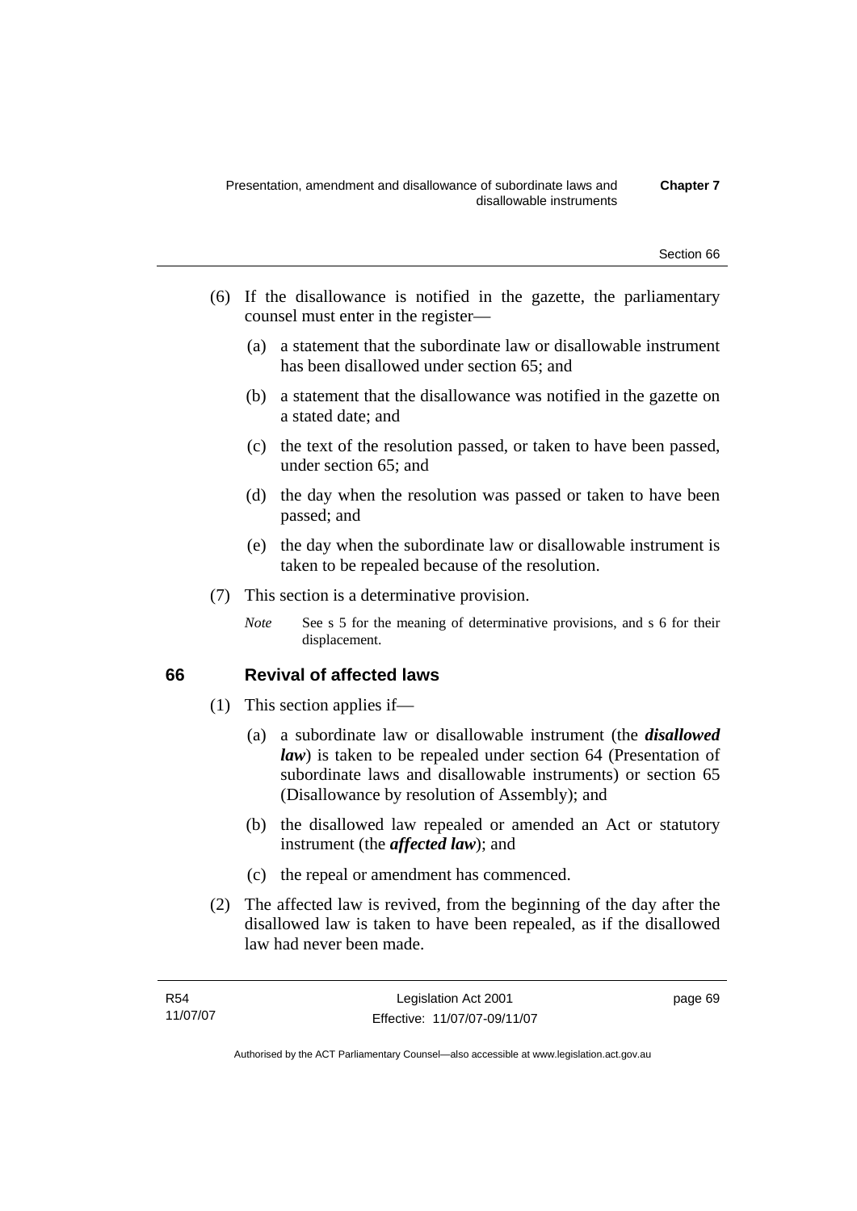(6) If the disallowance is notified in the gazette, the parliamentary counsel must enter in the register—

(a) a statement that the subordinate law or disallowable instrument has been disallowed under section 65; and

(b) a statement that the disallowance was notified in the gazette on a stated date; and

(c) the text of the resolution passed, or taken to have been passed, under section 65; and

(d) the day when the resolution was passed or taken to have been passed; and

(e) the day when the subordinate law or disallowable instrument is taken to be repealed because of the resolution.

(7) This section is a determinative provision.

*Note* See s 5 for the meaning of determinative provisions, and s 6 for their displacement.

## 66 Revival of affected laws

(1) This section applies if—

(a) a subordinate law or disallowable instrument (the ***disallowed law***) is taken to be repealed under section 64 (Presentation of subordinate laws and disallowable instruments) or section 65 (Disallowance by resolution of Assembly); and

(b) the disallowed law repealed or amended an Act or statutory instrument (the ***affected law***); and

(c) the repeal or amendment has commenced.

(2) The affected law is revived, from the beginning of the day after the disallowed law is taken to have been repealed, as if the disallowed law had never been made.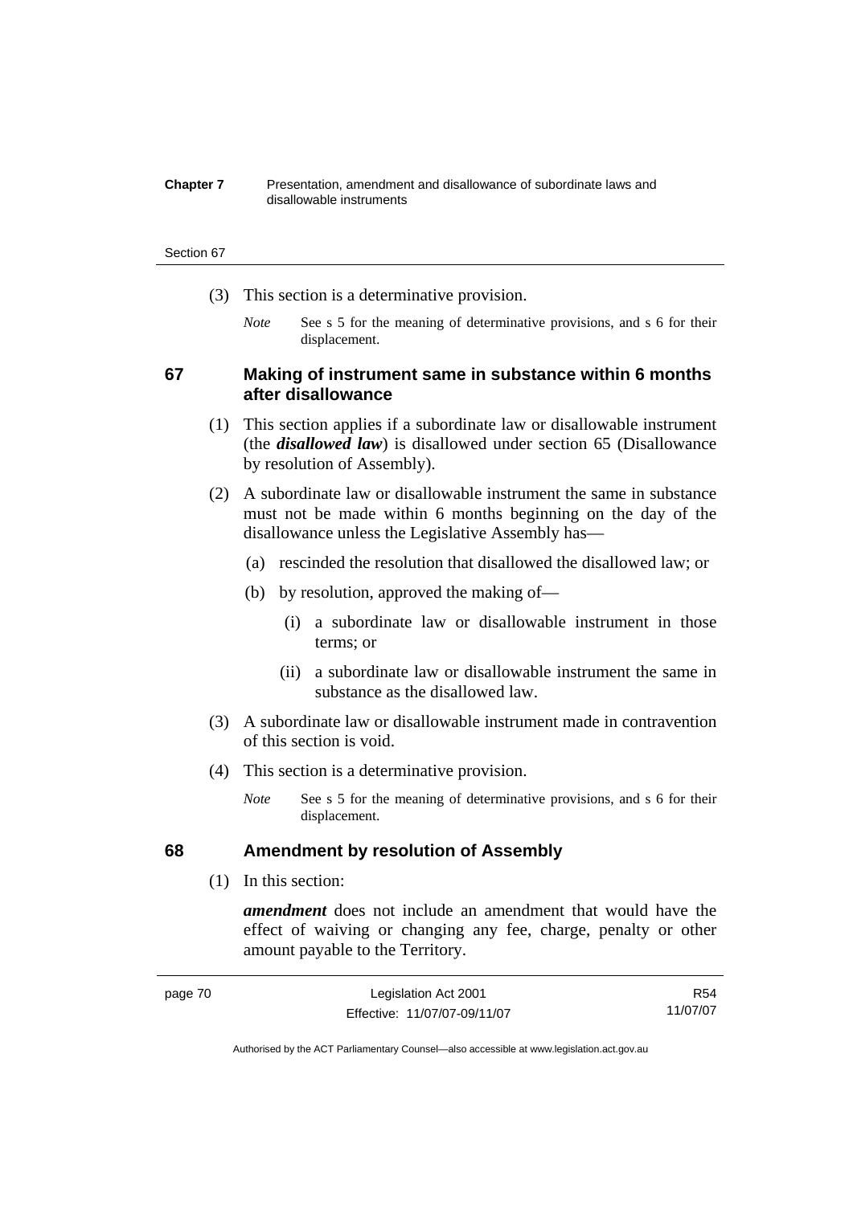(3) This section is a determinative provision.

*Note* See s 5 for the meaning of determinative provisions, and s 6 for their displacement.

## 67 Making of instrument same in substance within 6 months after disallowance

(1) This section applies if a subordinate law or disallowable instrument (the ***disallowed law***) is disallowed under section 65 (Disallowance by resolution of Assembly).

(2) A subordinate law or disallowable instrument the same in substance must not be made within 6 months beginning on the day of the disallowance unless the Legislative Assembly has—

(a) rescinded the resolution that disallowed the disallowed law; or

(b) by resolution, approved the making of—

(i) a subordinate law or disallowable instrument in those terms; or

(ii) a subordinate law or disallowable instrument the same in substance as the disallowed law.

(3) A subordinate law or disallowable instrument made in contravention of this section is void.

(4) This section is a determinative provision.

*Note* See s 5 for the meaning of determinative provisions, and s 6 for their displacement.

## 68 Amendment by resolution of Assembly

(1) In this section:

***amendment*** does not include an amendment that would have the effect of waiving or changing any fee, charge, penalty or other amount payable to the Territory.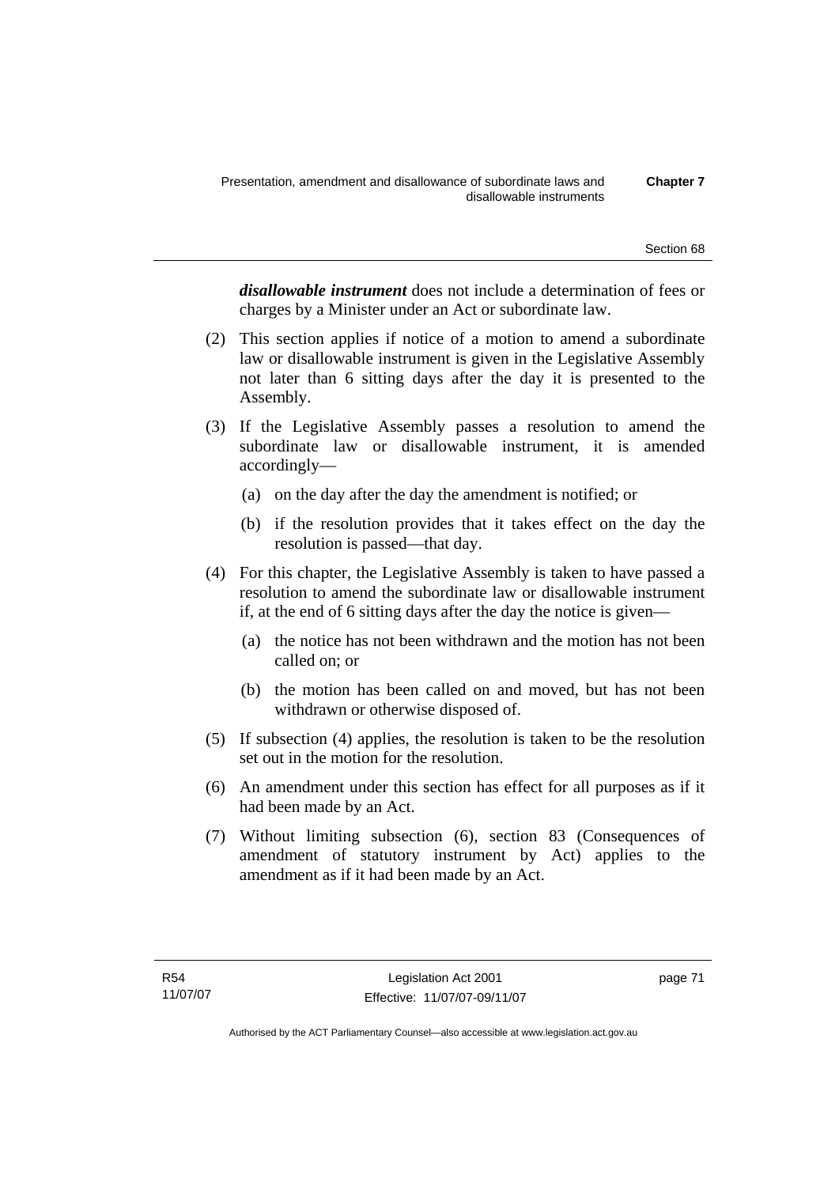***disallowable instrument*** does not include a determination of fees or charges by a Minister under an Act or subordinate law.

(2) This section applies if notice of a motion to amend a subordinate law or disallowable instrument is given in the Legislative Assembly not later than 6 sitting days after the day it is presented to the Assembly.

(3) If the Legislative Assembly passes a resolution to amend the subordinate law or disallowable instrument, it is amended accordingly—

(a) on the day after the day the amendment is notified; or

(b) if the resolution provides that it takes effect on the day the resolution is passed—that day.

(4) For this chapter, the Legislative Assembly is taken to have passed a resolution to amend the subordinate law or disallowable instrument if, at the end of 6 sitting days after the day the notice is given—

(a) the notice has not been withdrawn and the motion has not been called on; or

(b) the motion has been called on and moved, but has not been withdrawn or otherwise disposed of.

(5) If subsection (4) applies, the resolution is taken to be the resolution set out in the motion for the resolution.

(6) An amendment under this section has effect for all purposes as if it had been made by an Act.

(7) Without limiting subsection (6), section 83 (Consequences of amendment of statutory instrument by Act) applies to the amendment as if it had been made by an Act.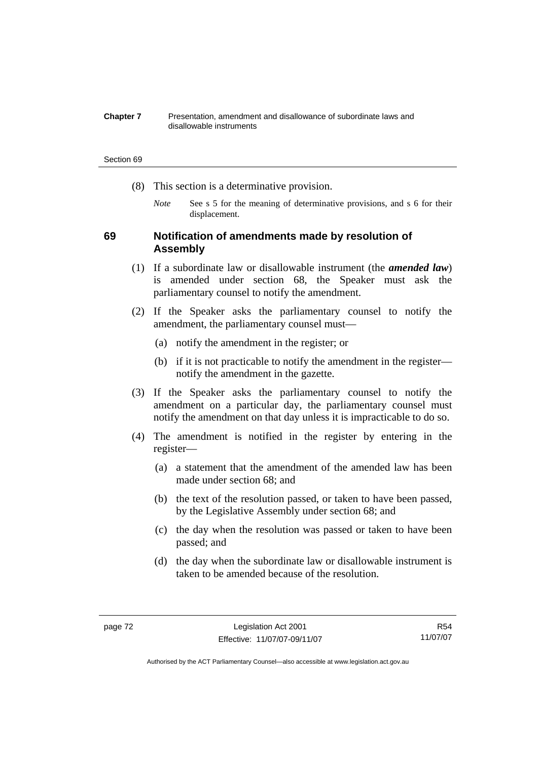(8) This section is a determinative provision.

*Note* See s 5 for the meaning of determinative provisions, and s 6 for their displacement.

## 69 Notification of amendments made by resolution of Assembly

(1) If a subordinate law or disallowable instrument (the ***amended law***) is amended under section 68, the Speaker must ask the parliamentary counsel to notify the amendment.

(2) If the Speaker asks the parliamentary counsel to notify the amendment, the parliamentary counsel must—

- (a) notify the amendment in the register; or
- (b) if it is not practicable to notify the amendment in the register—notify the amendment in the gazette.

(3) If the Speaker asks the parliamentary counsel to notify the amendment on a particular day, the parliamentary counsel must notify the amendment on that day unless it is impracticable to do so.

(4) The amendment is notified in the register by entering in the register—

- (a) a statement that the amendment of the amended law has been made under section 68; and
- (b) the text of the resolution passed, or taken to have been passed, by the Legislative Assembly under section 68; and
- (c) the day when the resolution was passed or taken to have been passed; and
- (d) the day when the subordinate law or disallowable instrument is taken to be amended because of the resolution.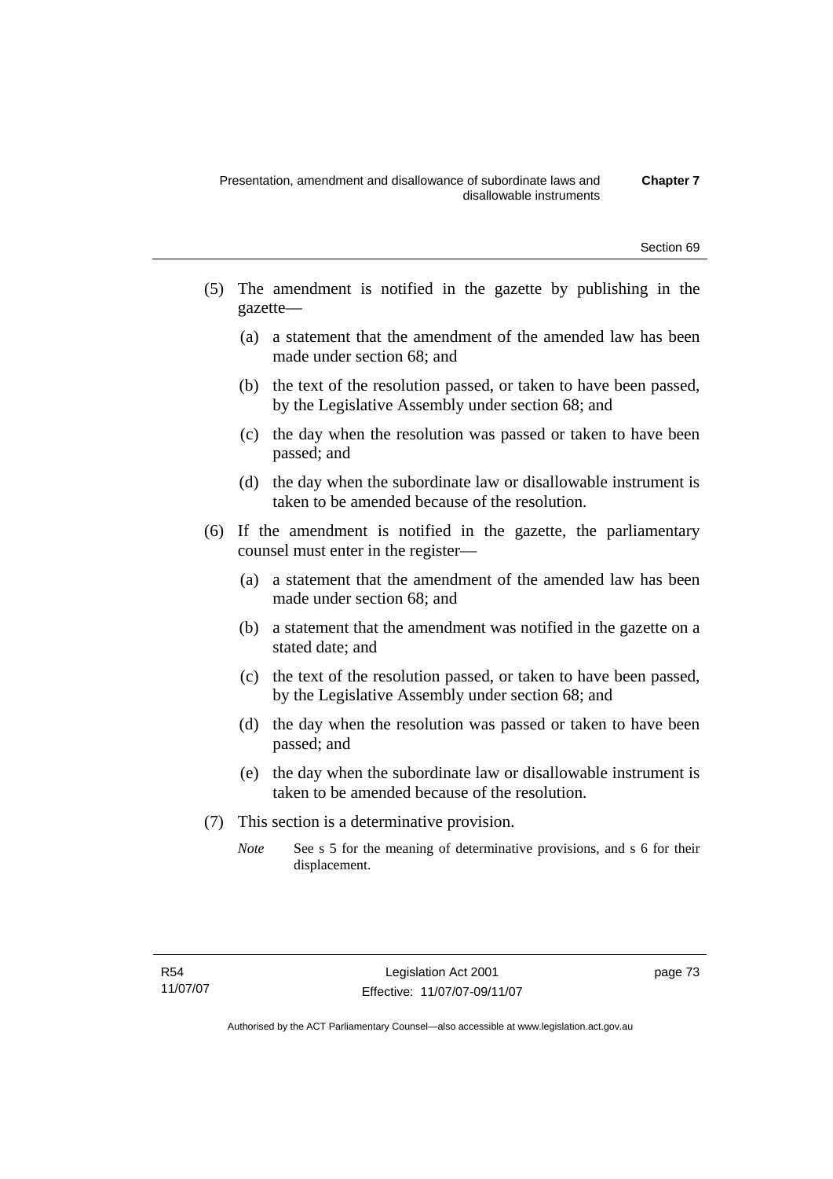(5) The amendment is notified in the gazette by publishing in the gazette—

(a) a statement that the amendment of the amended law has been made under section 68; and

(b) the text of the resolution passed, or taken to have been passed, by the Legislative Assembly under section 68; and

(c) the day when the resolution was passed or taken to have been passed; and

(d) the day when the subordinate law or disallowable instrument is taken to be amended because of the resolution.

(6) If the amendment is notified in the gazette, the parliamentary counsel must enter in the register—

(a) a statement that the amendment of the amended law has been made under section 68; and

(b) a statement that the amendment was notified in the gazette on a stated date; and

(c) the text of the resolution passed, or taken to have been passed, by the Legislative Assembly under section 68; and

(d) the day when the resolution was passed or taken to have been passed; and

(e) the day when the subordinate law or disallowable instrument is taken to be amended because of the resolution.

(7) This section is a determinative provision.

*Note* See s 5 for the meaning of determinative provisions, and s 6 for their displacement.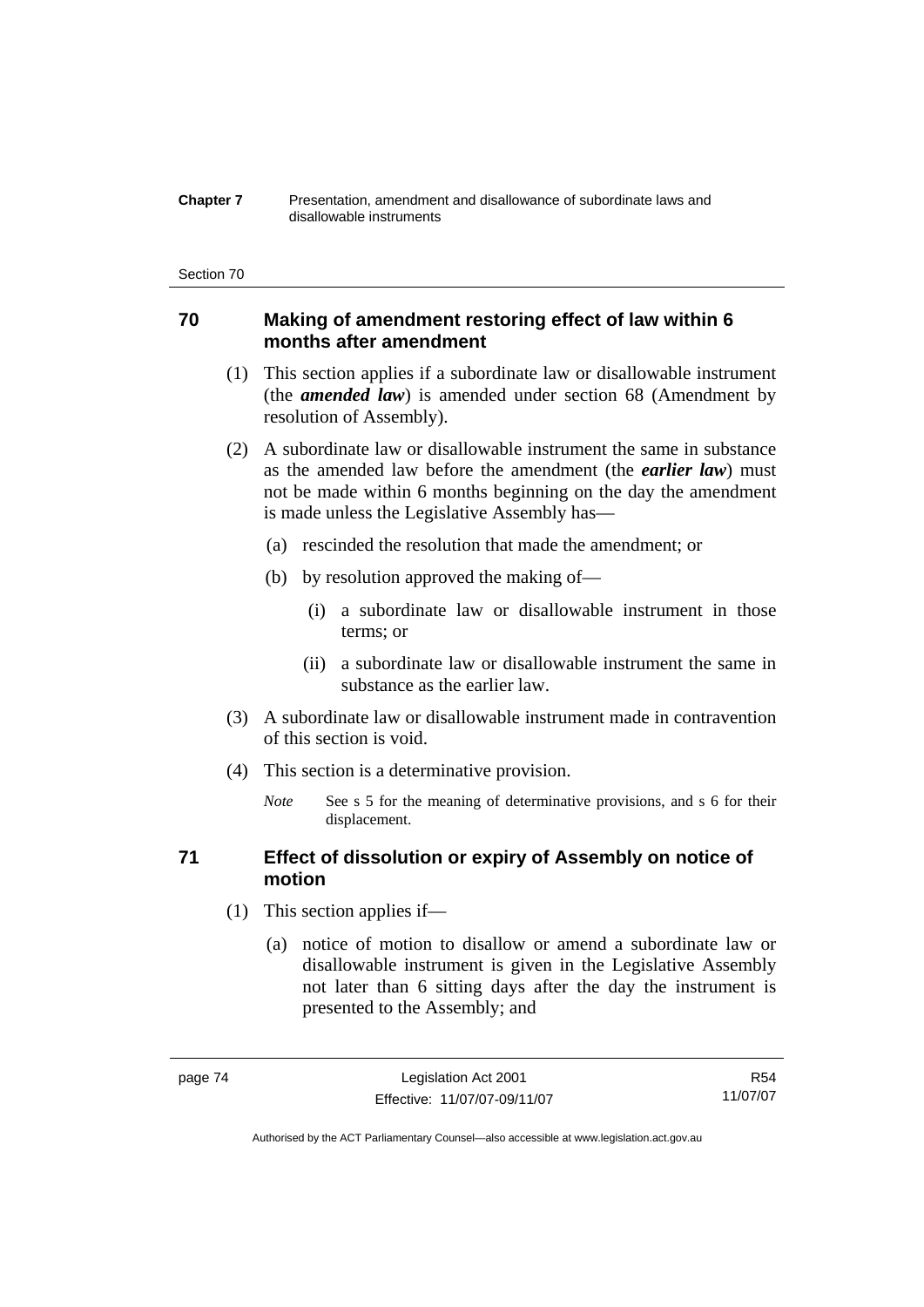## 70 Making of amendment restoring effect of law within 6 months after amendment

(1) This section applies if a subordinate law or disallowable instrument (the ***amended law***) is amended under section 68 (Amendment by resolution of Assembly).

(2) A subordinate law or disallowable instrument the same in substance as the amended law before the amendment (the ***earlier law***) must not be made within 6 months beginning on the day the amendment is made unless the Legislative Assembly has—

(a) rescinded the resolution that made the amendment; or

(b) by resolution approved the making of—

(i) a subordinate law or disallowable instrument in those terms; or

(ii) a subordinate law or disallowable instrument the same in substance as the earlier law.

(3) A subordinate law or disallowable instrument made in contravention of this section is void.

(4) This section is a determinative provision.

*Note* See s 5 for the meaning of determinative provisions, and s 6 for their displacement.

## 71 Effect of dissolution or expiry of Assembly on notice of motion

(1) This section applies if—

(a) notice of motion to disallow or amend a subordinate law or disallowable instrument is given in the Legislative Assembly not later than 6 sitting days after the day the instrument is presented to the Assembly; and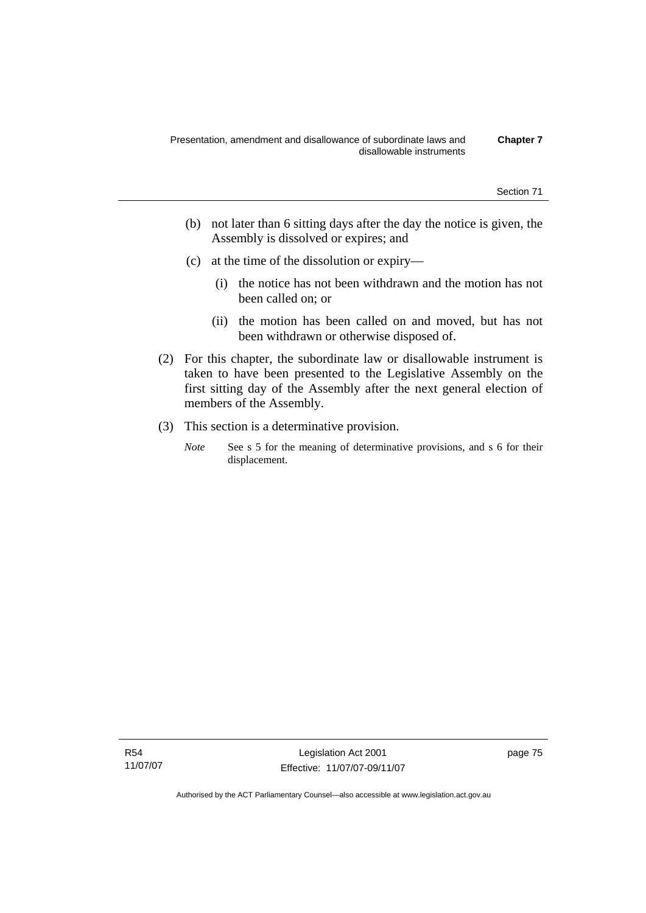(b) not later than 6 sitting days after the day the notice is given, the Assembly is dissolved or expires; and

(c) at the time of the dissolution or expiry—

(i) the notice has not been withdrawn and the motion has not been called on; or

(ii) the motion has been called on and moved, but has not been withdrawn or otherwise disposed of.

(2) For this chapter, the subordinate law or disallowable instrument is taken to have been presented to the Legislative Assembly on the first sitting day of the Assembly after the next general election of members of the Assembly.

(3) This section is a determinative provision.

*Note* See s 5 for the meaning of determinative provisions, and s 6 for their displacement.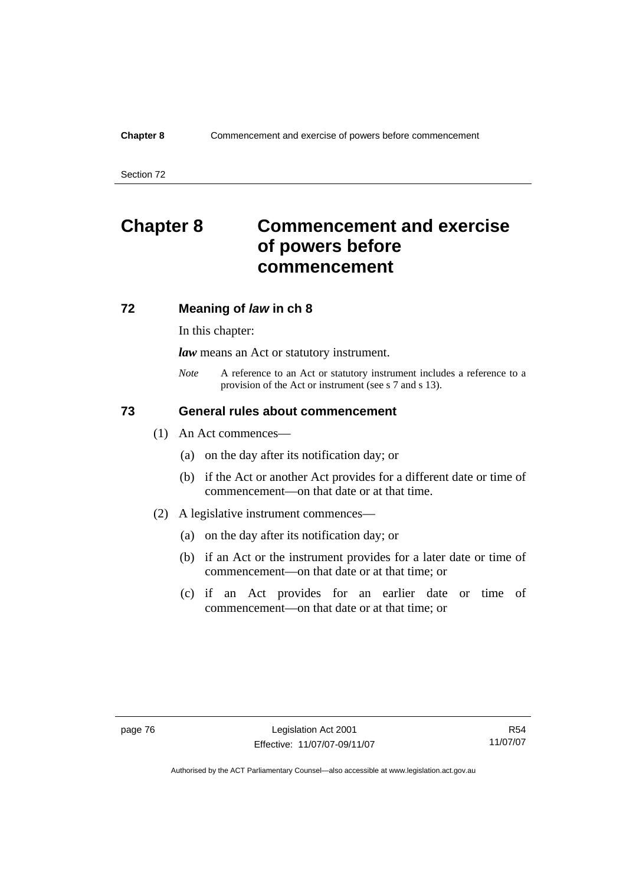# Chapter 8 Commencement and exercise of powers before commencement

## 72 Meaning of *law* in ch 8

In this chapter:

***law*** means an Act or statutory instrument.

*Note* A reference to an Act or statutory instrument includes a reference to a provision of the Act or instrument (see s 7 and s 13).

## 73 General rules about commencement

(1) An Act commences—

(a) on the day after its notification day; or

(b) if the Act or another Act provides for a different date or time of commencement—on that date or at that time.

(2) A legislative instrument commences—

(a) on the day after its notification day; or

(b) if an Act or the instrument provides for a later date or time of commencement—on that date or at that time; or

(c) if an Act provides for an earlier date or time of commencement—on that date or at that time; or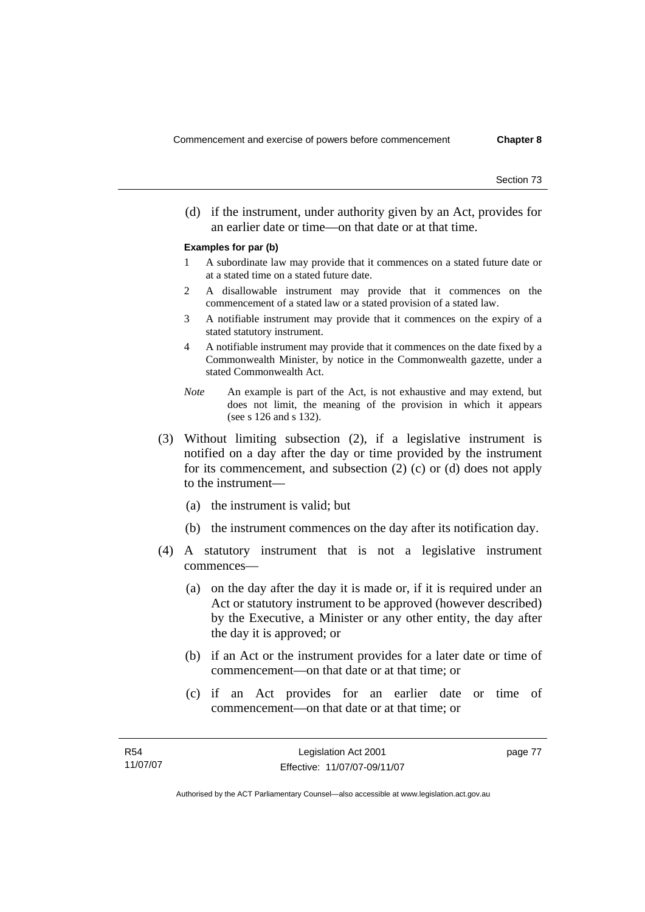(d) if the instrument, under authority given by an Act, provides for an earlier date or time—on that date or at that time.

**Examples for par (b)**

1 A subordinate law may provide that it commences on a stated future date or at a stated time on a stated future date.

2 A disallowable instrument may provide that it commences on the commencement of a stated law or a stated provision of a stated law.

3 A notifiable instrument may provide that it commences on the expiry of a stated statutory instrument.

4 A notifiable instrument may provide that it commences on the date fixed by a Commonwealth Minister, by notice in the Commonwealth gazette, under a stated Commonwealth Act.

*Note* An example is part of the Act, is not exhaustive and may extend, but does not limit, the meaning of the provision in which it appears (see s 126 and s 132).

(3) Without limiting subsection (2), if a legislative instrument is notified on a day after the day or time provided by the instrument for its commencement, and subsection (2) (c) or (d) does not apply to the instrument—

(a) the instrument is valid; but

(b) the instrument commences on the day after its notification day.

(4) A statutory instrument that is not a legislative instrument commences—

(a) on the day after the day it is made or, if it is required under an Act or statutory instrument to be approved (however described) by the Executive, a Minister or any other entity, the day after the day it is approved; or

(b) if an Act or the instrument provides for a later date or time of commencement—on that date or at that time; or

(c) if an Act provides for an earlier date or time of commencement—on that date or at that time; or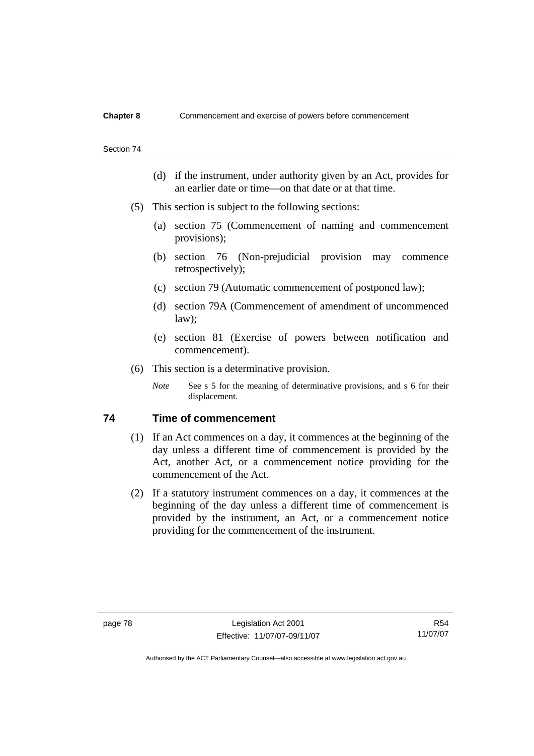(d) if the instrument, under authority given by an Act, provides for an earlier date or time—on that date or at that time.

(5) This section is subject to the following sections:

(a) section 75 (Commencement of naming and commencement provisions);

(b) section 76 (Non-prejudicial provision may commence retrospectively);

(c) section 79 (Automatic commencement of postponed law);

(d) section 79A (Commencement of amendment of uncommenced law);

(e) section 81 (Exercise of powers between notification and commencement).

(6) This section is a determinative provision.

*Note* See s 5 for the meaning of determinative provisions, and s 6 for their displacement.

## 74 Time of commencement

(1) If an Act commences on a day, it commences at the beginning of the day unless a different time of commencement is provided by the Act, another Act, or a commencement notice providing for the commencement of the Act.

(2) If a statutory instrument commences on a day, it commences at the beginning of the day unless a different time of commencement is provided by the instrument, an Act, or a commencement notice providing for the commencement of the instrument.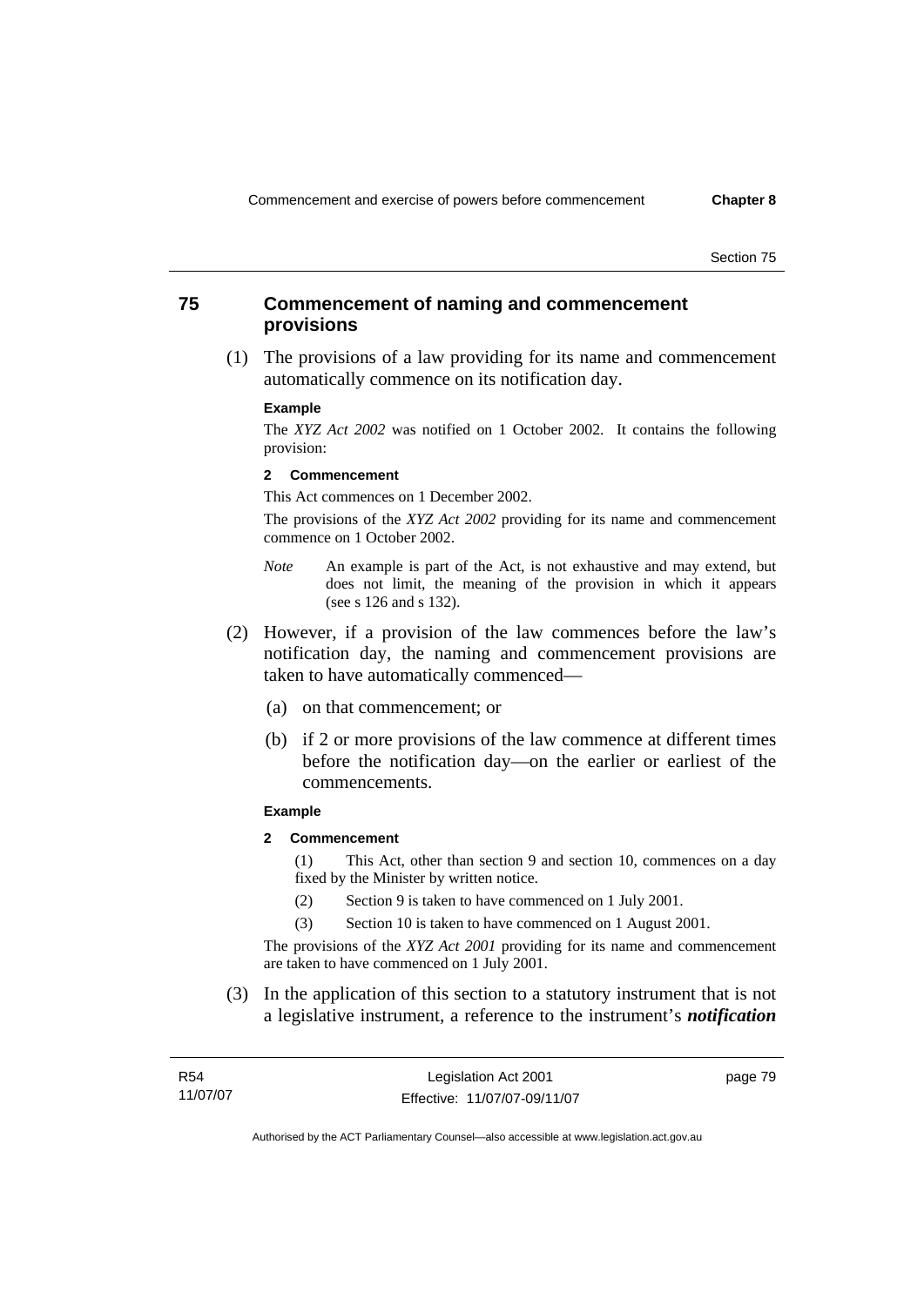## 75 Commencement of naming and commencement provisions

(1) The provisions of a law providing for its name and commencement automatically commence on its notification day.

**Example**

The *XYZ Act 2002* was notified on 1 October 2002. It contains the following provision:

**2 Commencement**

This Act commences on 1 December 2002.

The provisions of the *XYZ Act 2002* providing for its name and commencement commence on 1 October 2002.

*Note* An example is part of the Act, is not exhaustive and may extend, but does not limit, the meaning of the provision in which it appears (see s 126 and s 132).

(2) However, if a provision of the law commences before the law's notification day, the naming and commencement provisions are taken to have automatically commenced—

(a) on that commencement; or

(b) if 2 or more provisions of the law commence at different times before the notification day—on the earlier or earliest of the commencements.

**Example**

**2 Commencement**

(1) This Act, other than section 9 and section 10, commences on a day fixed by the Minister by written notice.

(2) Section 9 is taken to have commenced on 1 July 2001.

(3) Section 10 is taken to have commenced on 1 August 2001.

The provisions of the *XYZ Act 2001* providing for its name and commencement are taken to have commenced on 1 July 2001.

(3) In the application of this section to a statutory instrument that is not a legislative instrument, a reference to the instrument's ***notification***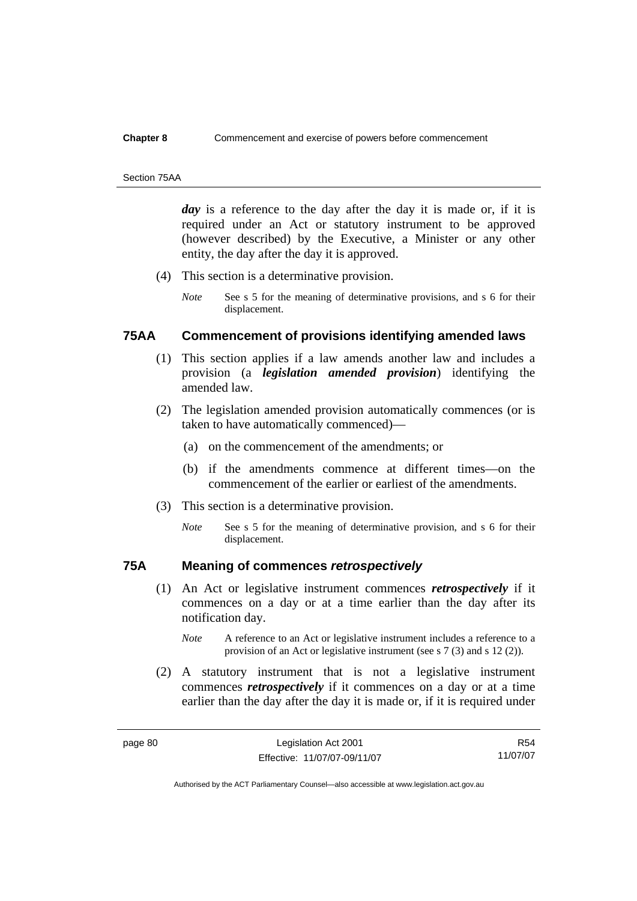***day*** is a reference to the day after the day it is made or, if it is required under an Act or statutory instrument to be approved (however described) by the Executive, a Minister or any other entity, the day after the day it is approved.

(4) This section is a determinative provision.

*Note* See s 5 for the meaning of determinative provisions, and s 6 for their displacement.

## 75AA Commencement of provisions identifying amended laws

(1) This section applies if a law amends another law and includes a provision (a ***legislation amended provision***) identifying the amended law.

(2) The legislation amended provision automatically commences (or is taken to have automatically commenced)—

(a) on the commencement of the amendments; or

(b) if the amendments commence at different times—on the commencement of the earlier or earliest of the amendments.

(3) This section is a determinative provision.

*Note* See s 5 for the meaning of determinative provision, and s 6 for their displacement.

## 75A Meaning of commences *retrospectively*

(1) An Act or legislative instrument commences ***retrospectively*** if it commences on a day or at a time earlier than the day after its notification day.

*Note* A reference to an Act or legislative instrument includes a reference to a provision of an Act or legislative instrument (see s 7 (3) and s 12 (2)).

(2) A statutory instrument that is not a legislative instrument commences ***retrospectively*** if it commences on a day or at a time earlier than the day after the day it is made or, if it is required under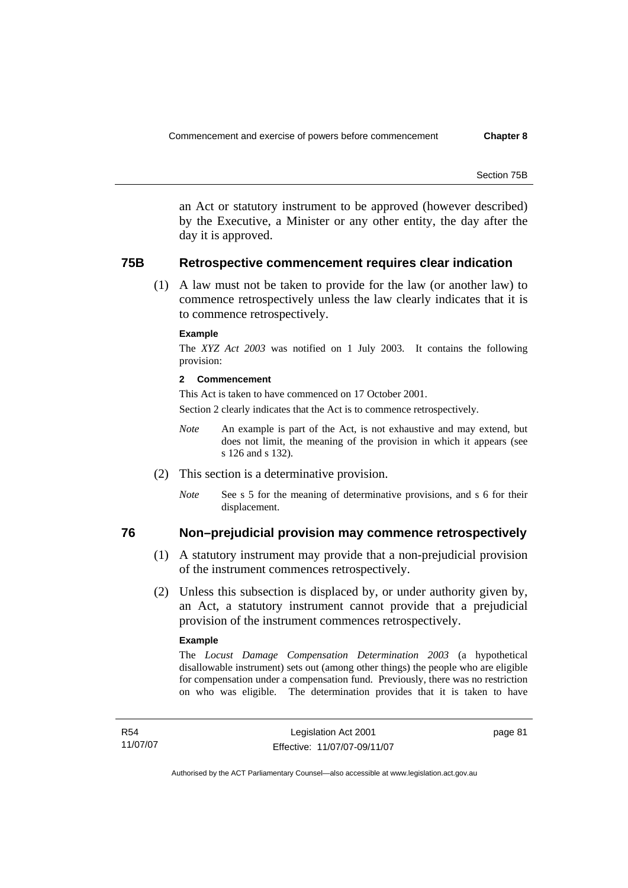an Act or statutory instrument to be approved (however described) by the Executive, a Minister or any other entity, the day after the day it is approved.

## 75B Retrospective commencement requires clear indication

(1) A law must not be taken to provide for the law (or another law) to commence retrospectively unless the law clearly indicates that it is to commence retrospectively.

**Example**

The *XYZ Act 2003* was notified on 1 July 2003. It contains the following provision:

**2 Commencement**

This Act is taken to have commenced on 17 October 2001.

Section 2 clearly indicates that the Act is to commence retrospectively.

*Note* An example is part of the Act, is not exhaustive and may extend, but does not limit, the meaning of the provision in which it appears (see s 126 and s 132).

(2) This section is a determinative provision.

*Note* See s 5 for the meaning of determinative provisions, and s 6 for their displacement.

## 76 Non–prejudicial provision may commence retrospectively

(1) A statutory instrument may provide that a non-prejudicial provision of the instrument commences retrospectively.

(2) Unless this subsection is displaced by, or under authority given by, an Act, a statutory instrument cannot provide that a prejudicial provision of the instrument commences retrospectively.

**Example**

The *Locust Damage Compensation Determination 2003* (a hypothetical disallowable instrument) sets out (among other things) the people who are eligible for compensation under a compensation fund. Previously, there was no restriction on who was eligible. The determination provides that it is taken to have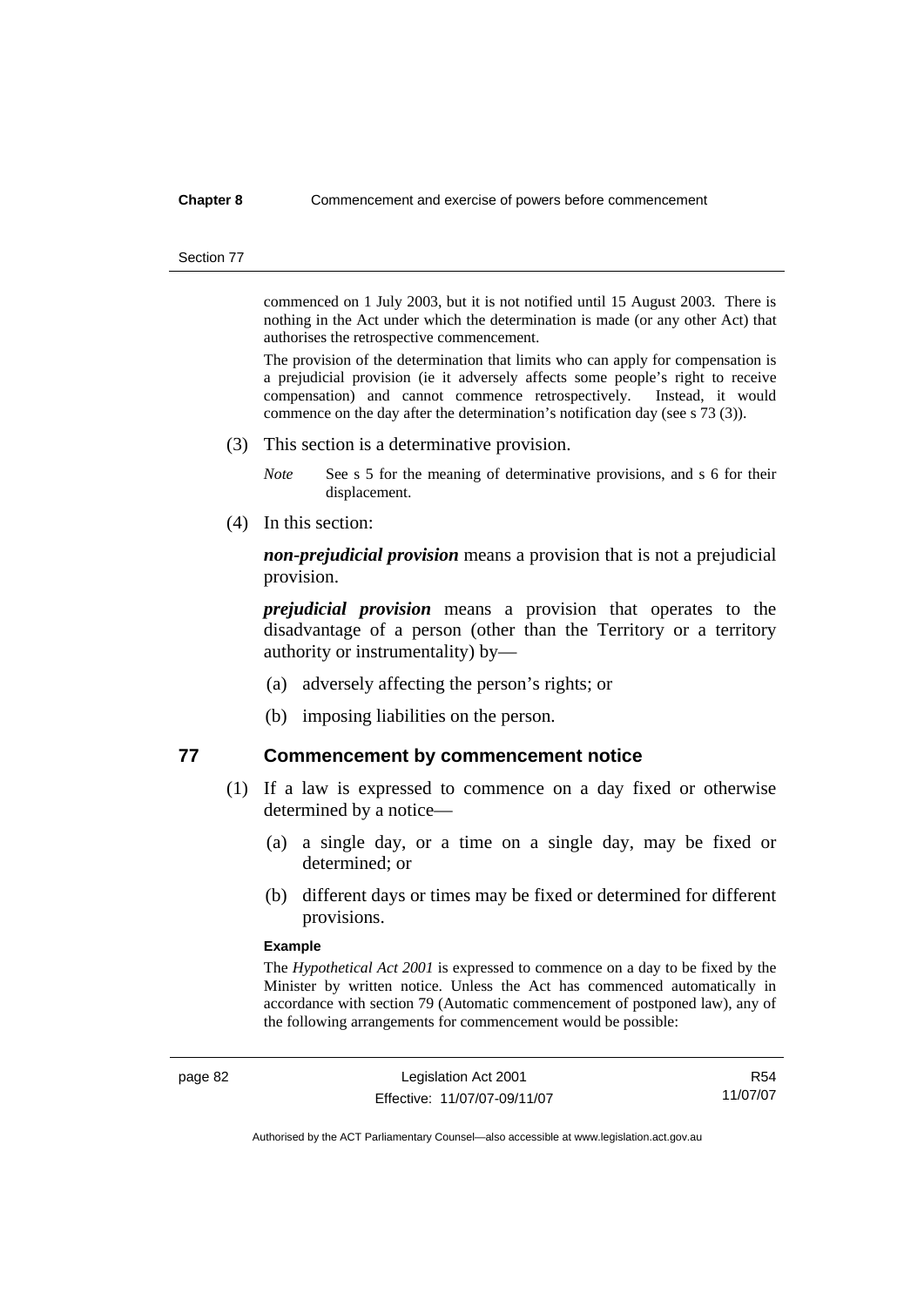commenced on 1 July 2003, but it is not notified until 15 August 2003. There is nothing in the Act under which the determination is made (or any other Act) that authorises the retrospective commencement.

The provision of the determination that limits who can apply for compensation is a prejudicial provision (ie it adversely affects some people's right to receive compensation) and cannot commence retrospectively. Instead, it would commence on the day after the determination's notification day (see s 73 (3)).

(3) This section is a determinative provision.

*Note* See s 5 for the meaning of determinative provisions, and s 6 for their displacement.

(4) In this section:

***non-prejudicial provision*** means a provision that is not a prejudicial provision.

***prejudicial provision*** means a provision that operates to the disadvantage of a person (other than the Territory or a territory authority or instrumentality) by—

(a) adversely affecting the person's rights; or

(b) imposing liabilities on the person.

## 77 Commencement by commencement notice

(1) If a law is expressed to commence on a day fixed or otherwise determined by a notice—

(a) a single day, or a time on a single day, may be fixed or determined; or

(b) different days or times may be fixed or determined for different provisions.

**Example**

The *Hypothetical Act 2001* is expressed to commence on a day to be fixed by the Minister by written notice. Unless the Act has commenced automatically in accordance with section 79 (Automatic commencement of postponed law), any of the following arrangements for commencement would be possible: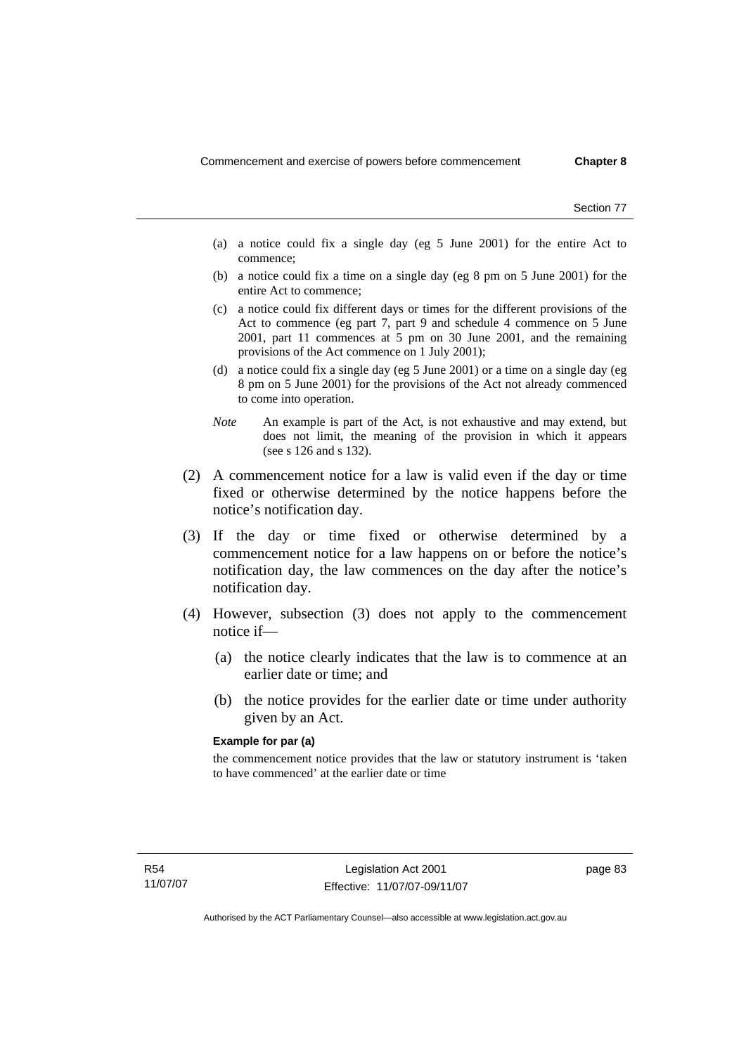- (a) a notice could fix a single day (eg 5 June 2001) for the entire Act to commence;
- (b) a notice could fix a time on a single day (eg 8 pm on 5 June 2001) for the entire Act to commence;
- (c) a notice could fix different days or times for the different provisions of the Act to commence (eg part 7, part 9 and schedule 4 commence on 5 June 2001, part 11 commences at 5 pm on 30 June 2001, and the remaining provisions of the Act commence on 1 July 2001);
- (d) a notice could fix a single day (eg 5 June 2001) or a time on a single day (eg 8 pm on 5 June 2001) for the provisions of the Act not already commenced to come into operation.

*Note* An example is part of the Act, is not exhaustive and may extend, but does not limit, the meaning of the provision in which it appears (see s 126 and s 132).

(2) A commencement notice for a law is valid even if the day or time fixed or otherwise determined by the notice happens before the notice's notification day.

(3) If the day or time fixed or otherwise determined by a commencement notice for a law happens on or before the notice's notification day, the law commences on the day after the notice's notification day.

(4) However, subsection (3) does not apply to the commencement notice if—

- (a) the notice clearly indicates that the law is to commence at an earlier date or time; and
- (b) the notice provides for the earlier date or time under authority given by an Act.

**Example for par (a)**

the commencement notice provides that the law or statutory instrument is 'taken to have commenced' at the earlier date or time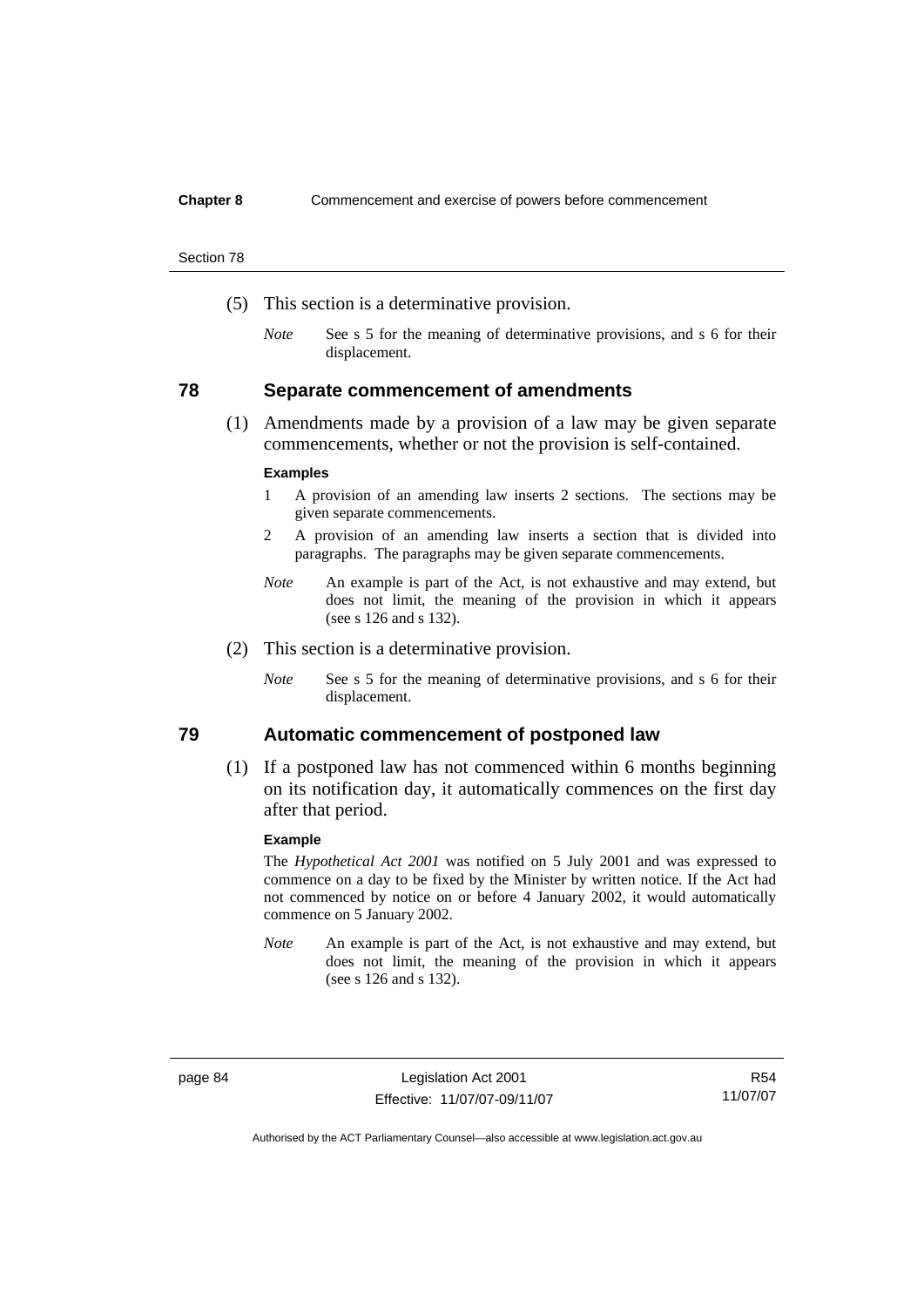(5) This section is a determinative provision.

*Note* See s 5 for the meaning of determinative provisions, and s 6 for their displacement.

## 78 Separate commencement of amendments

(1) Amendments made by a provision of a law may be given separate commencements, whether or not the provision is self-contained.

**Examples**

1 A provision of an amending law inserts 2 sections. The sections may be given separate commencements.

2 A provision of an amending law inserts a section that is divided into paragraphs. The paragraphs may be given separate commencements.

*Note* An example is part of the Act, is not exhaustive and may extend, but does not limit, the meaning of the provision in which it appears (see s 126 and s 132).

(2) This section is a determinative provision.

*Note* See s 5 for the meaning of determinative provisions, and s 6 for their displacement.

## 79 Automatic commencement of postponed law

(1) If a postponed law has not commenced within 6 months beginning on its notification day, it automatically commences on the first day after that period.

**Example**

The *Hypothetical Act 2001* was notified on 5 July 2001 and was expressed to commence on a day to be fixed by the Minister by written notice. If the Act had not commenced by notice on or before 4 January 2002, it would automatically commence on 5 January 2002.

*Note* An example is part of the Act, is not exhaustive and may extend, but does not limit, the meaning of the provision in which it appears (see s 126 and s 132).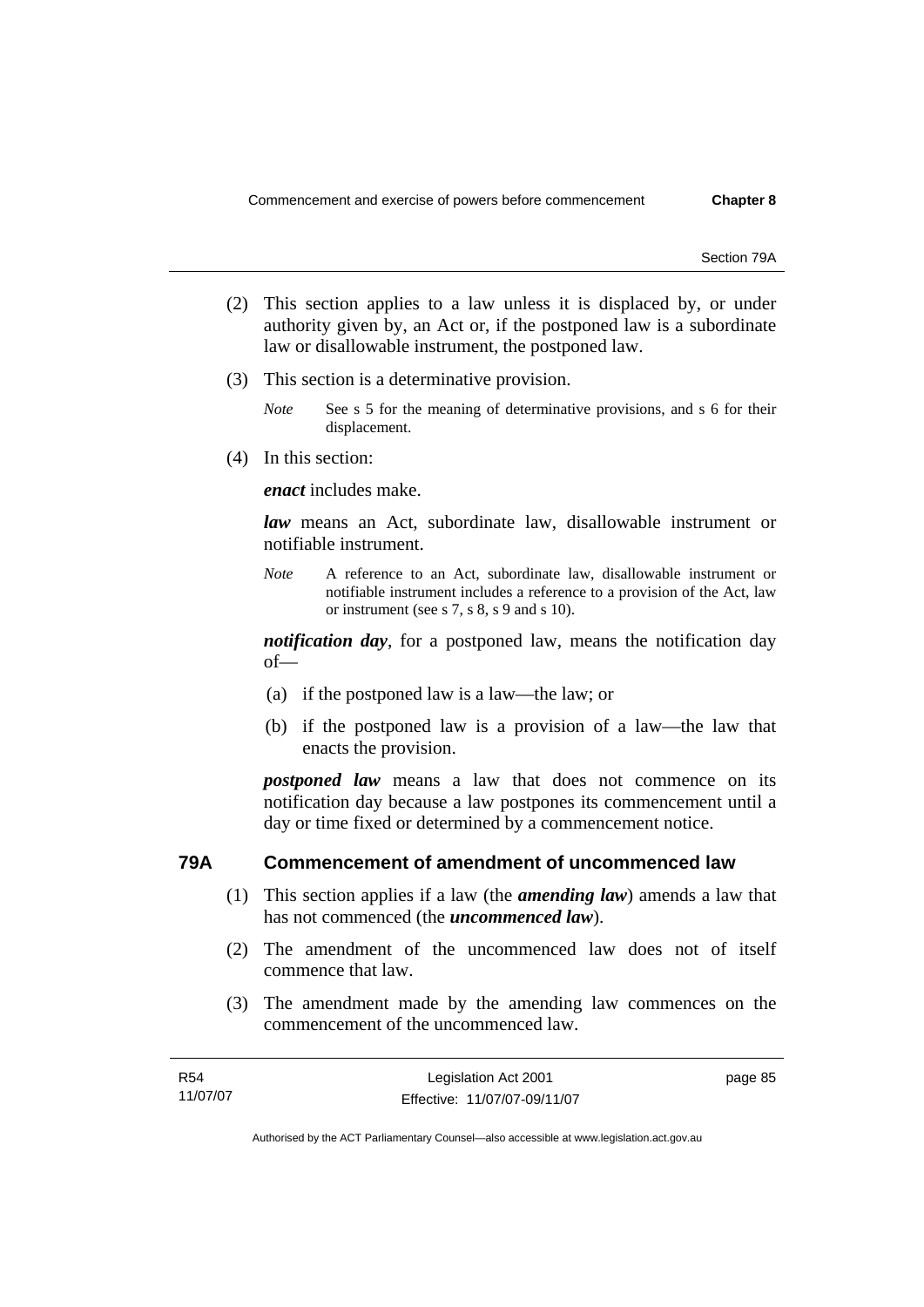(2) This section applies to a law unless it is displaced by, or under authority given by, an Act or, if the postponed law is a subordinate law or disallowable instrument, the postponed law.

(3) This section is a determinative provision.

*Note* See s 5 for the meaning of determinative provisions, and s 6 for their displacement.

(4) In this section:

***enact*** includes make.

***law*** means an Act, subordinate law, disallowable instrument or notifiable instrument.

*Note* A reference to an Act, subordinate law, disallowable instrument or notifiable instrument includes a reference to a provision of the Act, law or instrument (see s 7, s 8, s 9 and s 10).

***notification day***, for a postponed law, means the notification day of—

(a) if the postponed law is a law—the law; or

(b) if the postponed law is a provision of a law—the law that enacts the provision.

***postponed law*** means a law that does not commence on its notification day because a law postpones its commencement until a day or time fixed or determined by a commencement notice.

## 79A Commencement of amendment of uncommenced law

(1) This section applies if a law (the ***amending law***) amends a law that has not commenced (the ***uncommenced law***).

(2) The amendment of the uncommenced law does not of itself commence that law.

(3) The amendment made by the amending law commences on the commencement of the uncommenced law.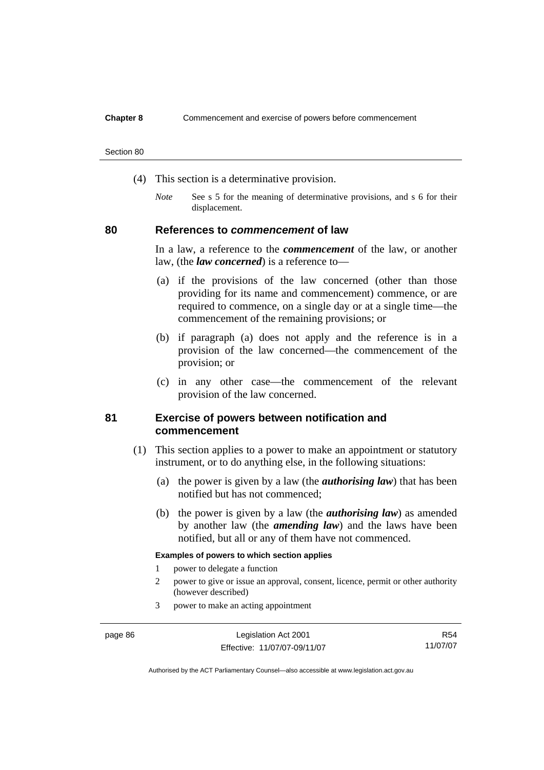(4) This section is a determinative provision.

*Note* See s 5 for the meaning of determinative provisions, and s 6 for their displacement.

## 80 References to *commencement* of law

In a law, a reference to the ***commencement*** of the law, or another law, (the ***law concerned***) is a reference to—

(a) if the provisions of the law concerned (other than those providing for its name and commencement) commence, or are required to commence, on a single day or at a single time—the commencement of the remaining provisions; or

(b) if paragraph (a) does not apply and the reference is in a provision of the law concerned—the commencement of the provision; or

(c) in any other case—the commencement of the relevant provision of the law concerned.

## 81 Exercise of powers between notification and commencement

(1) This section applies to a power to make an appointment or statutory instrument, or to do anything else, in the following situations:

(a) the power is given by a law (the ***authorising law***) that has been notified but has not commenced;

(b) the power is given by a law (the ***authorising law***) as amended by another law (the ***amending law***) and the laws have been notified, but all or any of them have not commenced.

**Examples of powers to which section applies**

1 power to delegate a function

2 power to give or issue an approval, consent, licence, permit or other authority (however described)

3 power to make an acting appointment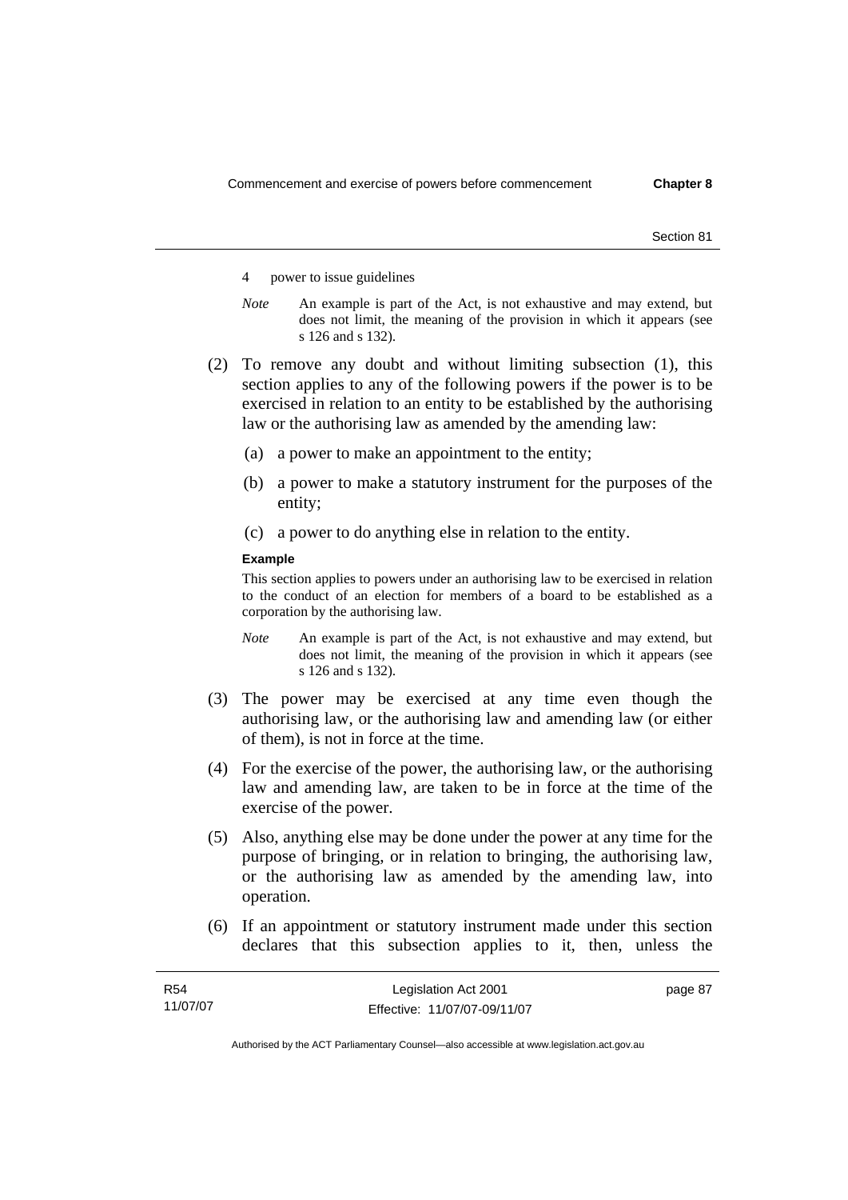4 power to issue guidelines

*Note* An example is part of the Act, is not exhaustive and may extend, but does not limit, the meaning of the provision in which it appears (see s 126 and s 132).

(2) To remove any doubt and without limiting subsection (1), this section applies to any of the following powers if the power is to be exercised in relation to an entity to be established by the authorising law or the authorising law as amended by the amending law:

(a) a power to make an appointment to the entity;

(b) a power to make a statutory instrument for the purposes of the entity;

(c) a power to do anything else in relation to the entity.

**Example**

This section applies to powers under an authorising law to be exercised in relation to the conduct of an election for members of a board to be established as a corporation by the authorising law.

*Note* An example is part of the Act, is not exhaustive and may extend, but does not limit, the meaning of the provision in which it appears (see s 126 and s 132).

(3) The power may be exercised at any time even though the authorising law, or the authorising law and amending law (or either of them), is not in force at the time.

(4) For the exercise of the power, the authorising law, or the authorising law and amending law, are taken to be in force at the time of the exercise of the power.

(5) Also, anything else may be done under the power at any time for the purpose of bringing, or in relation to bringing, the authorising law, or the authorising law as amended by the amending law, into operation.

(6) If an appointment or statutory instrument made under this section declares that this subsection applies to it, then, unless the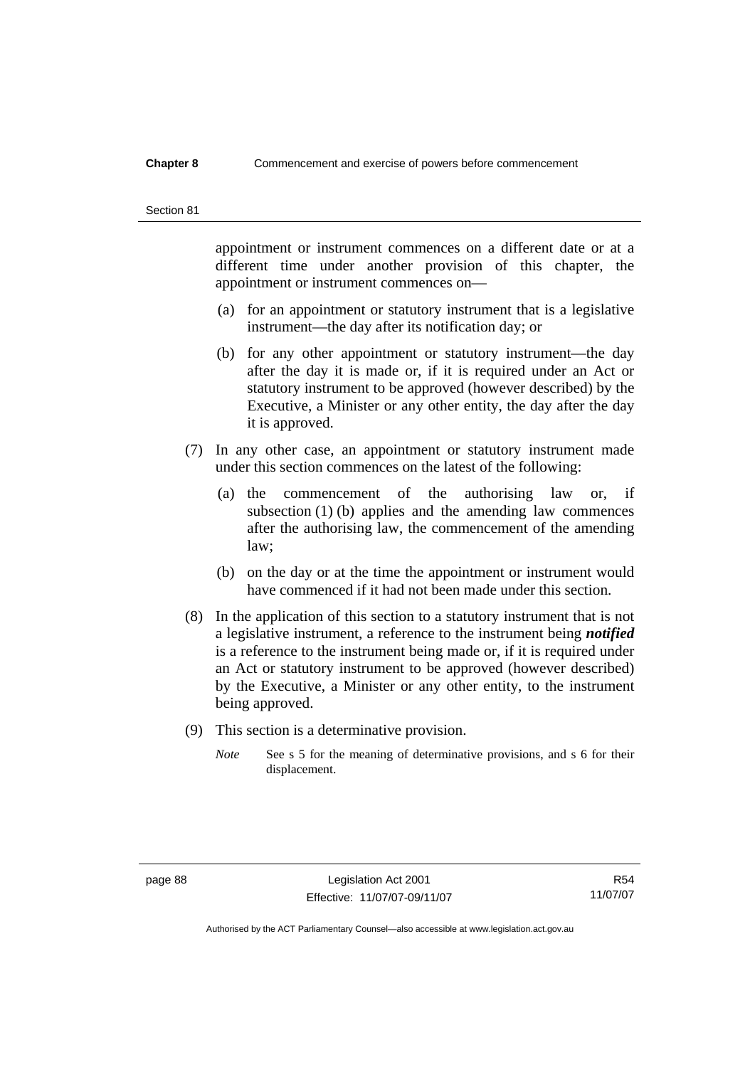appointment or instrument commences on a different date or at a different time under another provision of this chapter, the appointment or instrument commences on—

(a) for an appointment or statutory instrument that is a legislative instrument—the day after its notification day; or

(b) for any other appointment or statutory instrument—the day after the day it is made or, if it is required under an Act or statutory instrument to be approved (however described) by the Executive, a Minister or any other entity, the day after the day it is approved.

(7) In any other case, an appointment or statutory instrument made under this section commences on the latest of the following:

(a) the commencement of the authorising law or, if subsection (1) (b) applies and the amending law commences after the authorising law, the commencement of the amending law;

(b) on the day or at the time the appointment or instrument would have commenced if it had not been made under this section.

(8) In the application of this section to a statutory instrument that is not a legislative instrument, a reference to the instrument being ***notified*** is a reference to the instrument being made or, if it is required under an Act or statutory instrument to be approved (however described) by the Executive, a Minister or any other entity, to the instrument being approved.

(9) This section is a determinative provision.

*Note* See s 5 for the meaning of determinative provisions, and s 6 for their displacement.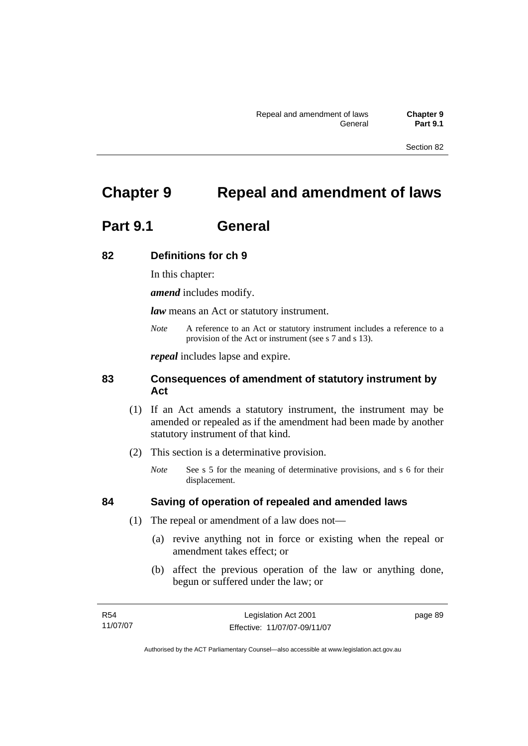# Chapter 9 Repeal and amendment of laws

## Part 9.1 General

### 82 Definitions for ch 9

In this chapter:

***amend*** includes modify.

***law*** means an Act or statutory instrument.

*Note* A reference to an Act or statutory instrument includes a reference to a provision of the Act or instrument (see s 7 and s 13).

***repeal*** includes lapse and expire.

### 83 Consequences of amendment of statutory instrument by Act

(1) If an Act amends a statutory instrument, the instrument may be amended or repealed as if the amendment had been made by another statutory instrument of that kind.

(2) This section is a determinative provision.

*Note* See s 5 for the meaning of determinative provisions, and s 6 for their displacement.

### 84 Saving of operation of repealed and amended laws

(1) The repeal or amendment of a law does not—

(a) revive anything not in force or existing when the repeal or amendment takes effect; or

(b) affect the previous operation of the law or anything done, begun or suffered under the law; or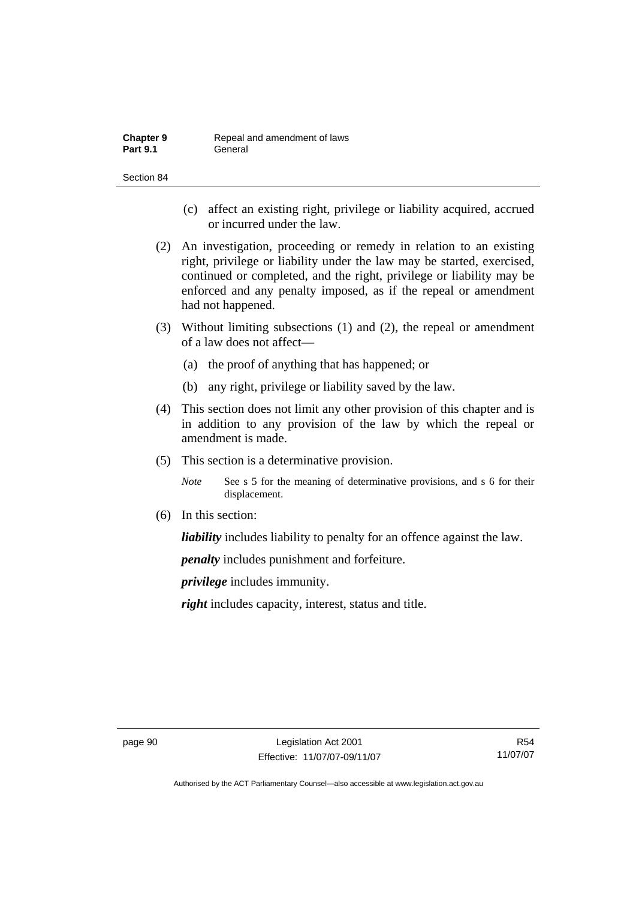(c) affect an existing right, privilege or liability acquired, accrued or incurred under the law.

(2) An investigation, proceeding or remedy in relation to an existing right, privilege or liability under the law may be started, exercised, continued or completed, and the right, privilege or liability may be enforced and any penalty imposed, as if the repeal or amendment had not happened.

(3) Without limiting subsections (1) and (2), the repeal or amendment of a law does not affect—

(a) the proof of anything that has happened; or

(b) any right, privilege or liability saved by the law.

(4) This section does not limit any other provision of this chapter and is in addition to any provision of the law by which the repeal or amendment is made.

(5) This section is a determinative provision.

*Note* See s 5 for the meaning of determinative provisions, and s 6 for their displacement.

(6) In this section:

***liability*** includes liability to penalty for an offence against the law.

***penalty*** includes punishment and forfeiture.

***privilege*** includes immunity.

***right*** includes capacity, interest, status and title.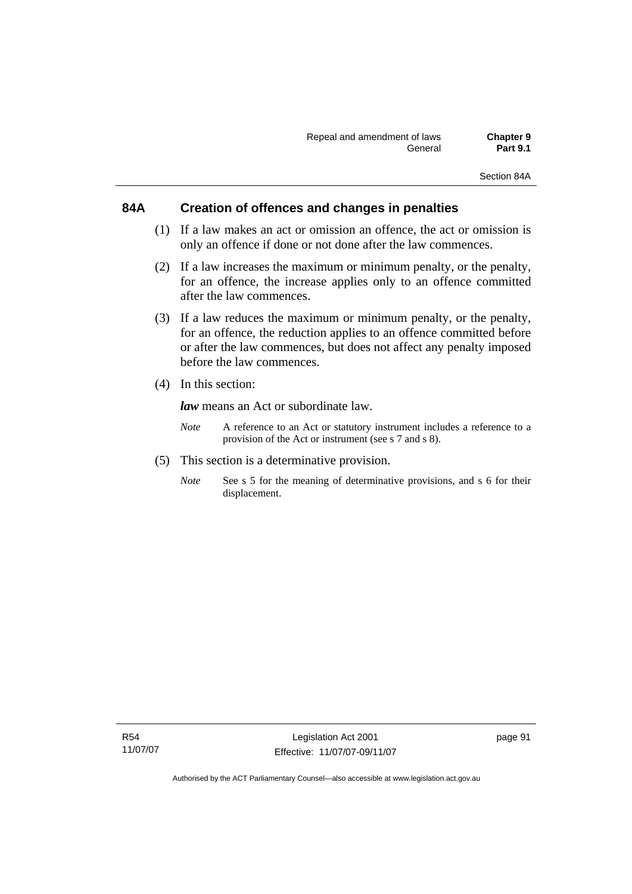## 84A Creation of offences and changes in penalties

(1) If a law makes an act or omission an offence, the act or omission is only an offence if done or not done after the law commences.

(2) If a law increases the maximum or minimum penalty, or the penalty, for an offence, the increase applies only to an offence committed after the law commences.

(3) If a law reduces the maximum or minimum penalty, or the penalty, for an offence, the reduction applies to an offence committed before or after the law commences, but does not affect any penalty imposed before the law commences.

(4) In this section:

***law*** means an Act or subordinate law.

*Note* A reference to an Act or statutory instrument includes a reference to a provision of the Act or instrument (see s 7 and s 8).

(5) This section is a determinative provision.

*Note* See s 5 for the meaning of determinative provisions, and s 6 for their displacement.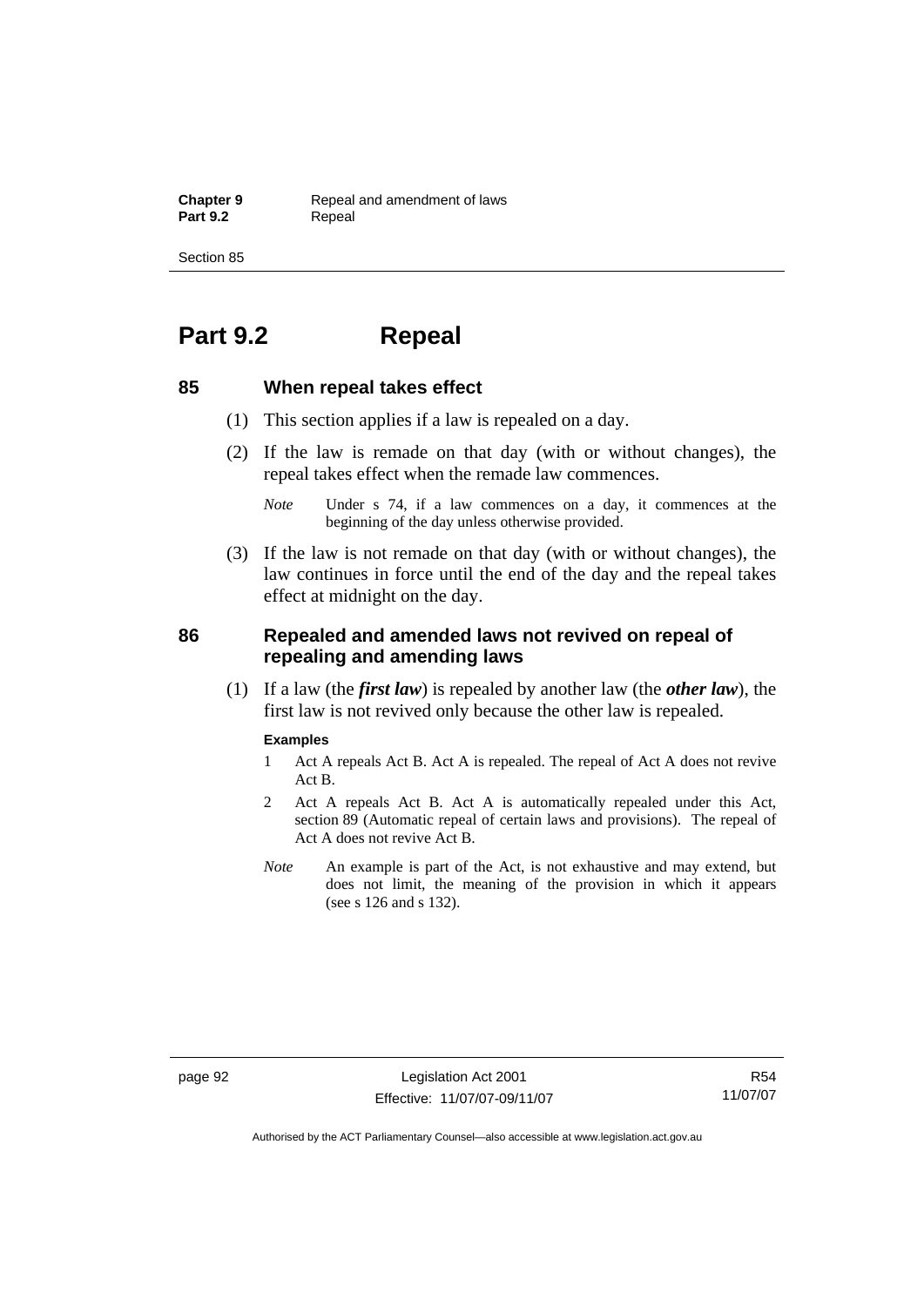# Part 9.2 Repeal

## 85 When repeal takes effect

(1) This section applies if a law is repealed on a day.

(2) If the law is remade on that day (with or without changes), the repeal takes effect when the remade law commences.

*Note* Under s 74, if a law commences on a day, it commences at the beginning of the day unless otherwise provided.

(3) If the law is not remade on that day (with or without changes), the law continues in force until the end of the day and the repeal takes effect at midnight on the day.

## 86 Repealed and amended laws not revived on repeal of repealing and amending laws

(1) If a law (the ***first law***) is repealed by another law (the ***other law***), the first law is not revived only because the other law is repealed.

**Examples**

1 Act A repeals Act B. Act A is repealed. The repeal of Act A does not revive Act B.

2 Act A repeals Act B. Act A is automatically repealed under this Act, section 89 (Automatic repeal of certain laws and provisions). The repeal of Act A does not revive Act B.

*Note* An example is part of the Act, is not exhaustive and may extend, but does not limit, the meaning of the provision in which it appears (see s 126 and s 132).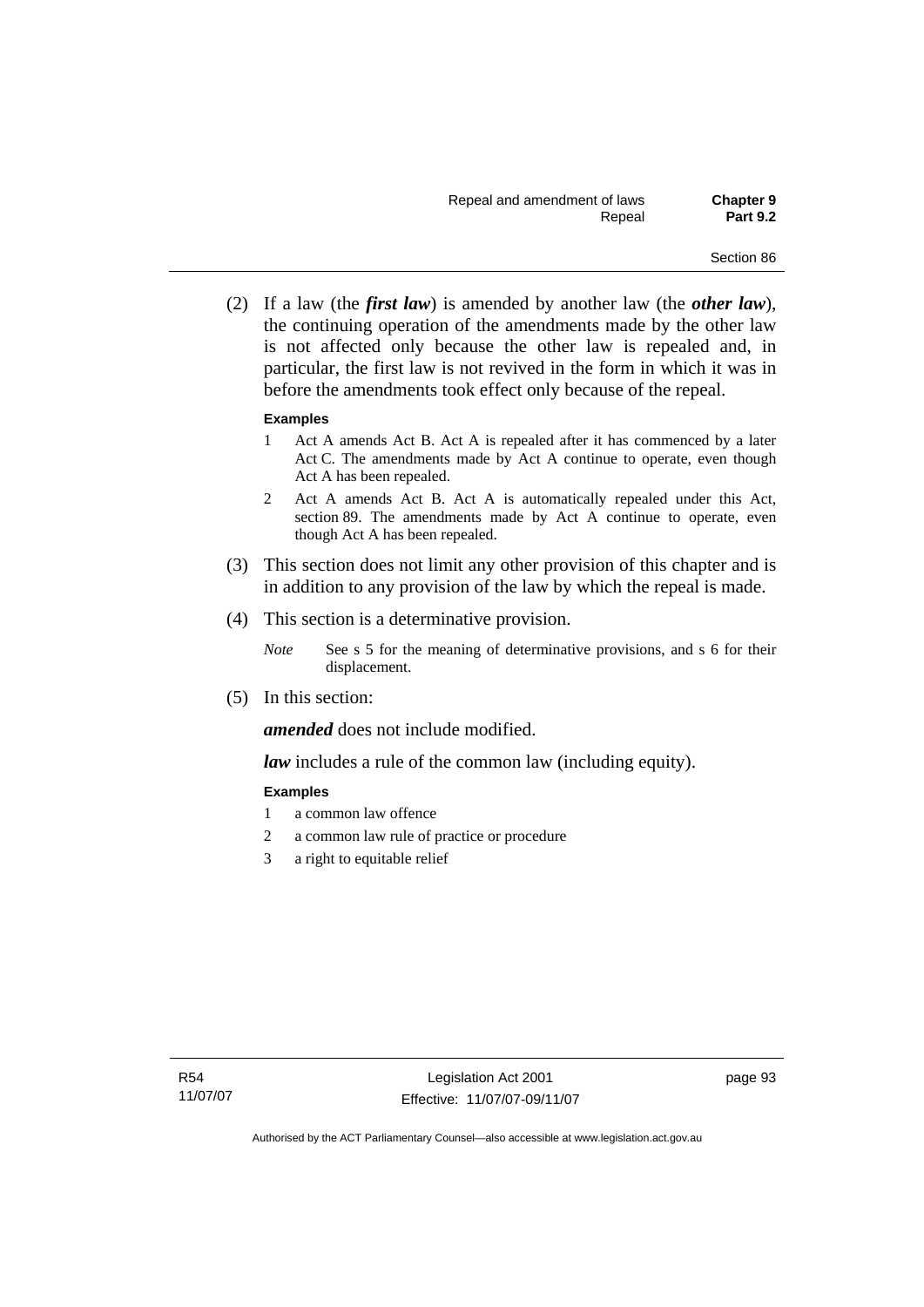(2) If a law (the ***first law***) is amended by another law (the ***other law***), the continuing operation of the amendments made by the other law is not affected only because the other law is repealed and, in particular, the first law is not revived in the form in which it was in before the amendments took effect only because of the repeal.

**Examples**

1. Act A amends Act B. Act A is repealed after it has commenced by a later Act C. The amendments made by Act A continue to operate, even though Act A has been repealed.
2. Act A amends Act B. Act A is automatically repealed under this Act, section 89. The amendments made by Act A continue to operate, even though Act A has been repealed.

(3) This section does not limit any other provision of this chapter and is in addition to any provision of the law by which the repeal is made.

(4) This section is a determinative provision.

*Note* See s 5 for the meaning of determinative provisions, and s 6 for their displacement.

(5) In this section:

***amended*** does not include modified.

***law*** includes a rule of the common law (including equity).

**Examples**

1. a common law offence
2. a common law rule of practice or procedure
3. a right to equitable relief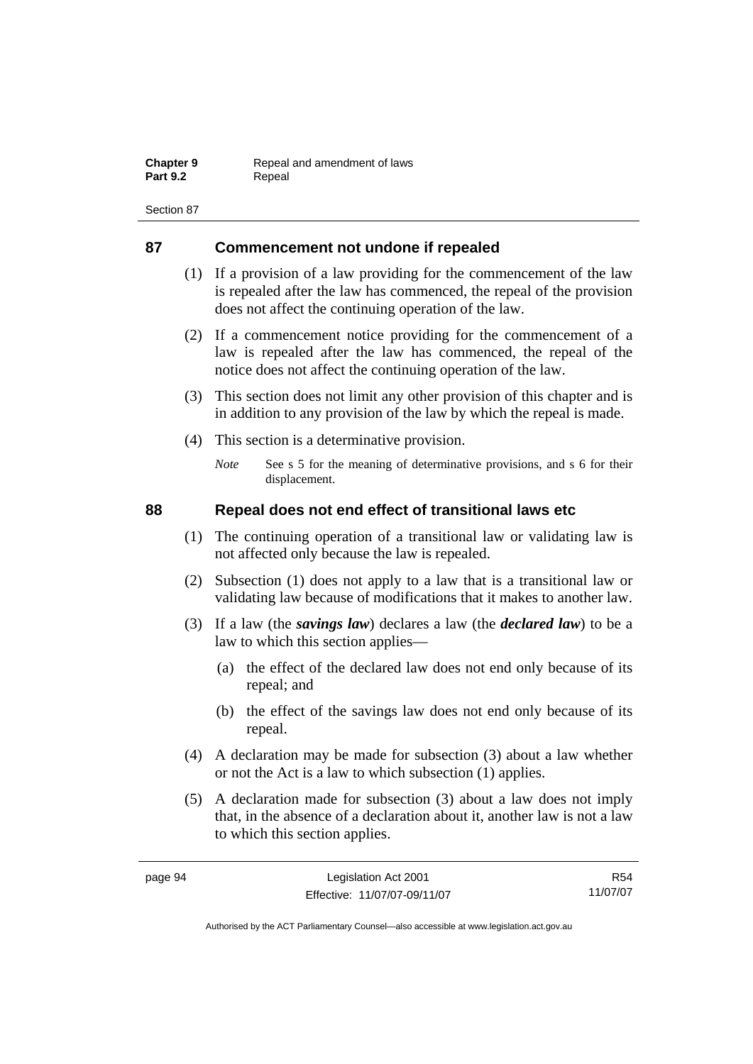## 87 Commencement not undone if repealed

(1) If a provision of a law providing for the commencement of the law is repealed after the law has commenced, the repeal of the provision does not affect the continuing operation of the law.

(2) If a commencement notice providing for the commencement of a law is repealed after the law has commenced, the repeal of the notice does not affect the continuing operation of the law.

(3) This section does not limit any other provision of this chapter and is in addition to any provision of the law by which the repeal is made.

(4) This section is a determinative provision.

*Note* See s 5 for the meaning of determinative provisions, and s 6 for their displacement.

## 88 Repeal does not end effect of transitional laws etc

(1) The continuing operation of a transitional law or validating law is not affected only because the law is repealed.

(2) Subsection (1) does not apply to a law that is a transitional law or validating law because of modifications that it makes to another law.

(3) If a law (the ***savings law***) declares a law (the ***declared law***) to be a law to which this section applies—

(a) the effect of the declared law does not end only because of its repeal; and

(b) the effect of the savings law does not end only because of its repeal.

(4) A declaration may be made for subsection (3) about a law whether or not the Act is a law to which subsection (1) applies.

(5) A declaration made for subsection (3) about a law does not imply that, in the absence of a declaration about it, another law is not a law to which this section applies.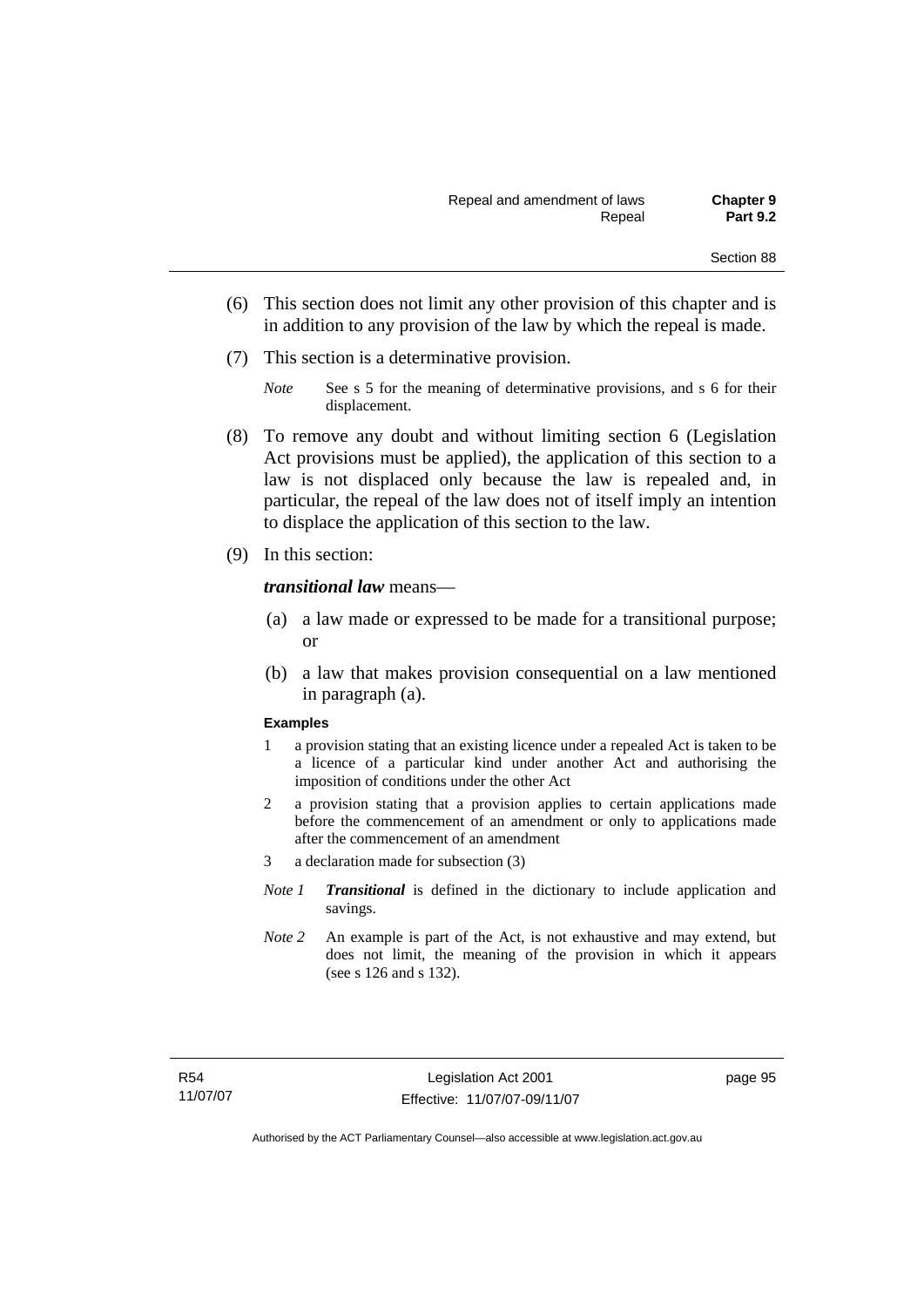(6) This section does not limit any other provision of this chapter and is in addition to any provision of the law by which the repeal is made.

(7) This section is a determinative provision.

*Note* See s 5 for the meaning of determinative provisions, and s 6 for their displacement.

(8) To remove any doubt and without limiting section 6 (Legislation Act provisions must be applied), the application of this section to a law is not displaced only because the law is repealed and, in particular, the repeal of the law does not of itself imply an intention to displace the application of this section to the law.

(9) In this section:

***transitional law*** means—

(a) a law made or expressed to be made for a transitional purpose; or

(b) a law that makes provision consequential on a law mentioned in paragraph (a).

**Examples**

1 a provision stating that an existing licence under a repealed Act is taken to be a licence of a particular kind under another Act and authorising the imposition of conditions under the other Act

2 a provision stating that a provision applies to certain applications made before the commencement of an amendment or only to applications made after the commencement of an amendment

3 a declaration made for subsection (3)

*Note 1* ***Transitional*** is defined in the dictionary to include application and savings.

*Note 2* An example is part of the Act, is not exhaustive and may extend, but does not limit, the meaning of the provision in which it appears (see s 126 and s 132).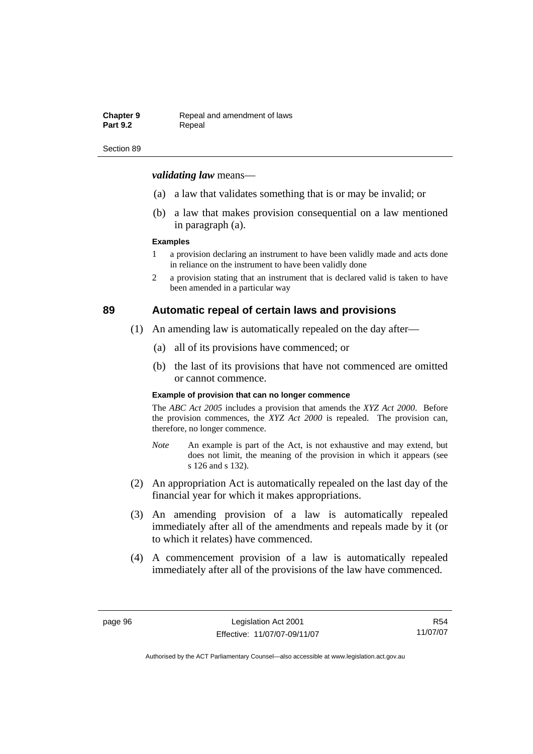***validating law*** means—

(a) a law that validates something that is or may be invalid; or

(b) a law that makes provision consequential on a law mentioned in paragraph (a).

**Examples**

1 a provision declaring an instrument to have been validly made and acts done in reliance on the instrument to have been validly done

2 a provision stating that an instrument that is declared valid is taken to have been amended in a particular way

## 89 Automatic repeal of certain laws and provisions

(1) An amending law is automatically repealed on the day after—

(a) all of its provisions have commenced; or

(b) the last of its provisions that have not commenced are omitted or cannot commence.

**Example of provision that can no longer commence**

The *ABC Act 2005* includes a provision that amends the *XYZ Act 2000*. Before the provision commences, the *XYZ Act 2000* is repealed. The provision can, therefore, no longer commence.

*Note* An example is part of the Act, is not exhaustive and may extend, but does not limit, the meaning of the provision in which it appears (see s 126 and s 132).

(2) An appropriation Act is automatically repealed on the last day of the financial year for which it makes appropriations.

(3) An amending provision of a law is automatically repealed immediately after all of the amendments and repeals made by it (or to which it relates) have commenced.

(4) A commencement provision of a law is automatically repealed immediately after all of the provisions of the law have commenced.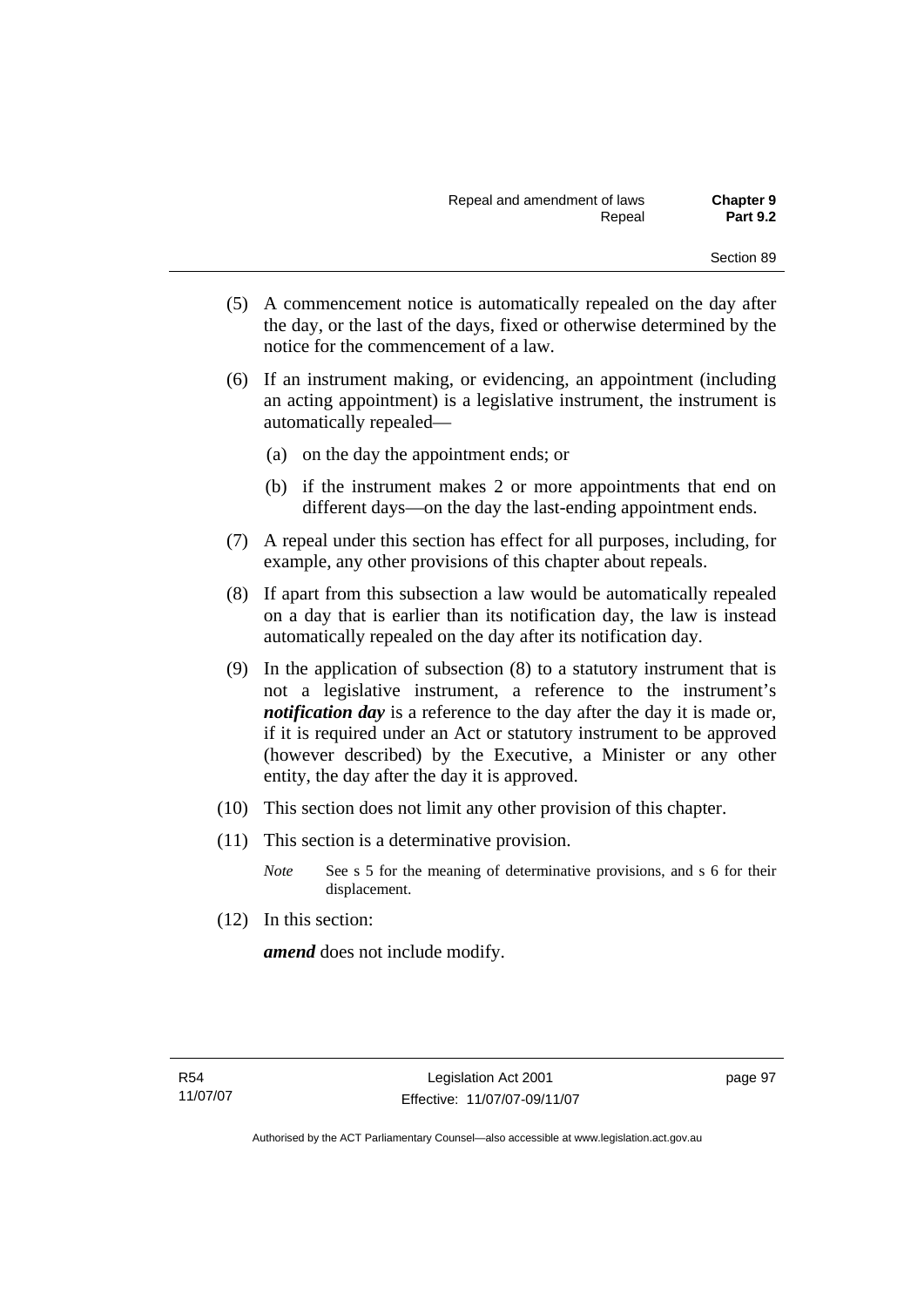(5) A commencement notice is automatically repealed on the day after the day, or the last of the days, fixed or otherwise determined by the notice for the commencement of a law.

(6) If an instrument making, or evidencing, an appointment (including an acting appointment) is a legislative instrument, the instrument is automatically repealed—

(a) on the day the appointment ends; or

(b) if the instrument makes 2 or more appointments that end on different days—on the day the last-ending appointment ends.

(7) A repeal under this section has effect for all purposes, including, for example, any other provisions of this chapter about repeals.

(8) If apart from this subsection a law would be automatically repealed on a day that is earlier than its notification day, the law is instead automatically repealed on the day after its notification day.

(9) In the application of subsection (8) to a statutory instrument that is not a legislative instrument, a reference to the instrument's ***notification day*** is a reference to the day after the day it is made or, if it is required under an Act or statutory instrument to be approved (however described) by the Executive, a Minister or any other entity, the day after the day it is approved.

(10) This section does not limit any other provision of this chapter.

(11) This section is a determinative provision.

*Note* See s 5 for the meaning of determinative provisions, and s 6 for their displacement.

(12) In this section:

***amend*** does not include modify.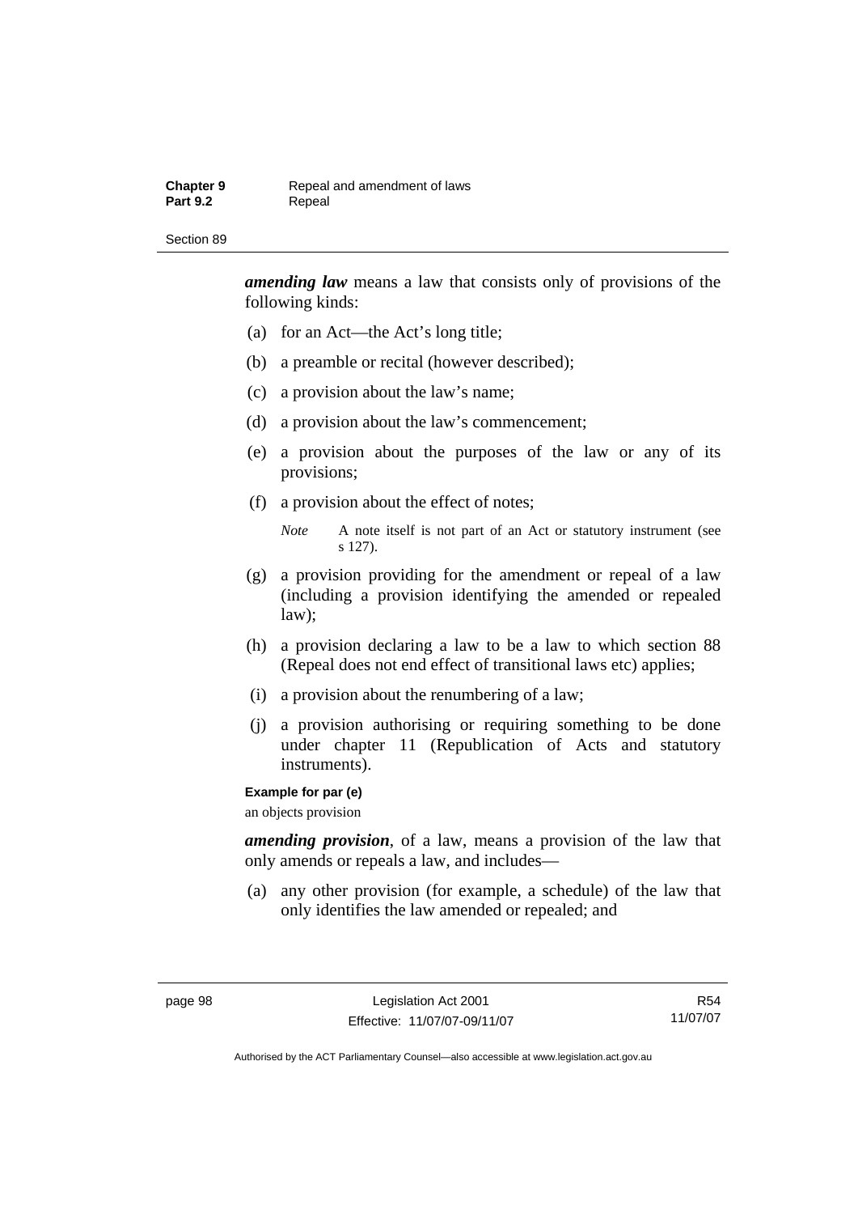***amending law*** means a law that consists only of provisions of the following kinds:

(a) for an Act—the Act's long title;

(b) a preamble or recital (however described);

(c) a provision about the law's name;

(d) a provision about the law's commencement;

(e) a provision about the purposes of the law or any of its provisions;

(f) a provision about the effect of notes;

*Note* A note itself is not part of an Act or statutory instrument (see s 127).

(g) a provision providing for the amendment or repeal of a law (including a provision identifying the amended or repealed law);

(h) a provision declaring a law to be a law to which section 88 (Repeal does not end effect of transitional laws etc) applies;

(i) a provision about the renumbering of a law;

(j) a provision authorising or requiring something to be done under chapter 11 (Republication of Acts and statutory instruments).

**Example for par (e)**

an objects provision

***amending provision***, of a law, means a provision of the law that only amends or repeals a law, and includes—

(a) any other provision (for example, a schedule) of the law that only identifies the law amended or repealed; and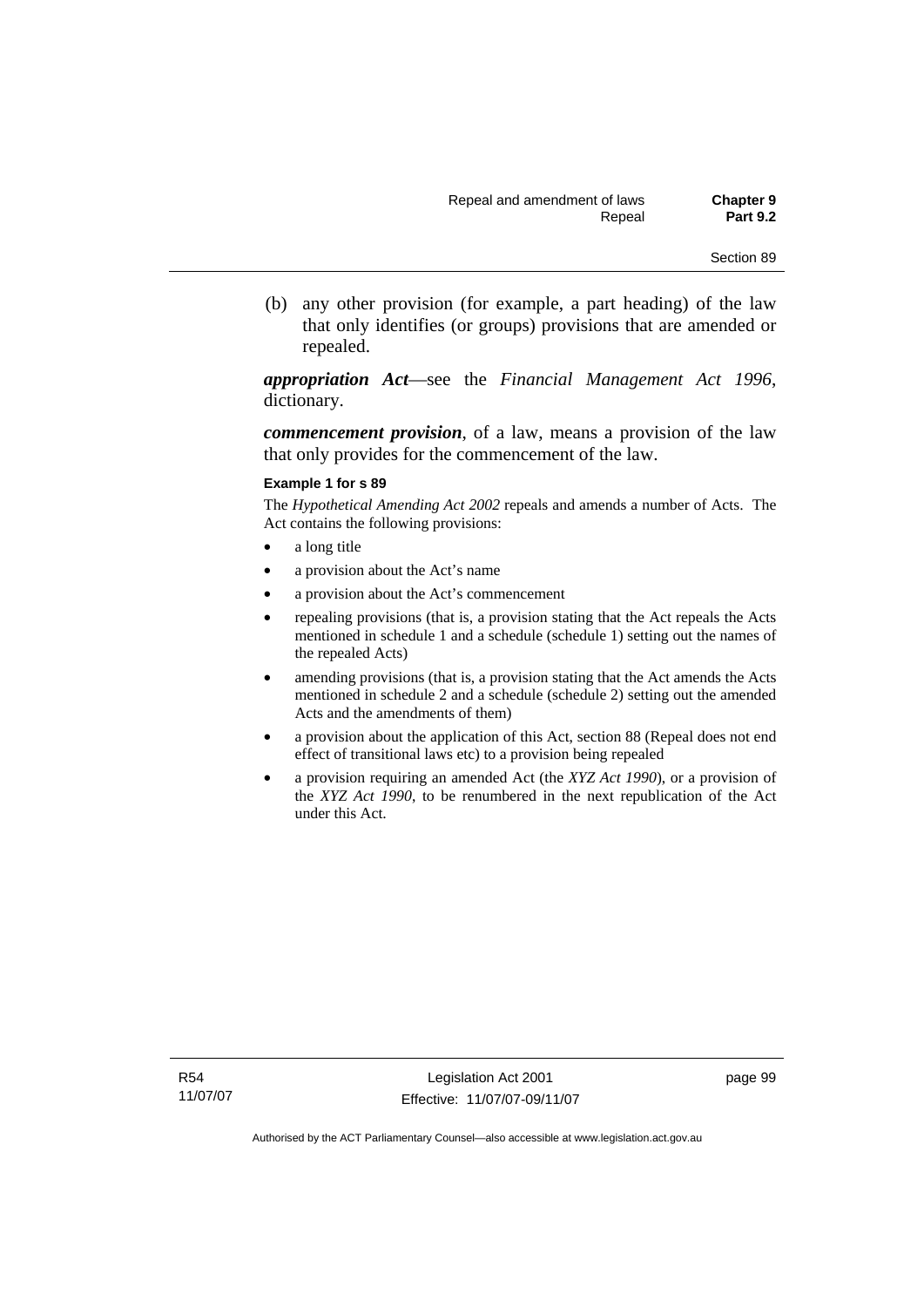(b) any other provision (for example, a part heading) of the law that only identifies (or groups) provisions that are amended or repealed.

***appropriation Act***—see the *Financial Management Act 1996*, dictionary.

***commencement provision***, of a law, means a provision of the law that only provides for the commencement of the law.

**Example 1 for s 89**

The *Hypothetical Amending Act 2002* repeals and amends a number of Acts. The Act contains the following provisions:

- a long title
- a provision about the Act's name
- a provision about the Act's commencement
- repealing provisions (that is, a provision stating that the Act repeals the Acts mentioned in schedule 1 and a schedule (schedule 1) setting out the names of the repealed Acts)
- amending provisions (that is, a provision stating that the Act amends the Acts mentioned in schedule 2 and a schedule (schedule 2) setting out the amended Acts and the amendments of them)
- a provision about the application of this Act, section 88 (Repeal does not end effect of transitional laws etc) to a provision being repealed
- a provision requiring an amended Act (the *XYZ Act 1990*), or a provision of the *XYZ Act 1990*, to be renumbered in the next republication of the Act under this Act.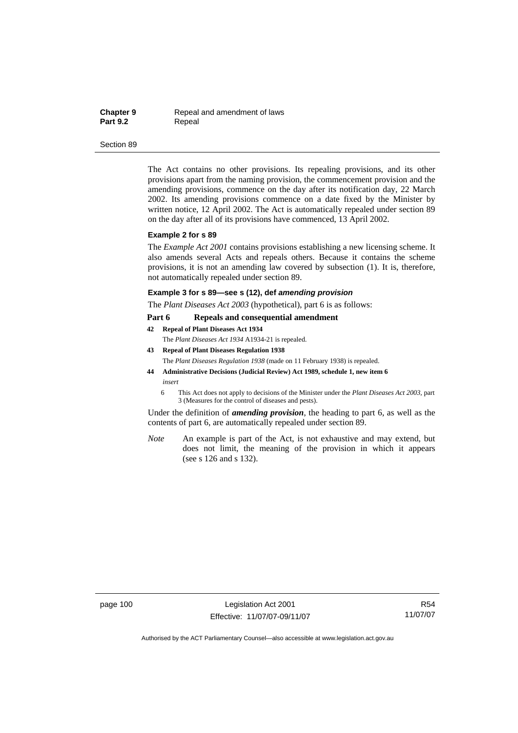The Act contains no other provisions. Its repealing provisions, and its other provisions apart from the naming provision, the commencement provision and the amending provisions, commence on the day after its notification day, 22 March 2002. Its amending provisions commence on a date fixed by the Minister by written notice, 12 April 2002. The Act is automatically repealed under section 89 on the day after all of its provisions have commenced, 13 April 2002.

**Example 2 for s 89**

The *Example Act 2001* contains provisions establishing a new licensing scheme. It also amends several Acts and repeals others. Because it contains the scheme provisions, it is not an amending law covered by subsection (1). It is, therefore, not automatically repealed under section 89.

**Example 3 for s 89—see s (12), def *amending provision***

The *Plant Diseases Act 2003* (hypothetical), part 6 is as follows:

**Part 6 Repeals and consequential amendment**

**42 Repeal of Plant Diseases Act 1934**

The *Plant Diseases Act 1934* A1934-21 is repealed.

**43 Repeal of Plant Diseases Regulation 1938**

The *Plant Diseases Regulation 1938* (made on 11 February 1938) is repealed.

**44 Administrative Decisions (Judicial Review) Act 1989, schedule 1, new item 6**

*insert*

6 This Act does not apply to decisions of the Minister under the *Plant Diseases Act 2003*, part 3 (Measures for the control of diseases and pests).

Under the definition of ***amending provision***, the heading to part 6, as well as the contents of part 6, are automatically repealed under section 89.

*Note* An example is part of the Act, is not exhaustive and may extend, but does not limit, the meaning of the provision in which it appears (see s 126 and s 132).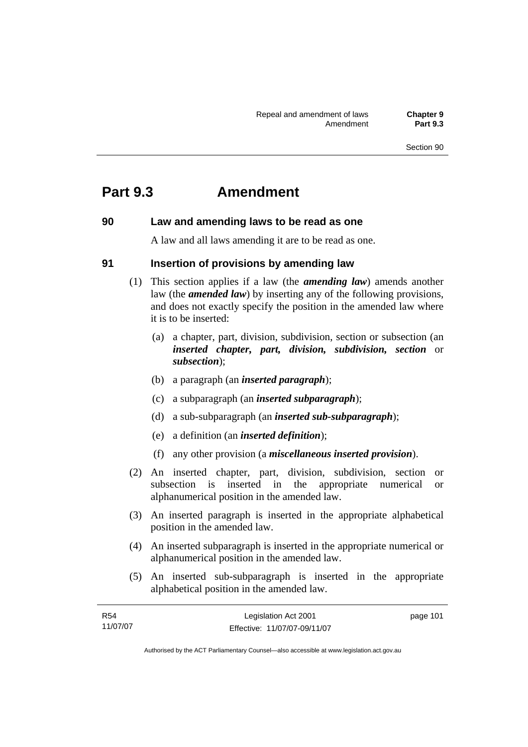# Part 9.3 Amendment

## 90 Law and amending laws to be read as one

A law and all laws amending it are to be read as one.

## 91 Insertion of provisions by amending law

(1) This section applies if a law (the ***amending law***) amends another law (the ***amended law***) by inserting any of the following provisions, and does not exactly specify the position in the amended law where it is to be inserted:

(a) a chapter, part, division, subdivision, section or subsection (an ***inserted chapter, part, division, subdivision, section*** or ***subsection***);

(b) a paragraph (an ***inserted paragraph***);

(c) a subparagraph (an ***inserted subparagraph***);

(d) a sub-subparagraph (an ***inserted sub-subparagraph***);

(e) a definition (an ***inserted definition***);

(f) any other provision (a ***miscellaneous inserted provision***).

(2) An inserted chapter, part, division, subdivision, section or subsection is inserted in the appropriate numerical or alphanumerical position in the amended law.

(3) An inserted paragraph is inserted in the appropriate alphabetical position in the amended law.

(4) An inserted subparagraph is inserted in the appropriate numerical or alphanumerical position in the amended law.

(5) An inserted sub-subparagraph is inserted in the appropriate alphabetical position in the amended law.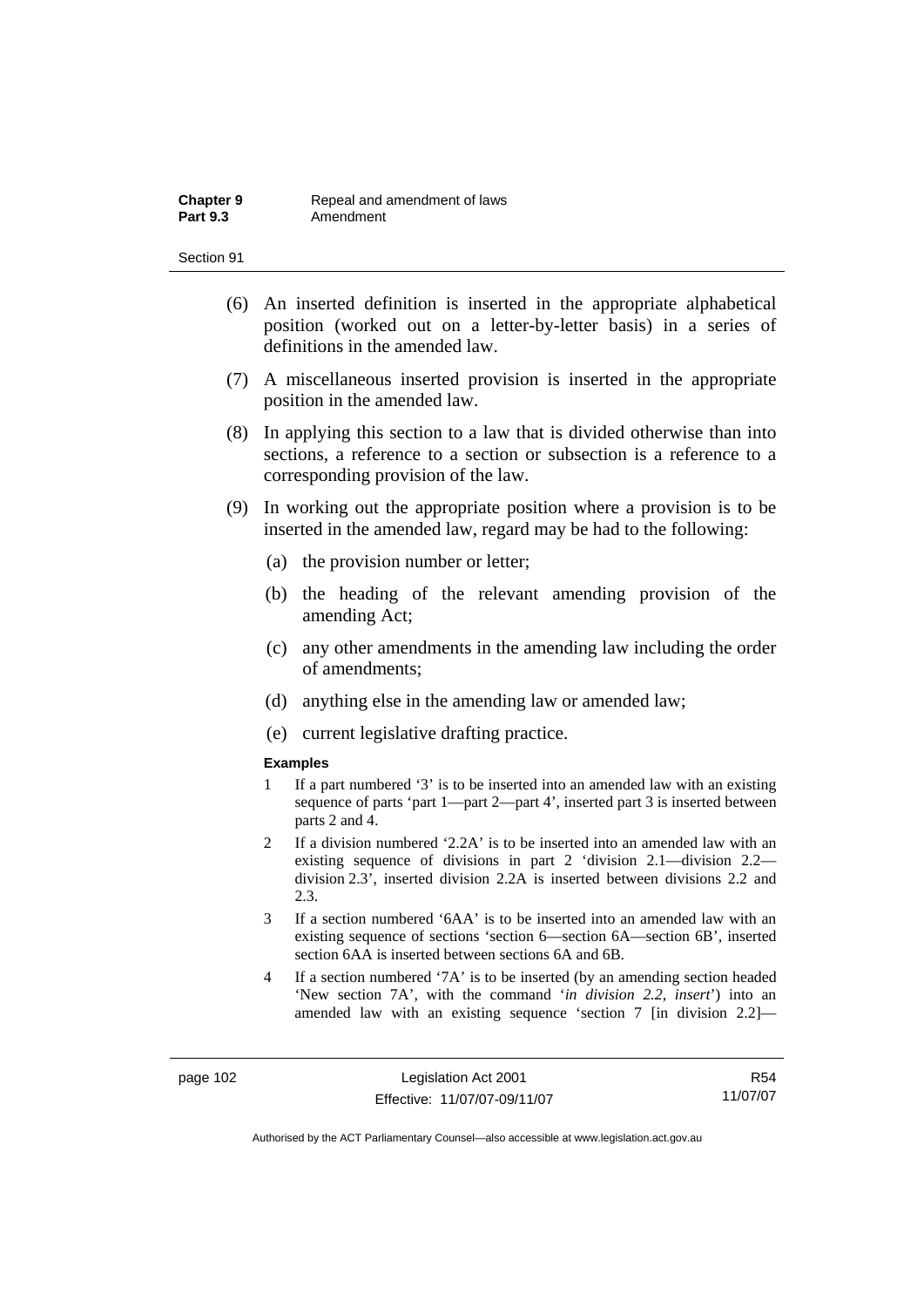(6) An inserted definition is inserted in the appropriate alphabetical position (worked out on a letter-by-letter basis) in a series of definitions in the amended law.

(7) A miscellaneous inserted provision is inserted in the appropriate position in the amended law.

(8) In applying this section to a law that is divided otherwise than into sections, a reference to a section or subsection is a reference to a corresponding provision of the law.

(9) In working out the appropriate position where a provision is to be inserted in the amended law, regard may be had to the following:

(a) the provision number or letter;

(b) the heading of the relevant amending provision of the amending Act;

(c) any other amendments in the amending law including the order of amendments;

(d) anything else in the amending law or amended law;

(e) current legislative drafting practice.

**Examples**

1 If a part numbered '3' is to be inserted into an amended law with an existing sequence of parts 'part 1—part 2—part 4', inserted part 3 is inserted between parts 2 and 4.

2 If a division numbered '2.2A' is to be inserted into an amended law with an existing sequence of divisions in part 2 'division 2.1—division 2.2—division 2.3', inserted division 2.2A is inserted between divisions 2.2 and 2.3.

3 If a section numbered '6AA' is to be inserted into an amended law with an existing sequence of sections 'section 6—section 6A—section 6B', inserted section 6AA is inserted between sections 6A and 6B.

4 If a section numbered '7A' is to be inserted (by an amending section headed 'New section 7A', with the command '*in division 2.2, insert*') into an amended law with an existing sequence 'section 7 [in division 2.2]—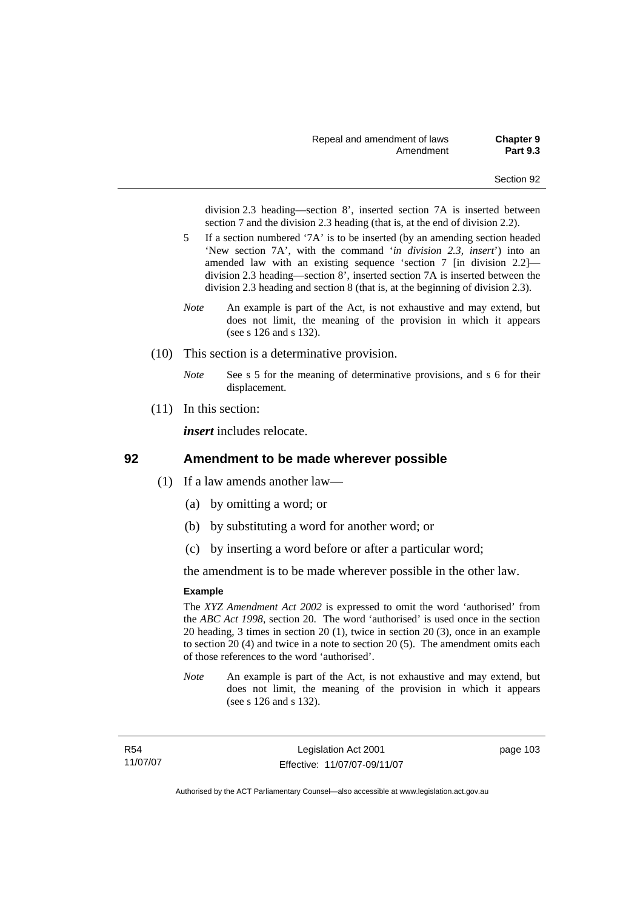division 2.3 heading—section 8', inserted section 7A is inserted between section 7 and the division 2.3 heading (that is, at the end of division 2.2).

5 If a section numbered '7A' is to be inserted (by an amending section headed 'New section 7A', with the command '*in division 2.3, insert*') into an amended law with an existing sequence 'section 7 [in division 2.2]—division 2.3 heading—section 8', inserted section 7A is inserted between the division 2.3 heading and section 8 (that is, at the beginning of division 2.3).

*Note* An example is part of the Act, is not exhaustive and may extend, but does not limit, the meaning of the provision in which it appears (see s 126 and s 132).

(10) This section is a determinative provision.

*Note* See s 5 for the meaning of determinative provisions, and s 6 for their displacement.

(11) In this section:

***insert*** includes relocate.

## 92 Amendment to be made wherever possible

(1) If a law amends another law—

(a) by omitting a word; or

(b) by substituting a word for another word; or

(c) by inserting a word before or after a particular word;

the amendment is to be made wherever possible in the other law.

**Example**

The *XYZ Amendment Act 2002* is expressed to omit the word 'authorised' from the *ABC Act 1998*, section 20. The word 'authorised' is used once in the section 20 heading, 3 times in section 20 (1), twice in section 20 (3), once in an example to section 20 (4) and twice in a note to section 20 (5). The amendment omits each of those references to the word 'authorised'.

*Note* An example is part of the Act, is not exhaustive and may extend, but does not limit, the meaning of the provision in which it appears (see s 126 and s 132).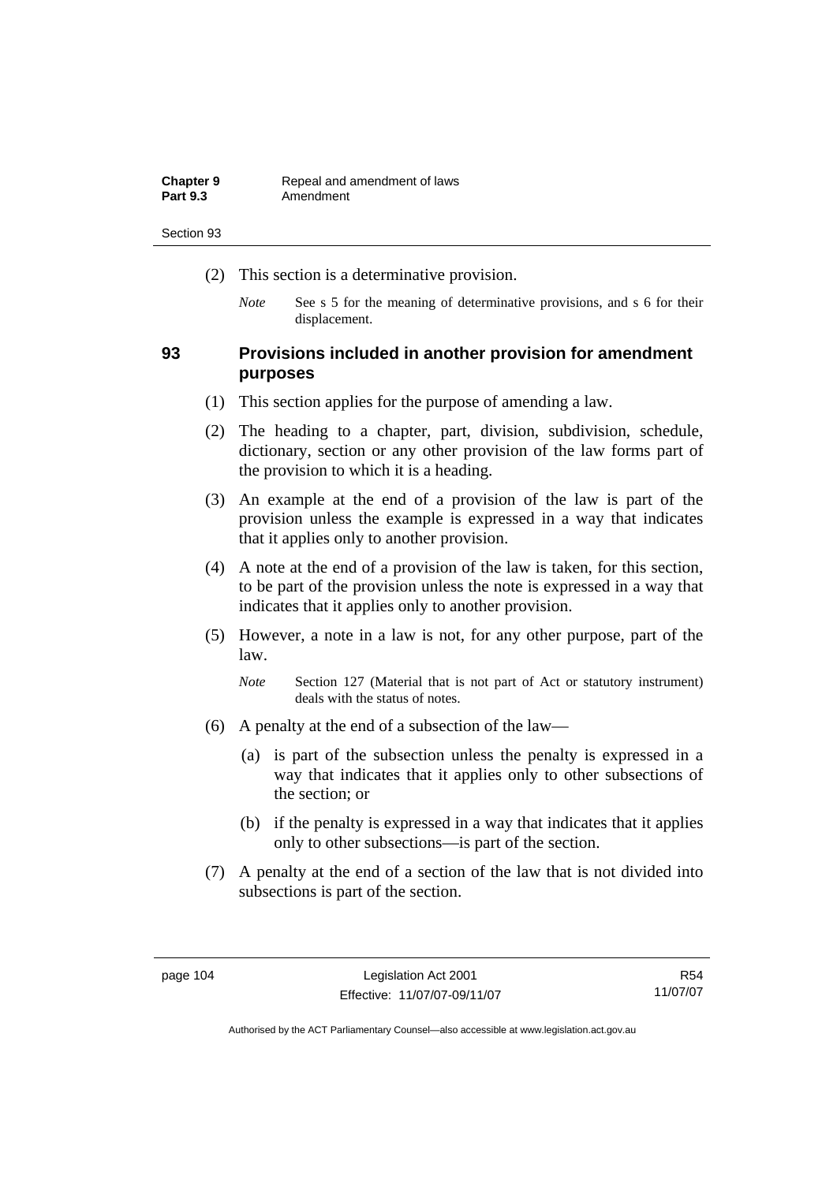(2) This section is a determinative provision.

*Note* See s 5 for the meaning of determinative provisions, and s 6 for their displacement.

## 93 Provisions included in another provision for amendment purposes

(1) This section applies for the purpose of amending a law.

(2) The heading to a chapter, part, division, subdivision, schedule, dictionary, section or any other provision of the law forms part of the provision to which it is a heading.

(3) An example at the end of a provision of the law is part of the provision unless the example is expressed in a way that indicates that it applies only to another provision.

(4) A note at the end of a provision of the law is taken, for this section, to be part of the provision unless the note is expressed in a way that indicates that it applies only to another provision.

(5) However, a note in a law is not, for any other purpose, part of the law.

*Note* Section 127 (Material that is not part of Act or statutory instrument) deals with the status of notes.

(6) A penalty at the end of a subsection of the law—

(a) is part of the subsection unless the penalty is expressed in a way that indicates that it applies only to other subsections of the section; or

(b) if the penalty is expressed in a way that indicates that it applies only to other subsections—is part of the section.

(7) A penalty at the end of a section of the law that is not divided into subsections is part of the section.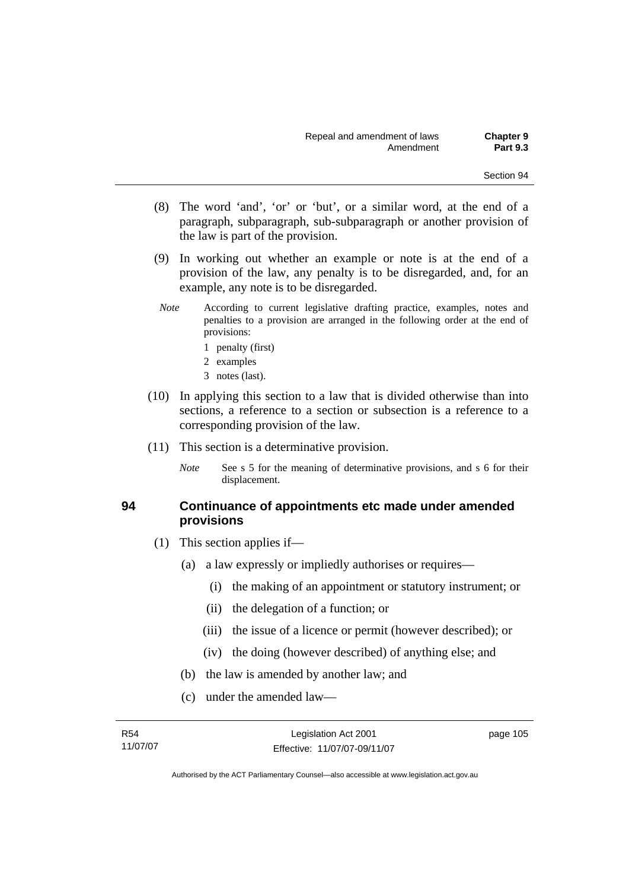(8) The word 'and', 'or' or 'but', or a similar word, at the end of a paragraph, subparagraph, sub-subparagraph or another provision of the law is part of the provision.

(9) In working out whether an example or note is at the end of a provision of the law, any penalty is to be disregarded, and, for an example, any note is to be disregarded.

*Note* According to current legislative drafting practice, examples, notes and penalties to a provision are arranged in the following order at the end of provisions:

1 penalty (first)

2 examples

3 notes (last).

(10) In applying this section to a law that is divided otherwise than into sections, a reference to a section or subsection is a reference to a corresponding provision of the law.

(11) This section is a determinative provision.

*Note* See s 5 for the meaning of determinative provisions, and s 6 for their displacement.

## 94 Continuance of appointments etc made under amended provisions

(1) This section applies if—

(a) a law expressly or impliedly authorises or requires—

(i) the making of an appointment or statutory instrument; or

(ii) the delegation of a function; or

(iii) the issue of a licence or permit (however described); or

(iv) the doing (however described) of anything else; and

(b) the law is amended by another law; and

(c) under the amended law—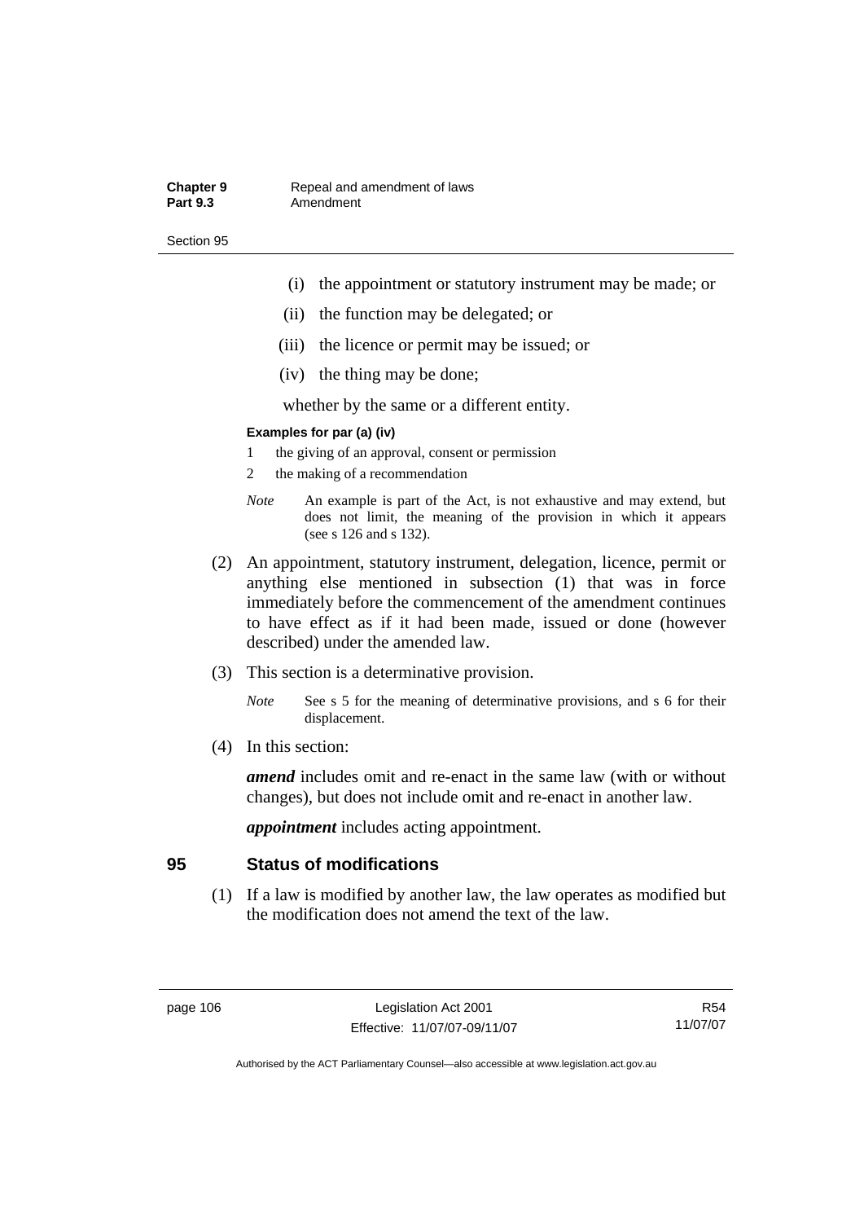(i) the appointment or statutory instrument may be made; or

(ii) the function may be delegated; or

(iii) the licence or permit may be issued; or

(iv) the thing may be done;

whether by the same or a different entity.

**Examples for par (a) (iv)**

1 the giving of an approval, consent or permission

2 the making of a recommendation

*Note* An example is part of the Act, is not exhaustive and may extend, but does not limit, the meaning of the provision in which it appears (see s 126 and s 132).

(2) An appointment, statutory instrument, delegation, licence, permit or anything else mentioned in subsection (1) that was in force immediately before the commencement of the amendment continues to have effect as if it had been made, issued or done (however described) under the amended law.

(3) This section is a determinative provision.

*Note* See s 5 for the meaning of determinative provisions, and s 6 for their displacement.

(4) In this section:

***amend*** includes omit and re-enact in the same law (with or without changes), but does not include omit and re-enact in another law.

***appointment*** includes acting appointment.

## 95 Status of modifications

(1) If a law is modified by another law, the law operates as modified but the modification does not amend the text of the law.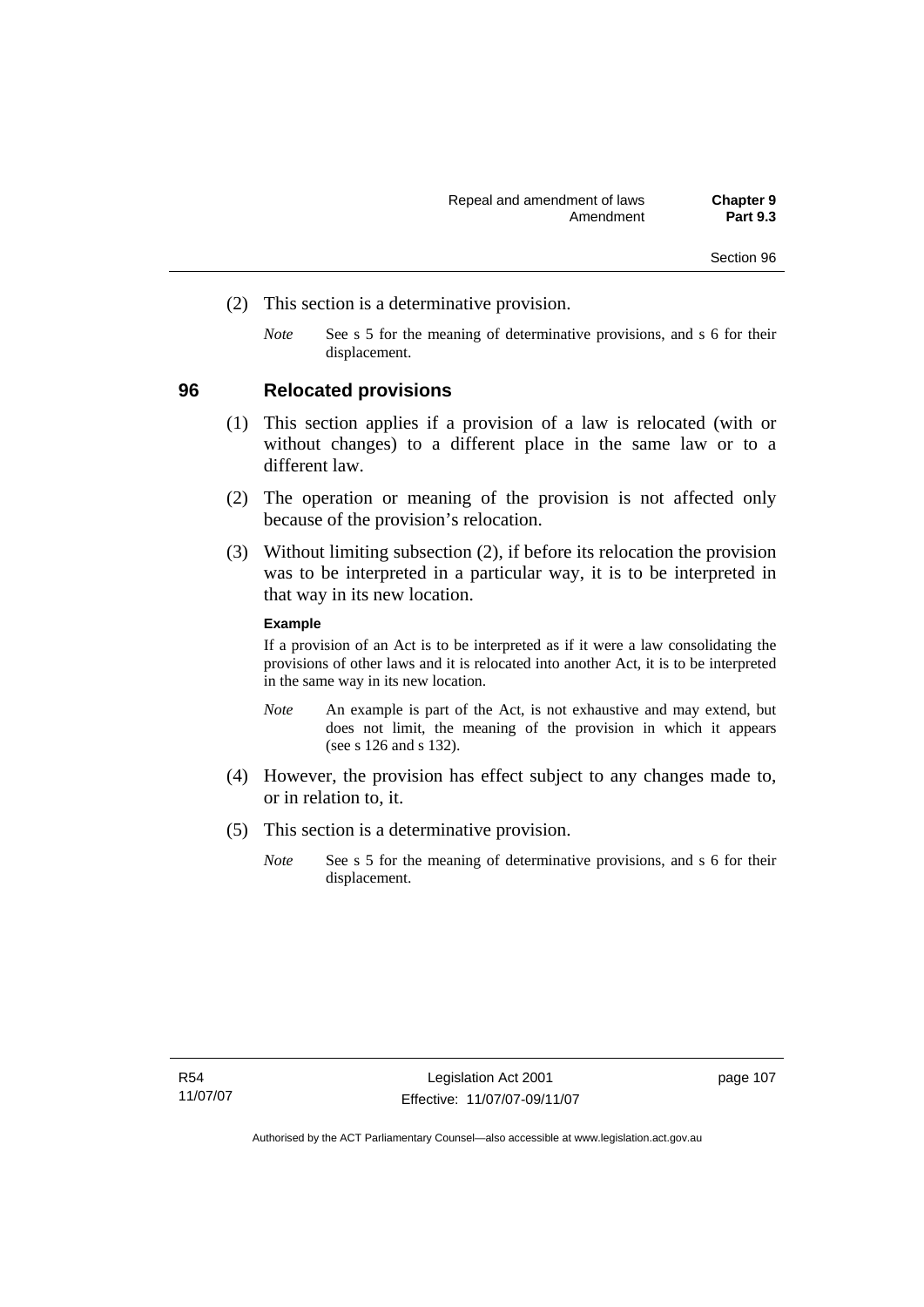(2) This section is a determinative provision.

*Note* See s 5 for the meaning of determinative provisions, and s 6 for their displacement.

## 96 Relocated provisions

(1) This section applies if a provision of a law is relocated (with or without changes) to a different place in the same law or to a different law.

(2) The operation or meaning of the provision is not affected only because of the provision's relocation.

(3) Without limiting subsection (2), if before its relocation the provision was to be interpreted in a particular way, it is to be interpreted in that way in its new location.

**Example**

If a provision of an Act is to be interpreted as if it were a law consolidating the provisions of other laws and it is relocated into another Act, it is to be interpreted in the same way in its new location.

*Note* An example is part of the Act, is not exhaustive and may extend, but does not limit, the meaning of the provision in which it appears (see s 126 and s 132).

(4) However, the provision has effect subject to any changes made to, or in relation to, it.

(5) This section is a determinative provision.

*Note* See s 5 for the meaning of determinative provisions, and s 6 for their displacement.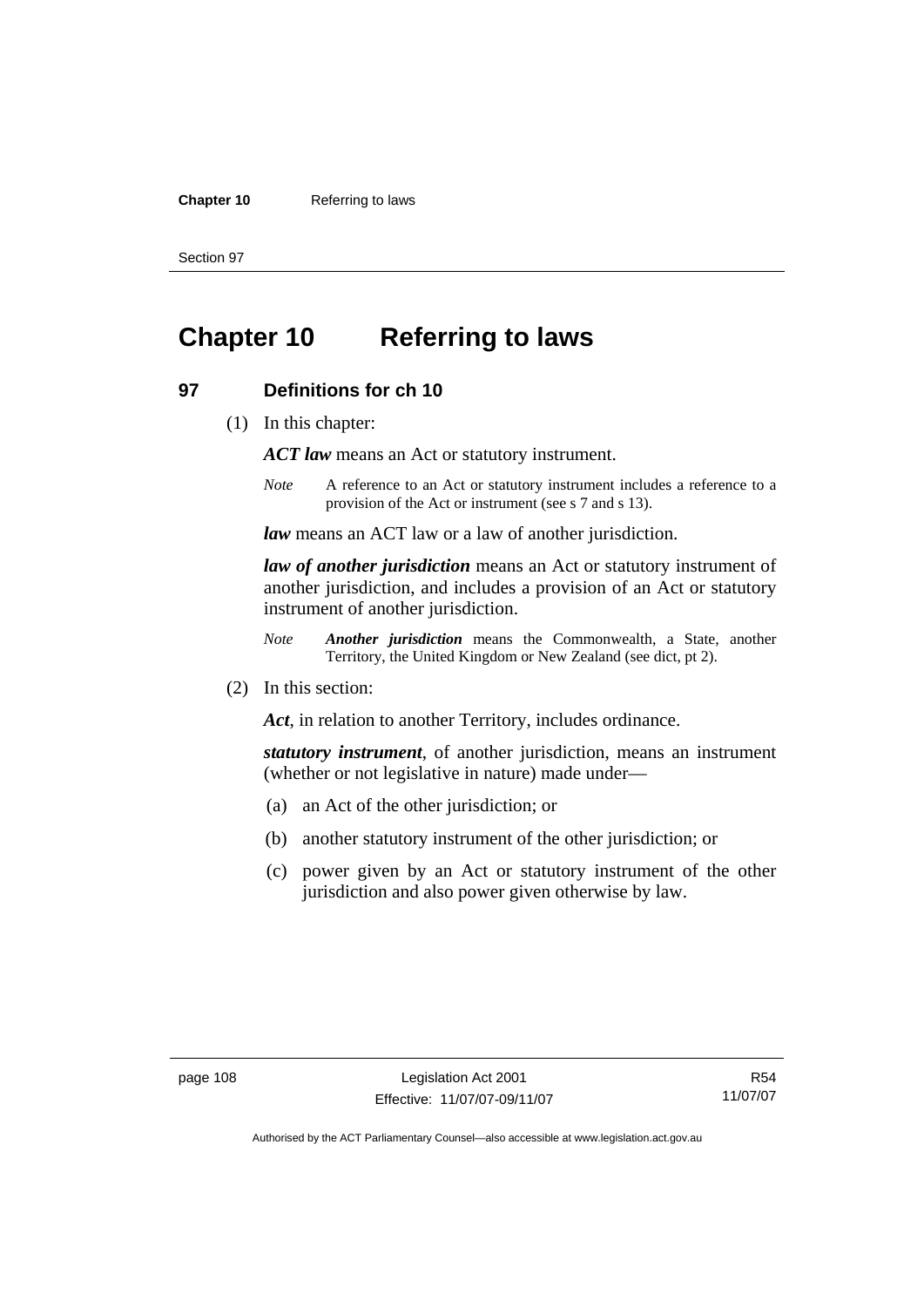# Chapter 10 Referring to laws

## 97 Definitions for ch 10

(1) In this chapter:

***ACT law*** means an Act or statutory instrument.

*Note* A reference to an Act or statutory instrument includes a reference to a provision of the Act or instrument (see s 7 and s 13).

***law*** means an ACT law or a law of another jurisdiction.

***law of another jurisdiction*** means an Act or statutory instrument of another jurisdiction, and includes a provision of an Act or statutory instrument of another jurisdiction.

*Note* ***Another jurisdiction*** means the Commonwealth, a State, another Territory, the United Kingdom or New Zealand (see dict, pt 2).

(2) In this section:

***Act***, in relation to another Territory, includes ordinance.

***statutory instrument***, of another jurisdiction, means an instrument (whether or not legislative in nature) made under—

(a) an Act of the other jurisdiction; or

(b) another statutory instrument of the other jurisdiction; or

(c) power given by an Act or statutory instrument of the other jurisdiction and also power given otherwise by law.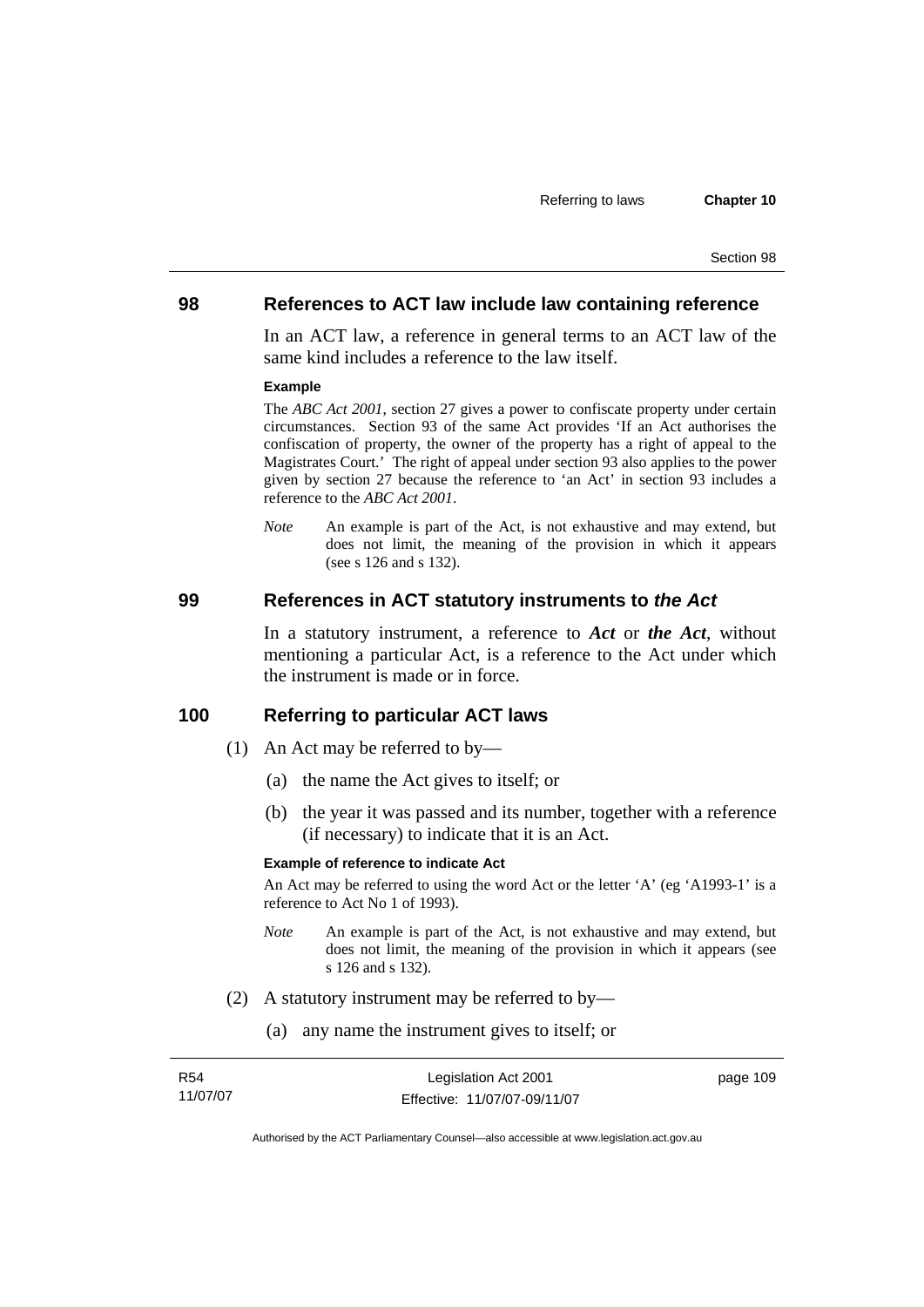## 98 References to ACT law include law containing reference

In an ACT law, a reference in general terms to an ACT law of the same kind includes a reference to the law itself.

**Example**

The *ABC Act 2001*, section 27 gives a power to confiscate property under certain circumstances. Section 93 of the same Act provides 'If an Act authorises the confiscation of property, the owner of the property has a right of appeal to the Magistrates Court.' The right of appeal under section 93 also applies to the power given by section 27 because the reference to 'an Act' in section 93 includes a reference to the *ABC Act 2001*.

*Note* An example is part of the Act, is not exhaustive and may extend, but does not limit, the meaning of the provision in which it appears (see s 126 and s 132).

## 99 References in ACT statutory instruments to *the Act*

In a statutory instrument, a reference to ***Act*** or ***the Act***, without mentioning a particular Act, is a reference to the Act under which the instrument is made or in force.

## 100 Referring to particular ACT laws

(1) An Act may be referred to by—

(a) the name the Act gives to itself; or

(b) the year it was passed and its number, together with a reference (if necessary) to indicate that it is an Act.

**Example of reference to indicate Act**

An Act may be referred to using the word Act or the letter 'A' (eg 'A1993-1' is a reference to Act No 1 of 1993).

*Note* An example is part of the Act, is not exhaustive and may extend, but does not limit, the meaning of the provision in which it appears (see s 126 and s 132).

(2) A statutory instrument may be referred to by—

(a) any name the instrument gives to itself; or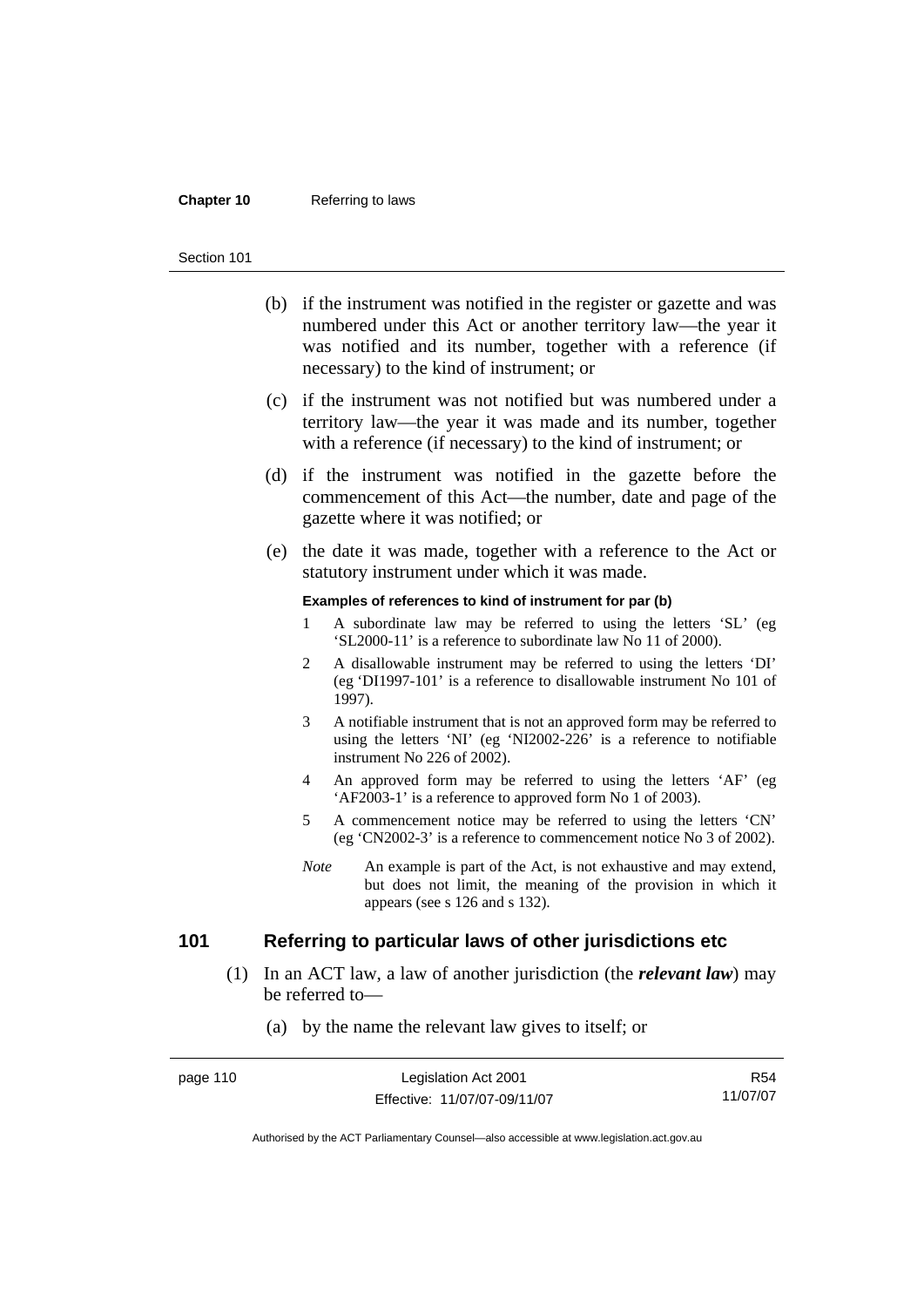(b) if the instrument was notified in the register or gazette and was numbered under this Act or another territory law—the year it was notified and its number, together with a reference (if necessary) to the kind of instrument; or

(c) if the instrument was not notified but was numbered under a territory law—the year it was made and its number, together with a reference (if necessary) to the kind of instrument; or

(d) if the instrument was notified in the gazette before the commencement of this Act—the number, date and page of the gazette where it was notified; or

(e) the date it was made, together with a reference to the Act or statutory instrument under which it was made.

**Examples of references to kind of instrument for par (b)**

1 A subordinate law may be referred to using the letters 'SL' (eg 'SL2000-11' is a reference to subordinate law No 11 of 2000).

2 A disallowable instrument may be referred to using the letters 'DI' (eg 'DI1997-101' is a reference to disallowable instrument No 101 of 1997).

3 A notifiable instrument that is not an approved form may be referred to using the letters 'NI' (eg 'NI2002-226' is a reference to notifiable instrument No 226 of 2002).

4 An approved form may be referred to using the letters 'AF' (eg 'AF2003-1' is a reference to approved form No 1 of 2003).

5 A commencement notice may be referred to using the letters 'CN' (eg 'CN2002-3' is a reference to commencement notice No 3 of 2002).

*Note* An example is part of the Act, is not exhaustive and may extend, but does not limit, the meaning of the provision in which it appears (see s 126 and s 132).

## 101 Referring to particular laws of other jurisdictions etc

(1) In an ACT law, a law of another jurisdiction (the ***relevant law***) may be referred to—

(a) by the name the relevant law gives to itself; or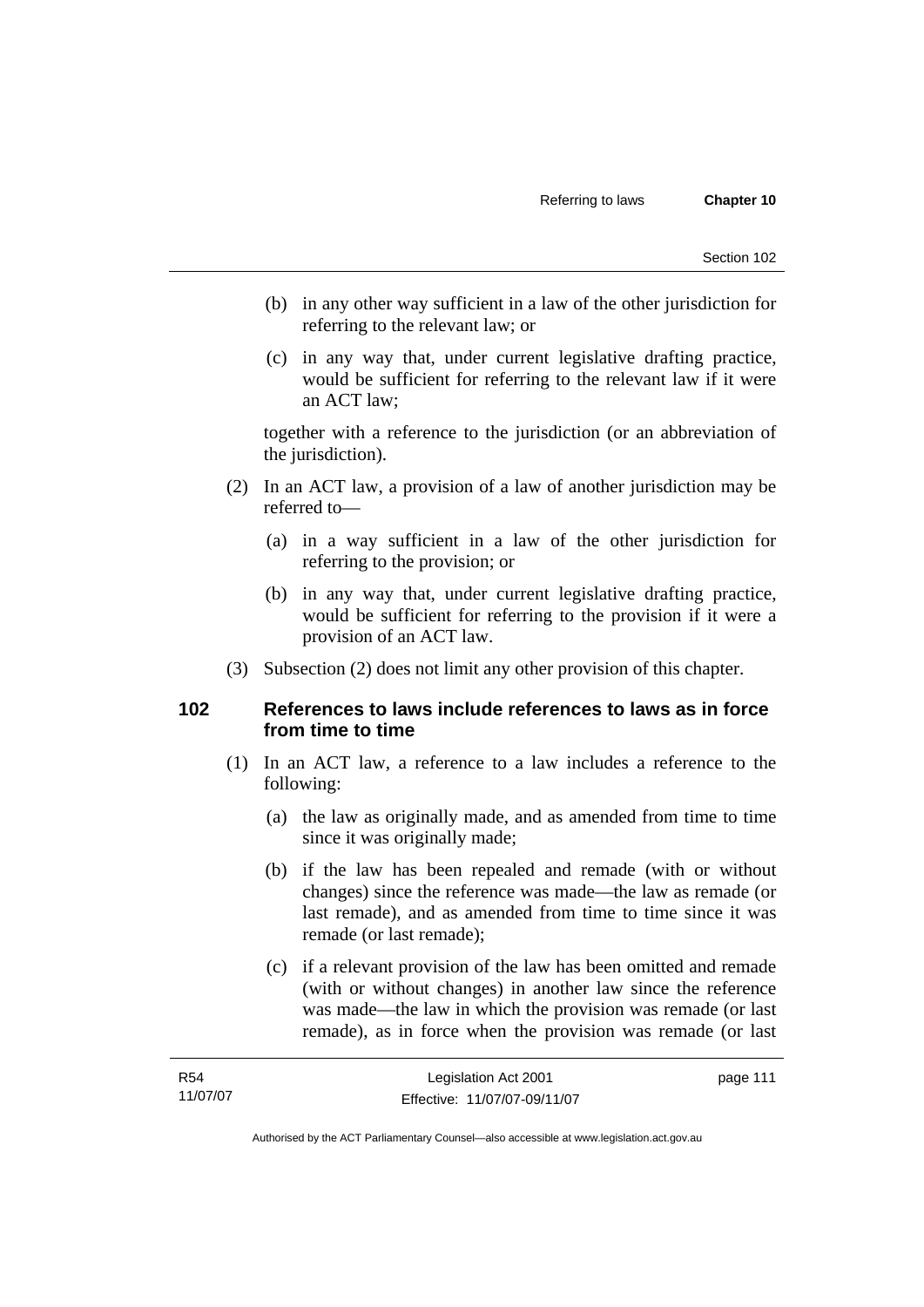(b) in any other way sufficient in a law of the other jurisdiction for referring to the relevant law; or

(c) in any way that, under current legislative drafting practice, would be sufficient for referring to the relevant law if it were an ACT law;

together with a reference to the jurisdiction (or an abbreviation of the jurisdiction).

(2) In an ACT law, a provision of a law of another jurisdiction may be referred to—

(a) in a way sufficient in a law of the other jurisdiction for referring to the provision; or

(b) in any way that, under current legislative drafting practice, would be sufficient for referring to the provision if it were a provision of an ACT law.

(3) Subsection (2) does not limit any other provision of this chapter.

### 102 References to laws include references to laws as in force from time to time

(1) In an ACT law, a reference to a law includes a reference to the following:

(a) the law as originally made, and as amended from time to time since it was originally made;

(b) if the law has been repealed and remade (with or without changes) since the reference was made—the law as remade (or last remade), and as amended from time to time since it was remade (or last remade);

(c) if a relevant provision of the law has been omitted and remade (with or without changes) in another law since the reference was made—the law in which the provision was remade (or last remade), as in force when the provision was remade (or last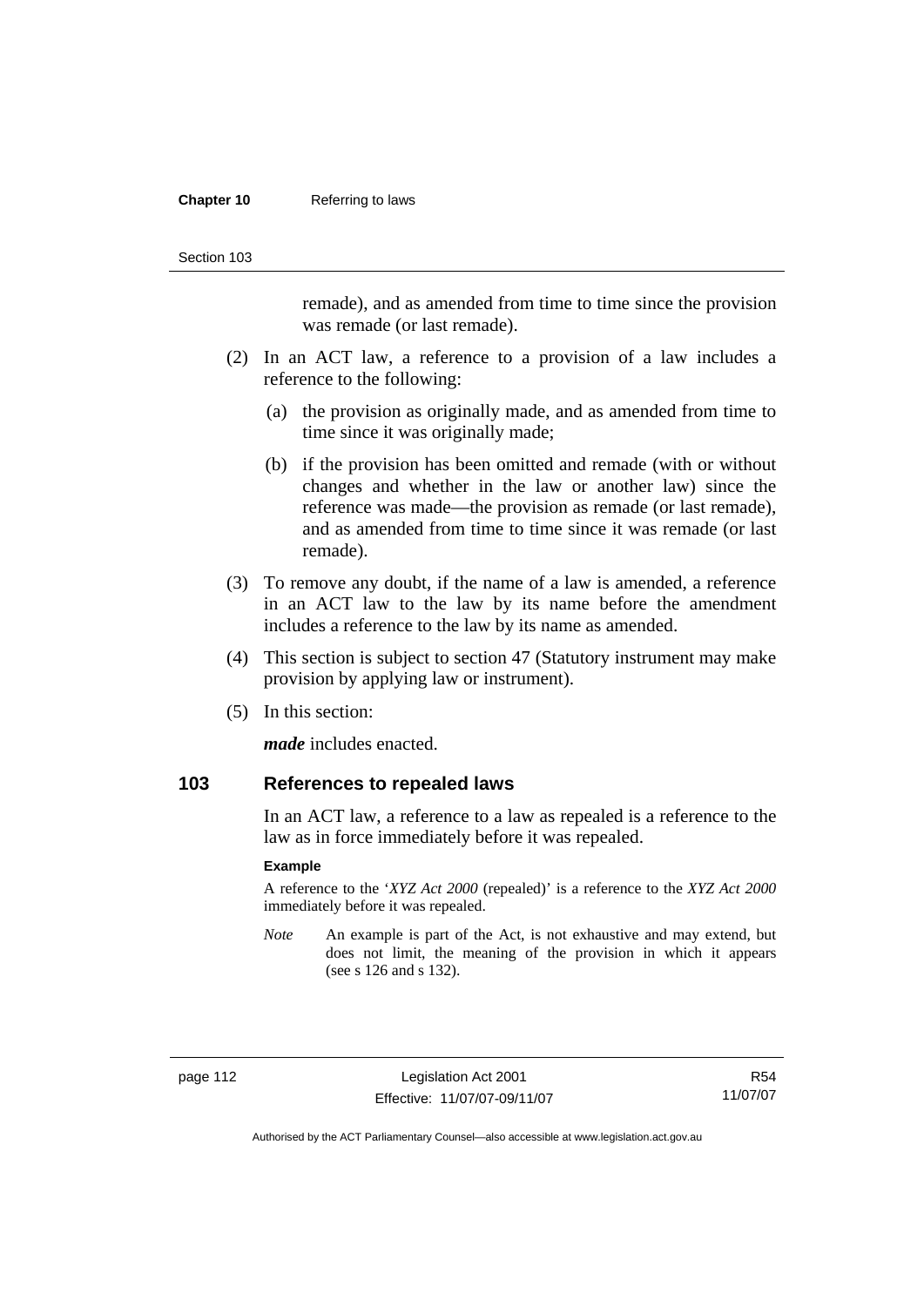remade), and as amended from time to time since the provision was remade (or last remade).

(2) In an ACT law, a reference to a provision of a law includes a reference to the following:

(a) the provision as originally made, and as amended from time to time since it was originally made;

(b) if the provision has been omitted and remade (with or without changes and whether in the law or another law) since the reference was made—the provision as remade (or last remade), and as amended from time to time since it was remade (or last remade).

(3) To remove any doubt, if the name of a law is amended, a reference in an ACT law to the law by its name before the amendment includes a reference to the law by its name as amended.

(4) This section is subject to section 47 (Statutory instrument may make provision by applying law or instrument).

(5) In this section:

***made*** includes enacted.

## 103 References to repealed laws

In an ACT law, a reference to a law as repealed is a reference to the law as in force immediately before it was repealed.

**Example**

A reference to the '*XYZ Act 2000* (repealed)' is a reference to the *XYZ Act 2000* immediately before it was repealed.

*Note* An example is part of the Act, is not exhaustive and may extend, but does not limit, the meaning of the provision in which it appears (see s 126 and s 132).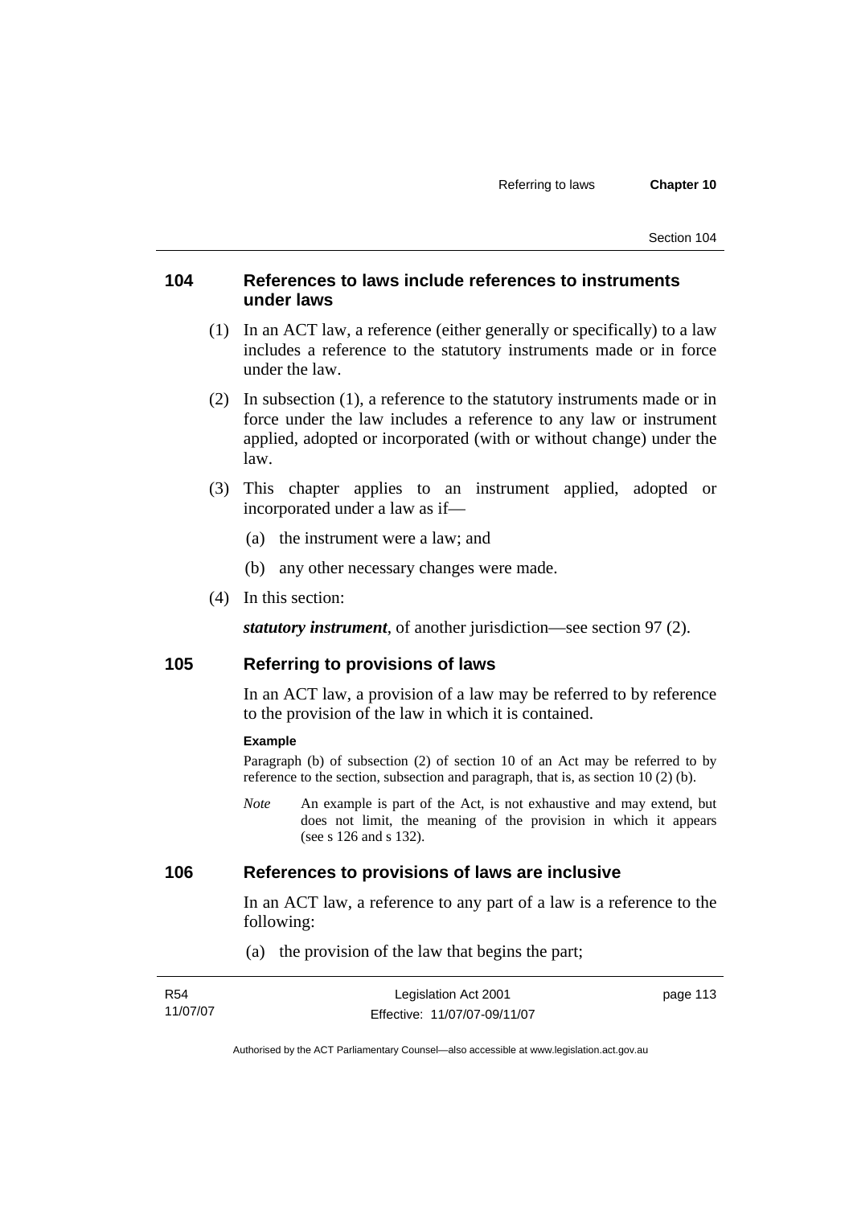## 104 References to laws include references to instruments under laws

(1) In an ACT law, a reference (either generally or specifically) to a law includes a reference to the statutory instruments made or in force under the law.

(2) In subsection (1), a reference to the statutory instruments made or in force under the law includes a reference to any law or instrument applied, adopted or incorporated (with or without change) under the law.

(3) This chapter applies to an instrument applied, adopted or incorporated under a law as if—

(a) the instrument were a law; and

(b) any other necessary changes were made.

(4) In this section:

***statutory instrument***, of another jurisdiction—see section 97 (2).

## 105 Referring to provisions of laws

In an ACT law, a provision of a law may be referred to by reference to the provision of the law in which it is contained.

**Example**

Paragraph (b) of subsection (2) of section 10 of an Act may be referred to by reference to the section, subsection and paragraph, that is, as section 10 (2) (b).

*Note* An example is part of the Act, is not exhaustive and may extend, but does not limit, the meaning of the provision in which it appears (see s 126 and s 132).

## 106 References to provisions of laws are inclusive

In an ACT law, a reference to any part of a law is a reference to the following:

(a) the provision of the law that begins the part;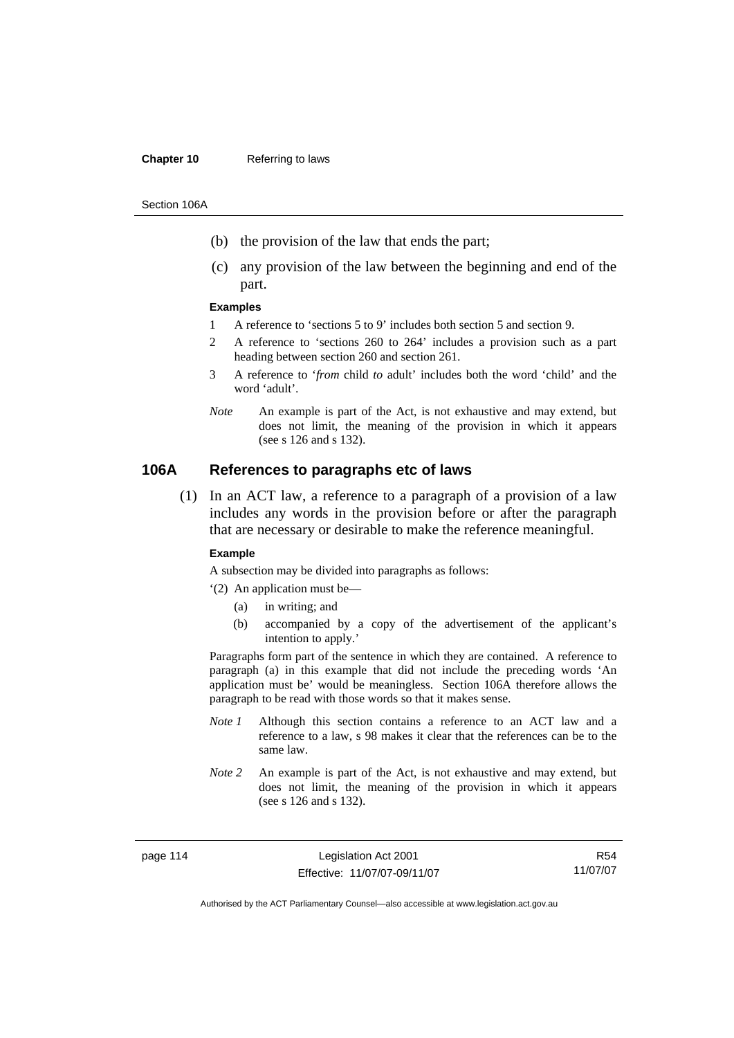(b) the provision of the law that ends the part;

(c) any provision of the law between the beginning and end of the part.

**Examples**

1 A reference to 'sections 5 to 9' includes both section 5 and section 9.

2 A reference to 'sections 260 to 264' includes a provision such as a part heading between section 260 and section 261.

3 A reference to '*from* child *to* adult' includes both the word 'child' and the word 'adult'.

*Note* An example is part of the Act, is not exhaustive and may extend, but does not limit, the meaning of the provision in which it appears (see s 126 and s 132).

## 106A References to paragraphs etc of laws

(1) In an ACT law, a reference to a paragraph of a provision of a law includes any words in the provision before or after the paragraph that are necessary or desirable to make the reference meaningful.

**Example**

A subsection may be divided into paragraphs as follows:

'(2) An application must be—

(a) in writing; and

(b) accompanied by a copy of the advertisement of the applicant's intention to apply.'

Paragraphs form part of the sentence in which they are contained. A reference to paragraph (a) in this example that did not include the preceding words 'An application must be' would be meaningless. Section 106A therefore allows the paragraph to be read with those words so that it makes sense.

*Note 1* Although this section contains a reference to an ACT law and a reference to a law, s 98 makes it clear that the references can be to the same law.

*Note 2* An example is part of the Act, is not exhaustive and may extend, but does not limit, the meaning of the provision in which it appears (see s 126 and s 132).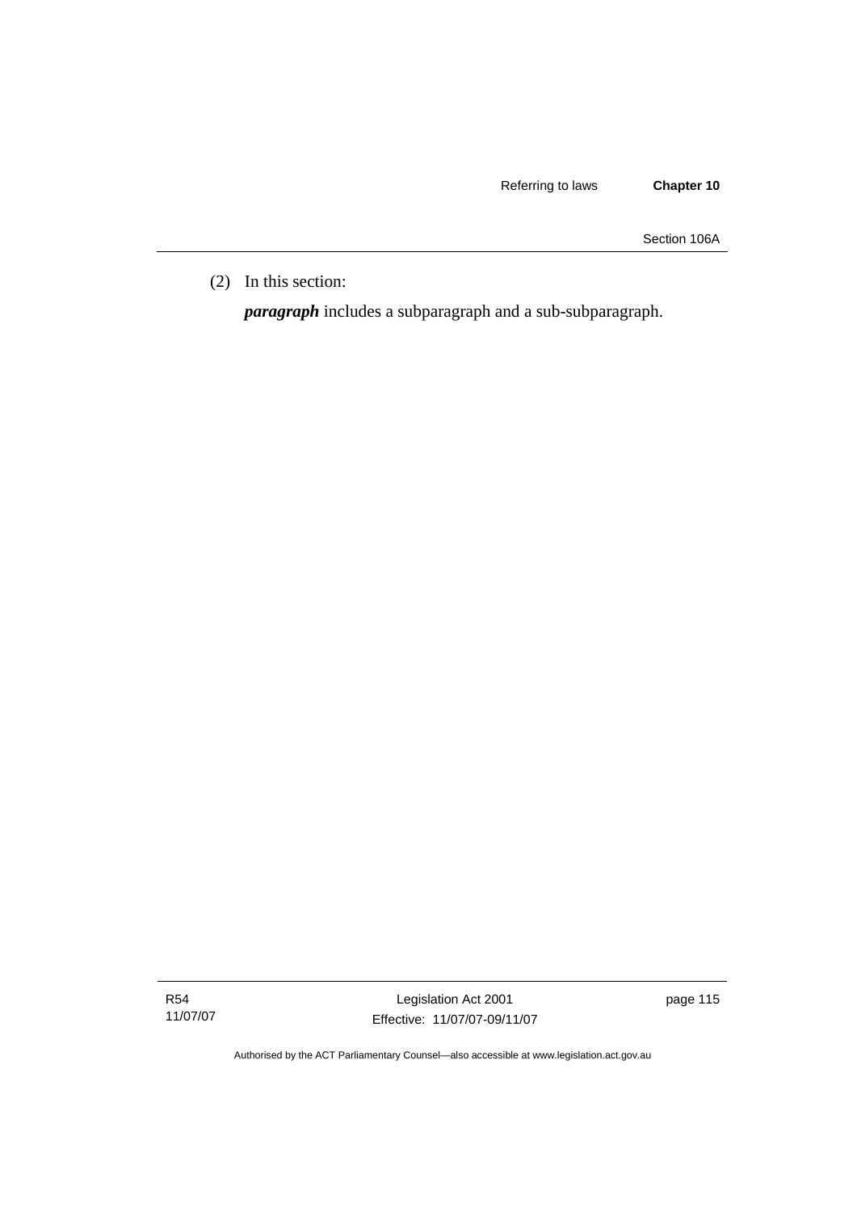(2) In this section:

***paragraph*** includes a subparagraph and a sub-subparagraph.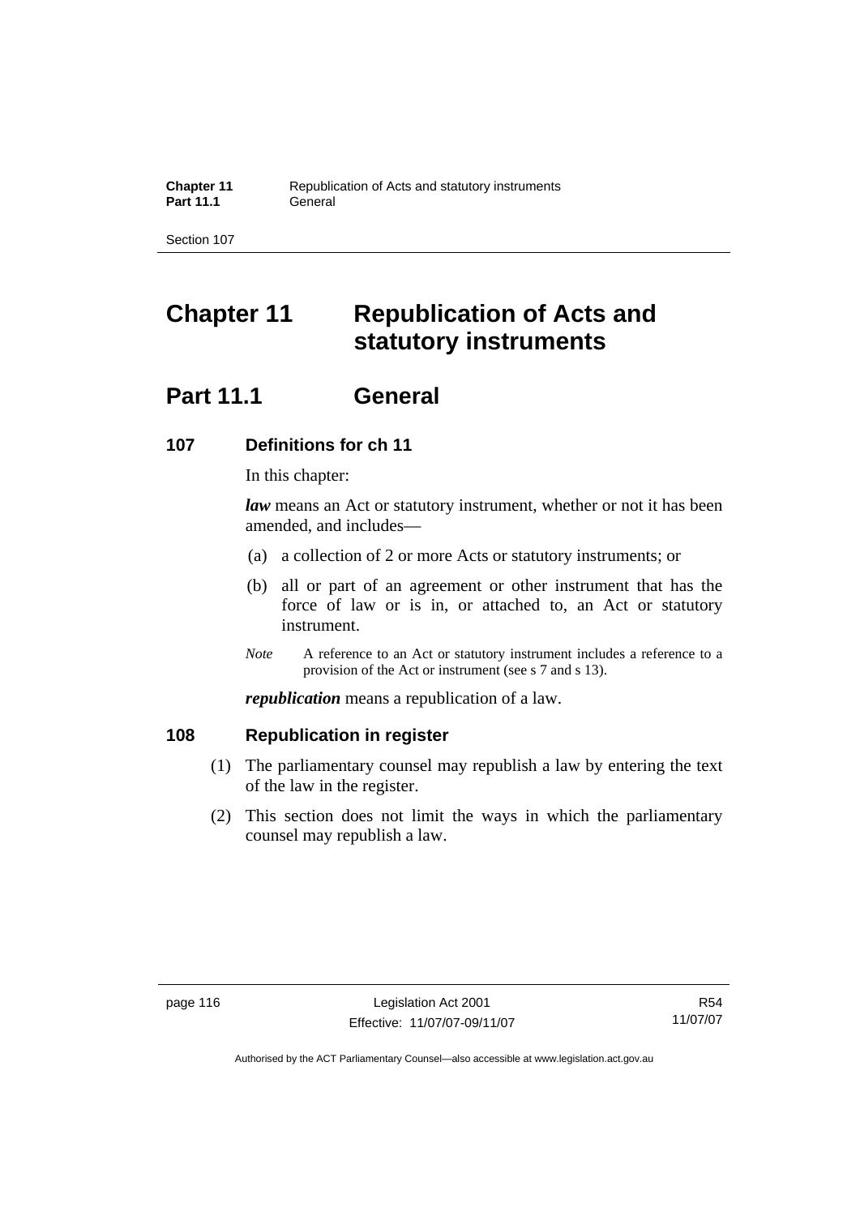# Chapter 11 Republication of Acts and statutory instruments

## Part 11.1 General

### 107 Definitions for ch 11

In this chapter:

***law*** means an Act or statutory instrument, whether or not it has been amended, and includes—

(a) a collection of 2 or more Acts or statutory instruments; or

(b) all or part of an agreement or other instrument that has the force of law or is in, or attached to, an Act or statutory instrument.

*Note* A reference to an Act or statutory instrument includes a reference to a provision of the Act or instrument (see s 7 and s 13).

***republication*** means a republication of a law.

### 108 Republication in register

(1) The parliamentary counsel may republish a law by entering the text of the law in the register.

(2) This section does not limit the ways in which the parliamentary counsel may republish a law.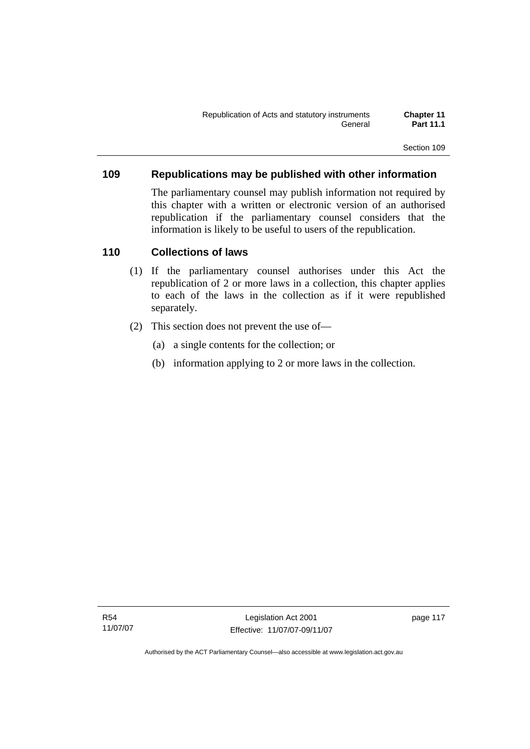## 109 Republications may be published with other information

The parliamentary counsel may publish information not required by this chapter with a written or electronic version of an authorised republication if the parliamentary counsel considers that the information is likely to be useful to users of the republication.

## 110 Collections of laws

(1) If the parliamentary counsel authorises under this Act the republication of 2 or more laws in a collection, this chapter applies to each of the laws in the collection as if it were republished separately.

(2) This section does not prevent the use of—

(a) a single contents for the collection; or

(b) information applying to 2 or more laws in the collection.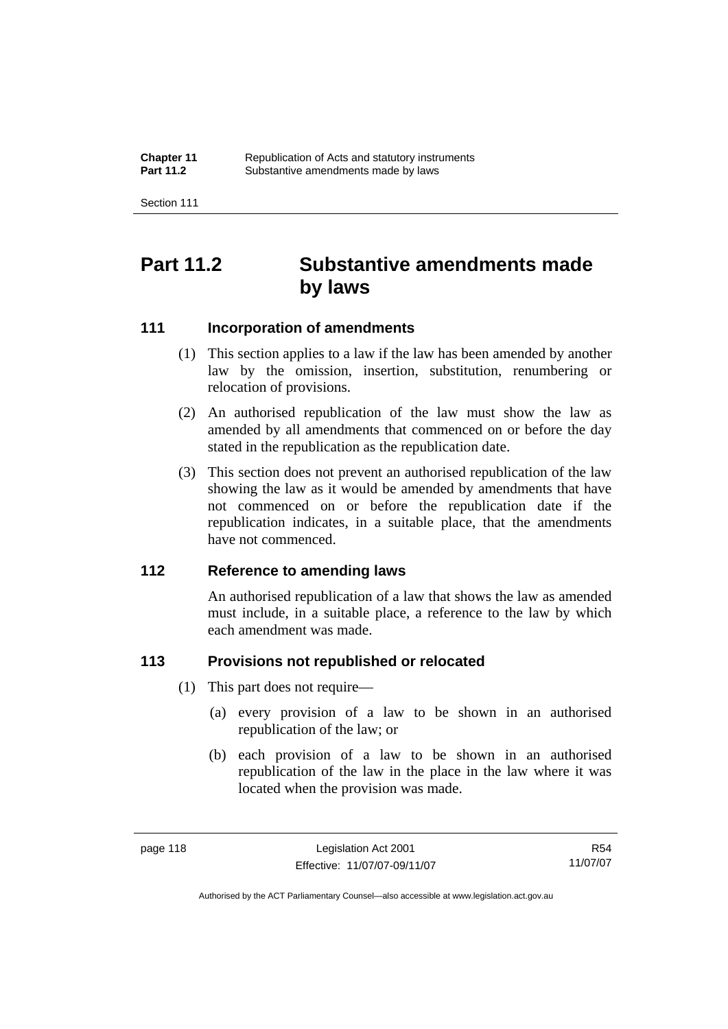# Part 11.2 Substantive amendments made by laws

## 111 Incorporation of amendments

(1) This section applies to a law if the law has been amended by another law by the omission, insertion, substitution, renumbering or relocation of provisions.

(2) An authorised republication of the law must show the law as amended by all amendments that commenced on or before the day stated in the republication as the republication date.

(3) This section does not prevent an authorised republication of the law showing the law as it would be amended by amendments that have not commenced on or before the republication date if the republication indicates, in a suitable place, that the amendments have not commenced.

## 112 Reference to amending laws

An authorised republication of a law that shows the law as amended must include, in a suitable place, a reference to the law by which each amendment was made.

## 113 Provisions not republished or relocated

(1) This part does not require—

(a) every provision of a law to be shown in an authorised republication of the law; or

(b) each provision of a law to be shown in an authorised republication of the law in the place in the law where it was located when the provision was made.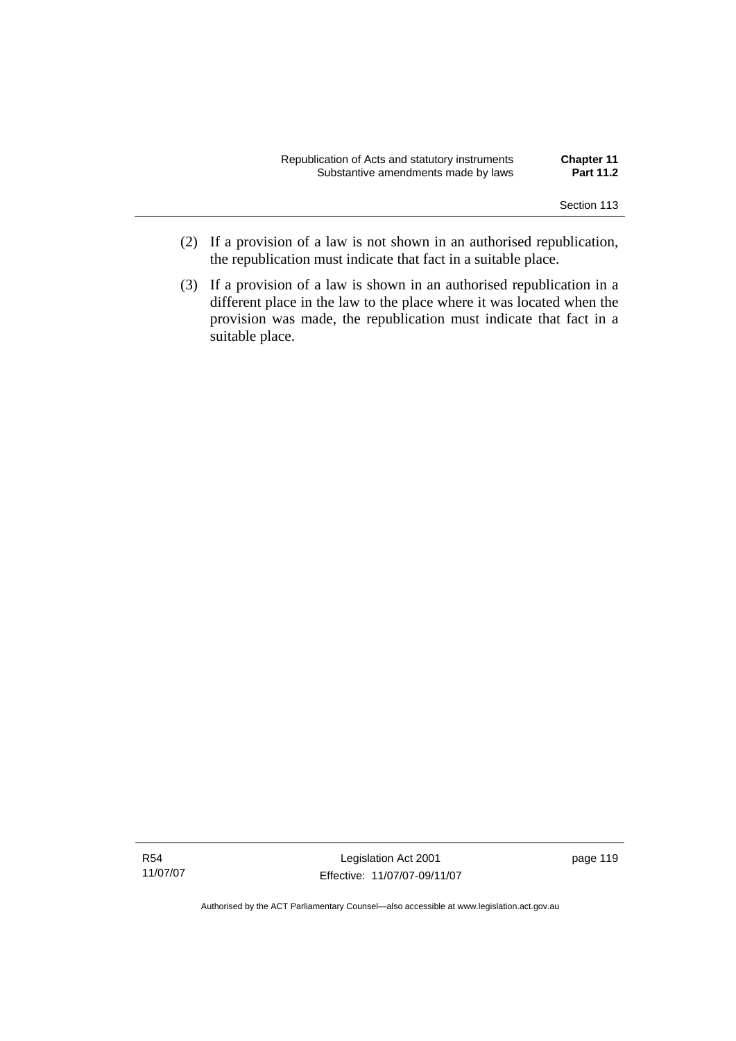(2) If a provision of a law is not shown in an authorised republication, the republication must indicate that fact in a suitable place.

(3) If a provision of a law is shown in an authorised republication in a different place in the law to the place where it was located when the provision was made, the republication must indicate that fact in a suitable place.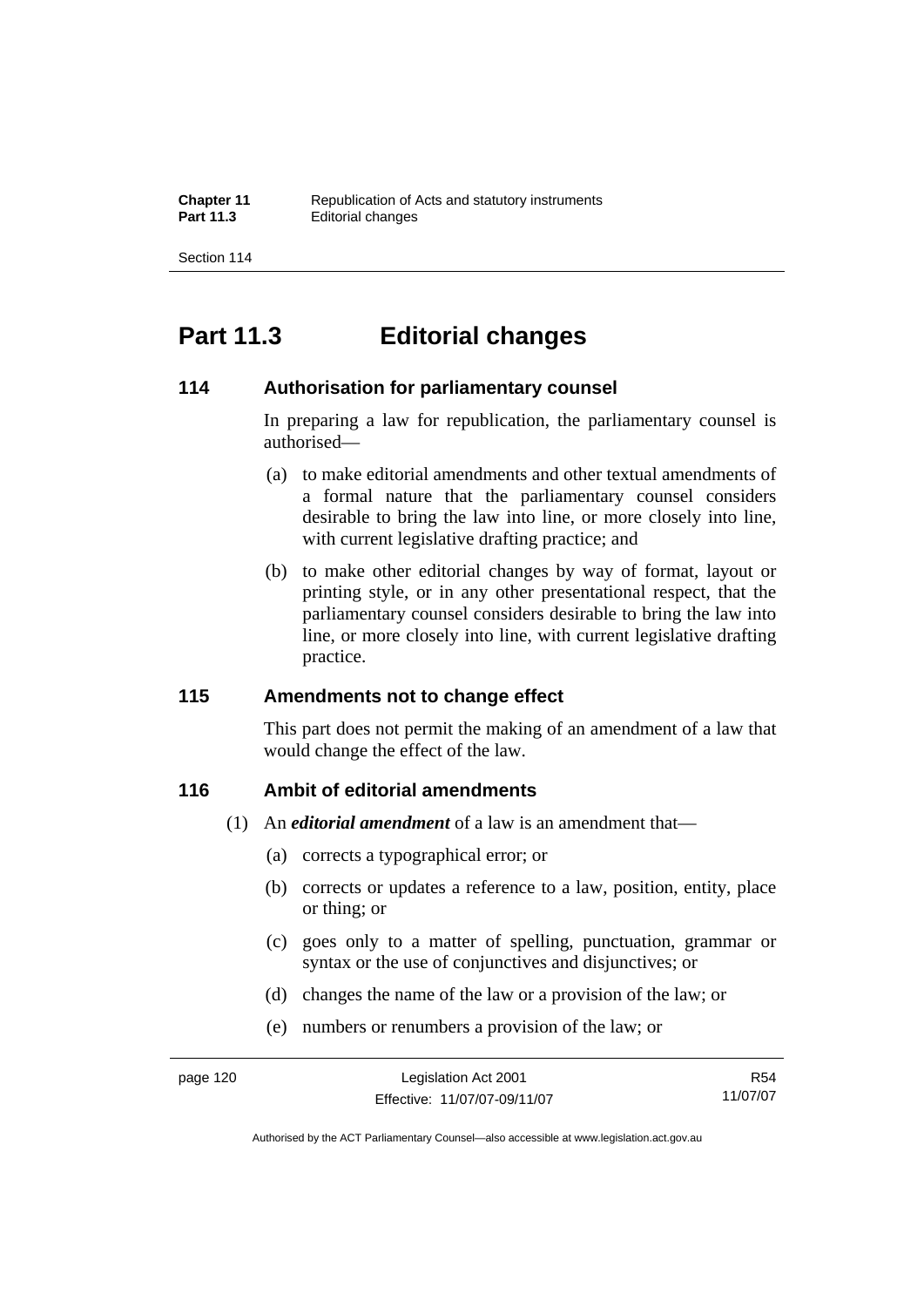# Part 11.3 Editorial changes

### 114 Authorisation for parliamentary counsel

In preparing a law for republication, the parliamentary counsel is authorised—

(a) to make editorial amendments and other textual amendments of a formal nature that the parliamentary counsel considers desirable to bring the law into line, or more closely into line, with current legislative drafting practice; and

(b) to make other editorial changes by way of format, layout or printing style, or in any other presentational respect, that the parliamentary counsel considers desirable to bring the law into line, or more closely into line, with current legislative drafting practice.

### 115 Amendments not to change effect

This part does not permit the making of an amendment of a law that would change the effect of the law.

### 116 Ambit of editorial amendments

(1) An ***editorial amendment*** of a law is an amendment that—

(a) corrects a typographical error; or

(b) corrects or updates a reference to a law, position, entity, place or thing; or

(c) goes only to a matter of spelling, punctuation, grammar or syntax or the use of conjunctives and disjunctives; or

(d) changes the name of the law or a provision of the law; or

(e) numbers or renumbers a provision of the law; or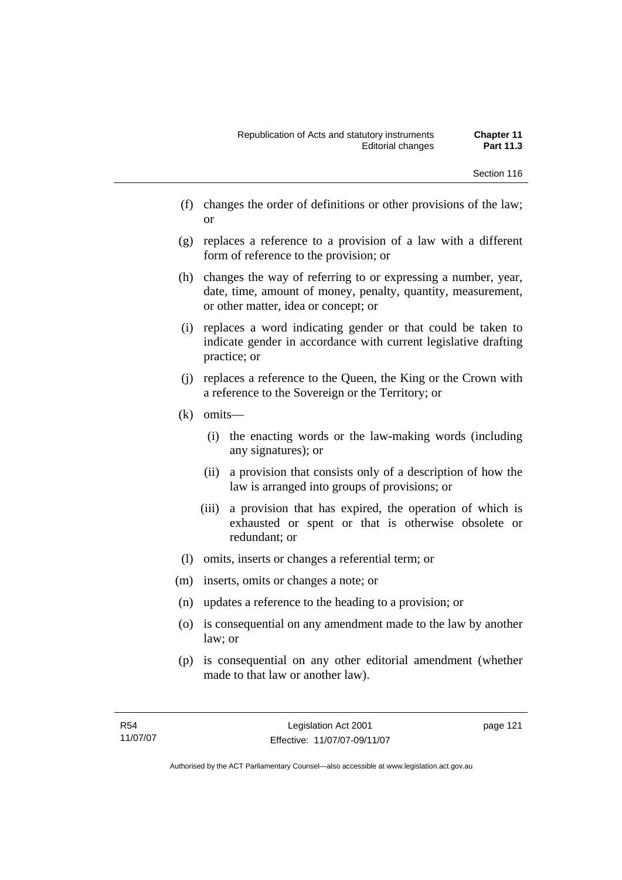(f) changes the order of definitions or other provisions of the law; or

(g) replaces a reference to a provision of a law with a different form of reference to the provision; or

(h) changes the way of referring to or expressing a number, year, date, time, amount of money, penalty, quantity, measurement, or other matter, idea or concept; or

(i) replaces a word indicating gender or that could be taken to indicate gender in accordance with current legislative drafting practice; or

(j) replaces a reference to the Queen, the King or the Crown with a reference to the Sovereign or the Territory; or

(k) omits—

  (i) the enacting words or the law-making words (including any signatures); or

  (ii) a provision that consists only of a description of how the law is arranged into groups of provisions; or

  (iii) a provision that has expired, the operation of which is exhausted or spent or that is otherwise obsolete or redundant; or

(l) omits, inserts or changes a referential term; or

(m) inserts, omits or changes a note; or

(n) updates a reference to the heading to a provision; or

(o) is consequential on any amendment made to the law by another law; or

(p) is consequential on any other editorial amendment (whether made to that law or another law).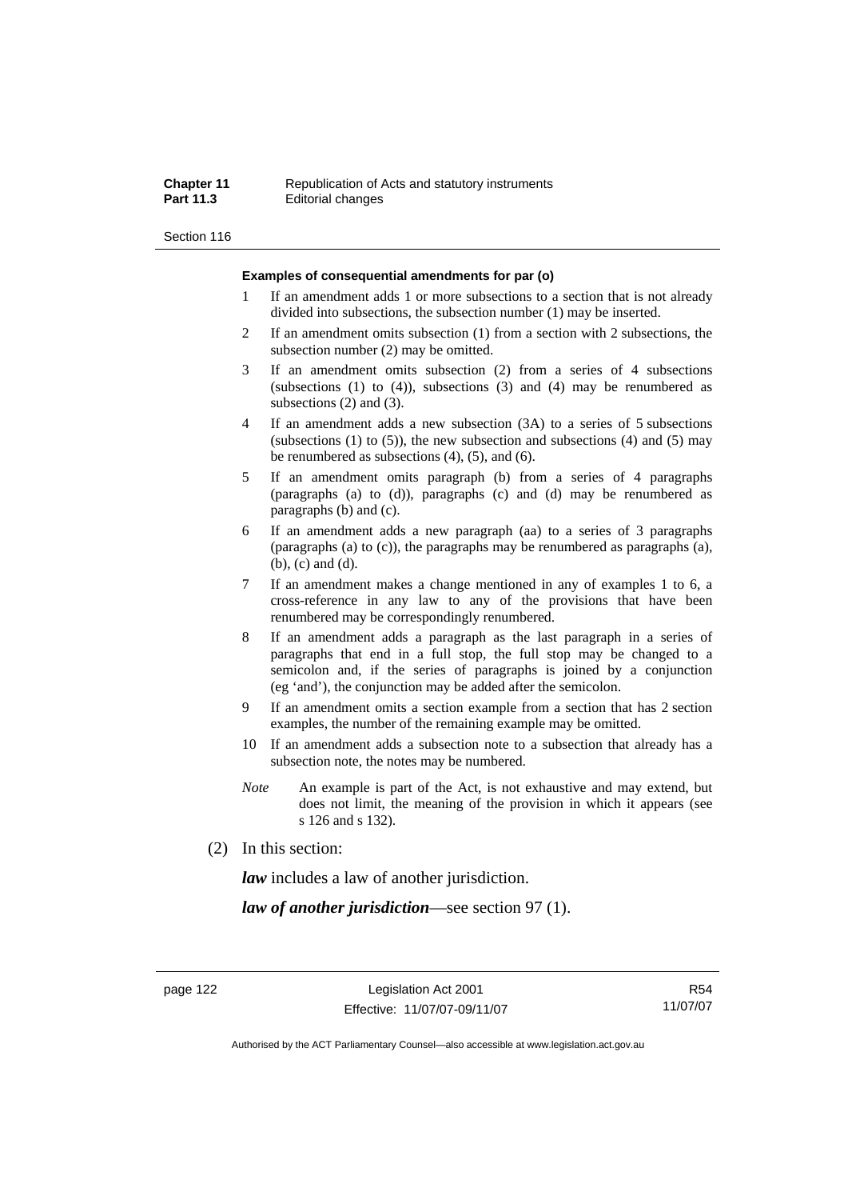#### Examples of consequential amendments for par (o)

1 If an amendment adds 1 or more subsections to a section that is not already divided into subsections, the subsection number (1) may be inserted.

2 If an amendment omits subsection (1) from a section with 2 subsections, the subsection number (2) may be omitted.

3 If an amendment omits subsection (2) from a series of 4 subsections (subsections (1) to (4)), subsections (3) and (4) may be renumbered as subsections (2) and (3).

4 If an amendment adds a new subsection (3A) to a series of 5 subsections (subsections (1) to (5)), the new subsection and subsections (4) and (5) may be renumbered as subsections (4), (5), and (6).

5 If an amendment omits paragraph (b) from a series of 4 paragraphs (paragraphs (a) to (d)), paragraphs (c) and (d) may be renumbered as paragraphs (b) and (c).

6 If an amendment adds a new paragraph (aa) to a series of 3 paragraphs (paragraphs (a) to (c)), the paragraphs may be renumbered as paragraphs (a), (b), (c) and (d).

7 If an amendment makes a change mentioned in any of examples 1 to 6, a cross-reference in any law to any of the provisions that have been renumbered may be correspondingly renumbered.

8 If an amendment adds a paragraph as the last paragraph in a series of paragraphs that end in a full stop, the full stop may be changed to a semicolon and, if the series of paragraphs is joined by a conjunction (eg 'and'), the conjunction may be added after the semicolon.

9 If an amendment omits a section example from a section that has 2 section examples, the number of the remaining example may be omitted.

10 If an amendment adds a subsection note to a subsection that already has a subsection note, the notes may be numbered.

*Note* An example is part of the Act, is not exhaustive and may extend, but does not limit, the meaning of the provision in which it appears (see s 126 and s 132).

(2) In this section:

***law*** includes a law of another jurisdiction.

***law of another jurisdiction***—see section 97 (1).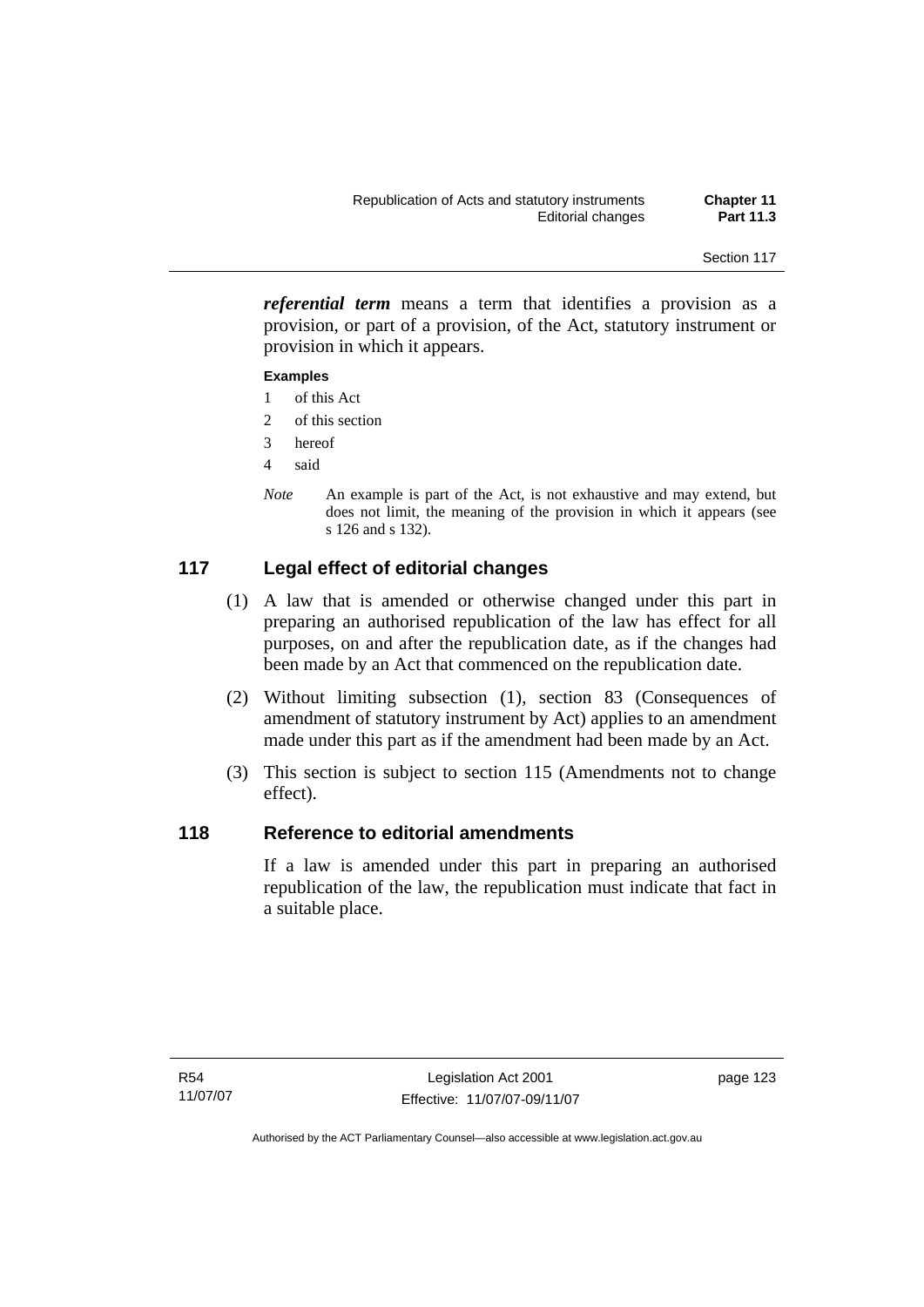***referential term*** means a term that identifies a provision as a provision, or part of a provision, of the Act, statutory instrument or provision in which it appears.

**Examples**

1 of this Act
2 of this section
3 hereof
4 said

*Note* An example is part of the Act, is not exhaustive and may extend, but does not limit, the meaning of the provision in which it appears (see s 126 and s 132).

## 117 Legal effect of editorial changes

(1) A law that is amended or otherwise changed under this part in preparing an authorised republication of the law has effect for all purposes, on and after the republication date, as if the changes had been made by an Act that commenced on the republication date.

(2) Without limiting subsection (1), section 83 (Consequences of amendment of statutory instrument by Act) applies to an amendment made under this part as if the amendment had been made by an Act.

(3) This section is subject to section 115 (Amendments not to change effect).

## 118 Reference to editorial amendments

If a law is amended under this part in preparing an authorised republication of the law, the republication must indicate that fact in a suitable place.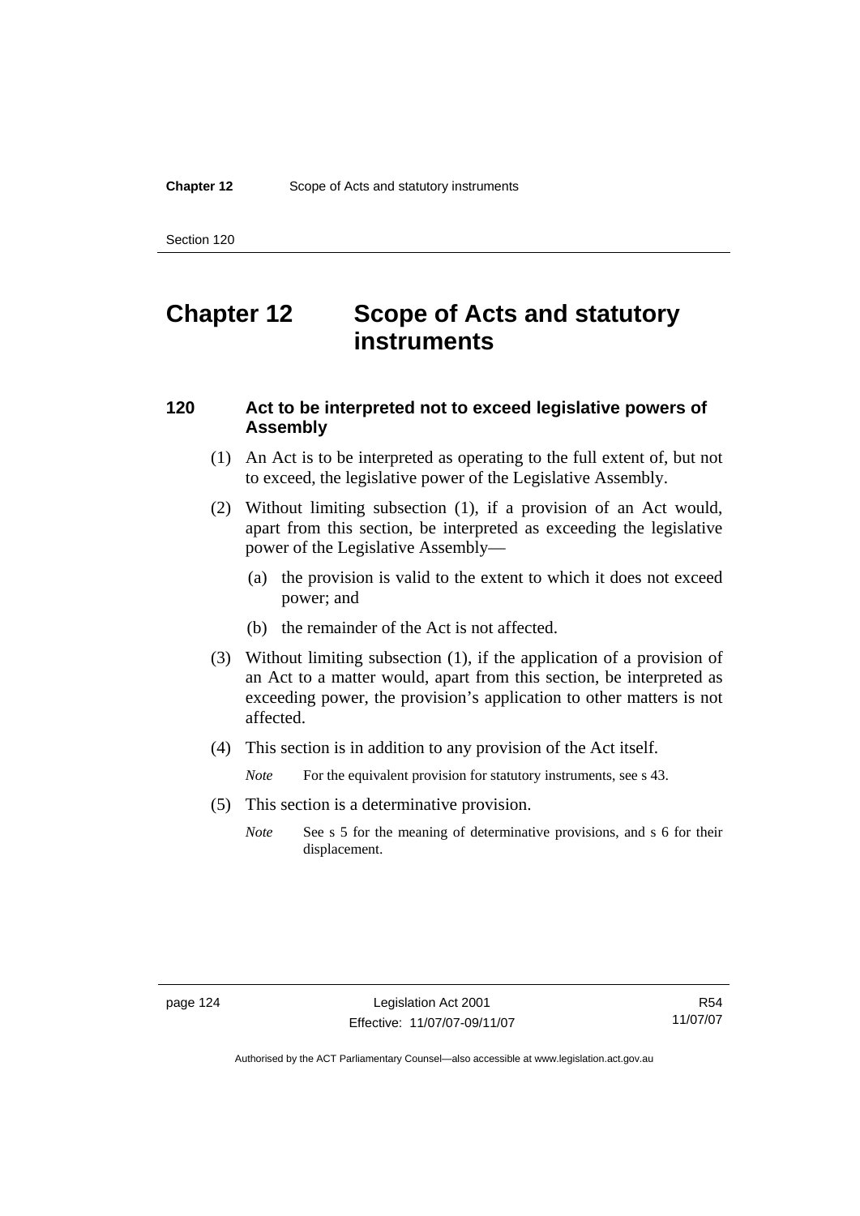# Chapter 12 Scope of Acts and statutory instruments

## 120 Act to be interpreted not to exceed legislative powers of Assembly

(1) An Act is to be interpreted as operating to the full extent of, but not to exceed, the legislative power of the Legislative Assembly.

(2) Without limiting subsection (1), if a provision of an Act would, apart from this section, be interpreted as exceeding the legislative power of the Legislative Assembly—

(a) the provision is valid to the extent to which it does not exceed power; and

(b) the remainder of the Act is not affected.

(3) Without limiting subsection (1), if the application of a provision of an Act to a matter would, apart from this section, be interpreted as exceeding power, the provision's application to other matters is not affected.

(4) This section is in addition to any provision of the Act itself.

*Note* For the equivalent provision for statutory instruments, see s 43.

(5) This section is a determinative provision.

*Note* See s 5 for the meaning of determinative provisions, and s 6 for their displacement.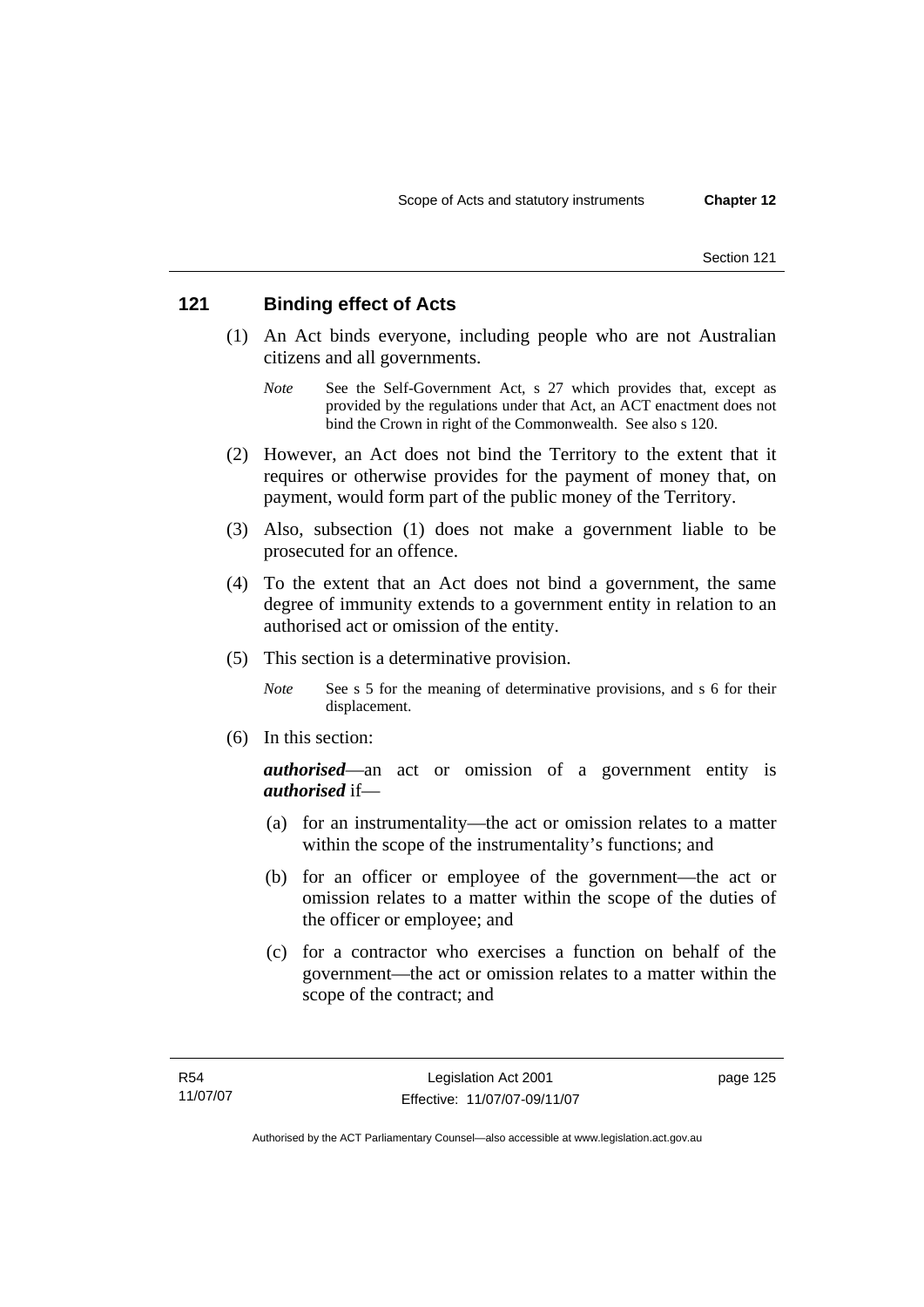## 121 Binding effect of Acts

(1) An Act binds everyone, including people who are not Australian citizens and all governments.

*Note* See the Self-Government Act, s 27 which provides that, except as provided by the regulations under that Act, an ACT enactment does not bind the Crown in right of the Commonwealth. See also s 120.

(2) However, an Act does not bind the Territory to the extent that it requires or otherwise provides for the payment of money that, on payment, would form part of the public money of the Territory.

(3) Also, subsection (1) does not make a government liable to be prosecuted for an offence.

(4) To the extent that an Act does not bind a government, the same degree of immunity extends to a government entity in relation to an authorised act or omission of the entity.

(5) This section is a determinative provision.

*Note* See s 5 for the meaning of determinative provisions, and s 6 for their displacement.

(6) In this section:

***authorised***—an act or omission of a government entity is ***authorised*** if—

(a) for an instrumentality—the act or omission relates to a matter within the scope of the instrumentality's functions; and

(b) for an officer or employee of the government—the act or omission relates to a matter within the scope of the duties of the officer or employee; and

(c) for a contractor who exercises a function on behalf of the government—the act or omission relates to a matter within the scope of the contract; and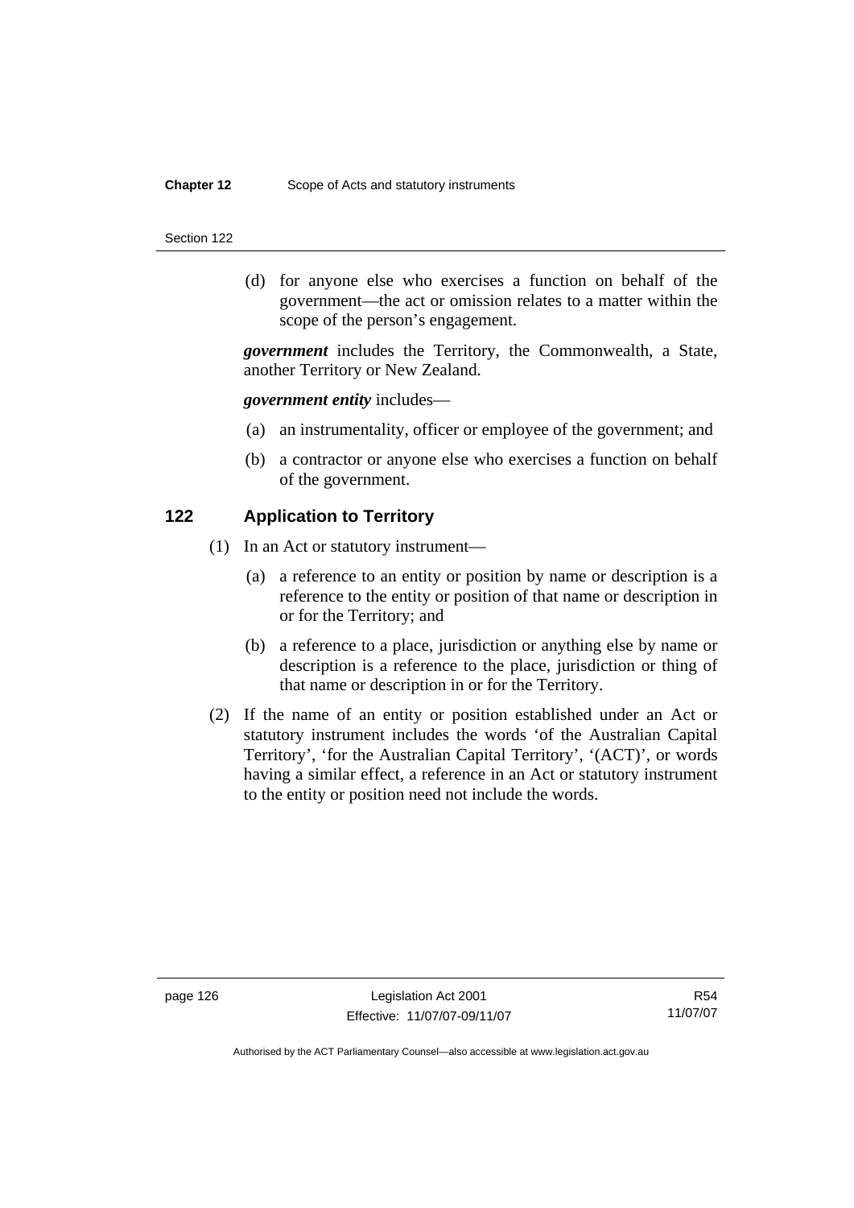(d) for anyone else who exercises a function on behalf of the government—the act or omission relates to a matter within the scope of the person's engagement.

***government*** includes the Territory, the Commonwealth, a State, another Territory or New Zealand.

***government entity*** includes—

(a) an instrumentality, officer or employee of the government; and

(b) a contractor or anyone else who exercises a function on behalf of the government.

## 122 Application to Territory

(1) In an Act or statutory instrument—

(a) a reference to an entity or position by name or description is a reference to the entity or position of that name or description in or for the Territory; and

(b) a reference to a place, jurisdiction or anything else by name or description is a reference to the place, jurisdiction or thing of that name or description in or for the Territory.

(2) If the name of an entity or position established under an Act or statutory instrument includes the words 'of the Australian Capital Territory', 'for the Australian Capital Territory', '(ACT)', or words having a similar effect, a reference in an Act or statutory instrument to the entity or position need not include the words.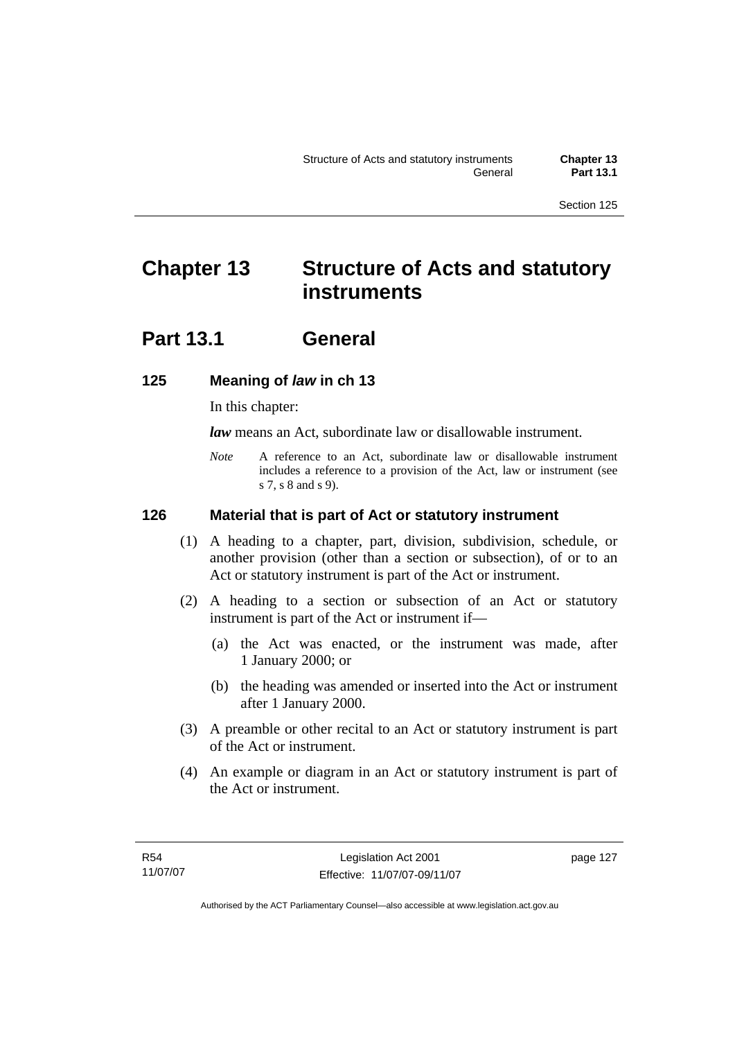# Chapter 13 Structure of Acts and statutory instruments

## Part 13.1 General

### 125 Meaning of *law* in ch 13

In this chapter:

***law*** means an Act, subordinate law or disallowable instrument.

*Note* A reference to an Act, subordinate law or disallowable instrument includes a reference to a provision of the Act, law or instrument (see s 7, s 8 and s 9).

### 126 Material that is part of Act or statutory instrument

(1) A heading to a chapter, part, division, subdivision, schedule, or another provision (other than a section or subsection), of or to an Act or statutory instrument is part of the Act or instrument.

(2) A heading to a section or subsection of an Act or statutory instrument is part of the Act or instrument if—

(a) the Act was enacted, or the instrument was made, after 1 January 2000; or

(b) the heading was amended or inserted into the Act or instrument after 1 January 2000.

(3) A preamble or other recital to an Act or statutory instrument is part of the Act or instrument.

(4) An example or diagram in an Act or statutory instrument is part of the Act or instrument.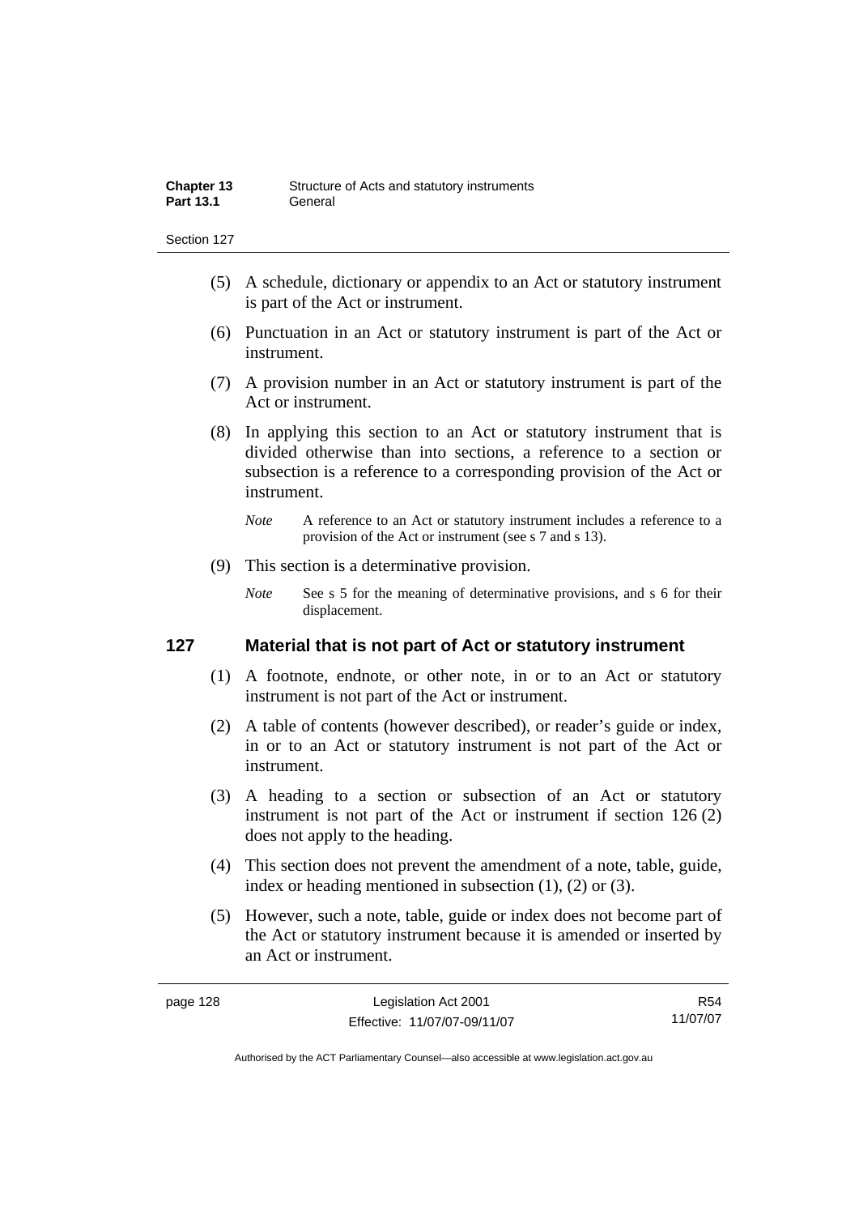(5) A schedule, dictionary or appendix to an Act or statutory instrument is part of the Act or instrument.

(6) Punctuation in an Act or statutory instrument is part of the Act or instrument.

(7) A provision number in an Act or statutory instrument is part of the Act or instrument.

(8) In applying this section to an Act or statutory instrument that is divided otherwise than into sections, a reference to a section or subsection is a reference to a corresponding provision of the Act or instrument.

*Note* A reference to an Act or statutory instrument includes a reference to a provision of the Act or instrument (see s 7 and s 13).

(9) This section is a determinative provision.

*Note* See s 5 for the meaning of determinative provisions, and s 6 for their displacement.

## 127 Material that is not part of Act or statutory instrument

(1) A footnote, endnote, or other note, in or to an Act or statutory instrument is not part of the Act or instrument.

(2) A table of contents (however described), or reader's guide or index, in or to an Act or statutory instrument is not part of the Act or instrument.

(3) A heading to a section or subsection of an Act or statutory instrument is not part of the Act or instrument if section 126 (2) does not apply to the heading.

(4) This section does not prevent the amendment of a note, table, guide, index or heading mentioned in subsection (1), (2) or (3).

(5) However, such a note, table, guide or index does not become part of the Act or statutory instrument because it is amended or inserted by an Act or instrument.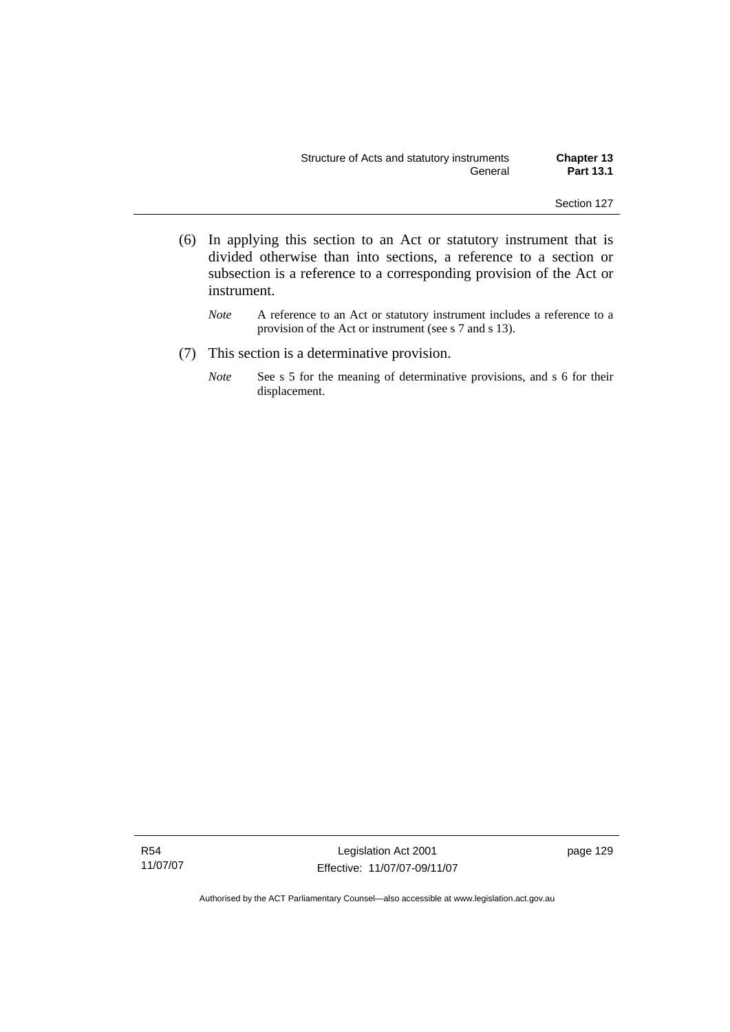(6) In applying this section to an Act or statutory instrument that is divided otherwise than into sections, a reference to a section or subsection is a reference to a corresponding provision of the Act or instrument.

*Note* A reference to an Act or statutory instrument includes a reference to a provision of the Act or instrument (see s 7 and s 13).

(7) This section is a determinative provision.

*Note* See s 5 for the meaning of determinative provisions, and s 6 for their displacement.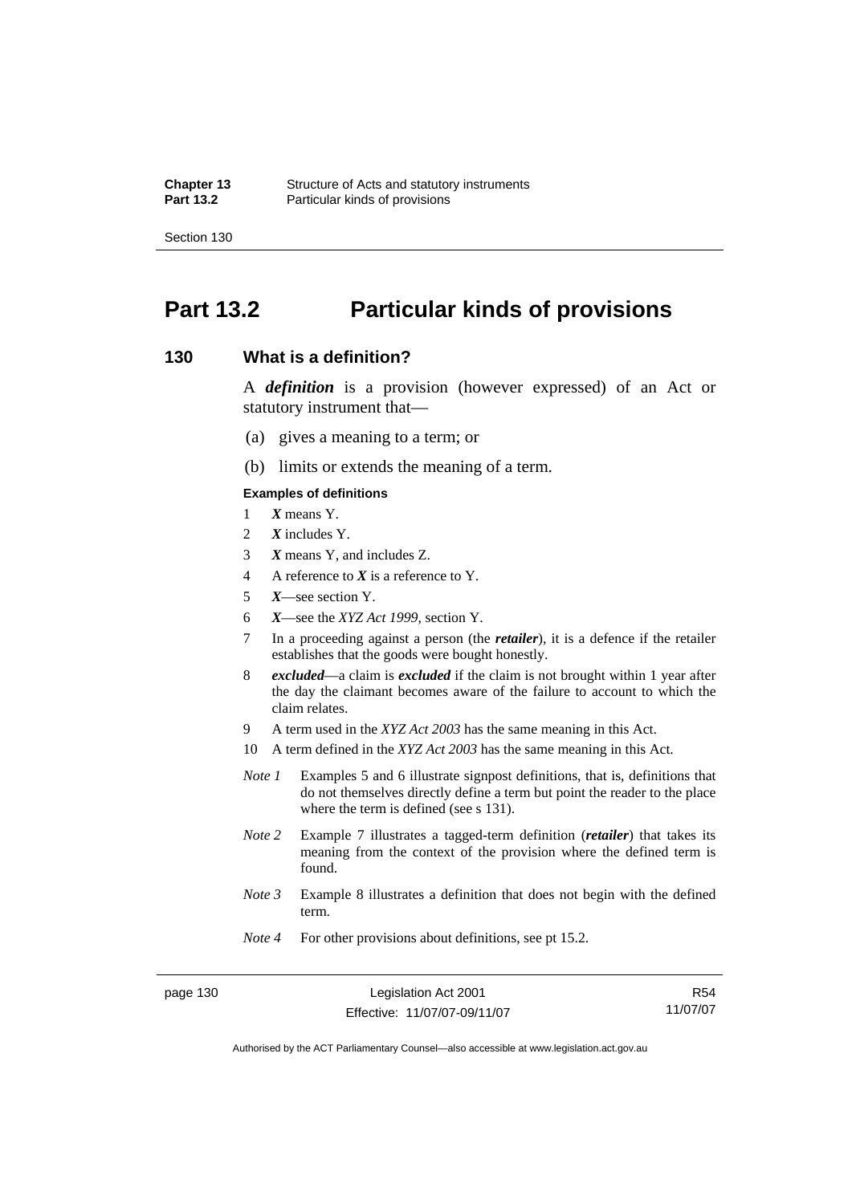# Part 13.2 Particular kinds of provisions

## 130 What is a definition?

A ***definition*** is a provision (however expressed) of an Act or statutory instrument that—

(a) gives a meaning to a term; or

(b) limits or extends the meaning of a term.

**Examples of definitions**

1 ***X*** means Y.

2 ***X*** includes Y.

3 ***X*** means Y, and includes Z.

4 A reference to ***X*** is a reference to Y.

5 ***X***—see section Y.

6 ***X***—see the *XYZ Act 1999*, section Y.

7 In a proceeding against a person (the ***retailer***), it is a defence if the retailer establishes that the goods were bought honestly.

8 ***excluded***—a claim is ***excluded*** if the claim is not brought within 1 year after the day the claimant becomes aware of the failure to account to which the claim relates.

9 A term used in the *XYZ Act 2003* has the same meaning in this Act.

10 A term defined in the *XYZ Act 2003* has the same meaning in this Act.

*Note 1* Examples 5 and 6 illustrate signpost definitions, that is, definitions that do not themselves directly define a term but point the reader to the place where the term is defined (see s 131).

*Note 2* Example 7 illustrates a tagged-term definition (***retailer***) that takes its meaning from the context of the provision where the defined term is found.

*Note 3* Example 8 illustrates a definition that does not begin with the defined term.

*Note 4* For other provisions about definitions, see pt 15.2.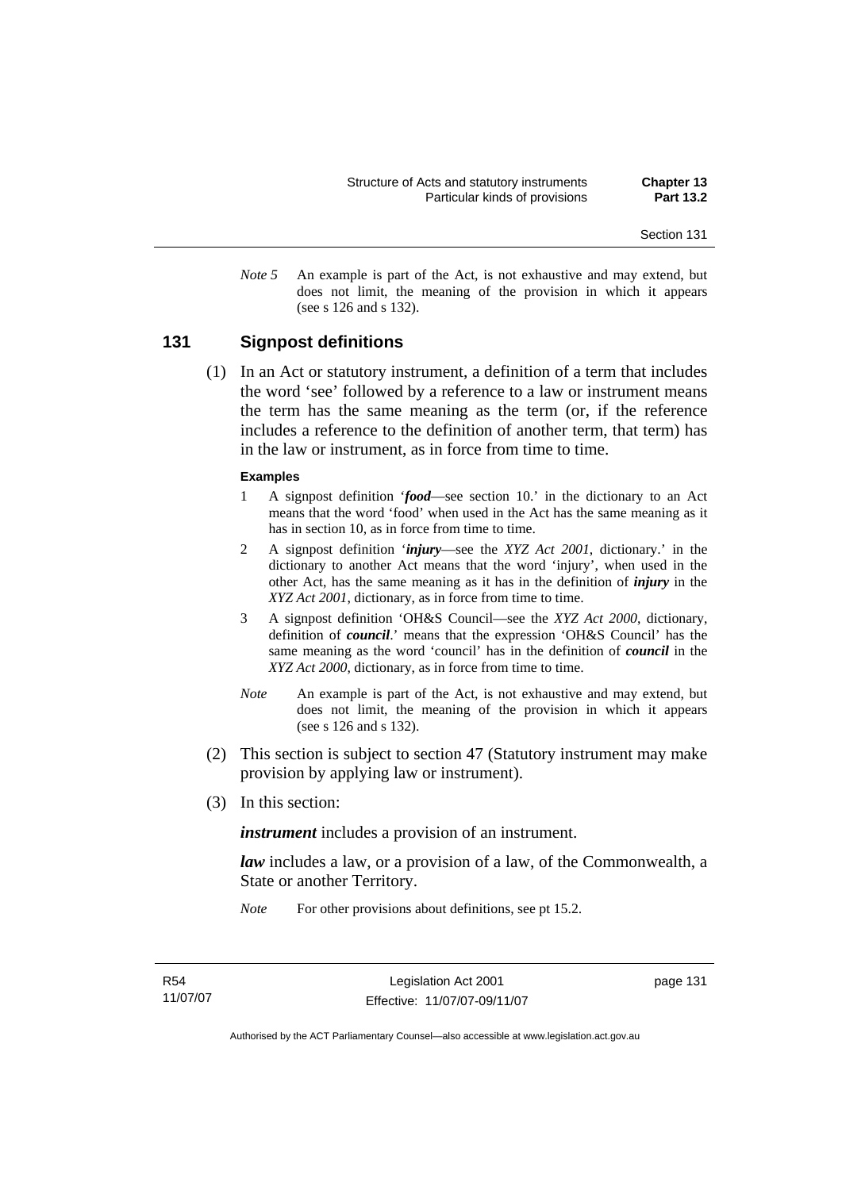*Note 5* An example is part of the Act, is not exhaustive and may extend, but does not limit, the meaning of the provision in which it appears (see s 126 and s 132).

## 131 Signpost definitions

(1) In an Act or statutory instrument, a definition of a term that includes the word 'see' followed by a reference to a law or instrument means the term has the same meaning as the term (or, if the reference includes a reference to the definition of another term, that term) has in the law or instrument, as in force from time to time.

**Examples**

1 A signpost definition '***food***—see section 10.' in the dictionary to an Act means that the word 'food' when used in the Act has the same meaning as it has in section 10, as in force from time to time.

2 A signpost definition '***injury***—see the *XYZ Act 2001*, dictionary.' in the dictionary to another Act means that the word 'injury', when used in the other Act, has the same meaning as it has in the definition of ***injury*** in the *XYZ Act 2001*, dictionary, as in force from time to time.

3 A signpost definition 'OH&S Council—see the *XYZ Act 2000*, dictionary, definition of ***council***.' means that the expression 'OH&S Council' has the same meaning as the word 'council' has in the definition of ***council*** in the *XYZ Act 2000*, dictionary, as in force from time to time.

*Note* An example is part of the Act, is not exhaustive and may extend, but does not limit, the meaning of the provision in which it appears (see s 126 and s 132).

(2) This section is subject to section 47 (Statutory instrument may make provision by applying law or instrument).

(3) In this section:

***instrument*** includes a provision of an instrument.

***law*** includes a law, or a provision of a law, of the Commonwealth, a State or another Territory.

*Note* For other provisions about definitions, see pt 15.2.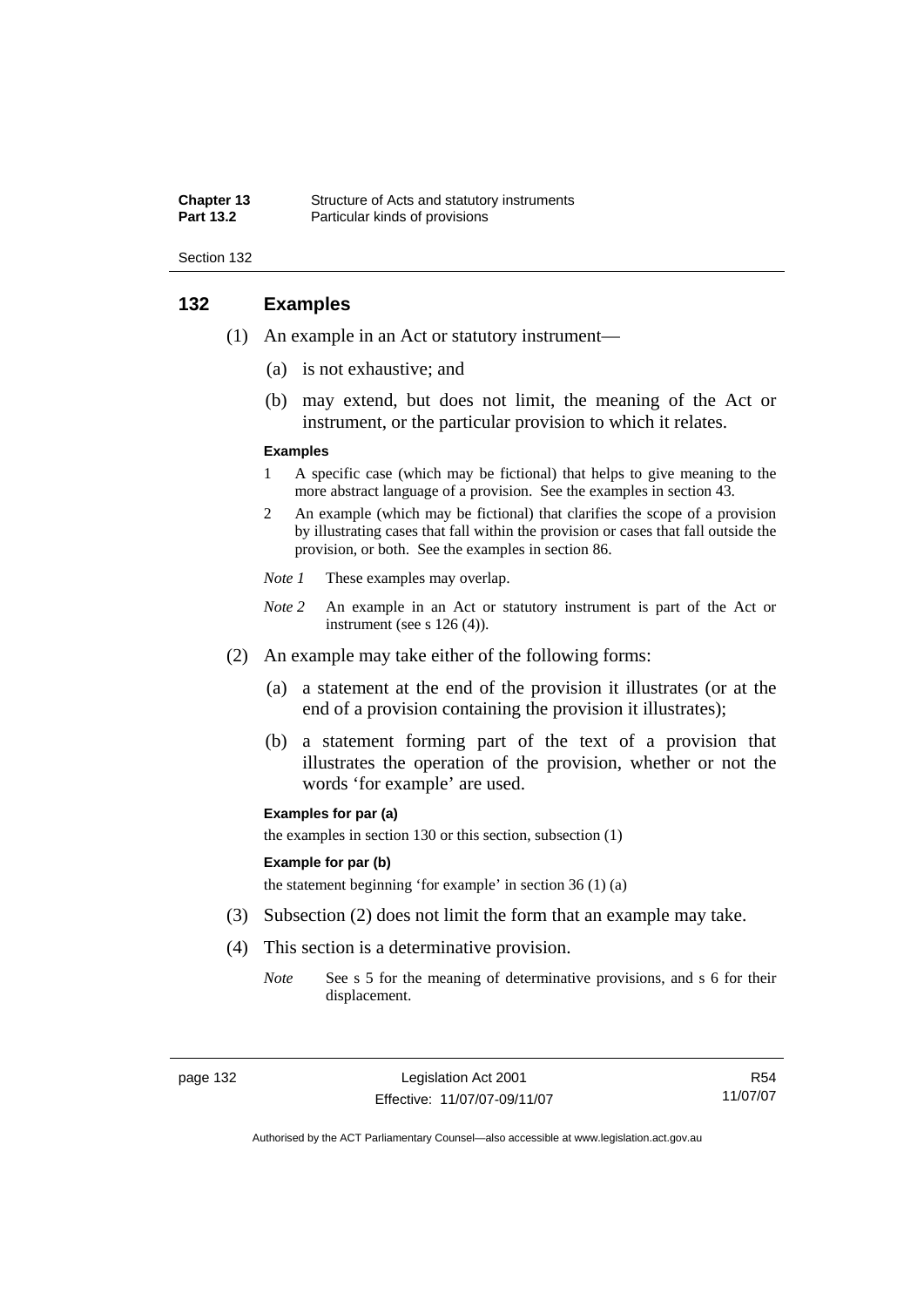## 132 Examples

(1) An example in an Act or statutory instrument—

(a) is not exhaustive; and

(b) may extend, but does not limit, the meaning of the Act or instrument, or the particular provision to which it relates.

**Examples**

1 A specific case (which may be fictional) that helps to give meaning to the more abstract language of a provision. See the examples in section 43.

2 An example (which may be fictional) that clarifies the scope of a provision by illustrating cases that fall within the provision or cases that fall outside the provision, or both. See the examples in section 86.

*Note 1* These examples may overlap.

*Note 2* An example in an Act or statutory instrument is part of the Act or instrument (see s 126 (4)).

(2) An example may take either of the following forms:

(a) a statement at the end of the provision it illustrates (or at the end of a provision containing the provision it illustrates);

(b) a statement forming part of the text of a provision that illustrates the operation of the provision, whether or not the words 'for example' are used.

**Examples for par (a)**

the examples in section 130 or this section, subsection (1)

**Example for par (b)**

the statement beginning 'for example' in section 36 (1) (a)

(3) Subsection (2) does not limit the form that an example may take.

(4) This section is a determinative provision.

*Note* See s 5 for the meaning of determinative provisions, and s 6 for their displacement.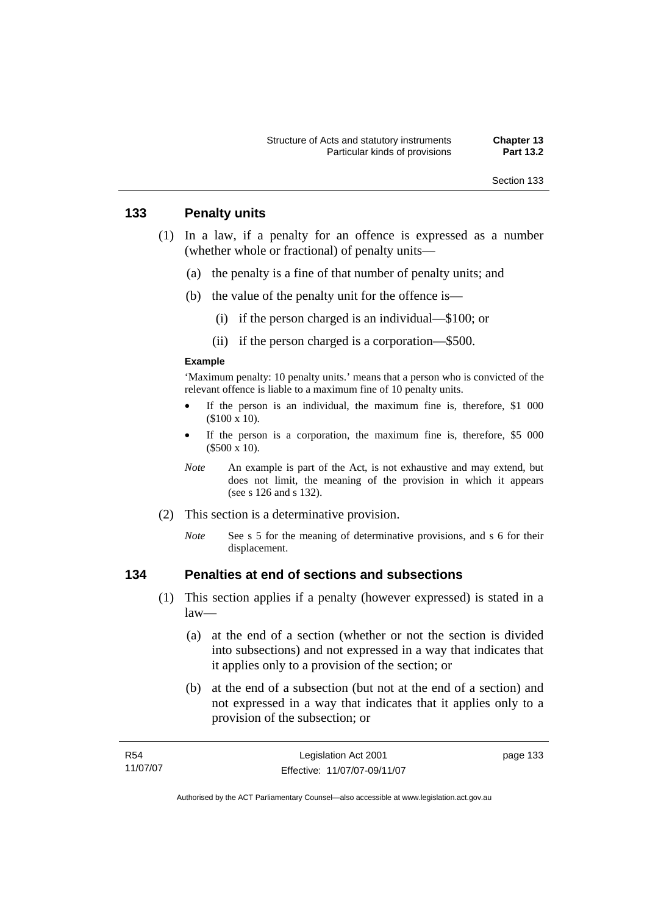## 133 Penalty units

(1) In a law, if a penalty for an offence is expressed as a number (whether whole or fractional) of penalty units—

(a) the penalty is a fine of that number of penalty units; and

(b) the value of the penalty unit for the offence is—

(i) if the person charged is an individual—$100; or

(ii) if the person charged is a corporation—$500.

**Example**

'Maximum penalty: 10 penalty units.' means that a person who is convicted of the relevant offence is liable to a maximum fine of 10 penalty units.

- If the person is an individual, the maximum fine is, therefore, $1 000 ($100 x 10).
- If the person is a corporation, the maximum fine is, therefore, $5 000 ($500 x 10).

*Note* An example is part of the Act, is not exhaustive and may extend, but does not limit, the meaning of the provision in which it appears (see s 126 and s 132).

(2) This section is a determinative provision.

*Note* See s 5 for the meaning of determinative provisions, and s 6 for their displacement.

## 134 Penalties at end of sections and subsections

(1) This section applies if a penalty (however expressed) is stated in a law—

(a) at the end of a section (whether or not the section is divided into subsections) and not expressed in a way that indicates that it applies only to a provision of the section; or

(b) at the end of a subsection (but not at the end of a section) and not expressed in a way that indicates that it applies only to a provision of the subsection; or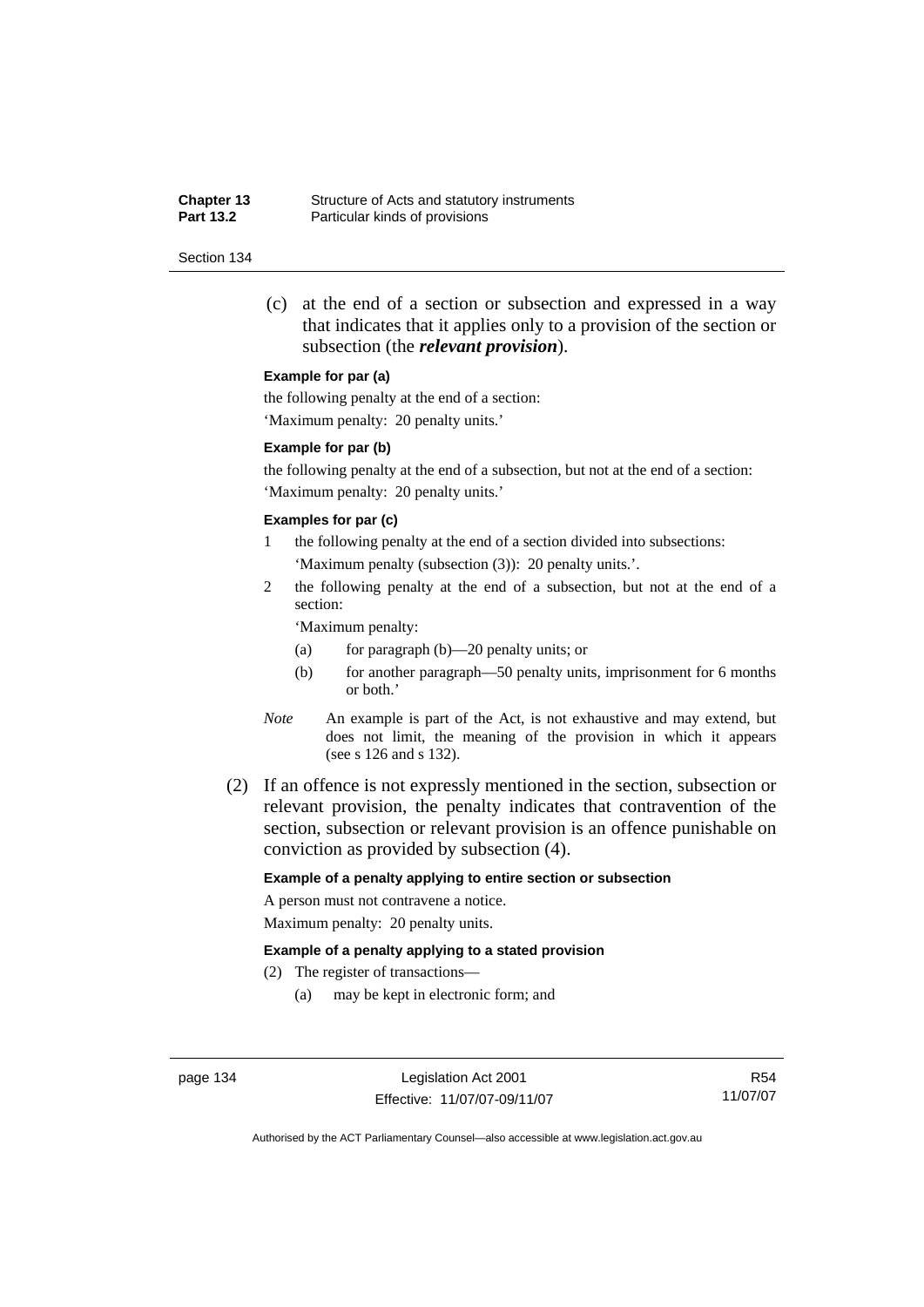(c) at the end of a section or subsection and expressed in a way that indicates that it applies only to a provision of the section or subsection (the ***relevant provision***).

**Example for par (a)**

the following penalty at the end of a section:

'Maximum penalty: 20 penalty units.'

**Example for par (b)**

the following penalty at the end of a subsection, but not at the end of a section:

'Maximum penalty: 20 penalty units.'

**Examples for par (c)**

1 the following penalty at the end of a section divided into subsections:

'Maximum penalty (subsection (3)): 20 penalty units.'.

2 the following penalty at the end of a subsection, but not at the end of a section:

'Maximum penalty:

(a) for paragraph (b)—20 penalty units; or

(b) for another paragraph—50 penalty units, imprisonment for 6 months or both.'

*Note* An example is part of the Act, is not exhaustive and may extend, but does not limit, the meaning of the provision in which it appears (see s 126 and s 132).

(2) If an offence is not expressly mentioned in the section, subsection or relevant provision, the penalty indicates that contravention of the section, subsection or relevant provision is an offence punishable on conviction as provided by subsection (4).

**Example of a penalty applying to entire section or subsection**

A person must not contravene a notice.

Maximum penalty: 20 penalty units.

**Example of a penalty applying to a stated provision**

(2) The register of transactions—

(a) may be kept in electronic form; and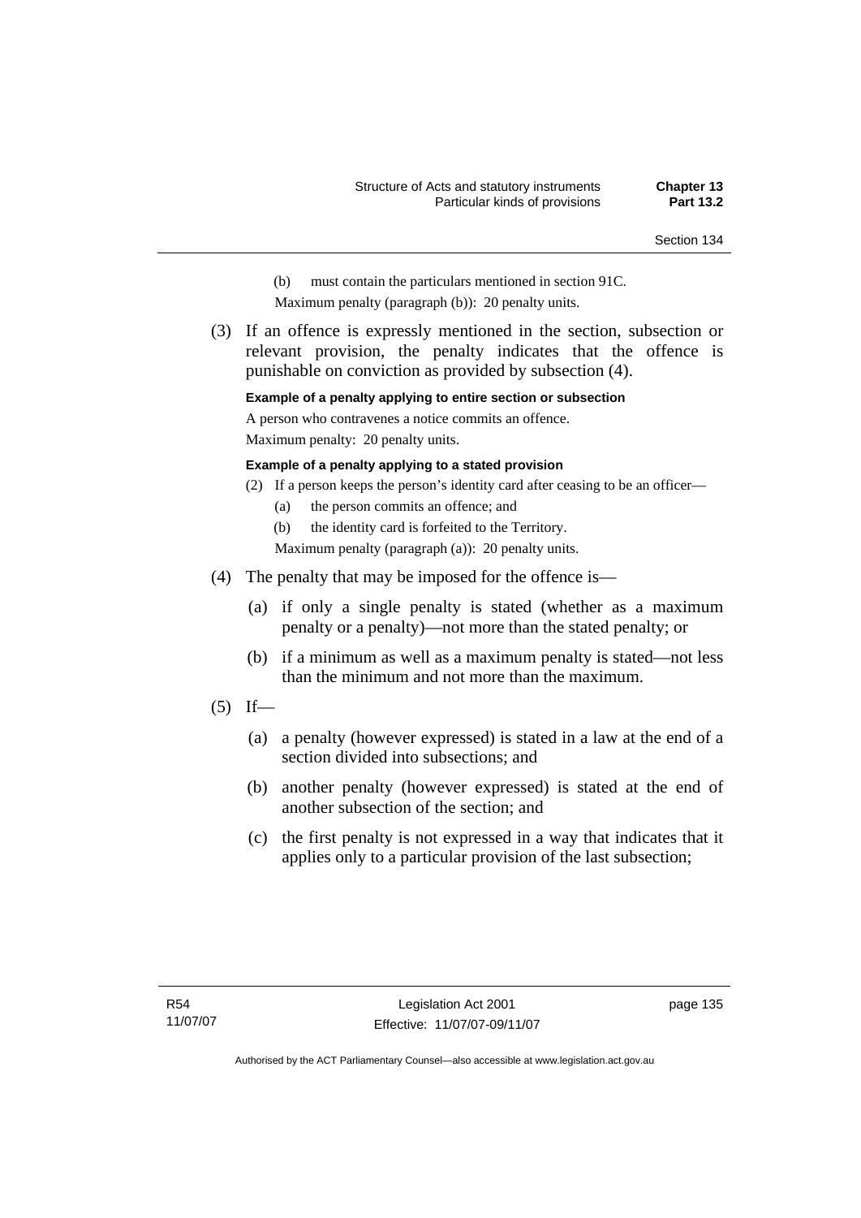(b) must contain the particulars mentioned in section 91C.

Maximum penalty (paragraph (b)): 20 penalty units.

(3) If an offence is expressly mentioned in the section, subsection or relevant provision, the penalty indicates that the offence is punishable on conviction as provided by subsection (4).

**Example of a penalty applying to entire section or subsection**

A person who contravenes a notice commits an offence.

Maximum penalty: 20 penalty units.

**Example of a penalty applying to a stated provision**

(2) If a person keeps the person's identity card after ceasing to be an officer—

(a) the person commits an offence; and

(b) the identity card is forfeited to the Territory.

Maximum penalty (paragraph (a)): 20 penalty units.

(4) The penalty that may be imposed for the offence is—

(a) if only a single penalty is stated (whether as a maximum penalty or a penalty)—not more than the stated penalty; or

(b) if a minimum as well as a maximum penalty is stated—not less than the minimum and not more than the maximum.

(5) If—

(a) a penalty (however expressed) is stated in a law at the end of a section divided into subsections; and

(b) another penalty (however expressed) is stated at the end of another subsection of the section; and

(c) the first penalty is not expressed in a way that indicates that it applies only to a particular provision of the last subsection;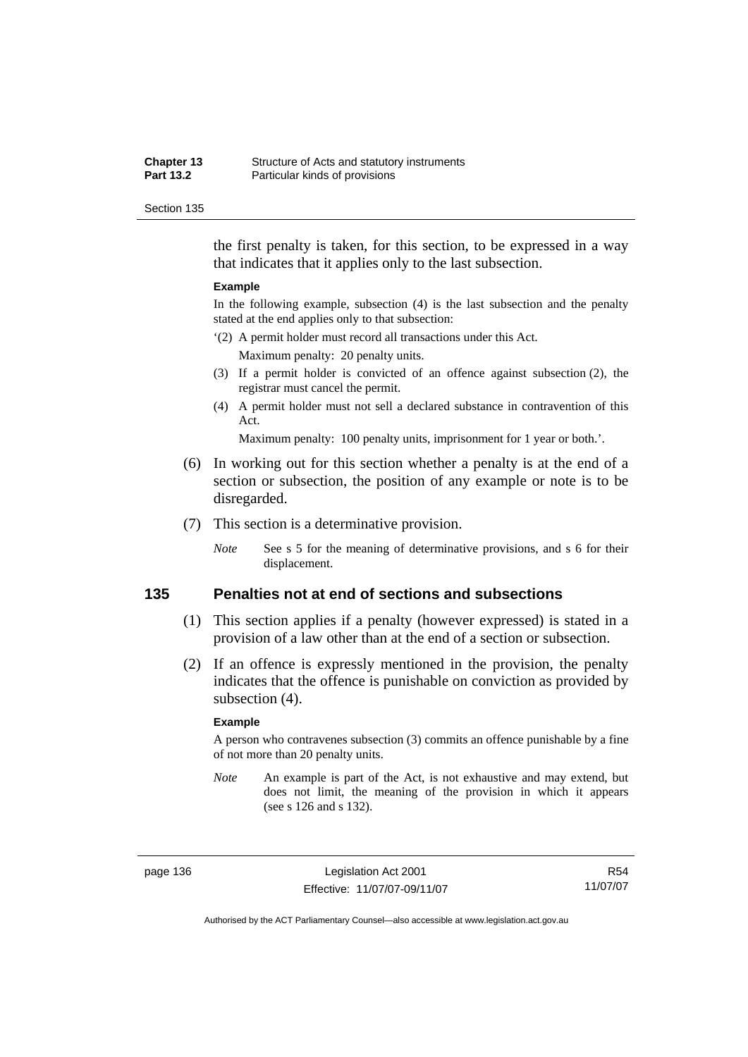the first penalty is taken, for this section, to be expressed in a way that indicates that it applies only to the last subsection.

**Example**

In the following example, subsection (4) is the last subsection and the penalty stated at the end applies only to that subsection:

'(2) A permit holder must record all transactions under this Act.

Maximum penalty: 20 penalty units.

(3) If a permit holder is convicted of an offence against subsection (2), the registrar must cancel the permit.

(4) A permit holder must not sell a declared substance in contravention of this Act.

Maximum penalty: 100 penalty units, imprisonment for 1 year or both.'.

(6) In working out for this section whether a penalty is at the end of a section or subsection, the position of any example or note is to be disregarded.

(7) This section is a determinative provision.

*Note* See s 5 for the meaning of determinative provisions, and s 6 for their displacement.

## 135 Penalties not at end of sections and subsections

(1) This section applies if a penalty (however expressed) is stated in a provision of a law other than at the end of a section or subsection.

(2) If an offence is expressly mentioned in the provision, the penalty indicates that the offence is punishable on conviction as provided by subsection (4).

**Example**

A person who contravenes subsection (3) commits an offence punishable by a fine of not more than 20 penalty units.

*Note* An example is part of the Act, is not exhaustive and may extend, but does not limit, the meaning of the provision in which it appears (see s 126 and s 132).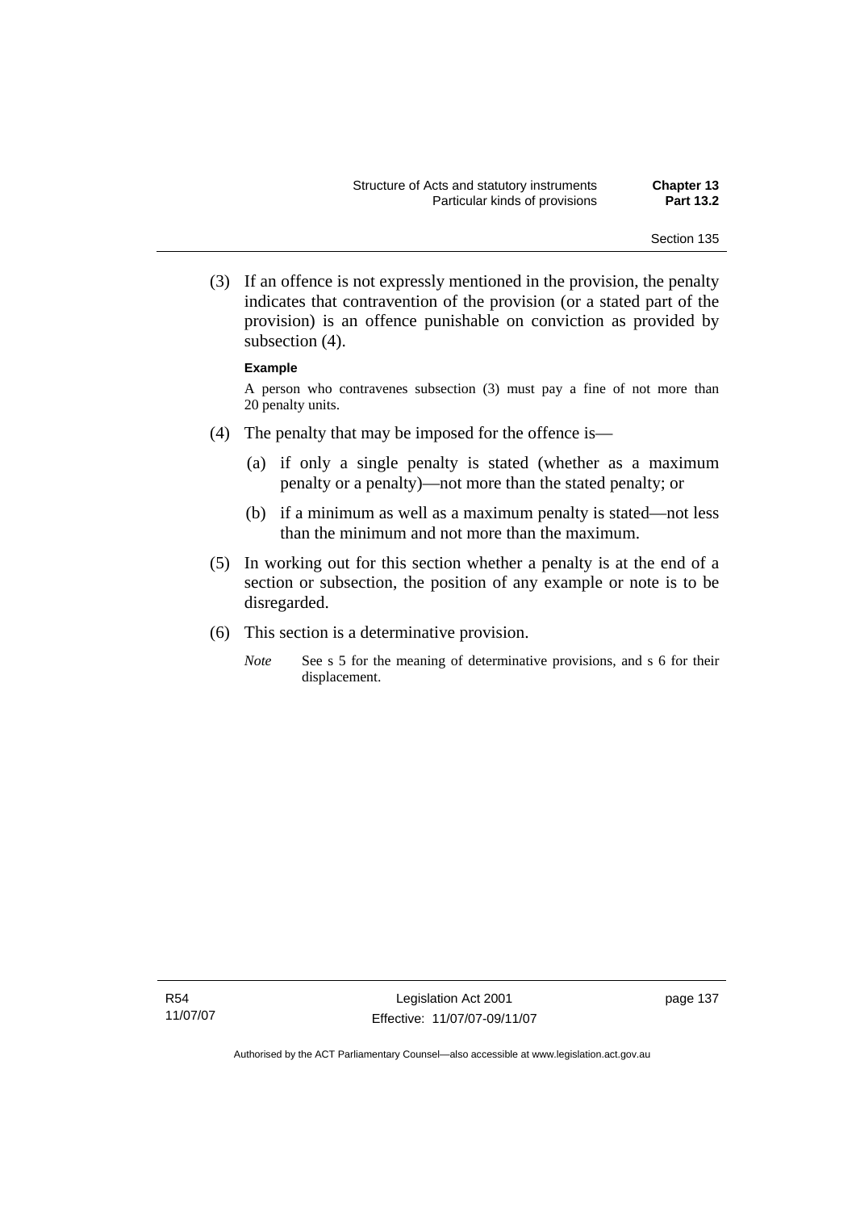(3) If an offence is not expressly mentioned in the provision, the penalty indicates that contravention of the provision (or a stated part of the provision) is an offence punishable on conviction as provided by subsection (4).

**Example**

A person who contravenes subsection (3) must pay a fine of not more than 20 penalty units.

(4) The penalty that may be imposed for the offence is—

(a) if only a single penalty is stated (whether as a maximum penalty or a penalty)—not more than the stated penalty; or

(b) if a minimum as well as a maximum penalty is stated—not less than the minimum and not more than the maximum.

(5) In working out for this section whether a penalty is at the end of a section or subsection, the position of any example or note is to be disregarded.

(6) This section is a determinative provision.

*Note* See s 5 for the meaning of determinative provisions, and s 6 for their displacement.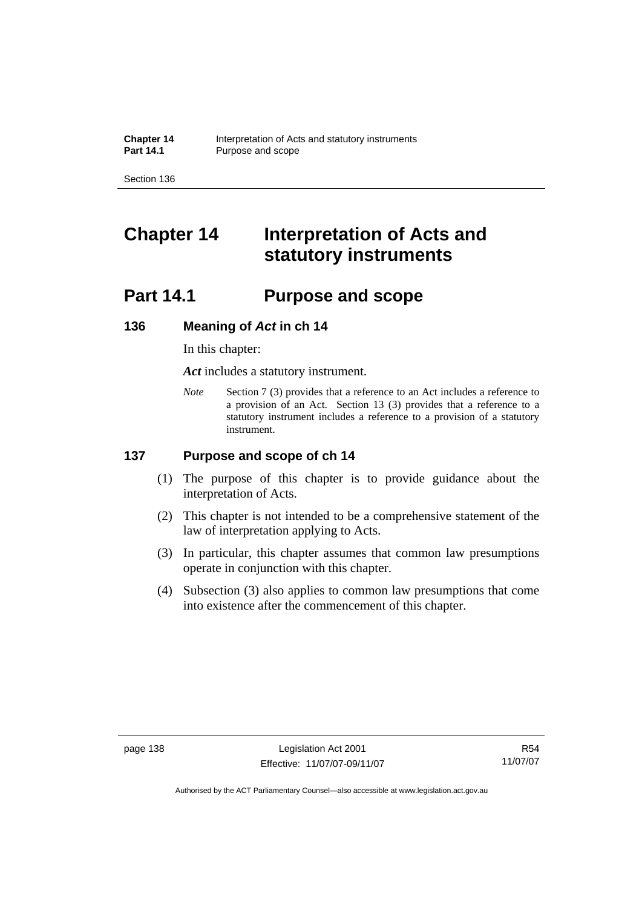# Chapter 14 Interpretation of Acts and statutory instruments

## Part 14.1 Purpose and scope

### 136 Meaning of *Act* in ch 14

In this chapter:

***Act*** includes a statutory instrument.

*Note* Section 7 (3) provides that a reference to an Act includes a reference to a provision of an Act. Section 13 (3) provides that a reference to a statutory instrument includes a reference to a provision of a statutory instrument.

### 137 Purpose and scope of ch 14

(1) The purpose of this chapter is to provide guidance about the interpretation of Acts.

(2) This chapter is not intended to be a comprehensive statement of the law of interpretation applying to Acts.

(3) In particular, this chapter assumes that common law presumptions operate in conjunction with this chapter.

(4) Subsection (3) also applies to common law presumptions that come into existence after the commencement of this chapter.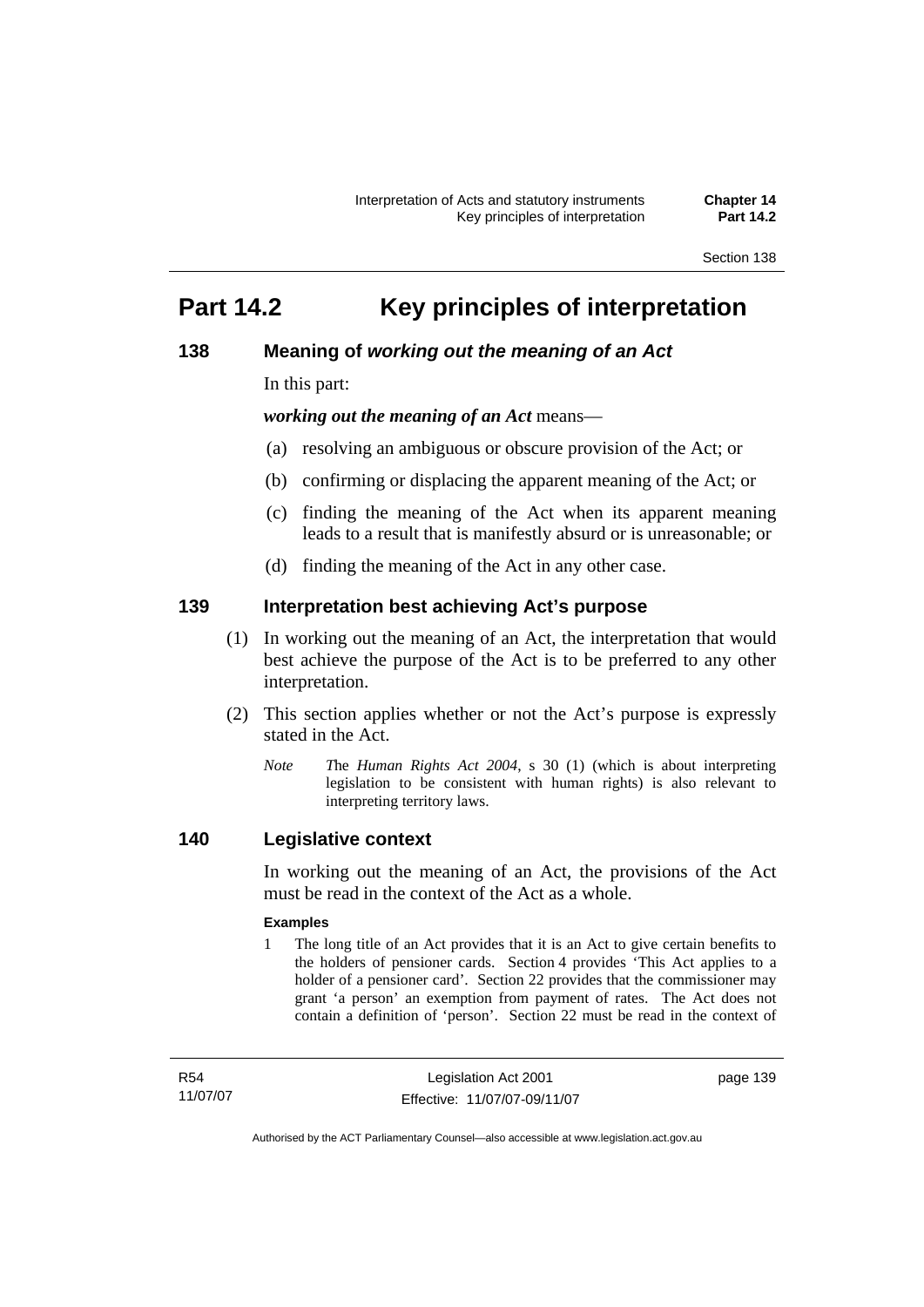# Part 14.2 Key principles of interpretation

## 138 Meaning of *working out the meaning of an Act*

In this part:

***working out the meaning of an Act*** means—

(a) resolving an ambiguous or obscure provision of the Act; or

(b) confirming or displacing the apparent meaning of the Act; or

(c) finding the meaning of the Act when its apparent meaning leads to a result that is manifestly absurd or is unreasonable; or

(d) finding the meaning of the Act in any other case.

## 139 Interpretation best achieving Act's purpose

(1) In working out the meaning of an Act, the interpretation that would best achieve the purpose of the Act is to be preferred to any other interpretation.

(2) This section applies whether or not the Act's purpose is expressly stated in the Act.

*Note* The *Human Rights Act 2004*, s 30 (1) (which is about interpreting legislation to be consistent with human rights) is also relevant to interpreting territory laws.

## 140 Legislative context

In working out the meaning of an Act, the provisions of the Act must be read in the context of the Act as a whole.

**Examples**

1 The long title of an Act provides that it is an Act to give certain benefits to the holders of pensioner cards. Section 4 provides 'This Act applies to a holder of a pensioner card'. Section 22 provides that the commissioner may grant 'a person' an exemption from payment of rates. The Act does not contain a definition of 'person'. Section 22 must be read in the context of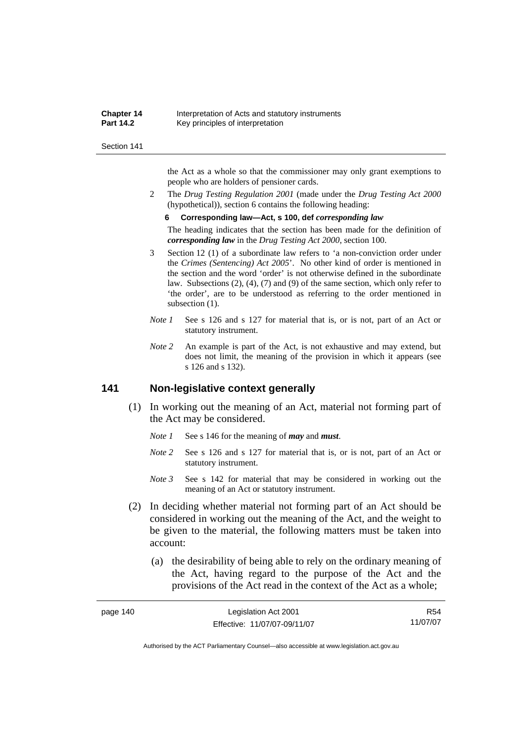the Act as a whole so that the commissioner may only grant exemptions to people who are holders of pensioner cards.

2 The *Drug Testing Regulation 2001* (made under the *Drug Testing Act 2000* (hypothetical)), section 6 contains the following heading:

**6 Corresponding law—Act, s 100, def *corresponding law***

The heading indicates that the section has been made for the definition of ***corresponding law*** in the *Drug Testing Act 2000*, section 100.

3 Section 12 (1) of a subordinate law refers to 'a non-conviction order under the *Crimes (Sentencing) Act 2005*'. No other kind of order is mentioned in the section and the word 'order' is not otherwise defined in the subordinate law. Subsections (2), (4), (7) and (9) of the same section, which only refer to 'the order', are to be understood as referring to the order mentioned in subsection (1).

*Note 1* See s 126 and s 127 for material that is, or is not, part of an Act or statutory instrument.

*Note 2* An example is part of the Act, is not exhaustive and may extend, but does not limit, the meaning of the provision in which it appears (see s 126 and s 132).

## 141 Non-legislative context generally

(1) In working out the meaning of an Act, material not forming part of the Act may be considered.

*Note 1* See s 146 for the meaning of ***may*** and ***must***.

*Note 2* See s 126 and s 127 for material that is, or is not, part of an Act or statutory instrument.

*Note 3* See s 142 for material that may be considered in working out the meaning of an Act or statutory instrument.

(2) In deciding whether material not forming part of an Act should be considered in working out the meaning of the Act, and the weight to be given to the material, the following matters must be taken into account:

(a) the desirability of being able to rely on the ordinary meaning of the Act, having regard to the purpose of the Act and the provisions of the Act read in the context of the Act as a whole;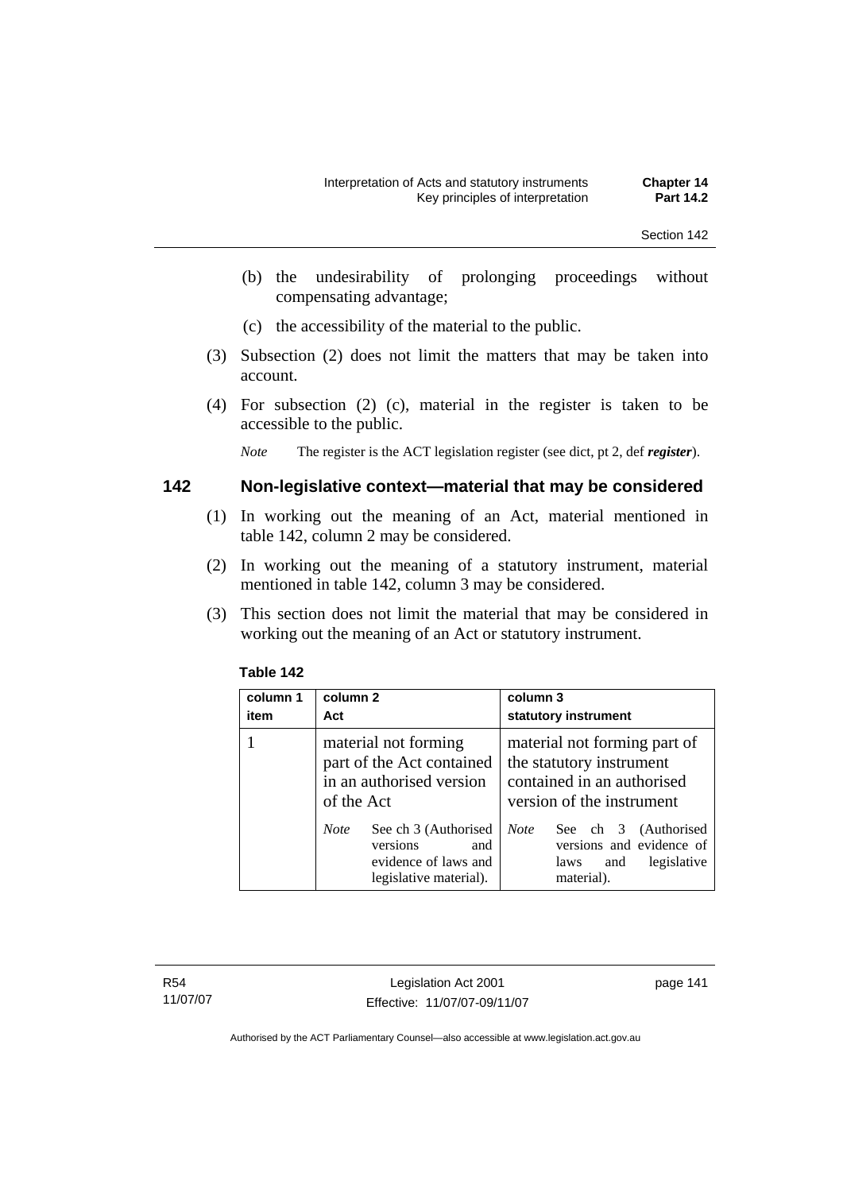(b) the undesirability of prolonging proceedings without compensating advantage;

(c) the accessibility of the material to the public.

(3) Subsection (2) does not limit the matters that may be taken into account.

(4) For subsection (2) (c), material in the register is taken to be accessible to the public.

*Note* The register is the ACT legislation register (see dict, pt 2, def ***register***).

## 142 Non-legislative context—material that may be considered

(1) In working out the meaning of an Act, material mentioned in table 142, column 2 may be considered.

(2) In working out the meaning of a statutory instrument, material mentioned in table 142, column 3 may be considered.

(3) This section does not limit the material that may be considered in working out the meaning of an Act or statutory instrument.

**Table 142**

| column 1 item | column 2 Act | column 3 statutory instrument |
|---|---|---|
| 1 | material not forming part of the Act contained in an authorised version of the Act<br><br>*Note* See ch 3 (Authorised versions and evidence of laws and legislative material). | material not forming part of the statutory instrument contained in an authorised version of the instrument<br><br>*Note* See ch 3 (Authorised versions and evidence of laws and legislative material). |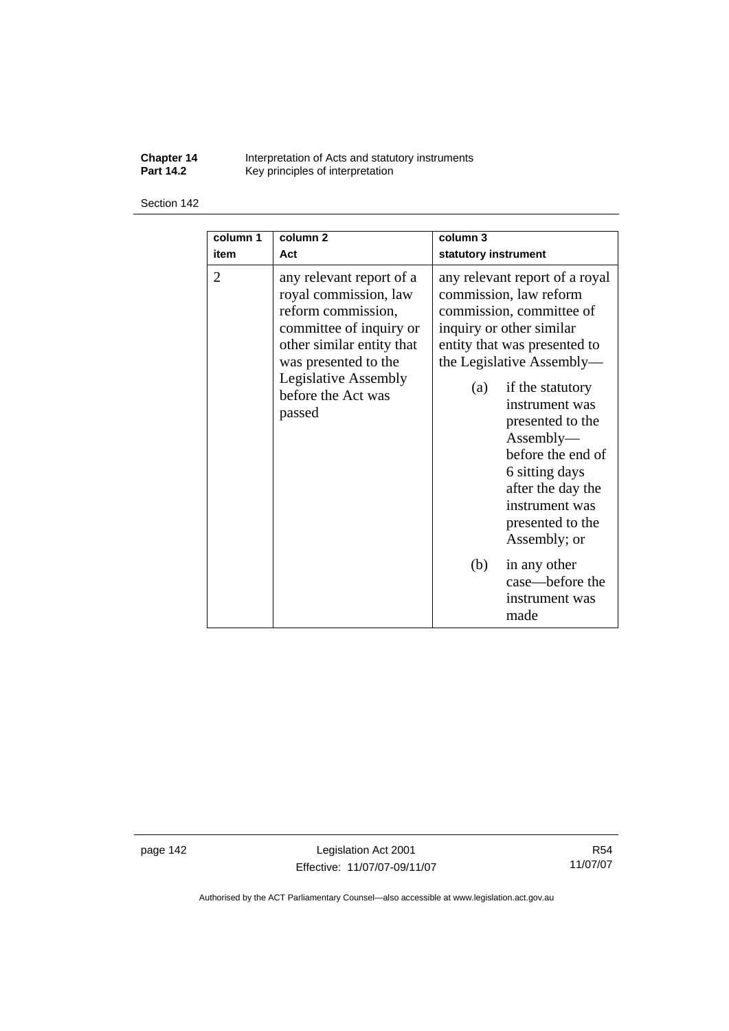| column 1 item | column 2 Act | column 3 statutory instrument |
| --- | --- | --- |
| 2 | any relevant report of a royal commission, law reform commission, committee of inquiry or other similar entity that was presented to the Legislative Assembly before the Act was passed | any relevant report of a royal commission, law reform commission, committee of inquiry or other similar entity that was presented to the Legislative Assembly—<br>(a) if the statutory instrument was presented to the Assembly—before the end of 6 sitting days after the day the instrument was presented to the Assembly; or<br>(b) in any other case—before the instrument was made |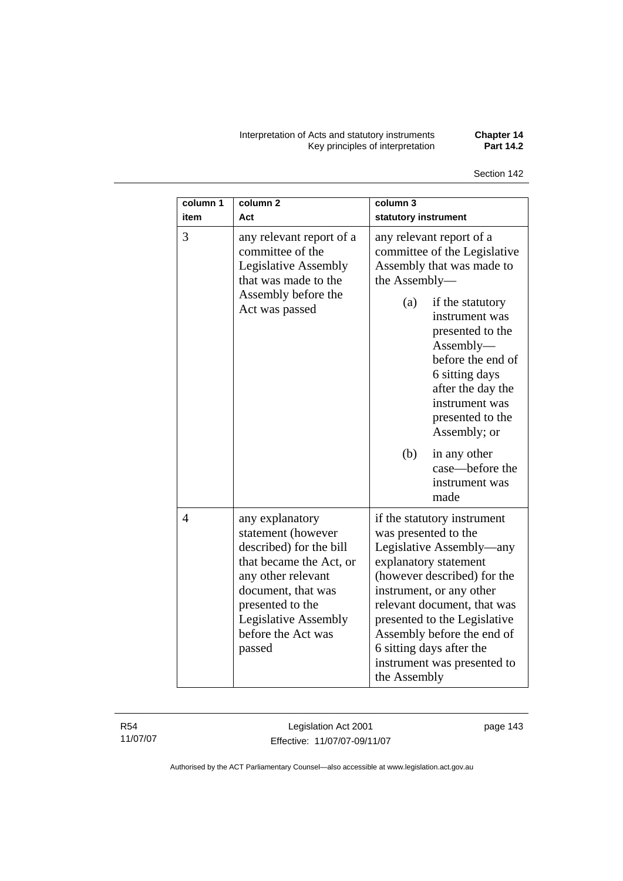| column 1 item | column 2 Act | column 3 statutory instrument |
|---|---|---|
| 3 | any relevant report of a committee of the Legislative Assembly that was made to the Assembly before the Act was passed | any relevant report of a committee of the Legislative Assembly that was made to the Assembly— (a) if the statutory instrument was presented to the Assembly—before the end of 6 sitting days after the day the instrument was presented to the Assembly; or (b) in any other case—before the instrument was made |
| 4 | any explanatory statement (however described) for the bill that became the Act, or any other relevant document, that was presented to the Legislative Assembly before the Act was passed | if the statutory instrument was presented to the Legislative Assembly—any explanatory statement (however described) for the instrument, or any other relevant document, that was presented to the Legislative Assembly before the end of 6 sitting days after the instrument was presented to the Assembly |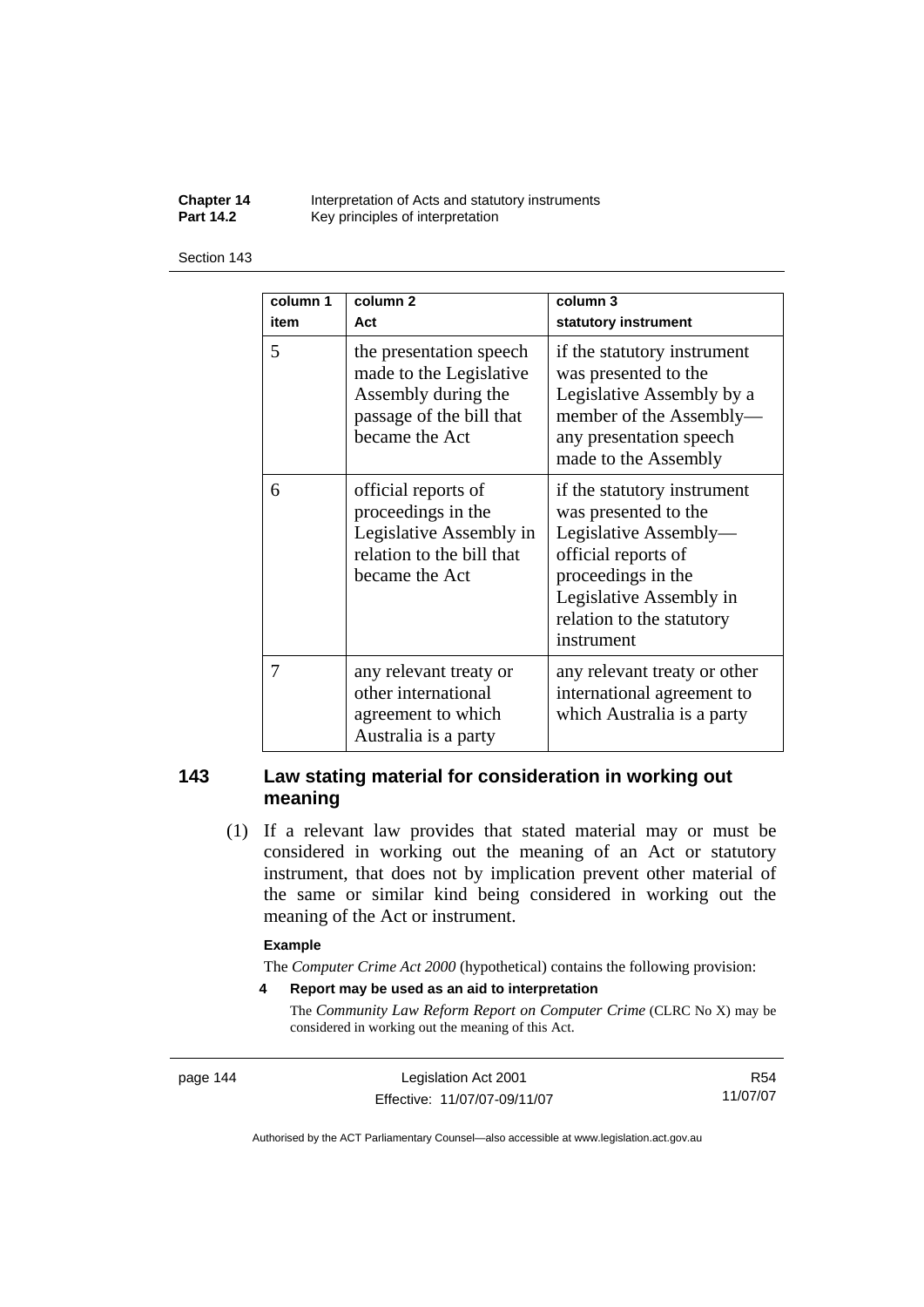| column 1 item | column 2 Act | column 3 statutory instrument |
| --- | --- | --- |
| 5 | the presentation speech made to the Legislative Assembly during the passage of the bill that became the Act | if the statutory instrument was presented to the Legislative Assembly by a member of the Assembly—any presentation speech made to the Assembly |
| 6 | official reports of proceedings in the Legislative Assembly in relation to the bill that became the Act | if the statutory instrument was presented to the Legislative Assembly—official reports of proceedings in the Legislative Assembly in relation to the statutory instrument |
| 7 | any relevant treaty or other international agreement to which Australia is a party | any relevant treaty or other international agreement to which Australia is a party |

## 143 Law stating material for consideration in working out meaning

(1) If a relevant law provides that stated material may or must be considered in working out the meaning of an Act or statutory instrument, that does not by implication prevent other material of the same or similar kind being considered in working out the meaning of the Act or instrument.

**Example**

The *Computer Crime Act 2000* (hypothetical) contains the following provision:

**4 Report may be used as an aid to interpretation**

The *Community Law Reform Report on Computer Crime* (CLRC No X) may be considered in working out the meaning of this Act.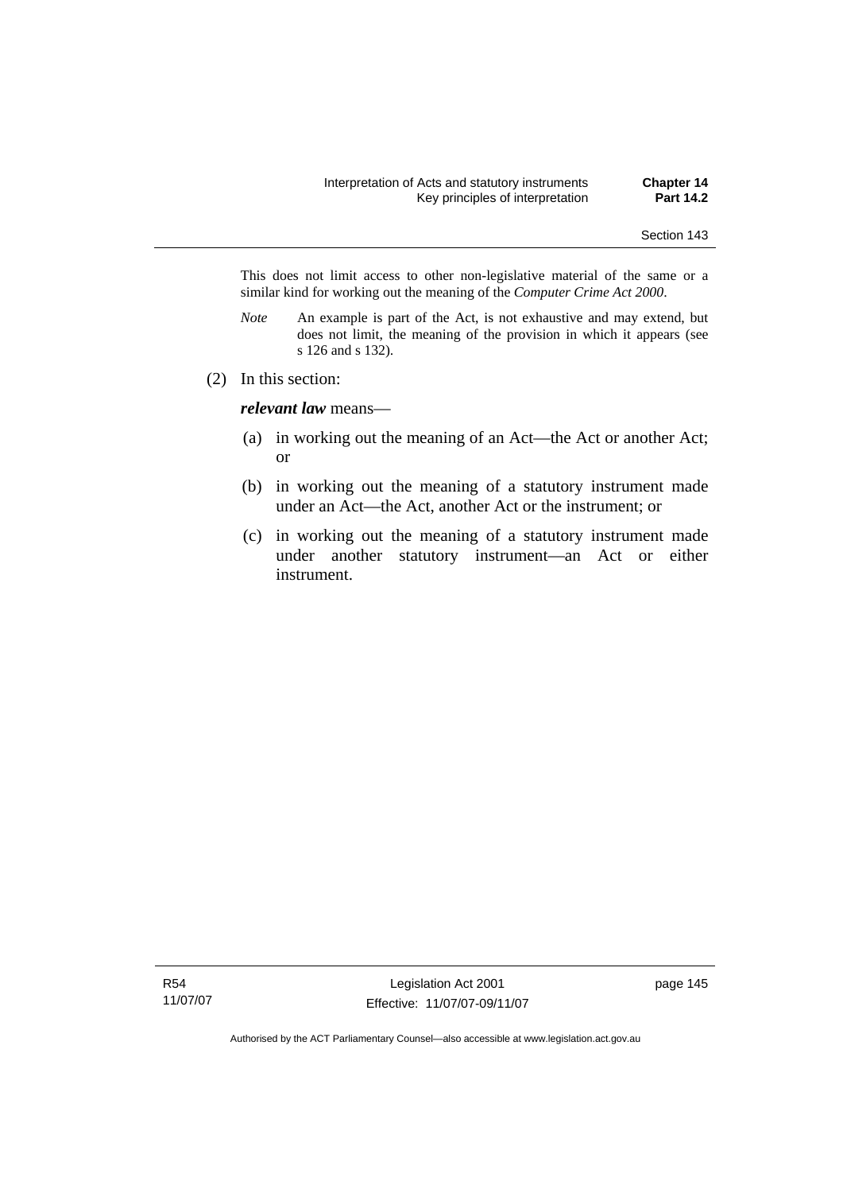This does not limit access to other non-legislative material of the same or a similar kind for working out the meaning of the *Computer Crime Act 2000*.

*Note* An example is part of the Act, is not exhaustive and may extend, but does not limit, the meaning of the provision in which it appears (see s 126 and s 132).

(2) In this section:

***relevant law*** means—

(a) in working out the meaning of an Act—the Act or another Act; or

(b) in working out the meaning of a statutory instrument made under an Act—the Act, another Act or the instrument; or

(c) in working out the meaning of a statutory instrument made under another statutory instrument—an Act or either instrument.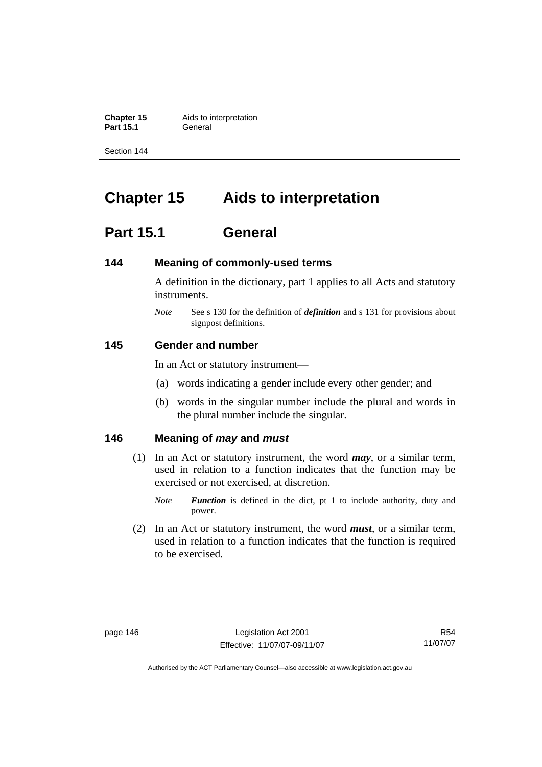# Chapter 15 Aids to interpretation

## Part 15.1 General

### 144 Meaning of commonly-used terms

A definition in the dictionary, part 1 applies to all Acts and statutory instruments.

*Note* See s 130 for the definition of ***definition*** and s 131 for provisions about signpost definitions.

### 145 Gender and number

In an Act or statutory instrument—

(a) words indicating a gender include every other gender; and

(b) words in the singular number include the plural and words in the plural number include the singular.

### 146 Meaning of *may* and *must*

(1) In an Act or statutory instrument, the word ***may***, or a similar term, used in relation to a function indicates that the function may be exercised or not exercised, at discretion.

*Note* ***Function*** is defined in the dict, pt 1 to include authority, duty and power.

(2) In an Act or statutory instrument, the word ***must***, or a similar term, used in relation to a function indicates that the function is required to be exercised.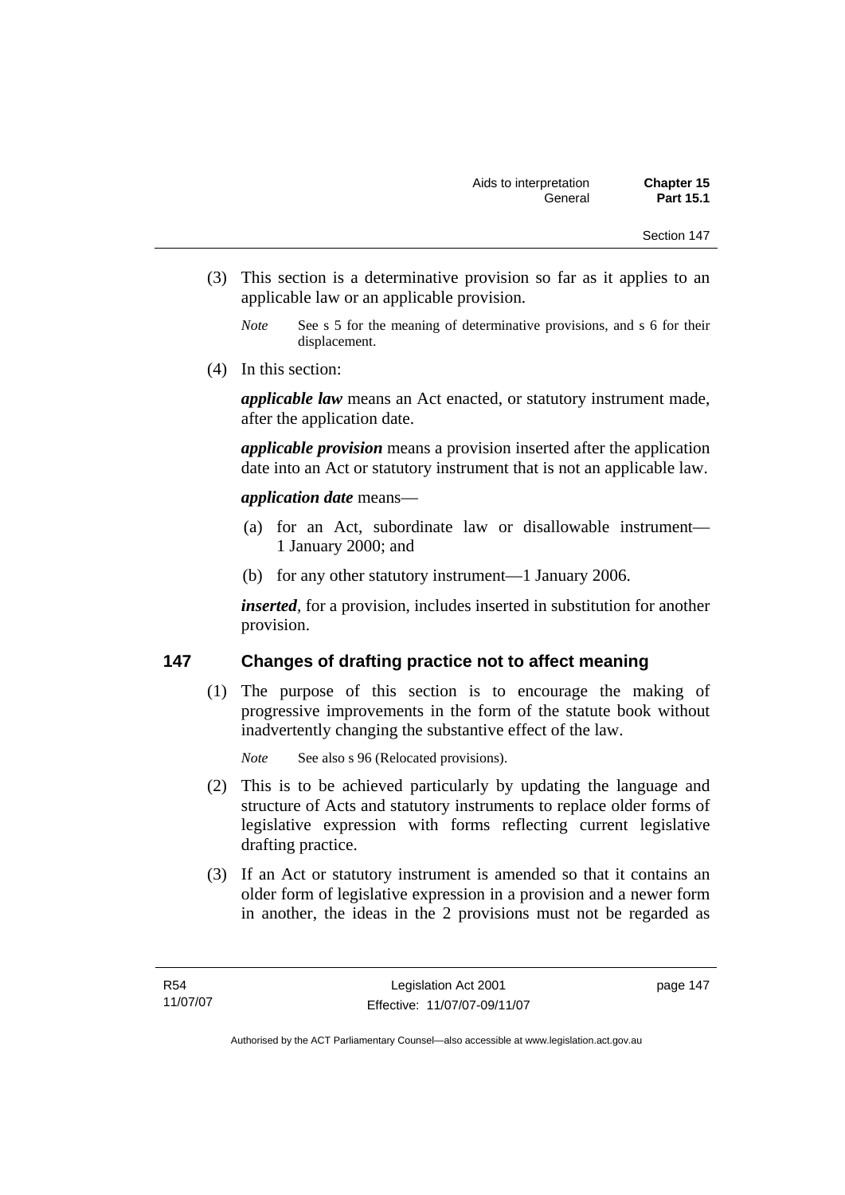(3) This section is a determinative provision so far as it applies to an applicable law or an applicable provision.

*Note* See s 5 for the meaning of determinative provisions, and s 6 for their displacement.

(4) In this section:

***applicable law*** means an Act enacted, or statutory instrument made, after the application date.

***applicable provision*** means a provision inserted after the application date into an Act or statutory instrument that is not an applicable law.

***application date*** means—

(a) for an Act, subordinate law or disallowable instrument—1 January 2000; and

(b) for any other statutory instrument—1 January 2006.

***inserted***, for a provision, includes inserted in substitution for another provision.

## 147 Changes of drafting practice not to affect meaning

(1) The purpose of this section is to encourage the making of progressive improvements in the form of the statute book without inadvertently changing the substantive effect of the law.

*Note* See also s 96 (Relocated provisions).

(2) This is to be achieved particularly by updating the language and structure of Acts and statutory instruments to replace older forms of legislative expression with forms reflecting current legislative drafting practice.

(3) If an Act or statutory instrument is amended so that it contains an older form of legislative expression in a provision and a newer form in another, the ideas in the 2 provisions must not be regarded as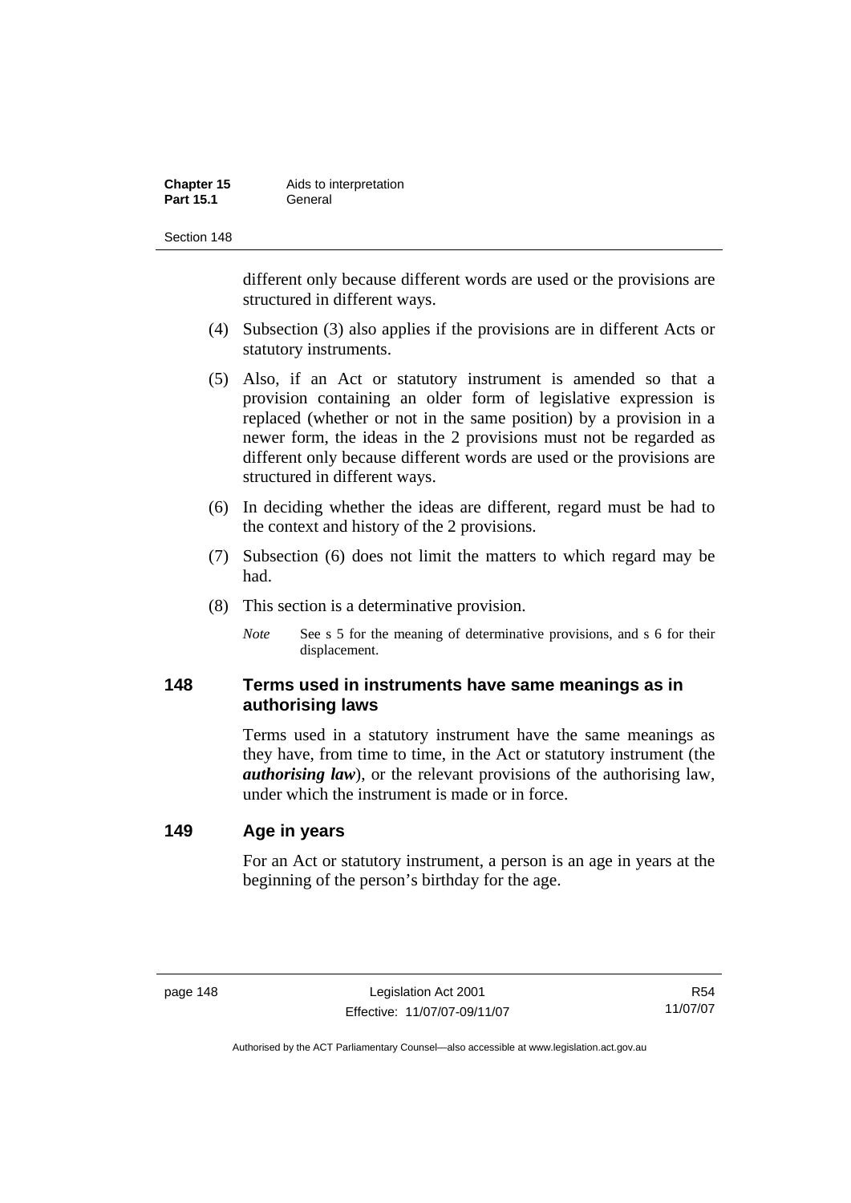different only because different words are used or the provisions are structured in different ways.

(4) Subsection (3) also applies if the provisions are in different Acts or statutory instruments.

(5) Also, if an Act or statutory instrument is amended so that a provision containing an older form of legislative expression is replaced (whether or not in the same position) by a provision in a newer form, the ideas in the 2 provisions must not be regarded as different only because different words are used or the provisions are structured in different ways.

(6) In deciding whether the ideas are different, regard must be had to the context and history of the 2 provisions.

(7) Subsection (6) does not limit the matters to which regard may be had.

(8) This section is a determinative provision.

*Note* See s 5 for the meaning of determinative provisions, and s 6 for their displacement.

## 148 Terms used in instruments have same meanings as in authorising laws

Terms used in a statutory instrument have the same meanings as they have, from time to time, in the Act or statutory instrument (the ***authorising law***), or the relevant provisions of the authorising law, under which the instrument is made or in force.

## 149 Age in years

For an Act or statutory instrument, a person is an age in years at the beginning of the person's birthday for the age.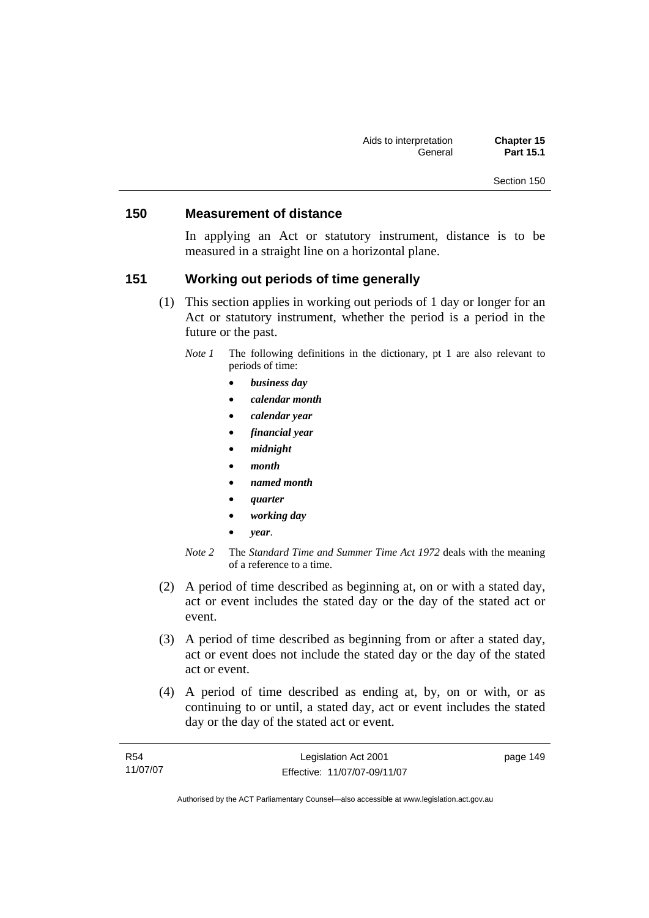## 150 Measurement of distance

In applying an Act or statutory instrument, distance is to be measured in a straight line on a horizontal plane.

## 151 Working out periods of time generally

(1) This section applies in working out periods of 1 day or longer for an Act or statutory instrument, whether the period is a period in the future or the past.

*Note 1* The following definitions in the dictionary, pt 1 are also relevant to periods of time:

- ***business day***
- ***calendar month***
- ***calendar year***
- ***financial year***
- ***midnight***
- ***month***
- ***named month***
- ***quarter***
- ***working day***
- ***year***.

*Note 2* The *Standard Time and Summer Time Act 1972* deals with the meaning of a reference to a time.

(2) A period of time described as beginning at, on or with a stated day, act or event includes the stated day or the day of the stated act or event.

(3) A period of time described as beginning from or after a stated day, act or event does not include the stated day or the day of the stated act or event.

(4) A period of time described as ending at, by, on or with, or as continuing to or until, a stated day, act or event includes the stated day or the day of the stated act or event.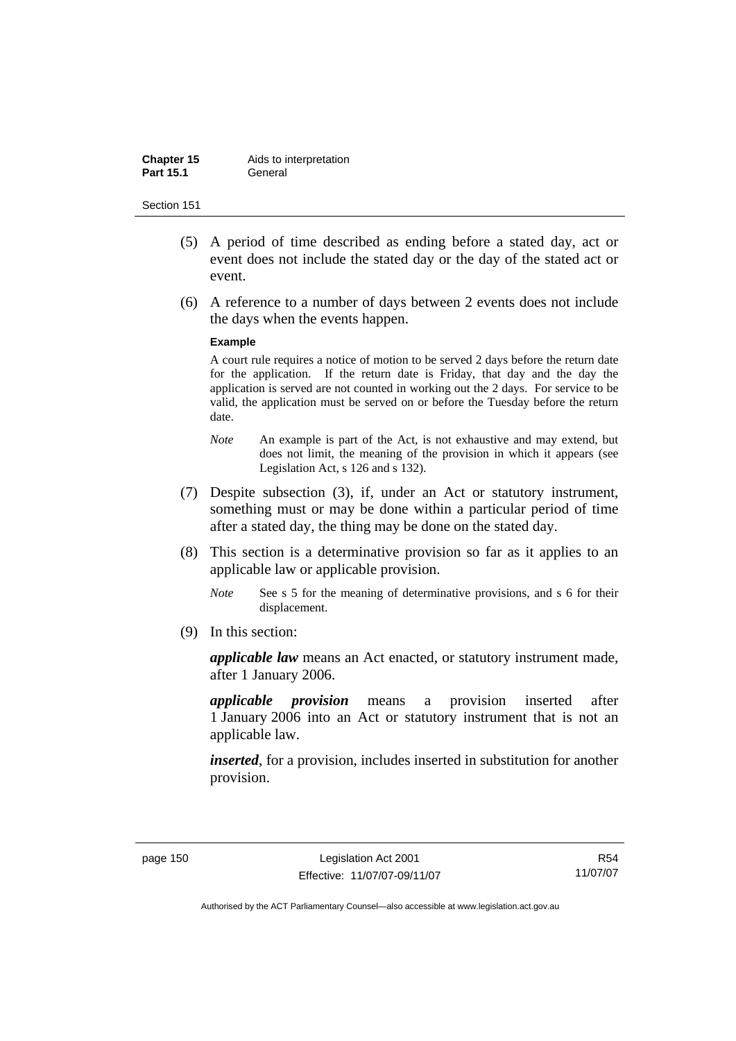(5) A period of time described as ending before a stated day, act or event does not include the stated day or the day of the stated act or event.

(6) A reference to a number of days between 2 events does not include the days when the events happen.

**Example**

A court rule requires a notice of motion to be served 2 days before the return date for the application. If the return date is Friday, that day and the day the application is served are not counted in working out the 2 days. For service to be valid, the application must be served on or before the Tuesday before the return date.

*Note* An example is part of the Act, is not exhaustive and may extend, but does not limit, the meaning of the provision in which it appears (see Legislation Act, s 126 and s 132).

(7) Despite subsection (3), if, under an Act or statutory instrument, something must or may be done within a particular period of time after a stated day, the thing may be done on the stated day.

(8) This section is a determinative provision so far as it applies to an applicable law or applicable provision.

*Note* See s 5 for the meaning of determinative provisions, and s 6 for their displacement.

(9) In this section:

***applicable law*** means an Act enacted, or statutory instrument made, after 1 January 2006.

***applicable provision*** means a provision inserted after 1 January 2006 into an Act or statutory instrument that is not an applicable law.

***inserted***, for a provision, includes inserted in substitution for another provision.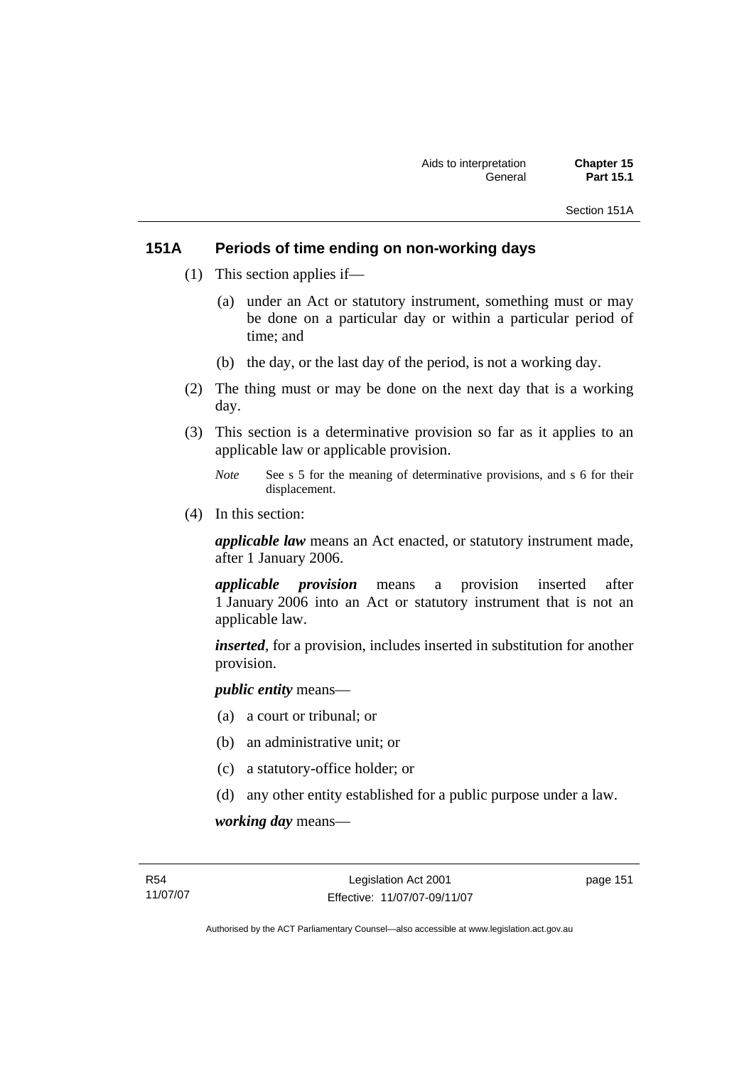## 151A Periods of time ending on non-working days

(1) This section applies if—

(a) under an Act or statutory instrument, something must or may be done on a particular day or within a particular period of time; and

(b) the day, or the last day of the period, is not a working day.

(2) The thing must or may be done on the next day that is a working day.

(3) This section is a determinative provision so far as it applies to an applicable law or applicable provision.

*Note* See s 5 for the meaning of determinative provisions, and s 6 for their displacement.

(4) In this section:

***applicable law*** means an Act enacted, or statutory instrument made, after 1 January 2006.

***applicable provision*** means a provision inserted after 1 January 2006 into an Act or statutory instrument that is not an applicable law.

***inserted***, for a provision, includes inserted in substitution for another provision.

***public entity*** means—

(a) a court or tribunal; or

(b) an administrative unit; or

(c) a statutory-office holder; or

(d) any other entity established for a public purpose under a law.

***working day*** means—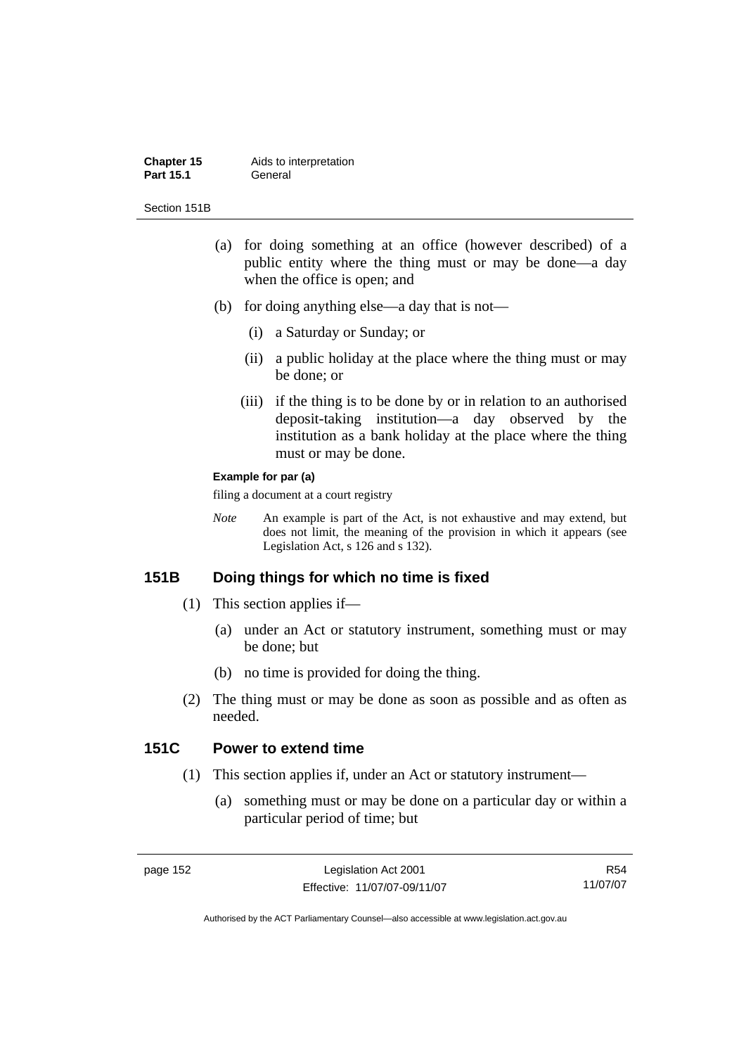(a) for doing something at an office (however described) of a public entity where the thing must or may be done—a day when the office is open; and

(b) for doing anything else—a day that is not—

(i) a Saturday or Sunday; or

(ii) a public holiday at the place where the thing must or may be done; or

(iii) if the thing is to be done by or in relation to an authorised deposit-taking institution—a day observed by the institution as a bank holiday at the place where the thing must or may be done.

**Example for par (a)**

filing a document at a court registry

*Note* An example is part of the Act, is not exhaustive and may extend, but does not limit, the meaning of the provision in which it appears (see Legislation Act, s 126 and s 132).

## 151B Doing things for which no time is fixed

(1) This section applies if—

(a) under an Act or statutory instrument, something must or may be done; but

(b) no time is provided for doing the thing.

(2) The thing must or may be done as soon as possible and as often as needed.

## 151C Power to extend time

(1) This section applies if, under an Act or statutory instrument—

(a) something must or may be done on a particular day or within a particular period of time; but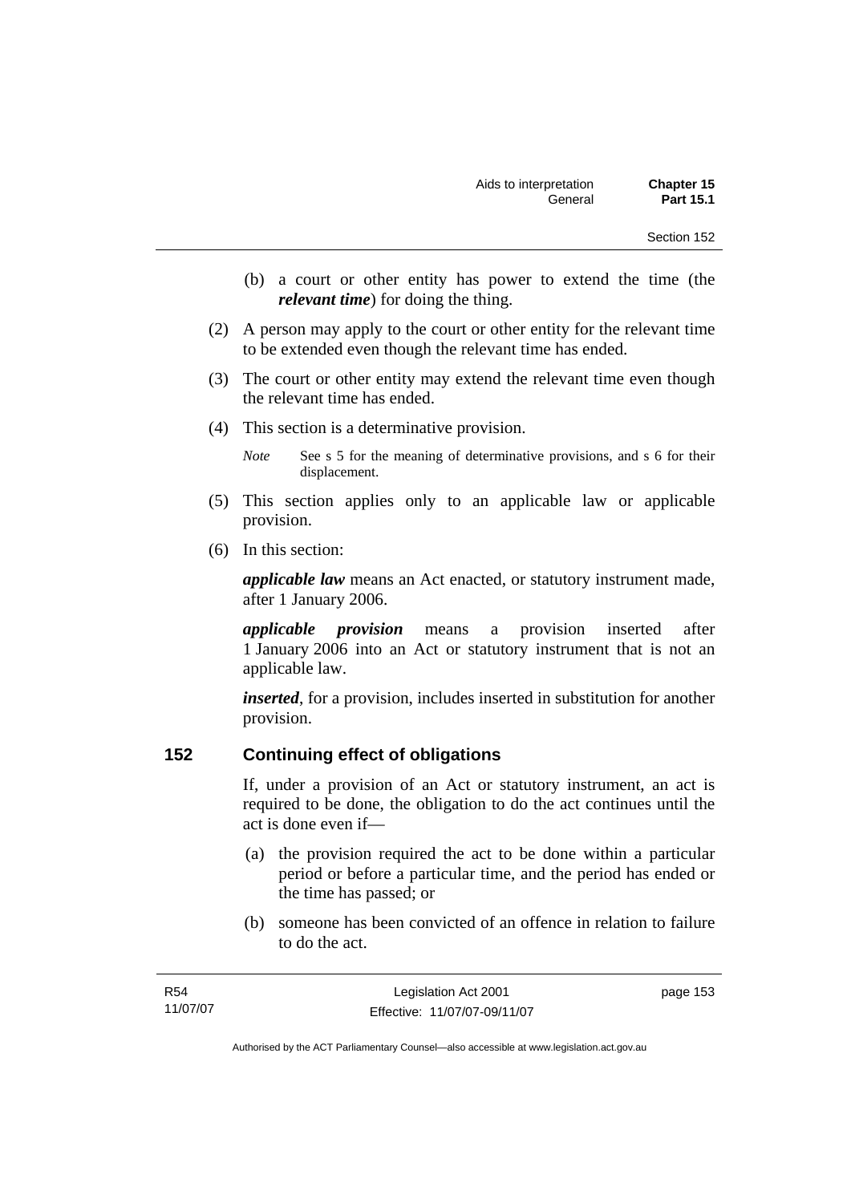(b) a court or other entity has power to extend the time (the ***relevant time***) for doing the thing.

(2) A person may apply to the court or other entity for the relevant time to be extended even though the relevant time has ended.

(3) The court or other entity may extend the relevant time even though the relevant time has ended.

(4) This section is a determinative provision.

*Note* See s 5 for the meaning of determinative provisions, and s 6 for their displacement.

(5) This section applies only to an applicable law or applicable provision.

(6) In this section:

***applicable law*** means an Act enacted, or statutory instrument made, after 1 January 2006.

***applicable provision*** means a provision inserted after 1 January 2006 into an Act or statutory instrument that is not an applicable law.

***inserted***, for a provision, includes inserted in substitution for another provision.

## 152 Continuing effect of obligations

If, under a provision of an Act or statutory instrument, an act is required to be done, the obligation to do the act continues until the act is done even if—

(a) the provision required the act to be done within a particular period or before a particular time, and the period has ended or the time has passed; or

(b) someone has been convicted of an offence in relation to failure to do the act.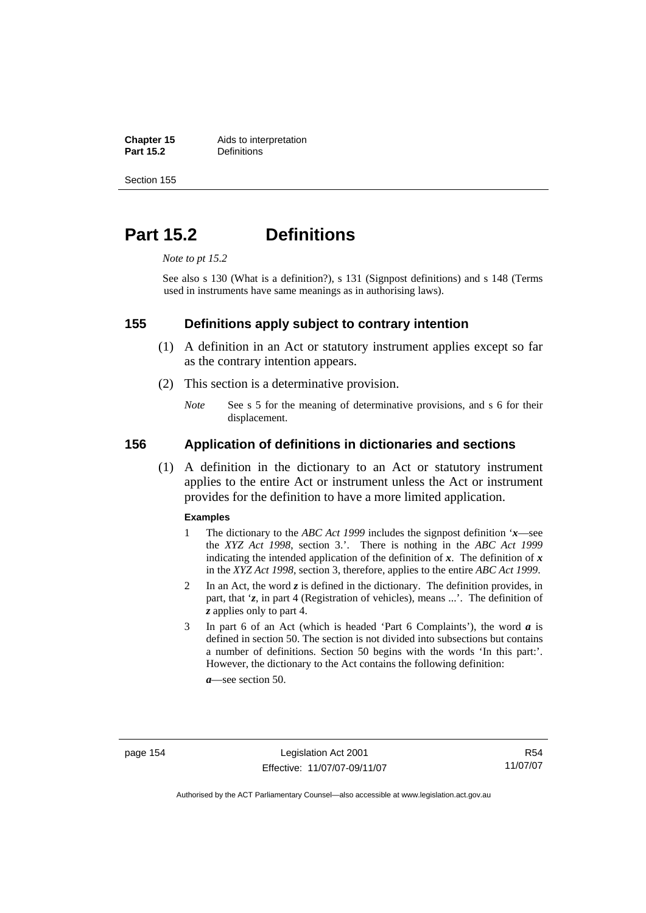# Part 15.2 Definitions

*Note to pt 15.2*

See also s 130 (What is a definition?), s 131 (Signpost definitions) and s 148 (Terms used in instruments have same meanings as in authorising laws).

## 155 Definitions apply subject to contrary intention

(1) A definition in an Act or statutory instrument applies except so far as the contrary intention appears.

(2) This section is a determinative provision.

*Note* See s 5 for the meaning of determinative provisions, and s 6 for their displacement.

## 156 Application of definitions in dictionaries and sections

(1) A definition in the dictionary to an Act or statutory instrument applies to the entire Act or instrument unless the Act or instrument provides for the definition to have a more limited application.

**Examples**

1 The dictionary to the *ABC Act 1999* includes the signpost definition '***x***—see the *XYZ Act 1998*, section 3.'. There is nothing in the *ABC Act 1999* indicating the intended application of the definition of ***x***. The definition of ***x*** in the *XYZ Act 1998*, section 3, therefore, applies to the entire *ABC Act 1999*.

2 In an Act, the word ***z*** is defined in the dictionary. The definition provides, in part, that '***z***, in part 4 (Registration of vehicles), means ...'. The definition of ***z*** applies only to part 4.

3 In part 6 of an Act (which is headed 'Part 6 Complaints'), the word ***a*** is defined in section 50. The section is not divided into subsections but contains a number of definitions. Section 50 begins with the words 'In this part:'. However, the dictionary to the Act contains the following definition:

***a***—see section 50.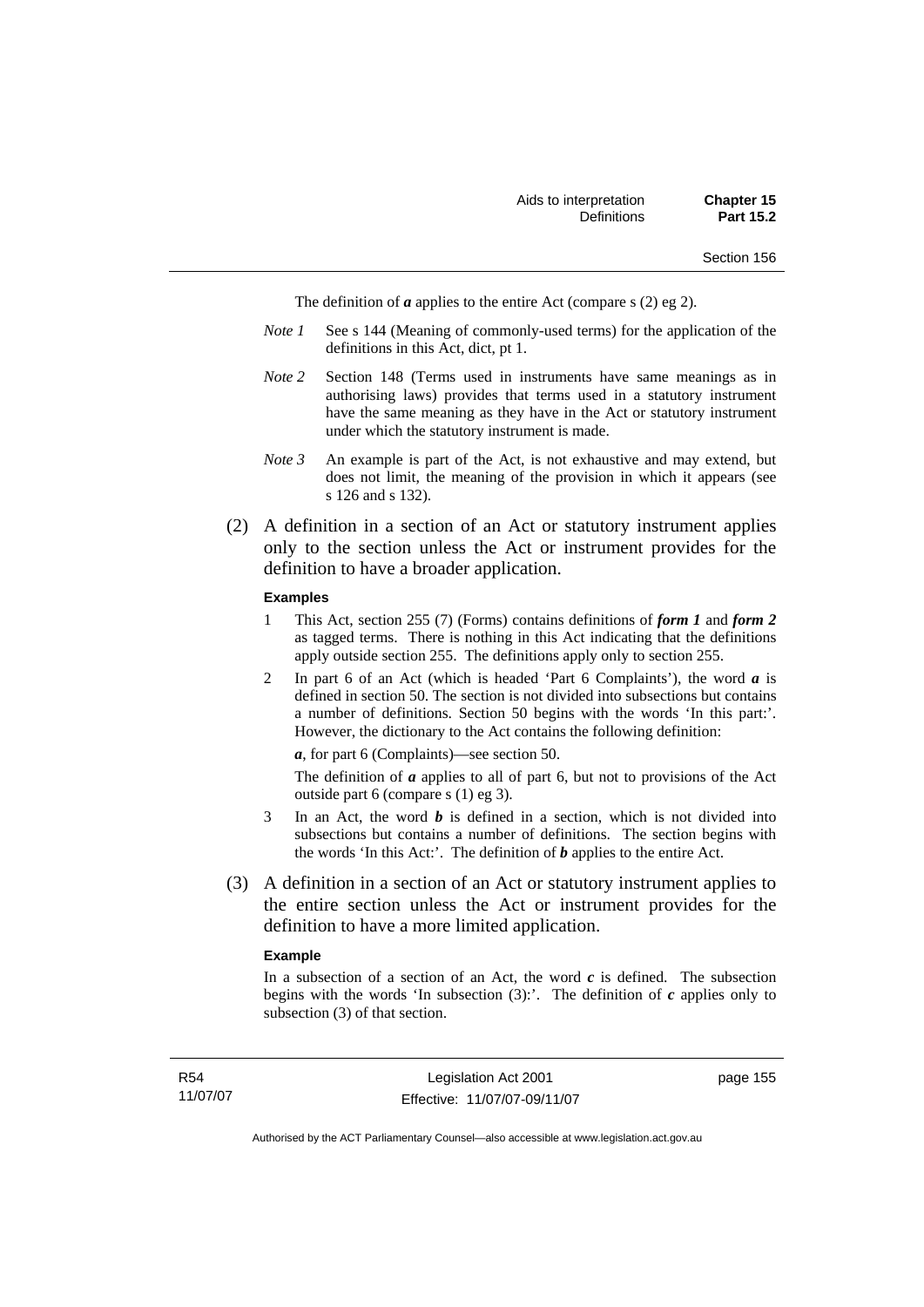The definition of ***a*** applies to the entire Act (compare s (2) eg 2).

*Note 1* See s 144 (Meaning of commonly-used terms) for the application of the definitions in this Act, dict, pt 1.

*Note 2* Section 148 (Terms used in instruments have same meanings as in authorising laws) provides that terms used in a statutory instrument have the same meaning as they have in the Act or statutory instrument under which the statutory instrument is made.

*Note 3* An example is part of the Act, is not exhaustive and may extend, but does not limit, the meaning of the provision in which it appears (see s 126 and s 132).

(2) A definition in a section of an Act or statutory instrument applies only to the section unless the Act or instrument provides for the definition to have a broader application.

**Examples**

1 This Act, section 255 (7) (Forms) contains definitions of ***form 1*** and ***form 2*** as tagged terms. There is nothing in this Act indicating that the definitions apply outside section 255. The definitions apply only to section 255.

2 In part 6 of an Act (which is headed 'Part 6 Complaints'), the word ***a*** is defined in section 50. The section is not divided into subsections but contains a number of definitions. Section 50 begins with the words 'In this part:'. However, the dictionary to the Act contains the following definition:

***a***, for part 6 (Complaints)—see section 50.

The definition of ***a*** applies to all of part 6, but not to provisions of the Act outside part 6 (compare s (1) eg 3).

3 In an Act, the word ***b*** is defined in a section, which is not divided into subsections but contains a number of definitions. The section begins with the words 'In this Act:'. The definition of ***b*** applies to the entire Act.

(3) A definition in a section of an Act or statutory instrument applies to the entire section unless the Act or instrument provides for the definition to have a more limited application.

**Example**

In a subsection of a section of an Act, the word ***c*** is defined. The subsection begins with the words 'In subsection (3):'. The definition of ***c*** applies only to subsection (3) of that section.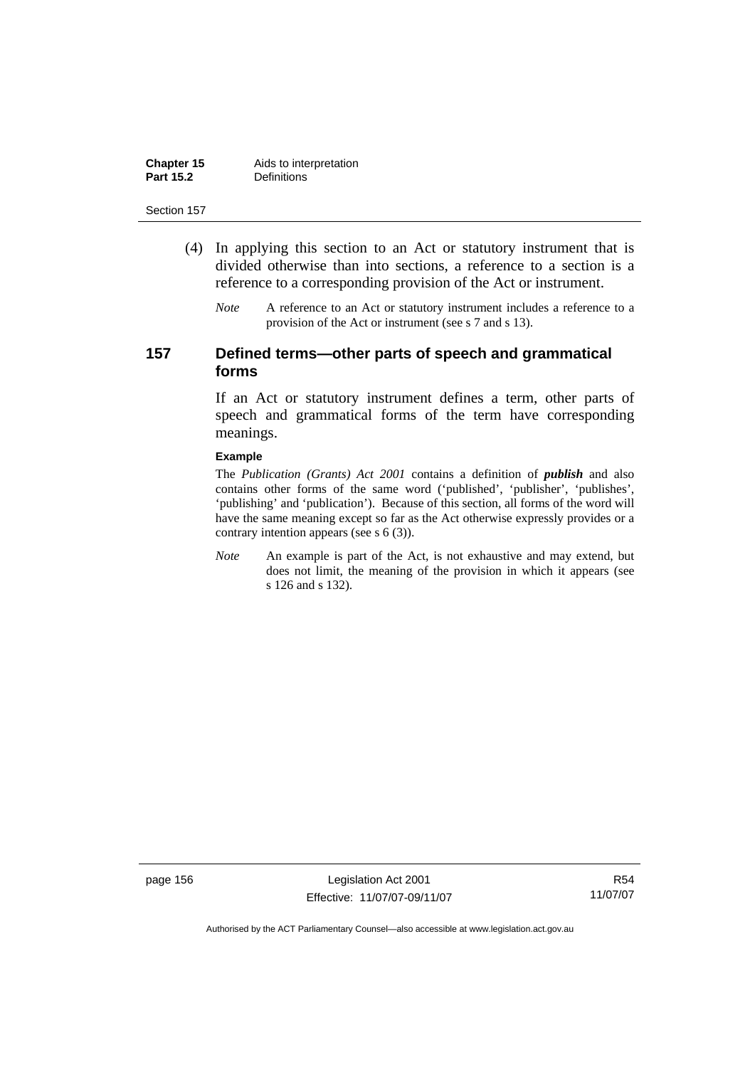(4) In applying this section to an Act or statutory instrument that is divided otherwise than into sections, a reference to a section is a reference to a corresponding provision of the Act or instrument.

*Note* A reference to an Act or statutory instrument includes a reference to a provision of the Act or instrument (see s 7 and s 13).

## 157 Defined terms—other parts of speech and grammatical forms

If an Act or statutory instrument defines a term, other parts of speech and grammatical forms of the term have corresponding meanings.

**Example**

The *Publication (Grants) Act 2001* contains a definition of ***publish*** and also contains other forms of the same word ('published', 'publisher', 'publishes', 'publishing' and 'publication'). Because of this section, all forms of the word will have the same meaning except so far as the Act otherwise expressly provides or a contrary intention appears (see s 6 (3)).

*Note* An example is part of the Act, is not exhaustive and may extend, but does not limit, the meaning of the provision in which it appears (see s 126 and s 132).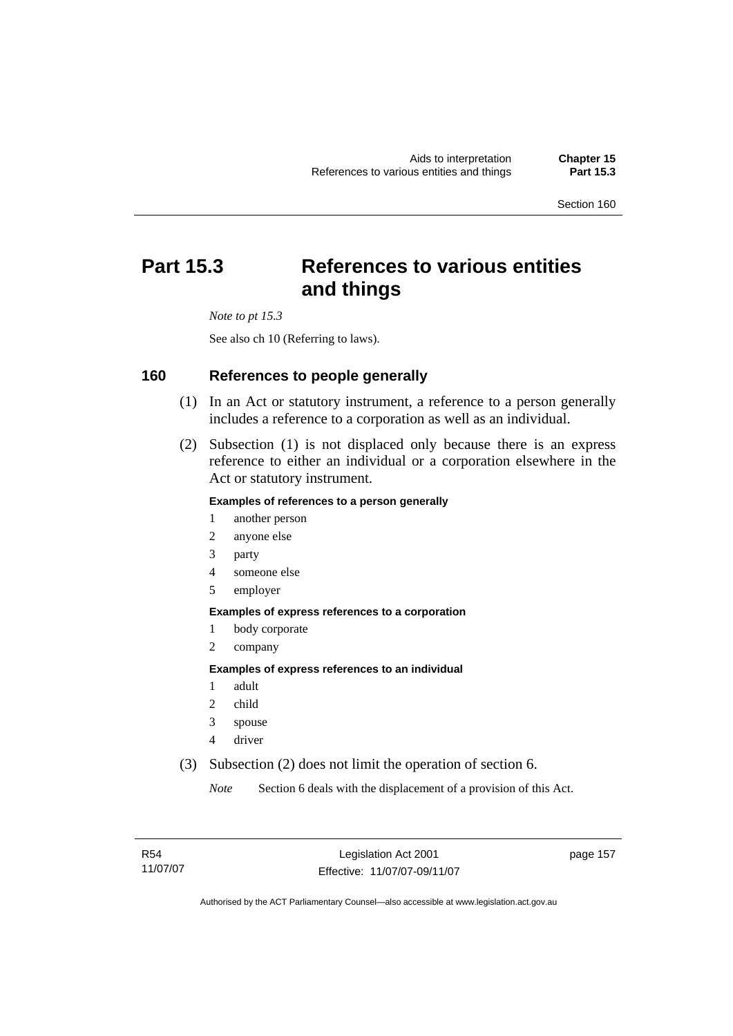# Part 15.3 References to various entities and things

*Note to pt 15.3*

See also ch 10 (Referring to laws).

## 160 References to people generally

(1) In an Act or statutory instrument, a reference to a person generally includes a reference to a corporation as well as an individual.

(2) Subsection (1) is not displaced only because there is an express reference to either an individual or a corporation elsewhere in the Act or statutory instrument.

**Examples of references to a person generally**

1 another person
2 anyone else
3 party
4 someone else
5 employer

**Examples of express references to a corporation**

1 body corporate
2 company

**Examples of express references to an individual**

1 adult
2 child
3 spouse
4 driver

(3) Subsection (2) does not limit the operation of section 6.

*Note* Section 6 deals with the displacement of a provision of this Act.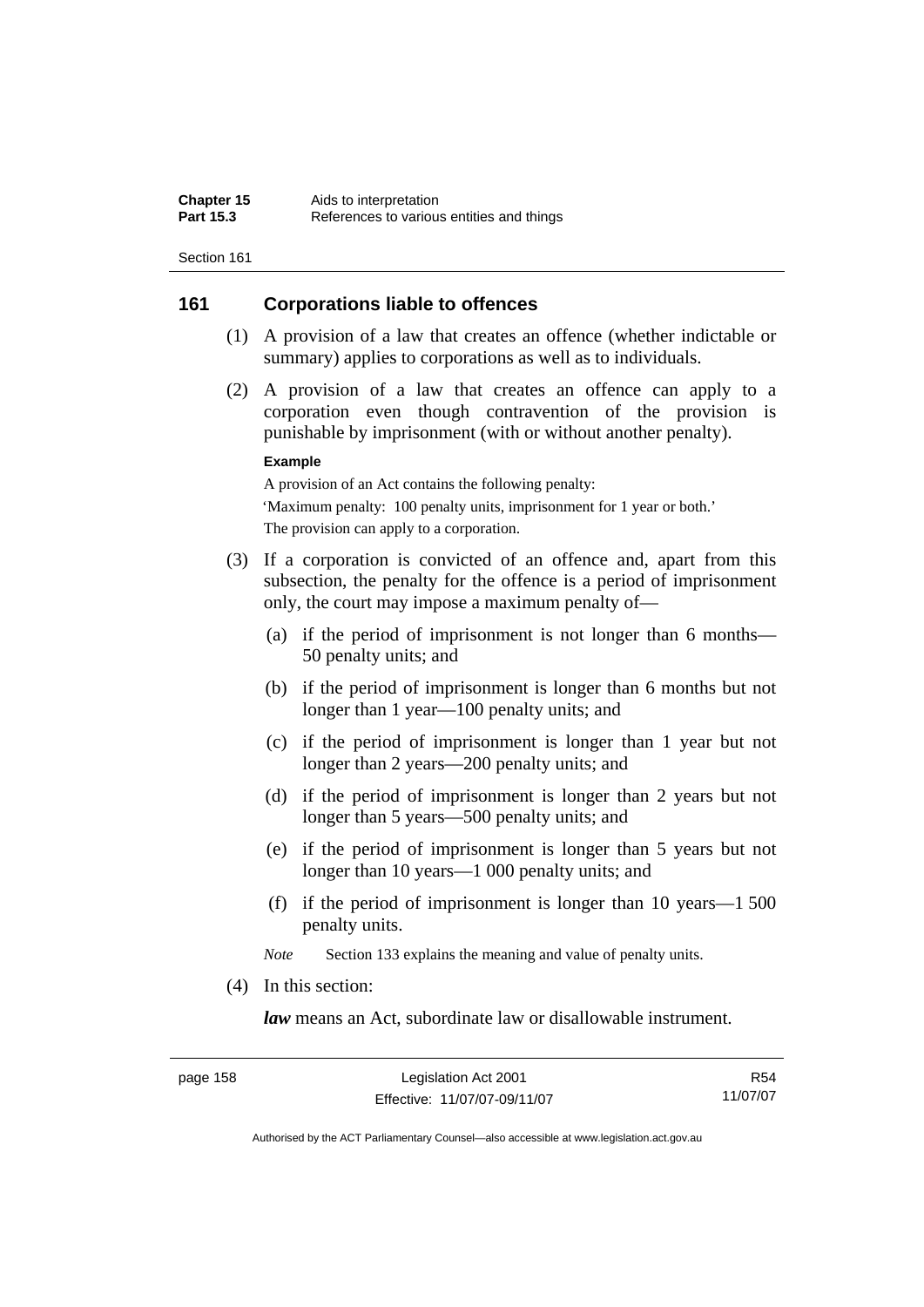## 161 Corporations liable to offences

(1) A provision of a law that creates an offence (whether indictable or summary) applies to corporations as well as to individuals.

(2) A provision of a law that creates an offence can apply to a corporation even though contravention of the provision is punishable by imprisonment (with or without another penalty).

**Example**

A provision of an Act contains the following penalty:

'Maximum penalty: 100 penalty units, imprisonment for 1 year or both.'

The provision can apply to a corporation.

(3) If a corporation is convicted of an offence and, apart from this subsection, the penalty for the offence is a period of imprisonment only, the court may impose a maximum penalty of—

(a) if the period of imprisonment is not longer than 6 months—50 penalty units; and

(b) if the period of imprisonment is longer than 6 months but not longer than 1 year—100 penalty units; and

(c) if the period of imprisonment is longer than 1 year but not longer than 2 years—200 penalty units; and

(d) if the period of imprisonment is longer than 2 years but not longer than 5 years—500 penalty units; and

(e) if the period of imprisonment is longer than 5 years but not longer than 10 years—1 000 penalty units; and

(f) if the period of imprisonment is longer than 10 years—1 500 penalty units.

*Note* Section 133 explains the meaning and value of penalty units.

(4) In this section:

***law*** means an Act, subordinate law or disallowable instrument.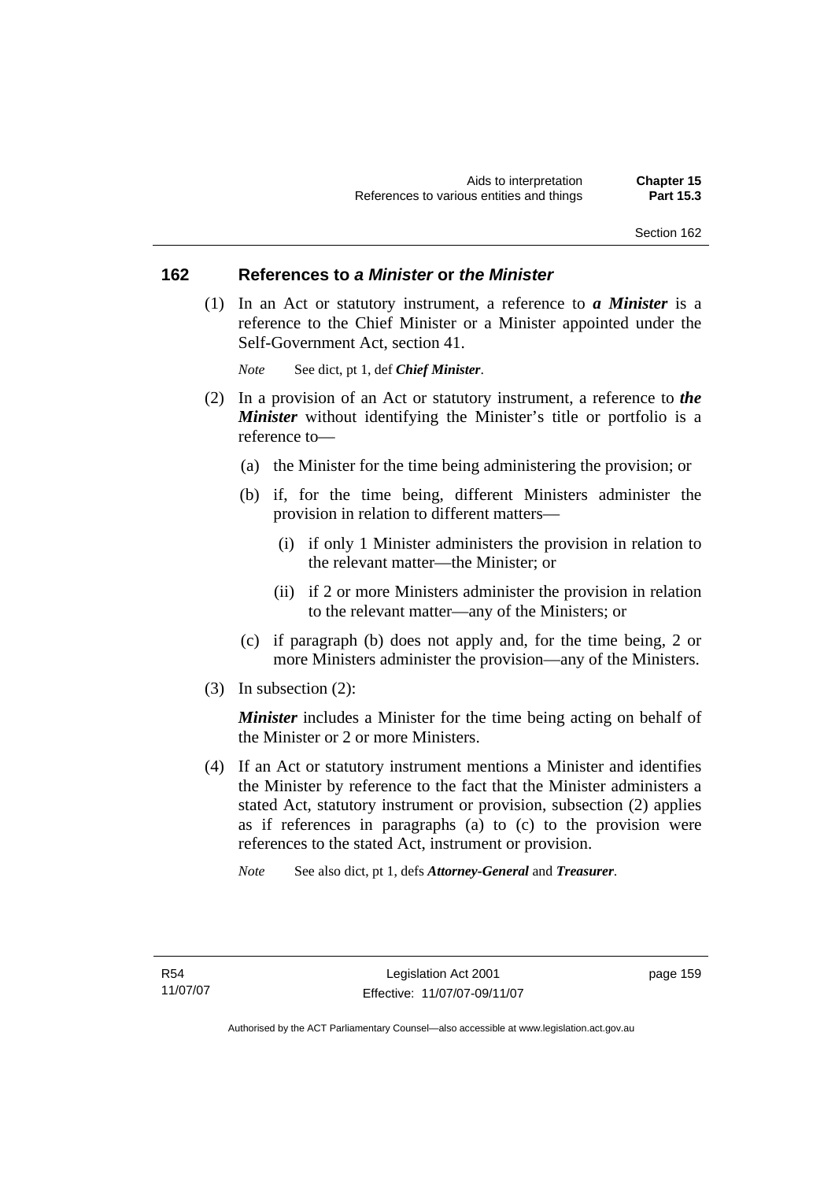## 162 References to *a Minister* or *the Minister*

(1) In an Act or statutory instrument, a reference to ***a Minister*** is a reference to the Chief Minister or a Minister appointed under the Self-Government Act, section 41.

*Note* See dict, pt 1, def ***Chief Minister***.

(2) In a provision of an Act or statutory instrument, a reference to ***the Minister*** without identifying the Minister's title or portfolio is a reference to—

(a) the Minister for the time being administering the provision; or

(b) if, for the time being, different Ministers administer the provision in relation to different matters—

(i) if only 1 Minister administers the provision in relation to the relevant matter—the Minister; or

(ii) if 2 or more Ministers administer the provision in relation to the relevant matter—any of the Ministers; or

(c) if paragraph (b) does not apply and, for the time being, 2 or more Ministers administer the provision—any of the Ministers.

(3) In subsection (2):

***Minister*** includes a Minister for the time being acting on behalf of the Minister or 2 or more Ministers.

(4) If an Act or statutory instrument mentions a Minister and identifies the Minister by reference to the fact that the Minister administers a stated Act, statutory instrument or provision, subsection (2) applies as if references in paragraphs (a) to (c) to the provision were references to the stated Act, instrument or provision.

*Note* See also dict, pt 1, defs ***Attorney-General*** and ***Treasurer***.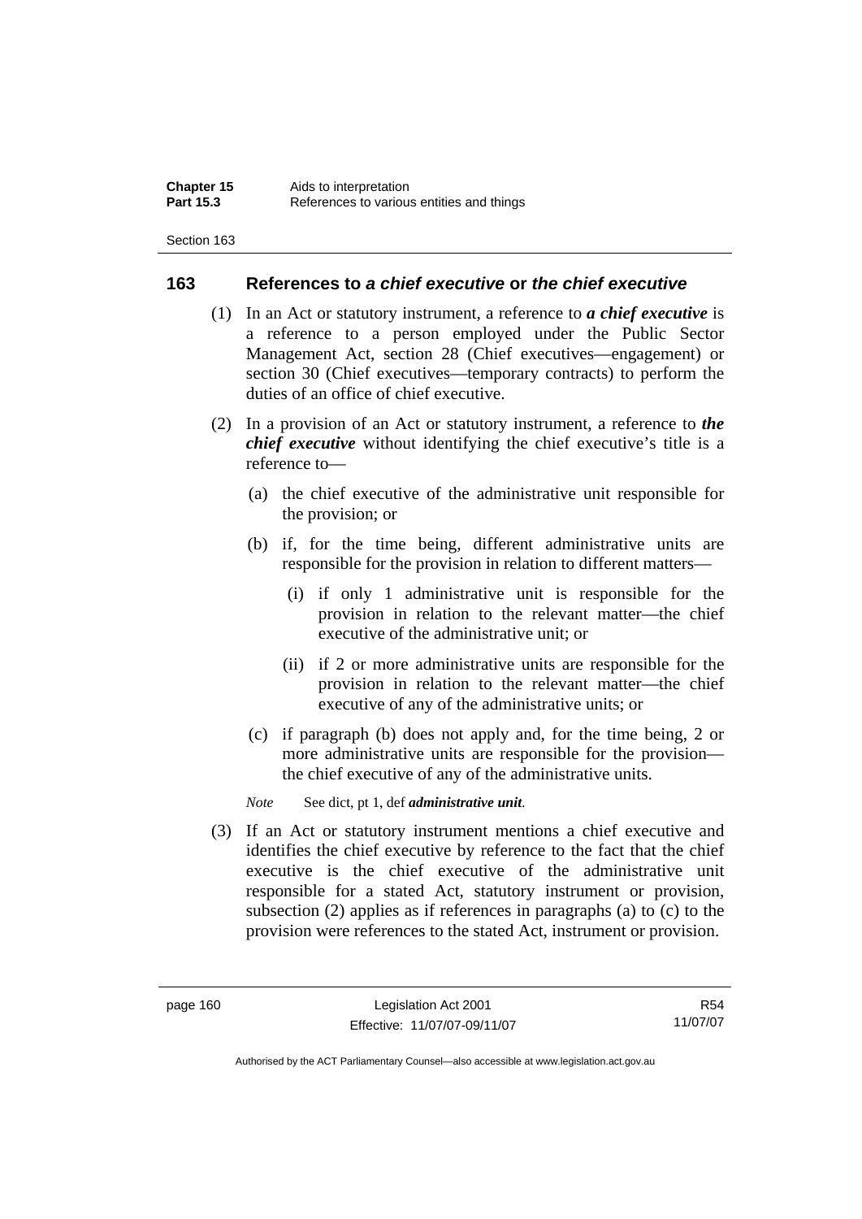## 163 References to *a chief executive* or *the chief executive*

(1) In an Act or statutory instrument, a reference to ***a chief executive*** is a reference to a person employed under the Public Sector Management Act, section 28 (Chief executives—engagement) or section 30 (Chief executives—temporary contracts) to perform the duties of an office of chief executive.

(2) In a provision of an Act or statutory instrument, a reference to ***the chief executive*** without identifying the chief executive's title is a reference to—

(a) the chief executive of the administrative unit responsible for the provision; or

(b) if, for the time being, different administrative units are responsible for the provision in relation to different matters—

(i) if only 1 administrative unit is responsible for the provision in relation to the relevant matter—the chief executive of the administrative unit; or

(ii) if 2 or more administrative units are responsible for the provision in relation to the relevant matter—the chief executive of any of the administrative units; or

(c) if paragraph (b) does not apply and, for the time being, 2 or more administrative units are responsible for the provision—the chief executive of any of the administrative units.

*Note* See dict, pt 1, def ***administrative unit***.

(3) If an Act or statutory instrument mentions a chief executive and identifies the chief executive by reference to the fact that the chief executive is the chief executive of the administrative unit responsible for a stated Act, statutory instrument or provision, subsection (2) applies as if references in paragraphs (a) to (c) to the provision were references to the stated Act, instrument or provision.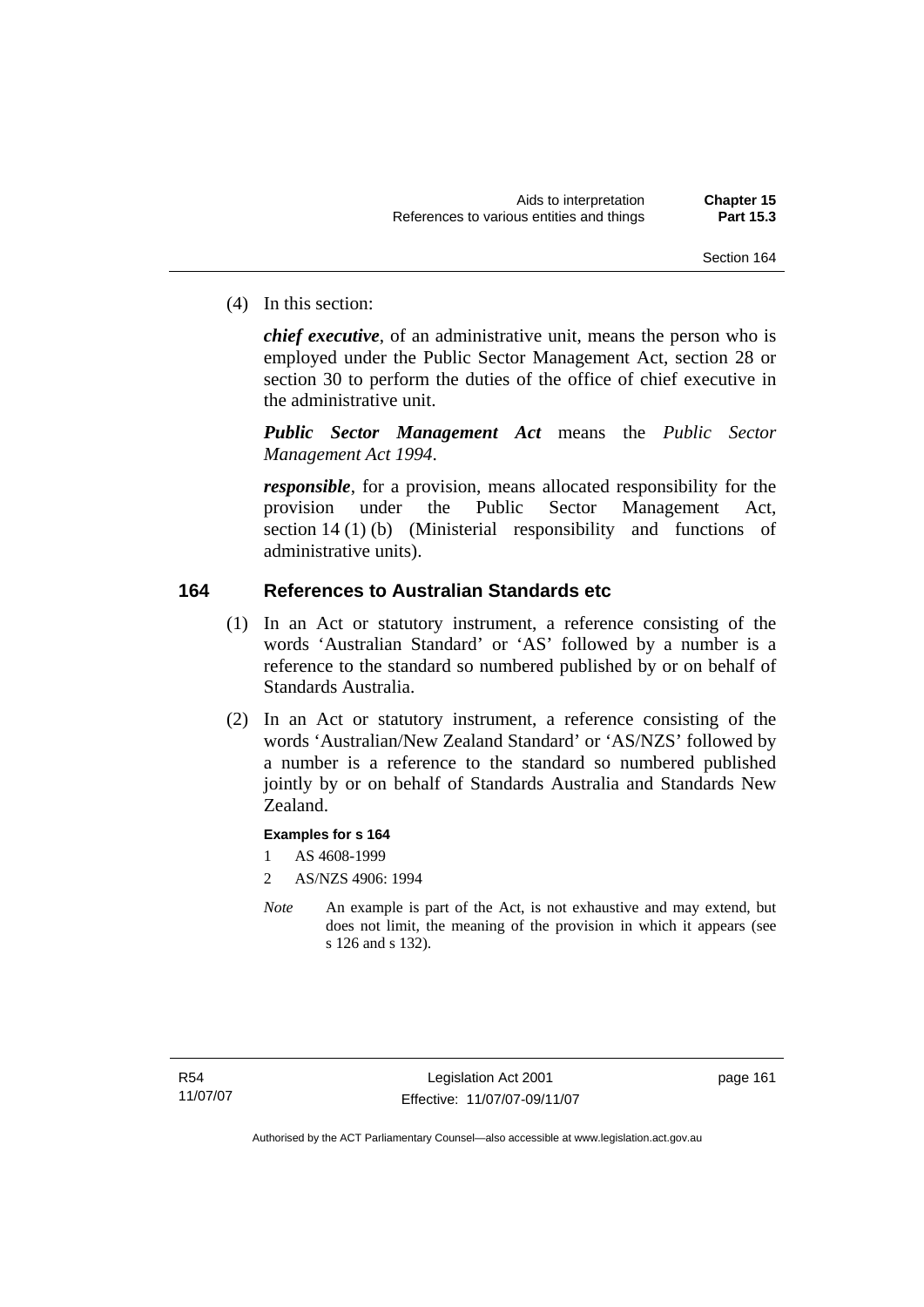(4) In this section:

***chief executive***, of an administrative unit, means the person who is employed under the Public Sector Management Act, section 28 or section 30 to perform the duties of the office of chief executive in the administrative unit.

***Public Sector Management Act*** means the *Public Sector Management Act 1994*.

***responsible***, for a provision, means allocated responsibility for the provision under the Public Sector Management Act, section 14 (1) (b) (Ministerial responsibility and functions of administrative units).

## 164 References to Australian Standards etc

(1) In an Act or statutory instrument, a reference consisting of the words 'Australian Standard' or 'AS' followed by a number is a reference to the standard so numbered published by or on behalf of Standards Australia.

(2) In an Act or statutory instrument, a reference consisting of the words 'Australian/New Zealand Standard' or 'AS/NZS' followed by a number is a reference to the standard so numbered published jointly by or on behalf of Standards Australia and Standards New Zealand.

**Examples for s 164**

1 AS 4608-1999

2 AS/NZS 4906: 1994

*Note* An example is part of the Act, is not exhaustive and may extend, but does not limit, the meaning of the provision in which it appears (see s 126 and s 132).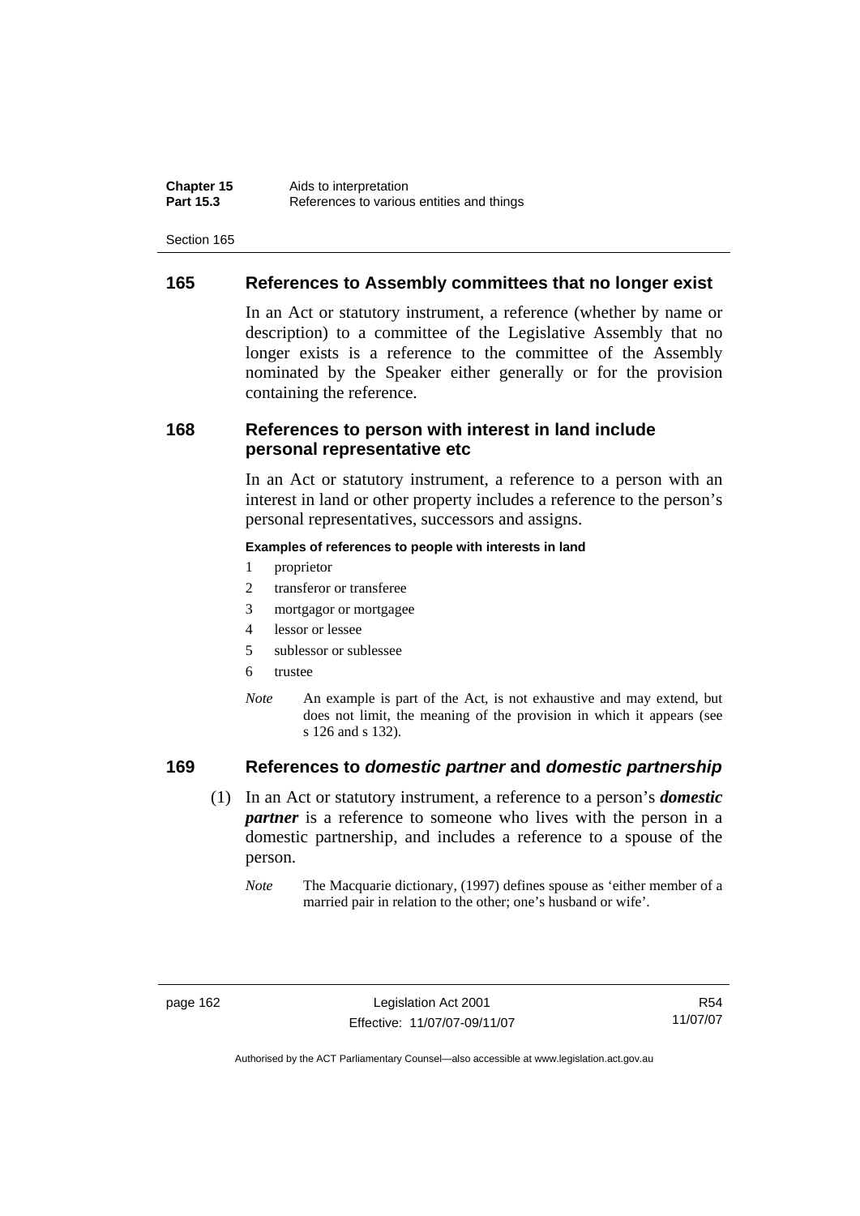## 165 References to Assembly committees that no longer exist

In an Act or statutory instrument, a reference (whether by name or description) to a committee of the Legislative Assembly that no longer exists is a reference to the committee of the Assembly nominated by the Speaker either generally or for the provision containing the reference.

## 168 References to person with interest in land include personal representative etc

In an Act or statutory instrument, a reference to a person with an interest in land or other property includes a reference to the person's personal representatives, successors and assigns.

**Examples of references to people with interests in land**

1 proprietor

2 transferor or transferee

3 mortgagor or mortgagee

4 lessor or lessee

5 sublessor or sublessee

6 trustee

*Note* An example is part of the Act, is not exhaustive and may extend, but does not limit, the meaning of the provision in which it appears (see s 126 and s 132).

## 169 References to *domestic partner* and *domestic partnership*

(1) In an Act or statutory instrument, a reference to a person's ***domestic partner*** is a reference to someone who lives with the person in a domestic partnership, and includes a reference to a spouse of the person.

*Note* The Macquarie dictionary, (1997) defines spouse as 'either member of a married pair in relation to the other; one's husband or wife'.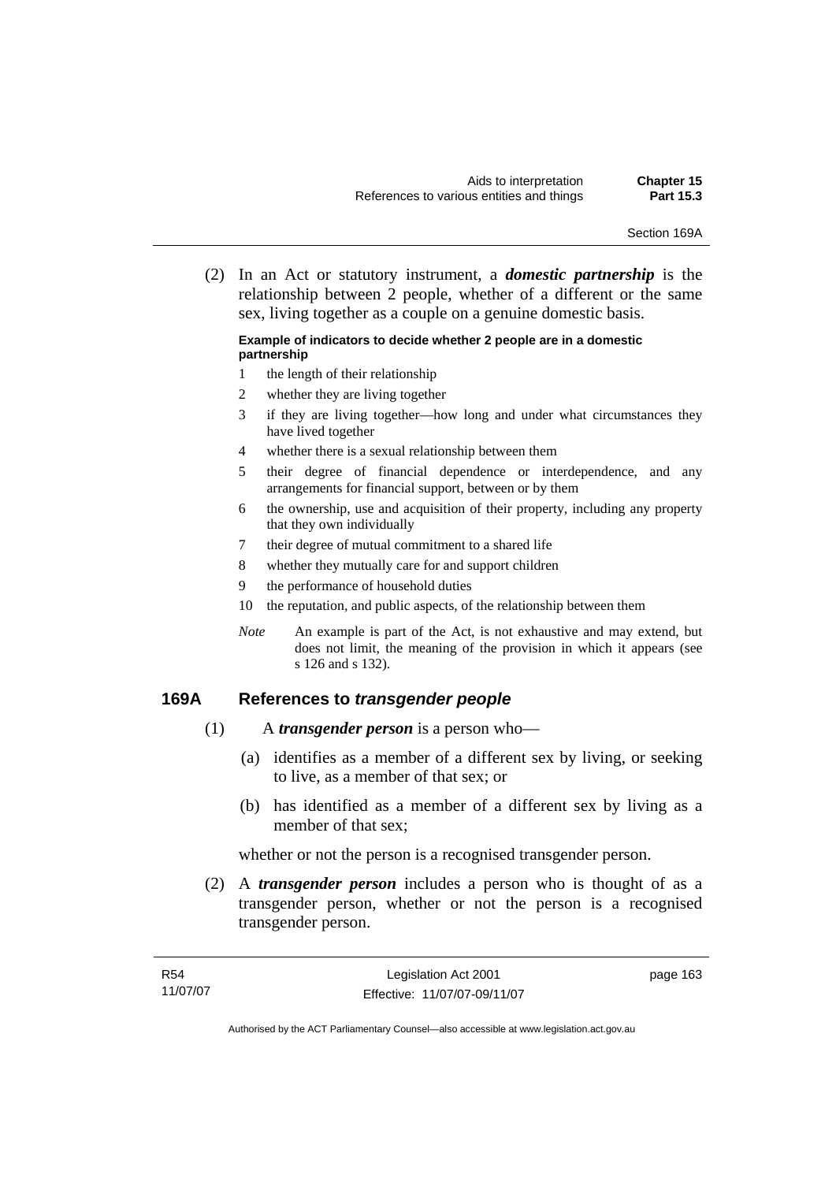(2) In an Act or statutory instrument, a ***domestic partnership*** is the relationship between 2 people, whether of a different or the same sex, living together as a couple on a genuine domestic basis.

**Example of indicators to decide whether 2 people are in a domestic partnership**

1 the length of their relationship

2 whether they are living together

3 if they are living together—how long and under what circumstances they have lived together

4 whether there is a sexual relationship between them

5 their degree of financial dependence or interdependence, and any arrangements for financial support, between or by them

6 the ownership, use and acquisition of their property, including any property that they own individually

7 their degree of mutual commitment to a shared life

8 whether they mutually care for and support children

9 the performance of household duties

10 the reputation, and public aspects, of the relationship between them

*Note* An example is part of the Act, is not exhaustive and may extend, but does not limit, the meaning of the provision in which it appears (see s 126 and s 132).

## 169A References to *transgender people*

(1) A ***transgender person*** is a person who—

(a) identifies as a member of a different sex by living, or seeking to live, as a member of that sex; or

(b) has identified as a member of a different sex by living as a member of that sex;

whether or not the person is a recognised transgender person.

(2) A ***transgender person*** includes a person who is thought of as a transgender person, whether or not the person is a recognised transgender person.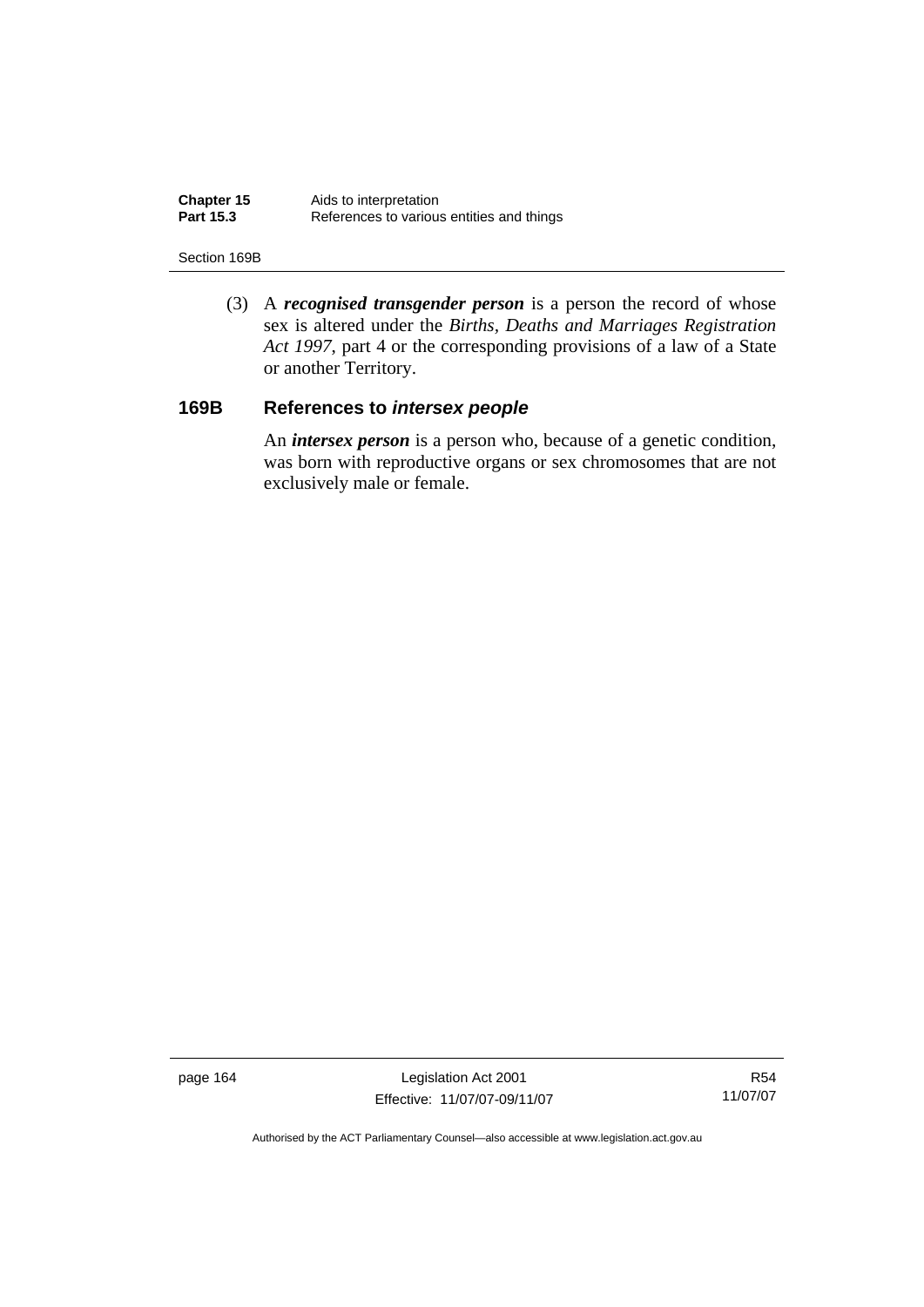(3) A ***recognised transgender person*** is a person the record of whose sex is altered under the *Births, Deaths and Marriages Registration Act 1997*, part 4 or the corresponding provisions of a law of a State or another Territory.

## 169B References to *intersex people*

An ***intersex person*** is a person who, because of a genetic condition, was born with reproductive organs or sex chromosomes that are not exclusively male or female.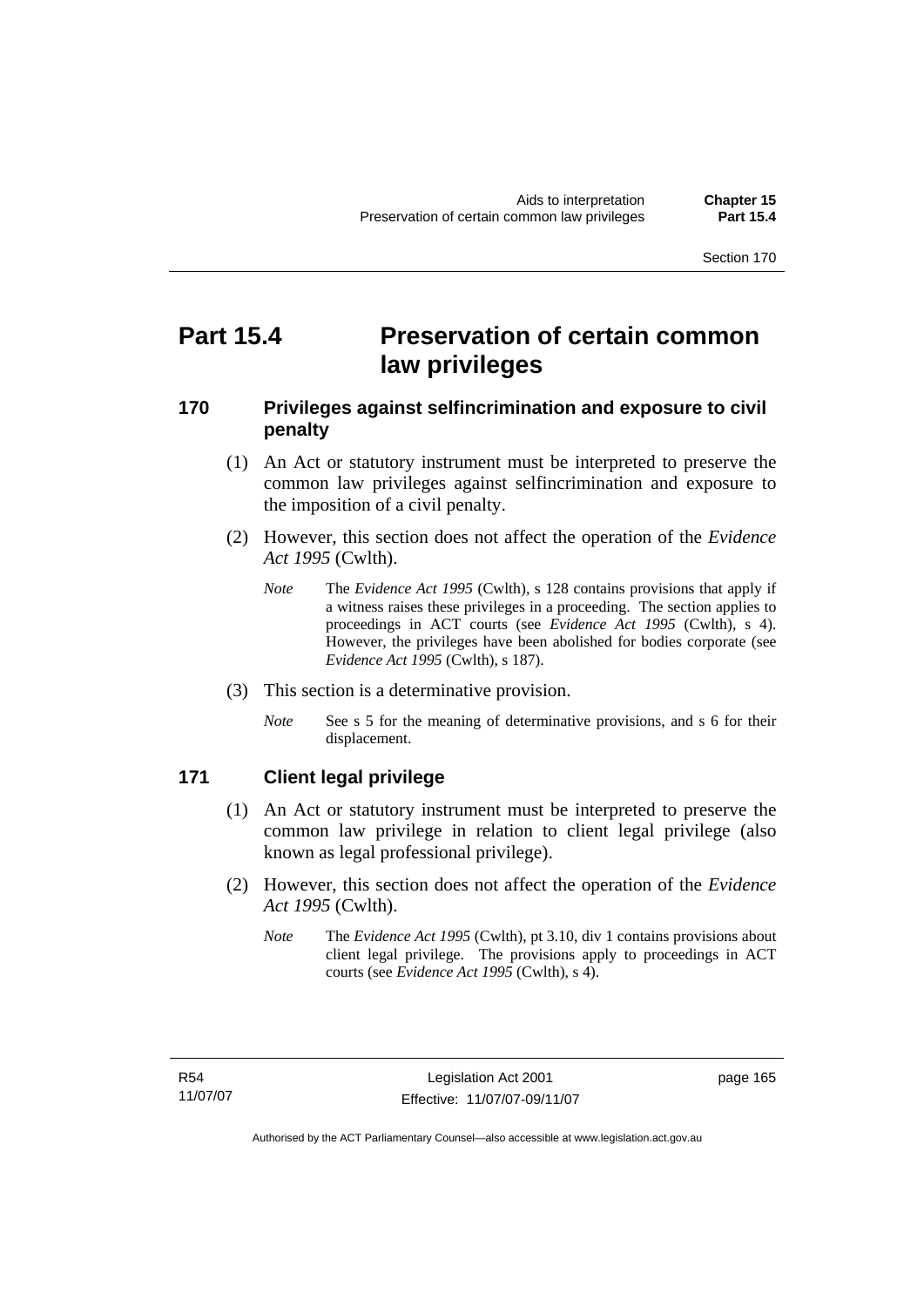# Part 15.4 Preservation of certain common law privileges

## 170 Privileges against selfincrimination and exposure to civil penalty

(1) An Act or statutory instrument must be interpreted to preserve the common law privileges against selfincrimination and exposure to the imposition of a civil penalty.

(2) However, this section does not affect the operation of the *Evidence Act 1995* (Cwlth).

*Note* The *Evidence Act 1995* (Cwlth), s 128 contains provisions that apply if a witness raises these privileges in a proceeding. The section applies to proceedings in ACT courts (see *Evidence Act 1995* (Cwlth), s 4). However, the privileges have been abolished for bodies corporate (see *Evidence Act 1995* (Cwlth), s 187).

(3) This section is a determinative provision.

*Note* See s 5 for the meaning of determinative provisions, and s 6 for their displacement.

## 171 Client legal privilege

(1) An Act or statutory instrument must be interpreted to preserve the common law privilege in relation to client legal privilege (also known as legal professional privilege).

(2) However, this section does not affect the operation of the *Evidence Act 1995* (Cwlth).

*Note* The *Evidence Act 1995* (Cwlth), pt 3.10, div 1 contains provisions about client legal privilege. The provisions apply to proceedings in ACT courts (see *Evidence Act 1995* (Cwlth), s 4).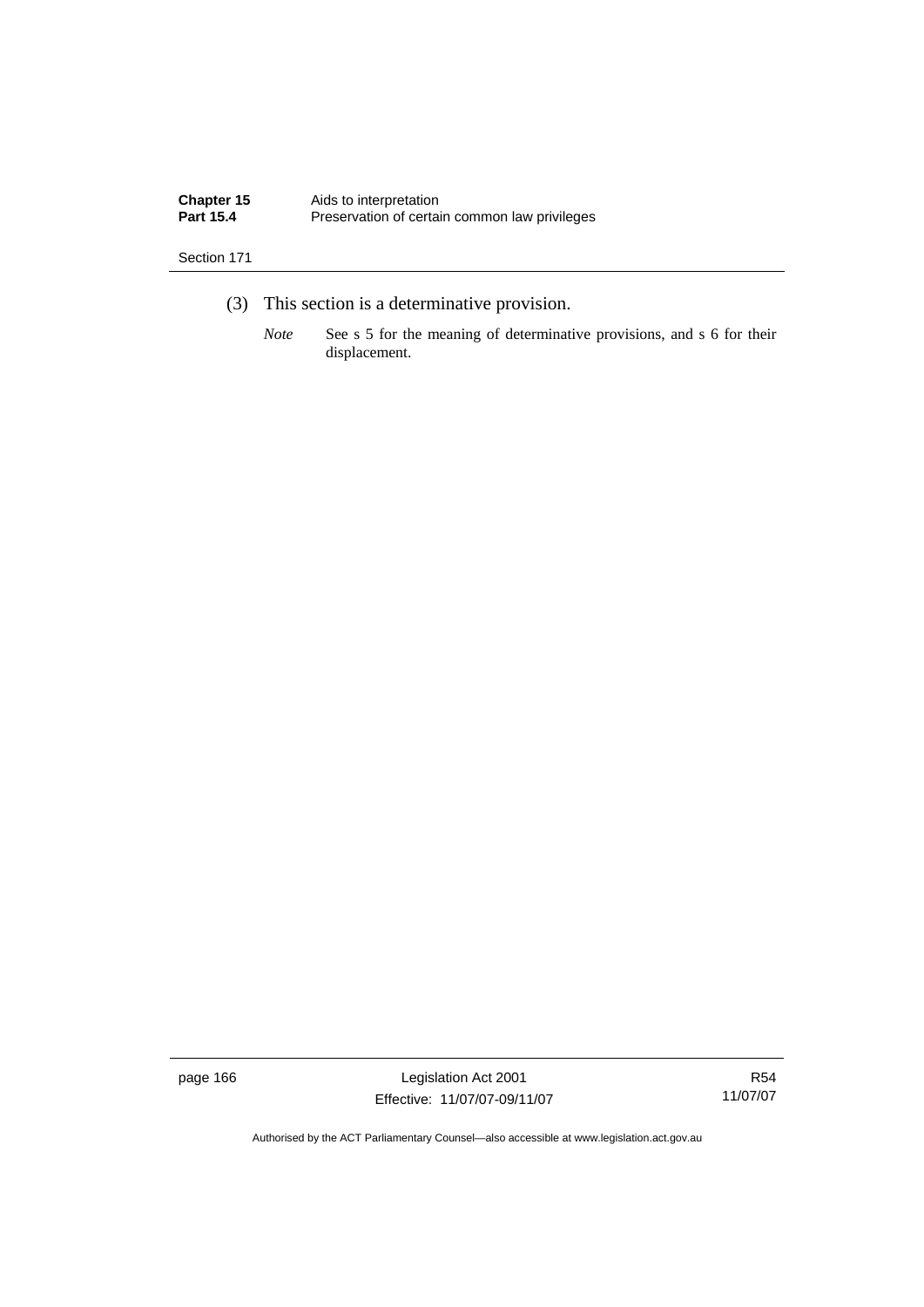(3) This section is a determinative provision.

*Note* See s 5 for the meaning of determinative provisions, and s 6 for their displacement.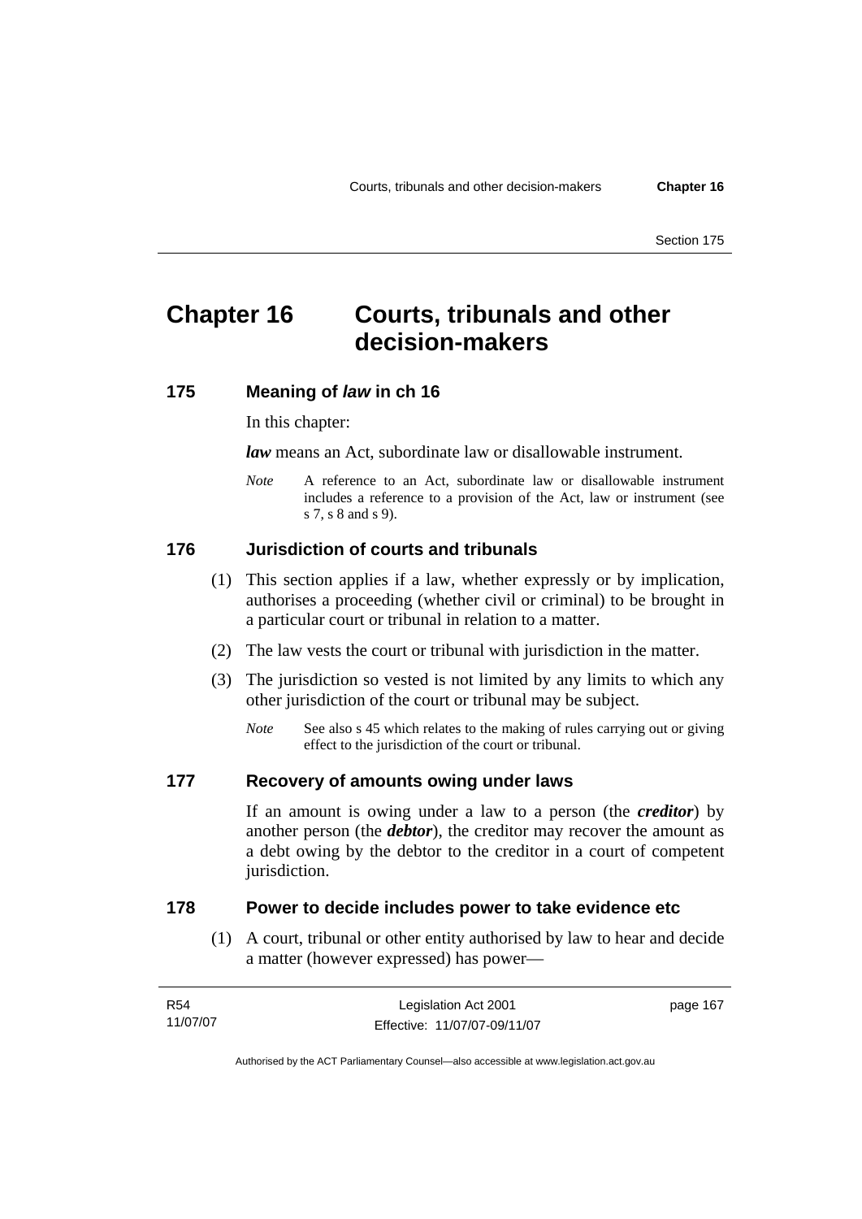# Chapter 16 Courts, tribunals and other decision-makers

## 175 Meaning of *law* in ch 16

In this chapter:

***law*** means an Act, subordinate law or disallowable instrument.

*Note* A reference to an Act, subordinate law or disallowable instrument includes a reference to a provision of the Act, law or instrument (see s 7, s 8 and s 9).

## 176 Jurisdiction of courts and tribunals

(1) This section applies if a law, whether expressly or by implication, authorises a proceeding (whether civil or criminal) to be brought in a particular court or tribunal in relation to a matter.

(2) The law vests the court or tribunal with jurisdiction in the matter.

(3) The jurisdiction so vested is not limited by any limits to which any other jurisdiction of the court or tribunal may be subject.

*Note* See also s 45 which relates to the making of rules carrying out or giving effect to the jurisdiction of the court or tribunal.

## 177 Recovery of amounts owing under laws

If an amount is owing under a law to a person (the ***creditor***) by another person (the ***debtor***), the creditor may recover the amount as a debt owing by the debtor to the creditor in a court of competent jurisdiction.

## 178 Power to decide includes power to take evidence etc

(1) A court, tribunal or other entity authorised by law to hear and decide a matter (however expressed) has power—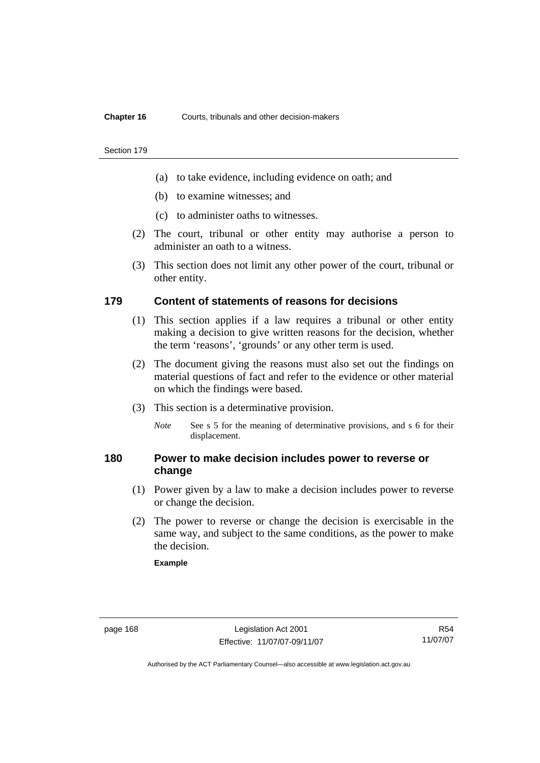- (a) to take evidence, including evidence on oath; and
- (b) to examine witnesses; and
- (c) to administer oaths to witnesses.

(2) The court, tribunal or other entity may authorise a person to administer an oath to a witness.

(3) This section does not limit any other power of the court, tribunal or other entity.

## 179 Content of statements of reasons for decisions

(1) This section applies if a law requires a tribunal or other entity making a decision to give written reasons for the decision, whether the term 'reasons', 'grounds' or any other term is used.

(2) The document giving the reasons must also set out the findings on material questions of fact and refer to the evidence or other material on which the findings were based.

(3) This section is a determinative provision.

*Note* See s 5 for the meaning of determinative provisions, and s 6 for their displacement.

## 180 Power to make decision includes power to reverse or change

(1) Power given by a law to make a decision includes power to reverse or change the decision.

(2) The power to reverse or change the decision is exercisable in the same way, and subject to the same conditions, as the power to make the decision.

**Example**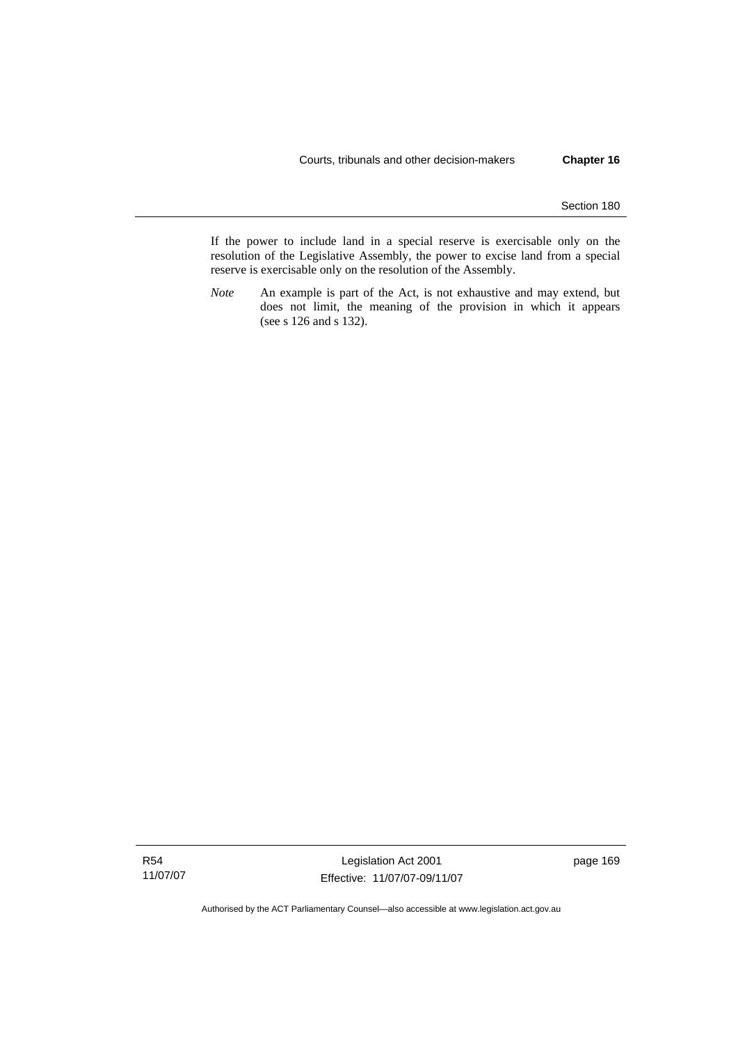If the power to include land in a special reserve is exercisable only on the resolution of the Legislative Assembly, the power to excise land from a special reserve is exercisable only on the resolution of the Assembly.

*Note* An example is part of the Act, is not exhaustive and may extend, but does not limit, the meaning of the provision in which it appears (see s 126 and s 132).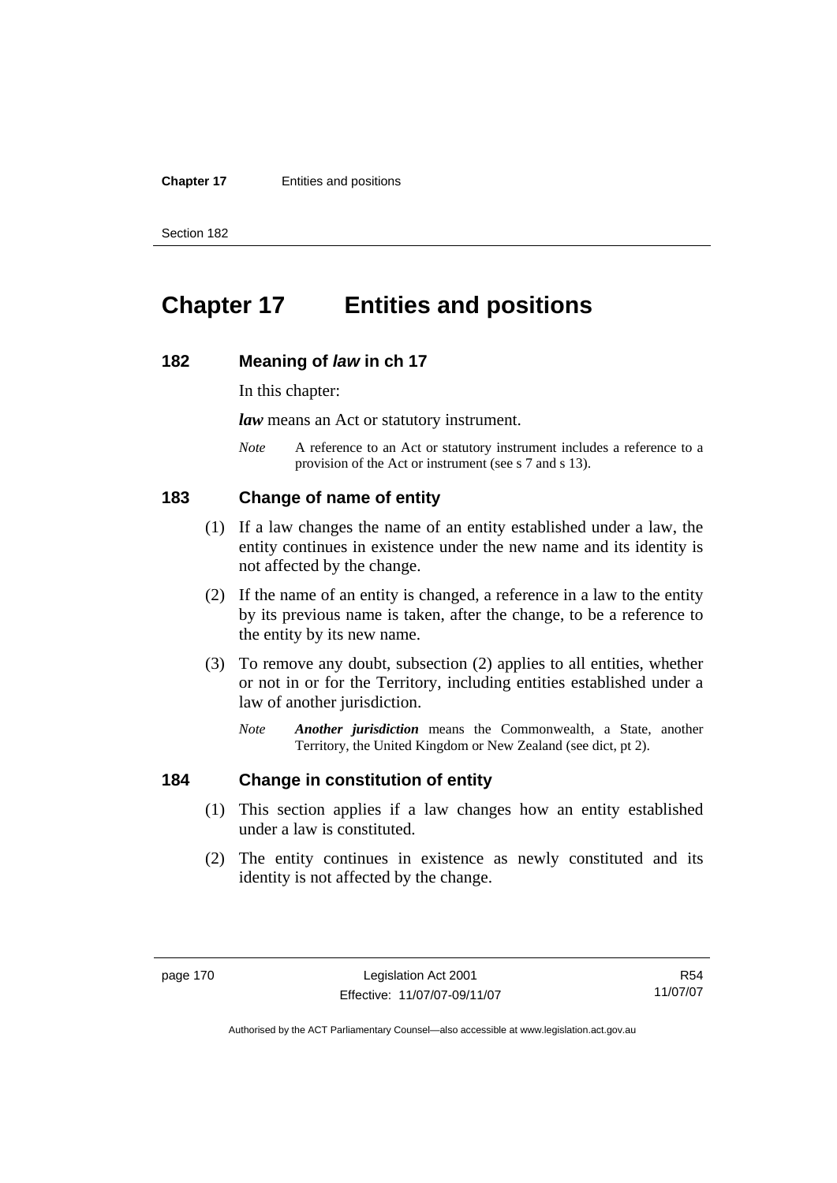# Chapter 17 Entities and positions

## 182 Meaning of *law* in ch 17

In this chapter:

***law*** means an Act or statutory instrument.

*Note* A reference to an Act or statutory instrument includes a reference to a provision of the Act or instrument (see s 7 and s 13).

## 183 Change of name of entity

(1) If a law changes the name of an entity established under a law, the entity continues in existence under the new name and its identity is not affected by the change.

(2) If the name of an entity is changed, a reference in a law to the entity by its previous name is taken, after the change, to be a reference to the entity by its new name.

(3) To remove any doubt, subsection (2) applies to all entities, whether or not in or for the Territory, including entities established under a law of another jurisdiction.

*Note* ***Another jurisdiction*** means the Commonwealth, a State, another Territory, the United Kingdom or New Zealand (see dict, pt 2).

## 184 Change in constitution of entity

(1) This section applies if a law changes how an entity established under a law is constituted.

(2) The entity continues in existence as newly constituted and its identity is not affected by the change.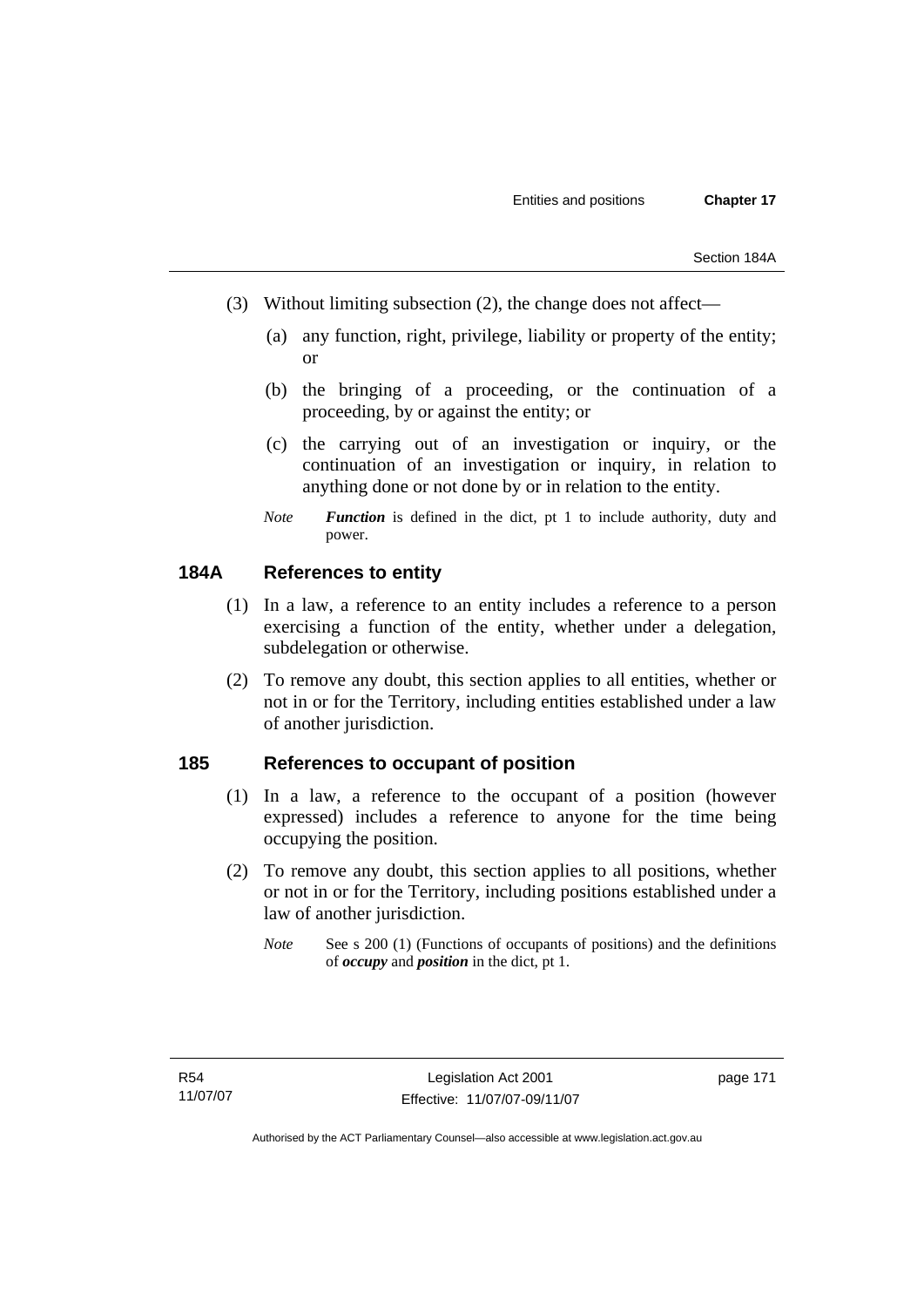(3) Without limiting subsection (2), the change does not affect—

   (a) any function, right, privilege, liability or property of the entity; or

   (b) the bringing of a proceeding, or the continuation of a proceeding, by or against the entity; or

   (c) the carrying out of an investigation or inquiry, or the continuation of an investigation or inquiry, in relation to anything done or not done by or in relation to the entity.

*Note* ***Function*** is defined in the dict, pt 1 to include authority, duty and power.

## 184A References to entity

(1) In a law, a reference to an entity includes a reference to a person exercising a function of the entity, whether under a delegation, subdelegation or otherwise.

(2) To remove any doubt, this section applies to all entities, whether or not in or for the Territory, including entities established under a law of another jurisdiction.

## 185 References to occupant of position

(1) In a law, a reference to the occupant of a position (however expressed) includes a reference to anyone for the time being occupying the position.

(2) To remove any doubt, this section applies to all positions, whether or not in or for the Territory, including positions established under a law of another jurisdiction.

*Note* See s 200 (1) (Functions of occupants of positions) and the definitions of ***occupy*** and ***position*** in the dict, pt 1.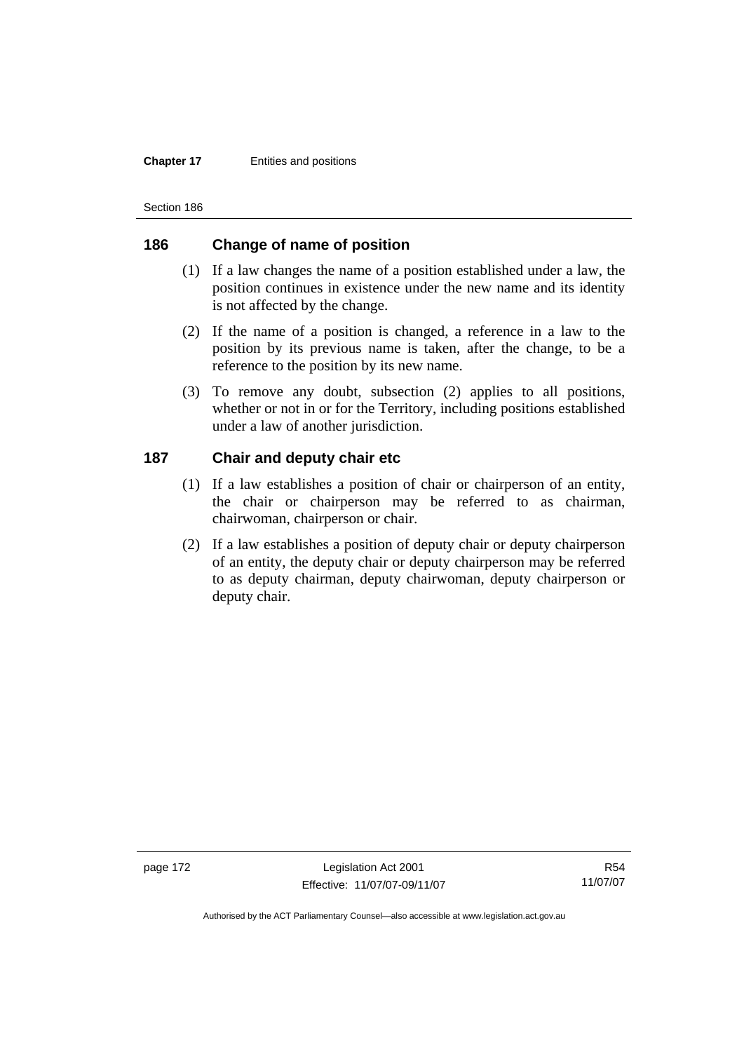## 186 Change of name of position

(1) If a law changes the name of a position established under a law, the position continues in existence under the new name and its identity is not affected by the change.

(2) If the name of a position is changed, a reference in a law to the position by its previous name is taken, after the change, to be a reference to the position by its new name.

(3) To remove any doubt, subsection (2) applies to all positions, whether or not in or for the Territory, including positions established under a law of another jurisdiction.

## 187 Chair and deputy chair etc

(1) If a law establishes a position of chair or chairperson of an entity, the chair or chairperson may be referred to as chairman, chairwoman, chairperson or chair.

(2) If a law establishes a position of deputy chair or deputy chairperson of an entity, the deputy chair or deputy chairperson may be referred to as deputy chairman, deputy chairwoman, deputy chairperson or deputy chair.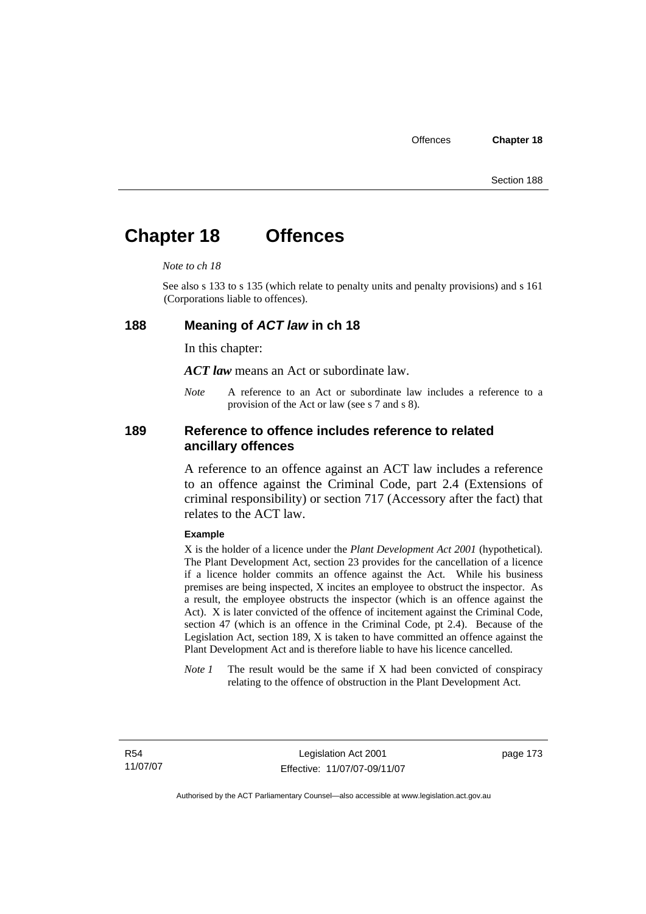# Chapter 18 Offences

*Note to ch 18*

See also s 133 to s 135 (which relate to penalty units and penalty provisions) and s 161 (Corporations liable to offences).

## 188 Meaning of *ACT law* in ch 18

In this chapter:

***ACT law*** means an Act or subordinate law.

*Note* A reference to an Act or subordinate law includes a reference to a provision of the Act or law (see s 7 and s 8).

## 189 Reference to offence includes reference to related ancillary offences

A reference to an offence against an ACT law includes a reference to an offence against the Criminal Code, part 2.4 (Extensions of criminal responsibility) or section 717 (Accessory after the fact) that relates to the ACT law.

**Example**

X is the holder of a licence under the *Plant Development Act 2001* (hypothetical). The Plant Development Act, section 23 provides for the cancellation of a licence if a licence holder commits an offence against the Act. While his business premises are being inspected, X incites an employee to obstruct the inspector. As a result, the employee obstructs the inspector (which is an offence against the Act). X is later convicted of the offence of incitement against the Criminal Code, section 47 (which is an offence in the Criminal Code, pt 2.4). Because of the Legislation Act, section 189, X is taken to have committed an offence against the Plant Development Act and is therefore liable to have his licence cancelled.

*Note 1* The result would be the same if X had been convicted of conspiracy relating to the offence of obstruction in the Plant Development Act.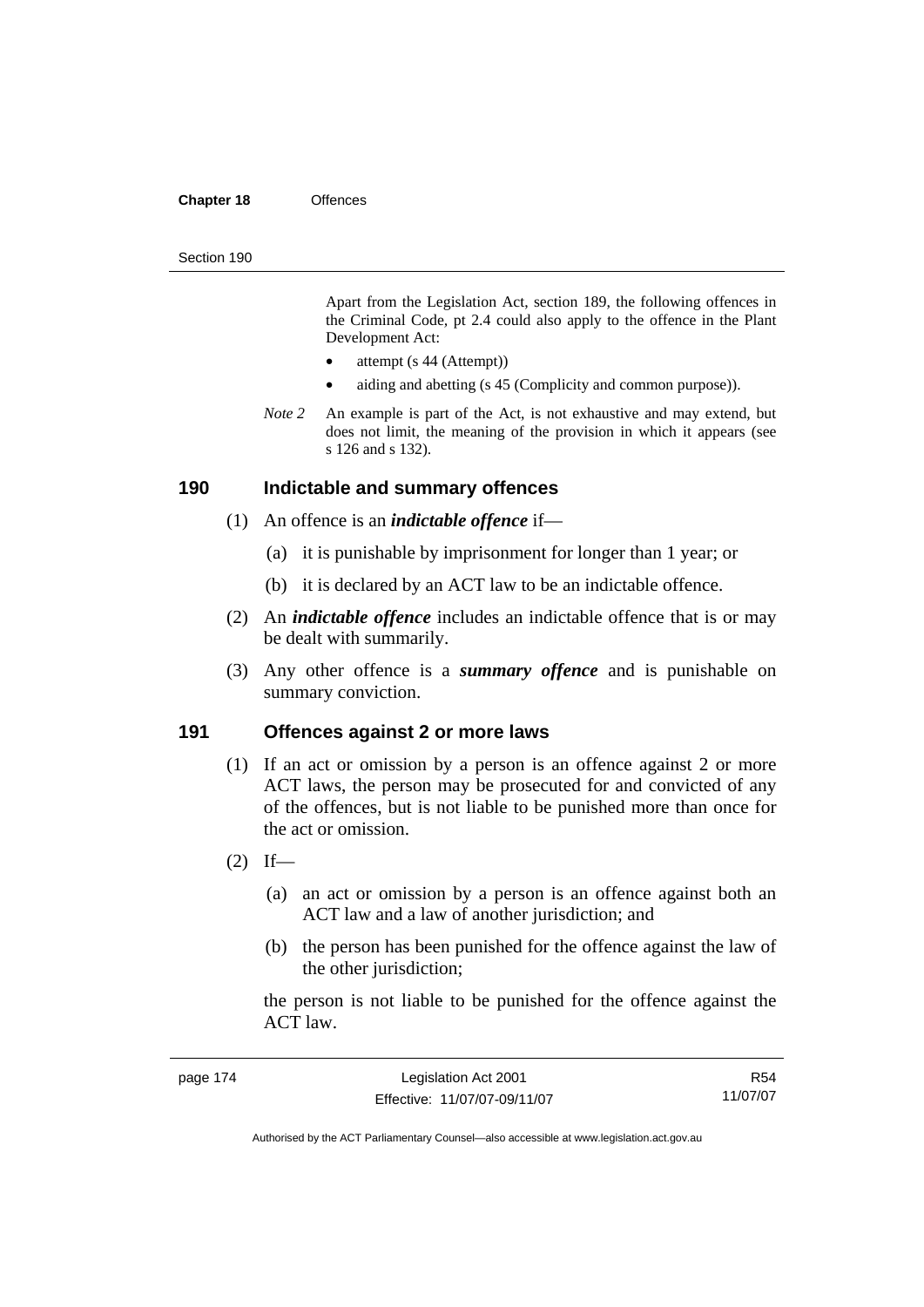Apart from the Legislation Act, section 189, the following offences in the Criminal Code, pt 2.4 could also apply to the offence in the Plant Development Act:

- attempt (s 44 (Attempt))
- aiding and abetting (s 45 (Complicity and common purpose)).

*Note 2* An example is part of the Act, is not exhaustive and may extend, but does not limit, the meaning of the provision in which it appears (see s 126 and s 132).

## 190 Indictable and summary offences

(1) An offence is an ***indictable offence*** if—

(a) it is punishable by imprisonment for longer than 1 year; or

(b) it is declared by an ACT law to be an indictable offence.

(2) An ***indictable offence*** includes an indictable offence that is or may be dealt with summarily.

(3) Any other offence is a ***summary offence*** and is punishable on summary conviction.

## 191 Offences against 2 or more laws

(1) If an act or omission by a person is an offence against 2 or more ACT laws, the person may be prosecuted for and convicted of any of the offences, but is not liable to be punished more than once for the act or omission.

(2) If—

(a) an act or omission by a person is an offence against both an ACT law and a law of another jurisdiction; and

(b) the person has been punished for the offence against the law of the other jurisdiction;

the person is not liable to be punished for the offence against the ACT law.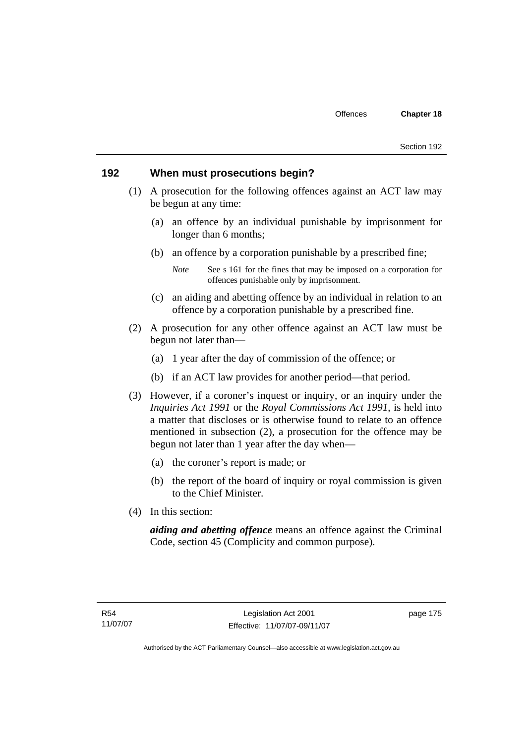## 192 When must prosecutions begin?

(1) A prosecution for the following offences against an ACT law may be begun at any time:

(a) an offence by an individual punishable by imprisonment for longer than 6 months;

(b) an offence by a corporation punishable by a prescribed fine;

*Note* See s 161 for the fines that may be imposed on a corporation for offences punishable only by imprisonment.

(c) an aiding and abetting offence by an individual in relation to an offence by a corporation punishable by a prescribed fine.

(2) A prosecution for any other offence against an ACT law must be begun not later than—

(a) 1 year after the day of commission of the offence; or

(b) if an ACT law provides for another period—that period.

(3) However, if a coroner's inquest or inquiry, or an inquiry under the *Inquiries Act 1991* or the *Royal Commissions Act 1991*, is held into a matter that discloses or is otherwise found to relate to an offence mentioned in subsection (2), a prosecution for the offence may be begun not later than 1 year after the day when—

(a) the coroner's report is made; or

(b) the report of the board of inquiry or royal commission is given to the Chief Minister.

(4) In this section:

***aiding and abetting offence*** means an offence against the Criminal Code, section 45 (Complicity and common purpose).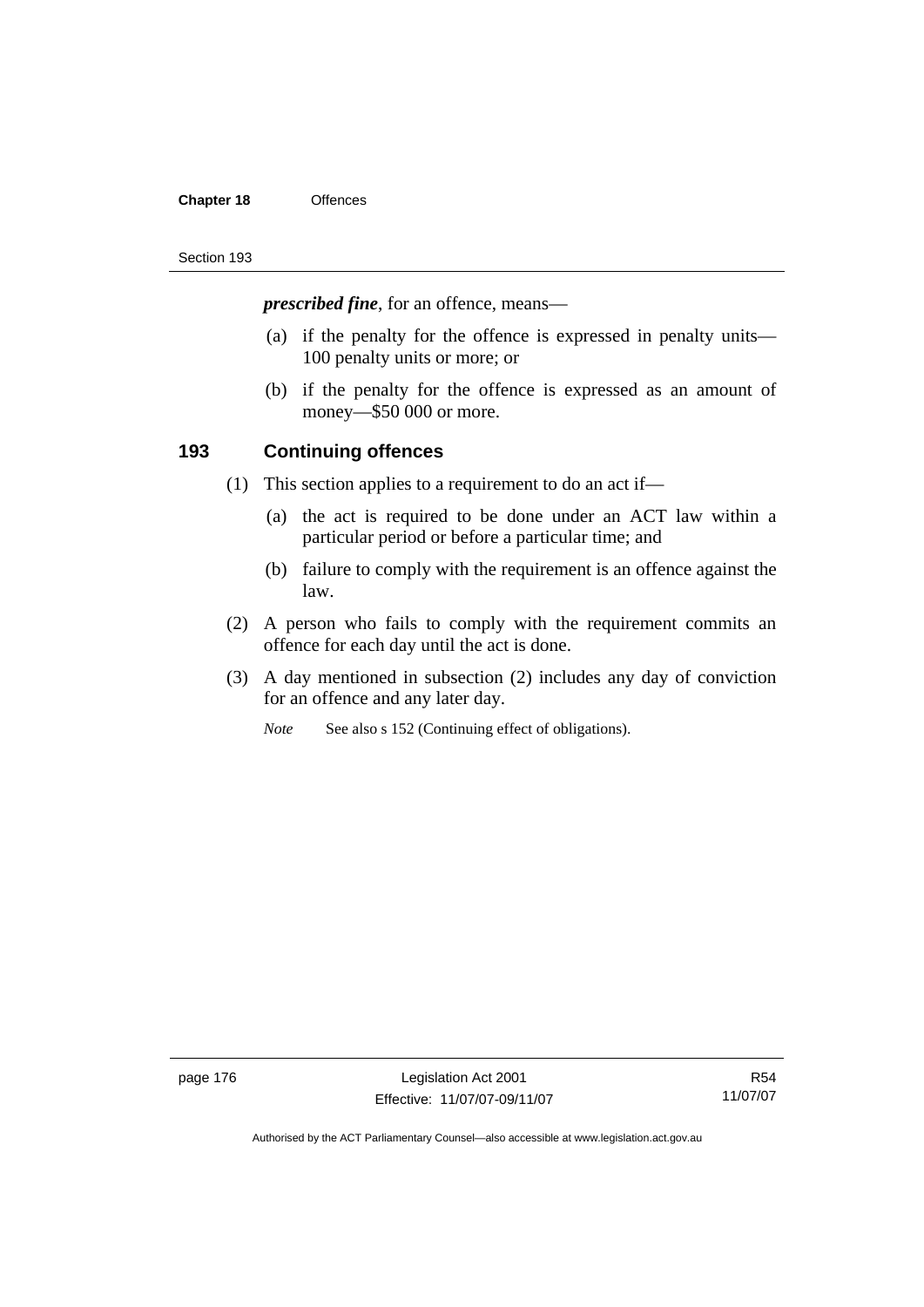***prescribed fine***, for an offence, means—

(a) if the penalty for the offence is expressed in penalty units—100 penalty units or more; or

(b) if the penalty for the offence is expressed as an amount of money—$50 000 or more.

## 193 Continuing offences

(1) This section applies to a requirement to do an act if—

(a) the act is required to be done under an ACT law within a particular period or before a particular time; and

(b) failure to comply with the requirement is an offence against the law.

(2) A person who fails to comply with the requirement commits an offence for each day until the act is done.

(3) A day mentioned in subsection (2) includes any day of conviction for an offence and any later day.

*Note* See also s 152 (Continuing effect of obligations).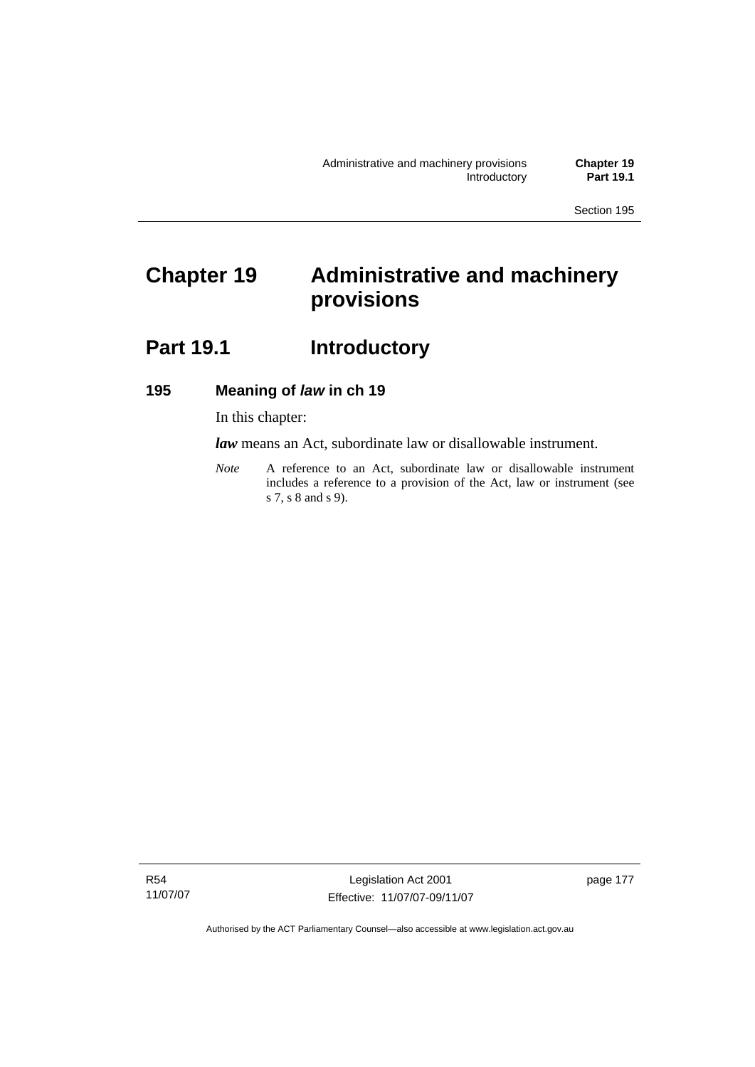# Chapter 19 Administrative and machinery provisions

## Part 19.1 Introductory

### 195 Meaning of *law* in ch 19

In this chapter:

***law*** means an Act, subordinate law or disallowable instrument.

*Note* A reference to an Act, subordinate law or disallowable instrument includes a reference to a provision of the Act, law or instrument (see s 7, s 8 and s 9).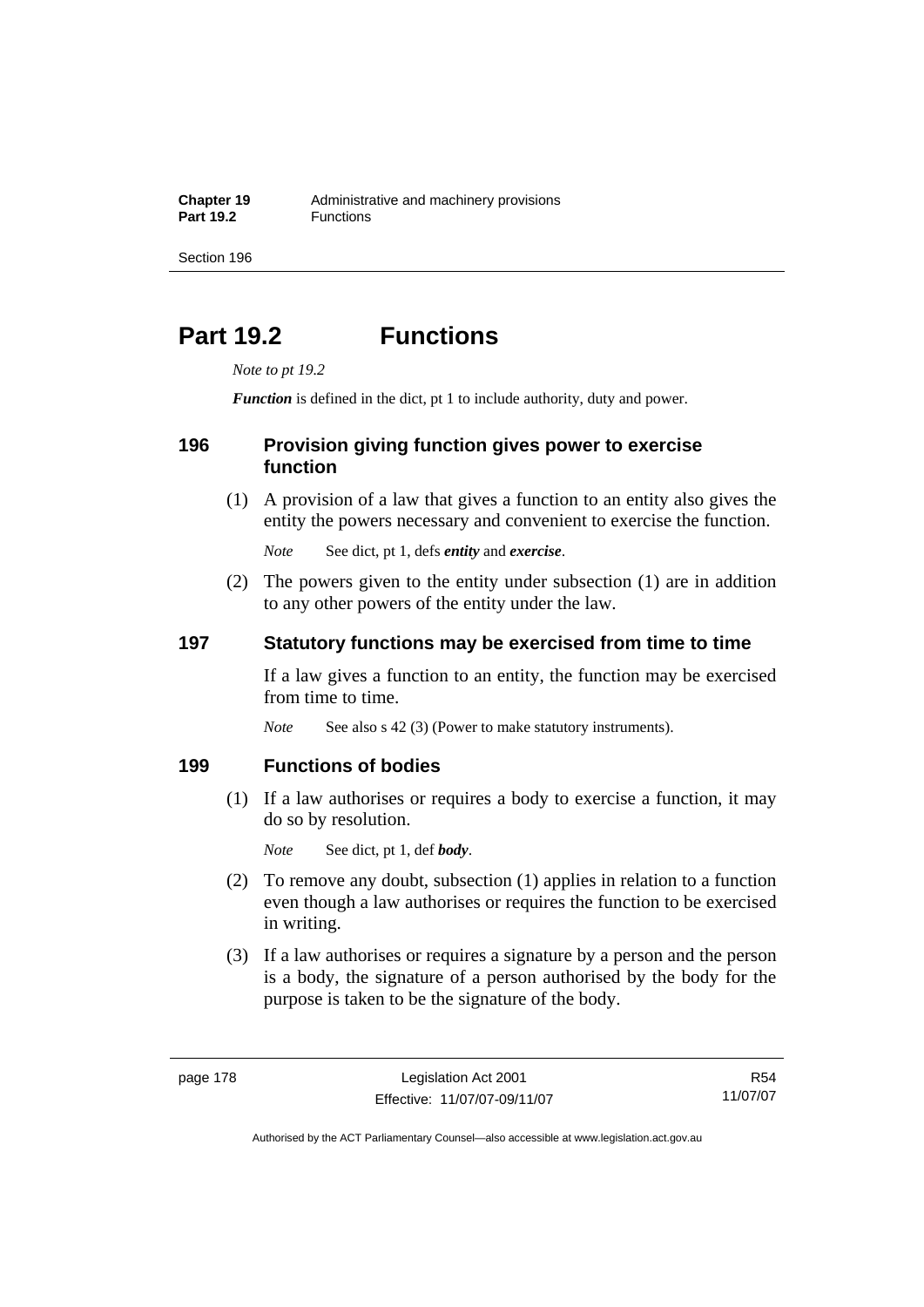# Part 19.2 Functions

*Note to pt 19.2*

***Function*** is defined in the dict, pt 1 to include authority, duty and power.

## 196 Provision giving function gives power to exercise function

(1) A provision of a law that gives a function to an entity also gives the entity the powers necessary and convenient to exercise the function.

*Note* See dict, pt 1, defs ***entity*** and ***exercise***.

(2) The powers given to the entity under subsection (1) are in addition to any other powers of the entity under the law.

## 197 Statutory functions may be exercised from time to time

If a law gives a function to an entity, the function may be exercised from time to time.

*Note* See also s 42 (3) (Power to make statutory instruments).

## 199 Functions of bodies

(1) If a law authorises or requires a body to exercise a function, it may do so by resolution.

*Note* See dict, pt 1, def ***body***.

(2) To remove any doubt, subsection (1) applies in relation to a function even though a law authorises or requires the function to be exercised in writing.

(3) If a law authorises or requires a signature by a person and the person is a body, the signature of a person authorised by the body for the purpose is taken to be the signature of the body.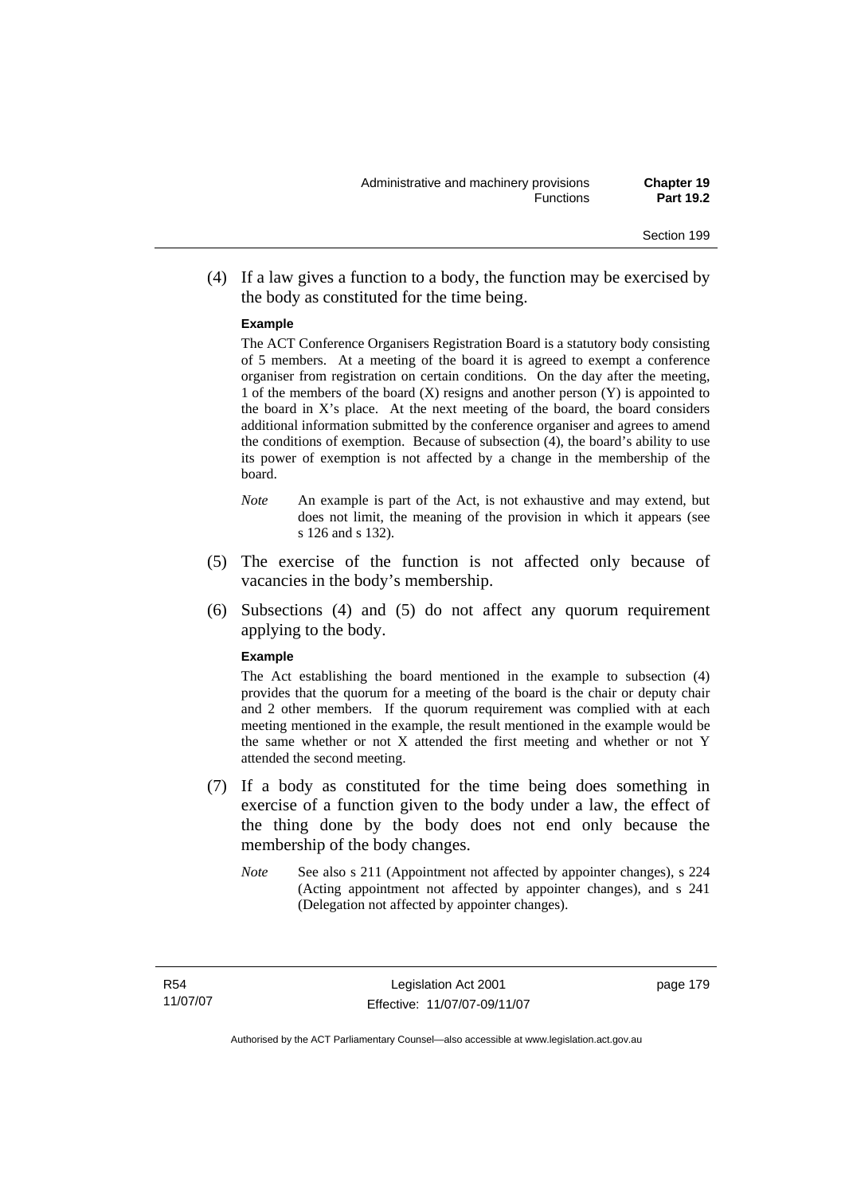(4) If a law gives a function to a body, the function may be exercised by the body as constituted for the time being.

**Example**

The ACT Conference Organisers Registration Board is a statutory body consisting of 5 members. At a meeting of the board it is agreed to exempt a conference organiser from registration on certain conditions. On the day after the meeting, 1 of the members of the board (X) resigns and another person (Y) is appointed to the board in X's place. At the next meeting of the board, the board considers additional information submitted by the conference organiser and agrees to amend the conditions of exemption. Because of subsection (4), the board's ability to use its power of exemption is not affected by a change in the membership of the board.

*Note* An example is part of the Act, is not exhaustive and may extend, but does not limit, the meaning of the provision in which it appears (see s 126 and s 132).

(5) The exercise of the function is not affected only because of vacancies in the body's membership.

(6) Subsections (4) and (5) do not affect any quorum requirement applying to the body.

**Example**

The Act establishing the board mentioned in the example to subsection (4) provides that the quorum for a meeting of the board is the chair or deputy chair and 2 other members. If the quorum requirement was complied with at each meeting mentioned in the example, the result mentioned in the example would be the same whether or not X attended the first meeting and whether or not Y attended the second meeting.

(7) If a body as constituted for the time being does something in exercise of a function given to the body under a law, the effect of the thing done by the body does not end only because the membership of the body changes.

*Note* See also s 211 (Appointment not affected by appointer changes), s 224 (Acting appointment not affected by appointer changes), and s 241 (Delegation not affected by appointer changes).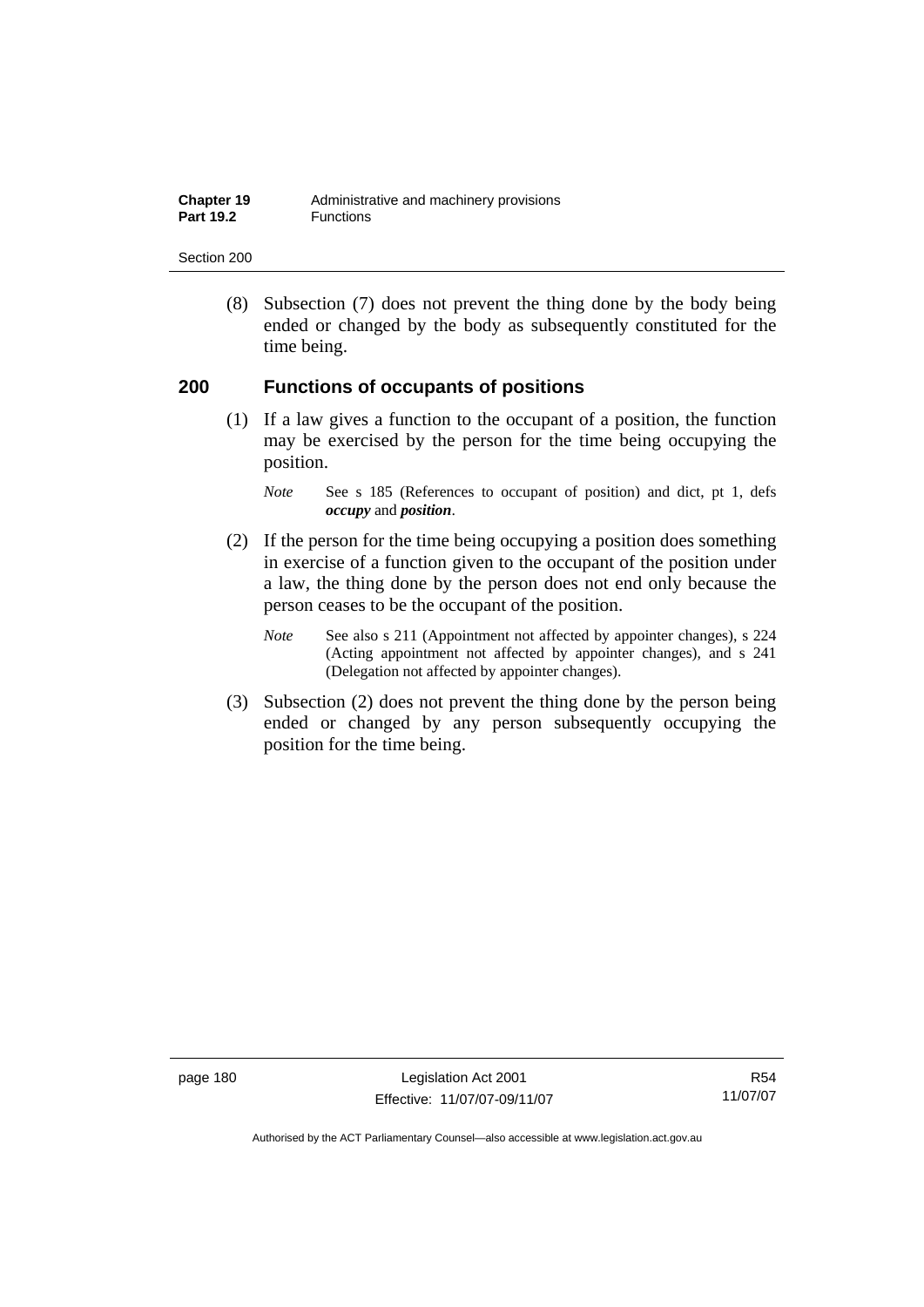(8) Subsection (7) does not prevent the thing done by the body being ended or changed by the body as subsequently constituted for the time being.

## 200 Functions of occupants of positions

(1) If a law gives a function to the occupant of a position, the function may be exercised by the person for the time being occupying the position.

*Note* See s 185 (References to occupant of position) and dict, pt 1, defs ***occupy*** and ***position***.

(2) If the person for the time being occupying a position does something in exercise of a function given to the occupant of the position under a law, the thing done by the person does not end only because the person ceases to be the occupant of the position.

*Note* See also s 211 (Appointment not affected by appointer changes), s 224 (Acting appointment not affected by appointer changes), and s 241 (Delegation not affected by appointer changes).

(3) Subsection (2) does not prevent the thing done by the person being ended or changed by any person subsequently occupying the position for the time being.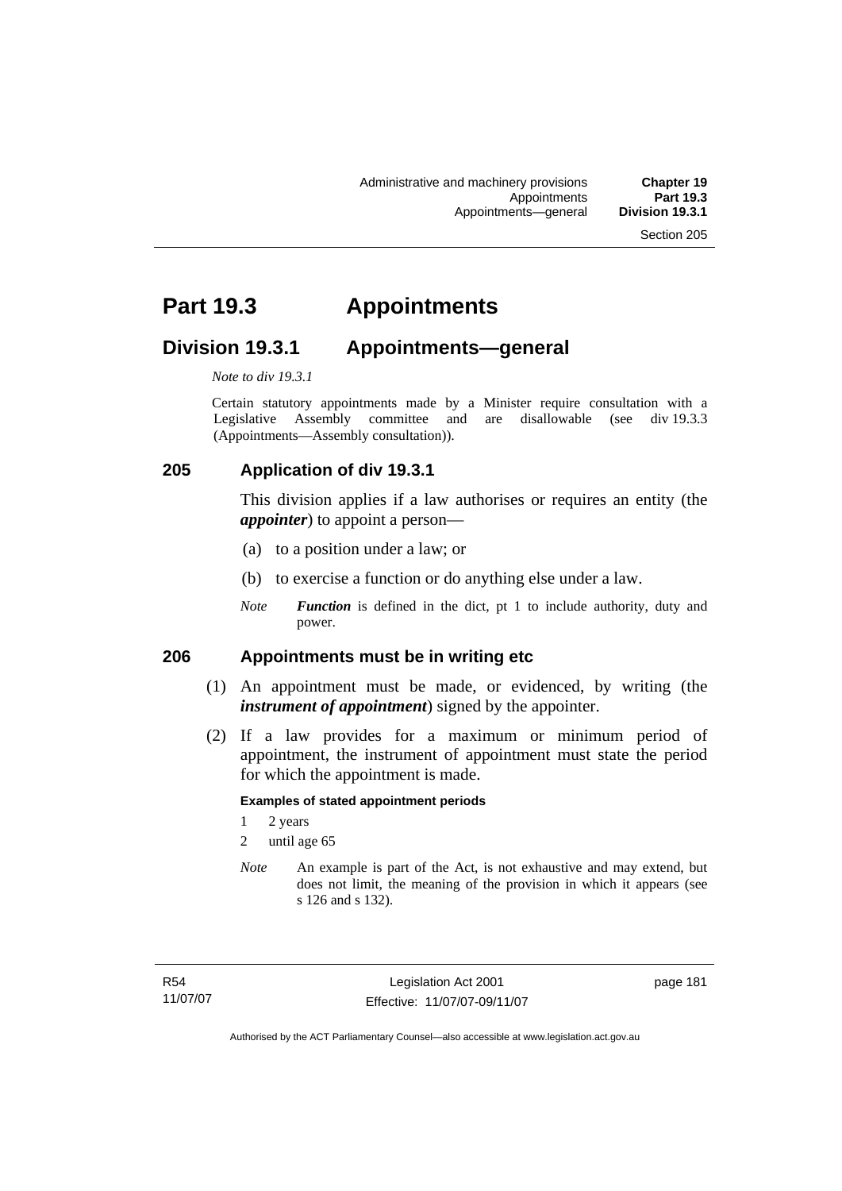# Part 19.3 Appointments

## Division 19.3.1 Appointments—general

*Note to div 19.3.1*

Certain statutory appointments made by a Minister require consultation with a Legislative Assembly committee and are disallowable (see div 19.3.3 (Appointments—Assembly consultation)).

### 205 Application of div 19.3.1

This division applies if a law authorises or requires an entity (the ***appointer***) to appoint a person—

(a) to a position under a law; or

(b) to exercise a function or do anything else under a law.

*Note* ***Function*** is defined in the dict, pt 1 to include authority, duty and power.

### 206 Appointments must be in writing etc

(1) An appointment must be made, or evidenced, by writing (the ***instrument of appointment***) signed by the appointer.

(2) If a law provides for a maximum or minimum period of appointment, the instrument of appointment must state the period for which the appointment is made.

**Examples of stated appointment periods**

1 2 years

2 until age 65

*Note* An example is part of the Act, is not exhaustive and may extend, but does not limit, the meaning of the provision in which it appears (see s 126 and s 132).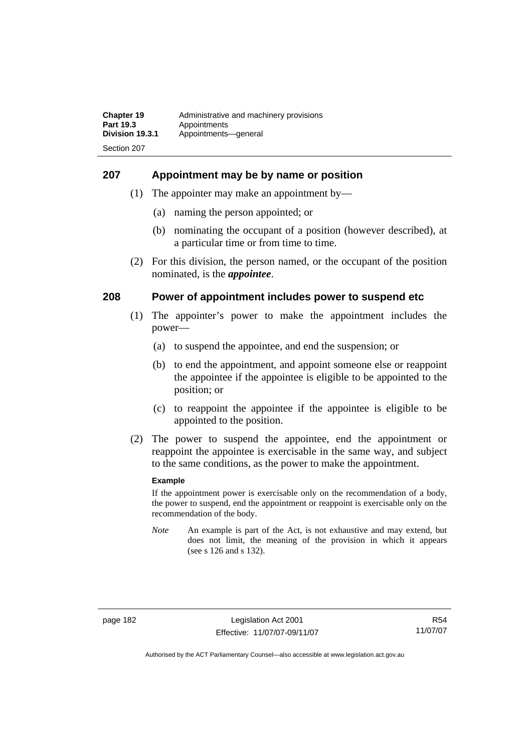## 207 Appointment may be by name or position

(1) The appointer may make an appointment by—

(a) naming the person appointed; or

(b) nominating the occupant of a position (however described), at a particular time or from time to time.

(2) For this division, the person named, or the occupant of the position nominated, is the ***appointee***.

## 208 Power of appointment includes power to suspend etc

(1) The appointer's power to make the appointment includes the power—

(a) to suspend the appointee, and end the suspension; or

(b) to end the appointment, and appoint someone else or reappoint the appointee if the appointee is eligible to be appointed to the position; or

(c) to reappoint the appointee if the appointee is eligible to be appointed to the position.

(2) The power to suspend the appointee, end the appointment or reappoint the appointee is exercisable in the same way, and subject to the same conditions, as the power to make the appointment.

**Example**

If the appointment power is exercisable only on the recommendation of a body, the power to suspend, end the appointment or reappoint is exercisable only on the recommendation of the body.

*Note* An example is part of the Act, is not exhaustive and may extend, but does not limit, the meaning of the provision in which it appears (see s 126 and s 132).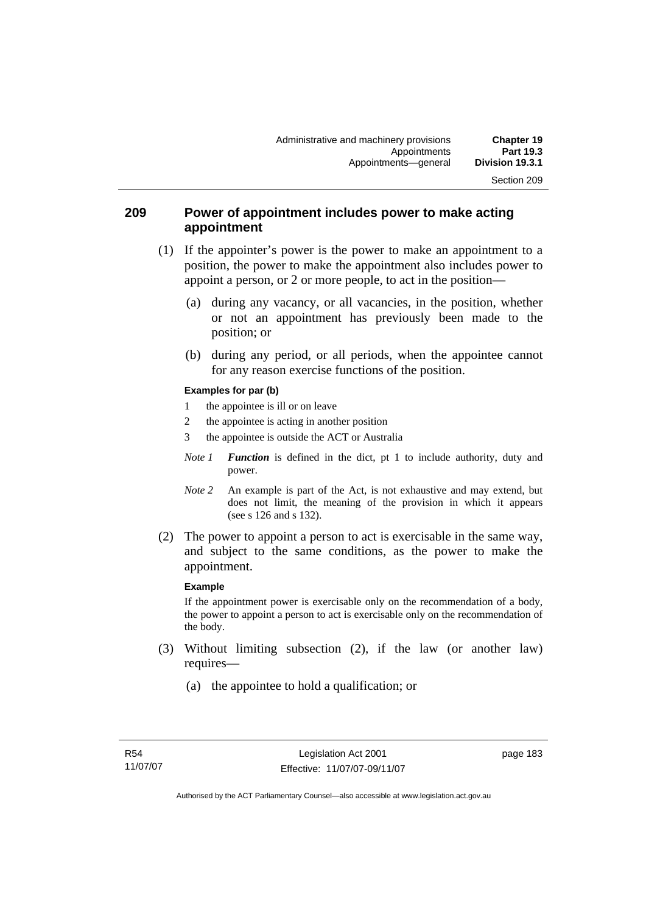## 209 Power of appointment includes power to make acting appointment

(1) If the appointer's power is the power to make an appointment to a position, the power to make the appointment also includes power to appoint a person, or 2 or more people, to act in the position—

(a) during any vacancy, or all vacancies, in the position, whether or not an appointment has previously been made to the position; or

(b) during any period, or all periods, when the appointee cannot for any reason exercise functions of the position.

**Examples for par (b)**

1 the appointee is ill or on leave
2 the appointee is acting in another position
3 the appointee is outside the ACT or Australia

*Note 1* ***Function*** is defined in the dict, pt 1 to include authority, duty and power.

*Note 2* An example is part of the Act, is not exhaustive and may extend, but does not limit, the meaning of the provision in which it appears (see s 126 and s 132).

(2) The power to appoint a person to act is exercisable in the same way, and subject to the same conditions, as the power to make the appointment.

**Example**

If the appointment power is exercisable only on the recommendation of a body, the power to appoint a person to act is exercisable only on the recommendation of the body.

(3) Without limiting subsection (2), if the law (or another law) requires—

(a) the appointee to hold a qualification; or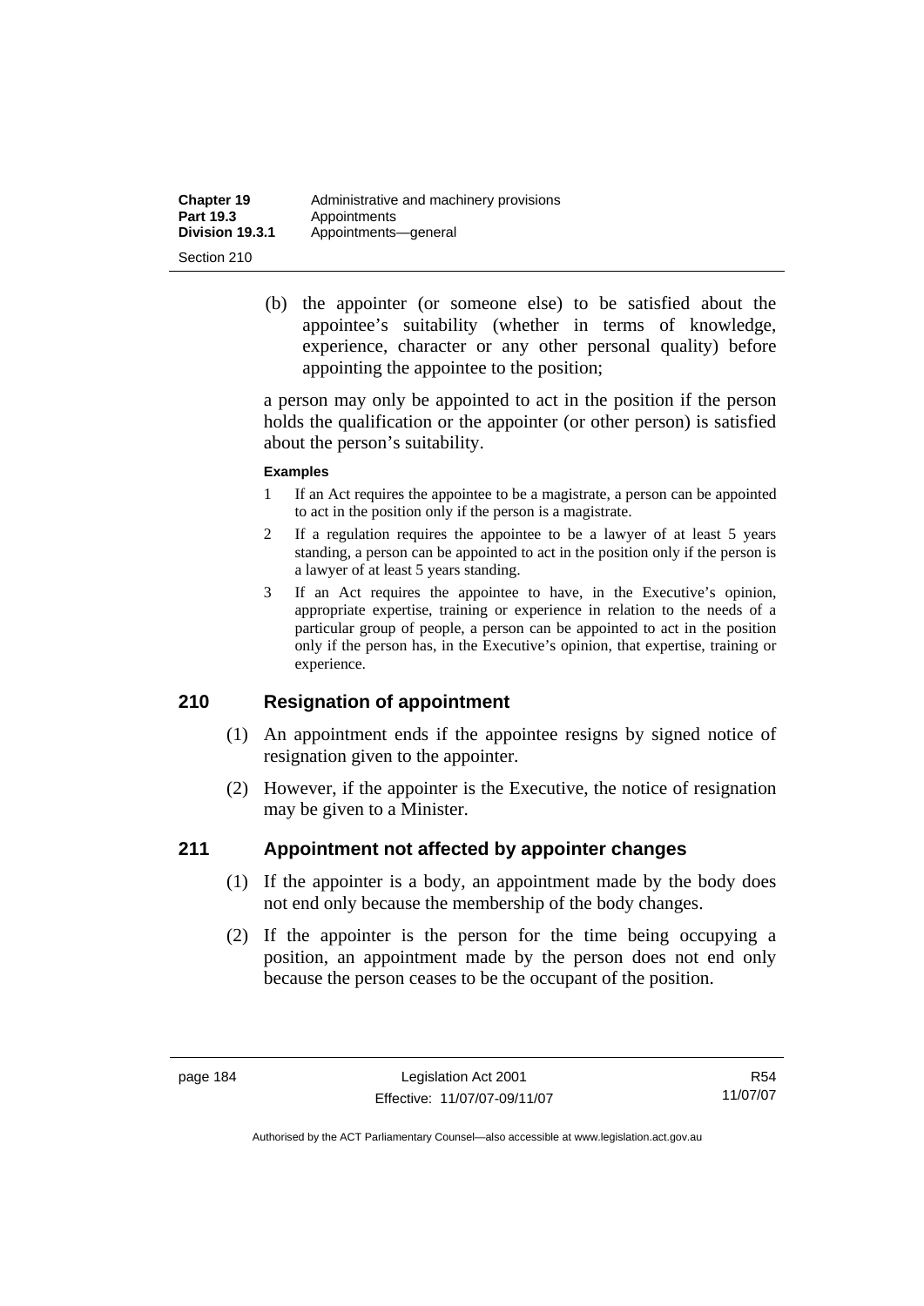(b) the appointer (or someone else) to be satisfied about the appointee's suitability (whether in terms of knowledge, experience, character or any other personal quality) before appointing the appointee to the position;

a person may only be appointed to act in the position if the person holds the qualification or the appointer (or other person) is satisfied about the person's suitability.

**Examples**

1 If an Act requires the appointee to be a magistrate, a person can be appointed to act in the position only if the person is a magistrate.

2 If a regulation requires the appointee to be a lawyer of at least 5 years standing, a person can be appointed to act in the position only if the person is a lawyer of at least 5 years standing.

3 If an Act requires the appointee to have, in the Executive's opinion, appropriate expertise, training or experience in relation to the needs of a particular group of people, a person can be appointed to act in the position only if the person has, in the Executive's opinion, that expertise, training or experience.

## 210 Resignation of appointment

(1) An appointment ends if the appointee resigns by signed notice of resignation given to the appointer.

(2) However, if the appointer is the Executive, the notice of resignation may be given to a Minister.

## 211 Appointment not affected by appointer changes

(1) If the appointer is a body, an appointment made by the body does not end only because the membership of the body changes.

(2) If the appointer is the person for the time being occupying a position, an appointment made by the person does not end only because the person ceases to be the occupant of the position.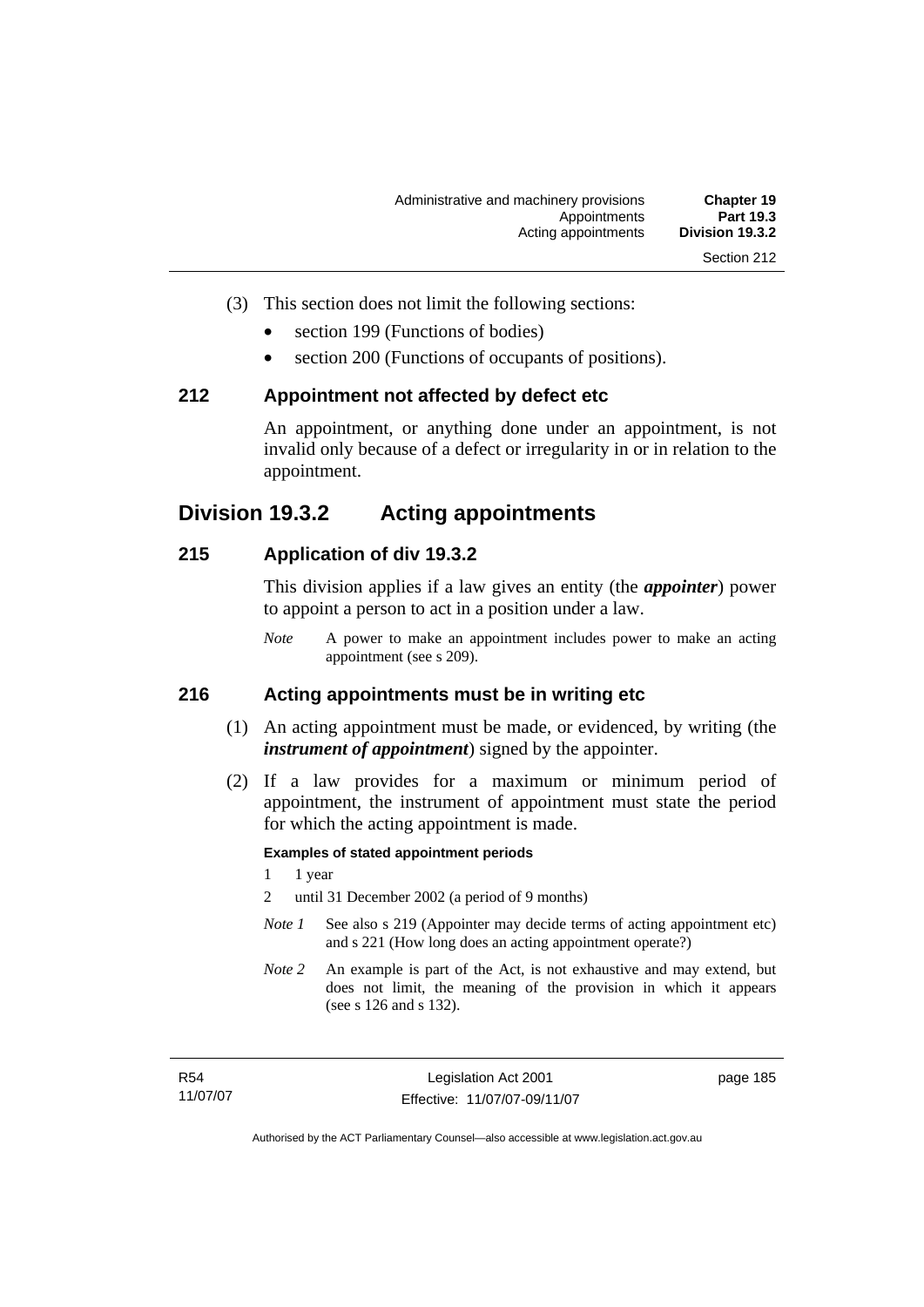(3) This section does not limit the following sections:

- section 199 (Functions of bodies)
- section 200 (Functions of occupants of positions).

### 212 Appointment not affected by defect etc

An appointment, or anything done under an appointment, is not invalid only because of a defect or irregularity in or in relation to the appointment.

## Division 19.3.2 Acting appointments

### 215 Application of div 19.3.2

This division applies if a law gives an entity (the ***appointer***) power to appoint a person to act in a position under a law.

*Note* A power to make an appointment includes power to make an acting appointment (see s 209).

### 216 Acting appointments must be in writing etc

(1) An acting appointment must be made, or evidenced, by writing (the ***instrument of appointment***) signed by the appointer.

(2) If a law provides for a maximum or minimum period of appointment, the instrument of appointment must state the period for which the acting appointment is made.

**Examples of stated appointment periods**

1 1 year

2 until 31 December 2002 (a period of 9 months)

*Note 1* See also s 219 (Appointer may decide terms of acting appointment etc) and s 221 (How long does an acting appointment operate?)

*Note 2* An example is part of the Act, is not exhaustive and may extend, but does not limit, the meaning of the provision in which it appears (see s 126 and s 132).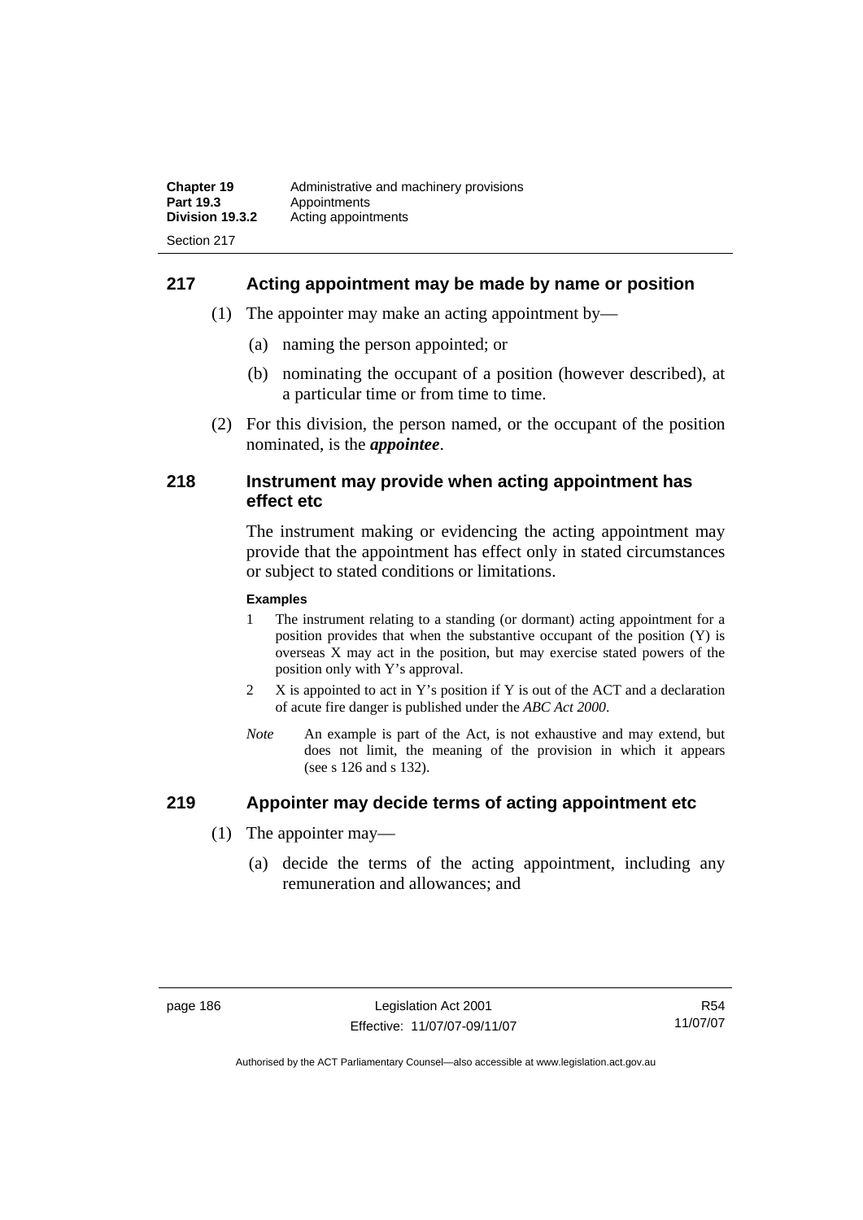## 217 Acting appointment may be made by name or position

(1) The appointer may make an acting appointment by—

(a) naming the person appointed; or

(b) nominating the occupant of a position (however described), at a particular time or from time to time.

(2) For this division, the person named, or the occupant of the position nominated, is the ***appointee***.

## 218 Instrument may provide when acting appointment has effect etc

The instrument making or evidencing the acting appointment may provide that the appointment has effect only in stated circumstances or subject to stated conditions or limitations.

**Examples**

1 The instrument relating to a standing (or dormant) acting appointment for a position provides that when the substantive occupant of the position (Y) is overseas X may act in the position, but may exercise stated powers of the position only with Y's approval.

2 X is appointed to act in Y's position if Y is out of the ACT and a declaration of acute fire danger is published under the *ABC Act 2000*.

*Note* An example is part of the Act, is not exhaustive and may extend, but does not limit, the meaning of the provision in which it appears (see s 126 and s 132).

## 219 Appointer may decide terms of acting appointment etc

(1) The appointer may—

(a) decide the terms of the acting appointment, including any remuneration and allowances; and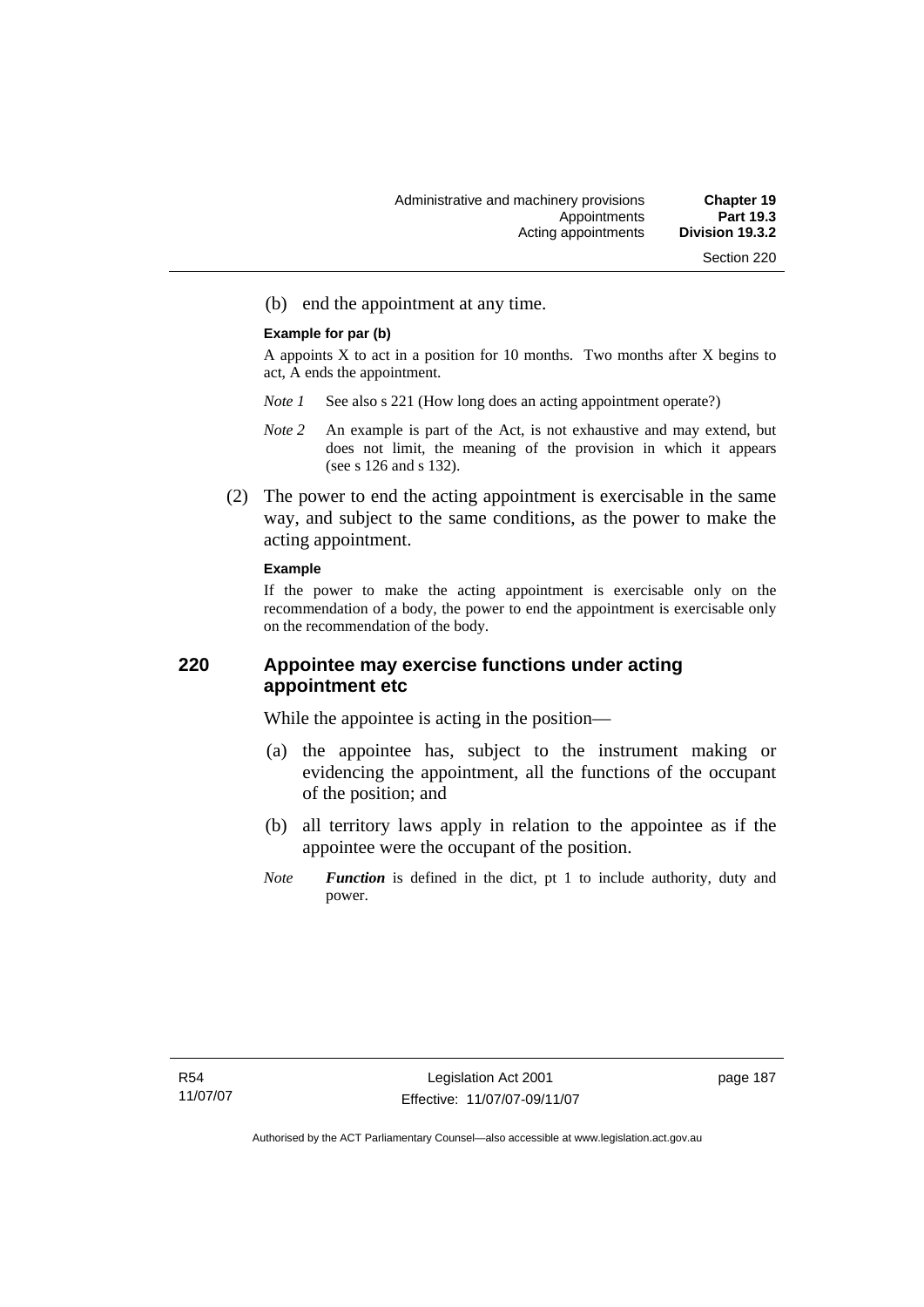(b) end the appointment at any time.

**Example for par (b)**

A appoints X to act in a position for 10 months. Two months after X begins to act, A ends the appointment.

*Note 1* See also s 221 (How long does an acting appointment operate?)

*Note 2* An example is part of the Act, is not exhaustive and may extend, but does not limit, the meaning of the provision in which it appears (see s 126 and s 132).

(2) The power to end the acting appointment is exercisable in the same way, and subject to the same conditions, as the power to make the acting appointment.

**Example**

If the power to make the acting appointment is exercisable only on the recommendation of a body, the power to end the appointment is exercisable only on the recommendation of the body.

### 220 Appointee may exercise functions under acting appointment etc

While the appointee is acting in the position—

(a) the appointee has, subject to the instrument making or evidencing the appointment, all the functions of the occupant of the position; and

(b) all territory laws apply in relation to the appointee as if the appointee were the occupant of the position.

*Note* ***Function*** is defined in the dict, pt 1 to include authority, duty and power.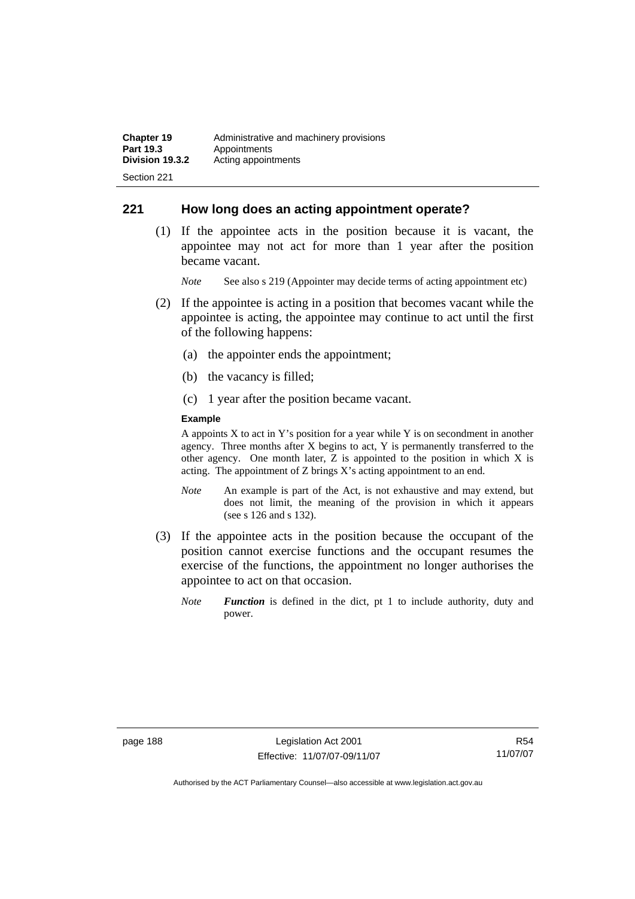## 221 How long does an acting appointment operate?

(1) If the appointee acts in the position because it is vacant, the appointee may not act for more than 1 year after the position became vacant.

*Note* See also s 219 (Appointer may decide terms of acting appointment etc)

(2) If the appointee is acting in a position that becomes vacant while the appointee is acting, the appointee may continue to act until the first of the following happens:

(a) the appointer ends the appointment;

(b) the vacancy is filled;

(c) 1 year after the position became vacant.

**Example**

A appoints X to act in Y's position for a year while Y is on secondment in another agency. Three months after X begins to act, Y is permanently transferred to the other agency. One month later, Z is appointed to the position in which X is acting. The appointment of Z brings X's acting appointment to an end.

*Note* An example is part of the Act, is not exhaustive and may extend, but does not limit, the meaning of the provision in which it appears (see s 126 and s 132).

(3) If the appointee acts in the position because the occupant of the position cannot exercise functions and the occupant resumes the exercise of the functions, the appointment no longer authorises the appointee to act on that occasion.

*Note* ***Function*** is defined in the dict, pt 1 to include authority, duty and power.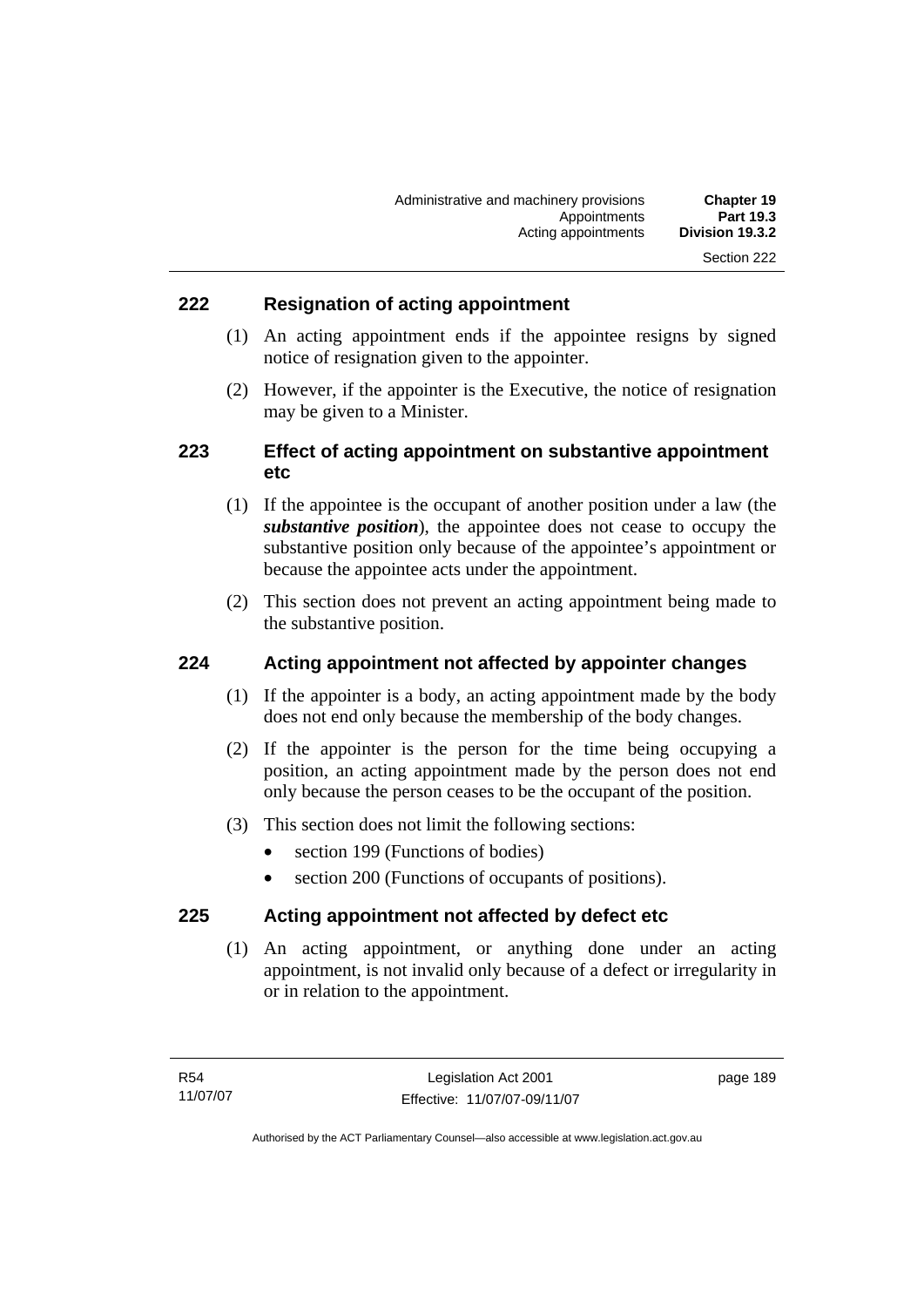## 222 Resignation of acting appointment

(1) An acting appointment ends if the appointee resigns by signed notice of resignation given to the appointer.

(2) However, if the appointer is the Executive, the notice of resignation may be given to a Minister.

## 223 Effect of acting appointment on substantive appointment etc

(1) If the appointee is the occupant of another position under a law (the ***substantive position***), the appointee does not cease to occupy the substantive position only because of the appointee's appointment or because the appointee acts under the appointment.

(2) This section does not prevent an acting appointment being made to the substantive position.

## 224 Acting appointment not affected by appointer changes

(1) If the appointer is a body, an acting appointment made by the body does not end only because the membership of the body changes.

(2) If the appointer is the person for the time being occupying a position, an acting appointment made by the person does not end only because the person ceases to be the occupant of the position.

(3) This section does not limit the following sections:

- section 199 (Functions of bodies)
- section 200 (Functions of occupants of positions).

## 225 Acting appointment not affected by defect etc

(1) An acting appointment, or anything done under an acting appointment, is not invalid only because of a defect or irregularity in or in relation to the appointment.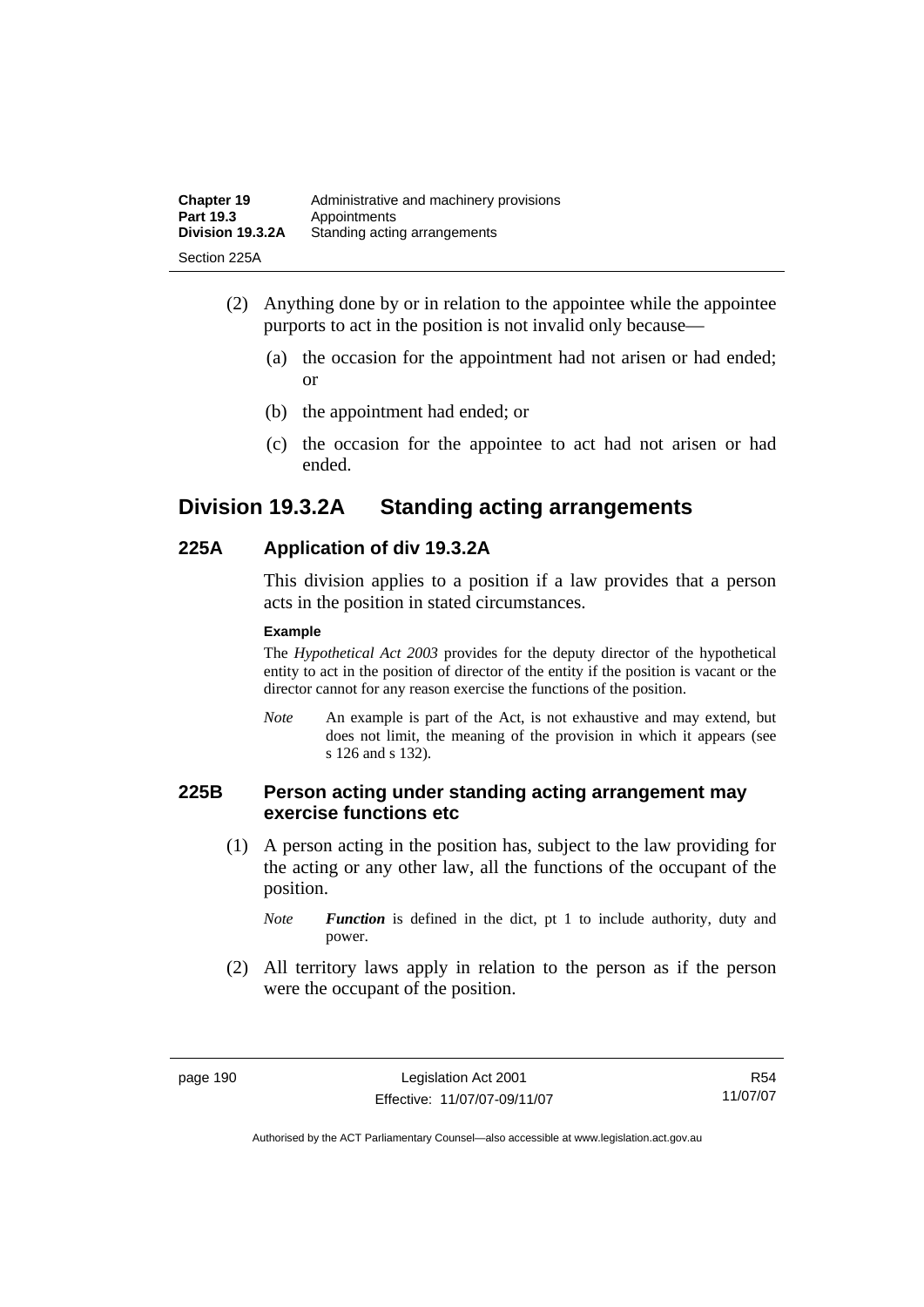(2) Anything done by or in relation to the appointee while the appointee purports to act in the position is not invalid only because—

(a) the occasion for the appointment had not arisen or had ended; or

(b) the appointment had ended; or

(c) the occasion for the appointee to act had not arisen or had ended.

## Division 19.3.2A Standing acting arrangements

### 225A Application of div 19.3.2A

This division applies to a position if a law provides that a person acts in the position in stated circumstances.

**Example**

The *Hypothetical Act 2003* provides for the deputy director of the hypothetical entity to act in the position of director of the entity if the position is vacant or the director cannot for any reason exercise the functions of the position.

*Note* An example is part of the Act, is not exhaustive and may extend, but does not limit, the meaning of the provision in which it appears (see s 126 and s 132).

### 225B Person acting under standing acting arrangement may exercise functions etc

(1) A person acting in the position has, subject to the law providing for the acting or any other law, all the functions of the occupant of the position.

*Note* ***Function*** is defined in the dict, pt 1 to include authority, duty and power.

(2) All territory laws apply in relation to the person as if the person were the occupant of the position.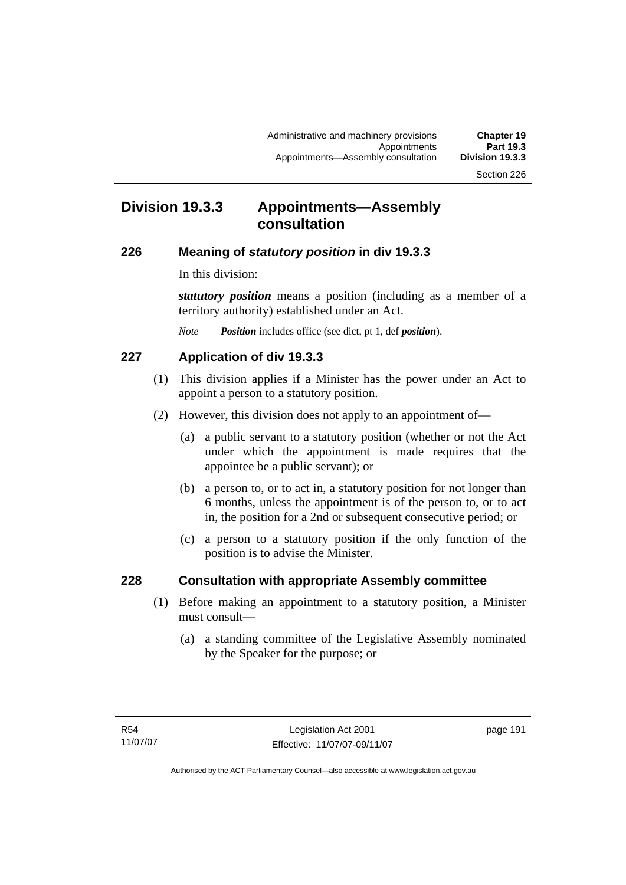# Division 19.3.3 Appointments—Assembly consultation

## 226 Meaning of *statutory position* in div 19.3.3

In this division:

***statutory position*** means a position (including as a member of a territory authority) established under an Act.

*Note* ***Position*** includes office (see dict, pt 1, def ***position***).

## 227 Application of div 19.3.3

(1) This division applies if a Minister has the power under an Act to appoint a person to a statutory position.

(2) However, this division does not apply to an appointment of—

(a) a public servant to a statutory position (whether or not the Act under which the appointment is made requires that the appointee be a public servant); or

(b) a person to, or to act in, a statutory position for not longer than 6 months, unless the appointment is of the person to, or to act in, the position for a 2nd or subsequent consecutive period; or

(c) a person to a statutory position if the only function of the position is to advise the Minister.

## 228 Consultation with appropriate Assembly committee

(1) Before making an appointment to a statutory position, a Minister must consult—

(a) a standing committee of the Legislative Assembly nominated by the Speaker for the purpose; or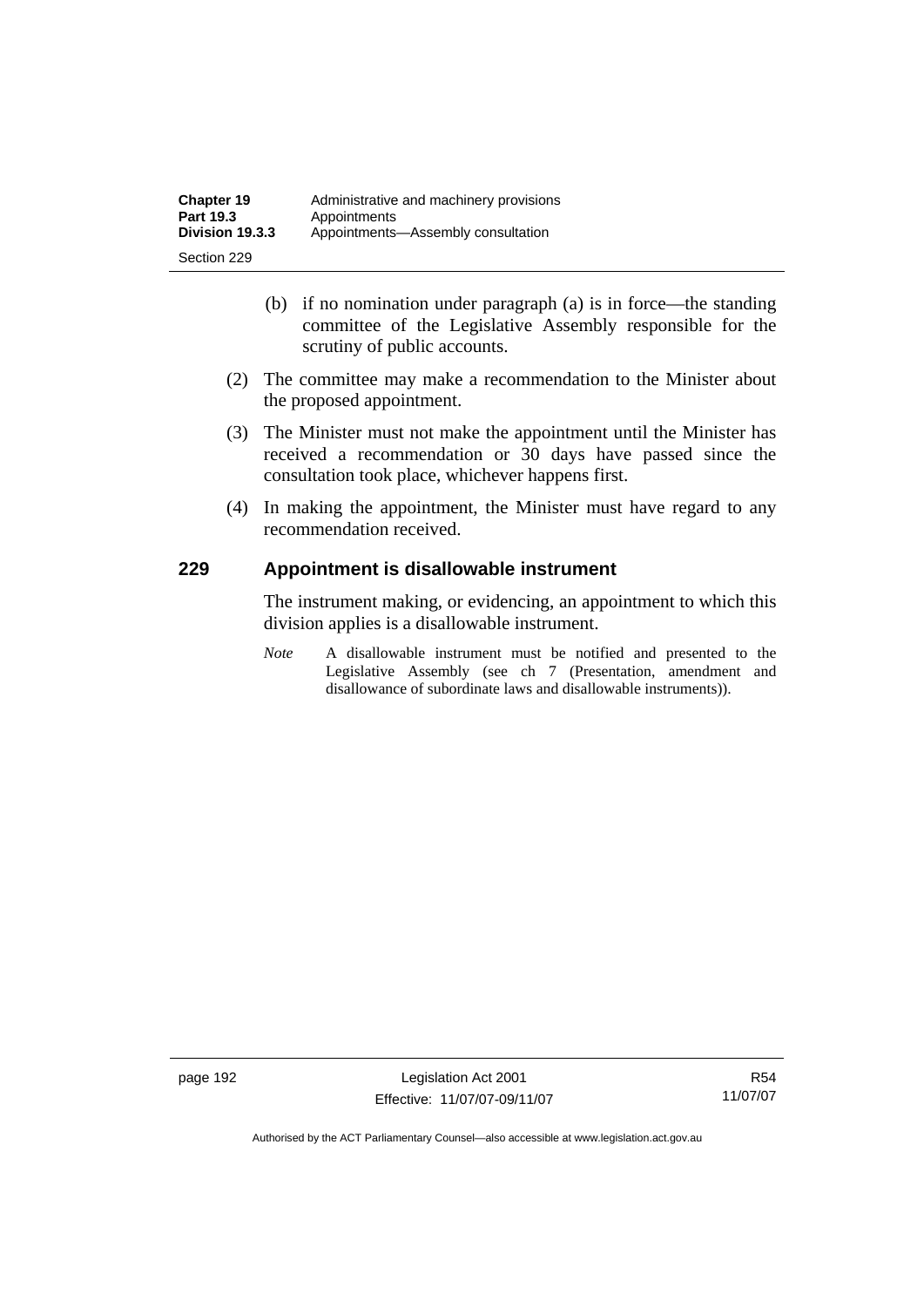(b) if no nomination under paragraph (a) is in force—the standing committee of the Legislative Assembly responsible for the scrutiny of public accounts.

(2) The committee may make a recommendation to the Minister about the proposed appointment.

(3) The Minister must not make the appointment until the Minister has received a recommendation or 30 days have passed since the consultation took place, whichever happens first.

(4) In making the appointment, the Minister must have regard to any recommendation received.

## 229 Appointment is disallowable instrument

The instrument making, or evidencing, an appointment to which this division applies is a disallowable instrument.

*Note* A disallowable instrument must be notified and presented to the Legislative Assembly (see ch 7 (Presentation, amendment and disallowance of subordinate laws and disallowable instruments)).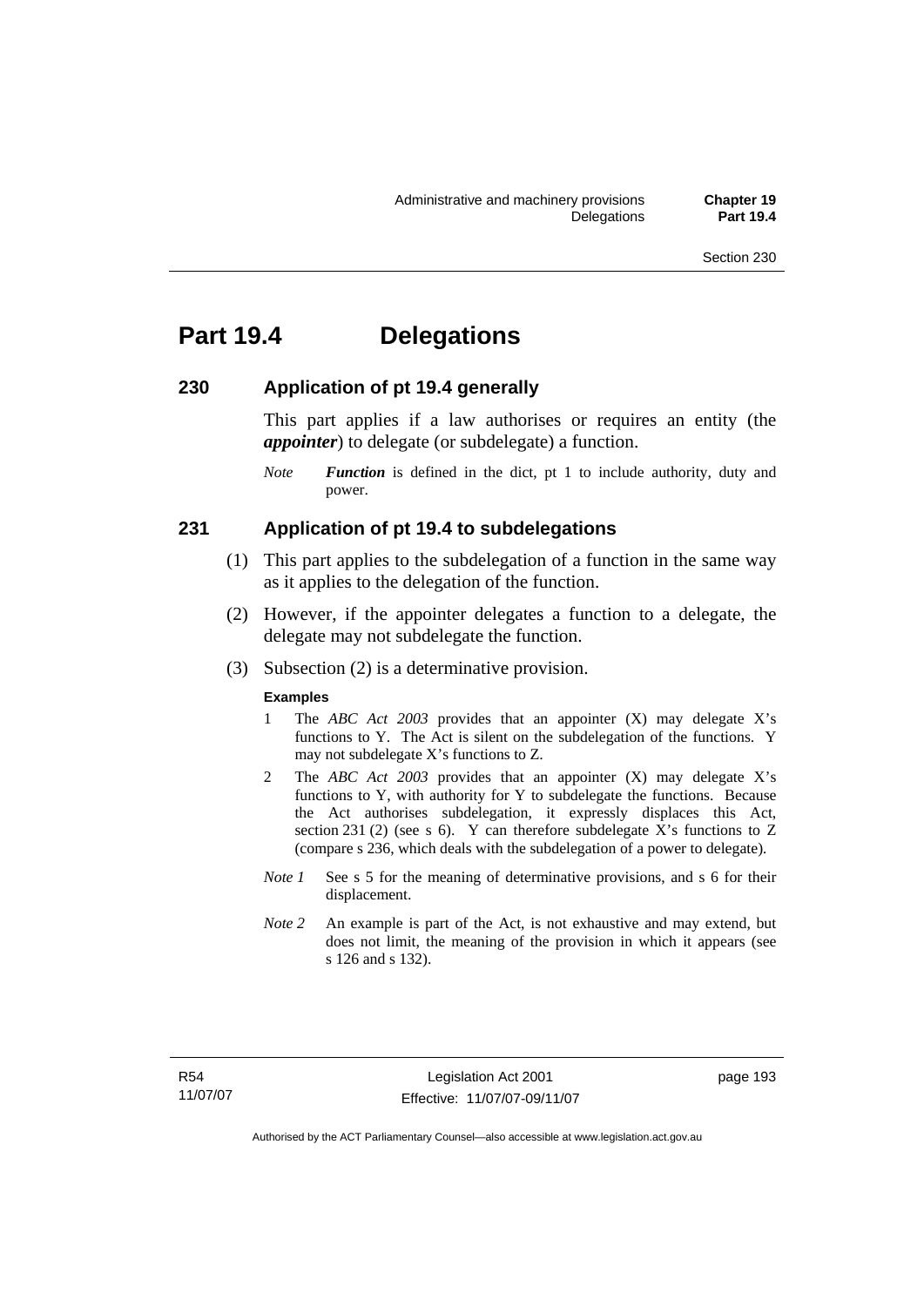# Part 19.4 Delegations

## 230 Application of pt 19.4 generally

This part applies if a law authorises or requires an entity (the ***appointer***) to delegate (or subdelegate) a function.

*Note* ***Function*** is defined in the dict, pt 1 to include authority, duty and power.

## 231 Application of pt 19.4 to subdelegations

(1) This part applies to the subdelegation of a function in the same way as it applies to the delegation of the function.

(2) However, if the appointer delegates a function to a delegate, the delegate may not subdelegate the function.

(3) Subsection (2) is a determinative provision.

**Examples**

1 The *ABC Act 2003* provides that an appointer (X) may delegate X's functions to Y. The Act is silent on the subdelegation of the functions. Y may not subdelegate X's functions to Z.

2 The *ABC Act 2003* provides that an appointer (X) may delegate X's functions to Y, with authority for Y to subdelegate the functions. Because the Act authorises subdelegation, it expressly displaces this Act, section 231 (2) (see s 6). Y can therefore subdelegate X's functions to Z (compare s 236, which deals with the subdelegation of a power to delegate).

*Note 1* See s 5 for the meaning of determinative provisions, and s 6 for their displacement.

*Note 2* An example is part of the Act, is not exhaustive and may extend, but does not limit, the meaning of the provision in which it appears (see s 126 and s 132).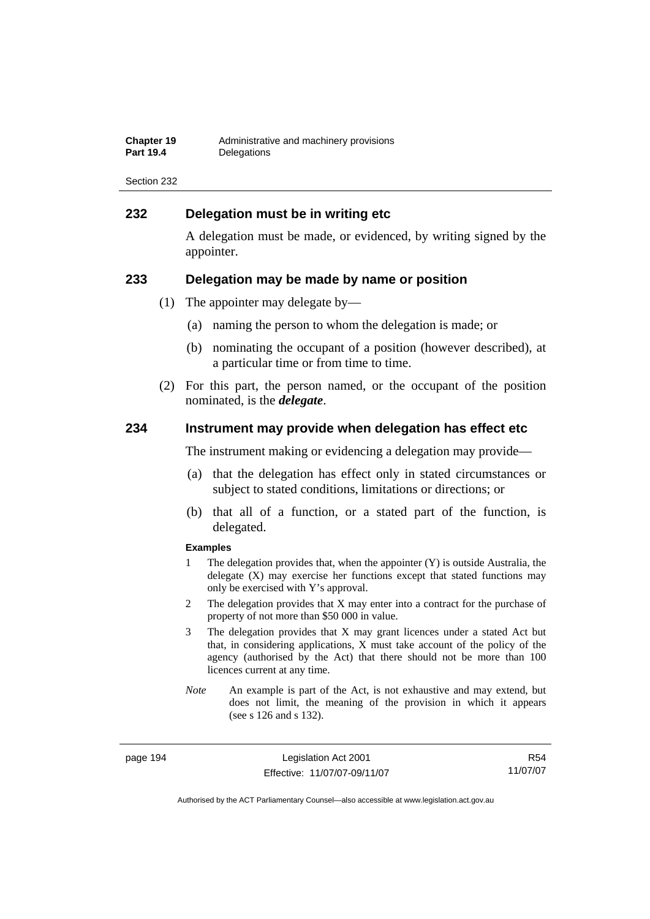## 232 Delegation must be in writing etc

A delegation must be made, or evidenced, by writing signed by the appointer.

## 233 Delegation may be made by name or position

(1) The appointer may delegate by—

(a) naming the person to whom the delegation is made; or

(b) nominating the occupant of a position (however described), at a particular time or from time to time.

(2) For this part, the person named, or the occupant of the position nominated, is the ***delegate***.

## 234 Instrument may provide when delegation has effect etc

The instrument making or evidencing a delegation may provide—

(a) that the delegation has effect only in stated circumstances or subject to stated conditions, limitations or directions; or

(b) that all of a function, or a stated part of the function, is delegated.

**Examples**

1 The delegation provides that, when the appointer (Y) is outside Australia, the delegate (X) may exercise her functions except that stated functions may only be exercised with Y's approval.

2 The delegation provides that X may enter into a contract for the purchase of property of not more than $50 000 in value.

3 The delegation provides that X may grant licences under a stated Act but that, in considering applications, X must take account of the policy of the agency (authorised by the Act) that there should not be more than 100 licences current at any time.

*Note* An example is part of the Act, is not exhaustive and may extend, but does not limit, the meaning of the provision in which it appears (see s 126 and s 132).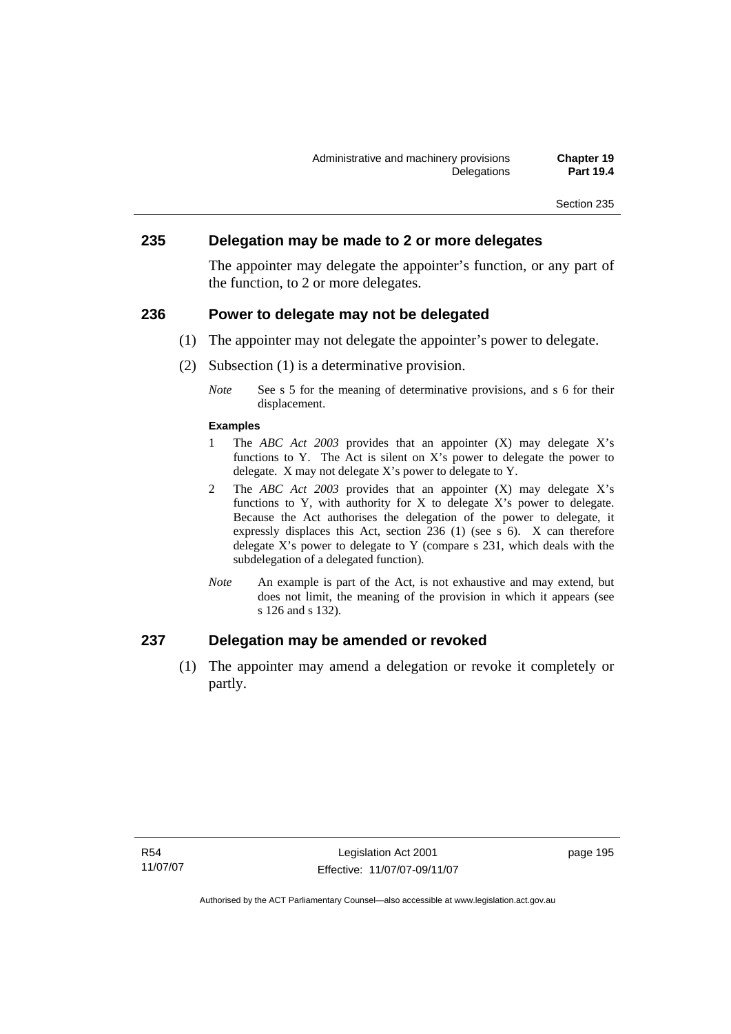## 235 Delegation may be made to 2 or more delegates

The appointer may delegate the appointer's function, or any part of the function, to 2 or more delegates.

## 236 Power to delegate may not be delegated

(1) The appointer may not delegate the appointer's power to delegate.

(2) Subsection (1) is a determinative provision.

*Note* See s 5 for the meaning of determinative provisions, and s 6 for their displacement.

**Examples**

1 The *ABC Act 2003* provides that an appointer (X) may delegate X's functions to Y. The Act is silent on X's power to delegate the power to delegate. X may not delegate X's power to delegate to Y.

2 The *ABC Act 2003* provides that an appointer (X) may delegate X's functions to Y, with authority for X to delegate X's power to delegate. Because the Act authorises the delegation of the power to delegate, it expressly displaces this Act, section 236 (1) (see s 6). X can therefore delegate X's power to delegate to Y (compare s 231, which deals with the subdelegation of a delegated function).

*Note* An example is part of the Act, is not exhaustive and may extend, but does not limit, the meaning of the provision in which it appears (see s 126 and s 132).

## 237 Delegation may be amended or revoked

(1) The appointer may amend a delegation or revoke it completely or partly.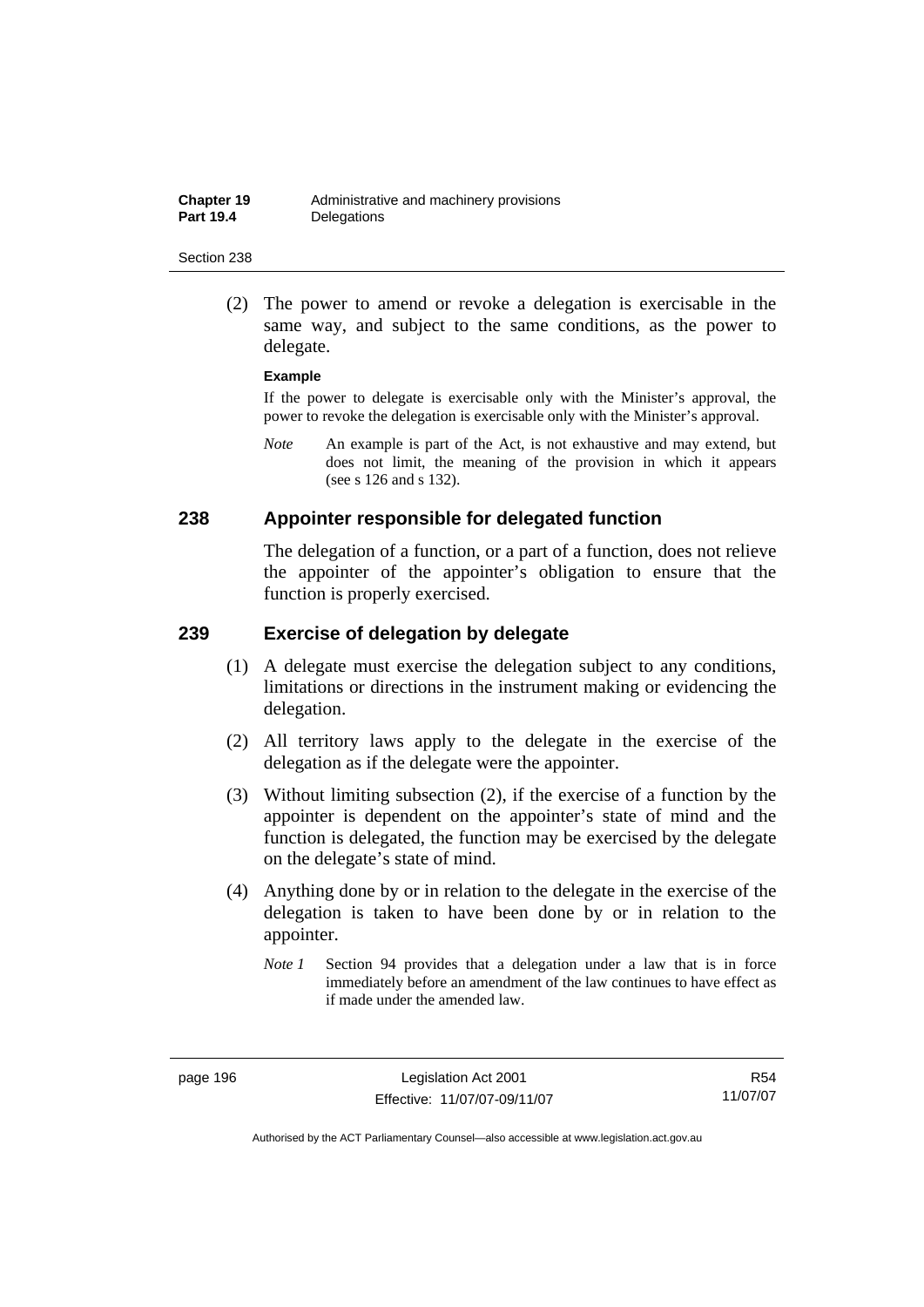(2) The power to amend or revoke a delegation is exercisable in the same way, and subject to the same conditions, as the power to delegate.

**Example**

If the power to delegate is exercisable only with the Minister's approval, the power to revoke the delegation is exercisable only with the Minister's approval.

*Note* An example is part of the Act, is not exhaustive and may extend, but does not limit, the meaning of the provision in which it appears (see s 126 and s 132).

## 238 Appointer responsible for delegated function

The delegation of a function, or a part of a function, does not relieve the appointer of the appointer's obligation to ensure that the function is properly exercised.

## 239 Exercise of delegation by delegate

(1) A delegate must exercise the delegation subject to any conditions, limitations or directions in the instrument making or evidencing the delegation.

(2) All territory laws apply to the delegate in the exercise of the delegation as if the delegate were the appointer.

(3) Without limiting subsection (2), if the exercise of a function by the appointer is dependent on the appointer's state of mind and the function is delegated, the function may be exercised by the delegate on the delegate's state of mind.

(4) Anything done by or in relation to the delegate in the exercise of the delegation is taken to have been done by or in relation to the appointer.

*Note 1* Section 94 provides that a delegation under a law that is in force immediately before an amendment of the law continues to have effect as if made under the amended law.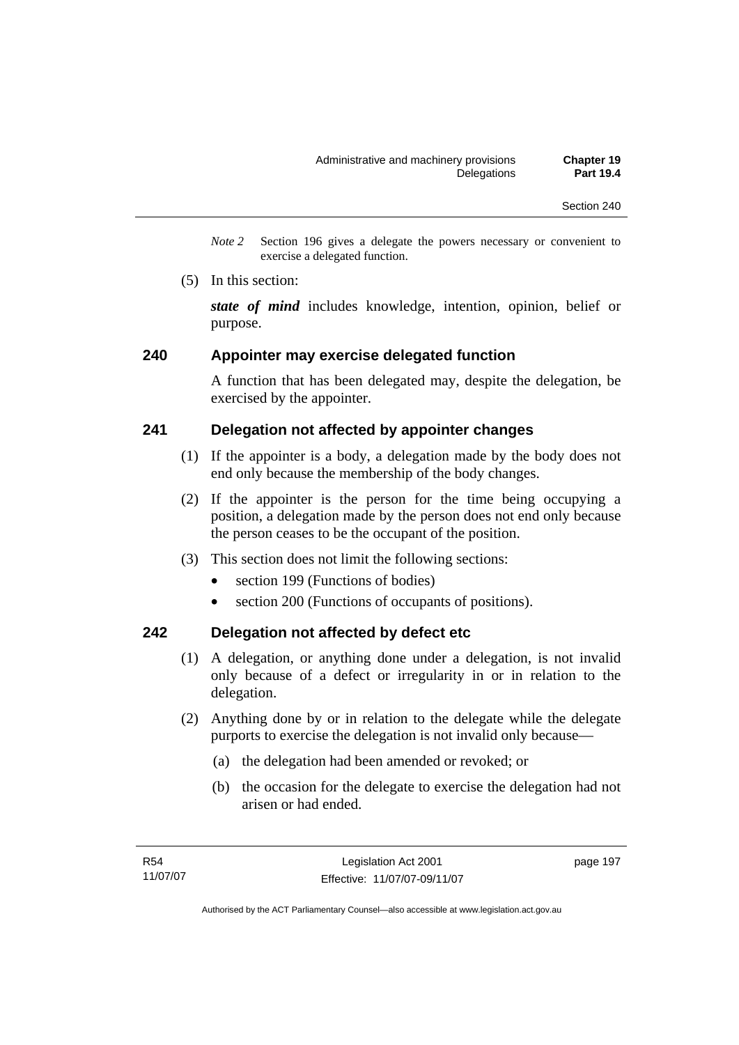*Note 2* Section 196 gives a delegate the powers necessary or convenient to exercise a delegated function.

(5) In this section:

***state of mind*** includes knowledge, intention, opinion, belief or purpose.

## 240 Appointer may exercise delegated function

A function that has been delegated may, despite the delegation, be exercised by the appointer.

## 241 Delegation not affected by appointer changes

(1) If the appointer is a body, a delegation made by the body does not end only because the membership of the body changes.

(2) If the appointer is the person for the time being occupying a position, a delegation made by the person does not end only because the person ceases to be the occupant of the position.

(3) This section does not limit the following sections:

- section 199 (Functions of bodies)
- section 200 (Functions of occupants of positions).

## 242 Delegation not affected by defect etc

(1) A delegation, or anything done under a delegation, is not invalid only because of a defect or irregularity in or in relation to the delegation.

(2) Anything done by or in relation to the delegate while the delegate purports to exercise the delegation is not invalid only because—

(a) the delegation had been amended or revoked; or

(b) the occasion for the delegate to exercise the delegation had not arisen or had ended.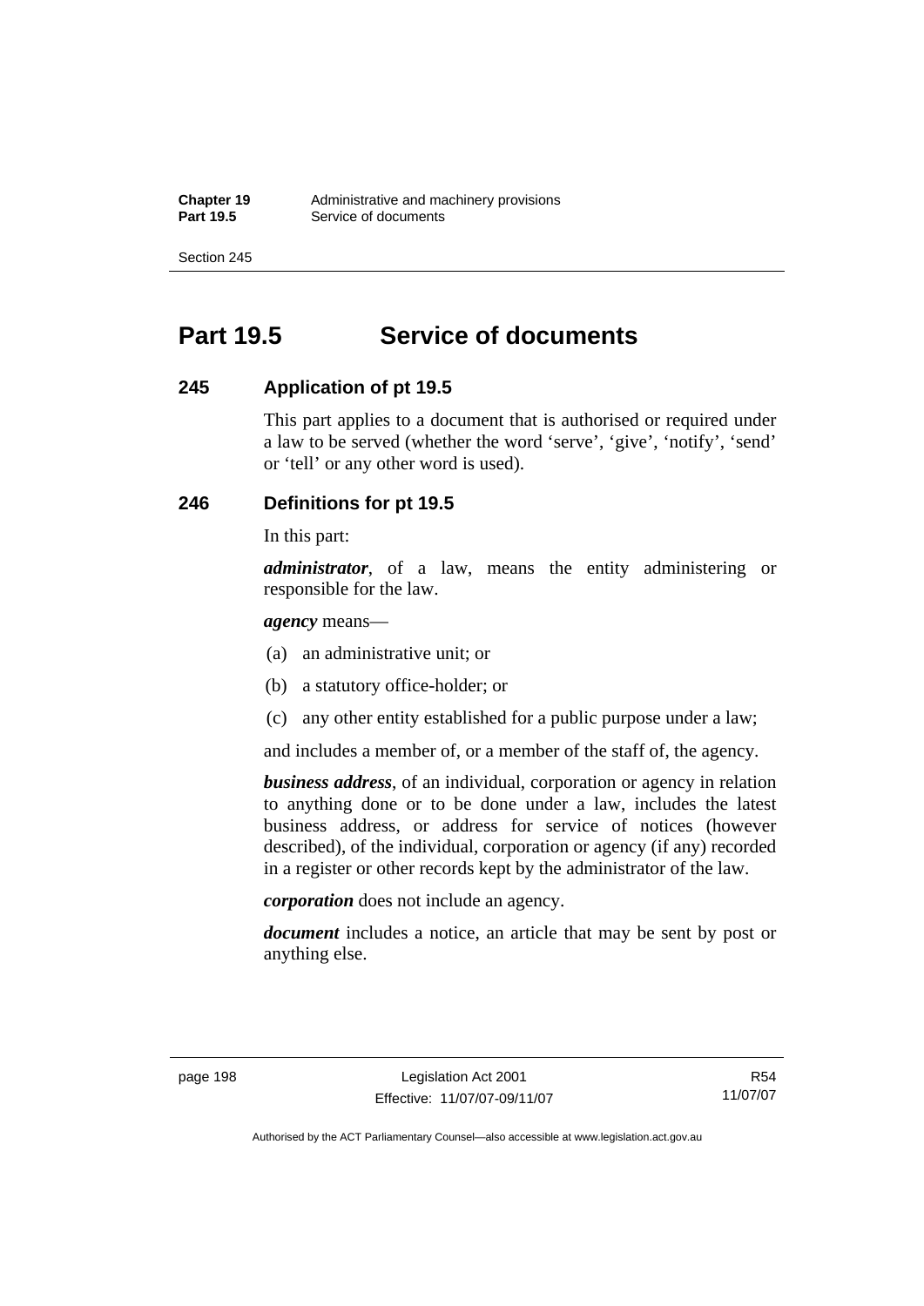# Part 19.5 Service of documents

## 245 Application of pt 19.5

This part applies to a document that is authorised or required under a law to be served (whether the word 'serve', 'give', 'notify', 'send' or 'tell' or any other word is used).

## 246 Definitions for pt 19.5

In this part:

***administrator***, of a law, means the entity administering or responsible for the law.

***agency*** means—

(a) an administrative unit; or

(b) a statutory office-holder; or

(c) any other entity established for a public purpose under a law;

and includes a member of, or a member of the staff of, the agency.

***business address***, of an individual, corporation or agency in relation to anything done or to be done under a law, includes the latest business address, or address for service of notices (however described), of the individual, corporation or agency (if any) recorded in a register or other records kept by the administrator of the law.

***corporation*** does not include an agency.

***document*** includes a notice, an article that may be sent by post or anything else.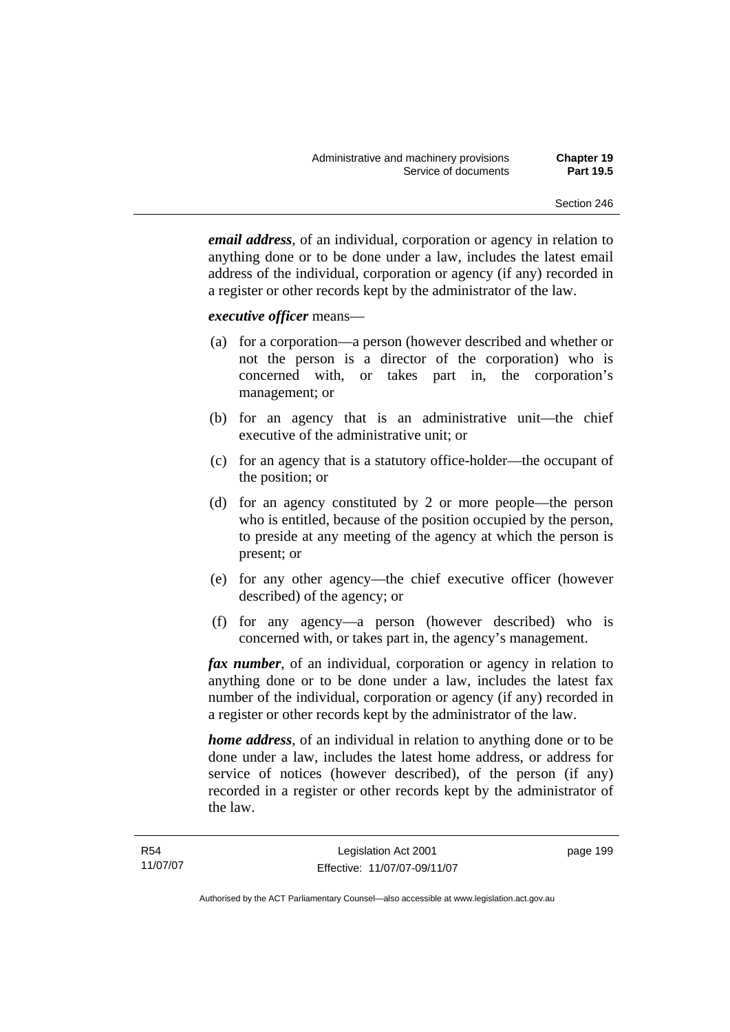***email address***, of an individual, corporation or agency in relation to anything done or to be done under a law, includes the latest email address of the individual, corporation or agency (if any) recorded in a register or other records kept by the administrator of the law.

***executive officer*** means—

(a) for a corporation—a person (however described and whether or not the person is a director of the corporation) who is concerned with, or takes part in, the corporation's management; or

(b) for an agency that is an administrative unit—the chief executive of the administrative unit; or

(c) for an agency that is a statutory office-holder—the occupant of the position; or

(d) for an agency constituted by 2 or more people—the person who is entitled, because of the position occupied by the person, to preside at any meeting of the agency at which the person is present; or

(e) for any other agency—the chief executive officer (however described) of the agency; or

(f) for any agency—a person (however described) who is concerned with, or takes part in, the agency's management.

***fax number***, of an individual, corporation or agency in relation to anything done or to be done under a law, includes the latest fax number of the individual, corporation or agency (if any) recorded in a register or other records kept by the administrator of the law.

***home address***, of an individual in relation to anything done or to be done under a law, includes the latest home address, or address for service of notices (however described), of the person (if any) recorded in a register or other records kept by the administrator of the law.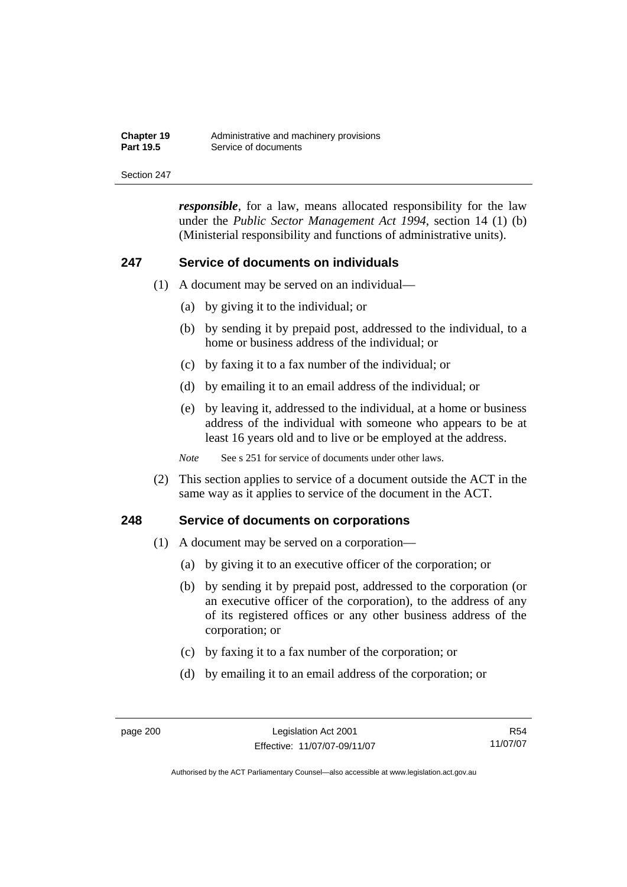***responsible***, for a law, means allocated responsibility for the law under the *Public Sector Management Act 1994*, section 14 (1) (b) (Ministerial responsibility and functions of administrative units).

## 247 Service of documents on individuals

(1) A document may be served on an individual—

(a) by giving it to the individual; or

(b) by sending it by prepaid post, addressed to the individual, to a home or business address of the individual; or

(c) by faxing it to a fax number of the individual; or

(d) by emailing it to an email address of the individual; or

(e) by leaving it, addressed to the individual, at a home or business address of the individual with someone who appears to be at least 16 years old and to live or be employed at the address.

*Note* See s 251 for service of documents under other laws.

(2) This section applies to service of a document outside the ACT in the same way as it applies to service of the document in the ACT.

## 248 Service of documents on corporations

(1) A document may be served on a corporation—

(a) by giving it to an executive officer of the corporation; or

(b) by sending it by prepaid post, addressed to the corporation (or an executive officer of the corporation), to the address of any of its registered offices or any other business address of the corporation; or

(c) by faxing it to a fax number of the corporation; or

(d) by emailing it to an email address of the corporation; or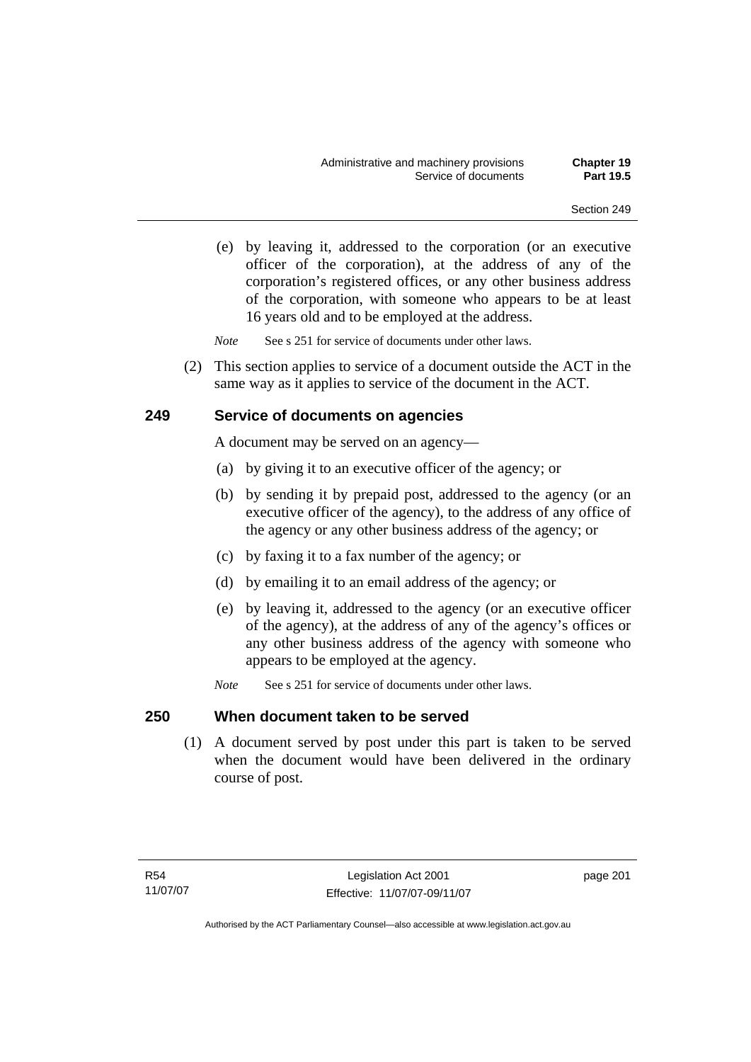(e) by leaving it, addressed to the corporation (or an executive officer of the corporation), at the address of any of the corporation's registered offices, or any other business address of the corporation, with someone who appears to be at least 16 years old and to be employed at the address.

*Note* See s 251 for service of documents under other laws.

(2) This section applies to service of a document outside the ACT in the same way as it applies to service of the document in the ACT.

## 249 Service of documents on agencies

A document may be served on an agency—

(a) by giving it to an executive officer of the agency; or

(b) by sending it by prepaid post, addressed to the agency (or an executive officer of the agency), to the address of any office of the agency or any other business address of the agency; or

(c) by faxing it to a fax number of the agency; or

(d) by emailing it to an email address of the agency; or

(e) by leaving it, addressed to the agency (or an executive officer of the agency), at the address of any of the agency's offices or any other business address of the agency with someone who appears to be employed at the agency.

*Note* See s 251 for service of documents under other laws.

## 250 When document taken to be served

(1) A document served by post under this part is taken to be served when the document would have been delivered in the ordinary course of post.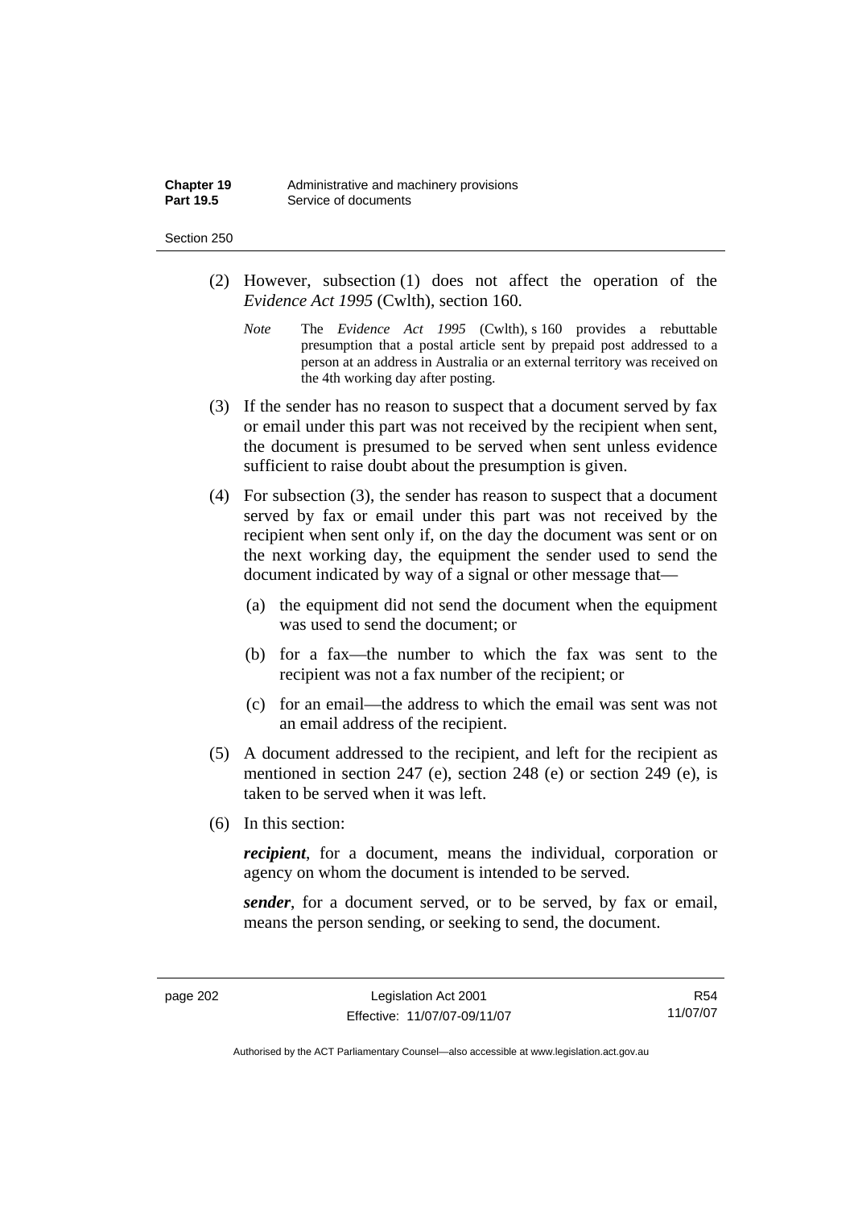(2) However, subsection (1) does not affect the operation of the *Evidence Act 1995* (Cwlth), section 160.

*Note* The *Evidence Act 1995* (Cwlth), s 160 provides a rebuttable presumption that a postal article sent by prepaid post addressed to a person at an address in Australia or an external territory was received on the 4th working day after posting.

(3) If the sender has no reason to suspect that a document served by fax or email under this part was not received by the recipient when sent, the document is presumed to be served when sent unless evidence sufficient to raise doubt about the presumption is given.

(4) For subsection (3), the sender has reason to suspect that a document served by fax or email under this part was not received by the recipient when sent only if, on the day the document was sent or on the next working day, the equipment the sender used to send the document indicated by way of a signal or other message that—

(a) the equipment did not send the document when the equipment was used to send the document; or

(b) for a fax—the number to which the fax was sent to the recipient was not a fax number of the recipient; or

(c) for an email—the address to which the email was sent was not an email address of the recipient.

(5) A document addressed to the recipient, and left for the recipient as mentioned in section 247 (e), section 248 (e) or section 249 (e), is taken to be served when it was left.

(6) In this section:

***recipient***, for a document, means the individual, corporation or agency on whom the document is intended to be served.

***sender***, for a document served, or to be served, by fax or email, means the person sending, or seeking to send, the document.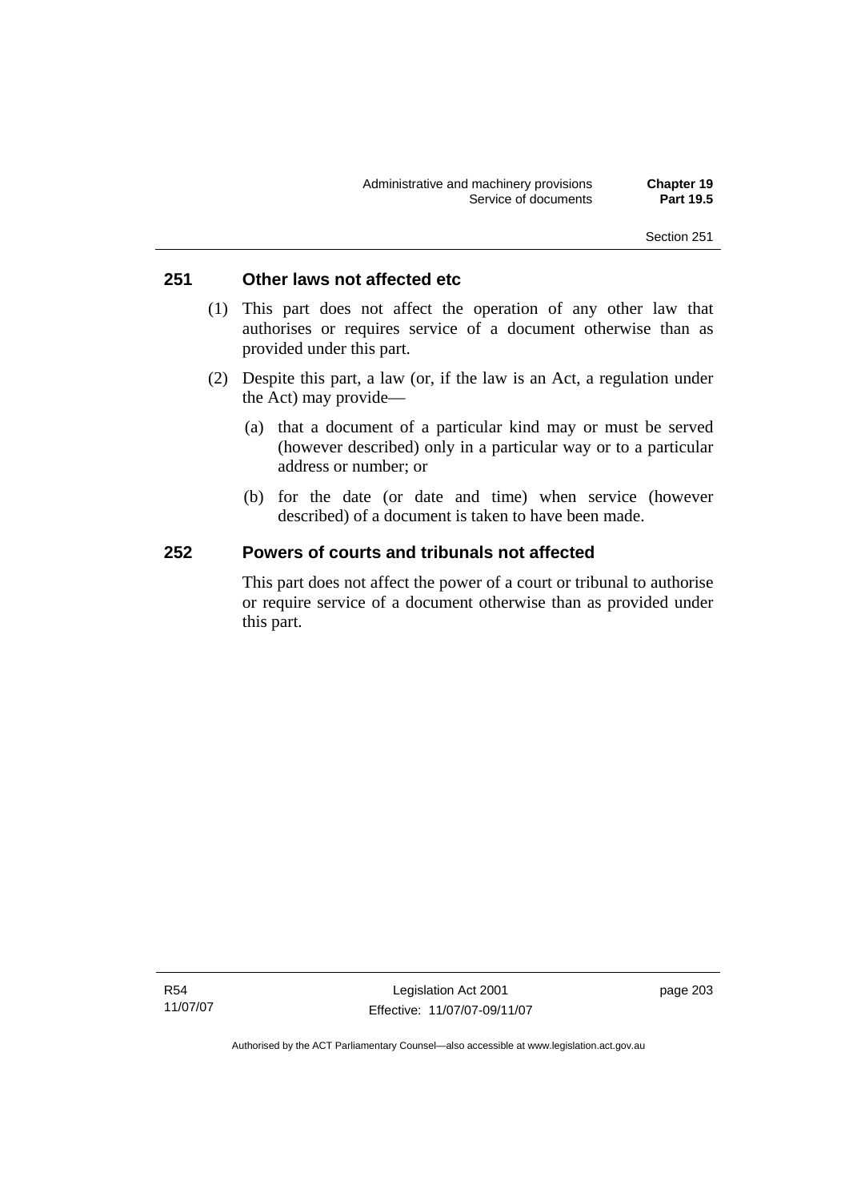## 251 Other laws not affected etc

(1) This part does not affect the operation of any other law that authorises or requires service of a document otherwise than as provided under this part.

(2) Despite this part, a law (or, if the law is an Act, a regulation under the Act) may provide—

(a) that a document of a particular kind may or must be served (however described) only in a particular way or to a particular address or number; or

(b) for the date (or date and time) when service (however described) of a document is taken to have been made.

## 252 Powers of courts and tribunals not affected

This part does not affect the power of a court or tribunal to authorise or require service of a document otherwise than as provided under this part.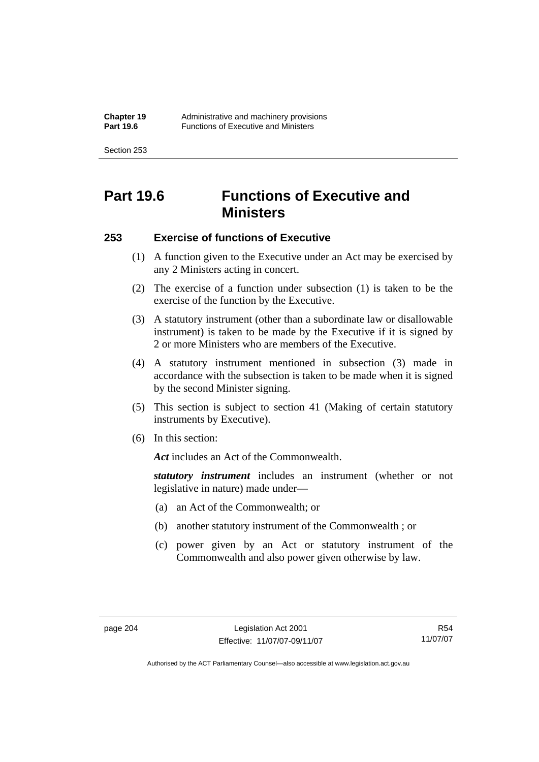# Part 19.6 Functions of Executive and Ministers

## 253 Exercise of functions of Executive

(1) A function given to the Executive under an Act may be exercised by any 2 Ministers acting in concert.

(2) The exercise of a function under subsection (1) is taken to be the exercise of the function by the Executive.

(3) A statutory instrument (other than a subordinate law or disallowable instrument) is taken to be made by the Executive if it is signed by 2 or more Ministers who are members of the Executive.

(4) A statutory instrument mentioned in subsection (3) made in accordance with the subsection is taken to be made when it is signed by the second Minister signing.

(5) This section is subject to section 41 (Making of certain statutory instruments by Executive).

(6) In this section:

***Act*** includes an Act of the Commonwealth.

***statutory instrument*** includes an instrument (whether or not legislative in nature) made under—

(a) an Act of the Commonwealth; or

(b) another statutory instrument of the Commonwealth ; or

(c) power given by an Act or statutory instrument of the Commonwealth and also power given otherwise by law.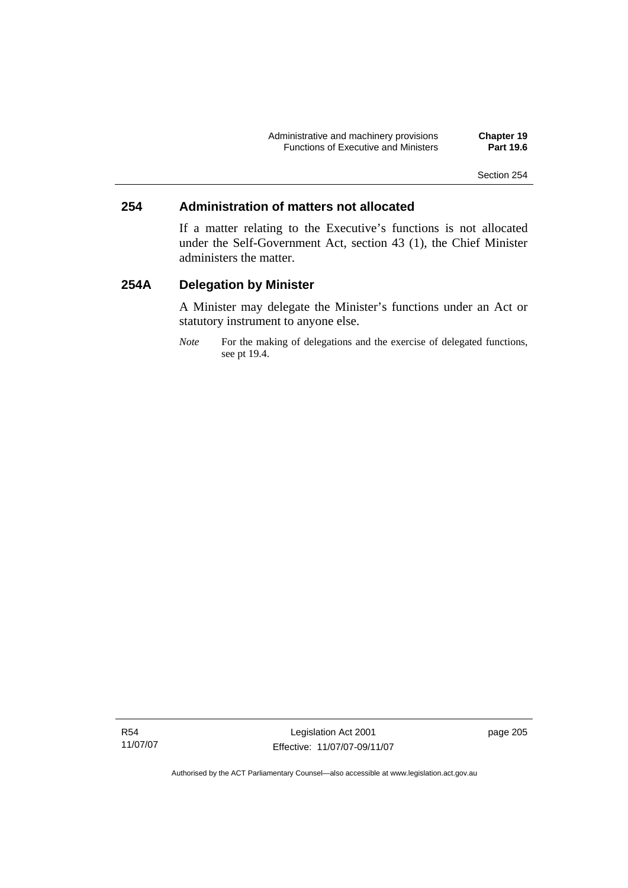## 254 Administration of matters not allocated

If a matter relating to the Executive's functions is not allocated under the Self-Government Act, section 43 (1), the Chief Minister administers the matter.

## 254A Delegation by Minister

A Minister may delegate the Minister's functions under an Act or statutory instrument to anyone else.

*Note* For the making of delegations and the exercise of delegated functions, see pt 19.4.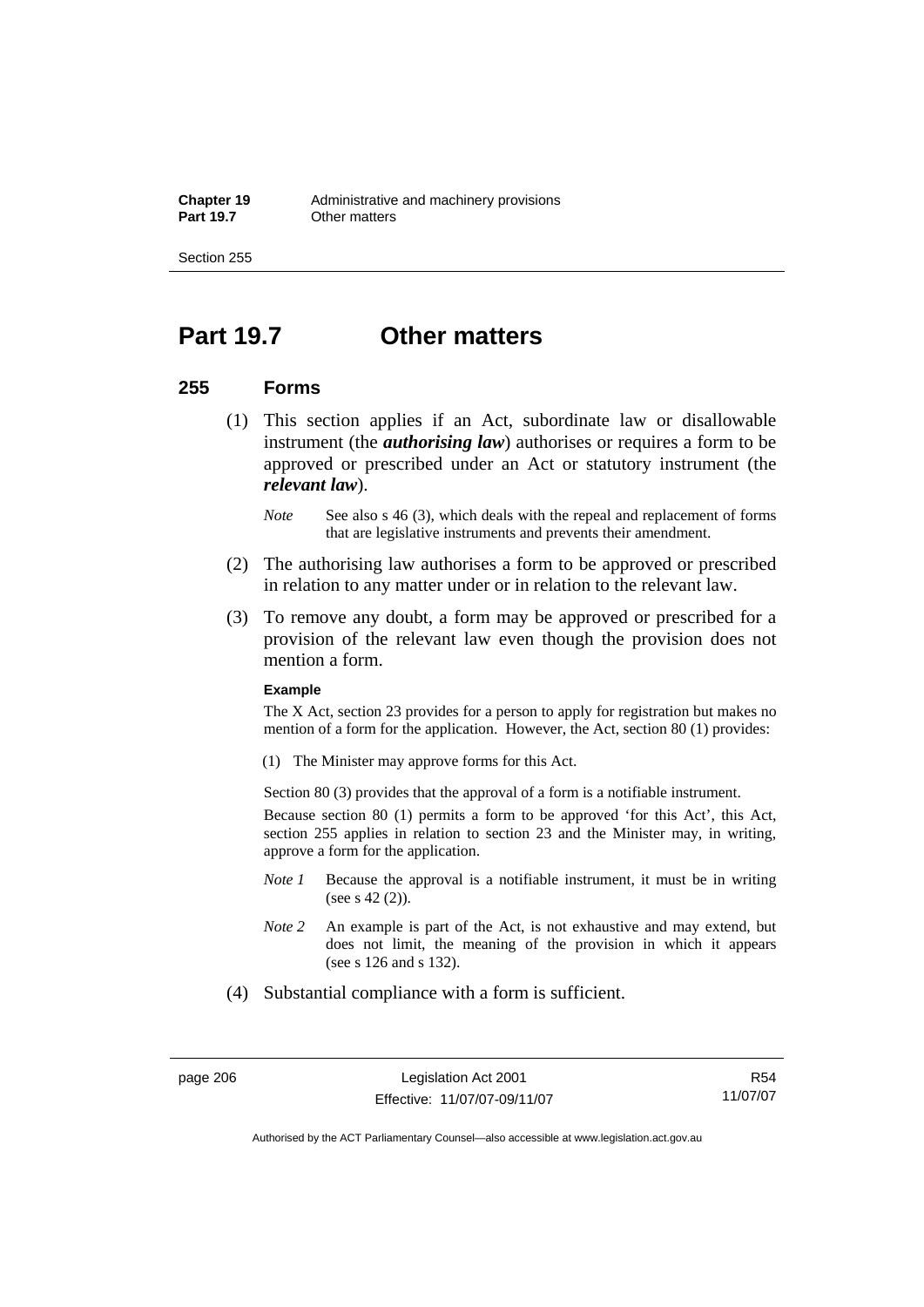# Part 19.7 Other matters

## 255 Forms

(1) This section applies if an Act, subordinate law or disallowable instrument (the ***authorising law***) authorises or requires a form to be approved or prescribed under an Act or statutory instrument (the ***relevant law***).

*Note* See also s 46 (3), which deals with the repeal and replacement of forms that are legislative instruments and prevents their amendment.

(2) The authorising law authorises a form to be approved or prescribed in relation to any matter under or in relation to the relevant law.

(3) To remove any doubt, a form may be approved or prescribed for a provision of the relevant law even though the provision does not mention a form.

**Example**

The X Act, section 23 provides for a person to apply for registration but makes no mention of a form for the application. However, the Act, section 80 (1) provides:

(1) The Minister may approve forms for this Act.

Section 80 (3) provides that the approval of a form is a notifiable instrument.

Because section 80 (1) permits a form to be approved 'for this Act', this Act, section 255 applies in relation to section 23 and the Minister may, in writing, approve a form for the application.

*Note 1* Because the approval is a notifiable instrument, it must be in writing (see s 42 (2)).

*Note 2* An example is part of the Act, is not exhaustive and may extend, but does not limit, the meaning of the provision in which it appears (see s 126 and s 132).

(4) Substantial compliance with a form is sufficient.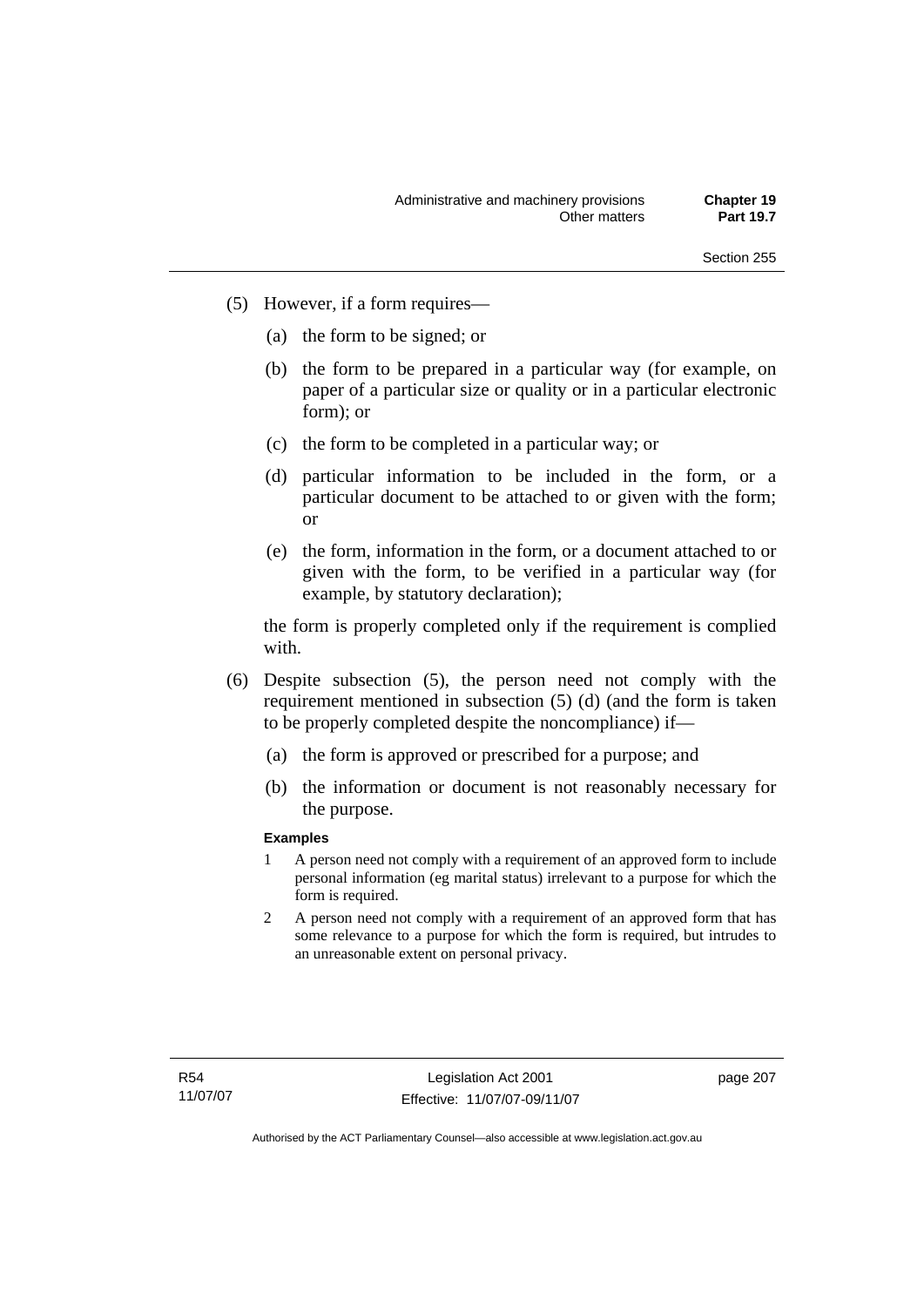(5) However, if a form requires—

(a) the form to be signed; or

(b) the form to be prepared in a particular way (for example, on paper of a particular size or quality or in a particular electronic form); or

(c) the form to be completed in a particular way; or

(d) particular information to be included in the form, or a particular document to be attached to or given with the form; or

(e) the form, information in the form, or a document attached to or given with the form, to be verified in a particular way (for example, by statutory declaration);

the form is properly completed only if the requirement is complied with.

(6) Despite subsection (5), the person need not comply with the requirement mentioned in subsection (5) (d) (and the form is taken to be properly completed despite the noncompliance) if—

(a) the form is approved or prescribed for a purpose; and

(b) the information or document is not reasonably necessary for the purpose.

**Examples**

1 A person need not comply with a requirement of an approved form to include personal information (eg marital status) irrelevant to a purpose for which the form is required.

2 A person need not comply with a requirement of an approved form that has some relevance to a purpose for which the form is required, but intrudes to an unreasonable extent on personal privacy.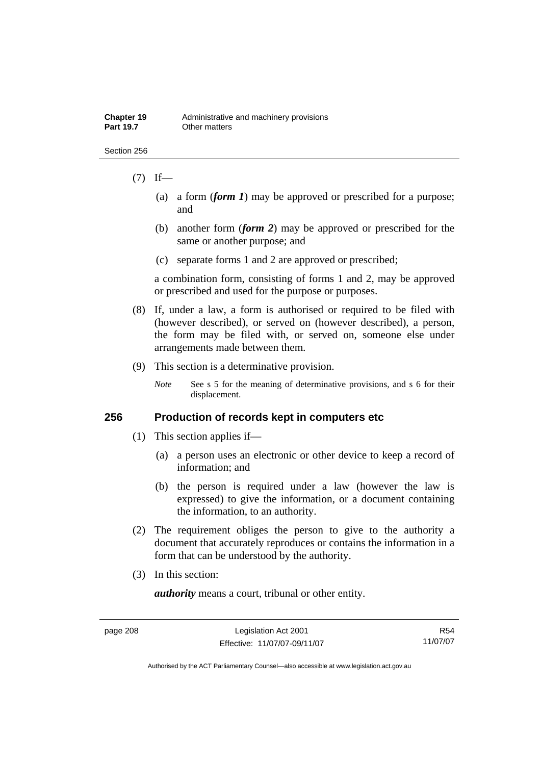(7) If—

(a) a form (***form 1***) may be approved or prescribed for a purpose; and

(b) another form (***form 2***) may be approved or prescribed for the same or another purpose; and

(c) separate forms 1 and 2 are approved or prescribed;

a combination form, consisting of forms 1 and 2, may be approved or prescribed and used for the purpose or purposes.

(8) If, under a law, a form is authorised or required to be filed with (however described), or served on (however described), a person, the form may be filed with, or served on, someone else under arrangements made between them.

(9) This section is a determinative provision.

*Note* See s 5 for the meaning of determinative provisions, and s 6 for their displacement.

## 256 Production of records kept in computers etc

(1) This section applies if—

(a) a person uses an electronic or other device to keep a record of information; and

(b) the person is required under a law (however the law is expressed) to give the information, or a document containing the information, to an authority.

(2) The requirement obliges the person to give to the authority a document that accurately reproduces or contains the information in a form that can be understood by the authority.

(3) In this section:

***authority*** means a court, tribunal or other entity.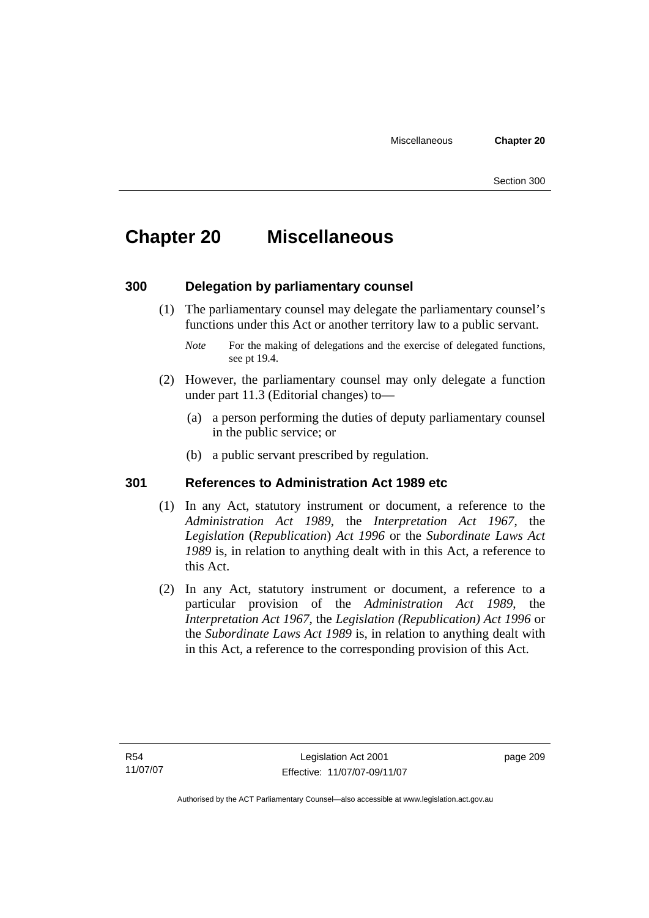# Chapter 20 Miscellaneous

## 300 Delegation by parliamentary counsel

(1) The parliamentary counsel may delegate the parliamentary counsel's functions under this Act or another territory law to a public servant.

*Note* For the making of delegations and the exercise of delegated functions, see pt 19.4.

(2) However, the parliamentary counsel may only delegate a function under part 11.3 (Editorial changes) to—

(a) a person performing the duties of deputy parliamentary counsel in the public service; or

(b) a public servant prescribed by regulation.

## 301 References to Administration Act 1989 etc

(1) In any Act, statutory instrument or document, a reference to the *Administration Act 1989*, the *Interpretation Act 1967*, the *Legislation* (*Republication*) *Act 1996* or the *Subordinate Laws Act 1989* is, in relation to anything dealt with in this Act, a reference to this Act.

(2) In any Act, statutory instrument or document, a reference to a particular provision of the *Administration Act 1989*, the *Interpretation Act 1967*, the *Legislation (Republication) Act 1996* or the *Subordinate Laws Act 1989* is, in relation to anything dealt with in this Act, a reference to the corresponding provision of this Act.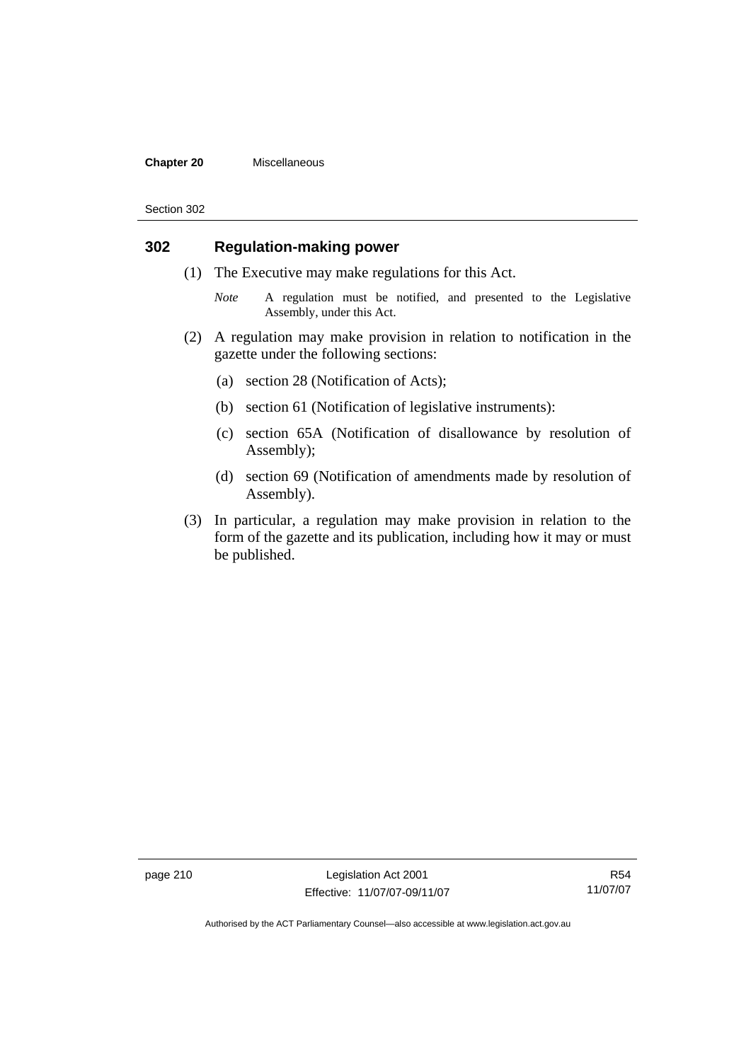## 302 Regulation-making power

(1) The Executive may make regulations for this Act.

*Note* A regulation must be notified, and presented to the Legislative Assembly, under this Act.

(2) A regulation may make provision in relation to notification in the gazette under the following sections:

(a) section 28 (Notification of Acts);

(b) section 61 (Notification of legislative instruments):

(c) section 65A (Notification of disallowance by resolution of Assembly);

(d) section 69 (Notification of amendments made by resolution of Assembly).

(3) In particular, a regulation may make provision in relation to the form of the gazette and its publication, including how it may or must be published.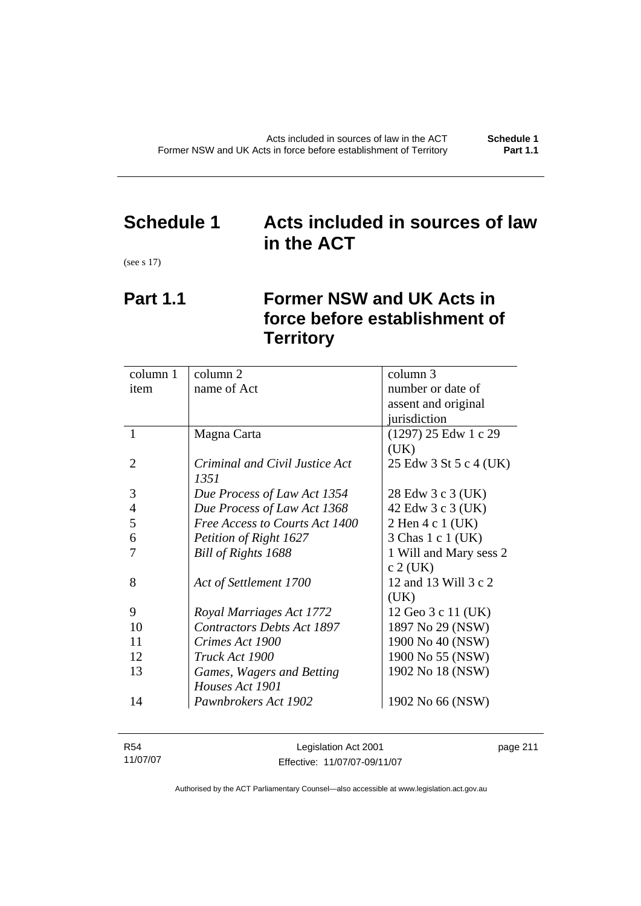# Schedule 1 Acts included in sources of law in the ACT

(see s 17)

## Part 1.1 Former NSW and UK Acts in force before establishment of Territory

| column 1<br>item | column 2<br>name of Act | column 3<br>number or date of assent and original jurisdiction |
|---|---|---|
| 1 | Magna Carta | (1297) 25 Edw 1 c 29 (UK) |
| 2 | *Criminal and Civil Justice Act 1351* | 25 Edw 3 St 5 c 4 (UK) |
| 3 | *Due Process of Law Act 1354* | 28 Edw 3 c 3 (UK) |
| 4 | *Due Process of Law Act 1368* | 42 Edw 3 c 3 (UK) |
| 5 | *Free Access to Courts Act 1400* | 2 Hen 4 c 1 (UK) |
| 6 | *Petition of Right 1627* | 3 Chas 1 c 1 (UK) |
| 7 | *Bill of Rights 1688* | 1 Will and Mary sess 2 c 2 (UK) |
| 8 | *Act of Settlement 1700* | 12 and 13 Will 3 c 2 (UK) |
| 9 | *Royal Marriages Act 1772* | 12 Geo 3 c 11 (UK) |
| 10 | *Contractors Debts Act 1897* | 1897 No 29 (NSW) |
| 11 | *Crimes Act 1900* | 1900 No 40 (NSW) |
| 12 | *Truck Act 1900* | 1900 No 55 (NSW) |
| 13 | *Games, Wagers and Betting Houses Act 1901* | 1902 No 18 (NSW) |
| 14 | *Pawnbrokers Act 1902* | 1902 No 66 (NSW) |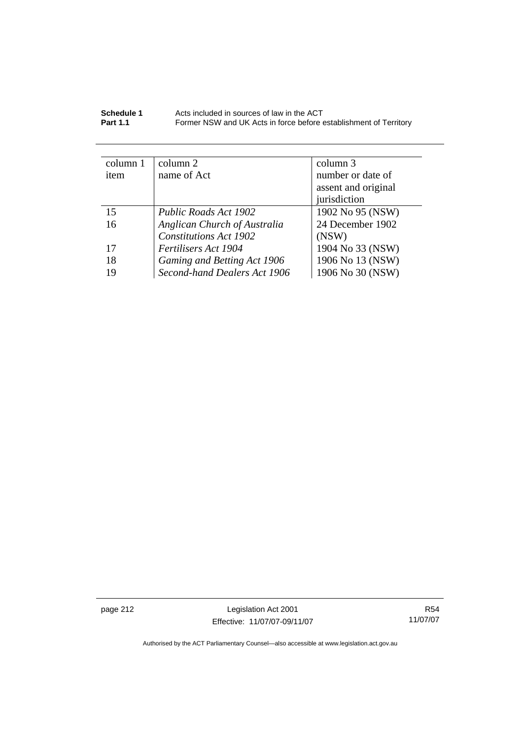| column 1 item | column 2 name of Act | column 3 number or date of assent and original jurisdiction |
|---|---|---|
| 15 | *Public Roads Act 1902* | 1902 No 95 (NSW) |
| 16 | *Anglican Church of Australia Constitutions Act 1902* | 24 December 1902 (NSW) |
| 17 | *Fertilisers Act 1904* | 1904 No 33 (NSW) |
| 18 | *Gaming and Betting Act 1906* | 1906 No 13 (NSW) |
| 19 | *Second-hand Dealers Act 1906* | 1906 No 30 (NSW) |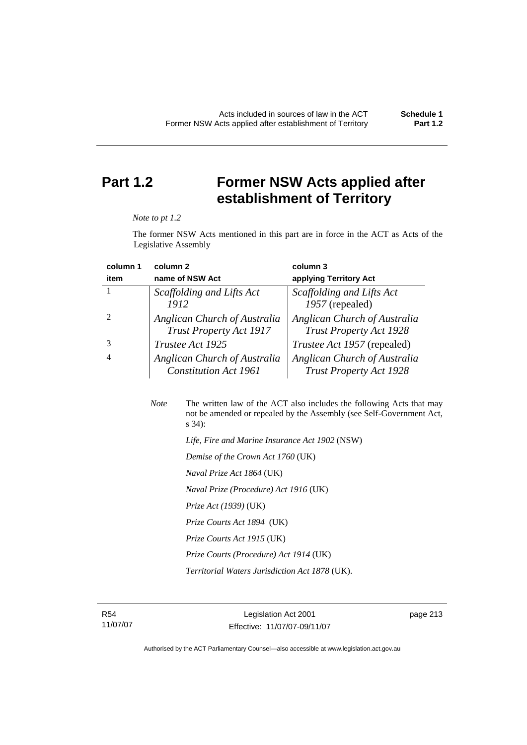## Part 1.2 Former NSW Acts applied after establishment of Territory

*Note to pt 1.2*

The former NSW Acts mentioned in this part are in force in the ACT as Acts of the Legislative Assembly

| column 1<br>item | column 2<br>name of NSW Act | column 3<br>applying Territory Act |
|---|---|---|
| 1 | *Scaffolding and Lifts Act 1912* | *Scaffolding and Lifts Act 1957* (repealed) |
| 2 | *Anglican Church of Australia Trust Property Act 1917* | *Anglican Church of Australia Trust Property Act 1928* |
| 3 | *Trustee Act 1925* | *Trustee Act 1957* (repealed) |
| 4 | *Anglican Church of Australia Constitution Act 1961* | *Anglican Church of Australia Trust Property Act 1928* |

*Note* The written law of the ACT also includes the following Acts that may not be amended or repealed by the Assembly (see Self-Government Act, s 34):

*Life, Fire and Marine Insurance Act 1902* (NSW)

*Demise of the Crown Act 1760* (UK)

*Naval Prize Act 1864* (UK)

*Naval Prize (Procedure) Act 1916* (UK)

*Prize Act (1939)* (UK)

*Prize Courts Act 1894* (UK)

*Prize Courts Act 1915* (UK)

*Prize Courts (Procedure) Act 1914* (UK)

*Territorial Waters Jurisdiction Act 1878* (UK).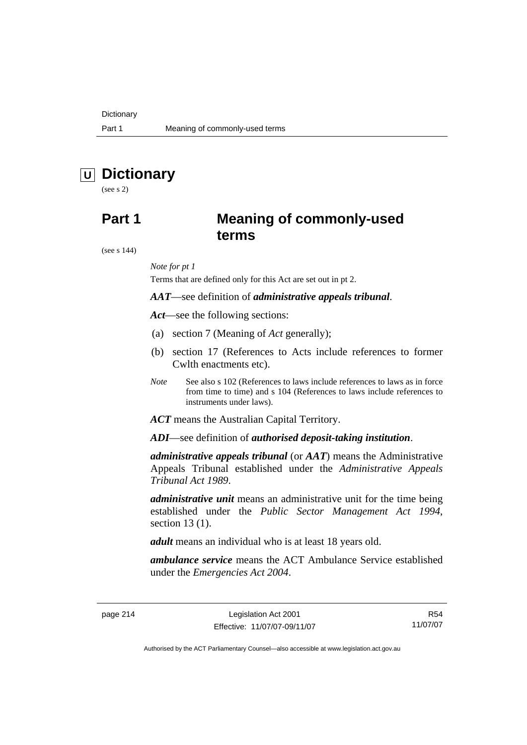# U Dictionary

(see s 2)

# Part 1 Meaning of commonly-used terms

(see s 144)

*Note for pt 1*

Terms that are defined only for this Act are set out in pt 2.

***AAT***—see definition of ***administrative appeals tribunal***.

***Act***—see the following sections:

(a) section 7 (Meaning of *Act* generally);

(b) section 17 (References to Acts include references to former Cwlth enactments etc).

*Note* See also s 102 (References to laws include references to laws as in force from time to time) and s 104 (References to laws include references to instruments under laws).

***ACT*** means the Australian Capital Territory.

***ADI***—see definition of ***authorised deposit-taking institution***.

***administrative appeals tribunal*** (or ***AAT***) means the Administrative Appeals Tribunal established under the *Administrative Appeals Tribunal Act 1989*.

***administrative unit*** means an administrative unit for the time being established under the *Public Sector Management Act 1994*, section 13 (1).

***adult*** means an individual who is at least 18 years old.

***ambulance service*** means the ACT Ambulance Service established under the *Emergencies Act 2004*.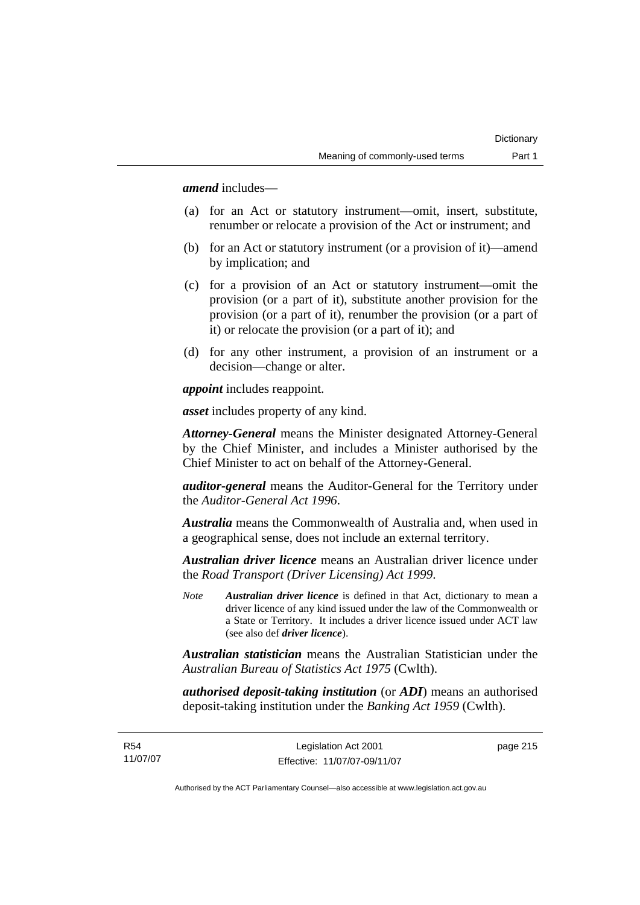***amend*** includes—

(a) for an Act or statutory instrument—omit, insert, substitute, renumber or relocate a provision of the Act or instrument; and

(b) for an Act or statutory instrument (or a provision of it)—amend by implication; and

(c) for a provision of an Act or statutory instrument—omit the provision (or a part of it), substitute another provision for the provision (or a part of it), renumber the provision (or a part of it) or relocate the provision (or a part of it); and

(d) for any other instrument, a provision of an instrument or a decision—change or alter.

***appoint*** includes reappoint.

***asset*** includes property of any kind.

***Attorney-General*** means the Minister designated Attorney-General by the Chief Minister, and includes a Minister authorised by the Chief Minister to act on behalf of the Attorney-General.

***auditor-general*** means the Auditor-General for the Territory under the *Auditor-General Act 1996*.

***Australia*** means the Commonwealth of Australia and, when used in a geographical sense, does not include an external territory.

***Australian driver licence*** means an Australian driver licence under the *Road Transport (Driver Licensing) Act 1999*.

*Note* ***Australian driver licence*** is defined in that Act, dictionary to mean a driver licence of any kind issued under the law of the Commonwealth or a State or Territory. It includes a driver licence issued under ACT law (see also def ***driver licence***).

***Australian statistician*** means the Australian Statistician under the *Australian Bureau of Statistics Act 1975* (Cwlth).

***authorised deposit-taking institution*** (or ***ADI***) means an authorised deposit-taking institution under the *Banking Act 1959* (Cwlth).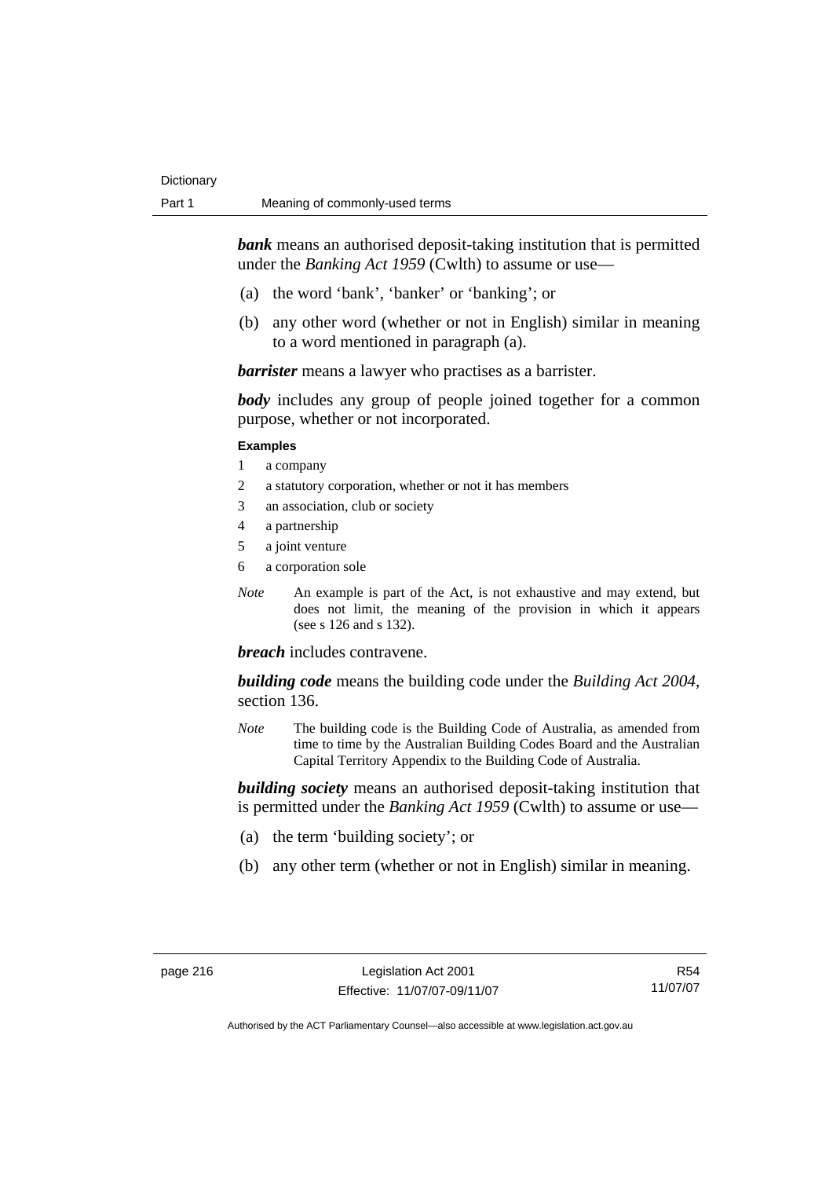***bank*** means an authorised deposit-taking institution that is permitted under the *Banking Act 1959* (Cwlth) to assume or use—

(a) the word 'bank', 'banker' or 'banking'; or

(b) any other word (whether or not in English) similar in meaning to a word mentioned in paragraph (a).

***barrister*** means a lawyer who practises as a barrister.

***body*** includes any group of people joined together for a common purpose, whether or not incorporated.

**Examples**

1 a company
2 a statutory corporation, whether or not it has members
3 an association, club or society
4 a partnership
5 a joint venture
6 a corporation sole

*Note* An example is part of the Act, is not exhaustive and may extend, but does not limit, the meaning of the provision in which it appears (see s 126 and s 132).

***breach*** includes contravene.

***building code*** means the building code under the *Building Act 2004*, section 136.

*Note* The building code is the Building Code of Australia, as amended from time to time by the Australian Building Codes Board and the Australian Capital Territory Appendix to the Building Code of Australia.

***building society*** means an authorised deposit-taking institution that is permitted under the *Banking Act 1959* (Cwlth) to assume or use—

(a) the term 'building society'; or

(b) any other term (whether or not in English) similar in meaning.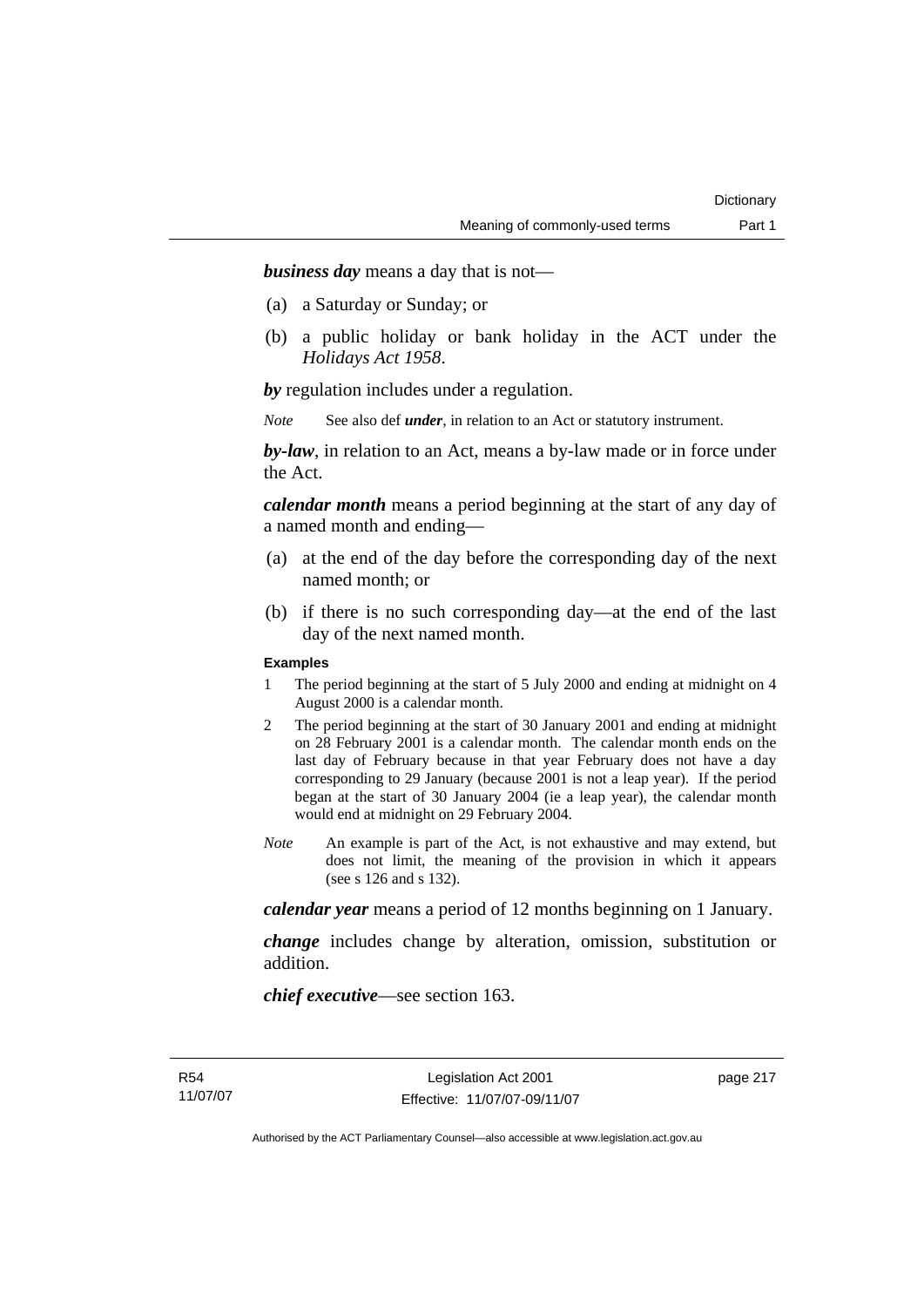***business day*** means a day that is not—

(a) a Saturday or Sunday; or

(b) a public holiday or bank holiday in the ACT under the *Holidays Act 1958*.

***by*** regulation includes under a regulation.

*Note* See also def ***under***, in relation to an Act or statutory instrument.

***by-law***, in relation to an Act, means a by-law made or in force under the Act.

***calendar month*** means a period beginning at the start of any day of a named month and ending—

(a) at the end of the day before the corresponding day of the next named month; or

(b) if there is no such corresponding day—at the end of the last day of the next named month.

**Examples**

1 The period beginning at the start of 5 July 2000 and ending at midnight on 4 August 2000 is a calendar month.

2 The period beginning at the start of 30 January 2001 and ending at midnight on 28 February 2001 is a calendar month. The calendar month ends on the last day of February because in that year February does not have a day corresponding to 29 January (because 2001 is not a leap year). If the period began at the start of 30 January 2004 (ie a leap year), the calendar month would end at midnight on 29 February 2004.

*Note* An example is part of the Act, is not exhaustive and may extend, but does not limit, the meaning of the provision in which it appears (see s 126 and s 132).

***calendar year*** means a period of 12 months beginning on 1 January.

***change*** includes change by alteration, omission, substitution or addition.

***chief executive***—see section 163.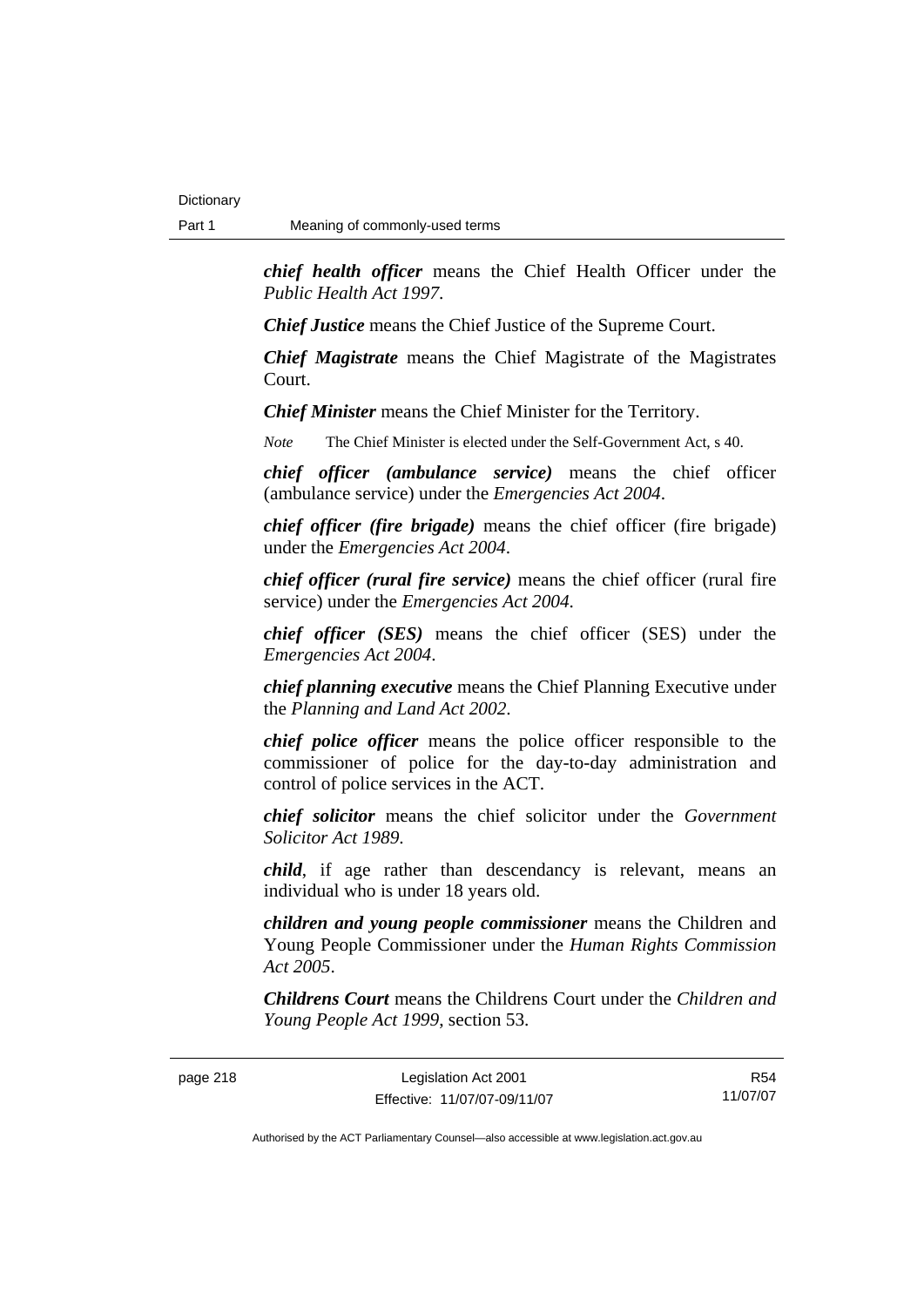***chief health officer*** means the Chief Health Officer under the *Public Health Act 1997*.

***Chief Justice*** means the Chief Justice of the Supreme Court.

***Chief Magistrate*** means the Chief Magistrate of the Magistrates Court.

***Chief Minister*** means the Chief Minister for the Territory.

*Note* The Chief Minister is elected under the Self-Government Act, s 40.

***chief officer (ambulance service)*** means the chief officer (ambulance service) under the *Emergencies Act 2004*.

***chief officer (fire brigade)*** means the chief officer (fire brigade) under the *Emergencies Act 2004*.

***chief officer (rural fire service)*** means the chief officer (rural fire service) under the *Emergencies Act 2004*.

***chief officer (SES)*** means the chief officer (SES) under the *Emergencies Act 2004*.

***chief planning executive*** means the Chief Planning Executive under the *Planning and Land Act 2002*.

***chief police officer*** means the police officer responsible to the commissioner of police for the day-to-day administration and control of police services in the ACT.

***chief solicitor*** means the chief solicitor under the *Government Solicitor Act 1989*.

***child***, if age rather than descendancy is relevant, means an individual who is under 18 years old.

***children and young people commissioner*** means the Children and Young People Commissioner under the *Human Rights Commission Act 2005*.

***Childrens Court*** means the Childrens Court under the *Children and Young People Act 1999*, section 53.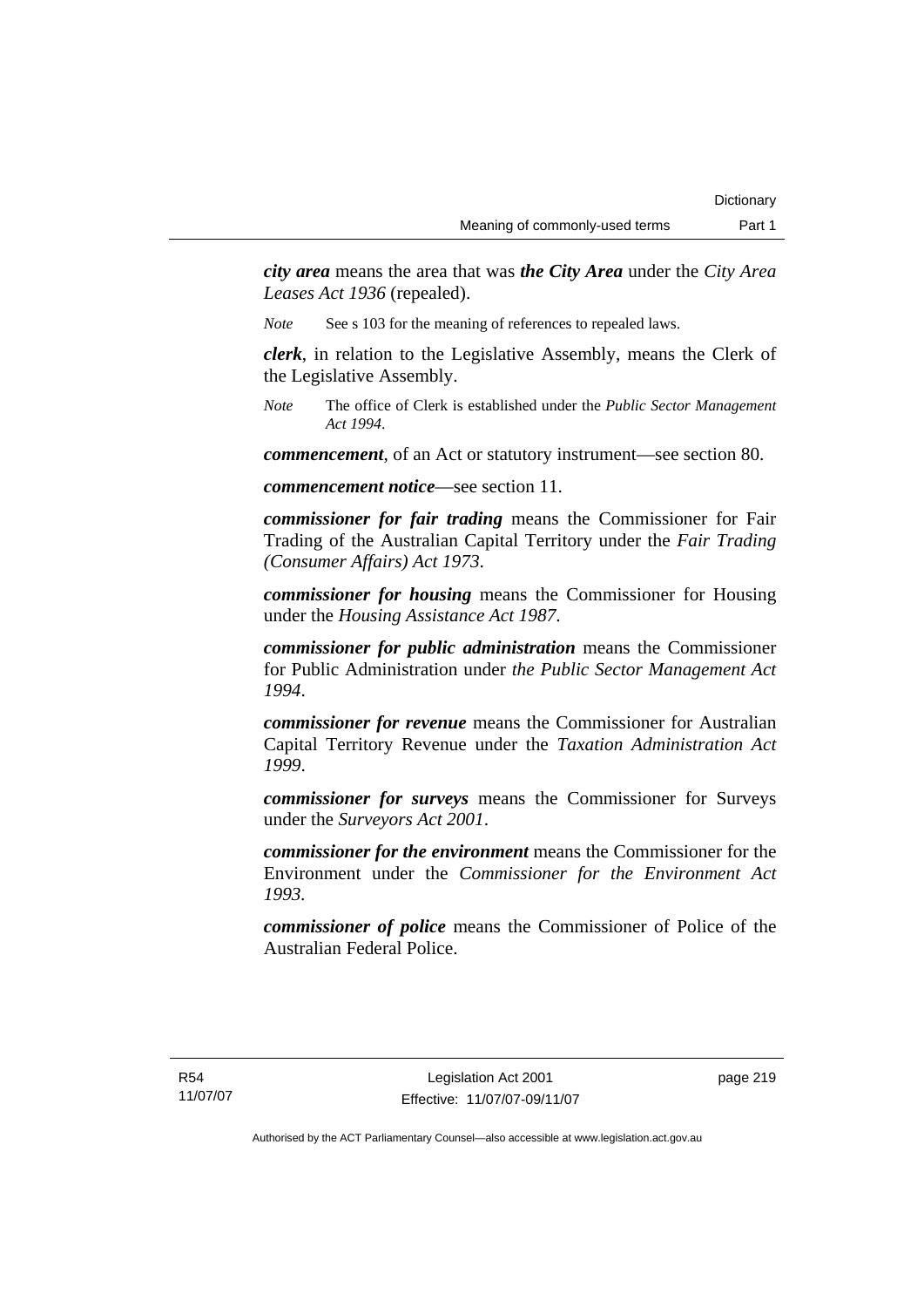***city area*** means the area that was ***the City Area*** under the *City Area Leases Act 1936* (repealed).

*Note* See s 103 for the meaning of references to repealed laws.

***clerk***, in relation to the Legislative Assembly, means the Clerk of the Legislative Assembly.

*Note* The office of Clerk is established under the *Public Sector Management Act 1994*.

***commencement***, of an Act or statutory instrument—see section 80.

***commencement notice***—see section 11.

***commissioner for fair trading*** means the Commissioner for Fair Trading of the Australian Capital Territory under the *Fair Trading (Consumer Affairs) Act 1973*.

***commissioner for housing*** means the Commissioner for Housing under the *Housing Assistance Act 1987*.

***commissioner for public administration*** means the Commissioner for Public Administration under *the Public Sector Management Act 1994*.

***commissioner for revenue*** means the Commissioner for Australian Capital Territory Revenue under the *Taxation Administration Act 1999*.

***commissioner for surveys*** means the Commissioner for Surveys under the *Surveyors Act 2001*.

***commissioner for the environment*** means the Commissioner for the Environment under the *Commissioner for the Environment Act 1993*.

***commissioner of police*** means the Commissioner of Police of the Australian Federal Police.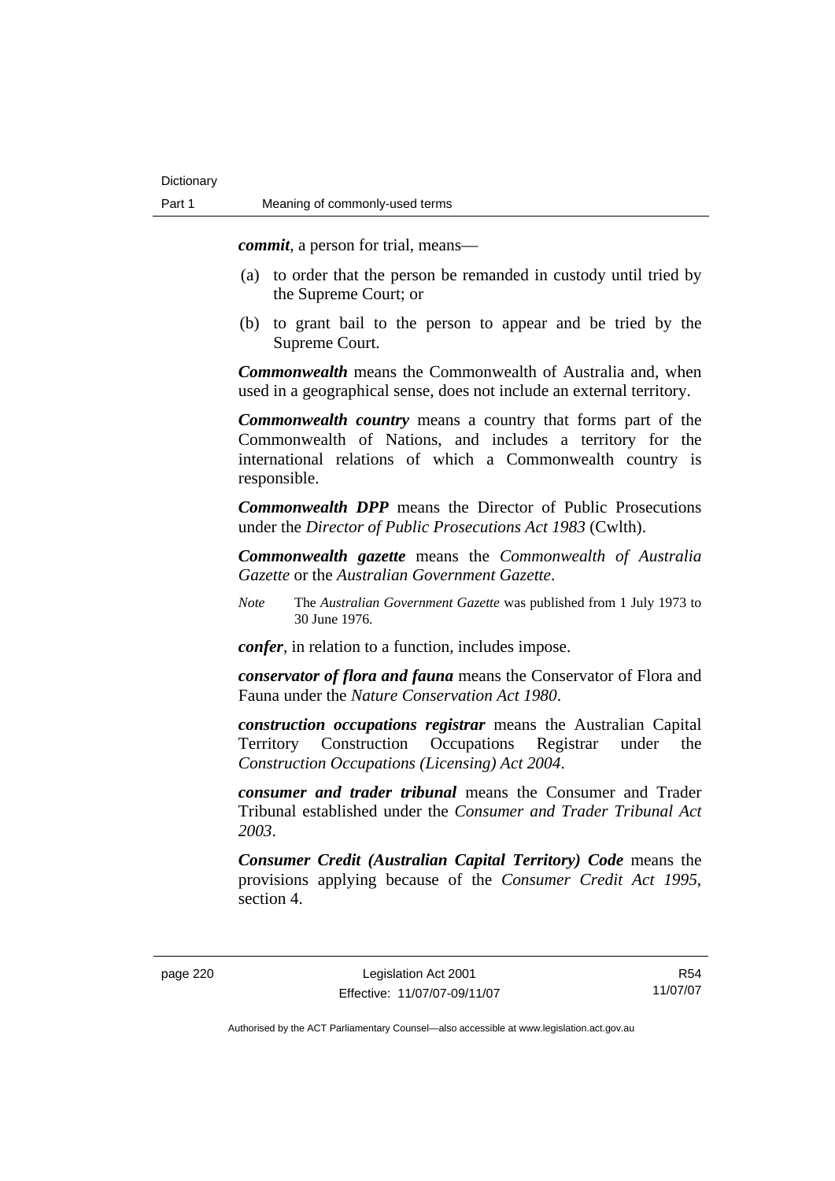***commit***, a person for trial, means—

(a) to order that the person be remanded in custody until tried by the Supreme Court; or

(b) to grant bail to the person to appear and be tried by the Supreme Court.

***Commonwealth*** means the Commonwealth of Australia and, when used in a geographical sense, does not include an external territory.

***Commonwealth country*** means a country that forms part of the Commonwealth of Nations, and includes a territory for the international relations of which a Commonwealth country is responsible.

***Commonwealth DPP*** means the Director of Public Prosecutions under the *Director of Public Prosecutions Act 1983* (Cwlth).

***Commonwealth gazette*** means the *Commonwealth of Australia Gazette* or the *Australian Government Gazette*.

*Note* The *Australian Government Gazette* was published from 1 July 1973 to 30 June 1976.

***confer***, in relation to a function, includes impose.

***conservator of flora and fauna*** means the Conservator of Flora and Fauna under the *Nature Conservation Act 1980*.

***construction occupations registrar*** means the Australian Capital Territory Construction Occupations Registrar under the *Construction Occupations (Licensing) Act 2004*.

***consumer and trader tribunal*** means the Consumer and Trader Tribunal established under the *Consumer and Trader Tribunal Act 2003*.

***Consumer Credit (Australian Capital Territory) Code*** means the provisions applying because of the *Consumer Credit Act 1995*, section 4.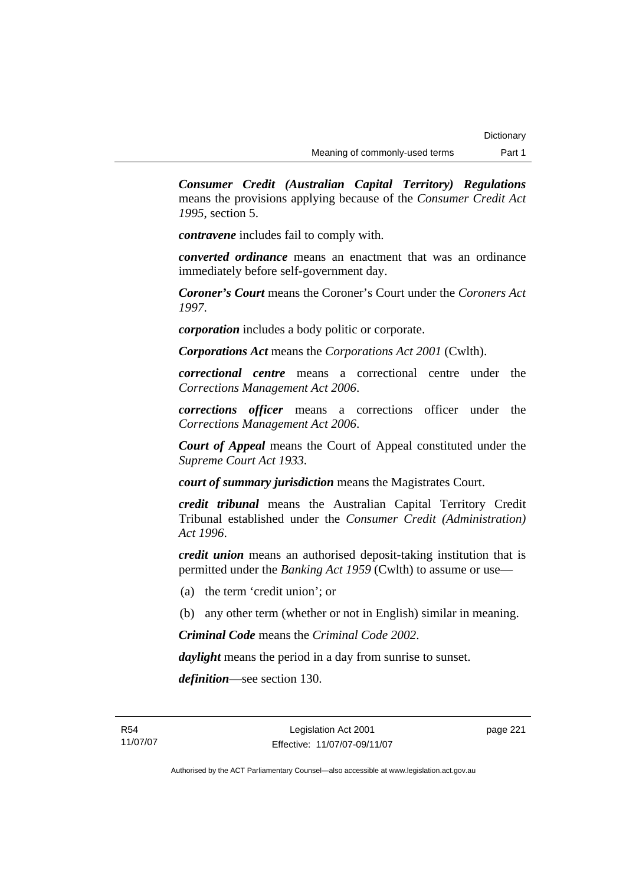***Consumer Credit (Australian Capital Territory) Regulations*** means the provisions applying because of the *Consumer Credit Act 1995*, section 5.

***contravene*** includes fail to comply with.

***converted ordinance*** means an enactment that was an ordinance immediately before self-government day.

***Coroner's Court*** means the Coroner's Court under the *Coroners Act 1997*.

***corporation*** includes a body politic or corporate.

***Corporations Act*** means the *Corporations Act 2001* (Cwlth).

***correctional centre*** means a correctional centre under the *Corrections Management Act 2006*.

***corrections officer*** means a corrections officer under the *Corrections Management Act 2006*.

***Court of Appeal*** means the Court of Appeal constituted under the *Supreme Court Act 1933*.

***court of summary jurisdiction*** means the Magistrates Court.

***credit tribunal*** means the Australian Capital Territory Credit Tribunal established under the *Consumer Credit (Administration) Act 1996*.

***credit union*** means an authorised deposit-taking institution that is permitted under the *Banking Act 1959* (Cwlth) to assume or use—

(a) the term 'credit union'; or

(b) any other term (whether or not in English) similar in meaning.

***Criminal Code*** means the *Criminal Code 2002*.

***daylight*** means the period in a day from sunrise to sunset.

***definition***—see section 130.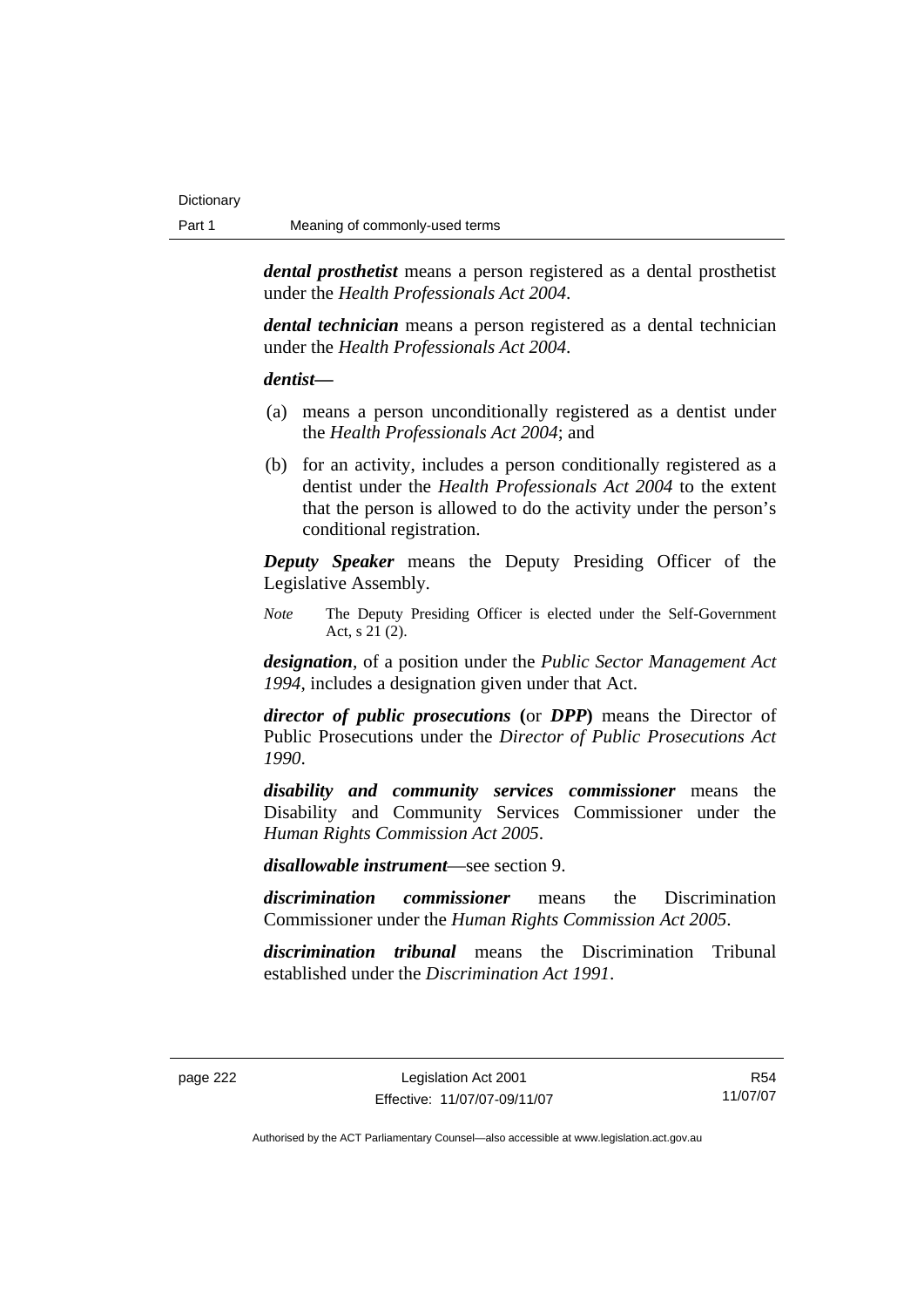***dental prosthetist*** means a person registered as a dental prosthetist under the *Health Professionals Act 2004*.

***dental technician*** means a person registered as a dental technician under the *Health Professionals Act 2004*.

***dentist—***

(a) means a person unconditionally registered as a dentist under the *Health Professionals Act 2004*; and

(b) for an activity, includes a person conditionally registered as a dentist under the *Health Professionals Act 2004* to the extent that the person is allowed to do the activity under the person's conditional registration.

***Deputy Speaker*** means the Deputy Presiding Officer of the Legislative Assembly.

*Note* The Deputy Presiding Officer is elected under the Self-Government Act, s 21 (2).

***designation***, of a position under the *Public Sector Management Act 1994*, includes a designation given under that Act.

***director of public prosecutions*** **(**or ***DPP*****)** means the Director of Public Prosecutions under the *Director of Public Prosecutions Act 1990*.

***disability and community services commissioner*** means the Disability and Community Services Commissioner under the *Human Rights Commission Act 2005*.

***disallowable instrument***—see section 9.

***discrimination commissioner*** means the Discrimination Commissioner under the *Human Rights Commission Act 2005*.

***discrimination tribunal*** means the Discrimination Tribunal established under the *Discrimination Act 1991*.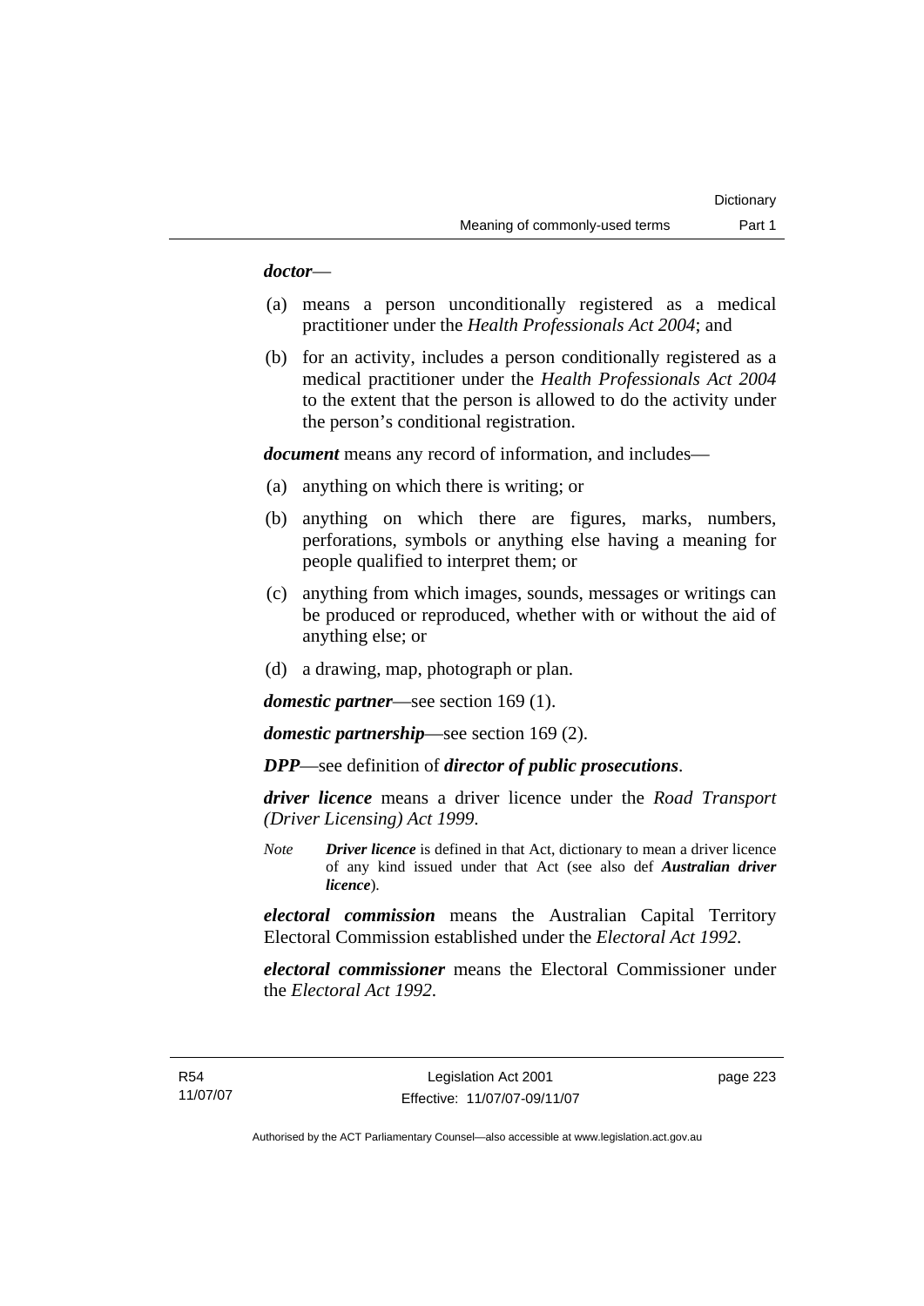***doctor***—

(a) means a person unconditionally registered as a medical practitioner under the *Health Professionals Act 2004*; and

(b) for an activity, includes a person conditionally registered as a medical practitioner under the *Health Professionals Act 2004* to the extent that the person is allowed to do the activity under the person's conditional registration.

***document*** means any record of information, and includes—

(a) anything on which there is writing; or

(b) anything on which there are figures, marks, numbers, perforations, symbols or anything else having a meaning for people qualified to interpret them; or

(c) anything from which images, sounds, messages or writings can be produced or reproduced, whether with or without the aid of anything else; or

(d) a drawing, map, photograph or plan.

***domestic partner***—see section 169 (1).

***domestic partnership***—see section 169 (2).

***DPP***—see definition of ***director of public prosecutions***.

***driver licence*** means a driver licence under the *Road Transport (Driver Licensing) Act 1999*.

*Note* ***Driver licence*** is defined in that Act, dictionary to mean a driver licence of any kind issued under that Act (see also def ***Australian driver licence***).

***electoral commission*** means the Australian Capital Territory Electoral Commission established under the *Electoral Act 1992*.

***electoral commissioner*** means the Electoral Commissioner under the *Electoral Act 1992*.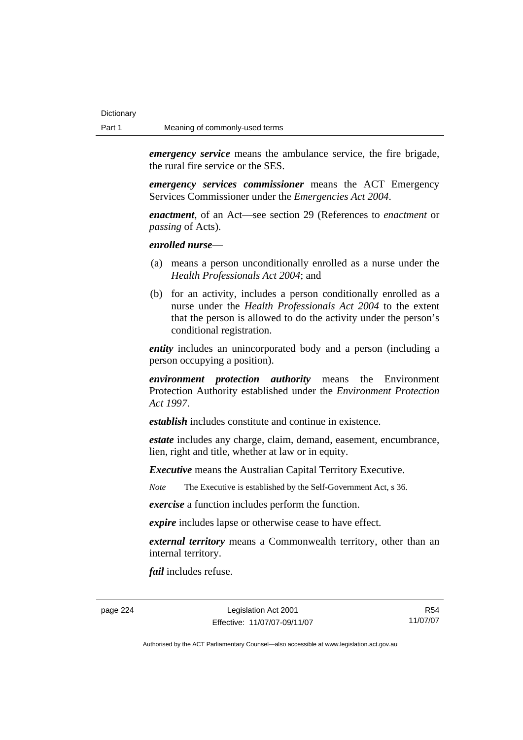***emergency service*** means the ambulance service, the fire brigade, the rural fire service or the SES.

***emergency services commissioner*** means the ACT Emergency Services Commissioner under the *Emergencies Act 2004*.

***enactment***, of an Act—see section 29 (References to *enactment* or *passing* of Acts).

***enrolled nurse***—

(a) means a person unconditionally enrolled as a nurse under the *Health Professionals Act 2004*; and

(b) for an activity, includes a person conditionally enrolled as a nurse under the *Health Professionals Act 2004* to the extent that the person is allowed to do the activity under the person's conditional registration.

***entity*** includes an unincorporated body and a person (including a person occupying a position).

***environment protection authority*** means the Environment Protection Authority established under the *Environment Protection Act 1997*.

***establish*** includes constitute and continue in existence.

***estate*** includes any charge, claim, demand, easement, encumbrance, lien, right and title, whether at law or in equity.

***Executive*** means the Australian Capital Territory Executive.

*Note* The Executive is established by the Self-Government Act, s 36.

***exercise*** a function includes perform the function.

***expire*** includes lapse or otherwise cease to have effect.

***external territory*** means a Commonwealth territory, other than an internal territory.

***fail*** includes refuse.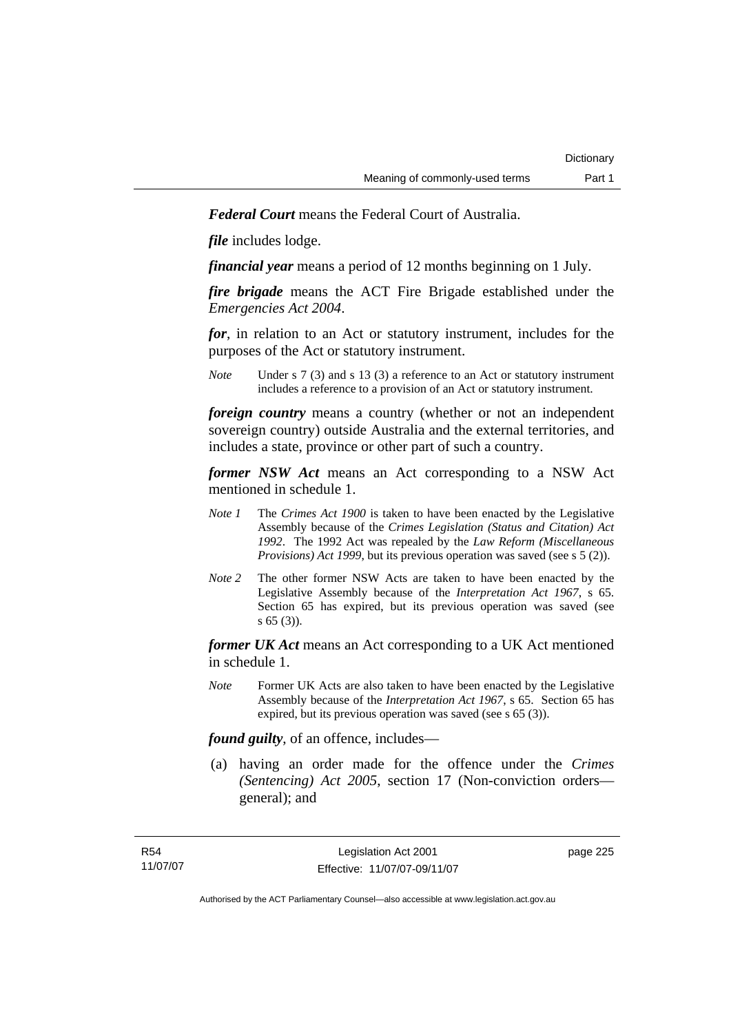***Federal Court*** means the Federal Court of Australia.

***file*** includes lodge.

***financial year*** means a period of 12 months beginning on 1 July.

***fire brigade*** means the ACT Fire Brigade established under the *Emergencies Act 2004*.

***for***, in relation to an Act or statutory instrument, includes for the purposes of the Act or statutory instrument.

*Note* Under s 7 (3) and s 13 (3) a reference to an Act or statutory instrument includes a reference to a provision of an Act or statutory instrument.

***foreign country*** means a country (whether or not an independent sovereign country) outside Australia and the external territories, and includes a state, province or other part of such a country.

***former NSW Act*** means an Act corresponding to a NSW Act mentioned in schedule 1.

*Note 1* The *Crimes Act 1900* is taken to have been enacted by the Legislative Assembly because of the *Crimes Legislation (Status and Citation) Act 1992*. The 1992 Act was repealed by the *Law Reform (Miscellaneous Provisions) Act 1999*, but its previous operation was saved (see s 5 (2)).

*Note 2* The other former NSW Acts are taken to have been enacted by the Legislative Assembly because of the *Interpretation Act 1967*, s 65. Section 65 has expired, but its previous operation was saved (see s 65 (3)).

***former UK Act*** means an Act corresponding to a UK Act mentioned in schedule 1.

*Note* Former UK Acts are also taken to have been enacted by the Legislative Assembly because of the *Interpretation Act 1967*, s 65. Section 65 has expired, but its previous operation was saved (see s 65 (3)).

***found guilty***, of an offence, includes—

(a) having an order made for the offence under the *Crimes (Sentencing) Act 2005*, section 17 (Non-conviction orders—general); and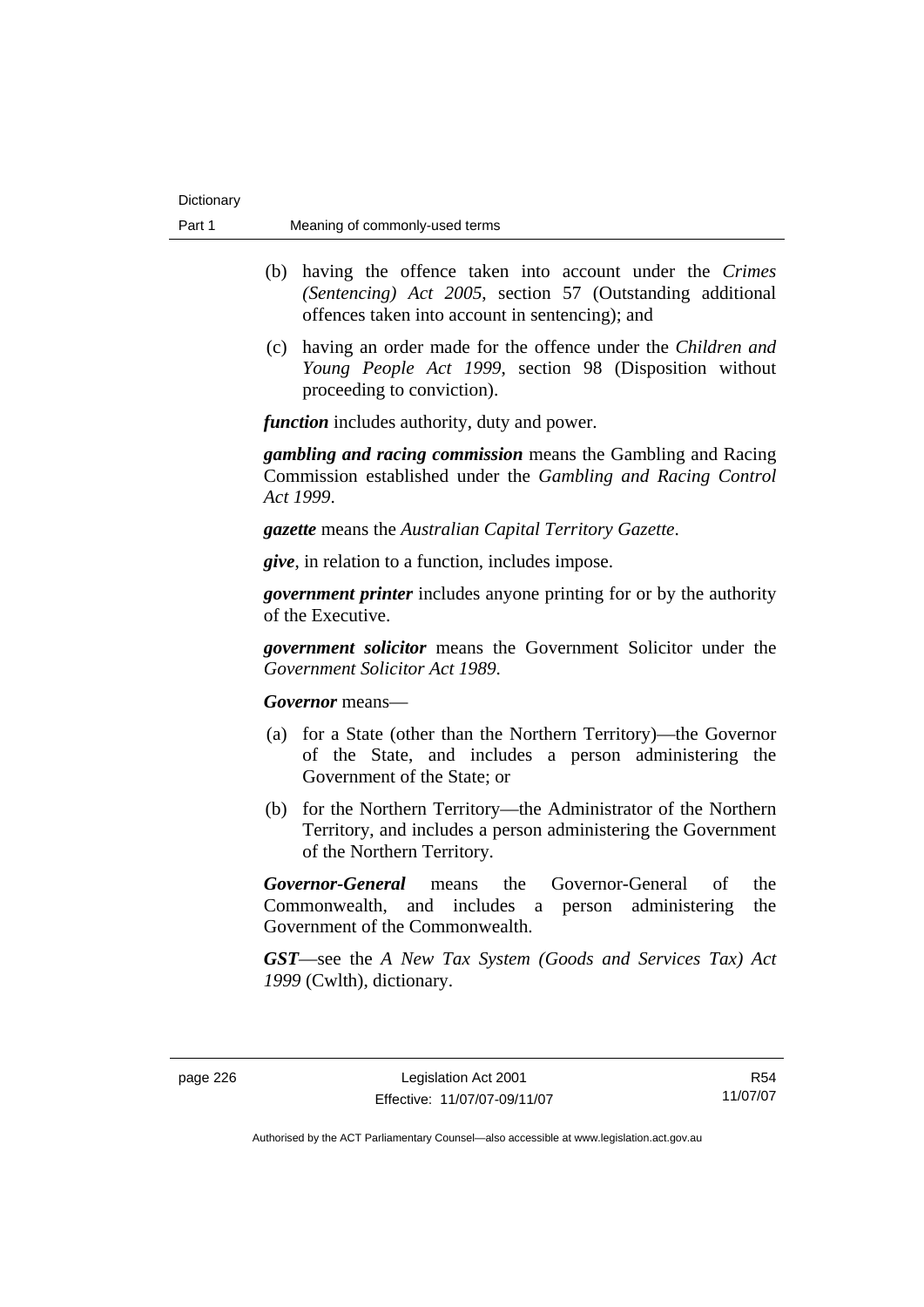(b) having the offence taken into account under the *Crimes (Sentencing) Act 2005*, section 57 (Outstanding additional offences taken into account in sentencing); and

(c) having an order made for the offence under the *Children and Young People Act 1999*, section 98 (Disposition without proceeding to conviction).

***function*** includes authority, duty and power.

***gambling and racing commission*** means the Gambling and Racing Commission established under the *Gambling and Racing Control Act 1999*.

***gazette*** means the *Australian Capital Territory Gazette*.

***give***, in relation to a function, includes impose.

***government printer*** includes anyone printing for or by the authority of the Executive.

***government solicitor*** means the Government Solicitor under the *Government Solicitor Act 1989*.

***Governor*** means—

(a) for a State (other than the Northern Territory)—the Governor of the State, and includes a person administering the Government of the State; or

(b) for the Northern Territory—the Administrator of the Northern Territory, and includes a person administering the Government of the Northern Territory.

***Governor-General*** means the Governor-General of the Commonwealth, and includes a person administering the Government of the Commonwealth.

***GST***—see the *A New Tax System (Goods and Services Tax) Act 1999* (Cwlth), dictionary.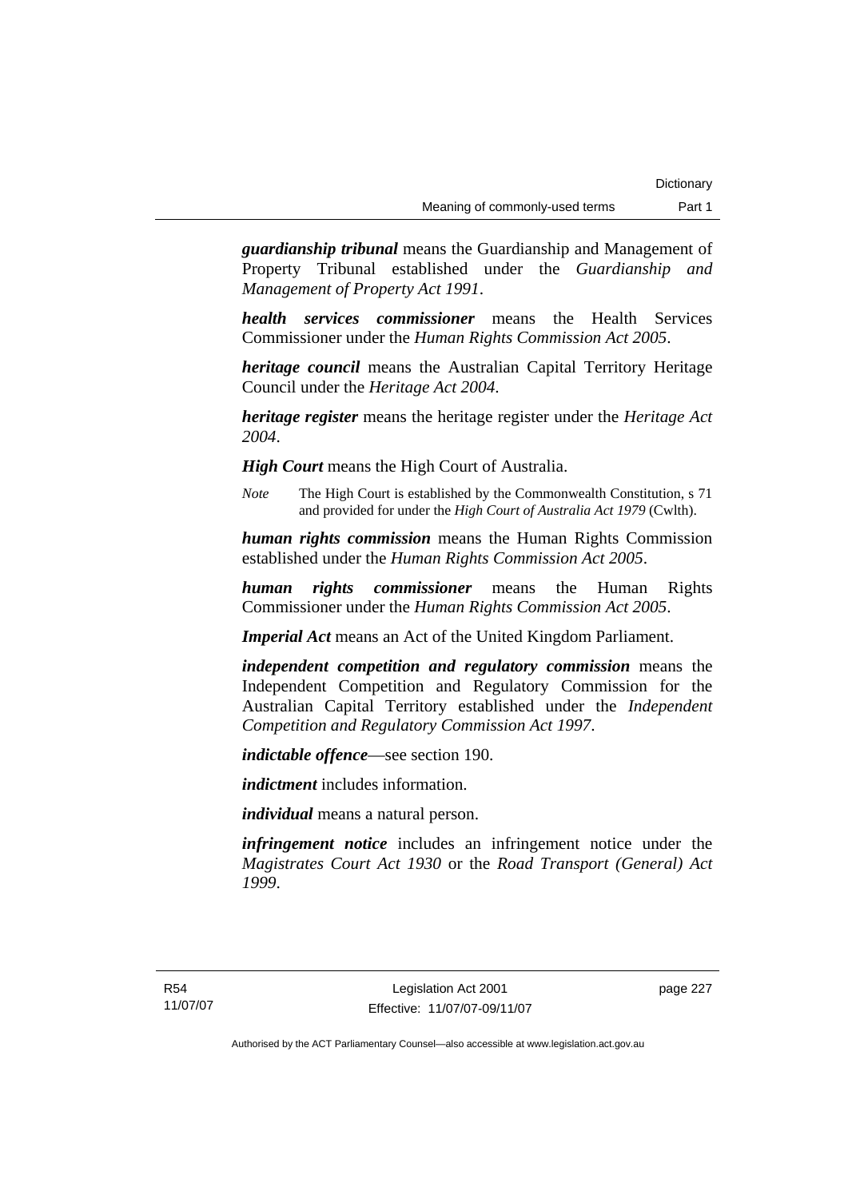***guardianship tribunal*** means the Guardianship and Management of Property Tribunal established under the *Guardianship and Management of Property Act 1991*.

***health services commissioner*** means the Health Services Commissioner under the *Human Rights Commission Act 2005*.

***heritage council*** means the Australian Capital Territory Heritage Council under the *Heritage Act 2004*.

***heritage register*** means the heritage register under the *Heritage Act 2004*.

***High Court*** means the High Court of Australia.

*Note* The High Court is established by the Commonwealth Constitution, s 71 and provided for under the *High Court of Australia Act 1979* (Cwlth).

***human rights commission*** means the Human Rights Commission established under the *Human Rights Commission Act 2005*.

***human rights commissioner*** means the Human Rights Commissioner under the *Human Rights Commission Act 2005*.

***Imperial Act*** means an Act of the United Kingdom Parliament.

***independent competition and regulatory commission*** means the Independent Competition and Regulatory Commission for the Australian Capital Territory established under the *Independent Competition and Regulatory Commission Act 1997*.

***indictable offence***—see section 190.

***indictment*** includes information.

***individual*** means a natural person.

***infringement notice*** includes an infringement notice under the *Magistrates Court Act 1930* or the *Road Transport (General) Act 1999*.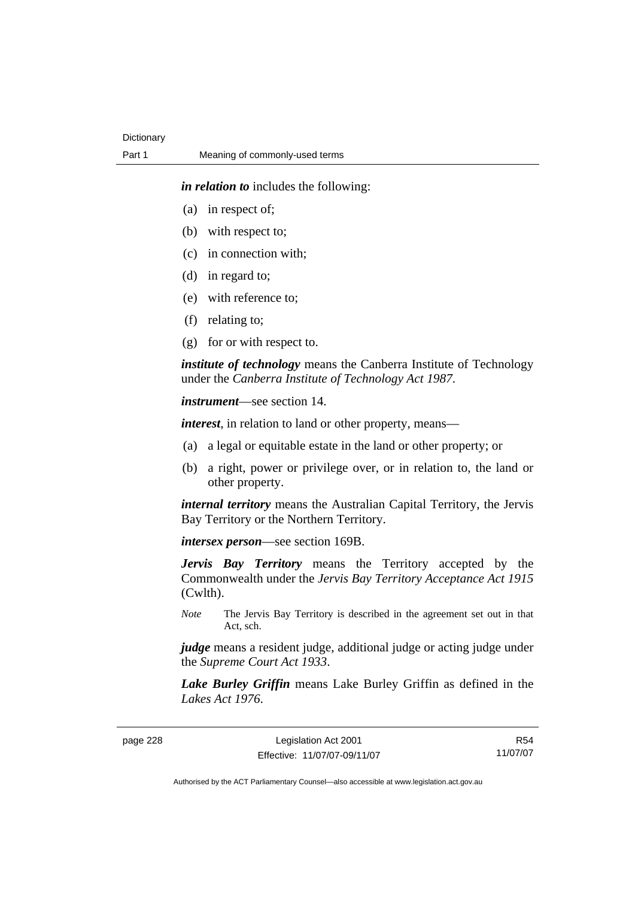***in relation to*** includes the following:

(a) in respect of;

(b) with respect to;

(c) in connection with;

(d) in regard to;

(e) with reference to;

(f) relating to;

(g) for or with respect to.

***institute of technology*** means the Canberra Institute of Technology under the *Canberra Institute of Technology Act 1987*.

***instrument***—see section 14.

***interest***, in relation to land or other property, means—

(a) a legal or equitable estate in the land or other property; or

(b) a right, power or privilege over, or in relation to, the land or other property.

***internal territory*** means the Australian Capital Territory, the Jervis Bay Territory or the Northern Territory.

***intersex person***—see section 169B.

***Jervis Bay Territory*** means the Territory accepted by the Commonwealth under the *Jervis Bay Territory Acceptance Act 1915* (Cwlth).

*Note* The Jervis Bay Territory is described in the agreement set out in that Act, sch.

***judge*** means a resident judge, additional judge or acting judge under the *Supreme Court Act 1933*.

***Lake Burley Griffin*** means Lake Burley Griffin as defined in the *Lakes Act 1976*.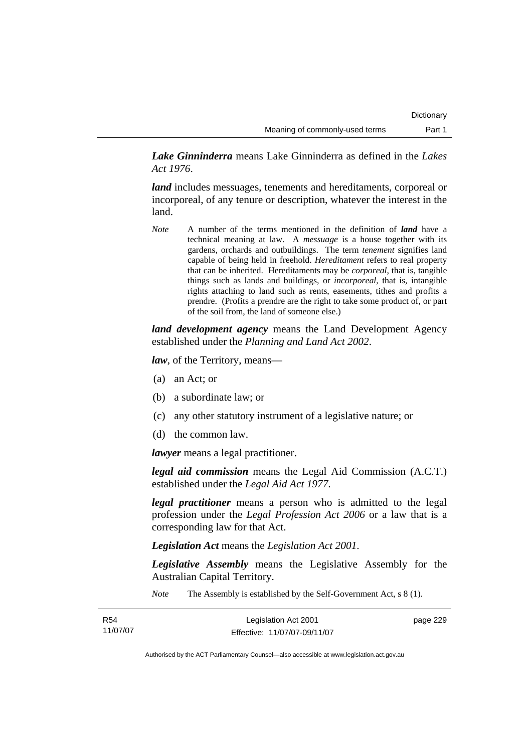***Lake Ginninderra*** means Lake Ginninderra as defined in the *Lakes Act 1976*.

***land*** includes messuages, tenements and hereditaments, corporeal or incorporeal, of any tenure or description, whatever the interest in the land.

*Note* A number of the terms mentioned in the definition of ***land*** have a technical meaning at law. A *messuage* is a house together with its gardens, orchards and outbuildings. The term *tenement* signifies land capable of being held in freehold. *Hereditament* refers to real property that can be inherited. Hereditaments may be *corporeal*, that is, tangible things such as lands and buildings, or *incorporeal*, that is, intangible rights attaching to land such as rents, easements, tithes and profits a prendre. (Profits a prendre are the right to take some product of, or part of the soil from, the land of someone else.)

***land development agency*** means the Land Development Agency established under the *Planning and Land Act 2002*.

***law***, of the Territory, means—

(a) an Act; or

(b) a subordinate law; or

(c) any other statutory instrument of a legislative nature; or

(d) the common law.

***lawyer*** means a legal practitioner.

***legal aid commission*** means the Legal Aid Commission (A.C.T.) established under the *Legal Aid Act 1977*.

***legal practitioner*** means a person who is admitted to the legal profession under the *Legal Profession Act 2006* or a law that is a corresponding law for that Act.

***Legislation Act*** means the *Legislation Act 2001*.

***Legislative Assembly*** means the Legislative Assembly for the Australian Capital Territory.

*Note* The Assembly is established by the Self-Government Act, s 8 (1).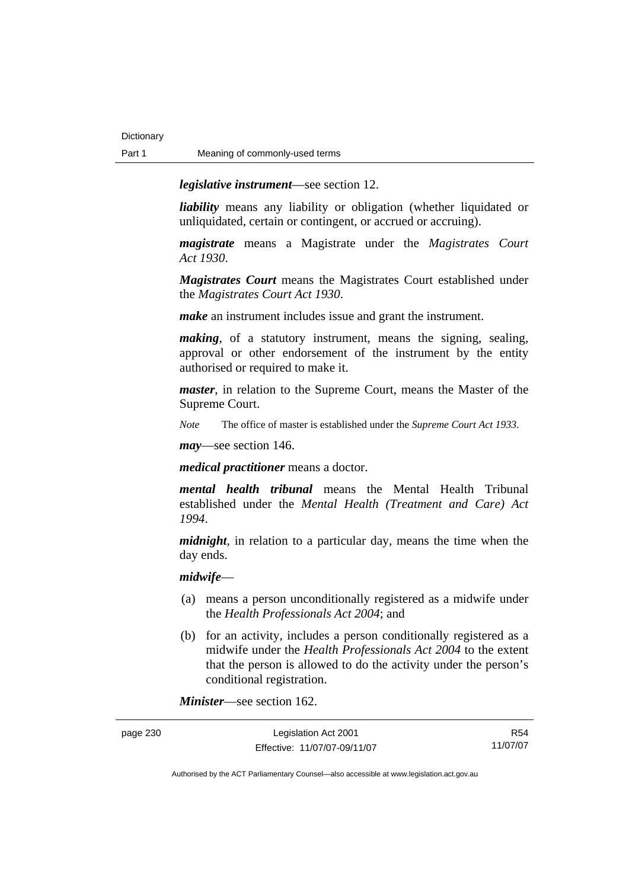***legislative instrument***—see section 12.

***liability*** means any liability or obligation (whether liquidated or unliquidated, certain or contingent, or accrued or accruing).

***magistrate*** means a Magistrate under the *Magistrates Court Act 1930*.

***Magistrates Court*** means the Magistrates Court established under the *Magistrates Court Act 1930*.

***make*** an instrument includes issue and grant the instrument.

***making***, of a statutory instrument, means the signing, sealing, approval or other endorsement of the instrument by the entity authorised or required to make it.

***master***, in relation to the Supreme Court, means the Master of the Supreme Court.

*Note* The office of master is established under the *Supreme Court Act 1933*.

***may***—see section 146.

***medical practitioner*** means a doctor.

***mental health tribunal*** means the Mental Health Tribunal established under the *Mental Health (Treatment and Care) Act 1994*.

***midnight***, in relation to a particular day, means the time when the day ends.

***midwife***—

(a) means a person unconditionally registered as a midwife under the *Health Professionals Act 2004*; and

(b) for an activity, includes a person conditionally registered as a midwife under the *Health Professionals Act 2004* to the extent that the person is allowed to do the activity under the person's conditional registration.

***Minister***—see section 162.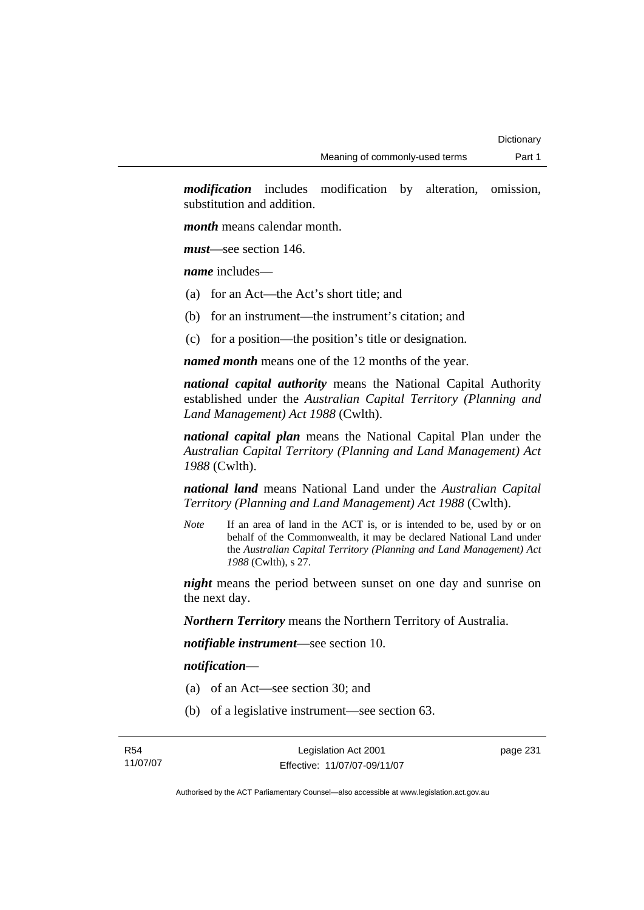***modification*** includes modification by alteration, omission, substitution and addition.

***month*** means calendar month.

***must***—see section 146.

***name*** includes—

(a) for an Act—the Act's short title; and

(b) for an instrument—the instrument's citation; and

(c) for a position—the position's title or designation.

***named month*** means one of the 12 months of the year.

***national capital authority*** means the National Capital Authority established under the *Australian Capital Territory (Planning and Land Management) Act 1988* (Cwlth).

***national capital plan*** means the National Capital Plan under the *Australian Capital Territory (Planning and Land Management) Act 1988* (Cwlth).

***national land*** means National Land under the *Australian Capital Territory (Planning and Land Management) Act 1988* (Cwlth).

*Note* If an area of land in the ACT is, or is intended to be, used by or on behalf of the Commonwealth, it may be declared National Land under the *Australian Capital Territory (Planning and Land Management) Act 1988* (Cwlth), s 27.

***night*** means the period between sunset on one day and sunrise on the next day.

***Northern Territory*** means the Northern Territory of Australia.

***notifiable instrument***—see section 10.

***notification***—

(a) of an Act—see section 30; and

(b) of a legislative instrument—see section 63.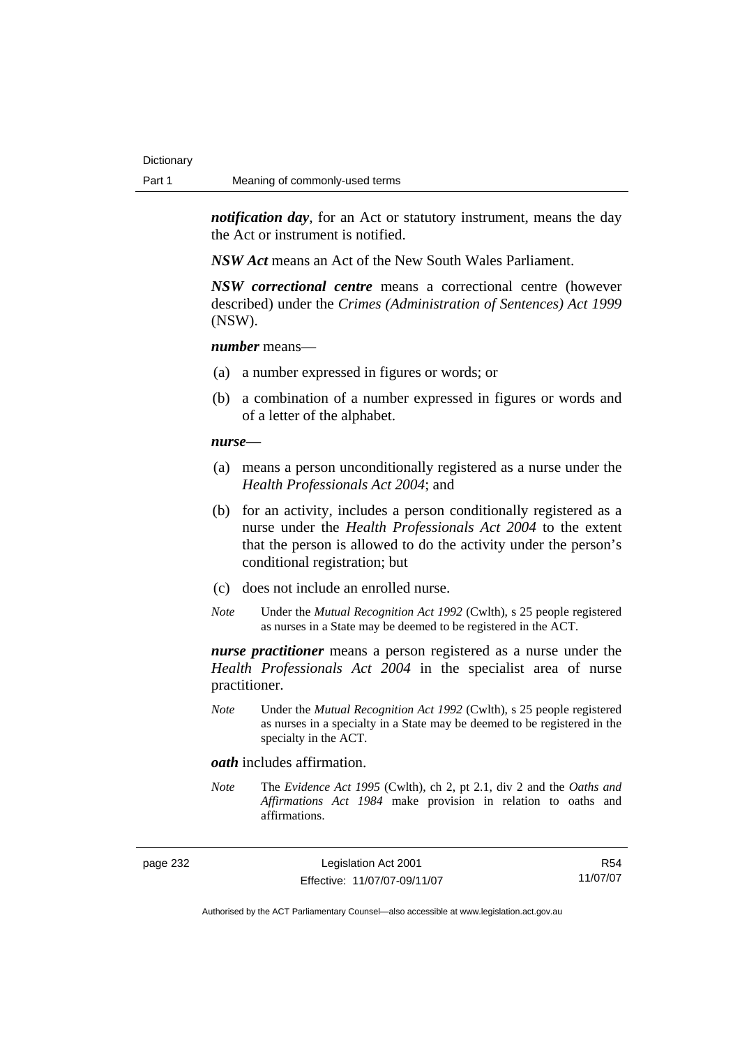***notification day***, for an Act or statutory instrument, means the day the Act or instrument is notified.

***NSW Act*** means an Act of the New South Wales Parliament.

***NSW correctional centre*** means a correctional centre (however described) under the *Crimes (Administration of Sentences) Act 1999* (NSW).

***number*** means—

(a) a number expressed in figures or words; or

(b) a combination of a number expressed in figures or words and of a letter of the alphabet.

***nurse—***

(a) means a person unconditionally registered as a nurse under the *Health Professionals Act 2004*; and

(b) for an activity, includes a person conditionally registered as a nurse under the *Health Professionals Act 2004* to the extent that the person is allowed to do the activity under the person's conditional registration; but

(c) does not include an enrolled nurse.

*Note* Under the *Mutual Recognition Act 1992* (Cwlth), s 25 people registered as nurses in a State may be deemed to be registered in the ACT.

***nurse practitioner*** means a person registered as a nurse under the *Health Professionals Act 2004* in the specialist area of nurse practitioner.

*Note* Under the *Mutual Recognition Act 1992* (Cwlth), s 25 people registered as nurses in a specialty in a State may be deemed to be registered in the specialty in the ACT.

***oath*** includes affirmation.

*Note* The *Evidence Act 1995* (Cwlth), ch 2, pt 2.1, div 2 and the *Oaths and Affirmations Act 1984* make provision in relation to oaths and affirmations.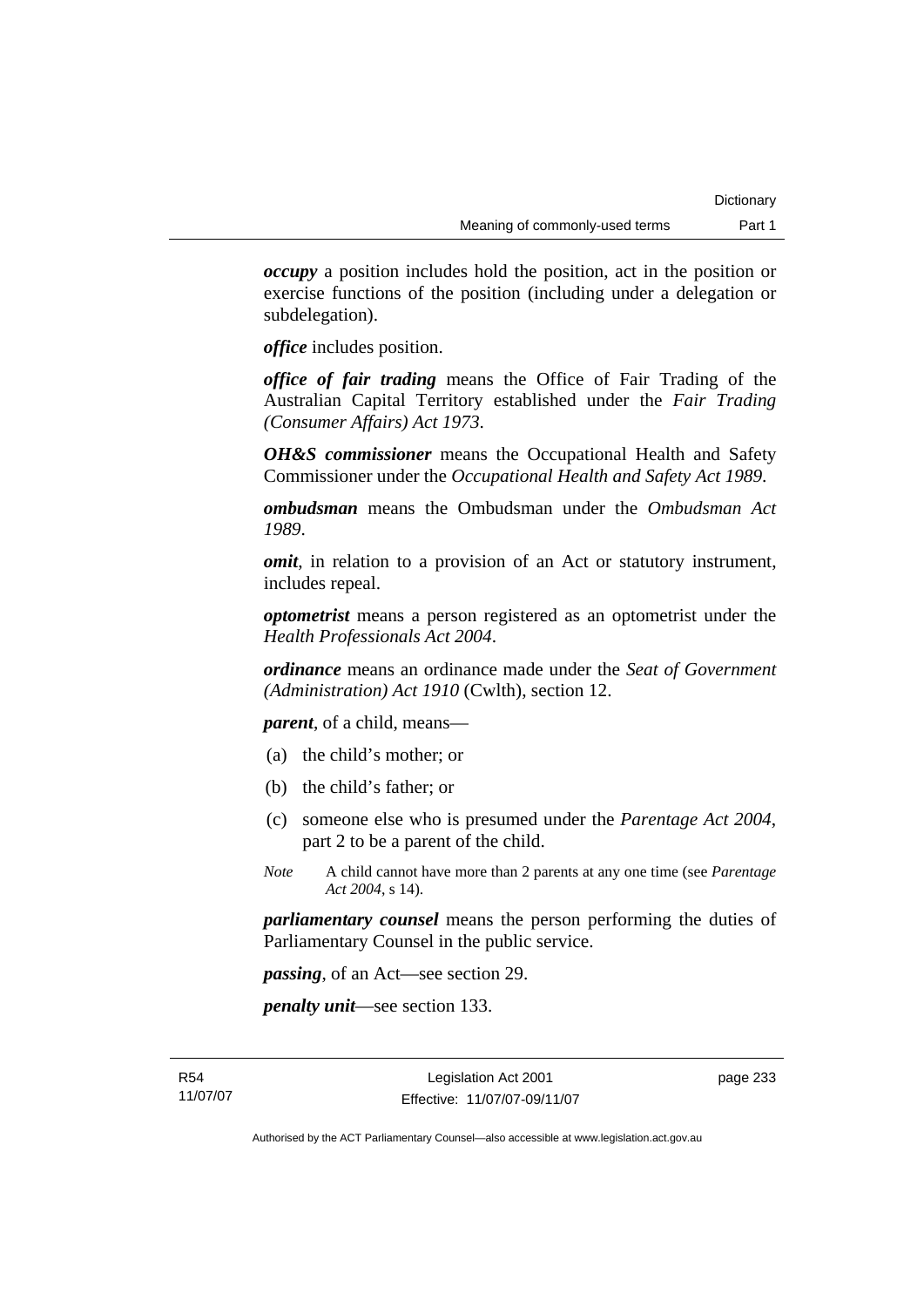***occupy*** a position includes hold the position, act in the position or exercise functions of the position (including under a delegation or subdelegation).

***office*** includes position.

***office of fair trading*** means the Office of Fair Trading of the Australian Capital Territory established under the *Fair Trading (Consumer Affairs) Act 1973*.

***OH&S commissioner*** means the Occupational Health and Safety Commissioner under the *Occupational Health and Safety Act 1989*.

***ombudsman*** means the Ombudsman under the *Ombudsman Act 1989*.

***omit***, in relation to a provision of an Act or statutory instrument, includes repeal.

***optometrist*** means a person registered as an optometrist under the *Health Professionals Act 2004*.

***ordinance*** means an ordinance made under the *Seat of Government (Administration) Act 1910* (Cwlth), section 12.

***parent***, of a child, means—

(a) the child's mother; or

(b) the child's father; or

(c) someone else who is presumed under the *Parentage Act 2004*, part 2 to be a parent of the child.

*Note* A child cannot have more than 2 parents at any one time (see *Parentage Act 2004*, s 14).

***parliamentary counsel*** means the person performing the duties of Parliamentary Counsel in the public service.

***passing***, of an Act—see section 29.

***penalty unit***—see section 133.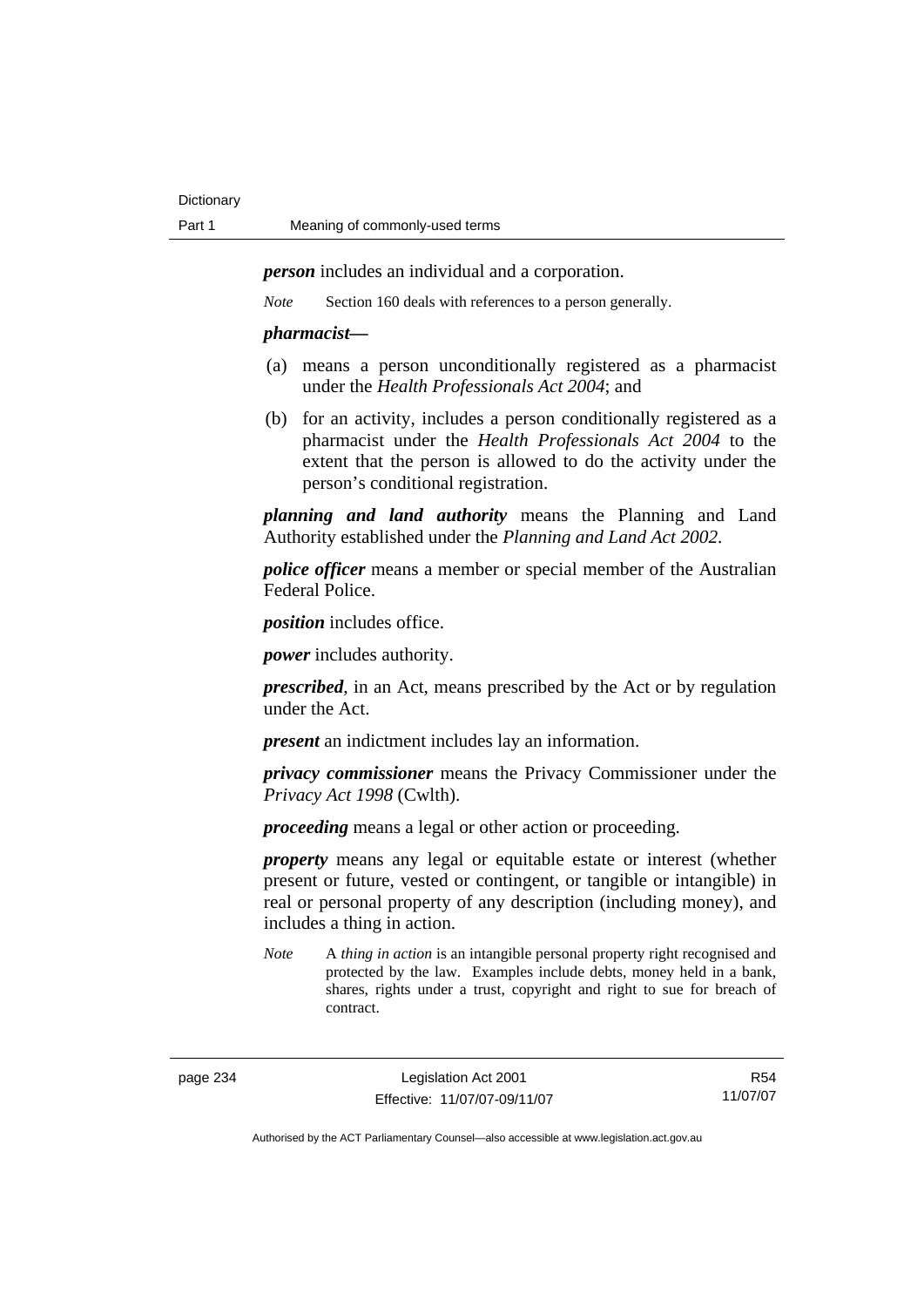***person*** includes an individual and a corporation.

*Note* Section 160 deals with references to a person generally.

***pharmacist*****—**

(a) means a person unconditionally registered as a pharmacist under the *Health Professionals Act 2004*; and

(b) for an activity, includes a person conditionally registered as a pharmacist under the *Health Professionals Act 2004* to the extent that the person is allowed to do the activity under the person's conditional registration.

***planning and land authority*** means the Planning and Land Authority established under the *Planning and Land Act 2002*.

***police officer*** means a member or special member of the Australian Federal Police.

***position*** includes office.

***power*** includes authority.

***prescribed***, in an Act, means prescribed by the Act or by regulation under the Act.

***present*** an indictment includes lay an information.

***privacy commissioner*** means the Privacy Commissioner under the *Privacy Act 1998* (Cwlth).

***proceeding*** means a legal or other action or proceeding.

***property*** means any legal or equitable estate or interest (whether present or future, vested or contingent, or tangible or intangible) in real or personal property of any description (including money), and includes a thing in action.

*Note* A *thing in action* is an intangible personal property right recognised and protected by the law. Examples include debts, money held in a bank, shares, rights under a trust, copyright and right to sue for breach of contract.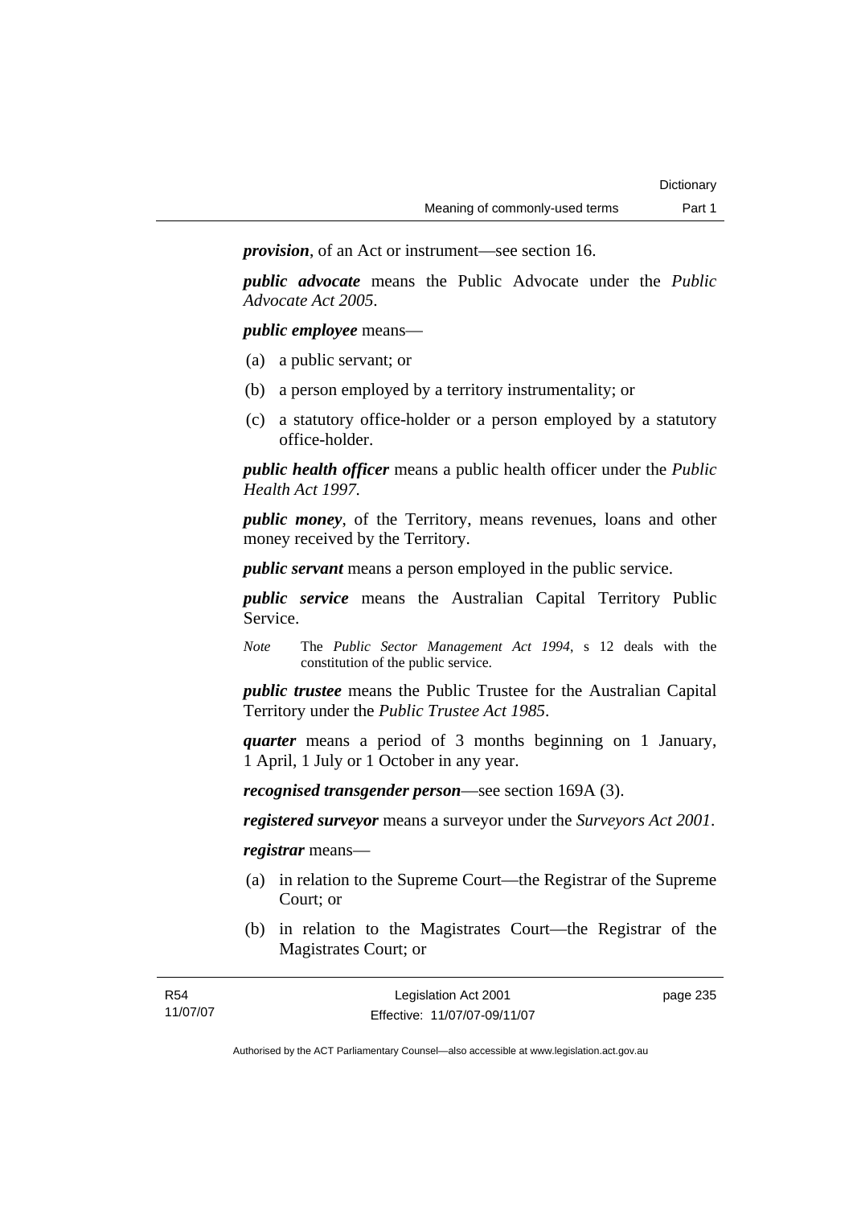***provision***, of an Act or instrument—see section 16.

***public advocate*** means the Public Advocate under the *Public Advocate Act 2005*.

***public employee*** means—

- (a) a public servant; or
- (b) a person employed by a territory instrumentality; or
- (c) a statutory office-holder or a person employed by a statutory office-holder.

***public health officer*** means a public health officer under the *Public Health Act 1997*.

***public money***, of the Territory, means revenues, loans and other money received by the Territory.

***public servant*** means a person employed in the public service.

***public service*** means the Australian Capital Territory Public Service.

*Note* The *Public Sector Management Act 1994*, s 12 deals with the constitution of the public service.

***public trustee*** means the Public Trustee for the Australian Capital Territory under the *Public Trustee Act 1985*.

***quarter*** means a period of 3 months beginning on 1 January, 1 April, 1 July or 1 October in any year.

***recognised transgender person***—see section 169A (3).

***registered surveyor*** means a surveyor under the *Surveyors Act 2001*.

***registrar*** means—

- (a) in relation to the Supreme Court—the Registrar of the Supreme Court; or
- (b) in relation to the Magistrates Court—the Registrar of the Magistrates Court; or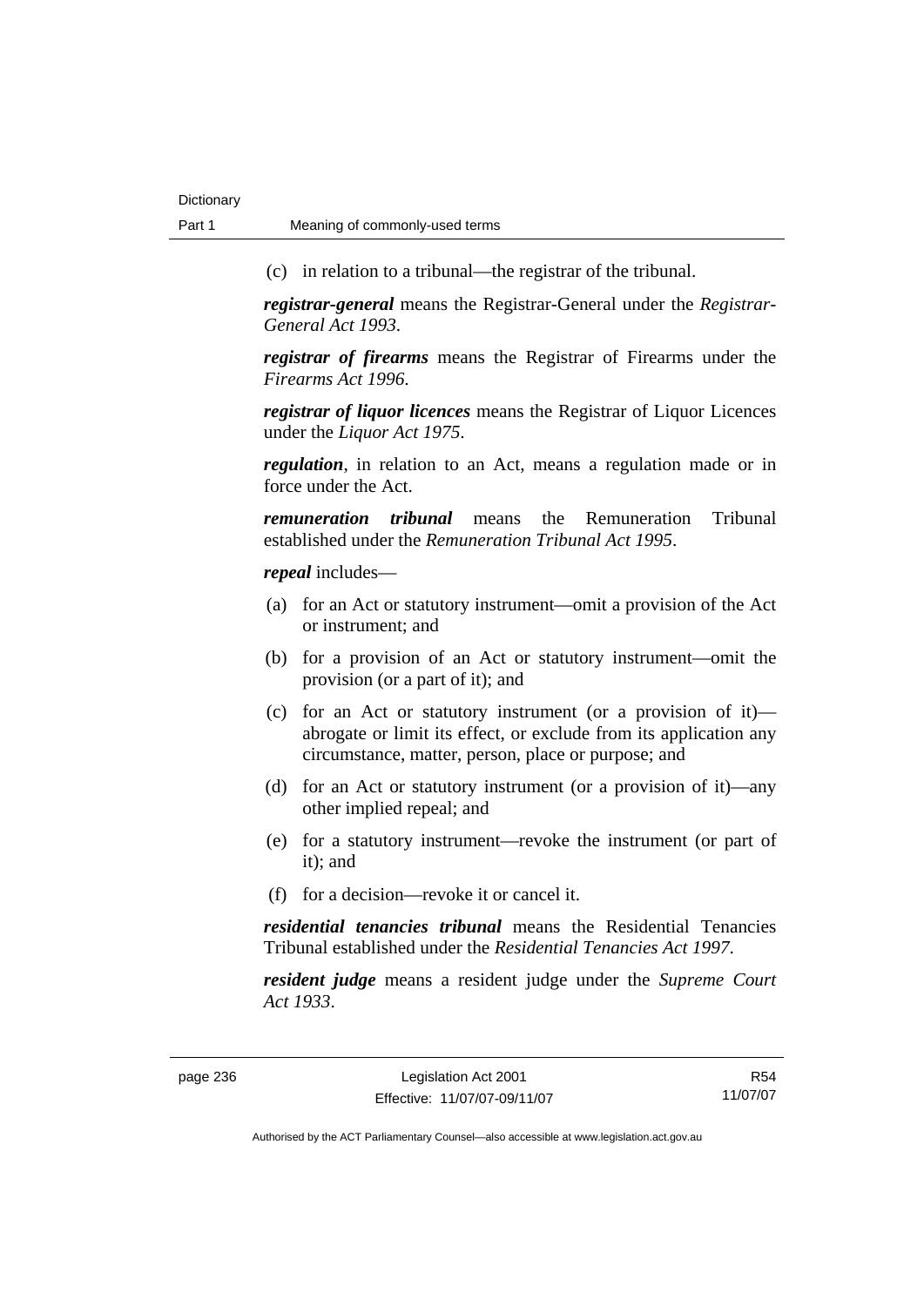(c) in relation to a tribunal—the registrar of the tribunal.

***registrar-general*** means the Registrar-General under the *Registrar-General Act 1993*.

***registrar of firearms*** means the Registrar of Firearms under the *Firearms Act 1996*.

***registrar of liquor licences*** means the Registrar of Liquor Licences under the *Liquor Act 1975*.

***regulation***, in relation to an Act, means a regulation made or in force under the Act.

***remuneration tribunal*** means the Remuneration Tribunal established under the *Remuneration Tribunal Act 1995*.

***repeal*** includes—

(a) for an Act or statutory instrument—omit a provision of the Act or instrument; and

(b) for a provision of an Act or statutory instrument—omit the provision (or a part of it); and

(c) for an Act or statutory instrument (or a provision of it)—abrogate or limit its effect, or exclude from its application any circumstance, matter, person, place or purpose; and

(d) for an Act or statutory instrument (or a provision of it)—any other implied repeal; and

(e) for a statutory instrument—revoke the instrument (or part of it); and

(f) for a decision—revoke it or cancel it.

***residential tenancies tribunal*** means the Residential Tenancies Tribunal established under the *Residential Tenancies Act 1997*.

***resident judge*** means a resident judge under the *Supreme Court Act 1933*.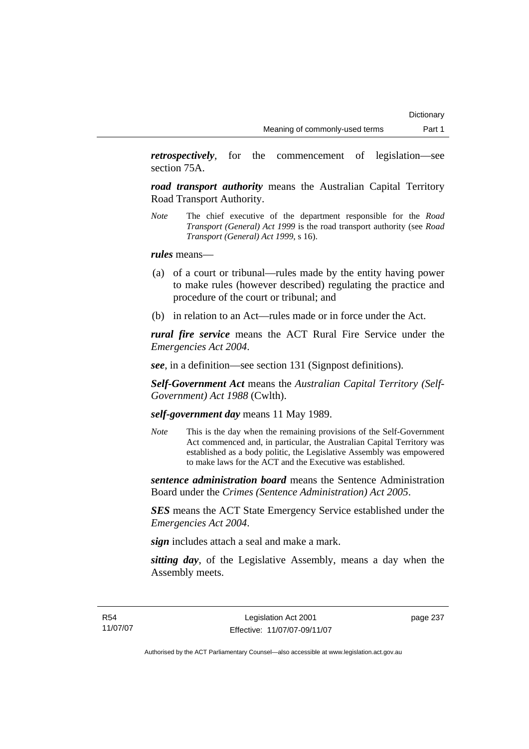***retrospectively***, for the commencement of legislation—see section 75A.

***road transport authority*** means the Australian Capital Territory Road Transport Authority.

*Note* The chief executive of the department responsible for the *Road Transport (General) Act 1999* is the road transport authority (see *Road Transport (General) Act 1999*, s 16).

***rules*** means—

(a) of a court or tribunal—rules made by the entity having power to make rules (however described) regulating the practice and procedure of the court or tribunal; and

(b) in relation to an Act—rules made or in force under the Act.

***rural fire service*** means the ACT Rural Fire Service under the *Emergencies Act 2004*.

***see***, in a definition—see section 131 (Signpost definitions).

***Self-Government Act*** means the *Australian Capital Territory (Self-Government) Act 1988* (Cwlth).

***self-government day*** means 11 May 1989.

*Note* This is the day when the remaining provisions of the Self-Government Act commenced and, in particular, the Australian Capital Territory was established as a body politic, the Legislative Assembly was empowered to make laws for the ACT and the Executive was established.

***sentence administration board*** means the Sentence Administration Board under the *Crimes (Sentence Administration) Act 2005*.

***SES*** means the ACT State Emergency Service established under the *Emergencies Act 2004*.

***sign*** includes attach a seal and make a mark.

***sitting day***, of the Legislative Assembly, means a day when the Assembly meets.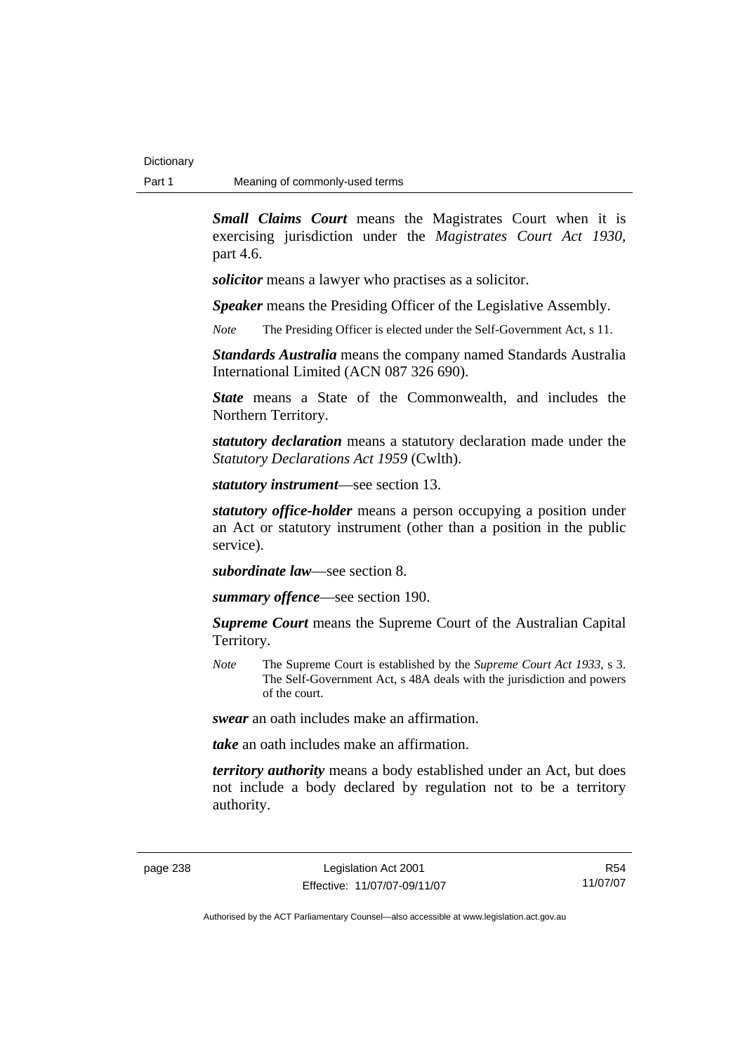***Small Claims Court*** means the Magistrates Court when it is exercising jurisdiction under the *Magistrates Court Act 1930*, part 4.6.

***solicitor*** means a lawyer who practises as a solicitor.

***Speaker*** means the Presiding Officer of the Legislative Assembly.

*Note* The Presiding Officer is elected under the Self-Government Act, s 11.

***Standards Australia*** means the company named Standards Australia International Limited (ACN 087 326 690).

***State*** means a State of the Commonwealth, and includes the Northern Territory.

***statutory declaration*** means a statutory declaration made under the *Statutory Declarations Act 1959* (Cwlth).

***statutory instrument***—see section 13.

***statutory office-holder*** means a person occupying a position under an Act or statutory instrument (other than a position in the public service).

***subordinate law***—see section 8.

***summary offence***—see section 190.

***Supreme Court*** means the Supreme Court of the Australian Capital Territory.

*Note* The Supreme Court is established by the *Supreme Court Act 1933*, s 3. The Self-Government Act, s 48A deals with the jurisdiction and powers of the court.

***swear*** an oath includes make an affirmation.

***take*** an oath includes make an affirmation.

***territory authority*** means a body established under an Act, but does not include a body declared by regulation not to be a territory authority.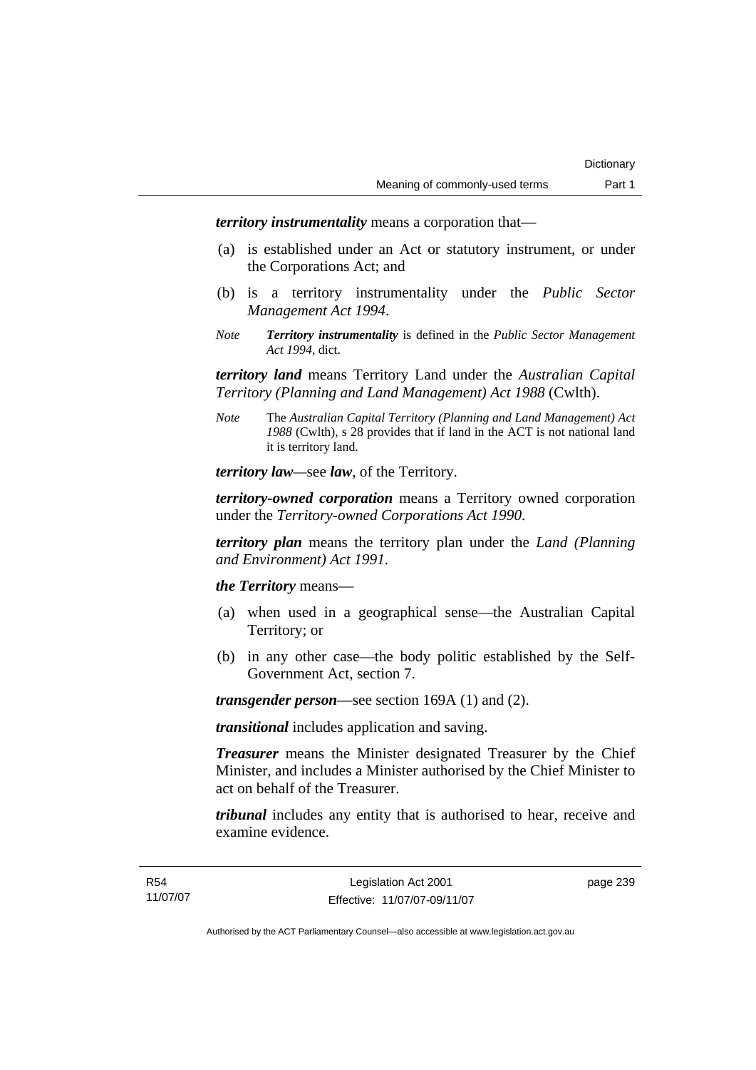***territory instrumentality*** means a corporation that—

(a) is established under an Act or statutory instrument, or under the Corporations Act; and

(b) is a territory instrumentality under the *Public Sector Management Act 1994*.

*Note* ***Territory instrumentality*** is defined in the *Public Sector Management Act 1994*, dict.

***territory land*** means Territory Land under the *Australian Capital Territory (Planning and Land Management) Act 1988* (Cwlth).

*Note* The *Australian Capital Territory (Planning and Land Management) Act 1988* (Cwlth), s 28 provides that if land in the ACT is not national land it is territory land.

***territory law***—see ***law***, of the Territory.

***territory-owned corporation*** means a Territory owned corporation under the *Territory-owned Corporations Act 1990*.

***territory plan*** means the territory plan under the *Land (Planning and Environment) Act 1991*.

***the Territory*** means—

(a) when used in a geographical sense—the Australian Capital Territory; or

(b) in any other case—the body politic established by the Self-Government Act, section 7.

***transgender person***—see section 169A (1) and (2).

***transitional*** includes application and saving.

***Treasurer*** means the Minister designated Treasurer by the Chief Minister, and includes a Minister authorised by the Chief Minister to act on behalf of the Treasurer.

***tribunal*** includes any entity that is authorised to hear, receive and examine evidence.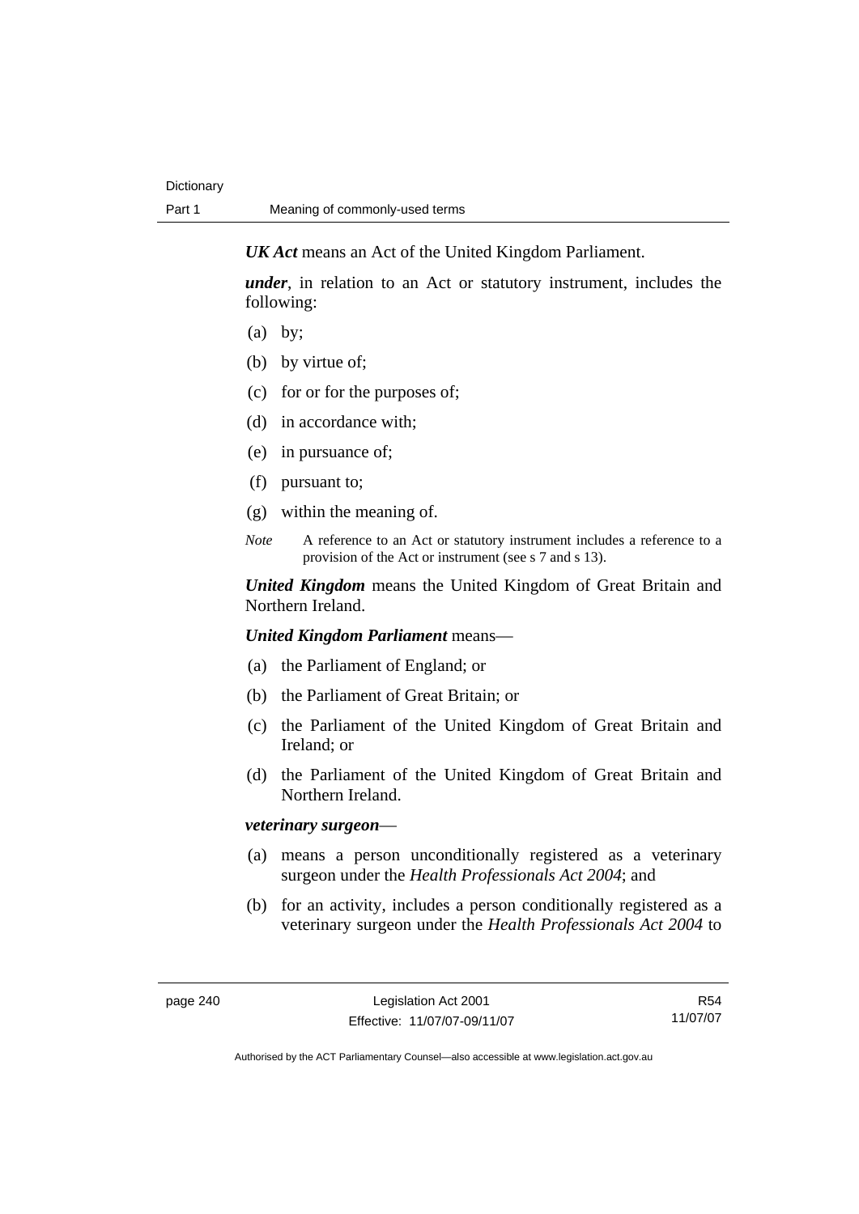***UK Act*** means an Act of the United Kingdom Parliament.

***under***, in relation to an Act or statutory instrument, includes the following:

- (a) by;
- (b) by virtue of;
- (c) for or for the purposes of;
- (d) in accordance with;
- (e) in pursuance of;
- (f) pursuant to;
- (g) within the meaning of.

*Note* A reference to an Act or statutory instrument includes a reference to a provision of the Act or instrument (see s 7 and s 13).

***United Kingdom*** means the United Kingdom of Great Britain and Northern Ireland.

***United Kingdom Parliament*** means—

- (a) the Parliament of England; or
- (b) the Parliament of Great Britain; or
- (c) the Parliament of the United Kingdom of Great Britain and Ireland; or
- (d) the Parliament of the United Kingdom of Great Britain and Northern Ireland.

***veterinary surgeon***—

- (a) means a person unconditionally registered as a veterinary surgeon under the *Health Professionals Act 2004*; and
- (b) for an activity, includes a person conditionally registered as a veterinary surgeon under the *Health Professionals Act 2004* to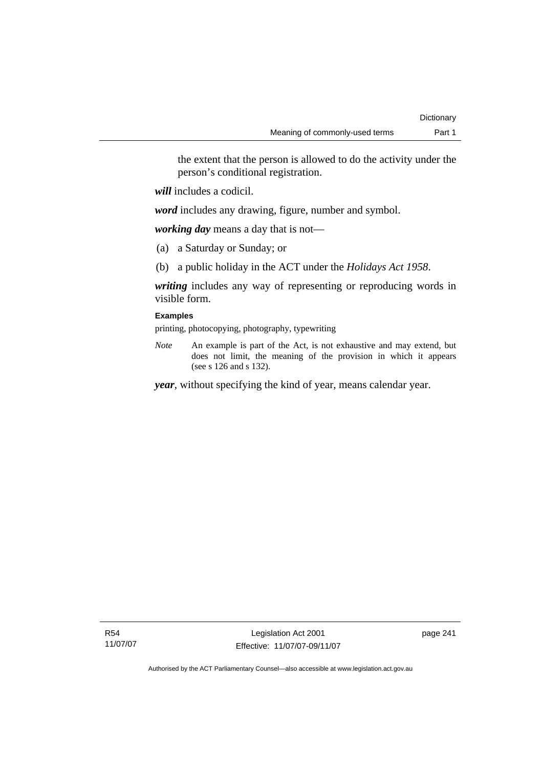the extent that the person is allowed to do the activity under the person's conditional registration.

***will*** includes a codicil.

***word*** includes any drawing, figure, number and symbol.

***working day*** means a day that is not—

(a) a Saturday or Sunday; or

(b) a public holiday in the ACT under the *Holidays Act 1958*.

***writing*** includes any way of representing or reproducing words in visible form.

**Examples**

printing, photocopying, photography, typewriting

*Note* An example is part of the Act, is not exhaustive and may extend, but does not limit, the meaning of the provision in which it appears (see s 126 and s 132).

***year***, without specifying the kind of year, means calendar year.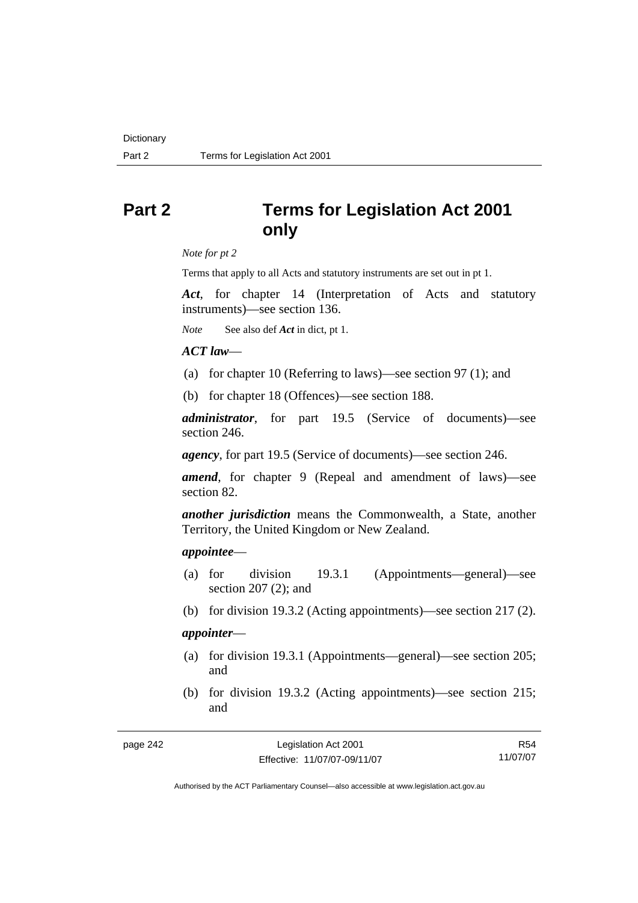# Part 2 Terms for Legislation Act 2001 only

*Note for pt 2*

Terms that apply to all Acts and statutory instruments are set out in pt 1.

***Act***, for chapter 14 (Interpretation of Acts and statutory instruments)—see section 136.

*Note* See also def ***Act*** in dict, pt 1.

***ACT law***—

(a) for chapter 10 (Referring to laws)—see section 97 (1); and

(b) for chapter 18 (Offences)—see section 188.

***administrator***, for part 19.5 (Service of documents)—see section 246.

***agency***, for part 19.5 (Service of documents)—see section 246.

***amend***, for chapter 9 (Repeal and amendment of laws)—see section 82.

***another jurisdiction*** means the Commonwealth, a State, another Territory, the United Kingdom or New Zealand.

***appointee***—

(a) for division 19.3.1 (Appointments—general)—see section 207 (2); and

(b) for division 19.3.2 (Acting appointments)—see section 217 (2).

***appointer***—

(a) for division 19.3.1 (Appointments—general)—see section 205; and

(b) for division 19.3.2 (Acting appointments)—see section 215; and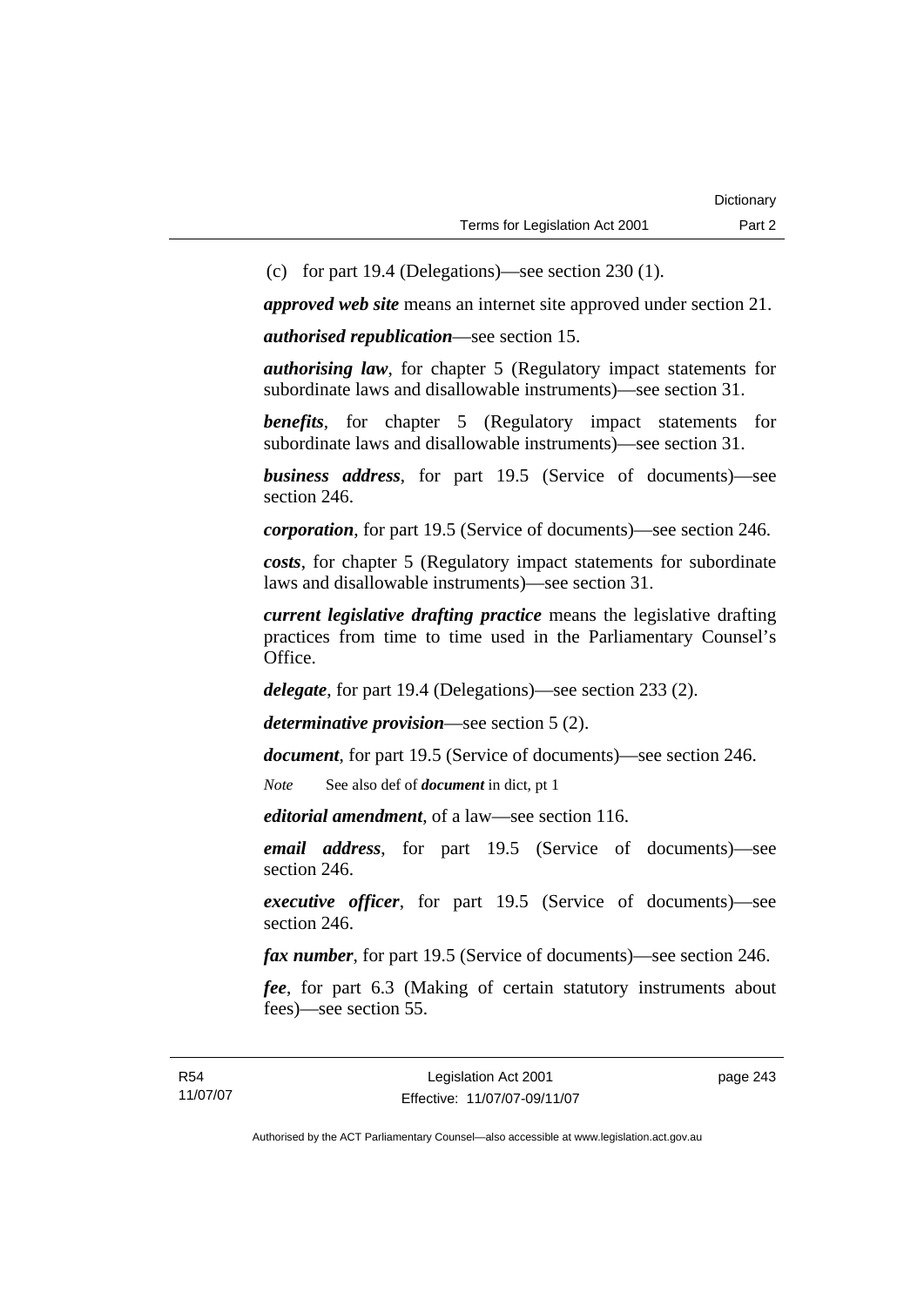(c) for part 19.4 (Delegations)—see section 230 (1).

***approved web site*** means an internet site approved under section 21.

***authorised republication***—see section 15.

***authorising law***, for chapter 5 (Regulatory impact statements for subordinate laws and disallowable instruments)—see section 31.

***benefits***, for chapter 5 (Regulatory impact statements for subordinate laws and disallowable instruments)—see section 31.

***business address***, for part 19.5 (Service of documents)—see section 246.

***corporation***, for part 19.5 (Service of documents)—see section 246.

***costs***, for chapter 5 (Regulatory impact statements for subordinate laws and disallowable instruments)—see section 31.

***current legislative drafting practice*** means the legislative drafting practices from time to time used in the Parliamentary Counsel's Office.

***delegate***, for part 19.4 (Delegations)—see section 233 (2).

***determinative provision***—see section 5 (2).

***document***, for part 19.5 (Service of documents)—see section 246.

*Note* See also def of ***document*** in dict, pt 1

***editorial amendment***, of a law—see section 116.

***email address***, for part 19.5 (Service of documents)—see section 246.

***executive officer***, for part 19.5 (Service of documents)—see section 246.

***fax number***, for part 19.5 (Service of documents)—see section 246.

***fee***, for part 6.3 (Making of certain statutory instruments about fees)—see section 55.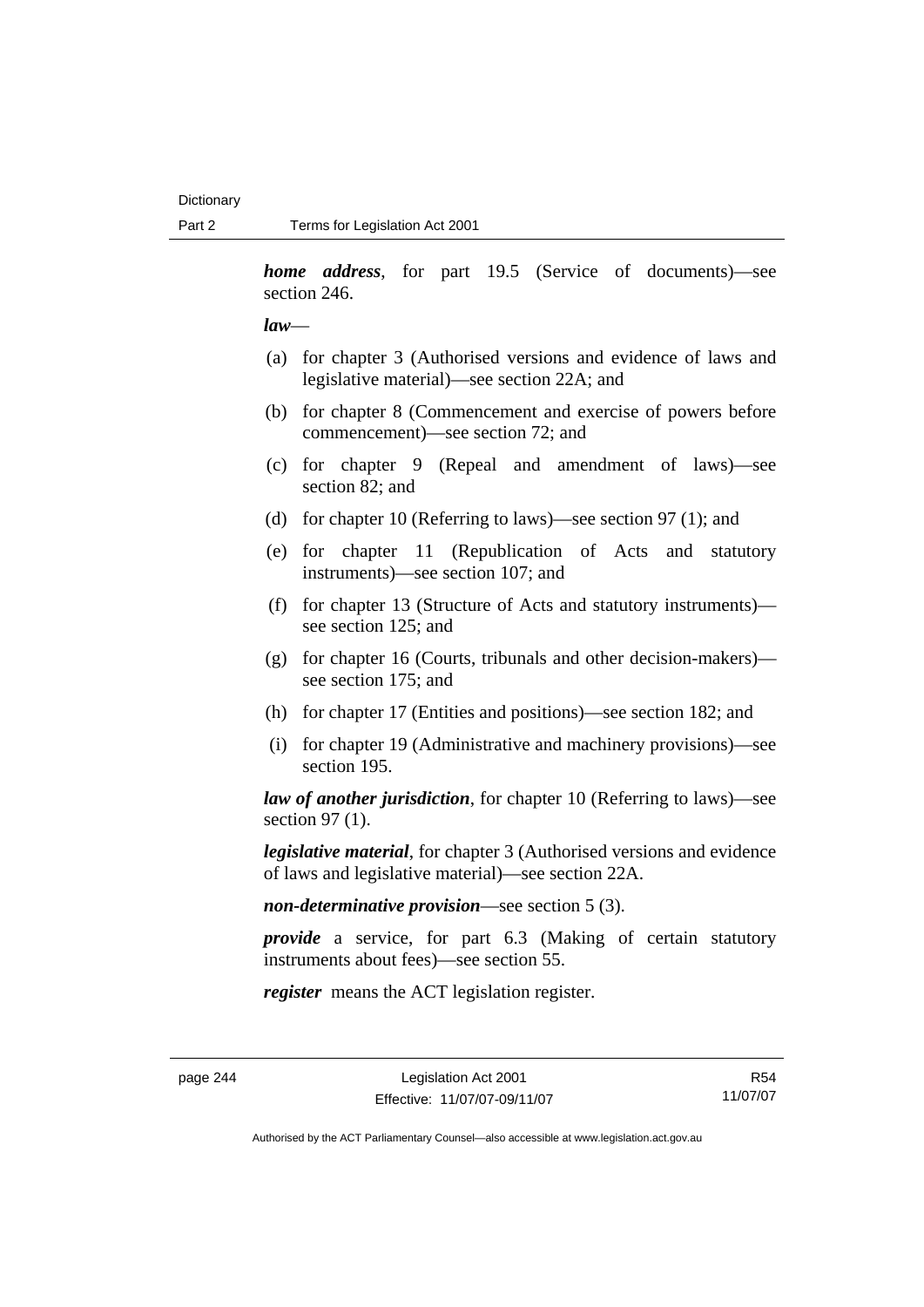***home address***, for part 19.5 (Service of documents)—see section 246.

***law***—

(a) for chapter 3 (Authorised versions and evidence of laws and legislative material)—see section 22A; and

(b) for chapter 8 (Commencement and exercise of powers before commencement)—see section 72; and

(c) for chapter 9 (Repeal and amendment of laws)—see section 82; and

(d) for chapter 10 (Referring to laws)—see section 97 (1); and

(e) for chapter 11 (Republication of Acts and statutory instruments)—see section 107; and

(f) for chapter 13 (Structure of Acts and statutory instruments)—see section 125; and

(g) for chapter 16 (Courts, tribunals and other decision-makers)—see section 175; and

(h) for chapter 17 (Entities and positions)—see section 182; and

(i) for chapter 19 (Administrative and machinery provisions)—see section 195.

***law of another jurisdiction***, for chapter 10 (Referring to laws)—see section 97 (1).

***legislative material***, for chapter 3 (Authorised versions and evidence of laws and legislative material)—see section 22A.

***non-determinative provision***—see section 5 (3).

***provide*** a service, for part 6.3 (Making of certain statutory instruments about fees)—see section 55.

***register*** means the ACT legislation register.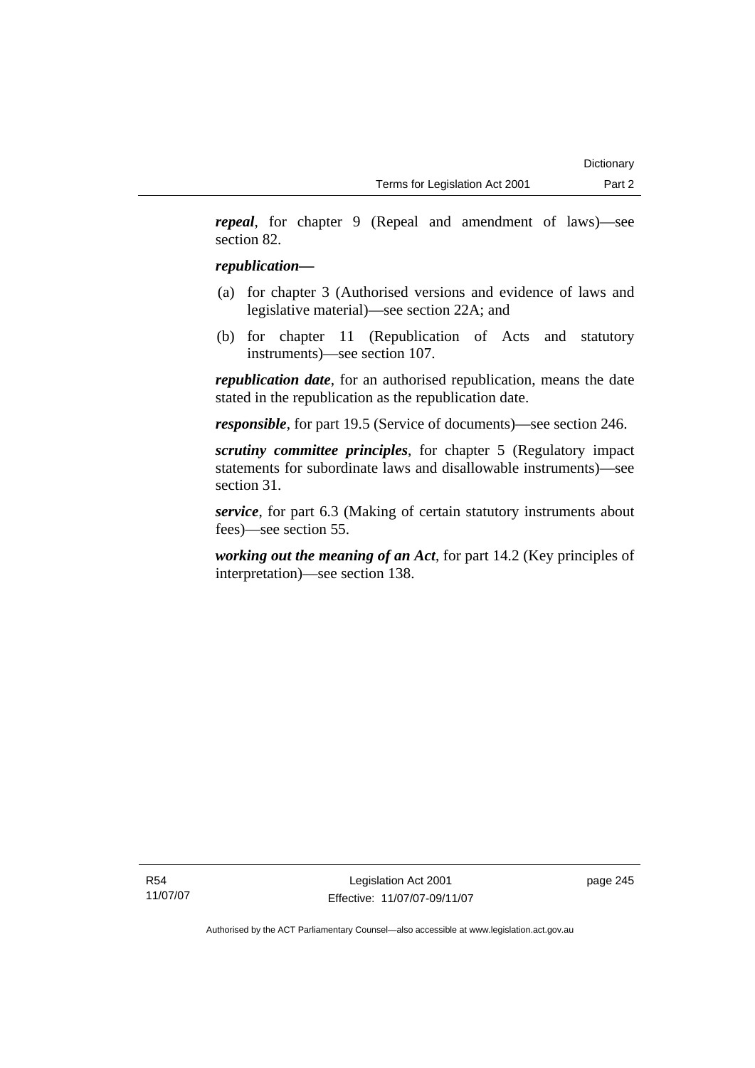***repeal***, for chapter 9 (Repeal and amendment of laws)—see section 82.

***republication—***

(a) for chapter 3 (Authorised versions and evidence of laws and legislative material)—see section 22A; and

(b) for chapter 11 (Republication of Acts and statutory instruments)—see section 107.

***republication date***, for an authorised republication, means the date stated in the republication as the republication date.

***responsible***, for part 19.5 (Service of documents)—see section 246.

***scrutiny committee principles***, for chapter 5 (Regulatory impact statements for subordinate laws and disallowable instruments)—see section 31.

***service***, for part 6.3 (Making of certain statutory instruments about fees)—see section 55.

***working out the meaning of an Act***, for part 14.2 (Key principles of interpretation)—see section 138.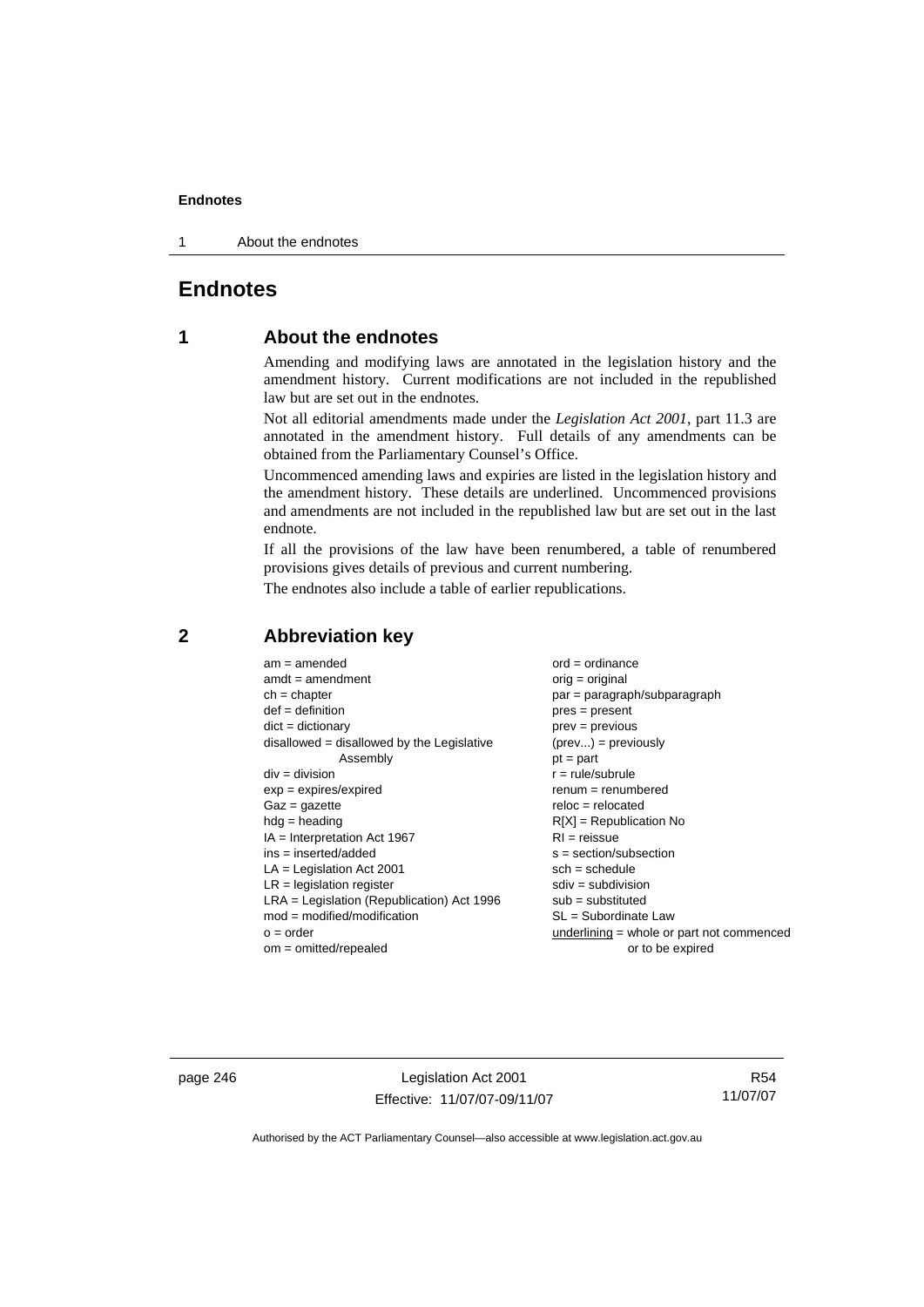# Endnotes

## 1 About the endnotes

Amending and modifying laws are annotated in the legislation history and the amendment history. Current modifications are not included in the republished law but are set out in the endnotes.

Not all editorial amendments made under the *Legislation Act 2001*, part 11.3 are annotated in the amendment history. Full details of any amendments can be obtained from the Parliamentary Counsel's Office.

Uncommenced amending laws and expiries are listed in the legislation history and the amendment history. These details are underlined. Uncommenced provisions and amendments are not included in the republished law but are set out in the last endnote.

If all the provisions of the law have been renumbered, a table of renumbered provisions gives details of previous and current numbering.

The endnotes also include a table of earlier republications.

## 2 Abbreviation key

am = amended
amdt = amendment
ch = chapter
def = definition
dict = dictionary
disallowed = disallowed by the Legislative Assembly
div = division
exp = expires/expired
Gaz = gazette
hdg = heading
IA = Interpretation Act 1967
ins = inserted/added
LA = Legislation Act 2001
LR = legislation register
LRA = Legislation (Republication) Act 1996
mod = modified/modification
o = order
om = omitted/repealed
ord = ordinance
orig = original
par = paragraph/subparagraph
pres = present
prev = previous
(prev...) = previously
pt = part
r = rule/subrule
renum = renumbered
reloc = relocated
R[X] = Republication No
RI = reissue
s = section/subsection
sch = schedule
sdiv = subdivision
sub = substituted
SL = Subordinate Law
underlining = whole or part not commenced or to be expired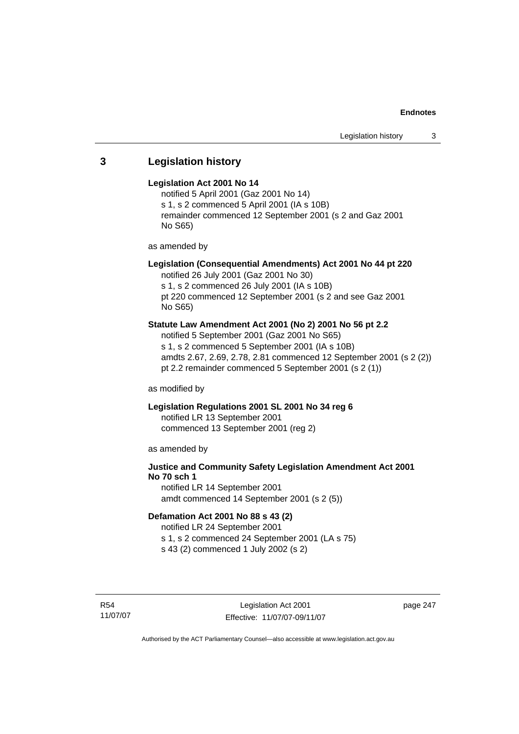## 3 Legislation history

**Legislation Act 2001 No 14**

notified 5 April 2001 (Gaz 2001 No 14)
s 1, s 2 commenced 5 April 2001 (IA s 10B)
remainder commenced 12 September 2001 (s 2 and Gaz 2001 No S65)

as amended by

**Legislation (Consequential Amendments) Act 2001 No 44 pt 220**

notified 26 July 2001 (Gaz 2001 No 30)
s 1, s 2 commenced 26 July 2001 (IA s 10B)
pt 220 commenced 12 September 2001 (s 2 and see Gaz 2001 No S65)

**Statute Law Amendment Act 2001 (No 2) 2001 No 56 pt 2.2**

notified 5 September 2001 (Gaz 2001 No S65)
s 1, s 2 commenced 5 September 2001 (IA s 10B)
amdts 2.67, 2.69, 2.78, 2.81 commenced 12 September 2001 (s 2 (2))
pt 2.2 remainder commenced 5 September 2001 (s 2 (1))

as modified by

**Legislation Regulations 2001 SL 2001 No 34 reg 6**

notified LR 13 September 2001
commenced 13 September 2001 (reg 2)

as amended by

**Justice and Community Safety Legislation Amendment Act 2001 No 70 sch 1**

notified LR 14 September 2001
amdt commenced 14 September 2001 (s 2 (5))

**Defamation Act 2001 No 88 s 43 (2)**

notified LR 24 September 2001
s 1, s 2 commenced 24 September 2001 (LA s 75)
s 43 (2) commenced 1 July 2002 (s 2)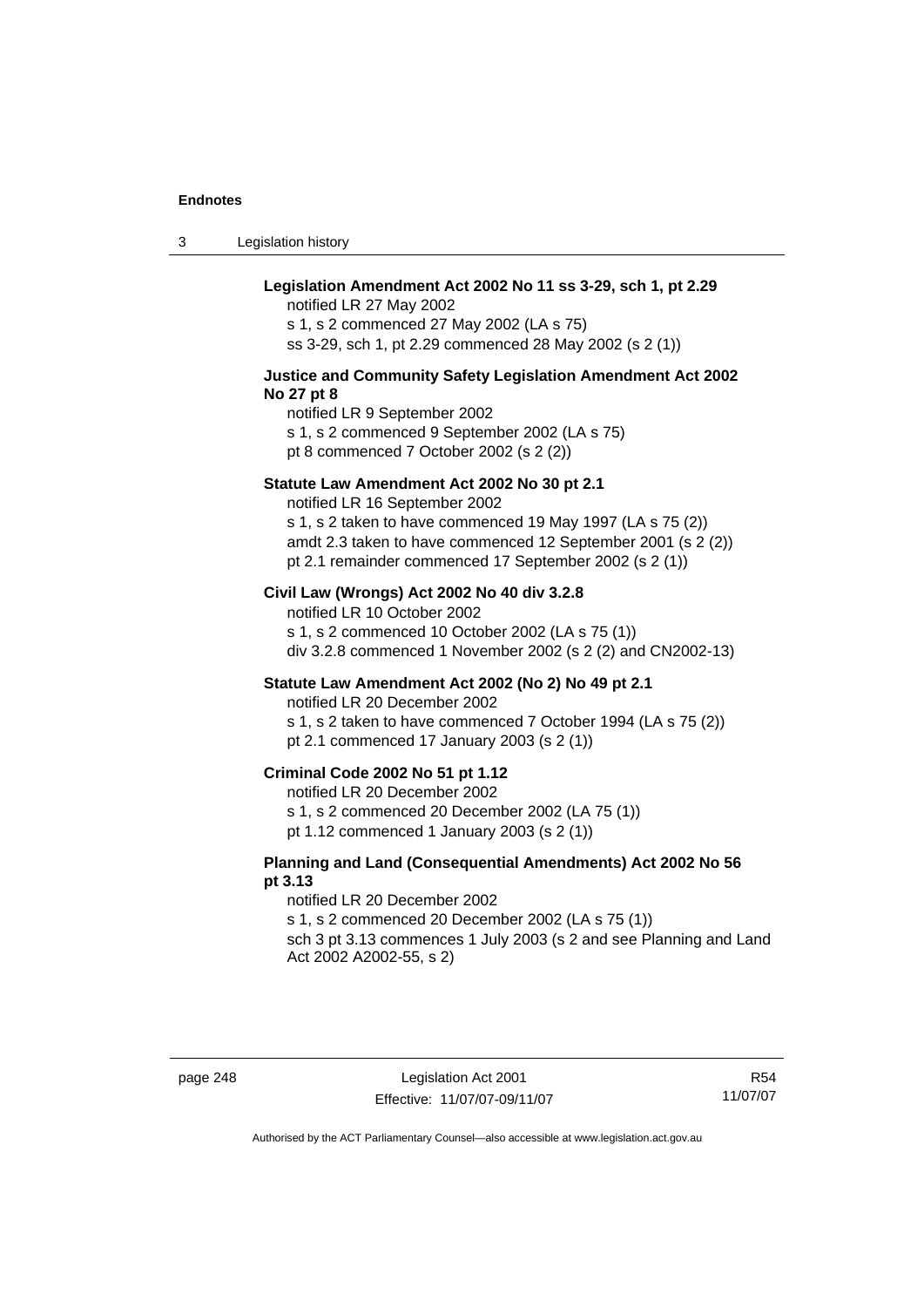**Legislation Amendment Act 2002 No 11 ss 3-29, sch 1, pt 2.29**

notified LR 27 May 2002
s 1, s 2 commenced 27 May 2002 (LA s 75)
ss 3-29, sch 1, pt 2.29 commenced 28 May 2002 (s 2 (1))

**Justice and Community Safety Legislation Amendment Act 2002 No 27 pt 8**

notified LR 9 September 2002
s 1, s 2 commenced 9 September 2002 (LA s 75)
pt 8 commenced 7 October 2002 (s 2 (2))

**Statute Law Amendment Act 2002 No 30 pt 2.1**

notified LR 16 September 2002
s 1, s 2 taken to have commenced 19 May 1997 (LA s 75 (2))
amdt 2.3 taken to have commenced 12 September 2001 (s 2 (2))
pt 2.1 remainder commenced 17 September 2002 (s 2 (1))

**Civil Law (Wrongs) Act 2002 No 40 div 3.2.8**

notified LR 10 October 2002
s 1, s 2 commenced 10 October 2002 (LA s 75 (1))
div 3.2.8 commenced 1 November 2002 (s 2 (2) and CN2002-13)

**Statute Law Amendment Act 2002 (No 2) No 49 pt 2.1**

notified LR 20 December 2002
s 1, s 2 taken to have commenced 7 October 1994 (LA s 75 (2))
pt 2.1 commenced 17 January 2003 (s 2 (1))

**Criminal Code 2002 No 51 pt 1.12**

notified LR 20 December 2002
s 1, s 2 commenced 20 December 2002 (LA 75 (1))
pt 1.12 commenced 1 January 2003 (s 2 (1))

**Planning and Land (Consequential Amendments) Act 2002 No 56 pt 3.13**

notified LR 20 December 2002
s 1, s 2 commenced 20 December 2002 (LA s 75 (1))
sch 3 pt 3.13 commences 1 July 2003 (s 2 and see Planning and Land Act 2002 A2002-55, s 2)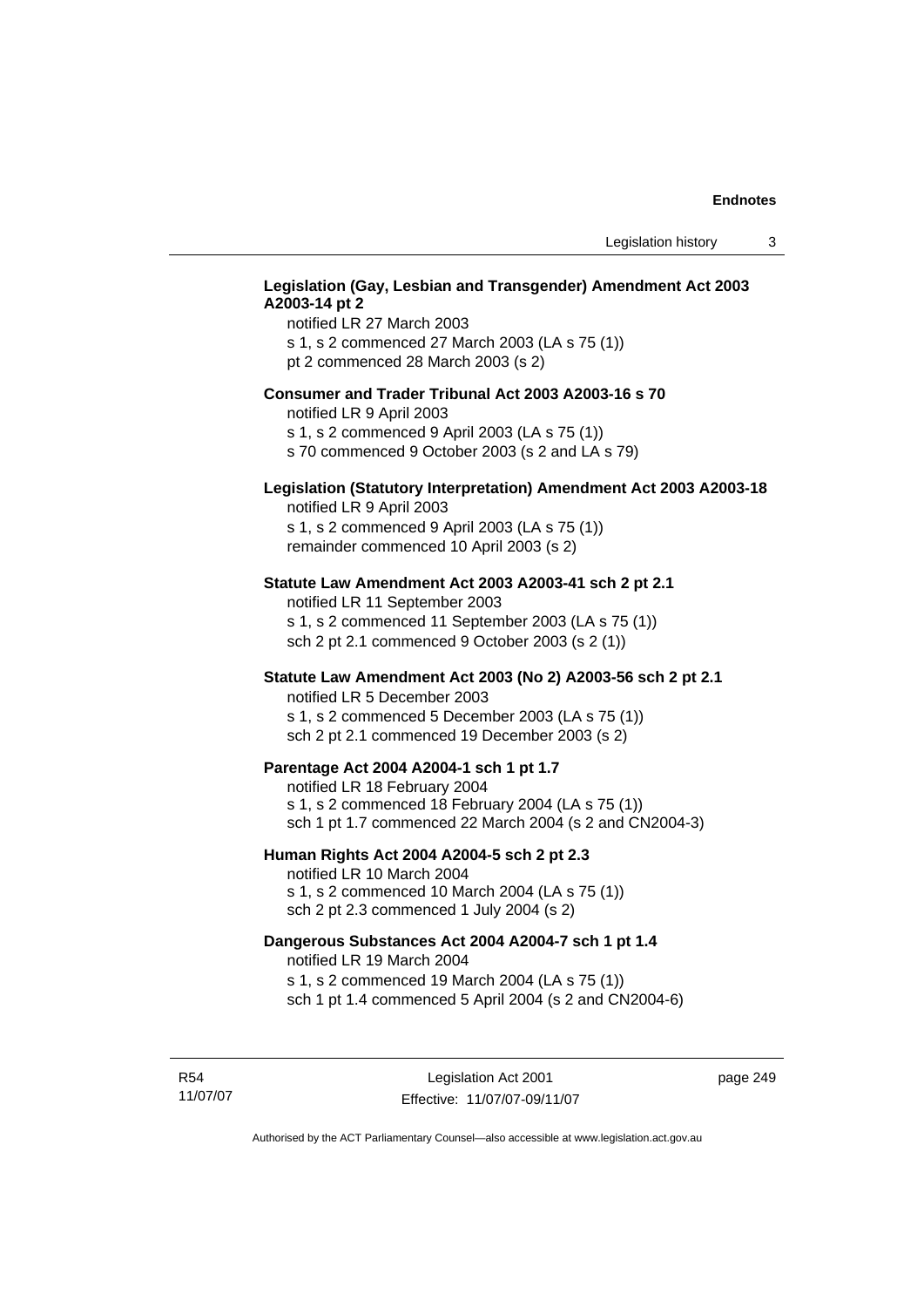**Legislation (Gay, Lesbian and Transgender) Amendment Act 2003 A2003-14 pt 2**

notified LR 27 March 2003
s 1, s 2 commenced 27 March 2003 (LA s 75 (1))
pt 2 commenced 28 March 2003 (s 2)

**Consumer and Trader Tribunal Act 2003 A2003-16 s 70**

notified LR 9 April 2003
s 1, s 2 commenced 9 April 2003 (LA s 75 (1))
s 70 commenced 9 October 2003 (s 2 and LA s 79)

**Legislation (Statutory Interpretation) Amendment Act 2003 A2003-18**

notified LR 9 April 2003
s 1, s 2 commenced 9 April 2003 (LA s 75 (1))
remainder commenced 10 April 2003 (s 2)

**Statute Law Amendment Act 2003 A2003-41 sch 2 pt 2.1**

notified LR 11 September 2003
s 1, s 2 commenced 11 September 2003 (LA s 75 (1))
sch 2 pt 2.1 commenced 9 October 2003 (s 2 (1))

**Statute Law Amendment Act 2003 (No 2) A2003-56 sch 2 pt 2.1**

notified LR 5 December 2003
s 1, s 2 commenced 5 December 2003 (LA s 75 (1))
sch 2 pt 2.1 commenced 19 December 2003 (s 2)

**Parentage Act 2004 A2004-1 sch 1 pt 1.7**

notified LR 18 February 2004
s 1, s 2 commenced 18 February 2004 (LA s 75 (1))
sch 1 pt 1.7 commenced 22 March 2004 (s 2 and CN2004-3)

**Human Rights Act 2004 A2004-5 sch 2 pt 2.3**

notified LR 10 March 2004
s 1, s 2 commenced 10 March 2004 (LA s 75 (1))
sch 2 pt 2.3 commenced 1 July 2004 (s 2)

**Dangerous Substances Act 2004 A2004-7 sch 1 pt 1.4**

notified LR 19 March 2004
s 1, s 2 commenced 19 March 2004 (LA s 75 (1))
sch 1 pt 1.4 commenced 5 April 2004 (s 2 and CN2004-6)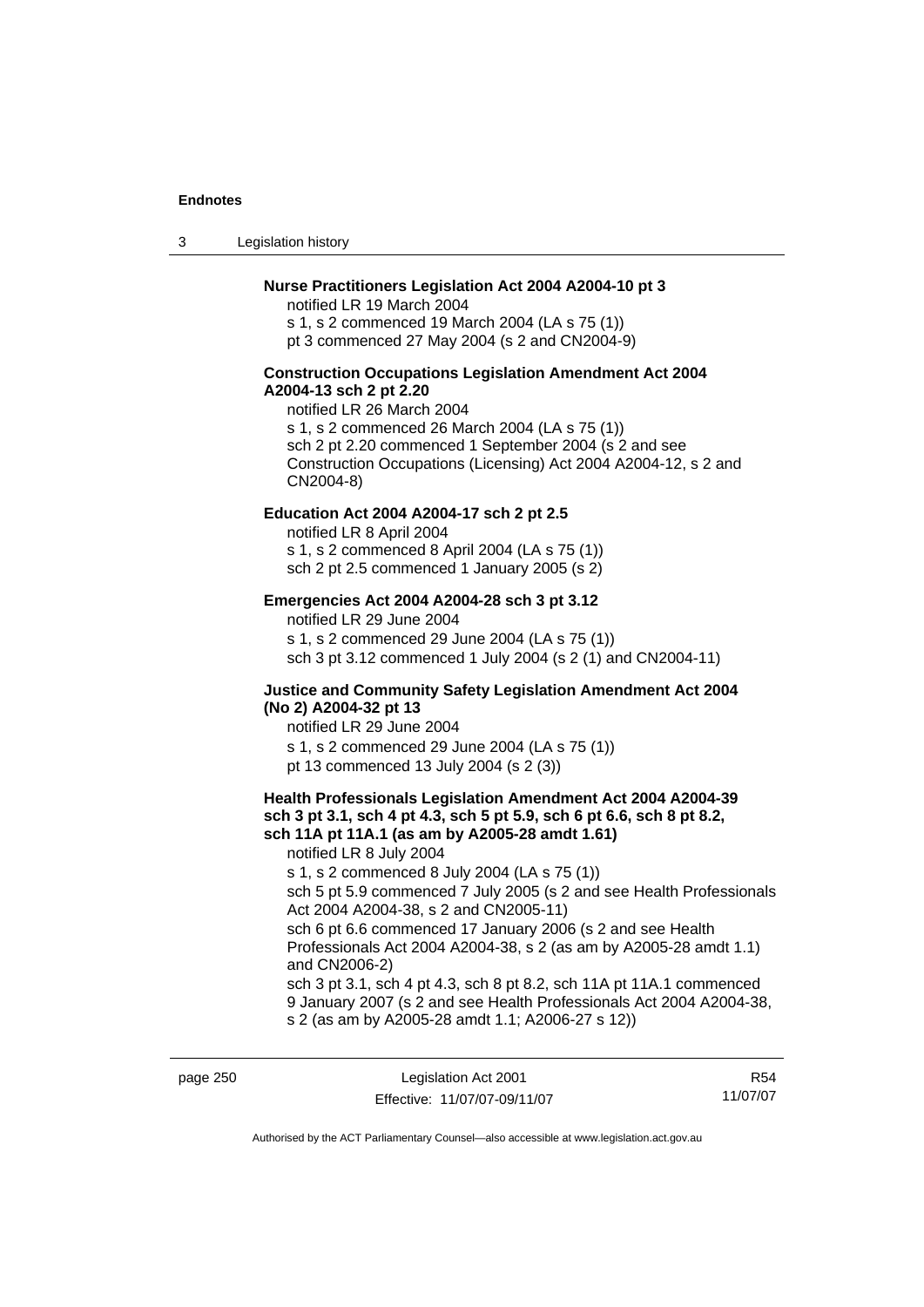**Nurse Practitioners Legislation Act 2004 A2004-10 pt 3**

notified LR 19 March 2004
s 1, s 2 commenced 19 March 2004 (LA s 75 (1))
pt 3 commenced 27 May 2004 (s 2 and CN2004-9)

**Construction Occupations Legislation Amendment Act 2004 A2004-13 sch 2 pt 2.20**

notified LR 26 March 2004
s 1, s 2 commenced 26 March 2004 (LA s 75 (1))
sch 2 pt 2.20 commenced 1 September 2004 (s 2 and see Construction Occupations (Licensing) Act 2004 A2004-12, s 2 and CN2004-8)

**Education Act 2004 A2004-17 sch 2 pt 2.5**

notified LR 8 April 2004
s 1, s 2 commenced 8 April 2004 (LA s 75 (1))
sch 2 pt 2.5 commenced 1 January 2005 (s 2)

**Emergencies Act 2004 A2004-28 sch 3 pt 3.12**

notified LR 29 June 2004
s 1, s 2 commenced 29 June 2004 (LA s 75 (1))
sch 3 pt 3.12 commenced 1 July 2004 (s 2 (1) and CN2004-11)

**Justice and Community Safety Legislation Amendment Act 2004 (No 2) A2004-32 pt 13**

notified LR 29 June 2004
s 1, s 2 commenced 29 June 2004 (LA s 75 (1))
pt 13 commenced 13 July 2004 (s 2 (3))

**Health Professionals Legislation Amendment Act 2004 A2004-39 sch 3 pt 3.1, sch 4 pt 4.3, sch 5 pt 5.9, sch 6 pt 6.6, sch 8 pt 8.2, sch 11A pt 11A.1 (as am by A2005-28 amdt 1.61)**

notified LR 8 July 2004
s 1, s 2 commenced 8 July 2004 (LA s 75 (1))
sch 5 pt 5.9 commenced 7 July 2005 (s 2 and see Health Professionals Act 2004 A2004-38, s 2 and CN2005-11)
sch 6 pt 6.6 commenced 17 January 2006 (s 2 and see Health Professionals Act 2004 A2004-38, s 2 (as am by A2005-28 amdt 1.1) and CN2006-2)
sch 3 pt 3.1, sch 4 pt 4.3, sch 8 pt 8.2, sch 11A pt 11A.1 commenced 9 January 2007 (s 2 and see Health Professionals Act 2004 A2004-38, s 2 (as am by A2005-28 amdt 1.1; A2006-27 s 12))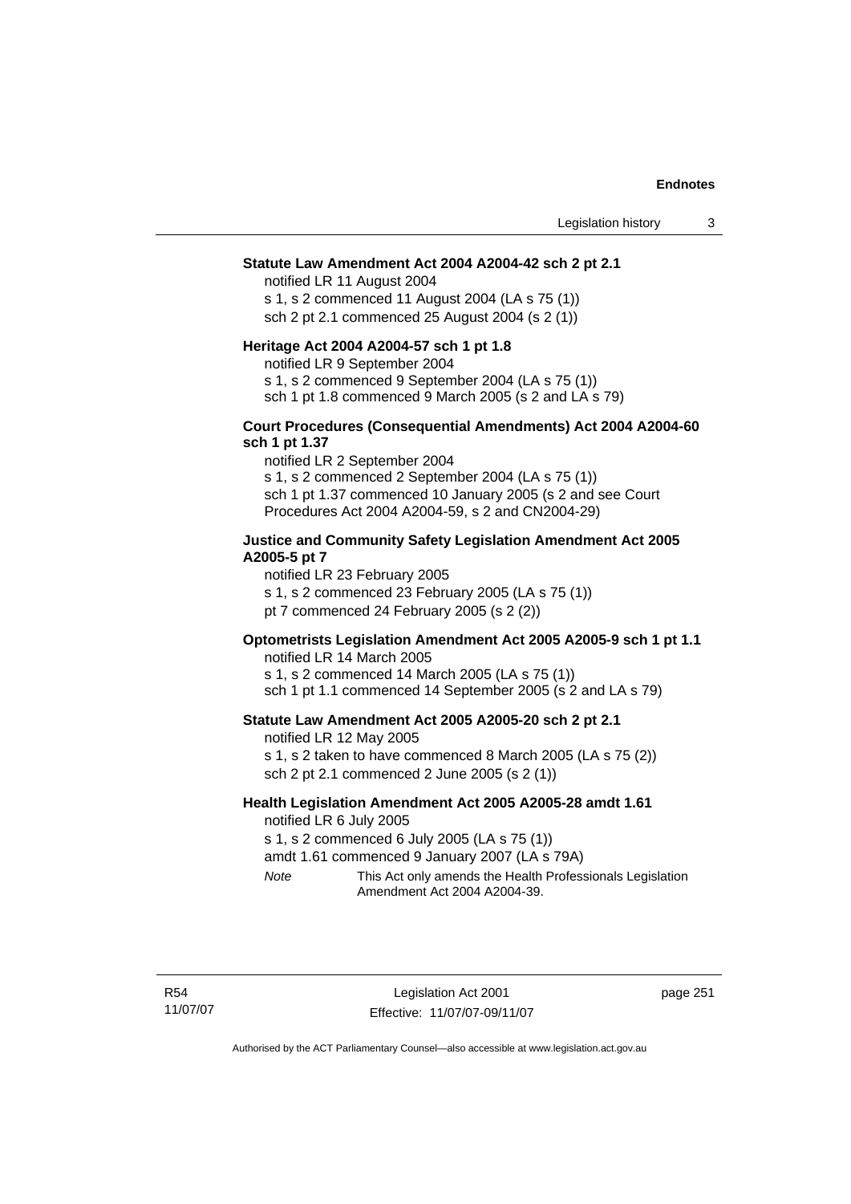**Statute Law Amendment Act 2004 A2004-42 sch 2 pt 2.1**

notified LR 11 August 2004

s 1, s 2 commenced 11 August 2004 (LA s 75 (1))

sch 2 pt 2.1 commenced 25 August 2004 (s 2 (1))

**Heritage Act 2004 A2004-57 sch 1 pt 1.8**

notified LR 9 September 2004

s 1, s 2 commenced 9 September 2004 (LA s 75 (1))

sch 1 pt 1.8 commenced 9 March 2005 (s 2 and LA s 79)

**Court Procedures (Consequential Amendments) Act 2004 A2004-60 sch 1 pt 1.37**

notified LR 2 September 2004

s 1, s 2 commenced 2 September 2004 (LA s 75 (1))

sch 1 pt 1.37 commenced 10 January 2005 (s 2 and see Court Procedures Act 2004 A2004-59, s 2 and CN2004-29)

**Justice and Community Safety Legislation Amendment Act 2005 A2005-5 pt 7**

notified LR 23 February 2005

s 1, s 2 commenced 23 February 2005 (LA s 75 (1))

pt 7 commenced 24 February 2005 (s 2 (2))

**Optometrists Legislation Amendment Act 2005 A2005-9 sch 1 pt 1.1**

notified LR 14 March 2005

s 1, s 2 commenced 14 March 2005 (LA s 75 (1))

sch 1 pt 1.1 commenced 14 September 2005 (s 2 and LA s 79)

**Statute Law Amendment Act 2005 A2005-20 sch 2 pt 2.1**

notified LR 12 May 2005

s 1, s 2 taken to have commenced 8 March 2005 (LA s 75 (2))

sch 2 pt 2.1 commenced 2 June 2005 (s 2 (1))

**Health Legislation Amendment Act 2005 A2005-28 amdt 1.61**

notified LR 6 July 2005

s 1, s 2 commenced 6 July 2005 (LA s 75 (1))

amdt 1.61 commenced 9 January 2007 (LA s 79A)

*Note* This Act only amends the Health Professionals Legislation Amendment Act 2004 A2004-39.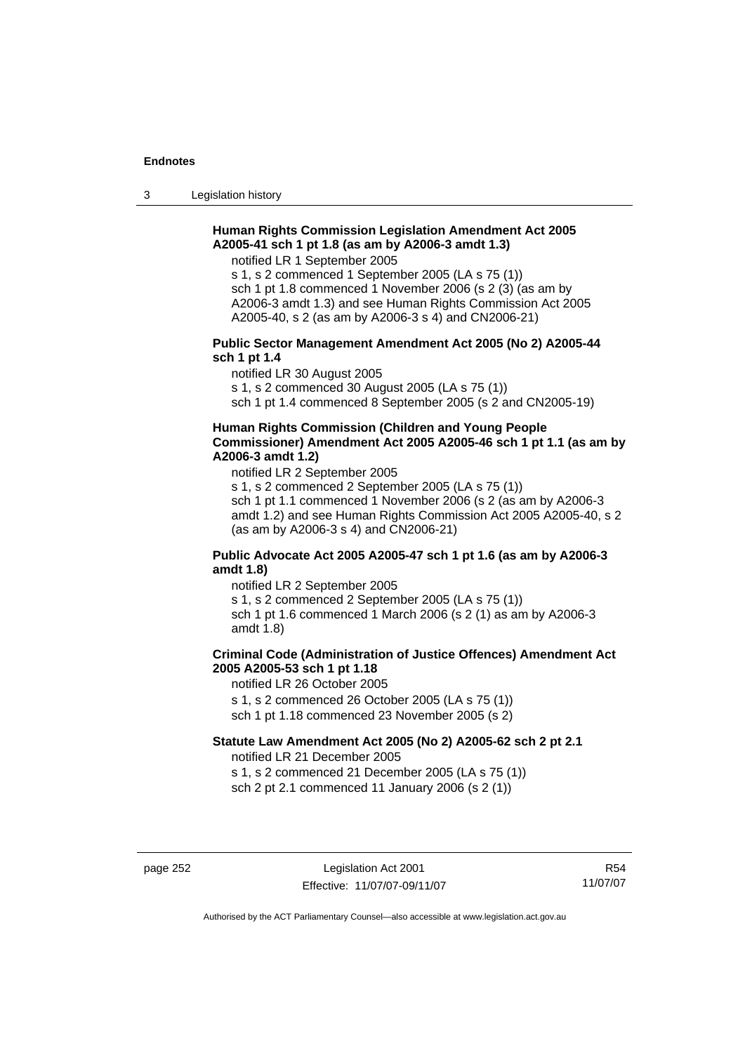**Human Rights Commission Legislation Amendment Act 2005 A2005-41 sch 1 pt 1.8 (as am by A2006-3 amdt 1.3)**

notified LR 1 September 2005

s 1, s 2 commenced 1 September 2005 (LA s 75 (1))

sch 1 pt 1.8 commenced 1 November 2006 (s 2 (3) (as am by A2006-3 amdt 1.3) and see Human Rights Commission Act 2005 A2005-40, s 2 (as am by A2006-3 s 4) and CN2006-21)

**Public Sector Management Amendment Act 2005 (No 2) A2005-44 sch 1 pt 1.4**

notified LR 30 August 2005

s 1, s 2 commenced 30 August 2005 (LA s 75 (1))

sch 1 pt 1.4 commenced 8 September 2005 (s 2 and CN2005-19)

**Human Rights Commission (Children and Young People Commissioner) Amendment Act 2005 A2005-46 sch 1 pt 1.1 (as am by A2006-3 amdt 1.2)**

notified LR 2 September 2005

s 1, s 2 commenced 2 September 2005 (LA s 75 (1))

sch 1 pt 1.1 commenced 1 November 2006 (s 2 (as am by A2006-3 amdt 1.2) and see Human Rights Commission Act 2005 A2005-40, s 2 (as am by A2006-3 s 4) and CN2006-21)

**Public Advocate Act 2005 A2005-47 sch 1 pt 1.6 (as am by A2006-3 amdt 1.8)**

notified LR 2 September 2005

s 1, s 2 commenced 2 September 2005 (LA s 75 (1))

sch 1 pt 1.6 commenced 1 March 2006 (s 2 (1) as am by A2006-3 amdt 1.8)

**Criminal Code (Administration of Justice Offences) Amendment Act 2005 A2005-53 sch 1 pt 1.18**

notified LR 26 October 2005

s 1, s 2 commenced 26 October 2005 (LA s 75 (1))

sch 1 pt 1.18 commenced 23 November 2005 (s 2)

**Statute Law Amendment Act 2005 (No 2) A2005-62 sch 2 pt 2.1**

notified LR 21 December 2005

s 1, s 2 commenced 21 December 2005 (LA s 75 (1))

sch 2 pt 2.1 commenced 11 January 2006 (s 2 (1))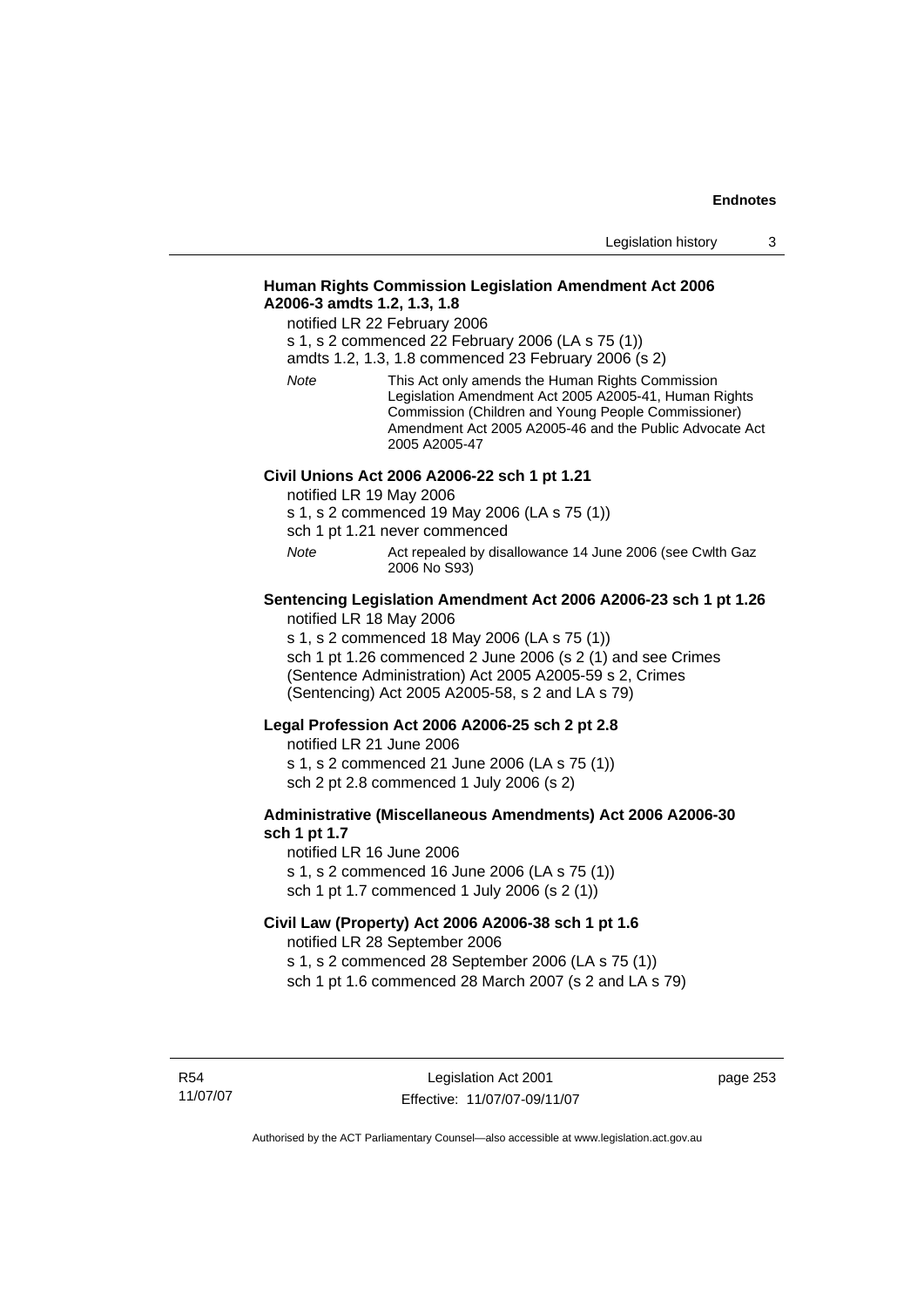**Human Rights Commission Legislation Amendment Act 2006 A2006-3 amdts 1.2, 1.3, 1.8**

notified LR 22 February 2006

s 1, s 2 commenced 22 February 2006 (LA s 75 (1))

amdts 1.2, 1.3, 1.8 commenced 23 February 2006 (s 2)

*Note* This Act only amends the Human Rights Commission Legislation Amendment Act 2005 A2005-41, Human Rights Commission (Children and Young People Commissioner) Amendment Act 2005 A2005-46 and the Public Advocate Act 2005 A2005-47

**Civil Unions Act 2006 A2006-22 sch 1 pt 1.21**

notified LR 19 May 2006

s 1, s 2 commenced 19 May 2006 (LA s 75 (1))

sch 1 pt 1.21 never commenced

*Note* Act repealed by disallowance 14 June 2006 (see Cwlth Gaz 2006 No S93)

**Sentencing Legislation Amendment Act 2006 A2006-23 sch 1 pt 1.26**

notified LR 18 May 2006

s 1, s 2 commenced 18 May 2006 (LA s 75 (1))

sch 1 pt 1.26 commenced 2 June 2006 (s 2 (1) and see Crimes (Sentence Administration) Act 2005 A2005-59 s 2, Crimes (Sentencing) Act 2005 A2005-58, s 2 and LA s 79)

**Legal Profession Act 2006 A2006-25 sch 2 pt 2.8**

notified LR 21 June 2006

s 1, s 2 commenced 21 June 2006 (LA s 75 (1))

sch 2 pt 2.8 commenced 1 July 2006 (s 2)

**Administrative (Miscellaneous Amendments) Act 2006 A2006-30 sch 1 pt 1.7**

notified LR 16 June 2006

s 1, s 2 commenced 16 June 2006 (LA s 75 (1))

sch 1 pt 1.7 commenced 1 July 2006 (s 2 (1))

**Civil Law (Property) Act 2006 A2006-38 sch 1 pt 1.6**

notified LR 28 September 2006

s 1, s 2 commenced 28 September 2006 (LA s 75 (1))

sch 1 pt 1.6 commenced 28 March 2007 (s 2 and LA s 79)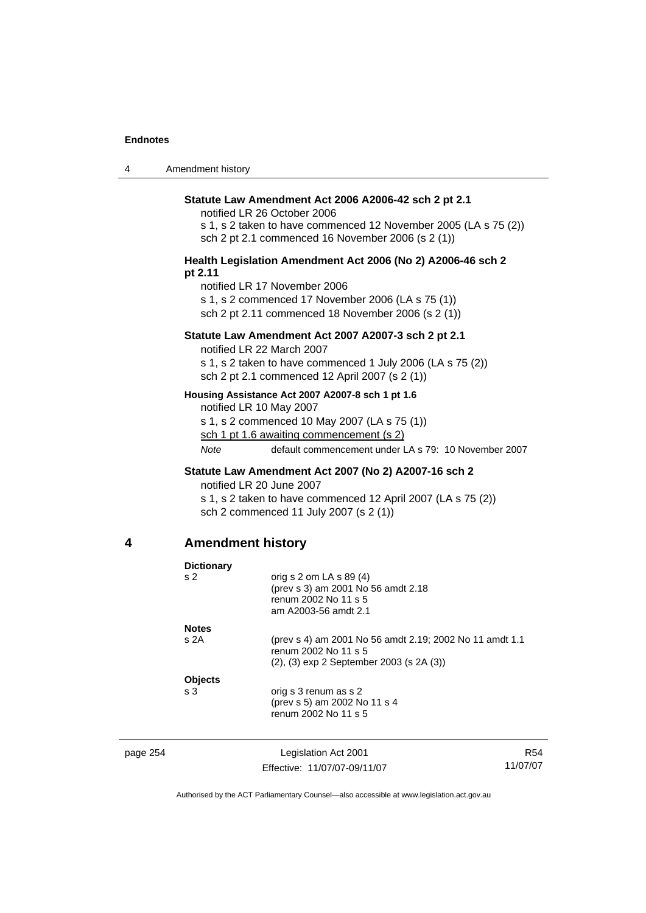**Statute Law Amendment Act 2006 A2006-42 sch 2 pt 2.1**

notified LR 26 October 2006

s 1, s 2 taken to have commenced 12 November 2005 (LA s 75 (2))

sch 2 pt 2.1 commenced 16 November 2006 (s 2 (1))

**Health Legislation Amendment Act 2006 (No 2) A2006-46 sch 2 pt 2.11**

notified LR 17 November 2006

s 1, s 2 commenced 17 November 2006 (LA s 75 (1))

sch 2 pt 2.11 commenced 18 November 2006 (s 2 (1))

**Statute Law Amendment Act 2007 A2007-3 sch 2 pt 2.1**

notified LR 22 March 2007

s 1, s 2 taken to have commenced 1 July 2006 (LA s 75 (2))

sch 2 pt 2.1 commenced 12 April 2007 (s 2 (1))

**Housing Assistance Act 2007 A2007-8 sch 1 pt 1.6**

notified LR 10 May 2007

s 1, s 2 commenced 10 May 2007 (LA s 75 (1))

sch 1 pt 1.6 awaiting commencement (s 2)

*Note* default commencement under LA s 79: 10 November 2007

**Statute Law Amendment Act 2007 (No 2) A2007-16 sch 2**

notified LR 20 June 2007

s 1, s 2 taken to have commenced 12 April 2007 (LA s 75 (2))

sch 2 commenced 11 July 2007 (s 2 (1))

## 4 Amendment history

**Dictionary**

s 2 orig s 2 om LA s 89 (4)
(prev s 3) am 2001 No 56 amdt 2.18
renum 2002 No 11 s 5
am A2003-56 amdt 2.1

**Notes**

s 2A (prev s 4) am 2001 No 56 amdt 2.19; 2002 No 11 amdt 1.1
renum 2002 No 11 s 5
(2), (3) exp 2 September 2003 (s 2A (3))

**Objects**

s 3 orig s 3 renum as s 2
(prev s 5) am 2002 No 11 s 4
renum 2002 No 11 s 5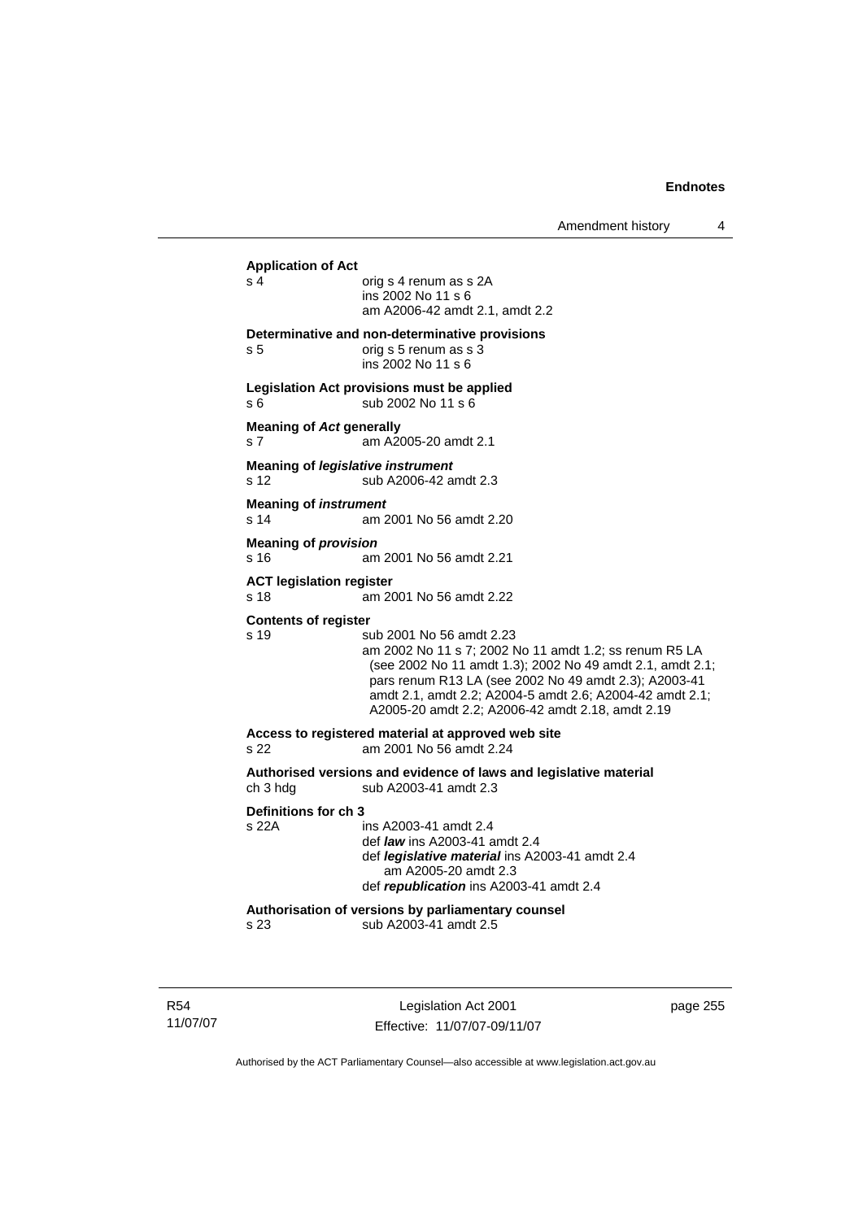**Application of Act**
s 4 orig s 4 renum as s 2A
ins 2002 No 11 s 6
am A2006-42 amdt 2.1, amdt 2.2

**Determinative and non-determinative provisions**
s 5 orig s 5 renum as s 3
ins 2002 No 11 s 6

**Legislation Act provisions must be applied**
s 6 sub 2002 No 11 s 6

**Meaning of *Act* generally**
s 7 am A2005-20 amdt 2.1

**Meaning of *legislative instrument***
s 12 sub A2006-42 amdt 2.3

**Meaning of *instrument***
s 14 am 2001 No 56 amdt 2.20

**Meaning of *provision***
s 16 am 2001 No 56 amdt 2.21

**ACT legislation register**
s 18 am 2001 No 56 amdt 2.22

**Contents of register**
s 19 sub 2001 No 56 amdt 2.23
am 2002 No 11 s 7; 2002 No 11 amdt 1.2; ss renum R5 LA (see 2002 No 11 amdt 1.3); 2002 No 49 amdt 2.1, amdt 2.1; pars renum R13 LA (see 2002 No 49 amdt 2.3); A2003-41 amdt 2.1, amdt 2.2; A2004-5 amdt 2.6; A2004-42 amdt 2.1; A2005-20 amdt 2.2; A2006-42 amdt 2.18, amdt 2.19

**Access to registered material at approved web site**
s 22 am 2001 No 56 amdt 2.24

**Authorised versions and evidence of laws and legislative material**
ch 3 hdg sub A2003-41 amdt 2.3

**Definitions for ch 3**
s 22A ins A2003-41 amdt 2.4
def ***law*** ins A2003-41 amdt 2.4
def ***legislative material*** ins A2003-41 amdt 2.4
am A2005-20 amdt 2.3
def ***republication*** ins A2003-41 amdt 2.4

**Authorisation of versions by parliamentary counsel**
s 23 sub A2003-41 amdt 2.5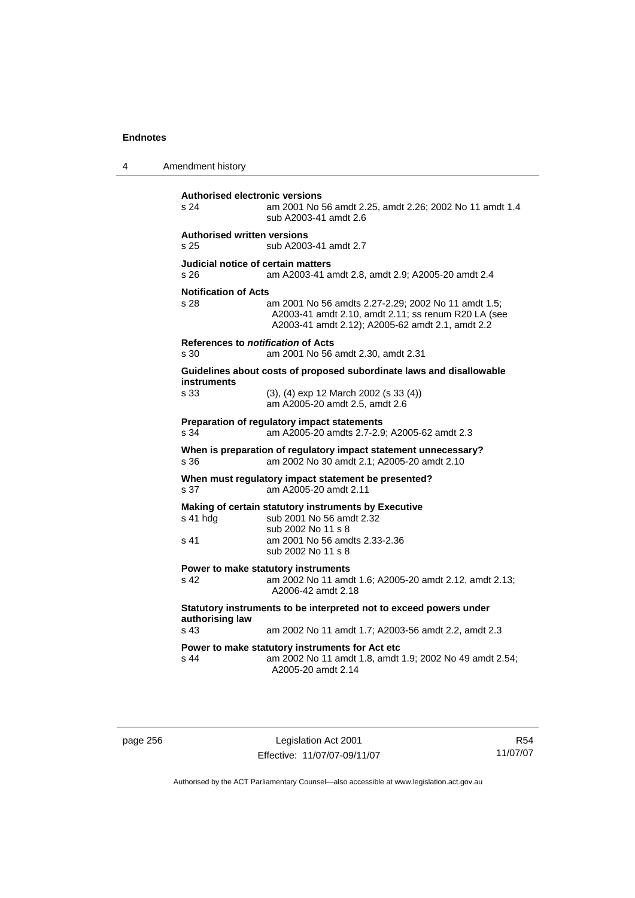**Authorised electronic versions**

s 24 am 2001 No 56 amdt 2.25, amdt 2.26; 2002 No 11 amdt 1.4
sub A2003-41 amdt 2.6

**Authorised written versions**

s 25 sub A2003-41 amdt 2.7

**Judicial notice of certain matters**

s 26 am A2003-41 amdt 2.8, amdt 2.9; A2005-20 amdt 2.4

**Notification of Acts**

s 28 am 2001 No 56 amdts 2.27-2.29; 2002 No 11 amdt 1.5; A2003-41 amdt 2.10, amdt 2.11; ss renum R20 LA (see A2003-41 amdt 2.12); A2005-62 amdt 2.1, amdt 2.2

**References to *notification* of Acts**

s 30 am 2001 No 56 amdt 2.30, amdt 2.31

**Guidelines about costs of proposed subordinate laws and disallowable instruments**

s 33 (3), (4) exp 12 March 2002 (s 33 (4))
am A2005-20 amdt 2.5, amdt 2.6

**Preparation of regulatory impact statements**

s 34 am A2005-20 amdts 2.7-2.9; A2005-62 amdt 2.3

**When is preparation of regulatory impact statement unnecessary?**

s 36 am 2002 No 30 amdt 2.1; A2005-20 amdt 2.10

**When must regulatory impact statement be presented?**

s 37 am A2005-20 amdt 2.11

**Making of certain statutory instruments by Executive**

s 41 hdg sub 2001 No 56 amdt 2.32
sub 2002 No 11 s 8

s 41 am 2001 No 56 amdts 2.33-2.36
sub 2002 No 11 s 8

**Power to make statutory instruments**

s 42 am 2002 No 11 amdt 1.6; A2005-20 amdt 2.12, amdt 2.13; A2006-42 amdt 2.18

**Statutory instruments to be interpreted not to exceed powers under authorising law**

s 43 am 2002 No 11 amdt 1.7; A2003-56 amdt 2.2, amdt 2.3

**Power to make statutory instruments for Act etc**

s 44 am 2002 No 11 amdt 1.8, amdt 1.9; 2002 No 49 amdt 2.54; A2005-20 amdt 2.14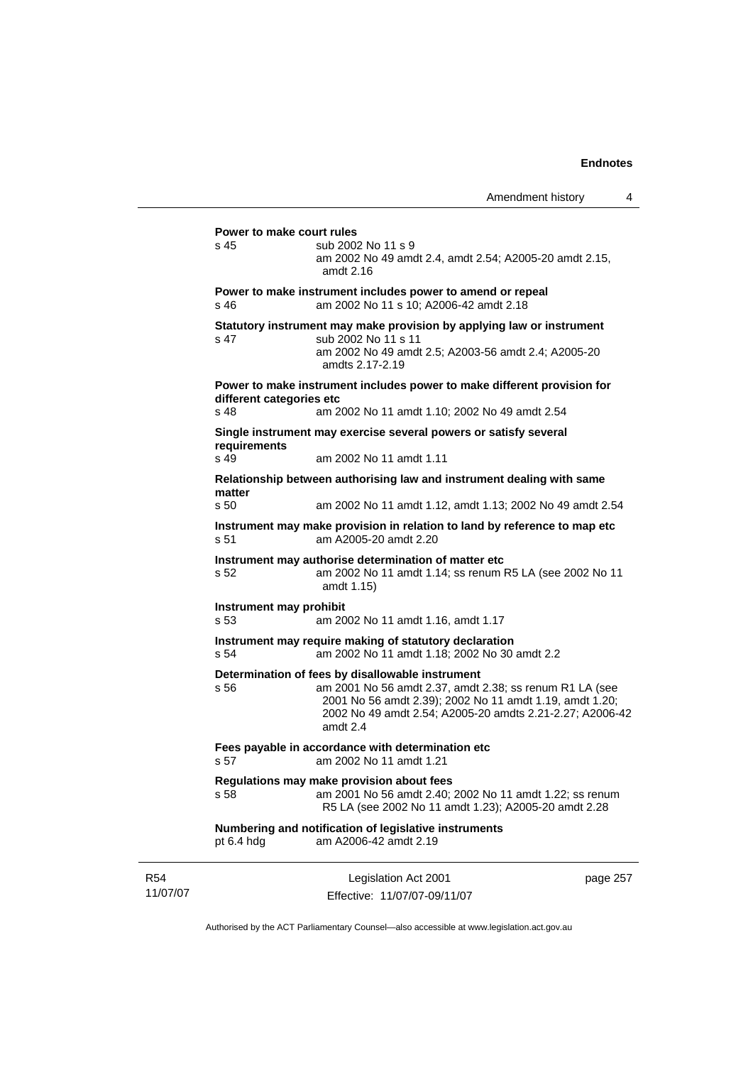**Power to make court rules**

s 45 — sub 2002 No 11 s 9
am 2002 No 49 amdt 2.4, amdt 2.54; A2005-20 amdt 2.15, amdt 2.16

**Power to make instrument includes power to amend or repeal**

s 46 — am 2002 No 11 s 10; A2006-42 amdt 2.18

**Statutory instrument may make provision by applying law or instrument**

s 47 — sub 2002 No 11 s 11
am 2002 No 49 amdt 2.5; A2003-56 amdt 2.4; A2005-20 amdts 2.17-2.19

**Power to make instrument includes power to make different provision for different categories etc**

s 48 — am 2002 No 11 amdt 1.10; 2002 No 49 amdt 2.54

**Single instrument may exercise several powers or satisfy several requirements**

s 49 — am 2002 No 11 amdt 1.11

**Relationship between authorising law and instrument dealing with same matter**

s 50 — am 2002 No 11 amdt 1.12, amdt 1.13; 2002 No 49 amdt 2.54

**Instrument may make provision in relation to land by reference to map etc**

s 51 — am A2005-20 amdt 2.20

**Instrument may authorise determination of matter etc**

s 52 — am 2002 No 11 amdt 1.14; ss renum R5 LA (see 2002 No 11 amdt 1.15)

**Instrument may prohibit**

s 53 — am 2002 No 11 amdt 1.16, amdt 1.17

**Instrument may require making of statutory declaration**

s 54 — am 2002 No 11 amdt 1.18; 2002 No 30 amdt 2.2

**Determination of fees by disallowable instrument**

s 56 — am 2001 No 56 amdt 2.37, amdt 2.38; ss renum R1 LA (see 2001 No 56 amdt 2.39); 2002 No 11 amdt 1.19, amdt 1.20; 2002 No 49 amdt 2.54; A2005-20 amdts 2.21-2.27; A2006-42 amdt 2.4

**Fees payable in accordance with determination etc**

s 57 — am 2002 No 11 amdt 1.21

**Regulations may make provision about fees**

s 58 — am 2001 No 56 amdt 2.40; 2002 No 11 amdt 1.22; ss renum R5 LA (see 2002 No 11 amdt 1.23); A2005-20 amdt 2.28

**Numbering and notification of legislative instruments**

pt 6.4 hdg — am A2006-42 amdt 2.19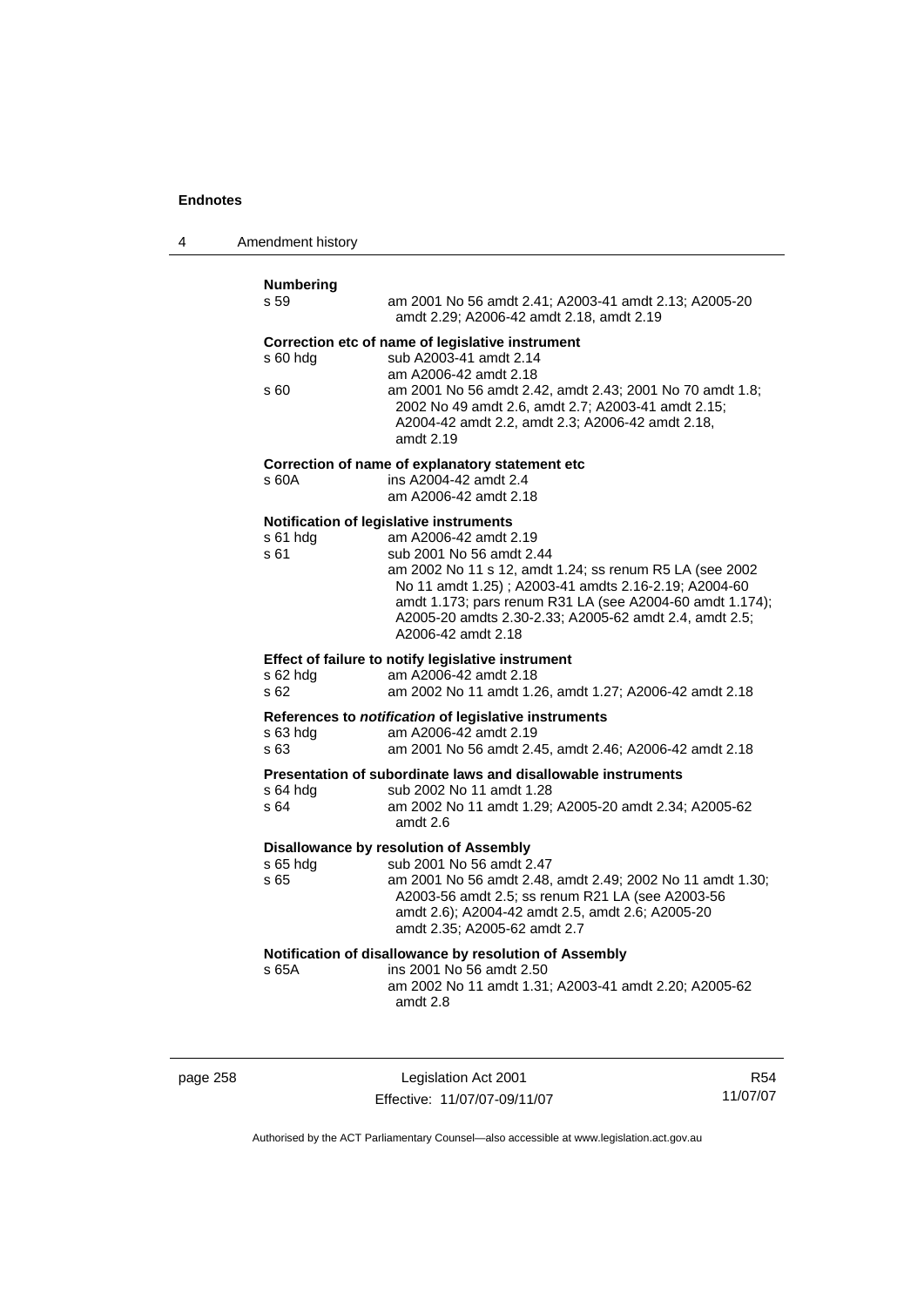**Numbering**

s 59 — am 2001 No 56 amdt 2.41; A2003-41 amdt 2.13; A2005-20 amdt 2.29; A2006-42 amdt 2.18, amdt 2.19

**Correction etc of name of legislative instrument**

s 60 hdg — sub A2003-41 amdt 2.14
am A2006-42 amdt 2.18

s 60 — am 2001 No 56 amdt 2.42, amdt 2.43; 2001 No 70 amdt 1.8; 2002 No 49 amdt 2.6, amdt 2.7; A2003-41 amdt 2.15; A2004-42 amdt 2.2, amdt 2.3; A2006-42 amdt 2.18, amdt 2.19

**Correction of name of explanatory statement etc**

s 60A — ins A2004-42 amdt 2.4
am A2006-42 amdt 2.18

**Notification of legislative instruments**

s 61 hdg — am A2006-42 amdt 2.19

s 61 — sub 2001 No 56 amdt 2.44
am 2002 No 11 s 12, amdt 1.24; ss renum R5 LA (see 2002 No 11 amdt 1.25) ; A2003-41 amdts 2.16-2.19; A2004-60 amdt 1.173; pars renum R31 LA (see A2004-60 amdt 1.174); A2005-20 amdts 2.30-2.33; A2005-62 amdt 2.4, amdt 2.5; A2006-42 amdt 2.18

**Effect of failure to notify legislative instrument**

s 62 hdg — am A2006-42 amdt 2.18

s 62 — am 2002 No 11 amdt 1.26, amdt 1.27; A2006-42 amdt 2.18

**References to *notification* of legislative instruments**

s 63 hdg — am A2006-42 amdt 2.19

s 63 — am 2001 No 56 amdt 2.45, amdt 2.46; A2006-42 amdt 2.18

**Presentation of subordinate laws and disallowable instruments**

s 64 hdg — sub 2002 No 11 amdt 1.28

s 64 — am 2002 No 11 amdt 1.29; A2005-20 amdt 2.34; A2005-62 amdt 2.6

**Disallowance by resolution of Assembly**

s 65 hdg — sub 2001 No 56 amdt 2.47

s 65 — am 2001 No 56 amdt 2.48, amdt 2.49; 2002 No 11 amdt 1.30; A2003-56 amdt 2.5; ss renum R21 LA (see A2003-56 amdt 2.6); A2004-42 amdt 2.5, amdt 2.6; A2005-20 amdt 2.35; A2005-62 amdt 2.7

**Notification of disallowance by resolution of Assembly**

s 65A — ins 2001 No 56 amdt 2.50
am 2002 No 11 amdt 1.31; A2003-41 amdt 2.20; A2005-62 amdt 2.8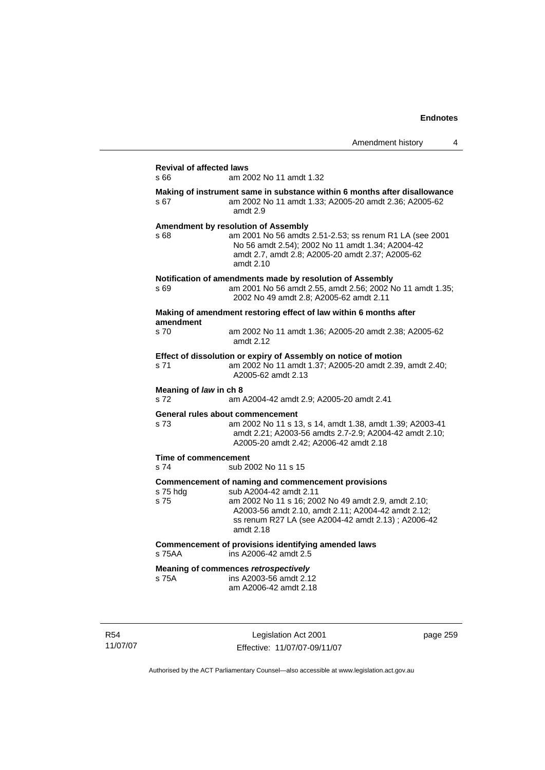**Revival of affected laws**
s 66 am 2002 No 11 amdt 1.32

**Making of instrument same in substance within 6 months after disallowance**
s 67 am 2002 No 11 amdt 1.33; A2005-20 amdt 2.36; A2005-62 amdt 2.9

**Amendment by resolution of Assembly**
s 68 am 2001 No 56 amdts 2.51-2.53; ss renum R1 LA (see 2001 No 56 amdt 2.54); 2002 No 11 amdt 1.34; A2004-42 amdt 2.7, amdt 2.8; A2005-20 amdt 2.37; A2005-62 amdt 2.10

**Notification of amendments made by resolution of Assembly**
s 69 am 2001 No 56 amdt 2.55, amdt 2.56; 2002 No 11 amdt 1.35; 2002 No 49 amdt 2.8; A2005-62 amdt 2.11

**Making of amendment restoring effect of law within 6 months after amendment**
s 70 am 2002 No 11 amdt 1.36; A2005-20 amdt 2.38; A2005-62 amdt 2.12

**Effect of dissolution or expiry of Assembly on notice of motion**
s 71 am 2002 No 11 amdt 1.37; A2005-20 amdt 2.39, amdt 2.40; A2005-62 amdt 2.13

**Meaning of *law* in ch 8**
s 72 am A2004-42 amdt 2.9; A2005-20 amdt 2.41

**General rules about commencement**
s 73 am 2002 No 11 s 13, s 14, amdt 1.38, amdt 1.39; A2003-41 amdt 2.21; A2003-56 amdts 2.7-2.9; A2004-42 amdt 2.10; A2005-20 amdt 2.42; A2006-42 amdt 2.18

**Time of commencement**
s 74 sub 2002 No 11 s 15

**Commencement of naming and commencement provisions**
s 75 hdg sub A2004-42 amdt 2.11
s 75 am 2002 No 11 s 16; 2002 No 49 amdt 2.9, amdt 2.10; A2003-56 amdt 2.10, amdt 2.11; A2004-42 amdt 2.12; ss renum R27 LA (see A2004-42 amdt 2.13) ; A2006-42 amdt 2.18

**Commencement of provisions identifying amended laws**
s 75AA ins A2006-42 amdt 2.5

**Meaning of commences *retrospectively***
s 75A ins A2003-56 amdt 2.12
am A2006-42 amdt 2.18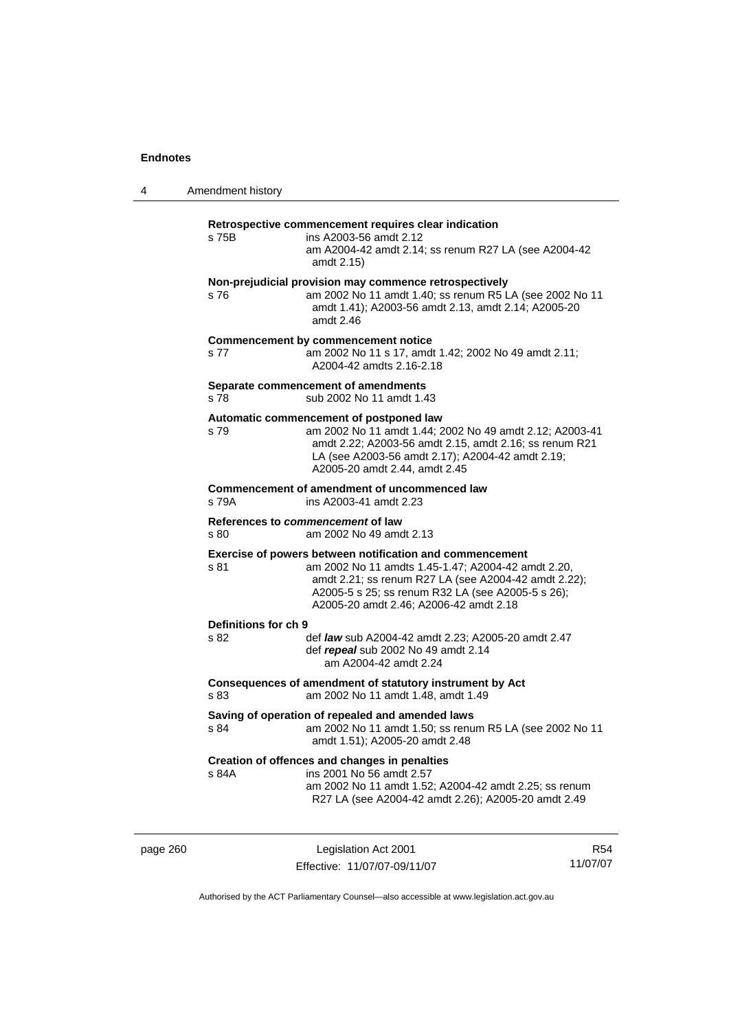**Retrospective commencement requires clear indication**

s 75B ins A2003-56 amdt 2.12
am A2004-42 amdt 2.14; ss renum R27 LA (see A2004-42 amdt 2.15)

**Non-prejudicial provision may commence retrospectively**

s 76 am 2002 No 11 amdt 1.40; ss renum R5 LA (see 2002 No 11 amdt 1.41); A2003-56 amdt 2.13, amdt 2.14; A2005-20 amdt 2.46

**Commencement by commencement notice**

s 77 am 2002 No 11 s 17, amdt 1.42; 2002 No 49 amdt 2.11; A2004-42 amdts 2.16-2.18

**Separate commencement of amendments**

s 78 sub 2002 No 11 amdt 1.43

**Automatic commencement of postponed law**

s 79 am 2002 No 11 amdt 1.44; 2002 No 49 amdt 2.12; A2003-41 amdt 2.22; A2003-56 amdt 2.15, amdt 2.16; ss renum R21 LA (see A2003-56 amdt 2.17); A2004-42 amdt 2.19; A2005-20 amdt 2.44, amdt 2.45

**Commencement of amendment of uncommenced law**

s 79A ins A2003-41 amdt 2.23

**References to *commencement* of law**

s 80 am 2002 No 49 amdt 2.13

**Exercise of powers between notification and commencement**

s 81 am 2002 No 11 amdts 1.45-1.47; A2004-42 amdt 2.20, amdt 2.21; ss renum R27 LA (see A2004-42 amdt 2.22); A2005-5 s 25; ss renum R32 LA (see A2005-5 s 26); A2005-20 amdt 2.46; A2006-42 amdt 2.18

**Definitions for ch 9**

s 82 def ***law*** sub A2004-42 amdt 2.23; A2005-20 amdt 2.47
def ***repeal*** sub 2002 No 49 amdt 2.14
am A2004-42 amdt 2.24

**Consequences of amendment of statutory instrument by Act**

s 83 am 2002 No 11 amdt 1.48, amdt 1.49

**Saving of operation of repealed and amended laws**

s 84 am 2002 No 11 amdt 1.50; ss renum R5 LA (see 2002 No 11 amdt 1.51); A2005-20 amdt 2.48

**Creation of offences and changes in penalties**

s 84A ins 2001 No 56 amdt 2.57
am 2002 No 11 amdt 1.52; A2004-42 amdt 2.25; ss renum R27 LA (see A2004-42 amdt 2.26); A2005-20 amdt 2.49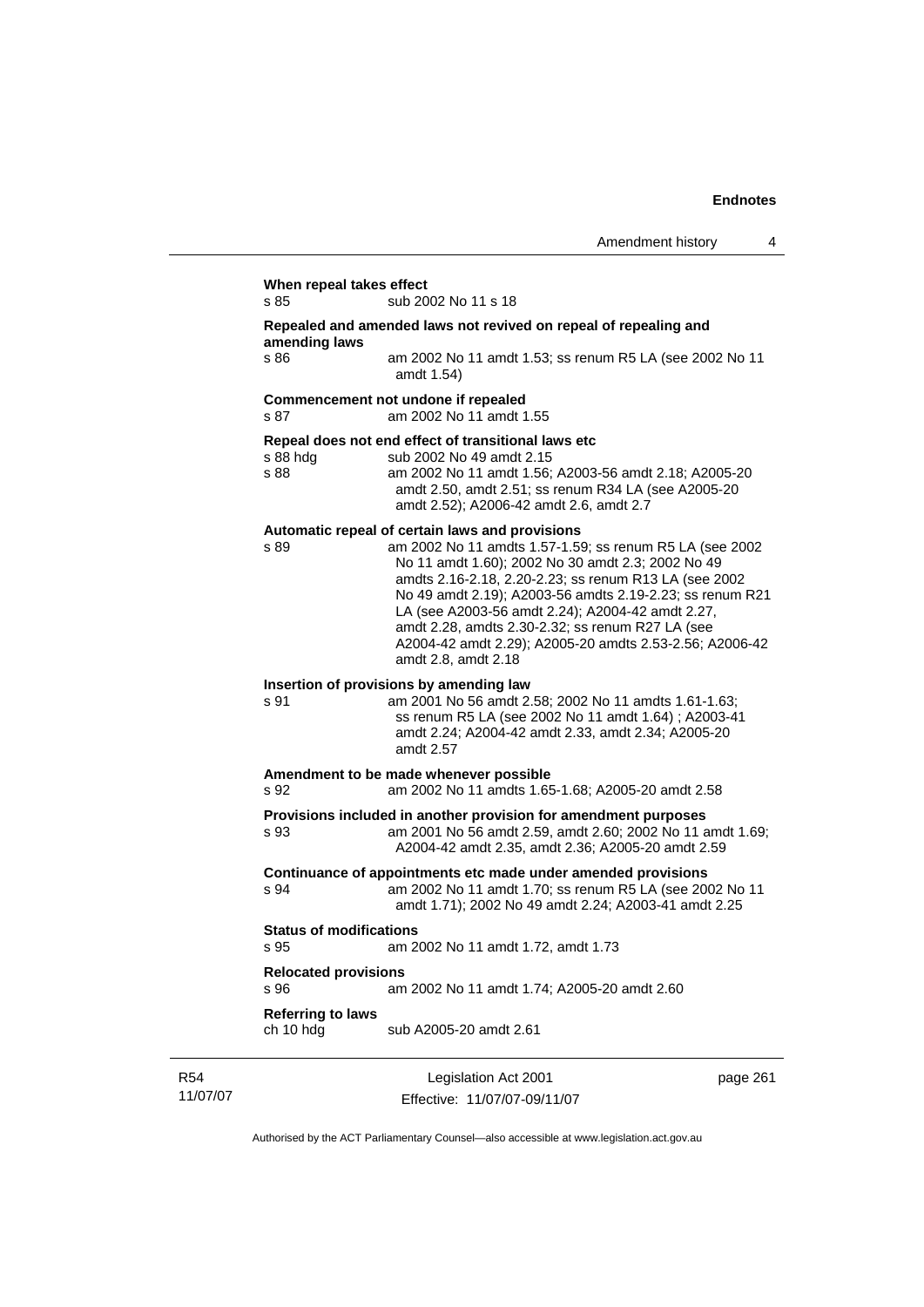**When repeal takes effect**
s 85 sub 2002 No 11 s 18

**Repealed and amended laws not revived on repeal of repealing and amending laws**
s 86 am 2002 No 11 amdt 1.53; ss renum R5 LA (see 2002 No 11 amdt 1.54)

**Commencement not undone if repealed**
s 87 am 2002 No 11 amdt 1.55

**Repeal does not end effect of transitional laws etc**
s 88 hdg sub 2002 No 49 amdt 2.15
s 88 am 2002 No 11 amdt 1.56; A2003-56 amdt 2.18; A2005-20 amdt 2.50, amdt 2.51; ss renum R34 LA (see A2005-20 amdt 2.52); A2006-42 amdt 2.6, amdt 2.7

**Automatic repeal of certain laws and provisions**
s 89 am 2002 No 11 amdts 1.57-1.59; ss renum R5 LA (see 2002 No 11 amdt 1.60); 2002 No 30 amdt 2.3; 2002 No 49 amdts 2.16-2.18, 2.20-2.23; ss renum R13 LA (see 2002 No 49 amdt 2.19); A2003-56 amdts 2.19-2.23; ss renum R21 LA (see A2003-56 amdt 2.24); A2004-42 amdt 2.27, amdt 2.28, amdts 2.30-2.32; ss renum R27 LA (see A2004-42 amdt 2.29); A2005-20 amdts 2.53-2.56; A2006-42 amdt 2.8, amdt 2.18

**Insertion of provisions by amending law**
s 91 am 2001 No 56 amdt 2.58; 2002 No 11 amdts 1.61-1.63; ss renum R5 LA (see 2002 No 11 amdt 1.64) ; A2003-41 amdt 2.24; A2004-42 amdt 2.33, amdt 2.34; A2005-20 amdt 2.57

**Amendment to be made whenever possible**
s 92 am 2002 No 11 amdts 1.65-1.68; A2005-20 amdt 2.58

**Provisions included in another provision for amendment purposes**
s 93 am 2001 No 56 amdt 2.59, amdt 2.60; 2002 No 11 amdt 1.69; A2004-42 amdt 2.35, amdt 2.36; A2005-20 amdt 2.59

**Continuance of appointments etc made under amended provisions**
s 94 am 2002 No 11 amdt 1.70; ss renum R5 LA (see 2002 No 11 amdt 1.71); 2002 No 49 amdt 2.24; A2003-41 amdt 2.25

**Status of modifications**
s 95 am 2002 No 11 amdt 1.72, amdt 1.73

**Relocated provisions**
s 96 am 2002 No 11 amdt 1.74; A2005-20 amdt 2.60

**Referring to laws**
ch 10 hdg sub A2005-20 amdt 2.61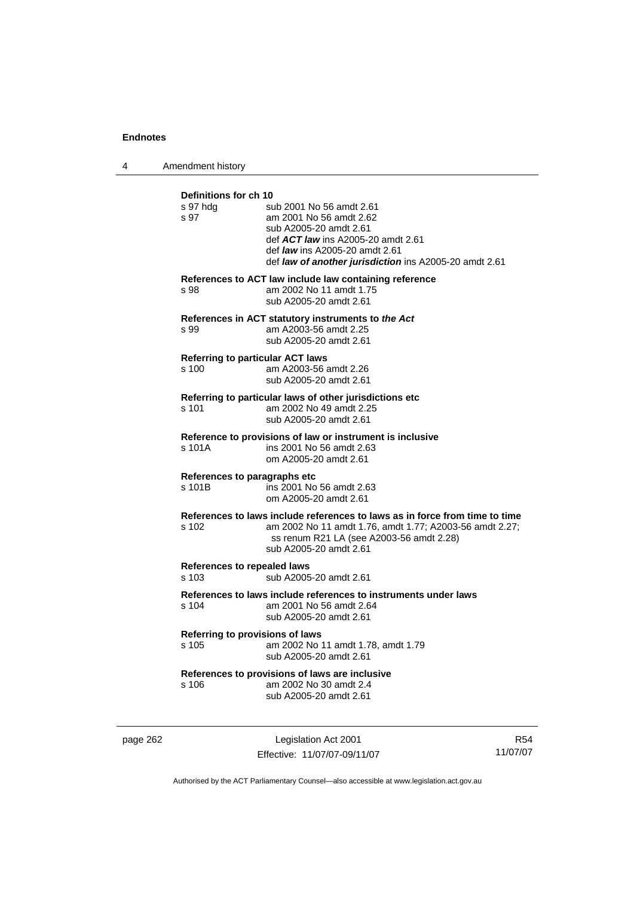**Definitions for ch 10**

s 97 hdg sub 2001 No 56 amdt 2.61

s 97 am 2001 No 56 amdt 2.62
sub A2005-20 amdt 2.61
def ***ACT law*** ins A2005-20 amdt 2.61
def ***law*** ins A2005-20 amdt 2.61
def ***law of another jurisdiction*** ins A2005-20 amdt 2.61

**References to ACT law include law containing reference**

s 98 am 2002 No 11 amdt 1.75
sub A2005-20 amdt 2.61

**References in ACT statutory instruments to *the Act***

s 99 am A2003-56 amdt 2.25
sub A2005-20 amdt 2.61

**Referring to particular ACT laws**

s 100 am A2003-56 amdt 2.26
sub A2005-20 amdt 2.61

**Referring to particular laws of other jurisdictions etc**

s 101 am 2002 No 49 amdt 2.25
sub A2005-20 amdt 2.61

**Reference to provisions of law or instrument is inclusive**

s 101A ins 2001 No 56 amdt 2.63
om A2005-20 amdt 2.61

**References to paragraphs etc**

s 101B ins 2001 No 56 amdt 2.63
om A2005-20 amdt 2.61

**References to laws include references to laws as in force from time to time**

s 102 am 2002 No 11 amdt 1.76, amdt 1.77; A2003-56 amdt 2.27;
ss renum R21 LA (see A2003-56 amdt 2.28)
sub A2005-20 amdt 2.61

**References to repealed laws**

s 103 sub A2005-20 amdt 2.61

**References to laws include references to instruments under laws**

s 104 am 2001 No 56 amdt 2.64
sub A2005-20 amdt 2.61

**Referring to provisions of laws**

s 105 am 2002 No 11 amdt 1.78, amdt 1.79
sub A2005-20 amdt 2.61

**References to provisions of laws are inclusive**

s 106 am 2002 No 30 amdt 2.4
sub A2005-20 amdt 2.61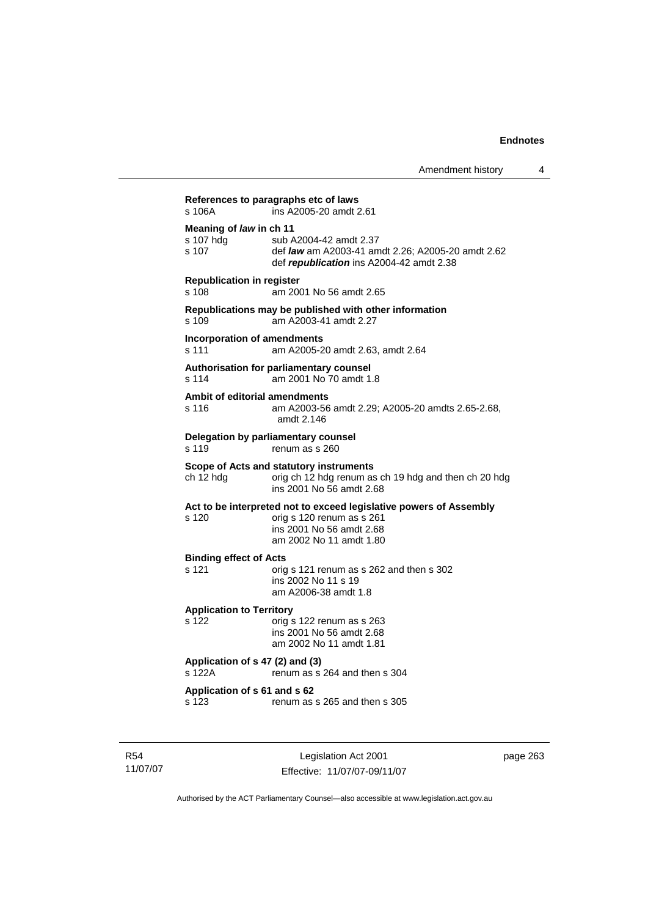**References to paragraphs etc of laws**
s 106A ins A2005-20 amdt 2.61

**Meaning of *law* in ch 11**
s 107 hdg sub A2004-42 amdt 2.37
s 107 def ***law*** am A2003-41 amdt 2.26; A2005-20 amdt 2.62
def ***republication*** ins A2004-42 amdt 2.38

**Republication in register**
s 108 am 2001 No 56 amdt 2.65

**Republications may be published with other information**
s 109 am A2003-41 amdt 2.27

**Incorporation of amendments**
s 111 am A2005-20 amdt 2.63, amdt 2.64

**Authorisation for parliamentary counsel**
s 114 am 2001 No 70 amdt 1.8

**Ambit of editorial amendments**
s 116 am A2003-56 amdt 2.29; A2005-20 amdts 2.65-2.68, amdt 2.146

**Delegation by parliamentary counsel**
s 119 renum as s 260

**Scope of Acts and statutory instruments**
ch 12 hdg orig ch 12 hdg renum as ch 19 hdg and then ch 20 hdg
ins 2001 No 56 amdt 2.68

**Act to be interpreted not to exceed legislative powers of Assembly**
s 120 orig s 120 renum as s 261
ins 2001 No 56 amdt 2.68
am 2002 No 11 amdt 1.80

**Binding effect of Acts**
s 121 orig s 121 renum as s 262 and then s 302
ins 2002 No 11 s 19
am A2006-38 amdt 1.8

**Application to Territory**
s 122 orig s 122 renum as s 263
ins 2001 No 56 amdt 2.68
am 2002 No 11 amdt 1.81

**Application of s 47 (2) and (3)**
s 122A renum as s 264 and then s 304

**Application of s 61 and s 62**
s 123 renum as s 265 and then s 305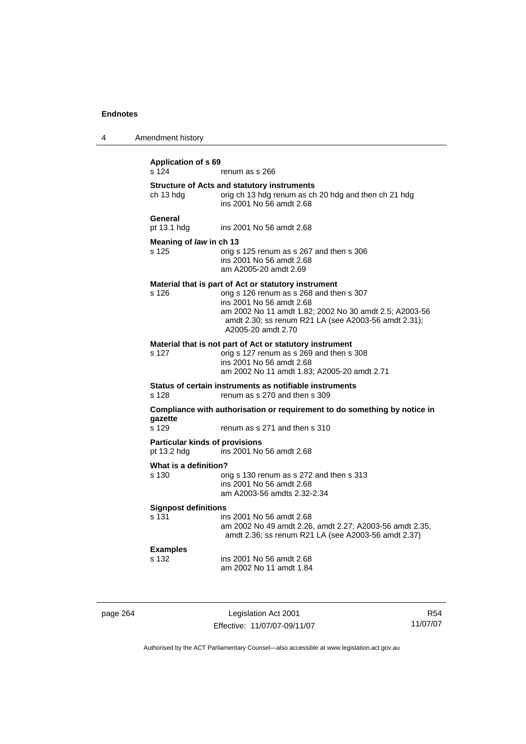**Application of s 69**

s 124 renum as s 266

**Structure of Acts and statutory instruments**

ch 13 hdg orig ch 13 hdg renum as ch 20 hdg and then ch 21 hdg
ins 2001 No 56 amdt 2.68

**General**

pt 13.1 hdg ins 2001 No 56 amdt 2.68

**Meaning of *law* in ch 13**

s 125 orig s 125 renum as s 267 and then s 306
ins 2001 No 56 amdt 2.68
am A2005-20 amdt 2.69

**Material that is part of Act or statutory instrument**

s 126 orig s 126 renum as s 268 and then s 307
ins 2001 No 56 amdt 2.68
am 2002 No 11 amdt 1.82; 2002 No 30 amdt 2.5; A2003-56 amdt 2.30; ss renum R21 LA (see A2003-56 amdt 2.31); A2005-20 amdt 2.70

**Material that is not part of Act or statutory instrument**

s 127 orig s 127 renum as s 269 and then s 308
ins 2001 No 56 amdt 2.68
am 2002 No 11 amdt 1.83; A2005-20 amdt 2.71

**Status of certain instruments as notifiable instruments**

s 128 renum as s 270 and then s 309

**Compliance with authorisation or requirement to do something by notice in gazette**

s 129 renum as s 271 and then s 310

**Particular kinds of provisions**

pt 13.2 hdg ins 2001 No 56 amdt 2.68

**What is a definition?**

s 130 orig s 130 renum as s 272 and then s 313
ins 2001 No 56 amdt 2.68
am A2003-56 amdts 2.32-2.34

**Signpost definitions**

s 131 ins 2001 No 56 amdt 2.68
am 2002 No 49 amdt 2.26, amdt 2.27; A2003-56 amdt 2.35, amdt 2.36; ss renum R21 LA (see A2003-56 amdt 2.37)

**Examples**

s 132 ins 2001 No 56 amdt 2.68
am 2002 No 11 amdt 1.84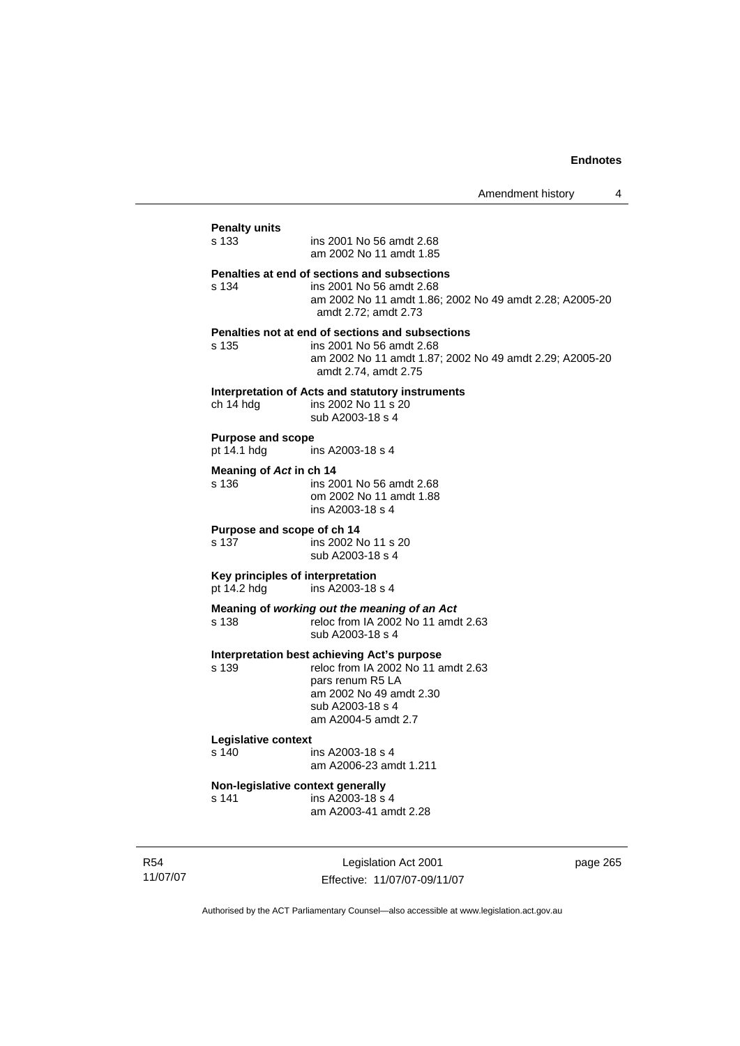**Penalty units**
s 133 ins 2001 No 56 amdt 2.68
am 2002 No 11 amdt 1.85

**Penalties at end of sections and subsections**
s 134 ins 2001 No 56 amdt 2.68
am 2002 No 11 amdt 1.86; 2002 No 49 amdt 2.28; A2005-20 amdt 2.72; amdt 2.73

**Penalties not at end of sections and subsections**
s 135 ins 2001 No 56 amdt 2.68
am 2002 No 11 amdt 1.87; 2002 No 49 amdt 2.29; A2005-20 amdt 2.74, amdt 2.75

**Interpretation of Acts and statutory instruments**
ch 14 hdg ins 2002 No 11 s 20
sub A2003-18 s 4

**Purpose and scope**
pt 14.1 hdg ins A2003-18 s 4

**Meaning of *Act* in ch 14**
s 136 ins 2001 No 56 amdt 2.68
om 2002 No 11 amdt 1.88
ins A2003-18 s 4

**Purpose and scope of ch 14**
s 137 ins 2002 No 11 s 20
sub A2003-18 s 4

**Key principles of interpretation**
pt 14.2 hdg ins A2003-18 s 4

**Meaning of *working out the meaning of an Act***
s 138 reloc from IA 2002 No 11 amdt 2.63
sub A2003-18 s 4

**Interpretation best achieving Act's purpose**
s 139 reloc from IA 2002 No 11 amdt 2.63
pars renum R5 LA
am 2002 No 49 amdt 2.30
sub A2003-18 s 4
am A2004-5 amdt 2.7

**Legislative context**
s 140 ins A2003-18 s 4
am A2006-23 amdt 1.211

**Non-legislative context generally**
s 141 ins A2003-18 s 4
am A2003-41 amdt 2.28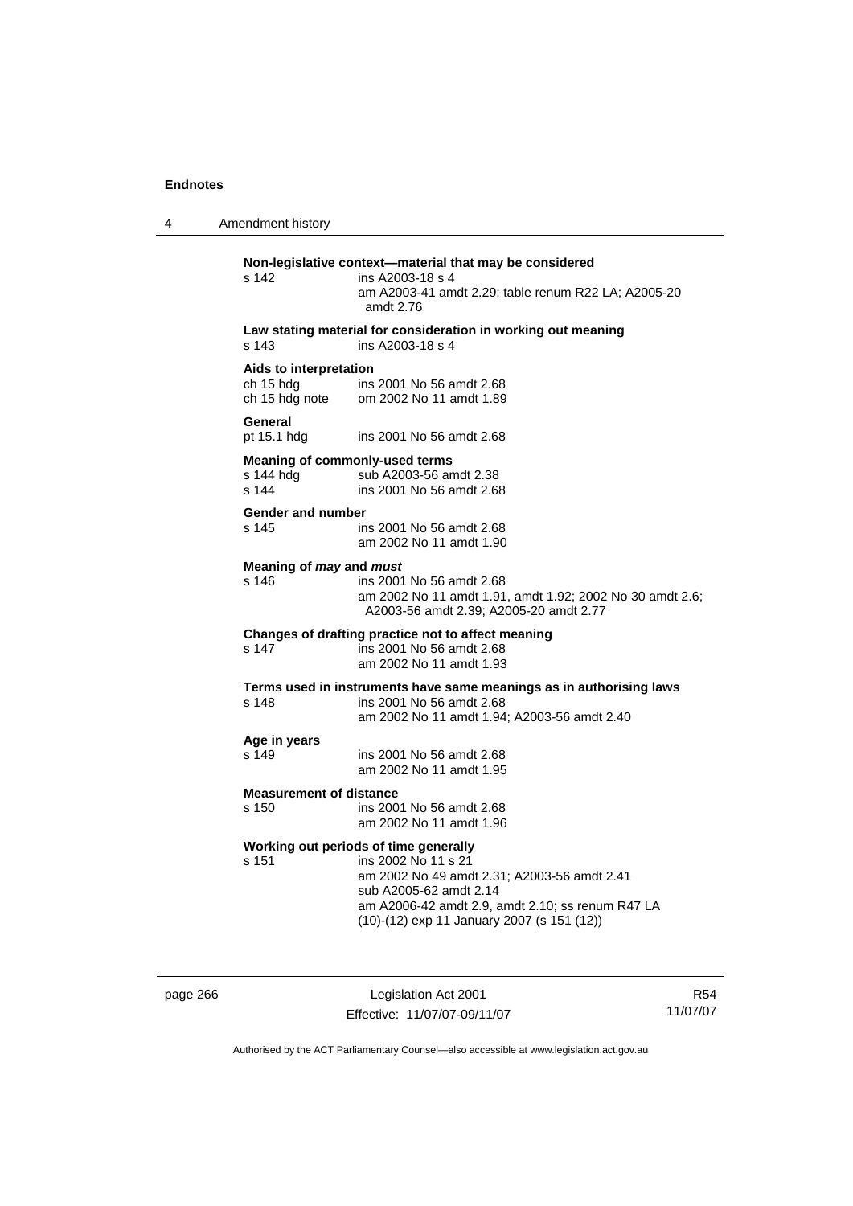**Non-legislative context—material that may be considered**

s 142 ins A2003-18 s 4
am A2003-41 amdt 2.29; table renum R22 LA; A2005-20 amdt 2.76

**Law stating material for consideration in working out meaning**

s 143 ins A2003-18 s 4

**Aids to interpretation**

ch 15 hdg ins 2001 No 56 amdt 2.68
ch 15 hdg note om 2002 No 11 amdt 1.89

**General**

pt 15.1 hdg ins 2001 No 56 amdt 2.68

**Meaning of commonly-used terms**

s 144 hdg sub A2003-56 amdt 2.38
s 144 ins 2001 No 56 amdt 2.68

**Gender and number**

s 145 ins 2001 No 56 amdt 2.68
am 2002 No 11 amdt 1.90

**Meaning of *may* and *must***

s 146 ins 2001 No 56 amdt 2.68
am 2002 No 11 amdt 1.91, amdt 1.92; 2002 No 30 amdt 2.6; A2003-56 amdt 2.39; A2005-20 amdt 2.77

**Changes of drafting practice not to affect meaning**

s 147 ins 2001 No 56 amdt 2.68
am 2002 No 11 amdt 1.93

**Terms used in instruments have same meanings as in authorising laws**

s 148 ins 2001 No 56 amdt 2.68
am 2002 No 11 amdt 1.94; A2003-56 amdt 2.40

**Age in years**

s 149 ins 2001 No 56 amdt 2.68
am 2002 No 11 amdt 1.95

**Measurement of distance**

s 150 ins 2001 No 56 amdt 2.68
am 2002 No 11 amdt 1.96

**Working out periods of time generally**

s 151 ins 2002 No 11 s 21
am 2002 No 49 amdt 2.31; A2003-56 amdt 2.41
sub A2005-62 amdt 2.14
am A2006-42 amdt 2.9, amdt 2.10; ss renum R47 LA
(10)-(12) exp 11 January 2007 (s 151 (12))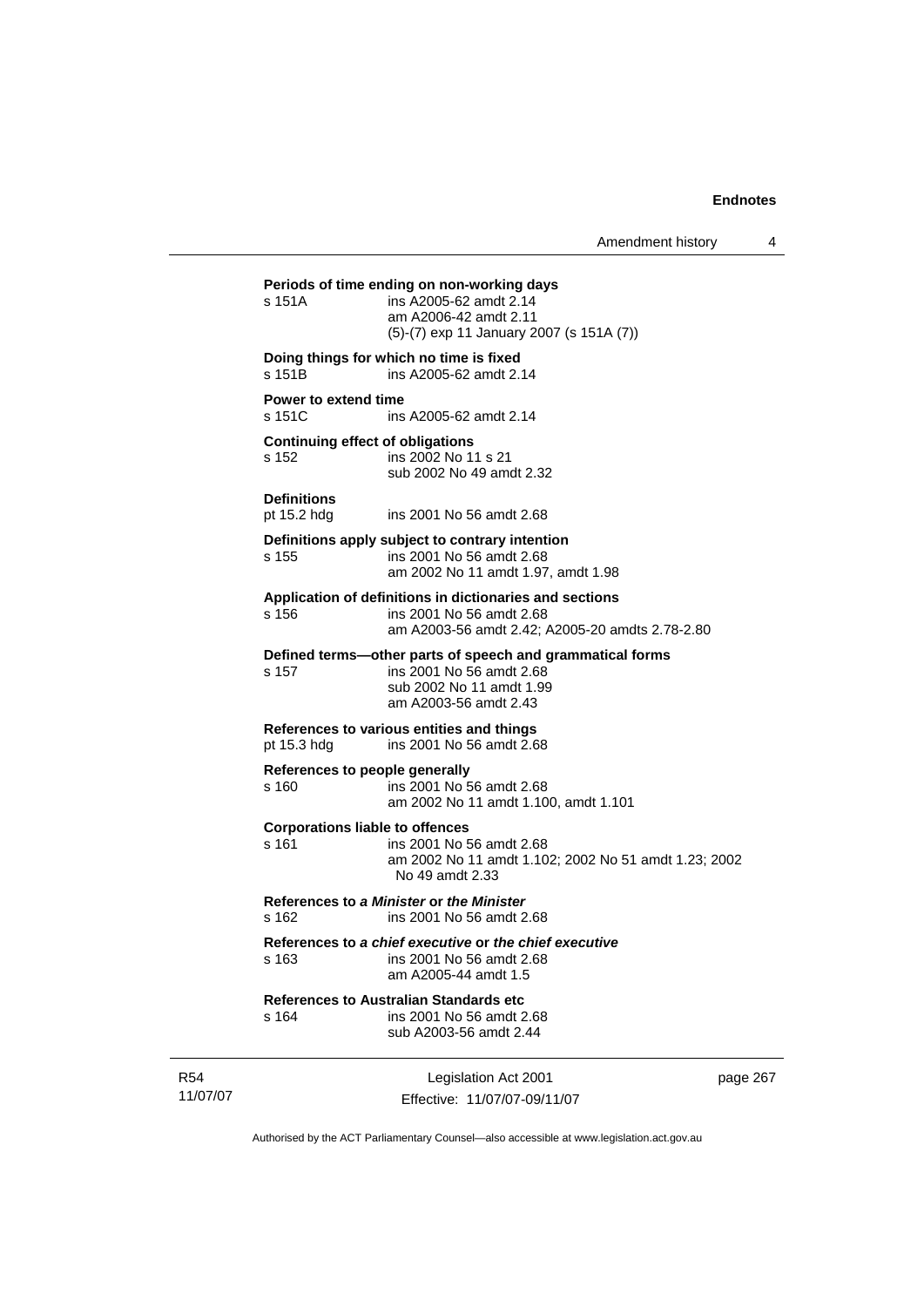**Periods of time ending on non-working days**

s 151A ins A2005-62 amdt 2.14
am A2006-42 amdt 2.11
(5)-(7) exp 11 January 2007 (s 151A (7))

**Doing things for which no time is fixed**

s 151B ins A2005-62 amdt 2.14

**Power to extend time**

s 151C ins A2005-62 amdt 2.14

**Continuing effect of obligations**

s 152 ins 2002 No 11 s 21
sub 2002 No 49 amdt 2.32

**Definitions**

pt 15.2 hdg ins 2001 No 56 amdt 2.68

**Definitions apply subject to contrary intention**

s 155 ins 2001 No 56 amdt 2.68
am 2002 No 11 amdt 1.97, amdt 1.98

**Application of definitions in dictionaries and sections**

s 156 ins 2001 No 56 amdt 2.68
am A2003-56 amdt 2.42; A2005-20 amdts 2.78-2.80

**Defined terms—other parts of speech and grammatical forms**

s 157 ins 2001 No 56 amdt 2.68
sub 2002 No 11 amdt 1.99
am A2003-56 amdt 2.43

**References to various entities and things**

pt 15.3 hdg ins 2001 No 56 amdt 2.68

**References to people generally**

s 160 ins 2001 No 56 amdt 2.68
am 2002 No 11 amdt 1.100, amdt 1.101

**Corporations liable to offences**

s 161 ins 2001 No 56 amdt 2.68
am 2002 No 11 amdt 1.102; 2002 No 51 amdt 1.23; 2002 No 49 amdt 2.33

**References to *a Minister* or *the Minister***

s 162 ins 2001 No 56 amdt 2.68

**References to *a chief executive* or *the chief executive***

s 163 ins 2001 No 56 amdt 2.68
am A2005-44 amdt 1.5

**References to Australian Standards etc**

s 164 ins 2001 No 56 amdt 2.68
sub A2003-56 amdt 2.44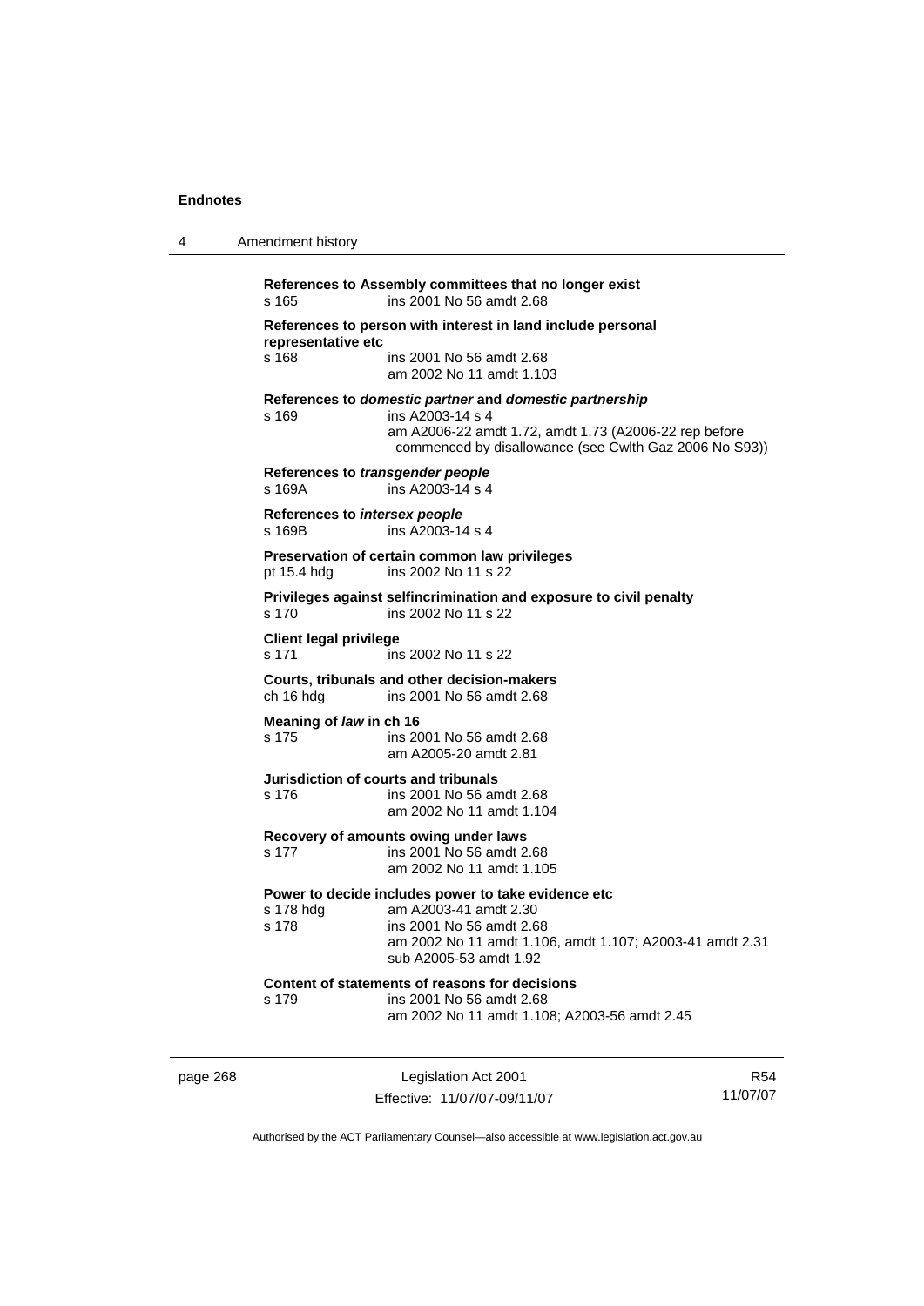**References to Assembly committees that no longer exist**
s 165 ins 2001 No 56 amdt 2.68

**References to person with interest in land include personal representative etc**
s 168 ins 2001 No 56 amdt 2.68
am 2002 No 11 amdt 1.103

**References to *domestic partner* and *domestic partnership***
s 169 ins A2003-14 s 4
am A2006-22 amdt 1.72, amdt 1.73 (A2006-22 rep before commenced by disallowance (see Cwlth Gaz 2006 No S93))

**References to *transgender people***
s 169A ins A2003-14 s 4

**References to *intersex people***
s 169B ins A2003-14 s 4

**Preservation of certain common law privileges**
pt 15.4 hdg ins 2002 No 11 s 22

**Privileges against selfincrimination and exposure to civil penalty**
s 170 ins 2002 No 11 s 22

**Client legal privilege**
s 171 ins 2002 No 11 s 22

**Courts, tribunals and other decision-makers**
ch 16 hdg ins 2001 No 56 amdt 2.68

**Meaning of *law* in ch 16**
s 175 ins 2001 No 56 amdt 2.68
am A2005-20 amdt 2.81

**Jurisdiction of courts and tribunals**
s 176 ins 2001 No 56 amdt 2.68
am 2002 No 11 amdt 1.104

**Recovery of amounts owing under laws**
s 177 ins 2001 No 56 amdt 2.68
am 2002 No 11 amdt 1.105

**Power to decide includes power to take evidence etc**
s 178 hdg am A2003-41 amdt 2.30
s 178 ins 2001 No 56 amdt 2.68
am 2002 No 11 amdt 1.106, amdt 1.107; A2003-41 amdt 2.31
sub A2005-53 amdt 1.92

**Content of statements of reasons for decisions**
s 179 ins 2001 No 56 amdt 2.68
am 2002 No 11 amdt 1.108; A2003-56 amdt 2.45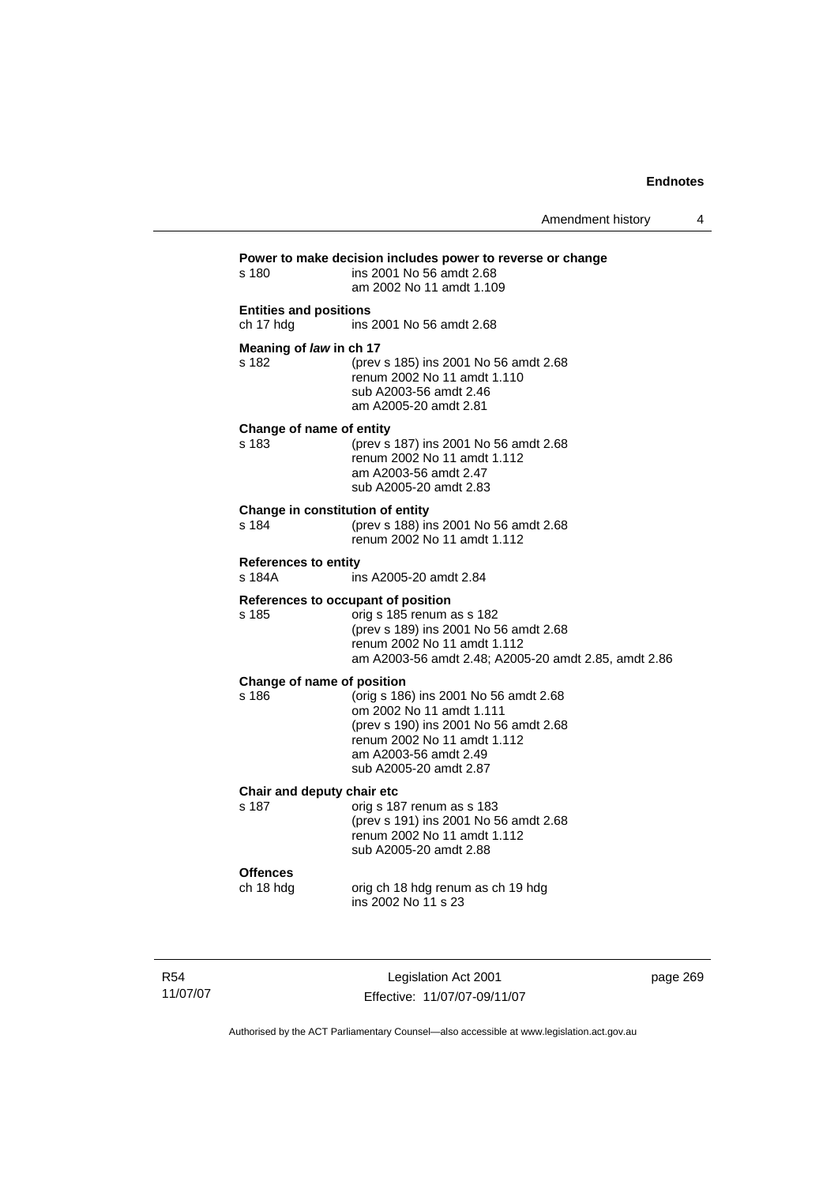**Power to make decision includes power to reverse or change**

s 180 ins 2001 No 56 amdt 2.68
am 2002 No 11 amdt 1.109

**Entities and positions**

ch 17 hdg ins 2001 No 56 amdt 2.68

**Meaning of *law* in ch 17**

s 182 (prev s 185) ins 2001 No 56 amdt 2.68
renum 2002 No 11 amdt 1.110
sub A2003-56 amdt 2.46
am A2005-20 amdt 2.81

**Change of name of entity**

s 183 (prev s 187) ins 2001 No 56 amdt 2.68
renum 2002 No 11 amdt 1.112
am A2003-56 amdt 2.47
sub A2005-20 amdt 2.83

**Change in constitution of entity**

s 184 (prev s 188) ins 2001 No 56 amdt 2.68
renum 2002 No 11 amdt 1.112

**References to entity**

s 184A ins A2005-20 amdt 2.84

**References to occupant of position**

s 185 orig s 185 renum as s 182
(prev s 189) ins 2001 No 56 amdt 2.68
renum 2002 No 11 amdt 1.112
am A2003-56 amdt 2.48; A2005-20 amdt 2.85, amdt 2.86

**Change of name of position**

s 186 (orig s 186) ins 2001 No 56 amdt 2.68
om 2002 No 11 amdt 1.111
(prev s 190) ins 2001 No 56 amdt 2.68
renum 2002 No 11 amdt 1.112
am A2003-56 amdt 2.49
sub A2005-20 amdt 2.87

**Chair and deputy chair etc**

s 187 orig s 187 renum as s 183
(prev s 191) ins 2001 No 56 amdt 2.68
renum 2002 No 11 amdt 1.112
sub A2005-20 amdt 2.88

**Offences**

ch 18 hdg orig ch 18 hdg renum as ch 19 hdg
ins 2002 No 11 s 23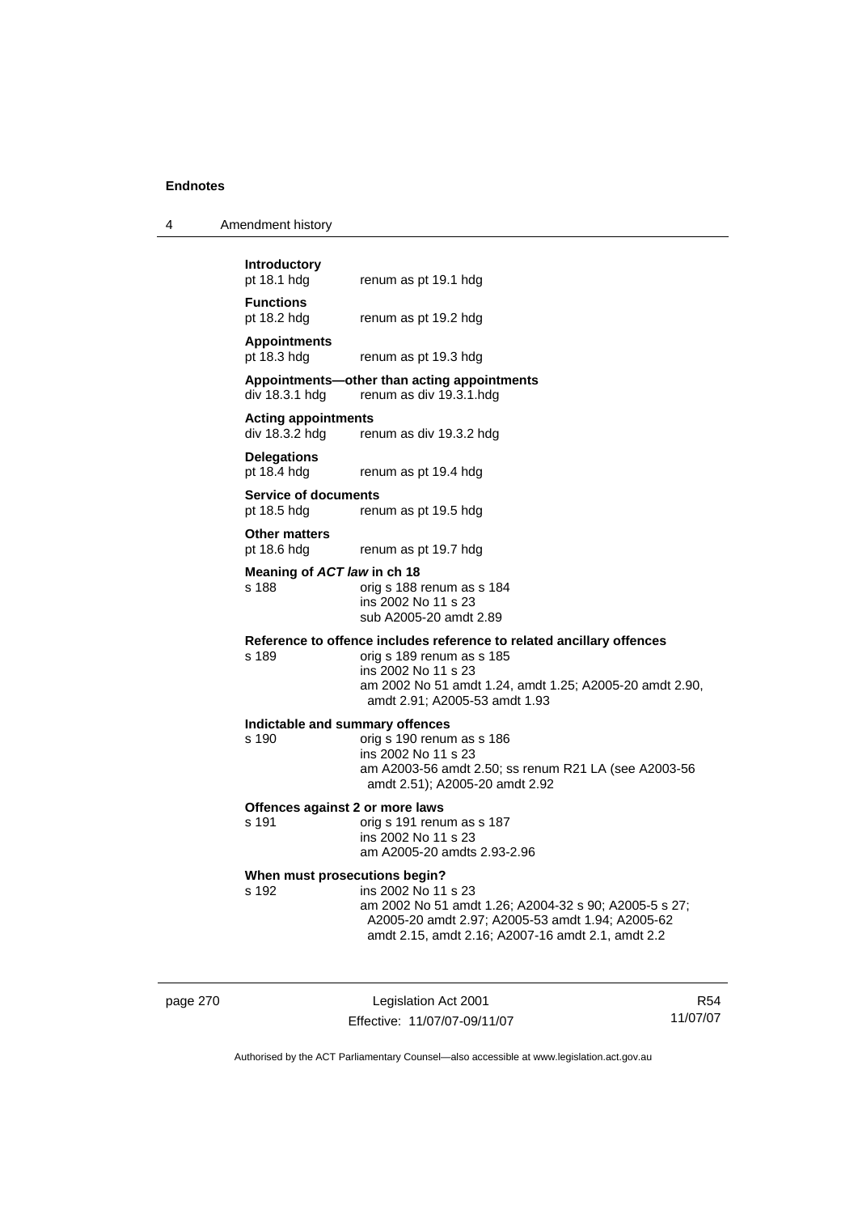**Introductory**
pt 18.1 hdg renum as pt 19.1 hdg

**Functions**
pt 18.2 hdg renum as pt 19.2 hdg

**Appointments**
pt 18.3 hdg renum as pt 19.3 hdg

**Appointments—other than acting appointments**
div 18.3.1 hdg renum as div 19.3.1.hdg

**Acting appointments**
div 18.3.2 hdg renum as div 19.3.2 hdg

**Delegations**
pt 18.4 hdg renum as pt 19.4 hdg

**Service of documents**
pt 18.5 hdg renum as pt 19.5 hdg

**Other matters**
pt 18.6 hdg renum as pt 19.7 hdg

**Meaning of *ACT law* in ch 18**
s 188 orig s 188 renum as s 184
ins 2002 No 11 s 23
sub A2005-20 amdt 2.89

**Reference to offence includes reference to related ancillary offences**
s 189 orig s 189 renum as s 185
ins 2002 No 11 s 23
am 2002 No 51 amdt 1.24, amdt 1.25; A2005-20 amdt 2.90, amdt 2.91; A2005-53 amdt 1.93

**Indictable and summary offences**
s 190 orig s 190 renum as s 186
ins 2002 No 11 s 23
am A2003-56 amdt 2.50; ss renum R21 LA (see A2003-56 amdt 2.51); A2005-20 amdt 2.92

**Offences against 2 or more laws**
s 191 orig s 191 renum as s 187
ins 2002 No 11 s 23
am A2005-20 amdts 2.93-2.96

**When must prosecutions begin?**
s 192 ins 2002 No 11 s 23
am 2002 No 51 amdt 1.26; A2004-32 s 90; A2005-5 s 27; A2005-20 amdt 2.97; A2005-53 amdt 1.94; A2005-62 amdt 2.15, amdt 2.16; A2007-16 amdt 2.1, amdt 2.2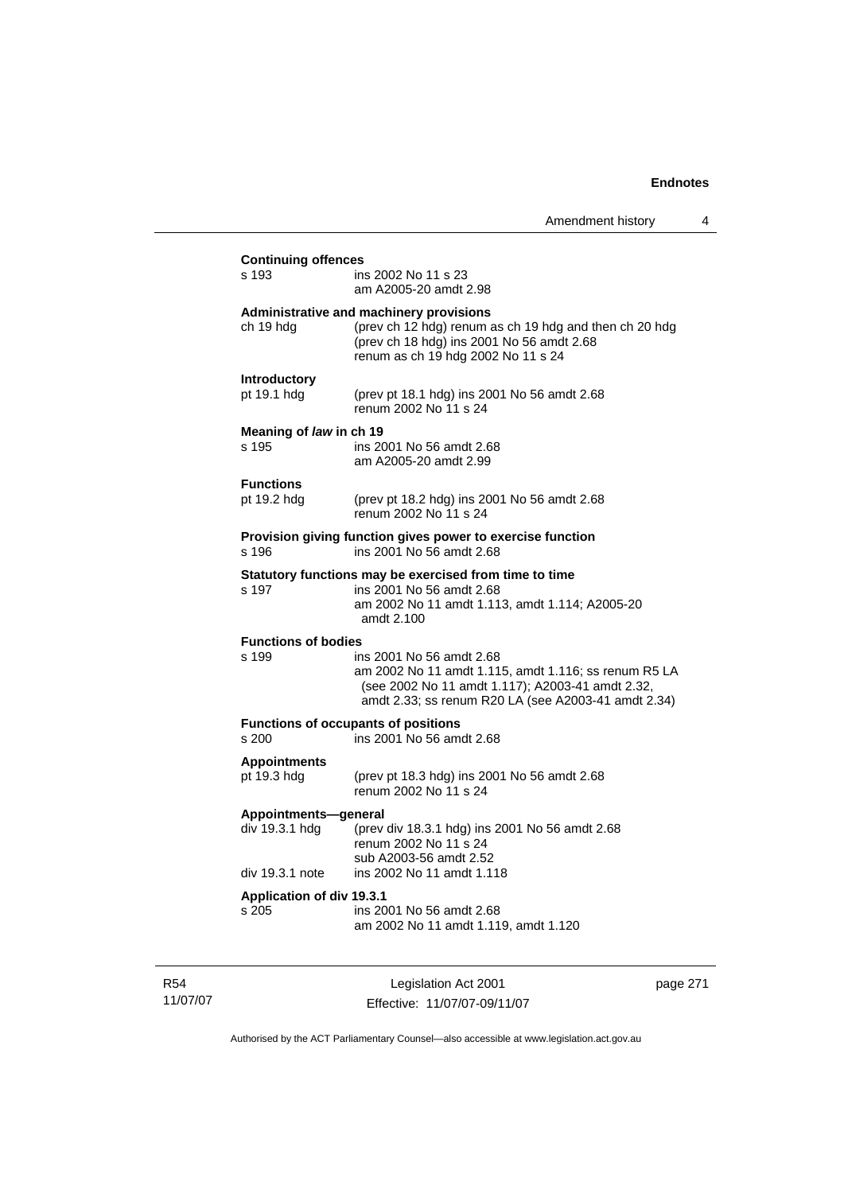**Continuing offences**

s 193 ins 2002 No 11 s 23
am A2005-20 amdt 2.98

**Administrative and machinery provisions**

ch 19 hdg (prev ch 12 hdg) renum as ch 19 hdg and then ch 20 hdg
(prev ch 18 hdg) ins 2001 No 56 amdt 2.68
renum as ch 19 hdg 2002 No 11 s 24

**Introductory**

pt 19.1 hdg (prev pt 18.1 hdg) ins 2001 No 56 amdt 2.68
renum 2002 No 11 s 24

**Meaning of *law* in ch 19**

s 195 ins 2001 No 56 amdt 2.68
am A2005-20 amdt 2.99

**Functions**

pt 19.2 hdg (prev pt 18.2 hdg) ins 2001 No 56 amdt 2.68
renum 2002 No 11 s 24

**Provision giving function gives power to exercise function**

s 196 ins 2001 No 56 amdt 2.68

**Statutory functions may be exercised from time to time**

s 197 ins 2001 No 56 amdt 2.68
am 2002 No 11 amdt 1.113, amdt 1.114; A2005-20 amdt 2.100

**Functions of bodies**

s 199 ins 2001 No 56 amdt 2.68
am 2002 No 11 amdt 1.115, amdt 1.116; ss renum R5 LA (see 2002 No 11 amdt 1.117); A2003-41 amdt 2.32, amdt 2.33; ss renum R20 LA (see A2003-41 amdt 2.34)

**Functions of occupants of positions**

s 200 ins 2001 No 56 amdt 2.68

**Appointments**

pt 19.3 hdg (prev pt 18.3 hdg) ins 2001 No 56 amdt 2.68
renum 2002 No 11 s 24

**Appointments—general**

div 19.3.1 hdg (prev div 18.3.1 hdg) ins 2001 No 56 amdt 2.68
renum 2002 No 11 s 24
sub A2003-56 amdt 2.52

div 19.3.1 note ins 2002 No 11 amdt 1.118

**Application of div 19.3.1**

s 205 ins 2001 No 56 amdt 2.68
am 2002 No 11 amdt 1.119, amdt 1.120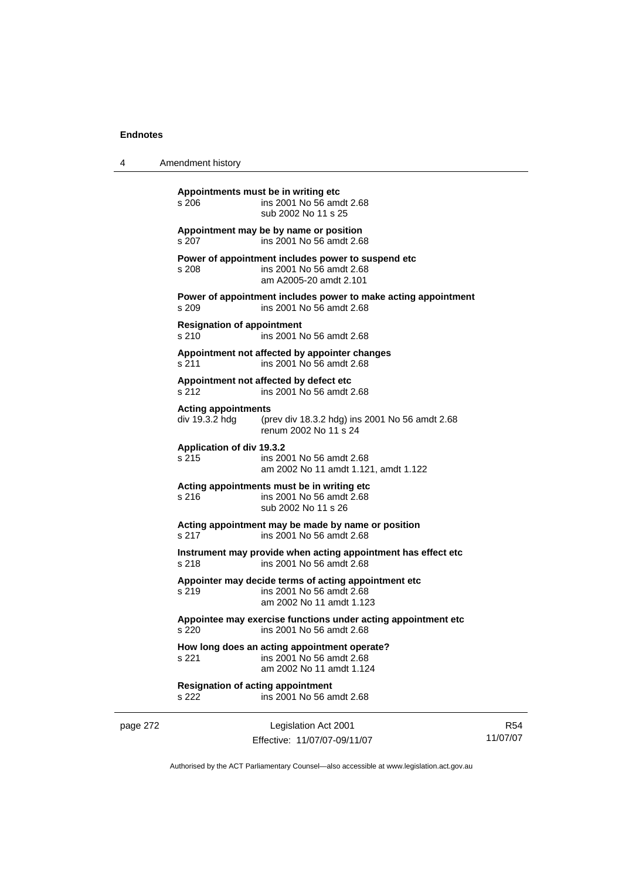**Appointments must be in writing etc**
s 206 ins 2001 No 56 amdt 2.68
sub 2002 No 11 s 25

**Appointment may be by name or position**
s 207 ins 2001 No 56 amdt 2.68

**Power of appointment includes power to suspend etc**
s 208 ins 2001 No 56 amdt 2.68
am A2005-20 amdt 2.101

**Power of appointment includes power to make acting appointment**
s 209 ins 2001 No 56 amdt 2.68

**Resignation of appointment**
s 210 ins 2001 No 56 amdt 2.68

**Appointment not affected by appointer changes**
s 211 ins 2001 No 56 amdt 2.68

**Appointment not affected by defect etc**
s 212 ins 2001 No 56 amdt 2.68

**Acting appointments**
div 19.3.2 hdg (prev div 18.3.2 hdg) ins 2001 No 56 amdt 2.68
renum 2002 No 11 s 24

**Application of div 19.3.2**
s 215 ins 2001 No 56 amdt 2.68
am 2002 No 11 amdt 1.121, amdt 1.122

**Acting appointments must be in writing etc**
s 216 ins 2001 No 56 amdt 2.68
sub 2002 No 11 s 26

**Acting appointment may be made by name or position**
s 217 ins 2001 No 56 amdt 2.68

**Instrument may provide when acting appointment has effect etc**
s 218 ins 2001 No 56 amdt 2.68

**Appointer may decide terms of acting appointment etc**
s 219 ins 2001 No 56 amdt 2.68
am 2002 No 11 amdt 1.123

**Appointee may exercise functions under acting appointment etc**
s 220 ins 2001 No 56 amdt 2.68

**How long does an acting appointment operate?**
s 221 ins 2001 No 56 amdt 2.68
am 2002 No 11 amdt 1.124

**Resignation of acting appointment**
s 222 ins 2001 No 56 amdt 2.68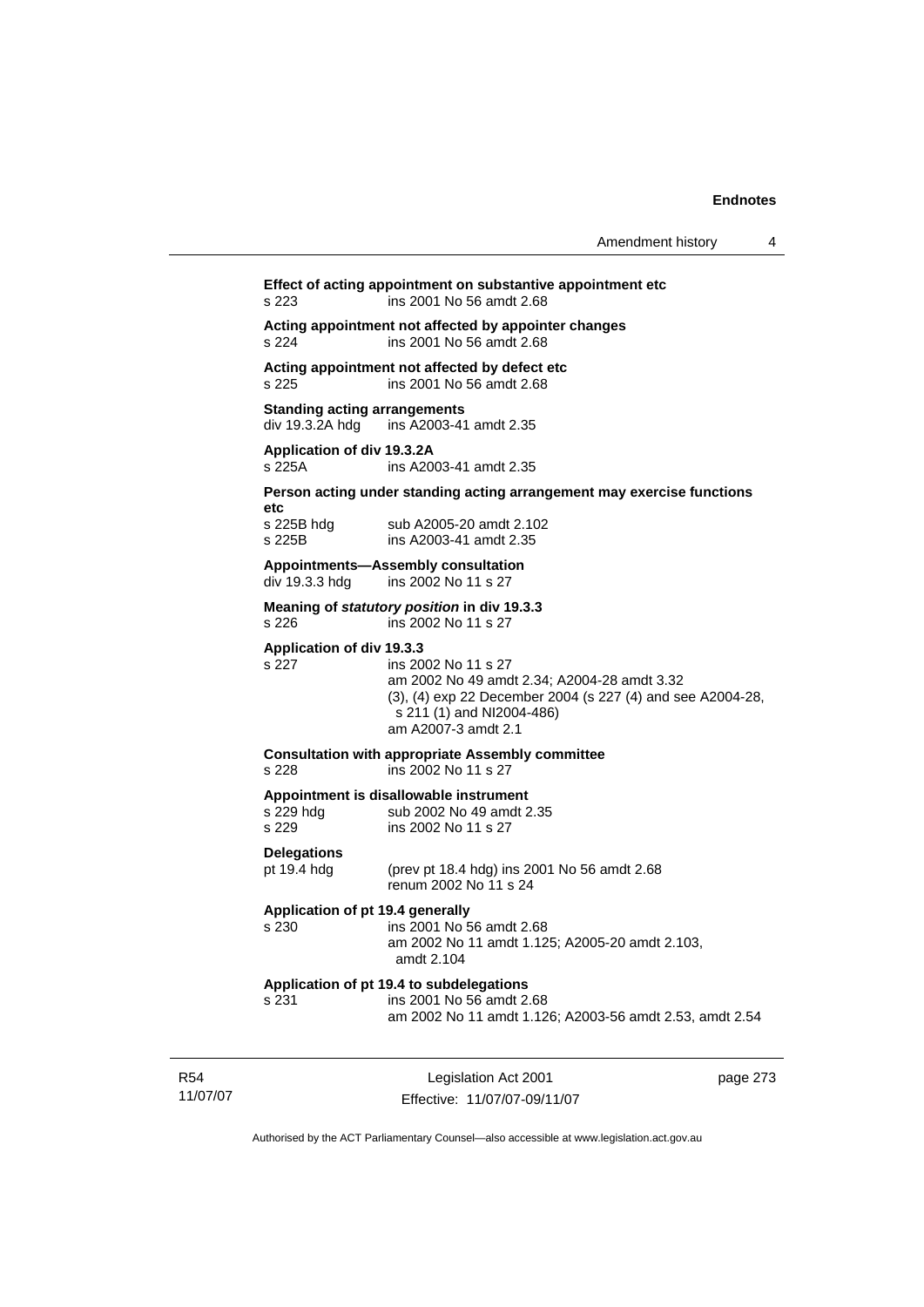**Effect of acting appointment on substantive appointment etc**
s 223 ins 2001 No 56 amdt 2.68

**Acting appointment not affected by appointer changes**
s 224 ins 2001 No 56 amdt 2.68

**Acting appointment not affected by defect etc**
s 225 ins 2001 No 56 amdt 2.68

**Standing acting arrangements**
div 19.3.2A hdg ins A2003-41 amdt 2.35

**Application of div 19.3.2A**
s 225A ins A2003-41 amdt 2.35

**Person acting under standing acting arrangement may exercise functions etc**
s 225B hdg sub A2005-20 amdt 2.102
s 225B ins A2003-41 amdt 2.35

**Appointments—Assembly consultation**
div 19.3.3 hdg ins 2002 No 11 s 27

**Meaning of *statutory position* in div 19.3.3**
s 226 ins 2002 No 11 s 27

**Application of div 19.3.3**
s 227 ins 2002 No 11 s 27
am 2002 No 49 amdt 2.34; A2004-28 amdt 3.32
(3), (4) exp 22 December 2004 (s 227 (4) and see A2004-28, s 211 (1) and NI2004-486)
am A2007-3 amdt 2.1

**Consultation with appropriate Assembly committee**
s 228 ins 2002 No 11 s 27

**Appointment is disallowable instrument**
s 229 hdg sub 2002 No 49 amdt 2.35
s 229 ins 2002 No 11 s 27

**Delegations**
pt 19.4 hdg (prev pt 18.4 hdg) ins 2001 No 56 amdt 2.68
renum 2002 No 11 s 24

**Application of pt 19.4 generally**
s 230 ins 2001 No 56 amdt 2.68
am 2002 No 11 amdt 1.125; A2005-20 amdt 2.103, amdt 2.104

**Application of pt 19.4 to subdelegations**
s 231 ins 2001 No 56 amdt 2.68
am 2002 No 11 amdt 1.126; A2003-56 amdt 2.53, amdt 2.54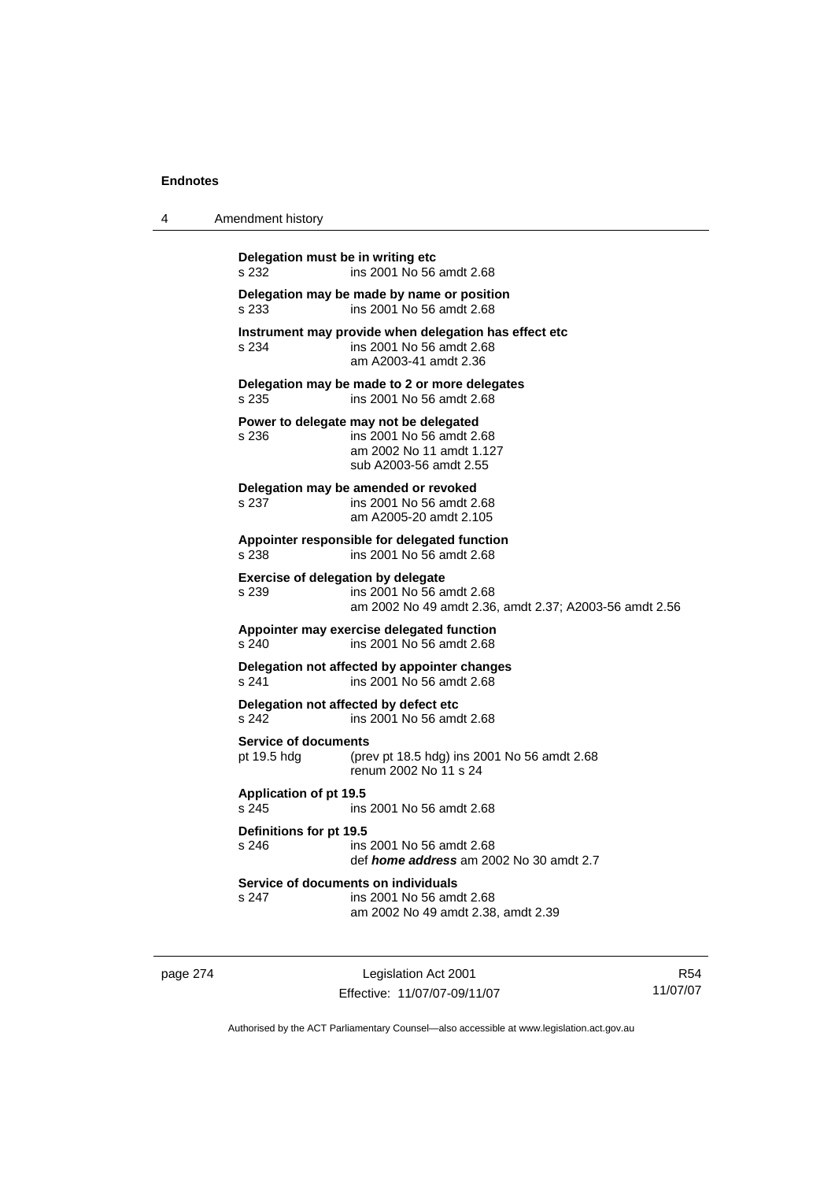**Delegation must be in writing etc**
s 232 ins 2001 No 56 amdt 2.68

**Delegation may be made by name or position**
s 233 ins 2001 No 56 amdt 2.68

**Instrument may provide when delegation has effect etc**
s 234 ins 2001 No 56 amdt 2.68
am A2003-41 amdt 2.36

**Delegation may be made to 2 or more delegates**
s 235 ins 2001 No 56 amdt 2.68

**Power to delegate may not be delegated**
s 236 ins 2001 No 56 amdt 2.68
am 2002 No 11 amdt 1.127
sub A2003-56 amdt 2.55

**Delegation may be amended or revoked**
s 237 ins 2001 No 56 amdt 2.68
am A2005-20 amdt 2.105

**Appointer responsible for delegated function**
s 238 ins 2001 No 56 amdt 2.68

**Exercise of delegation by delegate**
s 239 ins 2001 No 56 amdt 2.68
am 2002 No 49 amdt 2.36, amdt 2.37; A2003-56 amdt 2.56

**Appointer may exercise delegated function**
s 240 ins 2001 No 56 amdt 2.68

**Delegation not affected by appointer changes**
s 241 ins 2001 No 56 amdt 2.68

**Delegation not affected by defect etc**
s 242 ins 2001 No 56 amdt 2.68

**Service of documents**
pt 19.5 hdg (prev pt 18.5 hdg) ins 2001 No 56 amdt 2.68
renum 2002 No 11 s 24

**Application of pt 19.5**
s 245 ins 2001 No 56 amdt 2.68

**Definitions for pt 19.5**
s 246 ins 2001 No 56 amdt 2.68
def ***home address*** am 2002 No 30 amdt 2.7

**Service of documents on individuals**
s 247 ins 2001 No 56 amdt 2.68
am 2002 No 49 amdt 2.38, amdt 2.39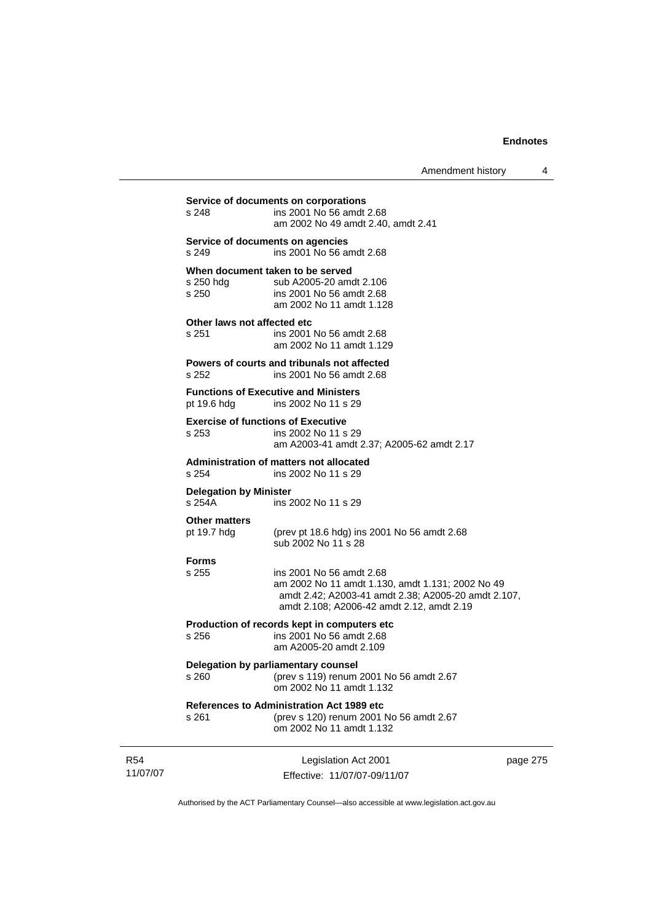**Service of documents on corporations**

s 248 ins 2001 No 56 amdt 2.68
am 2002 No 49 amdt 2.40, amdt 2.41

**Service of documents on agencies**

s 249 ins 2001 No 56 amdt 2.68

**When document taken to be served**

s 250 hdg sub A2005-20 amdt 2.106
s 250 ins 2001 No 56 amdt 2.68
am 2002 No 11 amdt 1.128

**Other laws not affected etc**

s 251 ins 2001 No 56 amdt 2.68
am 2002 No 11 amdt 1.129

**Powers of courts and tribunals not affected**

s 252 ins 2001 No 56 amdt 2.68

**Functions of Executive and Ministers**

pt 19.6 hdg ins 2002 No 11 s 29

**Exercise of functions of Executive**

s 253 ins 2002 No 11 s 29
am A2003-41 amdt 2.37; A2005-62 amdt 2.17

**Administration of matters not allocated**

s 254 ins 2002 No 11 s 29

**Delegation by Minister**

s 254A ins 2002 No 11 s 29

**Other matters**

pt 19.7 hdg (prev pt 18.6 hdg) ins 2001 No 56 amdt 2.68
sub 2002 No 11 s 28

**Forms**

s 255 ins 2001 No 56 amdt 2.68
am 2002 No 11 amdt 1.130, amdt 1.131; 2002 No 49 amdt 2.42; A2003-41 amdt 2.38; A2005-20 amdt 2.107, amdt 2.108; A2006-42 amdt 2.12, amdt 2.19

**Production of records kept in computers etc**

s 256 ins 2001 No 56 amdt 2.68
am A2005-20 amdt 2.109

**Delegation by parliamentary counsel**

s 260 (prev s 119) renum 2001 No 56 amdt 2.67
om 2002 No 11 amdt 1.132

**References to Administration Act 1989 etc**

s 261 (prev s 120) renum 2001 No 56 amdt 2.67
om 2002 No 11 amdt 1.132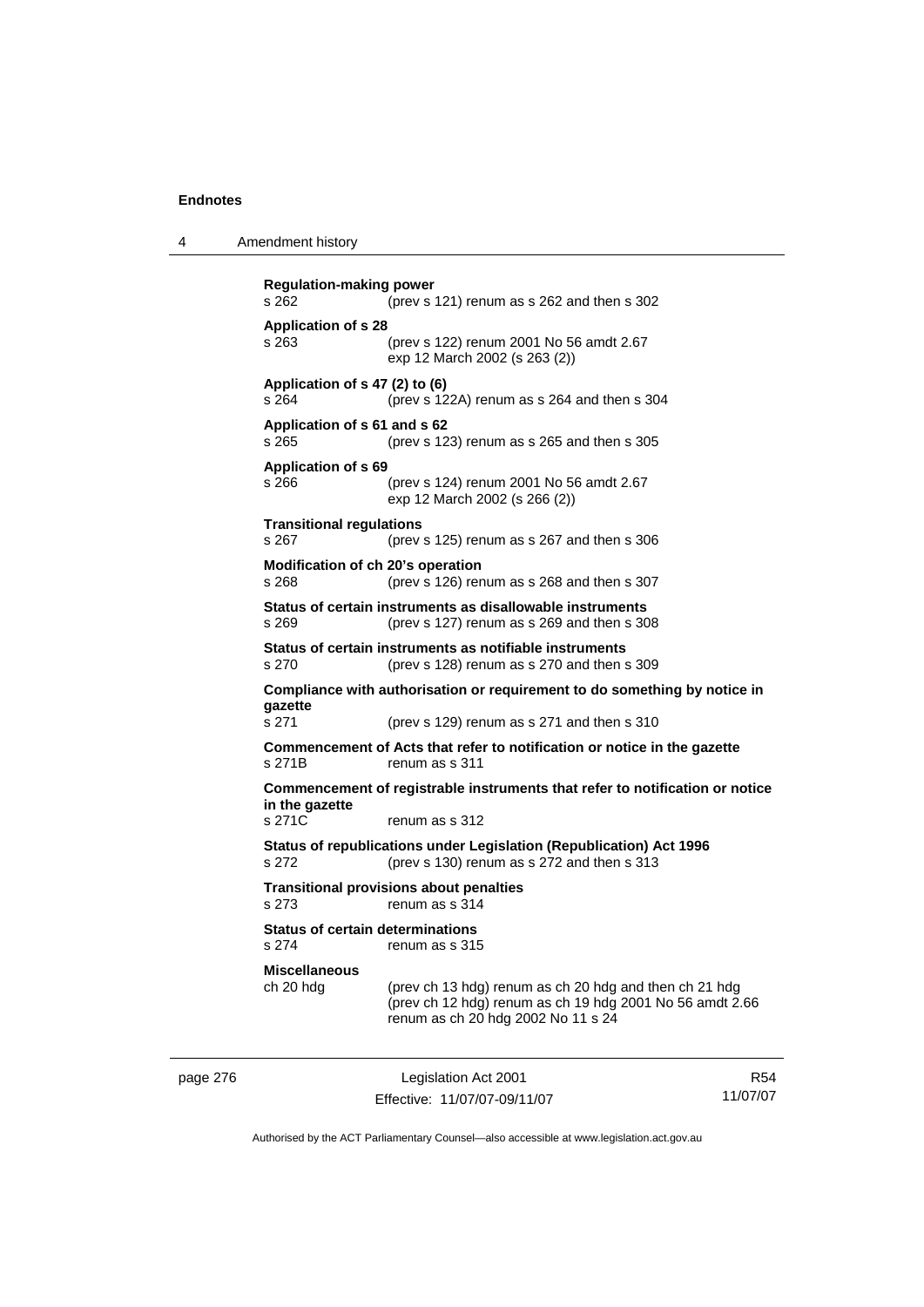**Regulation-making power**
s 262 (prev s 121) renum as s 262 and then s 302

**Application of s 28**
s 263 (prev s 122) renum 2001 No 56 amdt 2.67
exp 12 March 2002 (s 263 (2))

**Application of s 47 (2) to (6)**
s 264 (prev s 122A) renum as s 264 and then s 304

**Application of s 61 and s 62**
s 265 (prev s 123) renum as s 265 and then s 305

**Application of s 69**
s 266 (prev s 124) renum 2001 No 56 amdt 2.67
exp 12 March 2002 (s 266 (2))

**Transitional regulations**
s 267 (prev s 125) renum as s 267 and then s 306

**Modification of ch 20's operation**
s 268 (prev s 126) renum as s 268 and then s 307

**Status of certain instruments as disallowable instruments**
s 269 (prev s 127) renum as s 269 and then s 308

**Status of certain instruments as notifiable instruments**
s 270 (prev s 128) renum as s 270 and then s 309

**Compliance with authorisation or requirement to do something by notice in gazette**
s 271 (prev s 129) renum as s 271 and then s 310

**Commencement of Acts that refer to notification or notice in the gazette**
s 271B renum as s 311

**Commencement of registrable instruments that refer to notification or notice in the gazette**
s 271C renum as s 312

**Status of republications under Legislation (Republication) Act 1996**
s 272 (prev s 130) renum as s 272 and then s 313

**Transitional provisions about penalties**
s 273 renum as s 314

**Status of certain determinations**
s 274 renum as s 315

**Miscellaneous**
ch 20 hdg (prev ch 13 hdg) renum as ch 20 hdg and then ch 21 hdg
(prev ch 12 hdg) renum as ch 19 hdg 2001 No 56 amdt 2.66
renum as ch 20 hdg 2002 No 11 s 24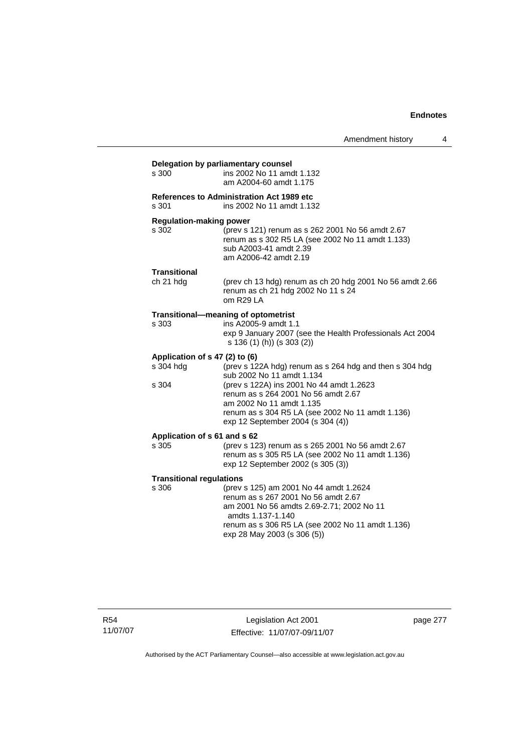**Delegation by parliamentary counsel**

s 300 ins 2002 No 11 amdt 1.132
am A2004-60 amdt 1.175

**References to Administration Act 1989 etc**

s 301 ins 2002 No 11 amdt 1.132

**Regulation-making power**

s 302 (prev s 121) renum as s 262 2001 No 56 amdt 2.67
renum as s 302 R5 LA (see 2002 No 11 amdt 1.133)
sub A2003-41 amdt 2.39
am A2006-42 amdt 2.19

**Transitional**

ch 21 hdg (prev ch 13 hdg) renum as ch 20 hdg 2001 No 56 amdt 2.66
renum as ch 21 hdg 2002 No 11 s 24
om R29 LA

**Transitional—meaning of optometrist**

s 303 ins A2005-9 amdt 1.1
exp 9 January 2007 (see the Health Professionals Act 2004 s 136 (1) (h)) (s 303 (2))

**Application of s 47 (2) to (6)**

s 304 hdg (prev s 122A hdg) renum as s 264 hdg and then s 304 hdg
sub 2002 No 11 amdt 1.134

s 304 (prev s 122A) ins 2001 No 44 amdt 1.2623
renum as s 264 2001 No 56 amdt 2.67
am 2002 No 11 amdt 1.135
renum as s 304 R5 LA (see 2002 No 11 amdt 1.136)
exp 12 September 2004 (s 304 (4))

**Application of s 61 and s 62**

s 305 (prev s 123) renum as s 265 2001 No 56 amdt 2.67
renum as s 305 R5 LA (see 2002 No 11 amdt 1.136)
exp 12 September 2002 (s 305 (3))

**Transitional regulations**

s 306 (prev s 125) am 2001 No 44 amdt 1.2624
renum as s 267 2001 No 56 amdt 2.67
am 2001 No 56 amdts 2.69-2.71; 2002 No 11 amdts 1.137-1.140
renum as s 306 R5 LA (see 2002 No 11 amdt 1.136)
exp 28 May 2003 (s 306 (5))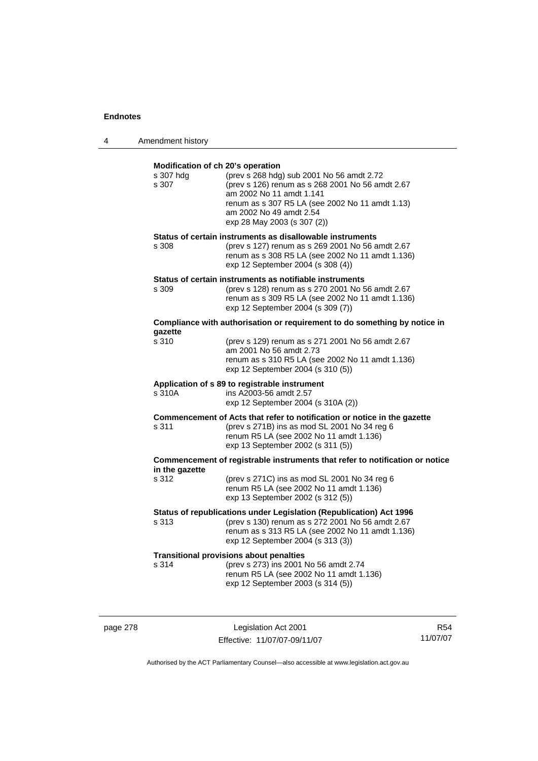**Modification of ch 20's operation**

s 307 hdg (prev s 268 hdg) sub 2001 No 56 amdt 2.72

s 307 (prev s 126) renum as s 268 2001 No 56 amdt 2.67
am 2002 No 11 amdt 1.141
renum as s 307 R5 LA (see 2002 No 11 amdt 1.13)
am 2002 No 49 amdt 2.54
exp 28 May 2003 (s 307 (2))

**Status of certain instruments as disallowable instruments**

s 308 (prev s 127) renum as s 269 2001 No 56 amdt 2.67
renum as s 308 R5 LA (see 2002 No 11 amdt 1.136)
exp 12 September 2004 (s 308 (4))

**Status of certain instruments as notifiable instruments**

s 309 (prev s 128) renum as s 270 2001 No 56 amdt 2.67
renum as s 309 R5 LA (see 2002 No 11 amdt 1.136)
exp 12 September 2004 (s 309 (7))

**Compliance with authorisation or requirement to do something by notice in gazette**

s 310 (prev s 129) renum as s 271 2001 No 56 amdt 2.67
am 2001 No 56 amdt 2.73
renum as s 310 R5 LA (see 2002 No 11 amdt 1.136)
exp 12 September 2004 (s 310 (5))

**Application of s 89 to registrable instrument**

s 310A ins A2003-56 amdt 2.57
exp 12 September 2004 (s 310A (2))

**Commencement of Acts that refer to notification or notice in the gazette**

s 311 (prev s 271B) ins as mod SL 2001 No 34 reg 6
renum R5 LA (see 2002 No 11 amdt 1.136)
exp 13 September 2002 (s 311 (5))

**Commencement of registrable instruments that refer to notification or notice in the gazette**

s 312 (prev s 271C) ins as mod SL 2001 No 34 reg 6
renum R5 LA (see 2002 No 11 amdt 1.136)
exp 13 September 2002 (s 312 (5))

**Status of republications under Legislation (Republication) Act 1996**

s 313 (prev s 130) renum as s 272 2001 No 56 amdt 2.67
renum as s 313 R5 LA (see 2002 No 11 amdt 1.136)
exp 12 September 2004 (s 313 (3))

**Transitional provisions about penalties**

s 314 (prev s 273) ins 2001 No 56 amdt 2.74
renum R5 LA (see 2002 No 11 amdt 1.136)
exp 12 September 2003 (s 314 (5))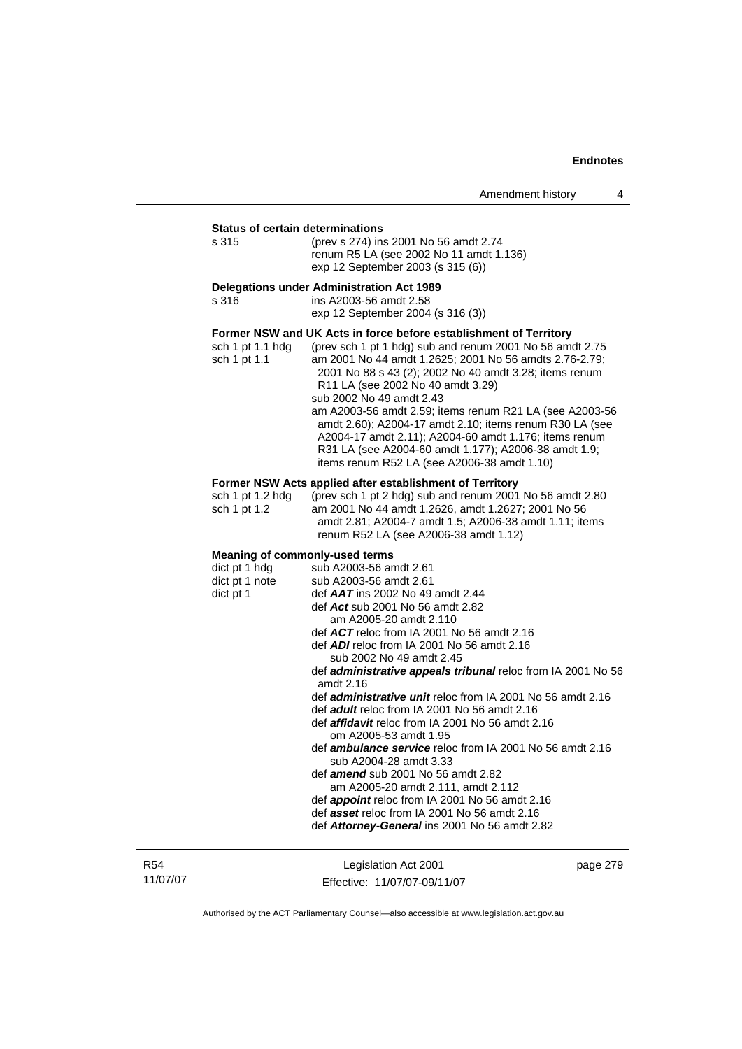**Status of certain determinations**

| | |
|---|---|
| s 315 | (prev s 274) ins 2001 No 56 amdt 2.74<br>renum R5 LA (see 2002 No 11 amdt 1.136)<br>exp 12 September 2003 (s 315 (6)) |

**Delegations under Administration Act 1989**

| | |
|---|---|
| s 316 | ins A2003-56 amdt 2.58<br>exp 12 September 2004 (s 316 (3)) |

**Former NSW and UK Acts in force before establishment of Territory**

| | |
|---|---|
| sch 1 pt 1.1 hdg | (prev sch 1 pt 1 hdg) sub and renum 2001 No 56 amdt 2.75 |
| sch 1 pt 1.1 | am 2001 No 44 amdt 1.2625; 2001 No 56 amdts 2.76-2.79; 2001 No 88 s 43 (2); 2002 No 40 amdt 3.28; items renum R11 LA (see 2002 No 40 amdt 3.29)<br>sub 2002 No 49 amdt 2.43<br>am A2003-56 amdt 2.59; items renum R21 LA (see A2003-56 amdt 2.60); A2004-17 amdt 2.10; items renum R30 LA (see A2004-17 amdt 2.11); A2004-60 amdt 1.176; items renum R31 LA (see A2004-60 amdt 1.177); A2006-38 amdt 1.9; items renum R52 LA (see A2006-38 amdt 1.10) |

**Former NSW Acts applied after establishment of Territory**

| | |
|---|---|
| sch 1 pt 1.2 hdg | (prev sch 1 pt 2 hdg) sub and renum 2001 No 56 amdt 2.80 |
| sch 1 pt 1.2 | am 2001 No 44 amdt 1.2626, amdt 1.2627; 2001 No 56 amdt 2.81; A2004-7 amdt 1.5; A2006-38 amdt 1.11; items renum R52 LA (see A2006-38 amdt 1.12) |

**Meaning of commonly-used terms**

| | |
|---|---|
| dict pt 1 hdg | sub A2003-56 amdt 2.61 |
| dict pt 1 note | sub A2003-56 amdt 2.61 |
| dict pt 1 | def ***AAT*** ins 2002 No 49 amdt 2.44<br>def ***Act*** sub 2001 No 56 amdt 2.82<br>am A2005-20 amdt 2.110<br>def ***ACT*** reloc from IA 2001 No 56 amdt 2.16<br>def ***ADI*** reloc from IA 2001 No 56 amdt 2.16<br>sub 2002 No 49 amdt 2.45<br>def ***administrative appeals tribunal*** reloc from IA 2001 No 56 amdt 2.16<br>def ***administrative unit*** reloc from IA 2001 No 56 amdt 2.16<br>def ***adult*** reloc from IA 2001 No 56 amdt 2.16<br>def ***affidavit*** reloc from IA 2001 No 56 amdt 2.16<br>om A2005-53 amdt 1.95<br>def ***ambulance service*** reloc from IA 2001 No 56 amdt 2.16<br>sub A2004-28 amdt 3.33<br>def ***amend*** sub 2001 No 56 amdt 2.82<br>am A2005-20 amdt 2.111, amdt 2.112<br>def ***appoint*** reloc from IA 2001 No 56 amdt 2.16<br>def ***asset*** reloc from IA 2001 No 56 amdt 2.16<br>def ***Attorney-General*** ins 2001 No 56 amdt 2.82 |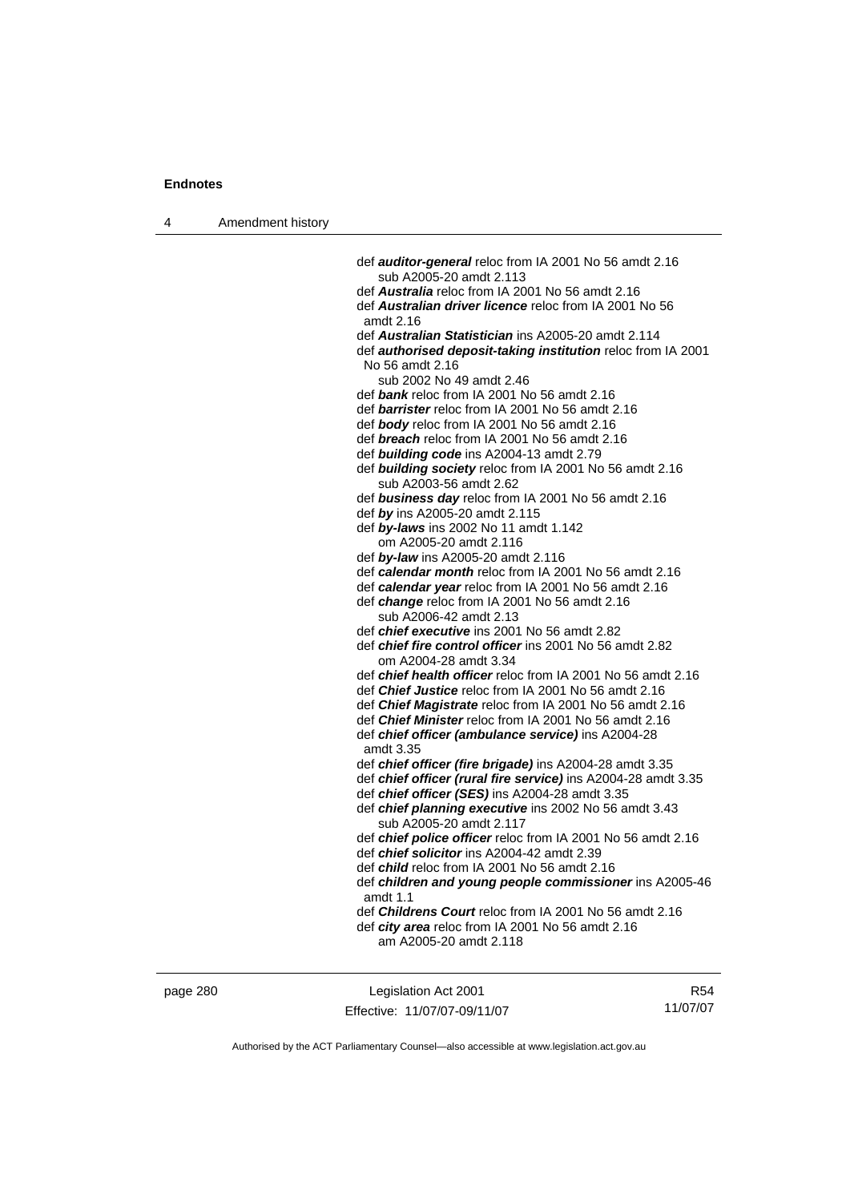def ***auditor-general*** reloc from IA 2001 No 56 amdt 2.16
sub A2005-20 amdt 2.113
def ***Australia*** reloc from IA 2001 No 56 amdt 2.16
def ***Australian driver licence*** reloc from IA 2001 No 56 amdt 2.16
def ***Australian Statistician*** ins A2005-20 amdt 2.114
def ***authorised deposit-taking institution*** reloc from IA 2001 No 56 amdt 2.16
sub 2002 No 49 amdt 2.46
def ***bank*** reloc from IA 2001 No 56 amdt 2.16
def ***barrister*** reloc from IA 2001 No 56 amdt 2.16
def ***body*** reloc from IA 2001 No 56 amdt 2.16
def ***breach*** reloc from IA 2001 No 56 amdt 2.16
def ***building code*** ins A2004-13 amdt 2.79
def ***building society*** reloc from IA 2001 No 56 amdt 2.16
sub A2003-56 amdt 2.62
def ***business day*** reloc from IA 2001 No 56 amdt 2.16
def ***by*** ins A2005-20 amdt 2.115
def ***by-laws*** ins 2002 No 11 amdt 1.142
om A2005-20 amdt 2.116
def ***by-law*** ins A2005-20 amdt 2.116
def ***calendar month*** reloc from IA 2001 No 56 amdt 2.16
def ***calendar year*** reloc from IA 2001 No 56 amdt 2.16
def ***change*** reloc from IA 2001 No 56 amdt 2.16
sub A2006-42 amdt 2.13
def ***chief executive*** ins 2001 No 56 amdt 2.82
def ***chief fire control officer*** ins 2001 No 56 amdt 2.82
om A2004-28 amdt 3.34
def ***chief health officer*** reloc from IA 2001 No 56 amdt 2.16
def ***Chief Justice*** reloc from IA 2001 No 56 amdt 2.16
def ***Chief Magistrate*** reloc from IA 2001 No 56 amdt 2.16
def ***Chief Minister*** reloc from IA 2001 No 56 amdt 2.16
def ***chief officer (ambulance service)*** ins A2004-28 amdt 3.35
def ***chief officer (fire brigade)*** ins A2004-28 amdt 3.35
def ***chief officer (rural fire service)*** ins A2004-28 amdt 3.35
def ***chief officer (SES)*** ins A2004-28 amdt 3.35
def ***chief planning executive*** ins 2002 No 56 amdt 3.43
sub A2005-20 amdt 2.117
def ***chief police officer*** reloc from IA 2001 No 56 amdt 2.16
def ***chief solicitor*** ins A2004-42 amdt 2.39
def ***child*** reloc from IA 2001 No 56 amdt 2.16
def ***children and young people commissioner*** ins A2005-46 amdt 1.1
def ***Childrens Court*** reloc from IA 2001 No 56 amdt 2.16
def ***city area*** reloc from IA 2001 No 56 amdt 2.16
am A2005-20 amdt 2.118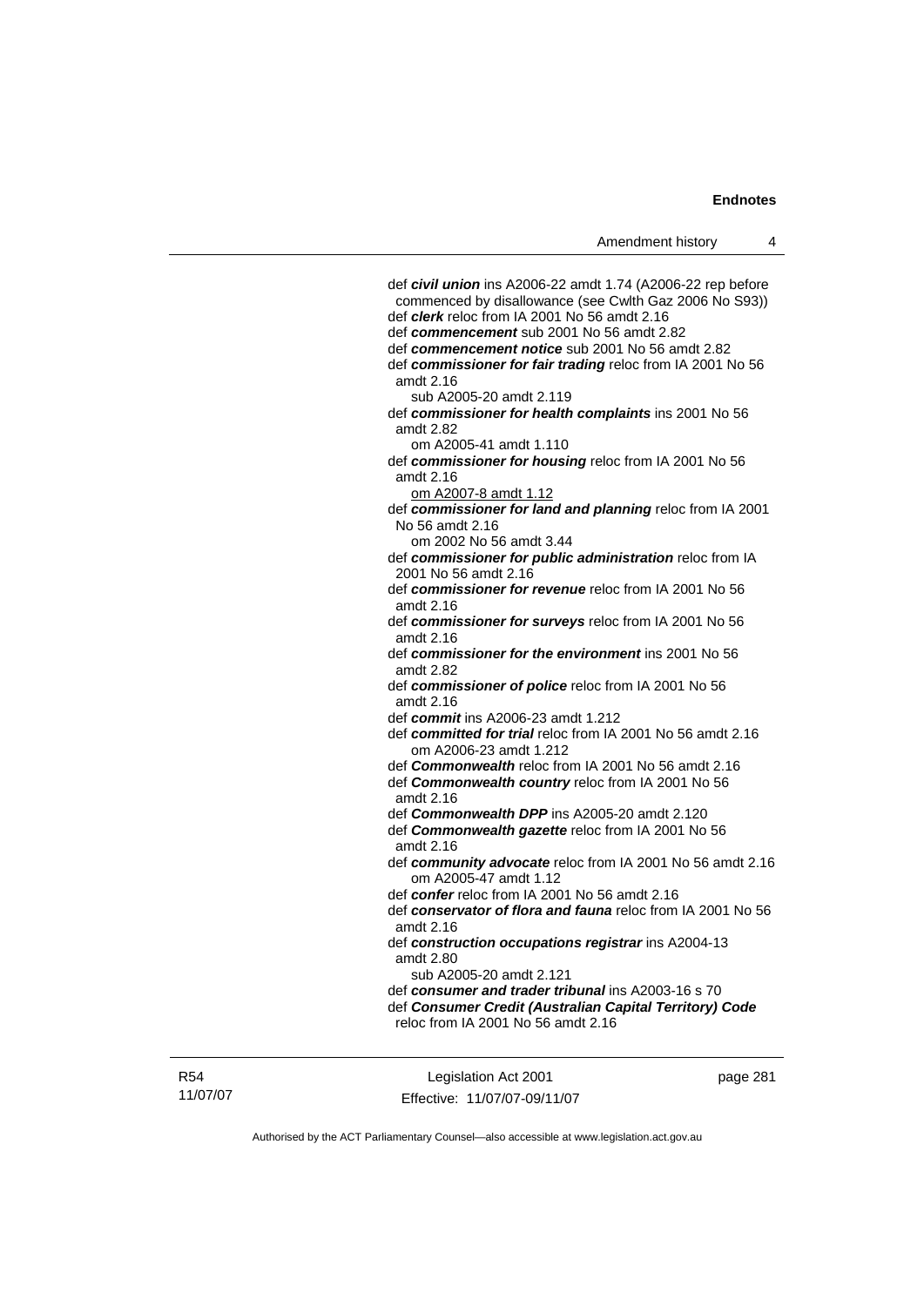def ***civil union*** ins A2006-22 amdt 1.74 (A2006-22 rep before commenced by disallowance (see Cwlth Gaz 2006 No S93))

def ***clerk*** reloc from IA 2001 No 56 amdt 2.16

def ***commencement*** sub 2001 No 56 amdt 2.82

def ***commencement notice*** sub 2001 No 56 amdt 2.82

def ***commissioner for fair trading*** reloc from IA 2001 No 56 amdt 2.16
  sub A2005-20 amdt 2.119

def ***commissioner for health complaints*** ins 2001 No 56 amdt 2.82
  om A2005-41 amdt 1.110

def ***commissioner for housing*** reloc from IA 2001 No 56 amdt 2.16
  om A2007-8 amdt 1.12

def ***commissioner for land and planning*** reloc from IA 2001 No 56 amdt 2.16
  om 2002 No 56 amdt 3.44

def ***commissioner for public administration*** reloc from IA 2001 No 56 amdt 2.16

def ***commissioner for revenue*** reloc from IA 2001 No 56 amdt 2.16

def ***commissioner for surveys*** reloc from IA 2001 No 56 amdt 2.16

def ***commissioner for the environment*** ins 2001 No 56 amdt 2.82

def ***commissioner of police*** reloc from IA 2001 No 56 amdt 2.16

def ***commit*** ins A2006-23 amdt 1.212

def ***committed for trial*** reloc from IA 2001 No 56 amdt 2.16
  om A2006-23 amdt 1.212

def ***Commonwealth*** reloc from IA 2001 No 56 amdt 2.16

def ***Commonwealth country*** reloc from IA 2001 No 56 amdt 2.16

def ***Commonwealth DPP*** ins A2005-20 amdt 2.120

def ***Commonwealth gazette*** reloc from IA 2001 No 56 amdt 2.16

def ***community advocate*** reloc from IA 2001 No 56 amdt 2.16
  om A2005-47 amdt 1.12

def ***confer*** reloc from IA 2001 No 56 amdt 2.16

def ***conservator of flora and fauna*** reloc from IA 2001 No 56 amdt 2.16

def ***construction occupations registrar*** ins A2004-13 amdt 2.80
  sub A2005-20 amdt 2.121

def ***consumer and trader tribunal*** ins A2003-16 s 70

def ***Consumer Credit (Australian Capital Territory) Code*** reloc from IA 2001 No 56 amdt 2.16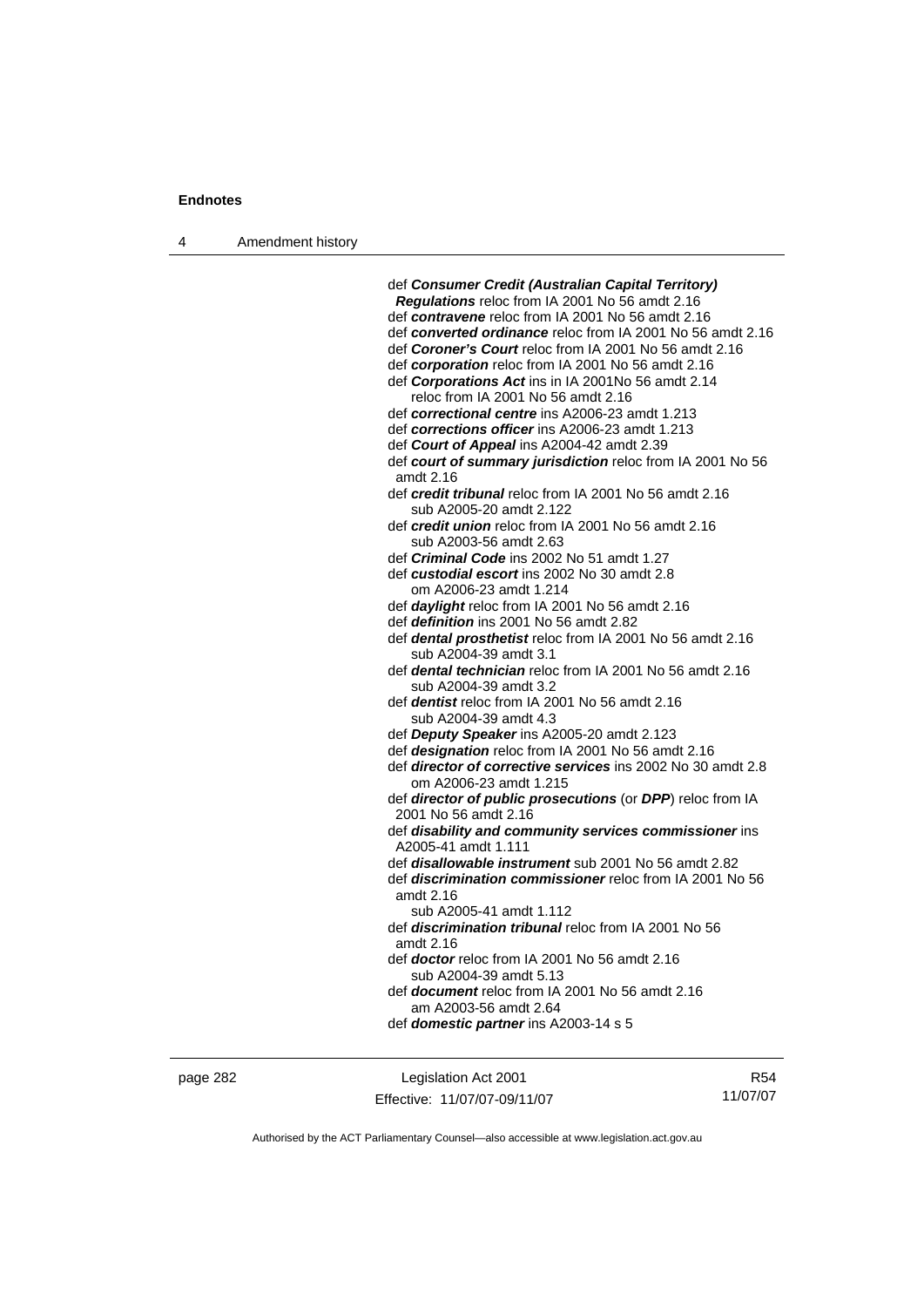def ***Consumer Credit (Australian Capital Territory) Regulations*** reloc from IA 2001 No 56 amdt 2.16
def ***contravene*** reloc from IA 2001 No 56 amdt 2.16
def ***converted ordinance*** reloc from IA 2001 No 56 amdt 2.16
def ***Coroner's Court*** reloc from IA 2001 No 56 amdt 2.16
def ***corporation*** reloc from IA 2001 No 56 amdt 2.16
def ***Corporations Act*** ins in IA 2001No 56 amdt 2.14
reloc from IA 2001 No 56 amdt 2.16
def ***correctional centre*** ins A2006-23 amdt 1.213
def ***corrections officer*** ins A2006-23 amdt 1.213
def ***Court of Appeal*** ins A2004-42 amdt 2.39
def ***court of summary jurisdiction*** reloc from IA 2001 No 56 amdt 2.16
def ***credit tribunal*** reloc from IA 2001 No 56 amdt 2.16
sub A2005-20 amdt 2.122
def ***credit union*** reloc from IA 2001 No 56 amdt 2.16
sub A2003-56 amdt 2.63
def ***Criminal Code*** ins 2002 No 51 amdt 1.27
def ***custodial escort*** ins 2002 No 30 amdt 2.8
om A2006-23 amdt 1.214
def ***daylight*** reloc from IA 2001 No 56 amdt 2.16
def ***definition*** ins 2001 No 56 amdt 2.82
def ***dental prosthetist*** reloc from IA 2001 No 56 amdt 2.16
sub A2004-39 amdt 3.1
def ***dental technician*** reloc from IA 2001 No 56 amdt 2.16
sub A2004-39 amdt 3.2
def ***dentist*** reloc from IA 2001 No 56 amdt 2.16
sub A2004-39 amdt 4.3
def ***Deputy Speaker*** ins A2005-20 amdt 2.123
def ***designation*** reloc from IA 2001 No 56 amdt 2.16
def ***director of corrective services*** ins 2002 No 30 amdt 2.8
om A2006-23 amdt 1.215
def ***director of public prosecutions*** (or ***DPP***) reloc from IA 2001 No 56 amdt 2.16
def ***disability and community services commissioner*** ins A2005-41 amdt 1.111
def ***disallowable instrument*** sub 2001 No 56 amdt 2.82
def ***discrimination commissioner*** reloc from IA 2001 No 56 amdt 2.16
sub A2005-41 amdt 1.112
def ***discrimination tribunal*** reloc from IA 2001 No 56 amdt 2.16
def ***doctor*** reloc from IA 2001 No 56 amdt 2.16
sub A2004-39 amdt 5.13
def ***document*** reloc from IA 2001 No 56 amdt 2.16
am A2003-56 amdt 2.64
def ***domestic partner*** ins A2003-14 s 5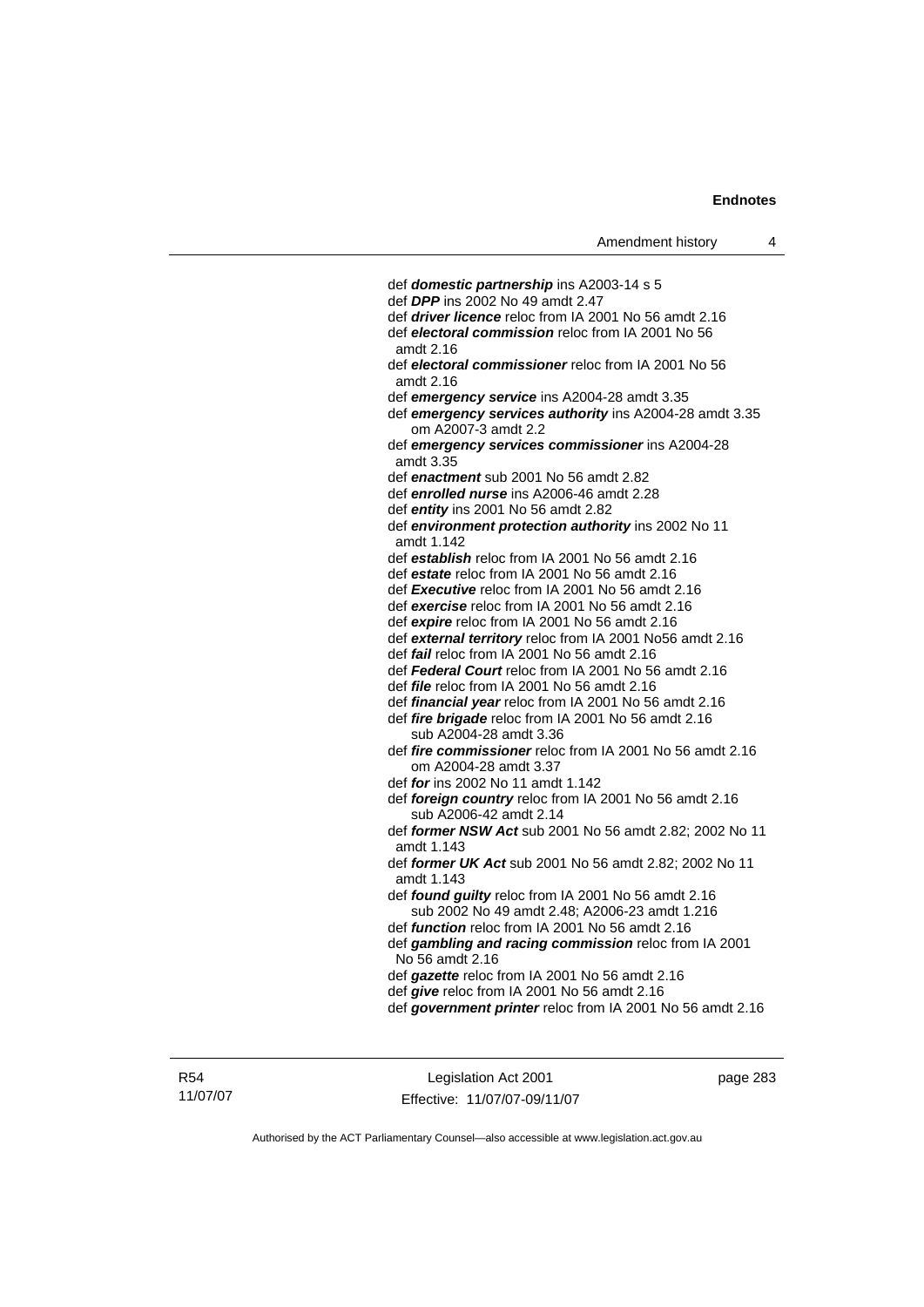def ***domestic partnership*** ins A2003-14 s 5
def ***DPP*** ins 2002 No 49 amdt 2.47
def ***driver licence*** reloc from IA 2001 No 56 amdt 2.16
def ***electoral commission*** reloc from IA 2001 No 56 amdt 2.16
def ***electoral commissioner*** reloc from IA 2001 No 56 amdt 2.16
def ***emergency service*** ins A2004-28 amdt 3.35
def ***emergency services authority*** ins A2004-28 amdt 3.35
om A2007-3 amdt 2.2
def ***emergency services commissioner*** ins A2004-28 amdt 3.35
def ***enactment*** sub 2001 No 56 amdt 2.82
def ***enrolled nurse*** ins A2006-46 amdt 2.28
def ***entity*** ins 2001 No 56 amdt 2.82
def ***environment protection authority*** ins 2002 No 11 amdt 1.142
def ***establish*** reloc from IA 2001 No 56 amdt 2.16
def ***estate*** reloc from IA 2001 No 56 amdt 2.16
def ***Executive*** reloc from IA 2001 No 56 amdt 2.16
def ***exercise*** reloc from IA 2001 No 56 amdt 2.16
def ***expire*** reloc from IA 2001 No 56 amdt 2.16
def ***external territory*** reloc from IA 2001 No56 amdt 2.16
def ***fail*** reloc from IA 2001 No 56 amdt 2.16
def ***Federal Court*** reloc from IA 2001 No 56 amdt 2.16
def ***file*** reloc from IA 2001 No 56 amdt 2.16
def ***financial year*** reloc from IA 2001 No 56 amdt 2.16
def ***fire brigade*** reloc from IA 2001 No 56 amdt 2.16
sub A2004-28 amdt 3.36
def ***fire commissioner*** reloc from IA 2001 No 56 amdt 2.16
om A2004-28 amdt 3.37
def ***for*** ins 2002 No 11 amdt 1.142
def ***foreign country*** reloc from IA 2001 No 56 amdt 2.16
sub A2006-42 amdt 2.14
def ***former NSW Act*** sub 2001 No 56 amdt 2.82; 2002 No 11 amdt 1.143
def ***former UK Act*** sub 2001 No 56 amdt 2.82; 2002 No 11 amdt 1.143
def ***found guilty*** reloc from IA 2001 No 56 amdt 2.16
sub 2002 No 49 amdt 2.48; A2006-23 amdt 1.216
def ***function*** reloc from IA 2001 No 56 amdt 2.16
def ***gambling and racing commission*** reloc from IA 2001 No 56 amdt 2.16
def ***gazette*** reloc from IA 2001 No 56 amdt 2.16
def ***give*** reloc from IA 2001 No 56 amdt 2.16
def ***government printer*** reloc from IA 2001 No 56 amdt 2.16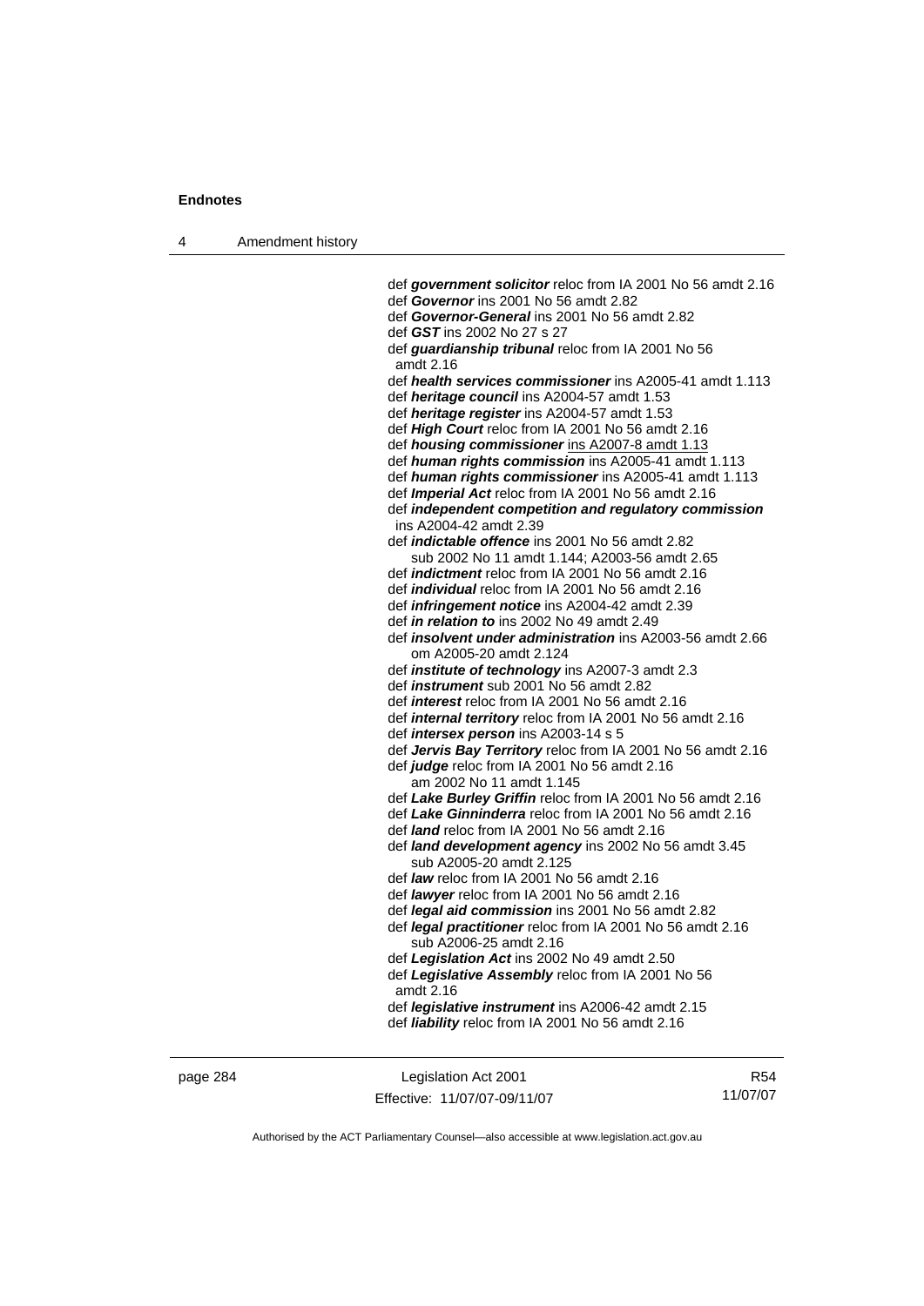def ***government solicitor*** reloc from IA 2001 No 56 amdt 2.16
def ***Governor*** ins 2001 No 56 amdt 2.82
def ***Governor-General*** ins 2001 No 56 amdt 2.82
def ***GST*** ins 2002 No 27 s 27
def ***guardianship tribunal*** reloc from IA 2001 No 56 amdt 2.16
def ***health services commissioner*** ins A2005-41 amdt 1.113
def ***heritage council*** ins A2004-57 amdt 1.53
def ***heritage register*** ins A2004-57 amdt 1.53
def ***High Court*** reloc from IA 2001 No 56 amdt 2.16
def ***housing commissioner*** ins A2007-8 amdt 1.13
def ***human rights commission*** ins A2005-41 amdt 1.113
def ***human rights commissioner*** ins A2005-41 amdt 1.113
def ***Imperial Act*** reloc from IA 2001 No 56 amdt 2.16
def ***independent competition and regulatory commission*** ins A2004-42 amdt 2.39
def ***indictable offence*** ins 2001 No 56 amdt 2.82
sub 2002 No 11 amdt 1.144; A2003-56 amdt 2.65
def ***indictment*** reloc from IA 2001 No 56 amdt 2.16
def ***individual*** reloc from IA 2001 No 56 amdt 2.16
def ***infringement notice*** ins A2004-42 amdt 2.39
def ***in relation to*** ins 2002 No 49 amdt 2.49
def ***insolvent under administration*** ins A2003-56 amdt 2.66
om A2005-20 amdt 2.124
def ***institute of technology*** ins A2007-3 amdt 2.3
def ***instrument*** sub 2001 No 56 amdt 2.82
def ***interest*** reloc from IA 2001 No 56 amdt 2.16
def ***internal territory*** reloc from IA 2001 No 56 amdt 2.16
def ***intersex person*** ins A2003-14 s 5
def ***Jervis Bay Territory*** reloc from IA 2001 No 56 amdt 2.16
def ***judge*** reloc from IA 2001 No 56 amdt 2.16
am 2002 No 11 amdt 1.145
def ***Lake Burley Griffin*** reloc from IA 2001 No 56 amdt 2.16
def ***Lake Ginninderra*** reloc from IA 2001 No 56 amdt 2.16
def ***land*** reloc from IA 2001 No 56 amdt 2.16
def ***land development agency*** ins 2002 No 56 amdt 3.45
sub A2005-20 amdt 2.125
def ***law*** reloc from IA 2001 No 56 amdt 2.16
def ***lawyer*** reloc from IA 2001 No 56 amdt 2.16
def ***legal aid commission*** ins 2001 No 56 amdt 2.82
def ***legal practitioner*** reloc from IA 2001 No 56 amdt 2.16
sub A2006-25 amdt 2.16
def ***Legislation Act*** ins 2002 No 49 amdt 2.50
def ***Legislative Assembly*** reloc from IA 2001 No 56 amdt 2.16
def ***legislative instrument*** ins A2006-42 amdt 2.15
def ***liability*** reloc from IA 2001 No 56 amdt 2.16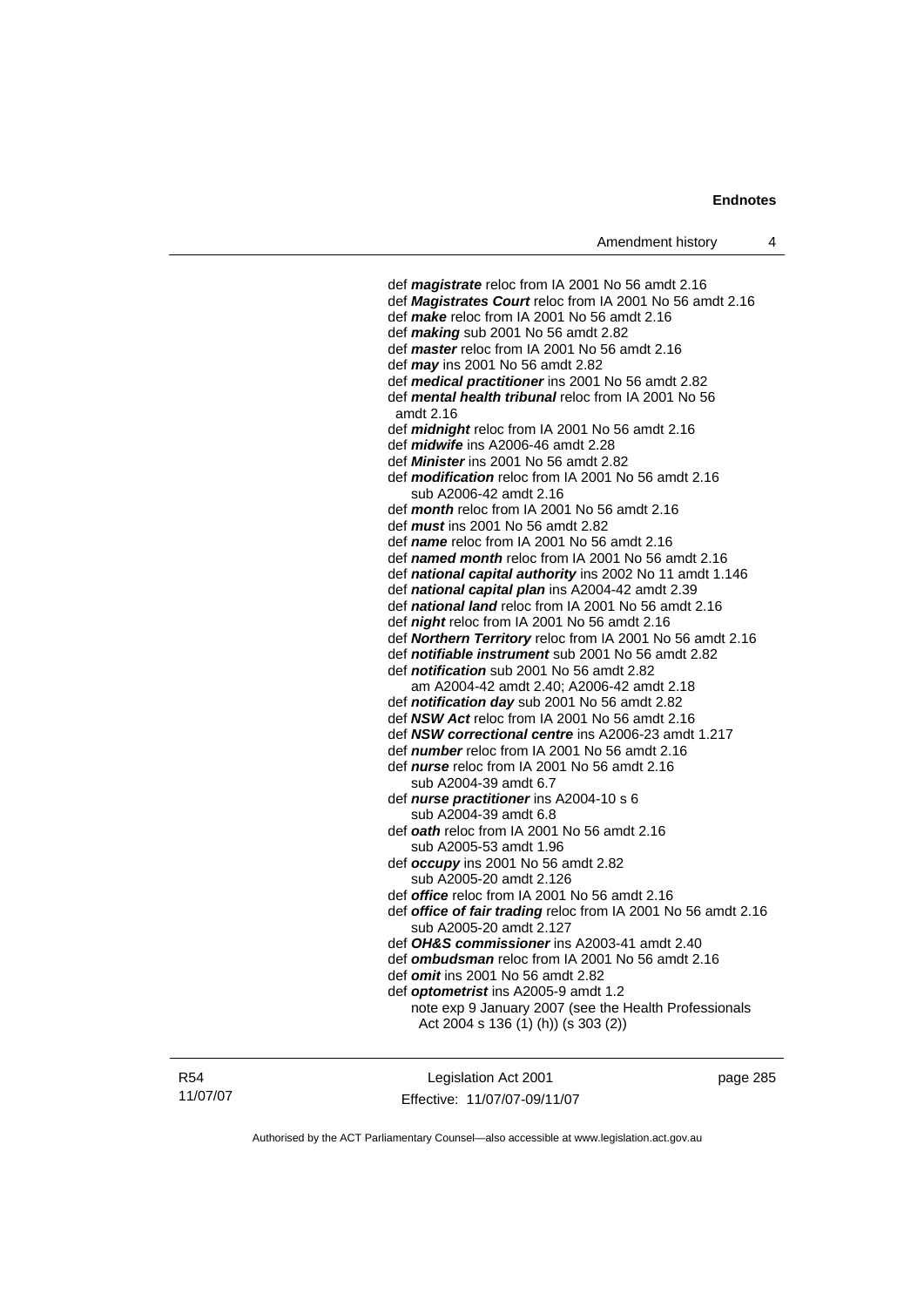def ***magistrate*** reloc from IA 2001 No 56 amdt 2.16
def ***Magistrates Court*** reloc from IA 2001 No 56 amdt 2.16
def ***make*** reloc from IA 2001 No 56 amdt 2.16
def ***making*** sub 2001 No 56 amdt 2.82
def ***master*** reloc from IA 2001 No 56 amdt 2.16
def ***may*** ins 2001 No 56 amdt 2.82
def ***medical practitioner*** ins 2001 No 56 amdt 2.82
def ***mental health tribunal*** reloc from IA 2001 No 56 amdt 2.16
def ***midnight*** reloc from IA 2001 No 56 amdt 2.16
def ***midwife*** ins A2006-46 amdt 2.28
def ***Minister*** ins 2001 No 56 amdt 2.82
def ***modification*** reloc from IA 2001 No 56 amdt 2.16
  sub A2006-42 amdt 2.16
def ***month*** reloc from IA 2001 No 56 amdt 2.16
def ***must*** ins 2001 No 56 amdt 2.82
def ***name*** reloc from IA 2001 No 56 amdt 2.16
def ***named month*** reloc from IA 2001 No 56 amdt 2.16
def ***national capital authority*** ins 2002 No 11 amdt 1.146
def ***national capital plan*** ins A2004-42 amdt 2.39
def ***national land*** reloc from IA 2001 No 56 amdt 2.16
def ***night*** reloc from IA 2001 No 56 amdt 2.16
def ***Northern Territory*** reloc from IA 2001 No 56 amdt 2.16
def ***notifiable instrument*** sub 2001 No 56 amdt 2.82
def ***notification*** sub 2001 No 56 amdt 2.82
  am A2004-42 amdt 2.40; A2006-42 amdt 2.18
def ***notification day*** sub 2001 No 56 amdt 2.82
def ***NSW Act*** reloc from IA 2001 No 56 amdt 2.16
def ***NSW correctional centre*** ins A2006-23 amdt 1.217
def ***number*** reloc from IA 2001 No 56 amdt 2.16
def ***nurse*** reloc from IA 2001 No 56 amdt 2.16
  sub A2004-39 amdt 6.7
def ***nurse practitioner*** ins A2004-10 s 6
  sub A2004-39 amdt 6.8
def ***oath*** reloc from IA 2001 No 56 amdt 2.16
  sub A2005-53 amdt 1.96
def ***occupy*** ins 2001 No 56 amdt 2.82
  sub A2005-20 amdt 2.126
def ***office*** reloc from IA 2001 No 56 amdt 2.16
def ***office of fair trading*** reloc from IA 2001 No 56 amdt 2.16
  sub A2005-20 amdt 2.127
def ***OH&S commissioner*** ins A2003-41 amdt 2.40
def ***ombudsman*** reloc from IA 2001 No 56 amdt 2.16
def ***omit*** ins 2001 No 56 amdt 2.82
def ***optometrist*** ins A2005-9 amdt 1.2
  note exp 9 January 2007 (see the Health Professionals Act 2004 s 136 (1) (h)) (s 303 (2))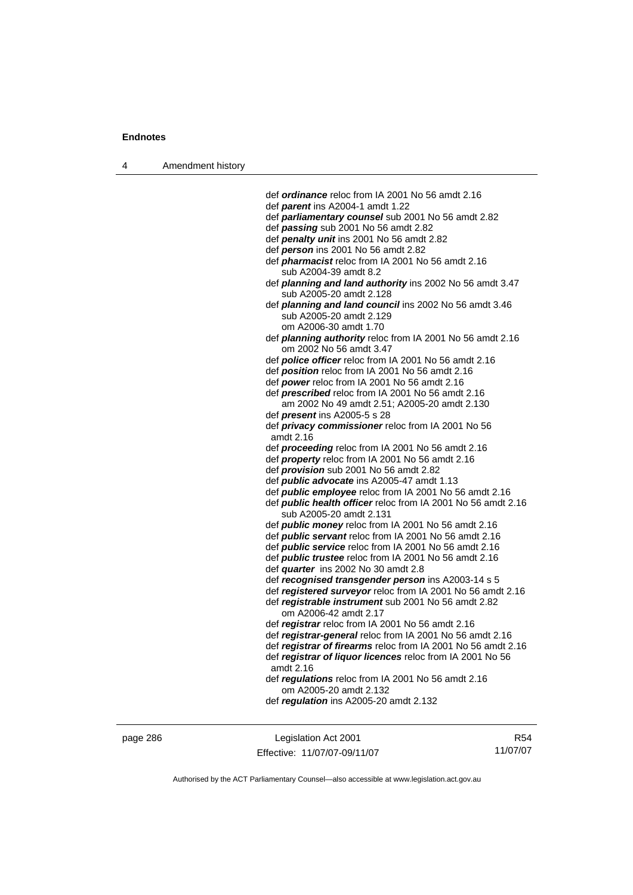def ***ordinance*** reloc from IA 2001 No 56 amdt 2.16

def ***parent*** ins A2004-1 amdt 1.22

def ***parliamentary counsel*** sub 2001 No 56 amdt 2.82

def ***passing*** sub 2001 No 56 amdt 2.82

def ***penalty unit*** ins 2001 No 56 amdt 2.82

def ***person*** ins 2001 No 56 amdt 2.82

def ***pharmacist*** reloc from IA 2001 No 56 amdt 2.16
  sub A2004-39 amdt 8.2

def ***planning and land authority*** ins 2002 No 56 amdt 3.47
  sub A2005-20 amdt 2.128

def ***planning and land council*** ins 2002 No 56 amdt 3.46
  sub A2005-20 amdt 2.129
  om A2006-30 amdt 1.70

def ***planning authority*** reloc from IA 2001 No 56 amdt 2.16
  om 2002 No 56 amdt 3.47

def ***police officer*** reloc from IA 2001 No 56 amdt 2.16

def ***position*** reloc from IA 2001 No 56 amdt 2.16

def ***power*** reloc from IA 2001 No 56 amdt 2.16

def ***prescribed*** reloc from IA 2001 No 56 amdt 2.16
  am 2002 No 49 amdt 2.51; A2005-20 amdt 2.130

def ***present*** ins A2005-5 s 28

def ***privacy commissioner*** reloc from IA 2001 No 56
  amdt 2.16

def ***proceeding*** reloc from IA 2001 No 56 amdt 2.16

def ***property*** reloc from IA 2001 No 56 amdt 2.16

def ***provision*** sub 2001 No 56 amdt 2.82

def ***public advocate*** ins A2005-47 amdt 1.13

def ***public employee*** reloc from IA 2001 No 56 amdt 2.16

def ***public health officer*** reloc from IA 2001 No 56 amdt 2.16
  sub A2005-20 amdt 2.131

def ***public money*** reloc from IA 2001 No 56 amdt 2.16

def ***public servant*** reloc from IA 2001 No 56 amdt 2.16

def ***public service*** reloc from IA 2001 No 56 amdt 2.16

def ***public trustee*** reloc from IA 2001 No 56 amdt 2.16

def ***quarter*** ins 2002 No 30 amdt 2.8

def ***recognised transgender person*** ins A2003-14 s 5

def ***registered surveyor*** reloc from IA 2001 No 56 amdt 2.16

def ***registrable instrument*** sub 2001 No 56 amdt 2.82
  om A2006-42 amdt 2.17

def ***registrar*** reloc from IA 2001 No 56 amdt 2.16

def ***registrar-general*** reloc from IA 2001 No 56 amdt 2.16

def ***registrar of firearms*** reloc from IA 2001 No 56 amdt 2.16

def ***registrar of liquor licences*** reloc from IA 2001 No 56
  amdt 2.16

def ***regulations*** reloc from IA 2001 No 56 amdt 2.16
  om A2005-20 amdt 2.132

def ***regulation*** ins A2005-20 amdt 2.132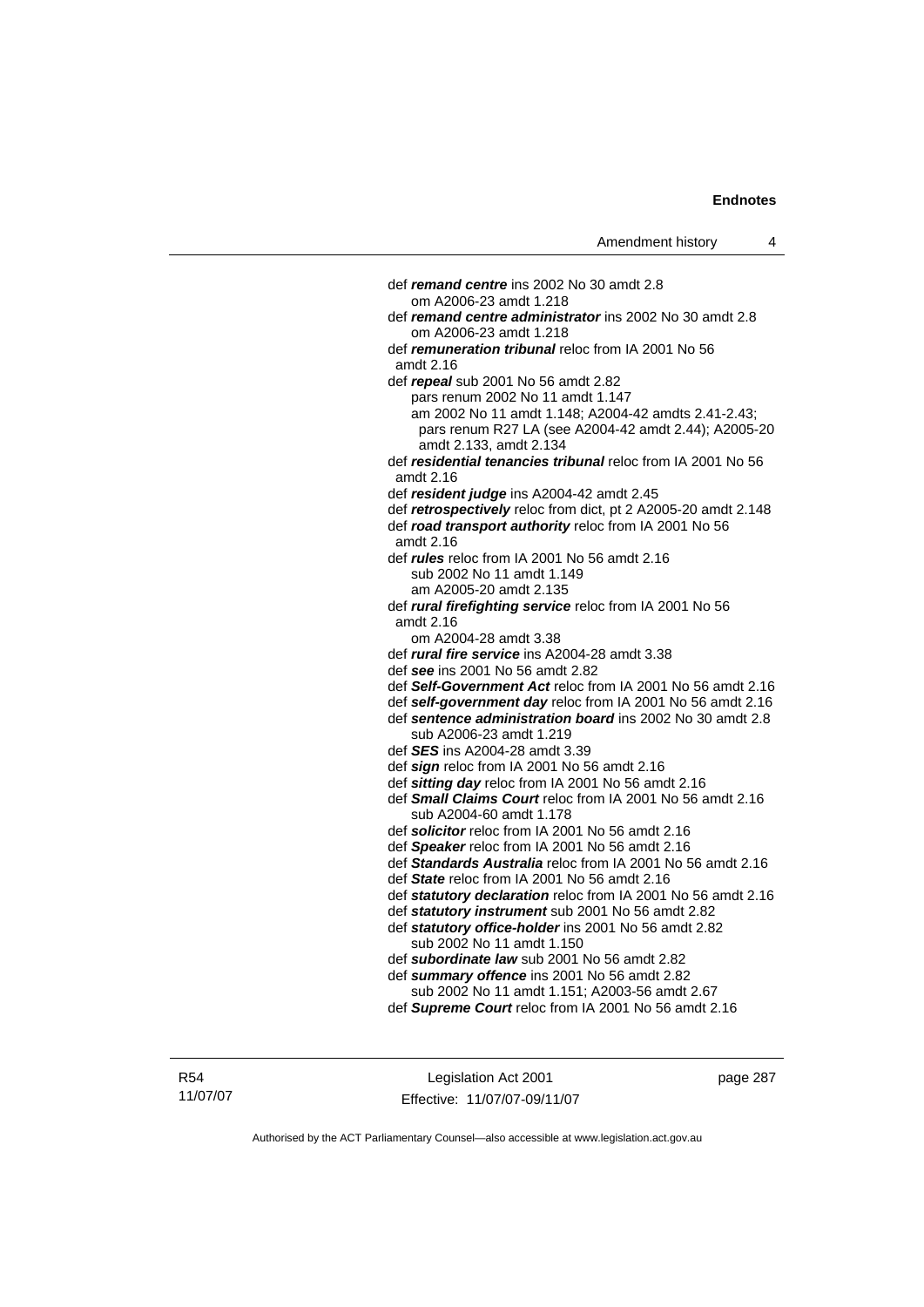def ***remand centre*** ins 2002 No 30 amdt 2.8
om A2006-23 amdt 1.218

def ***remand centre administrator*** ins 2002 No 30 amdt 2.8
om A2006-23 amdt 1.218

def ***remuneration tribunal*** reloc from IA 2001 No 56 amdt 2.16

def ***repeal*** sub 2001 No 56 amdt 2.82
pars renum 2002 No 11 amdt 1.147
am 2002 No 11 amdt 1.148; A2004-42 amdts 2.41-2.43; pars renum R27 LA (see A2004-42 amdt 2.44); A2005-20 amdt 2.133, amdt 2.134

def ***residential tenancies tribunal*** reloc from IA 2001 No 56 amdt 2.16

def ***resident judge*** ins A2004-42 amdt 2.45

def ***retrospectively*** reloc from dict, pt 2 A2005-20 amdt 2.148

def ***road transport authority*** reloc from IA 2001 No 56 amdt 2.16

def ***rules*** reloc from IA 2001 No 56 amdt 2.16
sub 2002 No 11 amdt 1.149
am A2005-20 amdt 2.135

def ***rural firefighting service*** reloc from IA 2001 No 56 amdt 2.16
om A2004-28 amdt 3.38

def ***rural fire service*** ins A2004-28 amdt 3.38

def ***see*** ins 2001 No 56 amdt 2.82

def ***Self-Government Act*** reloc from IA 2001 No 56 amdt 2.16

def ***self-government day*** reloc from IA 2001 No 56 amdt 2.16

def ***sentence administration board*** ins 2002 No 30 amdt 2.8
sub A2006-23 amdt 1.219

def ***SES*** ins A2004-28 amdt 3.39

def ***sign*** reloc from IA 2001 No 56 amdt 2.16

def ***sitting day*** reloc from IA 2001 No 56 amdt 2.16

def ***Small Claims Court*** reloc from IA 2001 No 56 amdt 2.16
sub A2004-60 amdt 1.178

def ***solicitor*** reloc from IA 2001 No 56 amdt 2.16

def ***Speaker*** reloc from IA 2001 No 56 amdt 2.16

def ***Standards Australia*** reloc from IA 2001 No 56 amdt 2.16

def ***State*** reloc from IA 2001 No 56 amdt 2.16

def ***statutory declaration*** reloc from IA 2001 No 56 amdt 2.16

def ***statutory instrument*** sub 2001 No 56 amdt 2.82

def ***statutory office-holder*** ins 2001 No 56 amdt 2.82
sub 2002 No 11 amdt 1.150

def ***subordinate law*** sub 2001 No 56 amdt 2.82

def ***summary offence*** ins 2001 No 56 amdt 2.82
sub 2002 No 11 amdt 1.151; A2003-56 amdt 2.67

def ***Supreme Court*** reloc from IA 2001 No 56 amdt 2.16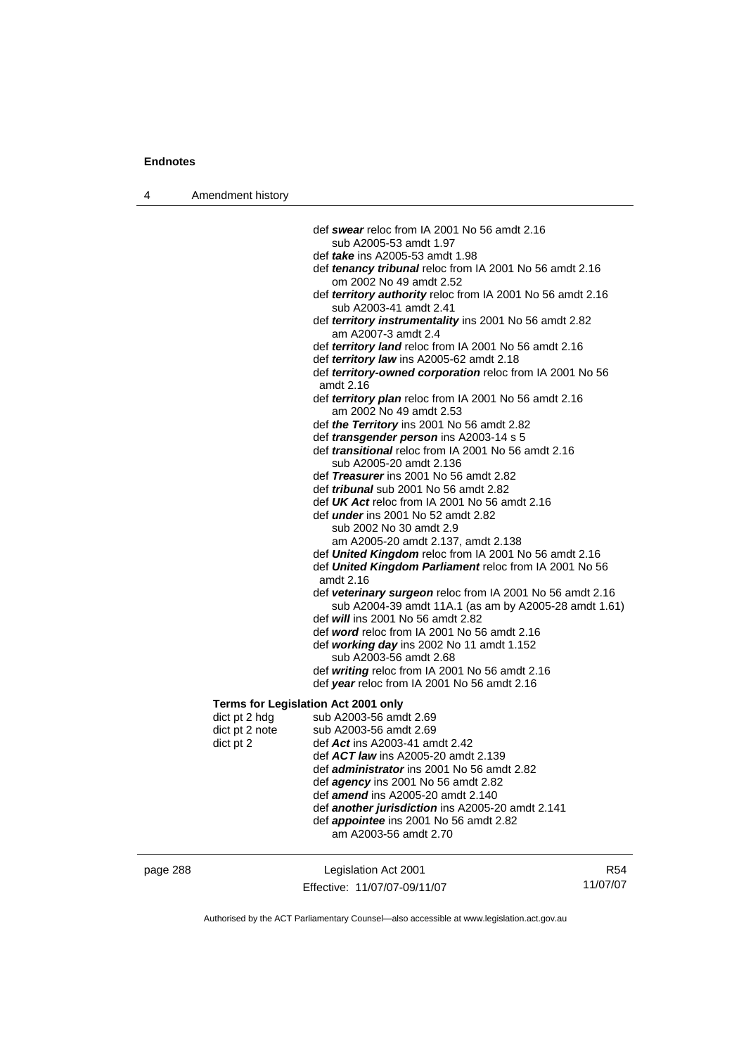def ***swear*** reloc from IA 2001 No 56 amdt 2.16
  sub A2005-53 amdt 1.97

def ***take*** ins A2005-53 amdt 1.98

def ***tenancy tribunal*** reloc from IA 2001 No 56 amdt 2.16
  om 2002 No 49 amdt 2.52

def ***territory authority*** reloc from IA 2001 No 56 amdt 2.16
  sub A2003-41 amdt 2.41

def ***territory instrumentality*** ins 2001 No 56 amdt 2.82
  am A2007-3 amdt 2.4

def ***territory land*** reloc from IA 2001 No 56 amdt 2.16

def ***territory law*** ins A2005-62 amdt 2.18

def ***territory-owned corporation*** reloc from IA 2001 No 56 amdt 2.16

def ***territory plan*** reloc from IA 2001 No 56 amdt 2.16
  am 2002 No 49 amdt 2.53

def ***the Territory*** ins 2001 No 56 amdt 2.82

def ***transgender person*** ins A2003-14 s 5

def ***transitional*** reloc from IA 2001 No 56 amdt 2.16
  sub A2005-20 amdt 2.136

def ***Treasurer*** ins 2001 No 56 amdt 2.82

def ***tribunal*** sub 2001 No 56 amdt 2.82

def ***UK Act*** reloc from IA 2001 No 56 amdt 2.16

def ***under*** ins 2001 No 52 amdt 2.82
  sub 2002 No 30 amdt 2.9
  am A2005-20 amdt 2.137, amdt 2.138

def ***United Kingdom*** reloc from IA 2001 No 56 amdt 2.16

def ***United Kingdom Parliament*** reloc from IA 2001 No 56 amdt 2.16

def ***veterinary surgeon*** reloc from IA 2001 No 56 amdt 2.16
  sub A2004-39 amdt 11A.1 (as am by A2005-28 amdt 1.61)

def ***will*** ins 2001 No 56 amdt 2.82

def ***word*** reloc from IA 2001 No 56 amdt 2.16

def ***working day*** ins 2002 No 11 amdt 1.152
  sub A2003-56 amdt 2.68

def ***writing*** reloc from IA 2001 No 56 amdt 2.16

def ***year*** reloc from IA 2001 No 56 amdt 2.16

**Terms for Legislation Act 2001 only**

dict pt 2 hdg — sub A2003-56 amdt 2.69

dict pt 2 note — sub A2003-56 amdt 2.69

dict pt 2 — def ***Act*** ins A2003-41 amdt 2.42

def ***ACT law*** ins A2005-20 amdt 2.139

def ***administrator*** ins 2001 No 56 amdt 2.82

def ***agency*** ins 2001 No 56 amdt 2.82

def ***amend*** ins A2005-20 amdt 2.140

def ***another jurisdiction*** ins A2005-20 amdt 2.141

def ***appointee*** ins 2001 No 56 amdt 2.82
  am A2003-56 amdt 2.70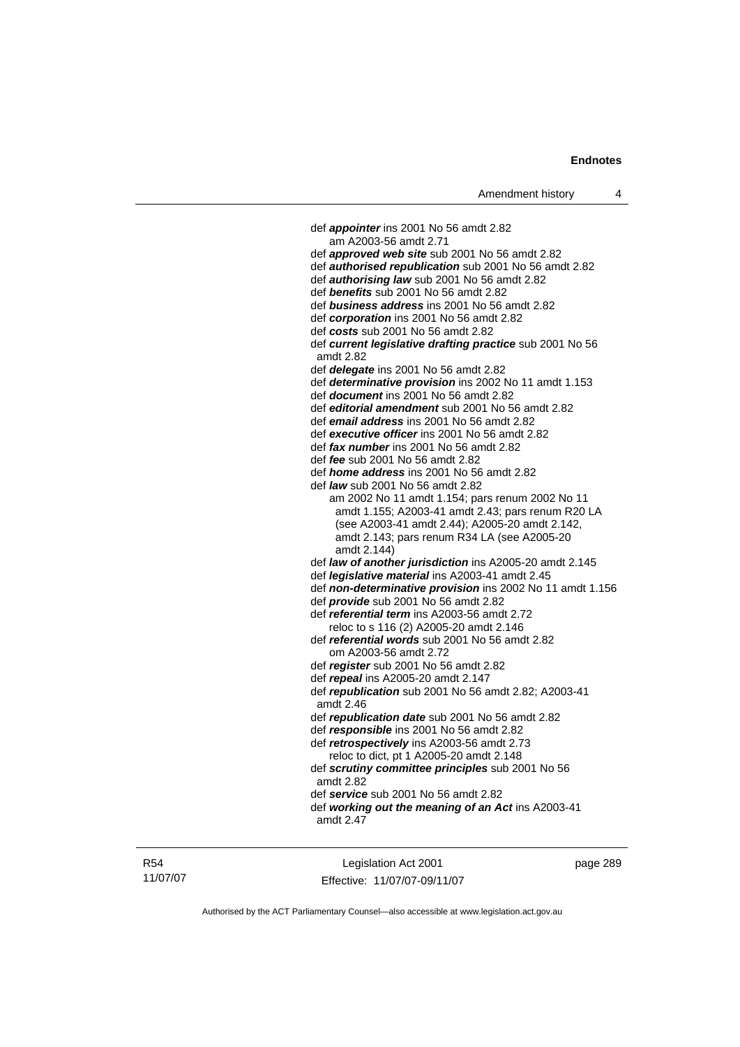def ***appointer*** ins 2001 No 56 amdt 2.82
  am A2003-56 amdt 2.71
def ***approved web site*** sub 2001 No 56 amdt 2.82
def ***authorised republication*** sub 2001 No 56 amdt 2.82
def ***authorising law*** sub 2001 No 56 amdt 2.82
def ***benefits*** sub 2001 No 56 amdt 2.82
def ***business address*** ins 2001 No 56 amdt 2.82
def ***corporation*** ins 2001 No 56 amdt 2.82
def ***costs*** sub 2001 No 56 amdt 2.82
def ***current legislative drafting practice*** sub 2001 No 56 amdt 2.82
def ***delegate*** ins 2001 No 56 amdt 2.82
def ***determinative provision*** ins 2002 No 11 amdt 1.153
def ***document*** ins 2001 No 56 amdt 2.82
def ***editorial amendment*** sub 2001 No 56 amdt 2.82
def ***email address*** ins 2001 No 56 amdt 2.82
def ***executive officer*** ins 2001 No 56 amdt 2.82
def ***fax number*** ins 2001 No 56 amdt 2.82
def ***fee*** sub 2001 No 56 amdt 2.82
def ***home address*** ins 2001 No 56 amdt 2.82
def ***law*** sub 2001 No 56 amdt 2.82
  am 2002 No 11 amdt 1.154; pars renum 2002 No 11 amdt 1.155; A2003-41 amdt 2.43; pars renum R20 LA (see A2003-41 amdt 2.44); A2005-20 amdt 2.142, amdt 2.143; pars renum R34 LA (see A2005-20 amdt 2.144)
def ***law of another jurisdiction*** ins A2005-20 amdt 2.145
def ***legislative material*** ins A2003-41 amdt 2.45
def ***non-determinative provision*** ins 2002 No 11 amdt 1.156
def ***provide*** sub 2001 No 56 amdt 2.82
def ***referential term*** ins A2003-56 amdt 2.72
  reloc to s 116 (2) A2005-20 amdt 2.146
def ***referential words*** sub 2001 No 56 amdt 2.82
  om A2003-56 amdt 2.72
def ***register*** sub 2001 No 56 amdt 2.82
def ***repeal*** ins A2005-20 amdt 2.147
def ***republication*** sub 2001 No 56 amdt 2.82; A2003-41 amdt 2.46
def ***republication date*** sub 2001 No 56 amdt 2.82
def ***responsible*** ins 2001 No 56 amdt 2.82
def ***retrospectively*** ins A2003-56 amdt 2.73
  reloc to dict, pt 1 A2005-20 amdt 2.148
def ***scrutiny committee principles*** sub 2001 No 56 amdt 2.82
def ***service*** sub 2001 No 56 amdt 2.82
def ***working out the meaning of an Act*** ins A2003-41 amdt 2.47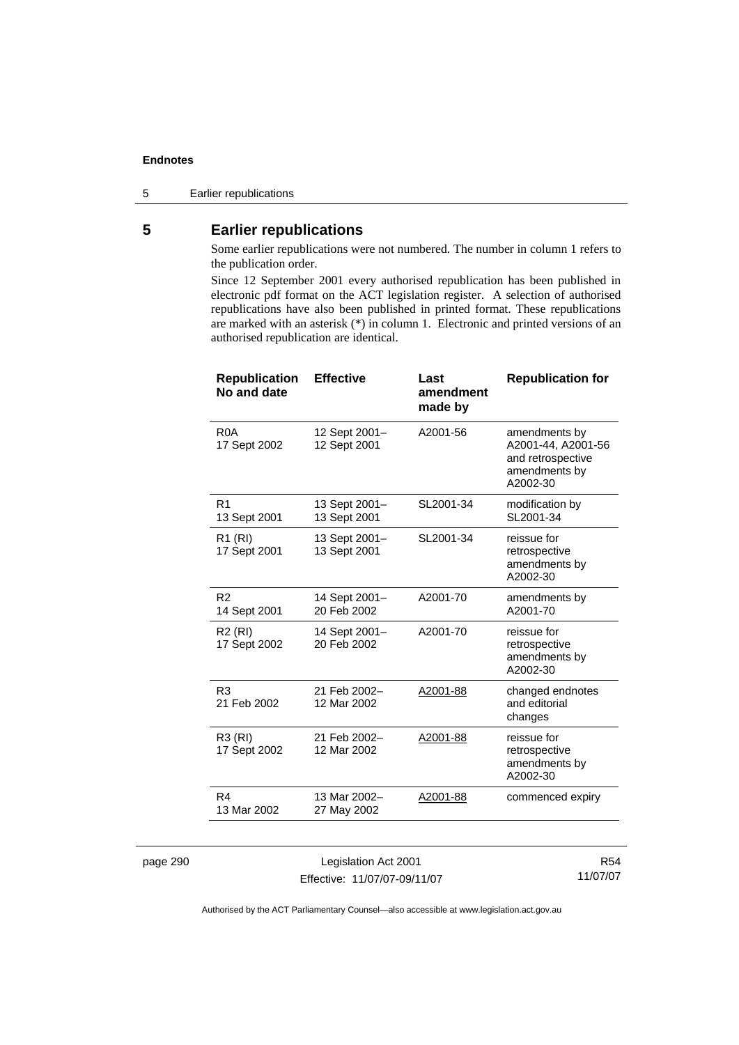## 5 Earlier republications

Some earlier republications were not numbered. The number in column 1 refers to the publication order.

Since 12 September 2001 every authorised republication has been published in electronic pdf format on the ACT legislation register. A selection of authorised republications have also been published in printed format. These republications are marked with an asterisk (*) in column 1. Electronic and printed versions of an authorised republication are identical.

| Republication No and date | Effective | Last amendment made by | Republication for |
|---|---|---|---|
| R0A<br>17 Sept 2002 | 12 Sept 2001–<br>12 Sept 2001 | A2001-56 | amendments by A2001-44, A2001-56 and retrospective amendments by A2002-30 |
| R1<br>13 Sept 2001 | 13 Sept 2001–<br>13 Sept 2001 | SL2001-34 | modification by SL2001-34 |
| R1 (RI)<br>17 Sept 2001 | 13 Sept 2001–<br>13 Sept 2001 | SL2001-34 | reissue for retrospective amendments by A2002-30 |
| R2<br>14 Sept 2001 | 14 Sept 2001–<br>20 Feb 2002 | A2001-70 | amendments by A2001-70 |
| R2 (RI)<br>17 Sept 2002 | 14 Sept 2001–<br>20 Feb 2002 | A2001-70 | reissue for retrospective amendments by A2002-30 |
| R3<br>21 Feb 2002 | 21 Feb 2002–<br>12 Mar 2002 | A2001-88 | changed endnotes and editorial changes |
| R3 (RI)<br>17 Sept 2002 | 21 Feb 2002–<br>12 Mar 2002 | A2001-88 | reissue for retrospective amendments by A2002-30 |
| R4<br>13 Mar 2002 | 13 Mar 2002–<br>27 May 2002 | A2001-88 | commenced expiry |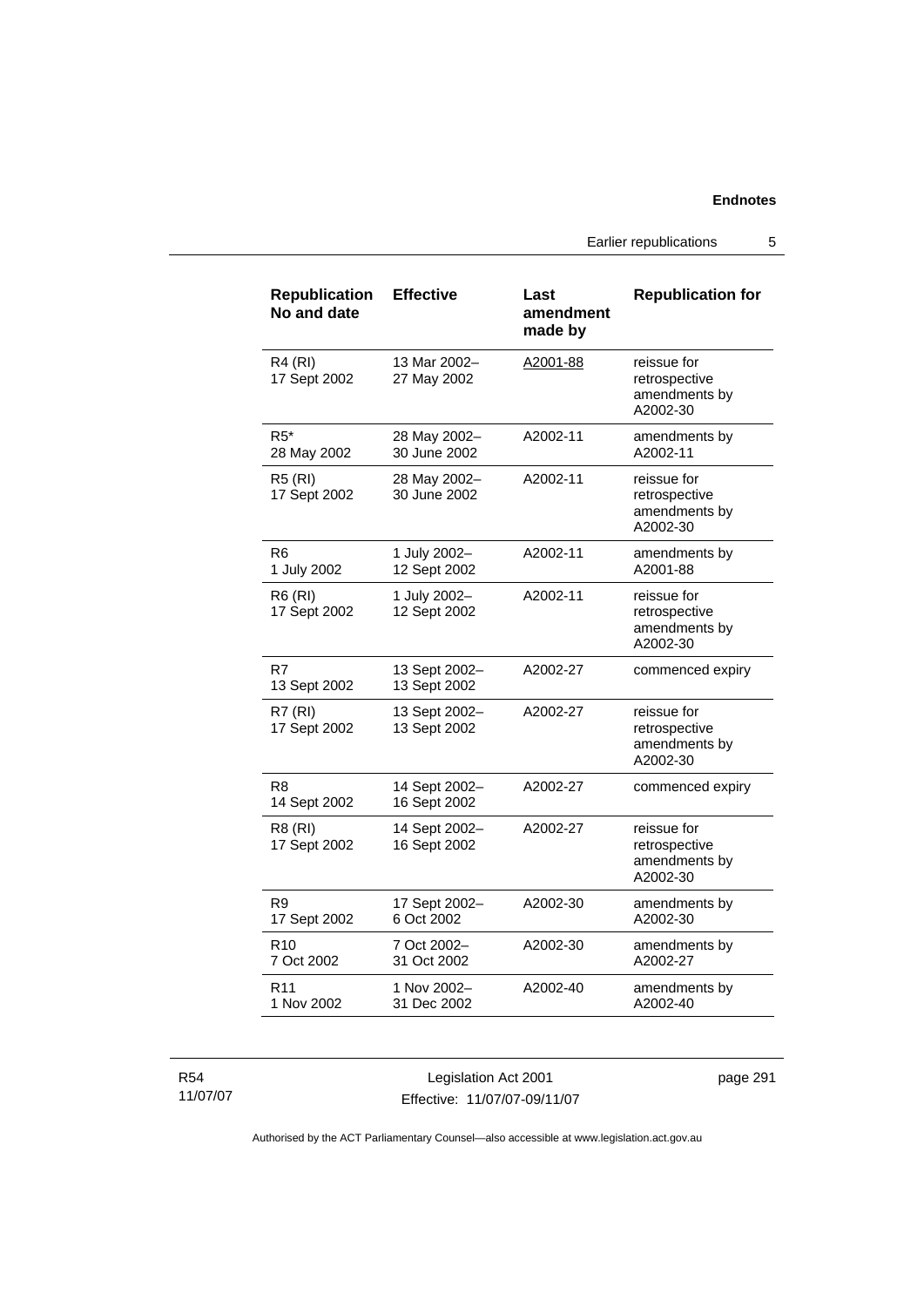| Republication No and date | Effective | Last amendment made by | Republication for |
|---|---|---|---|
| R4 (RI) 17 Sept 2002 | 13 Mar 2002– 27 May 2002 | A2001-88 | reissue for retrospective amendments by A2002-30 |
| R5* 28 May 2002 | 28 May 2002– 30 June 2002 | A2002-11 | amendments by A2002-11 |
| R5 (RI) 17 Sept 2002 | 28 May 2002– 30 June 2002 | A2002-11 | reissue for retrospective amendments by A2002-30 |
| R6 1 July 2002 | 1 July 2002– 12 Sept 2002 | A2002-11 | amendments by A2001-88 |
| R6 (RI) 17 Sept 2002 | 1 July 2002– 12 Sept 2002 | A2002-11 | reissue for retrospective amendments by A2002-30 |
| R7 13 Sept 2002 | 13 Sept 2002– 13 Sept 2002 | A2002-27 | commenced expiry |
| R7 (RI) 17 Sept 2002 | 13 Sept 2002– 13 Sept 2002 | A2002-27 | reissue for retrospective amendments by A2002-30 |
| R8 14 Sept 2002 | 14 Sept 2002– 16 Sept 2002 | A2002-27 | commenced expiry |
| R8 (RI) 17 Sept 2002 | 14 Sept 2002– 16 Sept 2002 | A2002-27 | reissue for retrospective amendments by A2002-30 |
| R9 17 Sept 2002 | 17 Sept 2002– 6 Oct 2002 | A2002-30 | amendments by A2002-30 |
| R10 7 Oct 2002 | 7 Oct 2002– 31 Oct 2002 | A2002-30 | amendments by A2002-27 |
| R11 1 Nov 2002 | 1 Nov 2002– 31 Dec 2002 | A2002-40 | amendments by A2002-40 |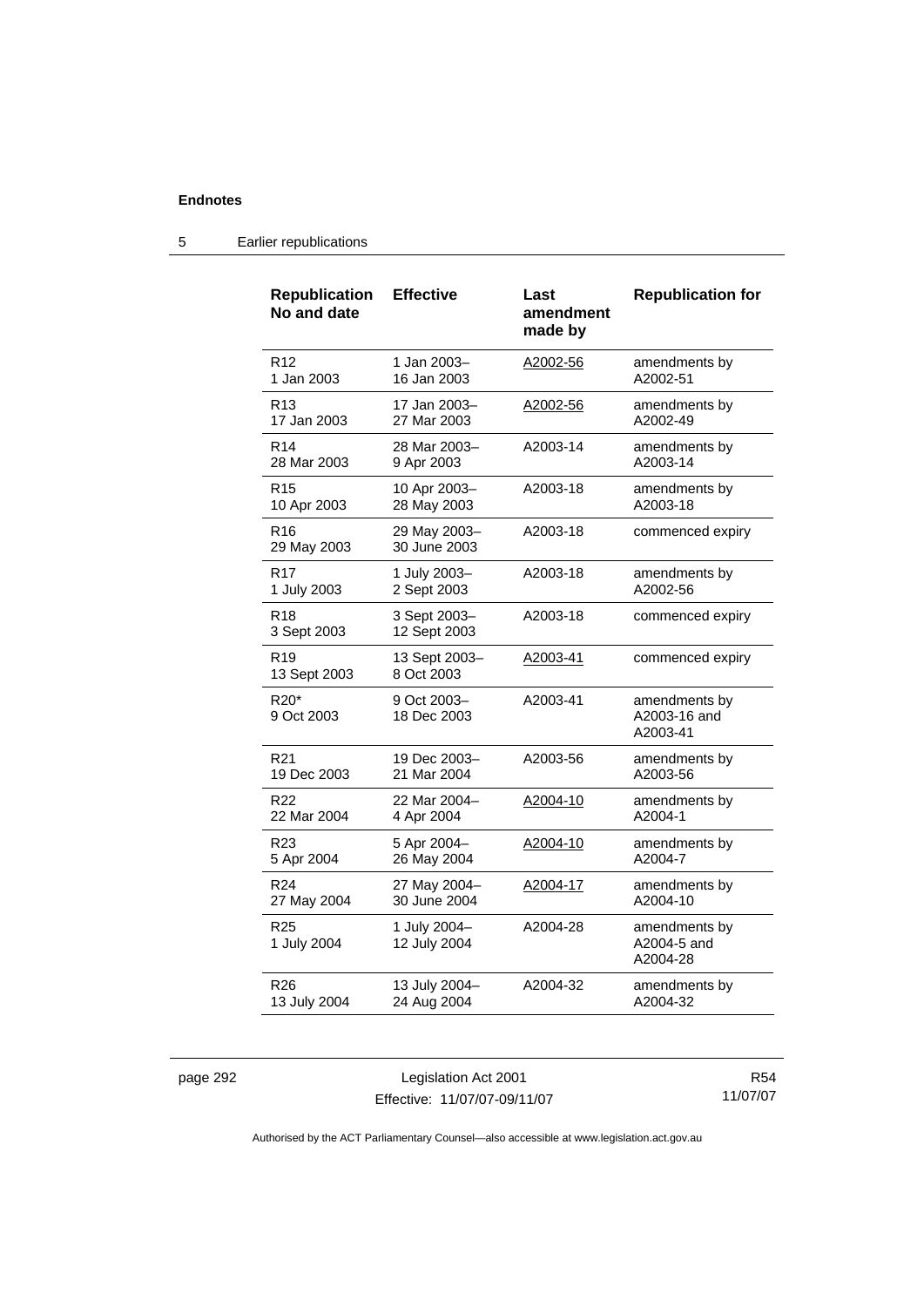## Endnotes

### 5 Earlier republications

| Republication No and date | Effective | Last amendment made by | Republication for |
|---|---|---|---|
| R12<br>1 Jan 2003 | 1 Jan 2003–<br>16 Jan 2003 | A2002-56 | amendments by<br>A2002-51 |
| R13<br>17 Jan 2003 | 17 Jan 2003–<br>27 Mar 2003 | A2002-56 | amendments by<br>A2002-49 |
| R14<br>28 Mar 2003 | 28 Mar 2003–<br>9 Apr 2003 | A2003-14 | amendments by<br>A2003-14 |
| R15<br>10 Apr 2003 | 10 Apr 2003–<br>28 May 2003 | A2003-18 | amendments by<br>A2003-18 |
| R16<br>29 May 2003 | 29 May 2003–<br>30 June 2003 | A2003-18 | commenced expiry |
| R17<br>1 July 2003 | 1 July 2003–<br>2 Sept 2003 | A2003-18 | amendments by<br>A2002-56 |
| R18<br>3 Sept 2003 | 3 Sept 2003–<br>12 Sept 2003 | A2003-18 | commenced expiry |
| R19<br>13 Sept 2003 | 13 Sept 2003–<br>8 Oct 2003 | A2003-41 | commenced expiry |
| R20*<br>9 Oct 2003 | 9 Oct 2003–<br>18 Dec 2003 | A2003-41 | amendments by<br>A2003-16 and<br>A2003-41 |
| R21<br>19 Dec 2003 | 19 Dec 2003–<br>21 Mar 2004 | A2003-56 | amendments by<br>A2003-56 |
| R22<br>22 Mar 2004 | 22 Mar 2004–<br>4 Apr 2004 | A2004-10 | amendments by<br>A2004-1 |
| R23<br>5 Apr 2004 | 5 Apr 2004–<br>26 May 2004 | A2004-10 | amendments by<br>A2004-7 |
| R24<br>27 May 2004 | 27 May 2004–<br>30 June 2004 | A2004-17 | amendments by<br>A2004-10 |
| R25<br>1 July 2004 | 1 July 2004–<br>12 July 2004 | A2004-28 | amendments by<br>A2004-5 and<br>A2004-28 |
| R26<br>13 July 2004 | 13 July 2004–<br>24 Aug 2004 | A2004-32 | amendments by<br>A2004-32 |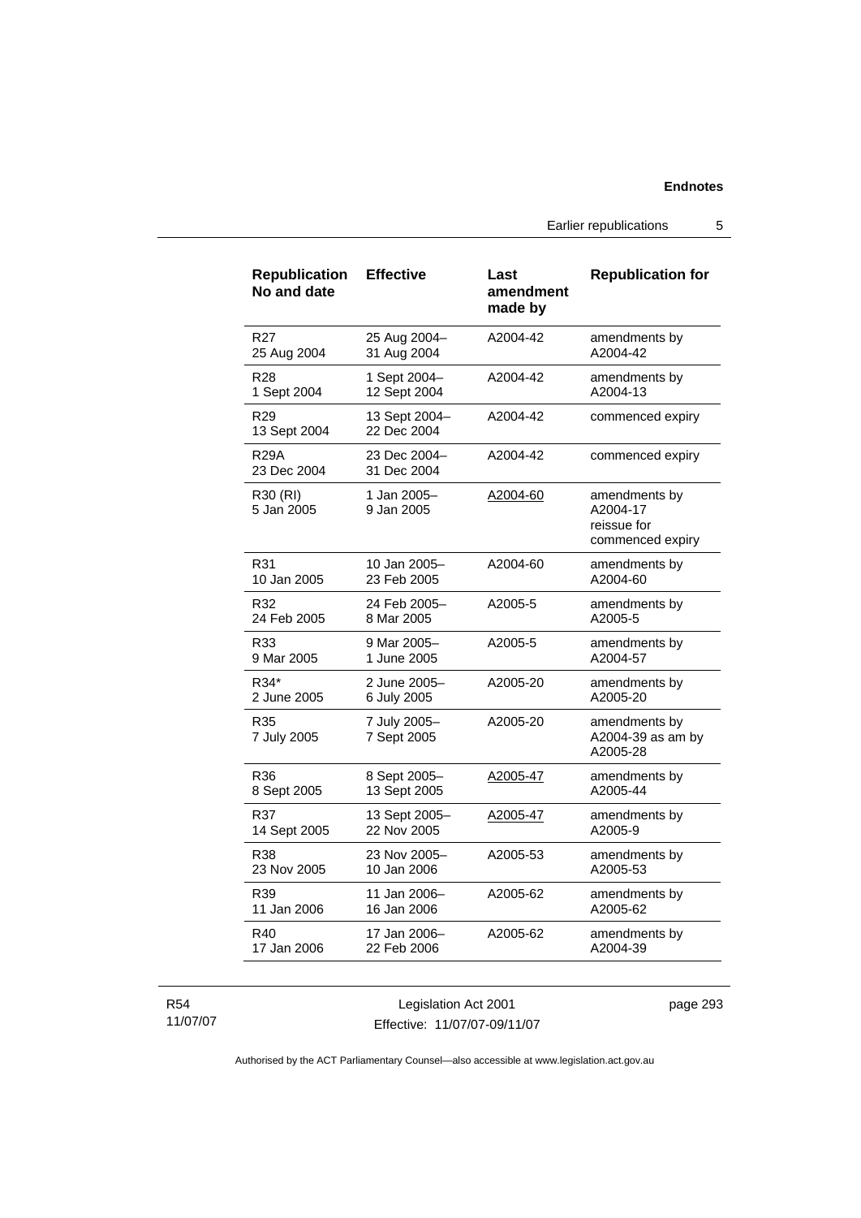| Republication No and date | Effective | Last amendment made by | Republication for |
| --- | --- | --- | --- |
| R27 25 Aug 2004 | 25 Aug 2004– 31 Aug 2004 | A2004-42 | amendments by A2004-42 |
| R28 1 Sept 2004 | 1 Sept 2004– 12 Sept 2004 | A2004-42 | amendments by A2004-13 |
| R29 13 Sept 2004 | 13 Sept 2004– 22 Dec 2004 | A2004-42 | commenced expiry |
| R29A 23 Dec 2004 | 23 Dec 2004– 31 Dec 2004 | A2004-42 | commenced expiry |
| R30 (RI) 5 Jan 2005 | 1 Jan 2005– 9 Jan 2005 | A2004-60 | amendments by A2004-17 reissue for commenced expiry |
| R31 10 Jan 2005 | 10 Jan 2005– 23 Feb 2005 | A2004-60 | amendments by A2004-60 |
| R32 24 Feb 2005 | 24 Feb 2005– 8 Mar 2005 | A2005-5 | amendments by A2005-5 |
| R33 9 Mar 2005 | 9 Mar 2005– 1 June 2005 | A2005-5 | amendments by A2004-57 |
| R34* 2 June 2005 | 2 June 2005– 6 July 2005 | A2005-20 | amendments by A2005-20 |
| R35 7 July 2005 | 7 July 2005– 7 Sept 2005 | A2005-20 | amendments by A2004-39 as am by A2005-28 |
| R36 8 Sept 2005 | 8 Sept 2005– 13 Sept 2005 | A2005-47 | amendments by A2005-44 |
| R37 14 Sept 2005 | 13 Sept 2005– 22 Nov 2005 | A2005-47 | amendments by A2005-9 |
| R38 23 Nov 2005 | 23 Nov 2005– 10 Jan 2006 | A2005-53 | amendments by A2005-53 |
| R39 11 Jan 2006 | 11 Jan 2006– 16 Jan 2006 | A2005-62 | amendments by A2005-62 |
| R40 17 Jan 2006 | 17 Jan 2006– 22 Feb 2006 | A2005-62 | amendments by A2004-39 |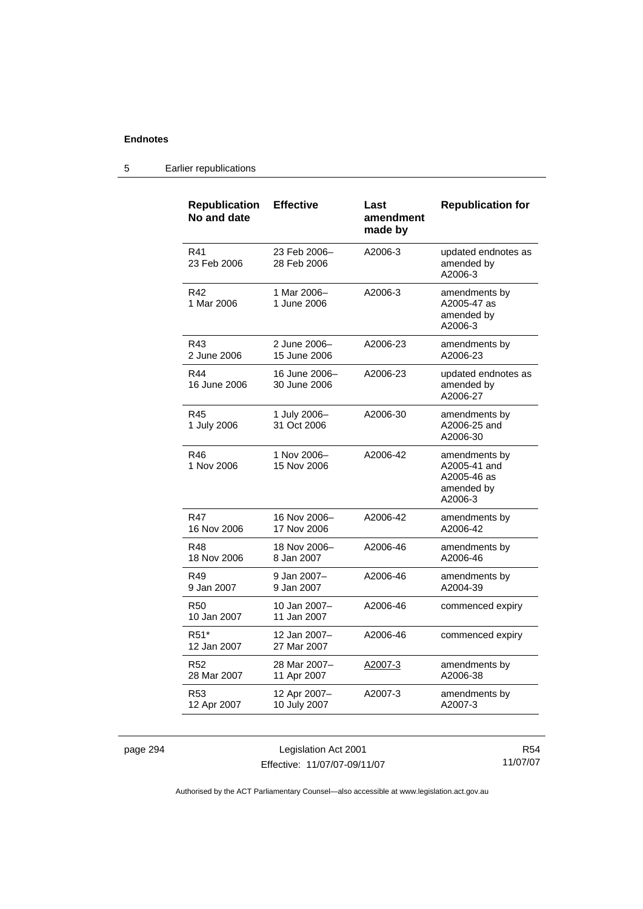## Endnotes

### 5 Earlier republications

| Republication No and date | Effective | Last amendment made by | Republication for |
|---|---|---|---|
| R41<br>23 Feb 2006 | 23 Feb 2006–<br>28 Feb 2006 | A2006-3 | updated endnotes as amended by A2006-3 |
| R42<br>1 Mar 2006 | 1 Mar 2006–<br>1 June 2006 | A2006-3 | amendments by A2005-47 as amended by A2006-3 |
| R43<br>2 June 2006 | 2 June 2006–<br>15 June 2006 | A2006-23 | amendments by A2006-23 |
| R44<br>16 June 2006 | 16 June 2006–<br>30 June 2006 | A2006-23 | updated endnotes as amended by A2006-27 |
| R45<br>1 July 2006 | 1 July 2006–<br>31 Oct 2006 | A2006-30 | amendments by A2006-25 and A2006-30 |
| R46<br>1 Nov 2006 | 1 Nov 2006–<br>15 Nov 2006 | A2006-42 | amendments by A2005-41 and A2005-46 as amended by A2006-3 |
| R47<br>16 Nov 2006 | 16 Nov 2006–<br>17 Nov 2006 | A2006-42 | amendments by A2006-42 |
| R48<br>18 Nov 2006 | 18 Nov 2006–<br>8 Jan 2007 | A2006-46 | amendments by A2006-46 |
| R49<br>9 Jan 2007 | 9 Jan 2007–<br>9 Jan 2007 | A2006-46 | amendments by A2004-39 |
| R50<br>10 Jan 2007 | 10 Jan 2007–<br>11 Jan 2007 | A2006-46 | commenced expiry |
| R51*<br>12 Jan 2007 | 12 Jan 2007–<br>27 Mar 2007 | A2006-46 | commenced expiry |
| R52<br>28 Mar 2007 | 28 Mar 2007–<br>11 Apr 2007 | A2007-3 | amendments by A2006-38 |
| R53<br>12 Apr 2007 | 12 Apr 2007–<br>10 July 2007 | A2007-3 | amendments by A2007-3 |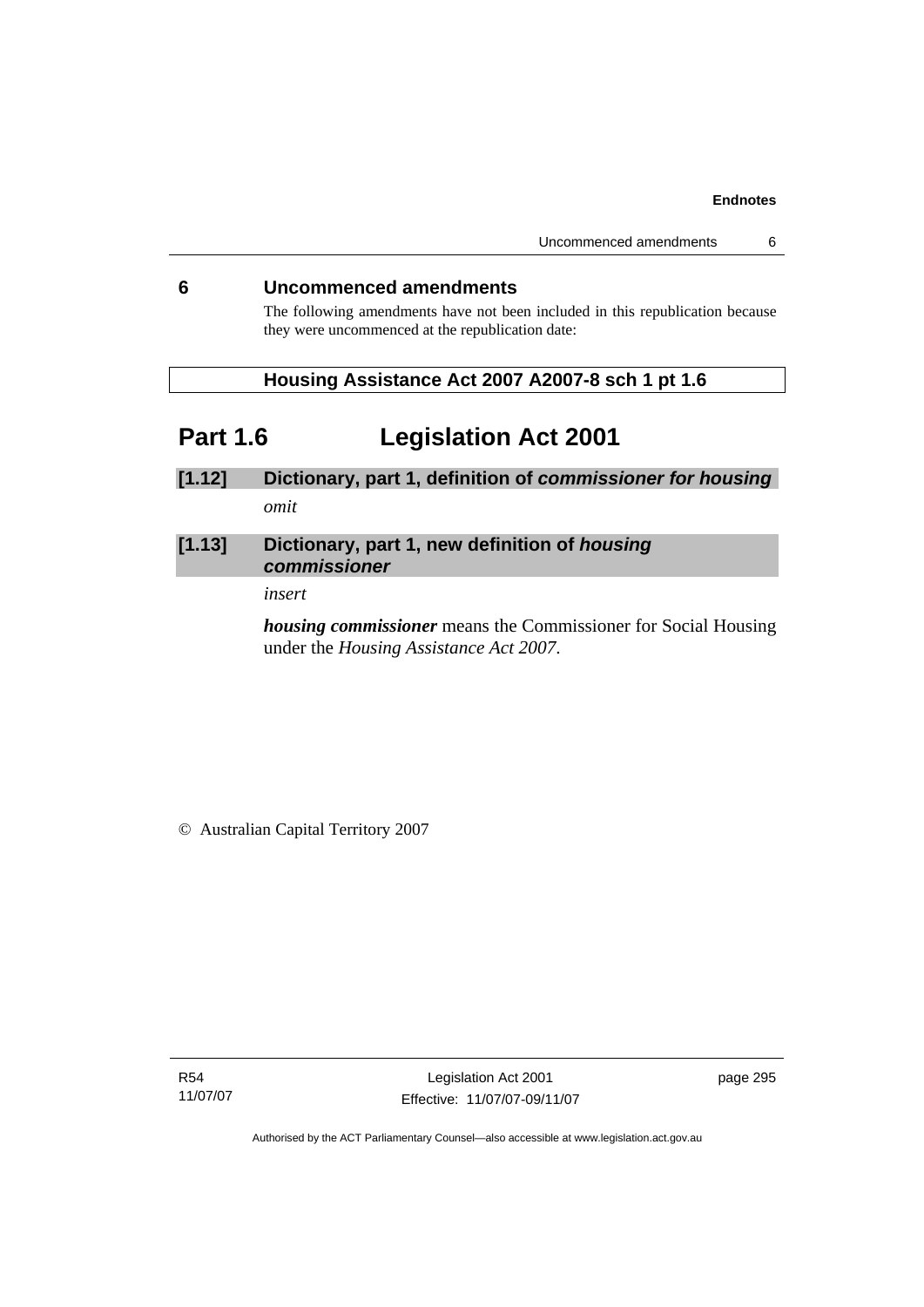## 6 Uncommenced amendments

The following amendments have not been included in this republication because they were uncommenced at the republication date:

**Housing Assistance Act 2007 A2007-8 sch 1 pt 1.6**

# Part 1.6 Legislation Act 2001

### [1.12] Dictionary, part 1, definition of *commissioner for housing*

*omit*

### [1.13] Dictionary, part 1, new definition of *housing commissioner*

*insert*

***housing commissioner*** means the Commissioner for Social Housing under the *Housing Assistance Act 2007*.

© Australian Capital Territory 2007